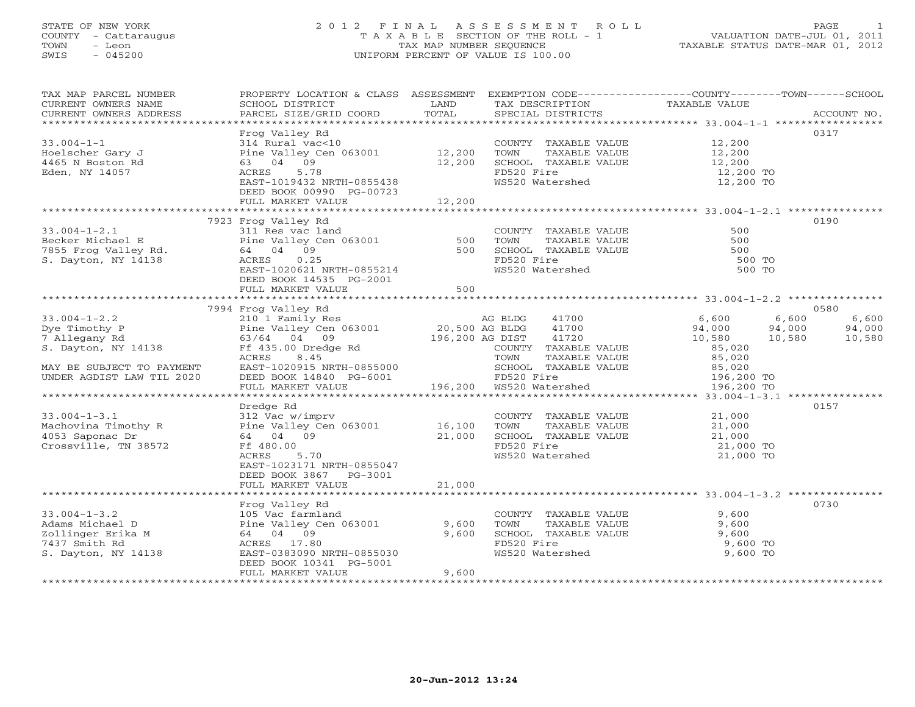STATE OF NEW YORK
COUNTY - Cattaraugus
TOWN - Leon
SWIS - 045200

# 2012 FINAL ASSESSMENT ROLL

TAXABLE SECTION OF THE ROLL - 1
TAX MAP NUMBER SEQUENCE
UNIFORM PERCENT OF VALUE IS 100.00

VALUATION DATE-JUL 01, 2011
TAXABLE STATUS DATE-MAR 01, 2012

| TAX MAP PARCEL NUMBER / CURRENT OWNERS NAME / CURRENT OWNERS ADDRESS | PROPERTY LOCATION & CLASS / SCHOOL DISTRICT / PARCEL SIZE/GRID COORD | ASSESSMENT LAND / TOTAL | EXEMPTION CODE / TAX DESCRIPTION / SPECIAL DISTRICTS | COUNTY TAXABLE VALUE | TOWN | SCHOOL | ACCOUNT NO. |
|---|---|---|---|---|---|---|---|
| 33.004-1-1 | Frog Valley Rd | | | | | | 0317 |
| Hoelscher Gary J | 314 Rural vac<10 | | COUNTY TAXABLE VALUE | 12,200 | | | |
| 4465 N Boston Rd | Pine Valley Cen 063001 | 12,200 | TOWN TAXABLE VALUE | 12,200 | | | |
| Eden, NY 14057 | 63 04 09 | 12,200 | SCHOOL TAXABLE VALUE | 12,200 | | | |
| | ACRES 5.78 | | FD520 Fire | 12,200 TO | | | |
| | EAST-1019432 NRTH-0855438 | | WS520 Watershed | 12,200 TO | | | |
| | DEED BOOK 00990 PG-00723 | | | | | | |
| | FULL MARKET VALUE | 12,200 | | | | | |
| 33.004-1-2.1 | 7923 Frog Valley Rd | | | | | | 0190 |
| Becker Michael E | 311 Res vac land | | COUNTY TAXABLE VALUE | 500 | | | |
| 7855 Frog Valley Rd. | Pine Valley Cen 063001 | 500 | TOWN TAXABLE VALUE | 500 | | | |
| S. Dayton, NY 14138 | 64 04 09 | 500 | SCHOOL TAXABLE VALUE | 500 | | | |
| | ACRES 0.25 | | FD520 Fire | 500 TO | | | |
| | EAST-1020621 NRTH-0855214 | | WS520 Watershed | 500 TO | | | |
| | DEED BOOK 14535 PG-2001 | | | | | | |
| | FULL MARKET VALUE | 500 | | | | | |
| 33.004-1-2.2 | 7994 Frog Valley Rd | | | | | | 0580 |
| Dye Timothy P | 210 1 Family Res | | AG BLDG 41700 | 6,600 | 6,600 | 6,600 | |
| 7 Allegany Rd | Pine Valley Cen 063001 | 20,500 | AG BLDG 41700 | 94,000 | 94,000 | 94,000 | |
| S. Dayton, NY 14138 | 63/64 04 09 | 196,200 | AG DIST 41720 | 10,580 | 10,580 | 10,580 | |
| | Ff 435.00 Dredge Rd | | COUNTY TAXABLE VALUE | 85,020 | | | |
| | ACRES 8.45 | | TOWN TAXABLE VALUE | 85,020 | | | |
| MAY BE SUBJECT TO PAYMENT | EAST-1020915 NRTH-0855000 | | SCHOOL TAXABLE VALUE | 85,020 | | | |
| UNDER AGDIST LAW TIL 2020 | DEED BOOK 14840 PG-6001 | | FD520 Fire | 196,200 TO | | | |
| | FULL MARKET VALUE | 196,200 | WS520 Watershed | 196,200 TO | | | |
| 33.004-1-3.1 | Dredge Rd | | | | | | 0157 |
| Machovina Timothy R | 312 Vac w/imprv | | COUNTY TAXABLE VALUE | 21,000 | | | |
| 4053 Saponac Dr | Pine Valley Cen 063001 | 16,100 | TOWN TAXABLE VALUE | 21,000 | | | |
| Crossville, TN 38572 | 64 04 09 | 21,000 | SCHOOL TAXABLE VALUE | 21,000 | | | |
| | Ff 480.00 | | FD520 Fire | 21,000 TO | | | |
| | ACRES 5.70 | | WS520 Watershed | 21,000 TO | | | |
| | EAST-1023171 NRTH-0855047 | | | | | | |
| | DEED BOOK 3867 PG-3001 | | | | | | |
| | FULL MARKET VALUE | 21,000 | | | | | |
| 33.004-1-3.2 | Frog Valley Rd | | | | | | 0730 |
| Adams Michael D | 105 Vac farmland | | COUNTY TAXABLE VALUE | 9,600 | | | |
| Zollinger Erika M | Pine Valley Cen 063001 | 9,600 | TOWN TAXABLE VALUE | 9,600 | | | |
| 7437 Smith Rd | 64 04 09 | 9,600 | SCHOOL TAXABLE VALUE | 9,600 | | | |
| S. Dayton, NY 14138 | ACRES 17.80 | | FD520 Fire | 9,600 TO | | | |
| | EAST-0383090 NRTH-0855030 | | WS520 Watershed | 9,600 TO | | | |
| | DEED BOOK 10341 PG-5001 | | | | | | |
| | FULL MARKET VALUE | 9,600 | | | | | |

20-Jun-2012 13:24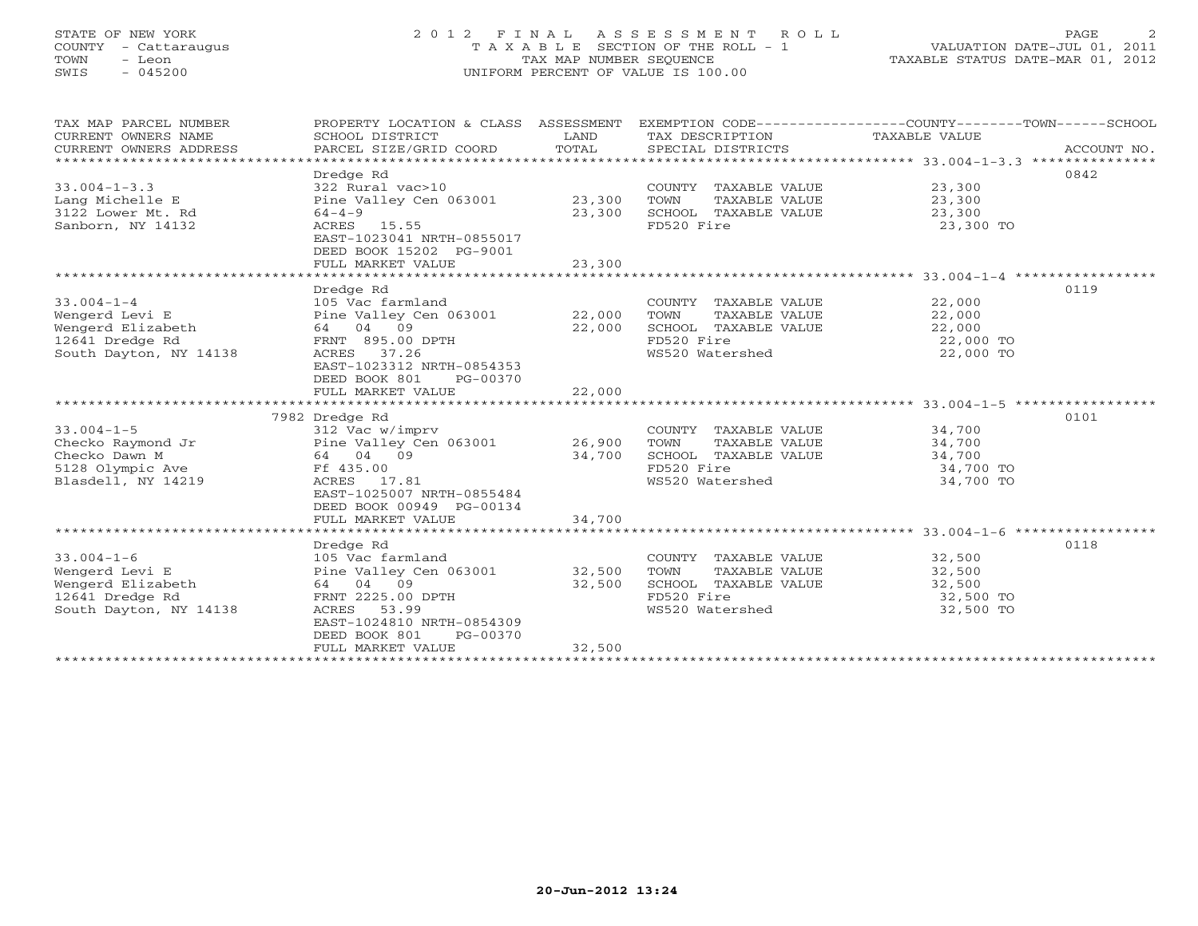STATE OF NEW YORK
COUNTY - Cattaraugus
TOWN - Leon
SWIS - 045200

# 2012 FINAL ASSESSMENT ROLL

TAXABLE SECTION OF THE ROLL - 1
TAX MAP NUMBER SEQUENCE
UNIFORM PERCENT OF VALUE IS 100.00

VALUATION DATE-JUL 01, 2011
TAXABLE STATUS DATE-MAR 01, 2012

| TAX MAP PARCEL NUMBER / CURRENT OWNERS NAME / CURRENT OWNERS ADDRESS | PROPERTY LOCATION & CLASS / SCHOOL DISTRICT / PARCEL SIZE/GRID COORD | ASSESSMENT LAND / TOTAL | EXEMPTION CODE / TAX DESCRIPTION / SPECIAL DISTRICTS | COUNTY--------TOWN------SCHOOL TAXABLE VALUE | ACCOUNT NO. |
|---|---|---|---|---|---|
| 33.004-1-3.3 | Dredge Rd | | | | 0842 |
| | 322 Rural vac>10 | | COUNTY TAXABLE VALUE | 23,300 | |
| Lang Michelle E | Pine Valley Cen 063001 | 23,300 | TOWN TAXABLE VALUE | 23,300 | |
| 3122 Lower Mt. Rd | 64-4-9 | 23,300 | SCHOOL TAXABLE VALUE | 23,300 | |
| Sanborn, NY 14132 | ACRES 15.55 | | FD520 Fire | 23,300 TO | |
| | EAST-1023041 NRTH-0855017 | | | | |
| | DEED BOOK 15202 PG-9001 | | | | |
| | FULL MARKET VALUE | 23,300 | | | |
| 33.004-1-4 | Dredge Rd | | | | 0119 |
| | 105 Vac farmland | | COUNTY TAXABLE VALUE | 22,000 | |
| Wengerd Levi E | Pine Valley Cen 063001 | 22,000 | TOWN TAXABLE VALUE | 22,000 | |
| Wengerd Elizabeth | 64 04 09 | 22,000 | SCHOOL TAXABLE VALUE | 22,000 | |
| 12641 Dredge Rd | FRNT 895.00 DPTH | | FD520 Fire | 22,000 TO | |
| South Dayton, NY 14138 | ACRES 37.26 | | WS520 Watershed | 22,000 TO | |
| | EAST-1023312 NRTH-0854353 | | | | |
| | DEED BOOK 801 PG-00370 | | | | |
| | FULL MARKET VALUE | 22,000 | | | |
| 33.004-1-5 | 7982 Dredge Rd | | | | 0101 |
| | 312 Vac w/imprv | | COUNTY TAXABLE VALUE | 34,700 | |
| Checko Raymond Jr | Pine Valley Cen 063001 | 26,900 | TOWN TAXABLE VALUE | 34,700 | |
| Checko Dawn M | 64 04 09 | 34,700 | SCHOOL TAXABLE VALUE | 34,700 | |
| 5128 Olympic Ave | Ff 435.00 | | FD520 Fire | 34,700 TO | |
| Blasdell, NY 14219 | ACRES 17.81 | | WS520 Watershed | 34,700 TO | |
| | EAST-1025007 NRTH-0855484 | | | | |
| | DEED BOOK 00949 PG-00134 | | | | |
| | FULL MARKET VALUE | 34,700 | | | |
| 33.004-1-6 | Dredge Rd | | | | 0118 |
| | 105 Vac farmland | | COUNTY TAXABLE VALUE | 32,500 | |
| Wengerd Levi E | Pine Valley Cen 063001 | 32,500 | TOWN TAXABLE VALUE | 32,500 | |
| Wengerd Elizabeth | 64 04 09 | 32,500 | SCHOOL TAXABLE VALUE | 32,500 | |
| 12641 Dredge Rd | FRNT 2225.00 DPTH | | FD520 Fire | 32,500 TO | |
| South Dayton, NY 14138 | ACRES 53.99 | | WS520 Watershed | 32,500 TO | |
| | EAST-1024810 NRTH-0854309 | | | | |
| | DEED BOOK 801 PG-00370 | | | | |
| | FULL MARKET VALUE | 32,500 | | | |

20-Jun-2012 13:24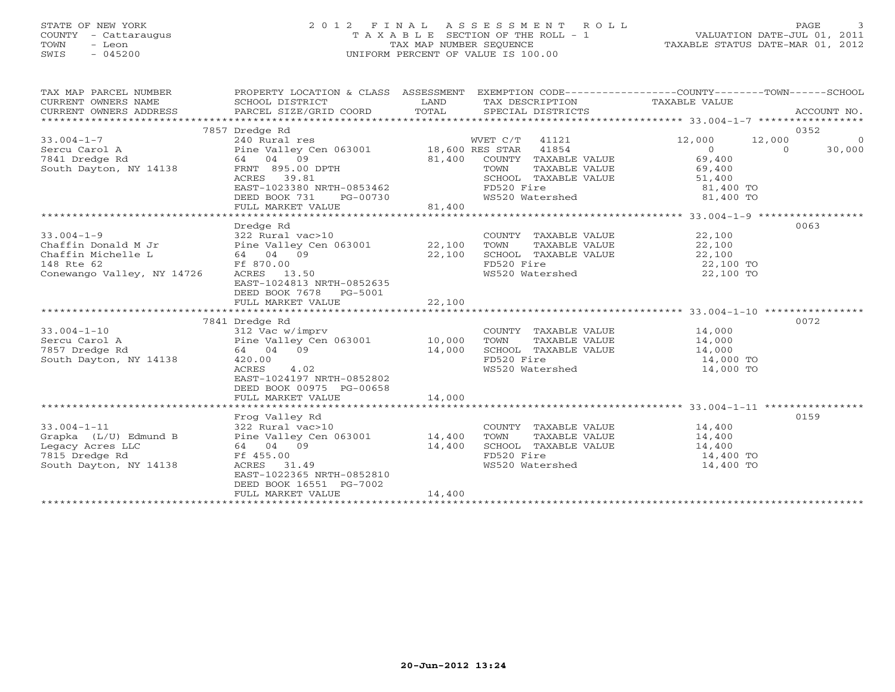STATE OF NEW YORK
COUNTY - Cattaraugus
TOWN - Leon
SWIS - 045200

2012 FINAL ASSESSMENT ROLL
TAXABLE SECTION OF THE ROLL - 1
TAX MAP NUMBER SEQUENCE
UNIFORM PERCENT OF VALUE IS 100.00

VALUATION DATE-JUL 01, 2011
TAXABLE STATUS DATE-MAR 01, 2012

| TAX MAP PARCEL NUMBER / CURRENT OWNERS NAME / CURRENT OWNERS ADDRESS | PROPERTY LOCATION & CLASS / SCHOOL DISTRICT / PARCEL SIZE/GRID COORD | ASSESSMENT LAND / TOTAL | EXEMPTION CODE / TAX DESCRIPTION / SPECIAL DISTRICTS | COUNTY | TOWN | SCHOOL | ACCOUNT NO. |
|---|---|---|---|---|---|---|---|
| 33.004-1-7 | 7857 Dredge Rd | | | | | | 0352 |
| | 240 Rural res | | WVET C/T 41121 | 12,000 | 12,000 | 0 | |
| Sercu Carol A | Pine Valley Cen 063001 | 18,600 | RES STAR 41854 | 0 | 0 | 30,000 | |
| 7841 Dredge Rd | 64 04 09 | 81,400 | COUNTY TAXABLE VALUE | 69,400 | | | |
| South Dayton, NY 14138 | FRNT 895.00 DPTH | | TOWN TAXABLE VALUE | | 69,400 | | |
| | ACRES 39.81 | | SCHOOL TAXABLE VALUE | | | 51,400 | |
| | EAST-1023380 NRTH-0853462 | | FD520 Fire | 81,400 TO | | | |
| | DEED BOOK 731 PG-00730 | | WS520 Watershed | 81,400 TO | | | |
| | FULL MARKET VALUE | 81,400 | | | | | |
| 33.004-1-9 | Dredge Rd | | | | | | 0063 |
| | 322 Rural vac>10 | | COUNTY TAXABLE VALUE | 22,100 | | | |
| Chaffin Donald M Jr | Pine Valley Cen 063001 | 22,100 | TOWN TAXABLE VALUE | | 22,100 | | |
| Chaffin Michelle L | 64 04 09 | 22,100 | SCHOOL TAXABLE VALUE | | | 22,100 | |
| 148 Rte 62 | Ff 870.00 | | FD520 Fire | 22,100 TO | | | |
| Conewango Valley, NY 14726 | ACRES 13.50 | | WS520 Watershed | 22,100 TO | | | |
| | EAST-1024813 NRTH-0852635 | | | | | | |
| | DEED BOOK 7678 PG-5001 | | | | | | |
| | FULL MARKET VALUE | 22,100 | | | | | |
| 33.004-1-10 | 7841 Dredge Rd | | | | | | 0072 |
| | 312 Vac w/imprv | | COUNTY TAXABLE VALUE | 14,000 | | | |
| Sercu Carol A | Pine Valley Cen 063001 | 10,000 | TOWN TAXABLE VALUE | | 14,000 | | |
| 7857 Dredge Rd | 64 04 09 | 14,000 | SCHOOL TAXABLE VALUE | | | 14,000 | |
| South Dayton, NY 14138 | 420.00 | | FD520 Fire | 14,000 TO | | | |
| | ACRES 4.02 | | WS520 Watershed | 14,000 TO | | | |
| | EAST-1024197 NRTH-0852802 | | | | | | |
| | DEED BOOK 00975 PG-00658 | | | | | | |
| | FULL MARKET VALUE | 14,000 | | | | | |
| 33.004-1-11 | Frog Valley Rd | | | | | | 0159 |
| | 322 Rural vac>10 | | COUNTY TAXABLE VALUE | 14,400 | | | |
| Grapka (L/U) Edmund B | Pine Valley Cen 063001 | 14,400 | TOWN TAXABLE VALUE | | 14,400 | | |
| Legacy Acres LLC | 64 04 09 | 14,400 | SCHOOL TAXABLE VALUE | | | 14,400 | |
| 7815 Dredge Rd | Ff 455.00 | | FD520 Fire | 14,400 TO | | | |
| South Dayton, NY 14138 | ACRES 31.49 | | WS520 Watershed | 14,400 TO | | | |
| | EAST-1022365 NRTH-0852810 | | | | | | |
| | DEED BOOK 16551 PG-7002 | | | | | | |
| | FULL MARKET VALUE | 14,400 | | | | | |

20-Jun-2012 13:24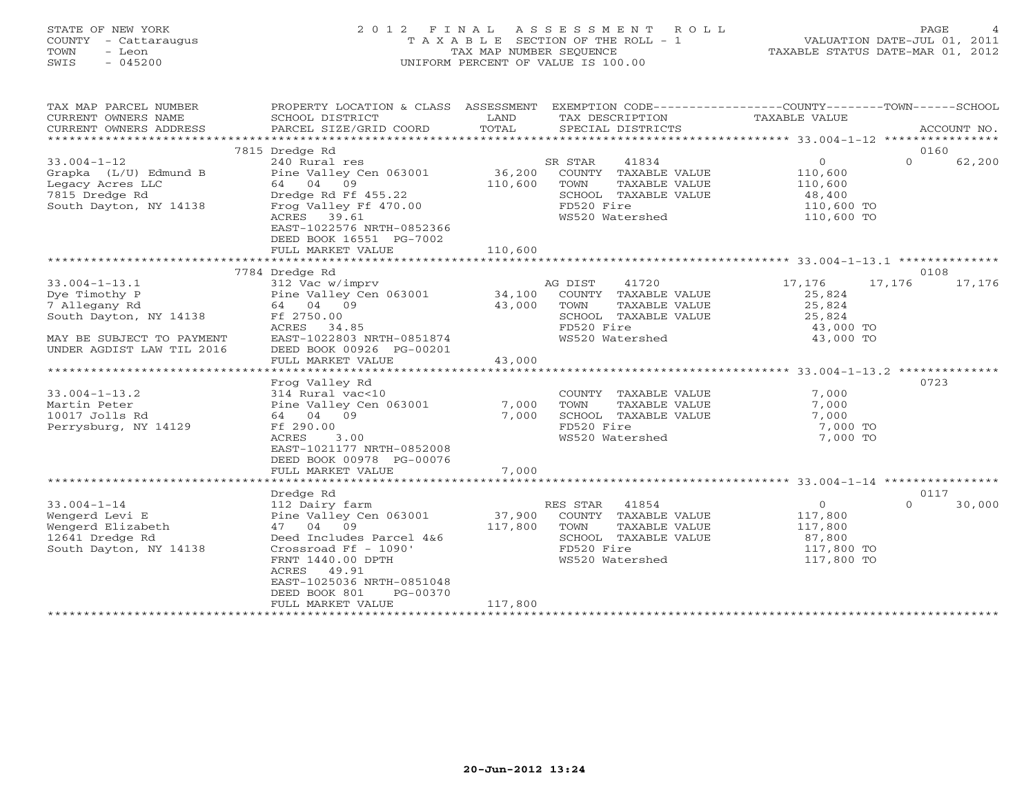STATE OF NEW YORK
COUNTY - Cattaraugus
TOWN - Leon
SWIS - 045200

# 2012 FINAL ASSESSMENT ROLL

TAXABLE SECTION OF THE ROLL - 1
TAX MAP NUMBER SEQUENCE
UNIFORM PERCENT OF VALUE IS 100.00

VALUATION DATE-JUL 01, 2011
TAXABLE STATUS DATE-MAR 01, 2012

| TAX MAP PARCEL NUMBER / CURRENT OWNERS NAME / CURRENT OWNERS ADDRESS | PROPERTY LOCATION & CLASS / SCHOOL DISTRICT / PARCEL SIZE/GRID COORD | ASSESSMENT LAND / TOTAL | EXEMPTION CODE / TAX DESCRIPTION / SPECIAL DISTRICTS | COUNTY TAXABLE VALUE | TOWN | SCHOOL / ACCOUNT NO. |
|---|---|---|---|---|---|---|
| 33.004-1-12 | 7815 Dredge Rd | | | | | 0160 |
| Grapka (L/U) Edmund B | 240 Rural res | | SR STAR 41834 | 0 | 0 | 62,200 |
| Legacy Acres LLC | Pine Valley Cen 063001 | 36,200 | COUNTY TAXABLE VALUE | 110,600 | | |
| 7815 Dredge Rd | 64 04 09 | 110,600 | TOWN TAXABLE VALUE | 110,600 | | |
| South Dayton, NY 14138 | Dredge Rd Ff 455.22 | | SCHOOL TAXABLE VALUE | 48,400 | | |
| | Frog Valley Ff 470.00 | | FD520 Fire | 110,600 TO | | |
| | ACRES 39.61 | | WS520 Watershed | 110,600 TO | | |
| | EAST-1022576 NRTH-0852366 | | | | | |
| | DEED BOOK 16551 PG-7002 | | | | | |
| | FULL MARKET VALUE | 110,600 | | | | |
| 33.004-1-13.1 | 7784 Dredge Rd | | | | | 0108 |
| Dye Timothy P | 312 Vac w/imprv | | AG DIST 41720 | 17,176 | 17,176 | 17,176 |
| 7 Allegany Rd | Pine Valley Cen 063001 | 34,100 | COUNTY TAXABLE VALUE | 25,824 | | |
| South Dayton, NY 14138 | 64 04 09 | 43,000 | TOWN TAXABLE VALUE | 25,824 | | |
| | Ff 2750.00 | | SCHOOL TAXABLE VALUE | 25,824 | | |
| | ACRES 34.85 | | FD520 Fire | 43,000 TO | | |
| MAY BE SUBJECT TO PAYMENT | EAST-1022803 NRTH-0851874 | | WS520 Watershed | 43,000 TO | | |
| UNDER AGDIST LAW TIL 2016 | DEED BOOK 00926 PG-00201 | | | | | |
| | FULL MARKET VALUE | 43,000 | | | | |
| 33.004-1-13.2 | Frog Valley Rd | | | | | 0723 |
| Martin Peter | 314 Rural vac<10 | | COUNTY TAXABLE VALUE | 7,000 | | |
| 10017 Jolls Rd | Pine Valley Cen 063001 | 7,000 | TOWN TAXABLE VALUE | 7,000 | | |
| Perrysburg, NY 14129 | 64 04 09 | 7,000 | SCHOOL TAXABLE VALUE | 7,000 | | |
| | Ff 290.00 | | FD520 Fire | 7,000 TO | | |
| | ACRES 3.00 | | WS520 Watershed | 7,000 TO | | |
| | EAST-1021177 NRTH-0852008 | | | | | |
| | DEED BOOK 00978 PG-00076 | | | | | |
| | FULL MARKET VALUE | 7,000 | | | | |
| 33.004-1-14 | Dredge Rd | | | | | 0117 |
| Wengerd Levi E | 112 Dairy farm | | RES STAR 41854 | 0 | 0 | 30,000 |
| Wengerd Elizabeth | Pine Valley Cen 063001 | 37,900 | COUNTY TAXABLE VALUE | 117,800 | | |
| 12641 Dredge Rd | 47 04 09 | 117,800 | TOWN TAXABLE VALUE | 117,800 | | |
| South Dayton, NY 14138 | Deed Includes Parcel 4&6 | | SCHOOL TAXABLE VALUE | 87,800 | | |
| | Crossroad Ff - 1090' | | FD520 Fire | 117,800 TO | | |
| | FRNT 1440.00 DPTH | | WS520 Watershed | 117,800 TO | | |
| | ACRES 49.91 | | | | | |
| | EAST-1025036 NRTH-0851048 | | | | | |
| | DEED BOOK 801 PG-00370 | | | | | |
| | FULL MARKET VALUE | 117,800 | | | | |

20-Jun-2012 13:24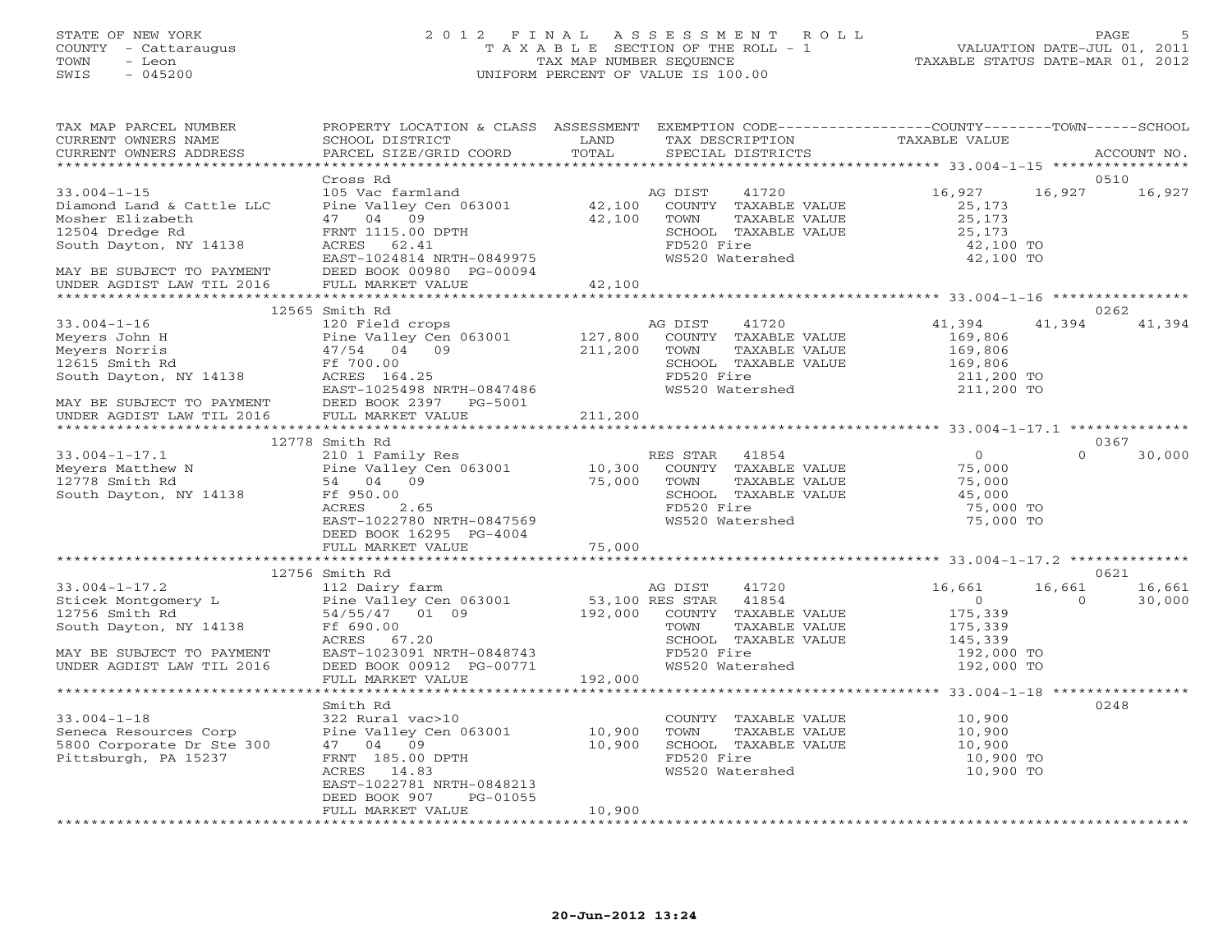STATE OF NEW YORK
COUNTY - Cattaraugus
TOWN - Leon
SWIS - 045200

2 0 1 2 F I N A L A S S E S S M E N T R O L L
T A X A B L E SECTION OF THE ROLL - 1
TAX MAP NUMBER SEQUENCE
UNIFORM PERCENT OF VALUE IS 100.00

VALUATION DATE-JUL 01, 2011
TAXABLE STATUS DATE-MAR 01, 2012

```
TAX MAP PARCEL NUMBER          PROPERTY LOCATION & CLASS  ASSESSMENT  EXEMPTION CODE------------------COUNTY--------TOWN------SCHOOL
CURRENT OWNERS NAME            SCHOOL DISTRICT               LAND      TAX DESCRIPTION                TAXABLE VALUE
CURRENT OWNERS ADDRESS         PARCEL SIZE/GRID COORD        TOTAL     SPECIAL DISTRICTS                                    ACCOUNT NO.
******************************************************************************************************* 33.004-1-15 ****************
                               Cross Rd                                                                                      0510
33.004-1-15                    105 Vac farmland                         AG DIST     41720           16,927      16,927     16,927
Diamond Land & Cattle LLC      Pine Valley Cen 063001        42,100     COUNTY  TAXABLE VALUE        25,173
Mosher Elizabeth               47  04  09                    42,100     TOWN    TAXABLE VALUE        25,173
12504 Dredge Rd                FRNT 1115.00 DPTH                        SCHOOL  TAXABLE VALUE        25,173
South Dayton, NY 14138         ACRES  62.41                             FD520 Fire                   42,100 TO
                               EAST-1024814 NRTH-0849975                WS520 Watershed              42,100 TO
MAY BE SUBJECT TO PAYMENT      DEED BOOK 00980 PG-00094
UNDER AGDIST LAW TIL 2016      FULL MARKET VALUE             42,100
******************************************************************************************************* 33.004-1-16 ****************
                          12565 Smith Rd                                                                                     0262
33.004-1-16                    120 Field crops                          AG DIST     41720           41,394      41,394     41,394
Meyers John H                  Pine Valley Cen 063001       127,800     COUNTY  TAXABLE VALUE       169,806
Meyers Norris                  47/54  04  09                211,200     TOWN    TAXABLE VALUE       169,806
12615 Smith Rd                 Ff 700.00                                SCHOOL  TAXABLE VALUE       169,806
South Dayton, NY 14138         ACRES 164.25                             FD520 Fire                  211,200 TO
                               EAST-1025498 NRTH-0847486                WS520 Watershed             211,200 TO
MAY BE SUBJECT TO PAYMENT      DEED BOOK 2397   PG-5001
UNDER AGDIST LAW TIL 2016      FULL MARKET VALUE            211,200
******************************************************************************************************* 33.004-1-17.1 **************
                          12778 Smith Rd                                                                                     0367
33.004-1-17.1                  210 1 Family Res                         RES STAR    41854                0           0     30,000
Meyers Matthew N               Pine Valley Cen 063001        10,300     COUNTY  TAXABLE VALUE        75,000
12778 Smith Rd                 54  04  09                    75,000     TOWN    TAXABLE VALUE        75,000
South Dayton, NY 14138         Ff 950.00                                SCHOOL  TAXABLE VALUE        45,000
                               ACRES    2.65                            FD520 Fire                   75,000 TO
                               EAST-1022780 NRTH-0847569                WS520 Watershed              75,000 TO
                               DEED BOOK 16295  PG-4004
                               FULL MARKET VALUE             75,000
******************************************************************************************************* 33.004-1-17.2 **************
                          12756 Smith Rd                                                                                     0621
33.004-1-17.2                  112 Dairy farm                           AG DIST     41720           16,661      16,661     16,661
Sticek Montgomery L            Pine Valley Cen 063001        53,100 RES STAR    41854                0           0     30,000
12756 Smith Rd                 54/55/47  01  09             192,000     COUNTY  TAXABLE VALUE       175,339
South Dayton, NY 14138         Ff 690.00                                TOWN    TAXABLE VALUE       175,339
                               ACRES  67.20                             SCHOOL  TAXABLE VALUE       145,339
MAY BE SUBJECT TO PAYMENT      EAST-1023091 NRTH-0848743                FD520 Fire                  192,000 TO
UNDER AGDIST LAW TIL 2016      DEED BOOK 00912 PG-00771                 WS520 Watershed             192,000 TO
                               FULL MARKET VALUE            192,000
******************************************************************************************************* 33.004-1-18 ****************
                               Smith Rd                                                                                      0248
33.004-1-18                    322 Rural vac>10                         COUNTY  TAXABLE VALUE        10,900
Seneca Resources Corp          Pine Valley Cen 063001        10,900     TOWN    TAXABLE VALUE        10,900
5800 Corporate Dr Ste 300      47  04  09                    10,900     SCHOOL  TAXABLE VALUE        10,900
Pittsburgh, PA 15237           FRNT 185.00 DPTH                         FD520 Fire                   10,900 TO
                               ACRES  14.83                             WS520 Watershed              10,900 TO
                               EAST-1022781 NRTH-0848213
                               DEED BOOK 907    PG-01055
                               FULL MARKET VALUE             10,900
************************************************************************************************************************************
```

20-Jun-2012 13:24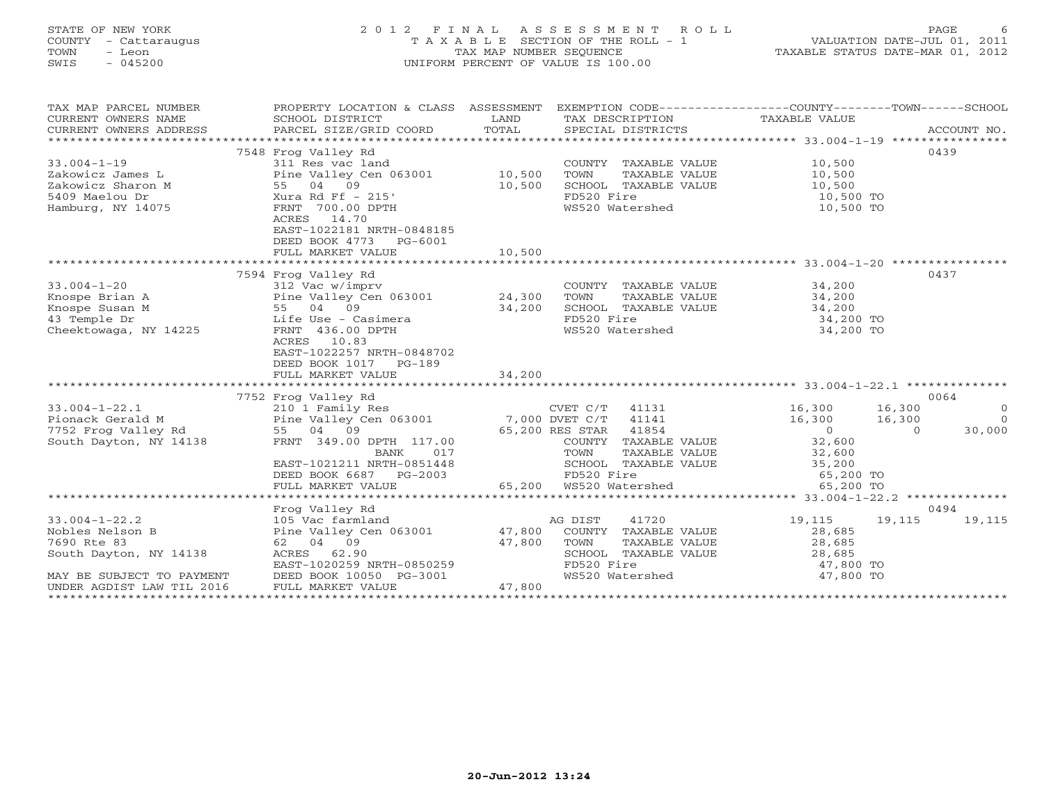STATE OF NEW YORK
COUNTY - Cattaraugus
TOWN - Leon
SWIS - 045200

# 2012 FINAL ASSESSMENT ROLL

TAXABLE SECTION OF THE ROLL - 1
TAX MAP NUMBER SEQUENCE
UNIFORM PERCENT OF VALUE IS 100.00

VALUATION DATE-JUL 01, 2011
TAXABLE STATUS DATE-MAR 01, 2012

| TAX MAP PARCEL NUMBER / CURRENT OWNERS NAME / CURRENT OWNERS ADDRESS | PROPERTY LOCATION & CLASS / SCHOOL DISTRICT / PARCEL SIZE/GRID COORD | ASSESSMENT LAND | TOTAL | EXEMPTION CODE / TAX DESCRIPTION / SPECIAL DISTRICTS | COUNTY TAXABLE VALUE | TOWN | SCHOOL | ACCOUNT NO. |
|---|---|---|---|---|---|---|---|---|
| 33.004-1-19 | 7548 Frog Valley Rd | | | | | | | 0439 |
| Zakowicz James L | 311 Res vac land | | | COUNTY TAXABLE VALUE | 10,500 | | | |
| Zakowicz Sharon M | Pine Valley Cen 063001 | 10,500 | | TOWN TAXABLE VALUE | 10,500 | | | |
| 5409 Maelou Dr | 55 04 09 | | 10,500 | SCHOOL TAXABLE VALUE | 10,500 | | | |
| Hamburg, NY 14075 | Xura Rd Ff - 215' | | | FD520 Fire | 10,500 TO | | | |
| | FRNT 700.00 DPTH | | | WS520 Watershed | 10,500 TO | | | |
| | ACRES 14.70 | | | | | | | |
| | EAST-1022181 NRTH-0848185 | | | | | | | |
| | DEED BOOK 4773 PG-6001 | | | | | | | |
| | FULL MARKET VALUE | | 10,500 | | | | | |
| 33.004-1-20 | 7594 Frog Valley Rd | | | | | | | 0437 |
| Knospe Brian A | 312 Vac w/imprv | | | COUNTY TAXABLE VALUE | 34,200 | | | |
| Knospe Susan M | Pine Valley Cen 063001 | 24,300 | | TOWN TAXABLE VALUE | 34,200 | | | |
| 43 Temple Dr | 55 04 09 | | 34,200 | SCHOOL TAXABLE VALUE | 34,200 | | | |
| Cheektowaga, NY 14225 | Life Use - Casimera | | | FD520 Fire | 34,200 TO | | | |
| | FRNT 436.00 DPTH | | | WS520 Watershed | 34,200 TO | | | |
| | ACRES 10.83 | | | | | | | |
| | EAST-1022257 NRTH-0848702 | | | | | | | |
| | DEED BOOK 1017 PG-189 | | | | | | | |
| | FULL MARKET VALUE | | 34,200 | | | | | |
| 33.004-1-22.1 | 7752 Frog Valley Rd | | | | | | | 0064 |
| Pionack Gerald M | 210 1 Family Res | | | CVET C/T 41131 | 16,300 | 16,300 | 0 | |
| 7752 Frog Valley Rd | Pine Valley Cen 063001 | 7,000 | | DVET C/T 41141 | 16,300 | 16,300 | 0 | |
| South Dayton, NY 14138 | 55 04 09 | | 65,200 | RES STAR 41854 | 0 | 0 | 30,000 | |
| | FRNT 349.00 DPTH 117.00 | | | COUNTY TAXABLE VALUE | 32,600 | | | |
| | BANK 017 | | | TOWN TAXABLE VALUE | 32,600 | | | |
| | EAST-1021211 NRTH-0851448 | | | SCHOOL TAXABLE VALUE | 35,200 | | | |
| | DEED BOOK 6687 PG-2003 | | | FD520 Fire | 65,200 TO | | | |
| | FULL MARKET VALUE | | 65,200 | WS520 Watershed | 65,200 TO | | | |
| 33.004-1-22.2 | Frog Valley Rd | | | | | | | 0494 |
| Nobles Nelson B | 105 Vac farmland | | | AG DIST 41720 | 19,115 | 19,115 | 19,115 | |
| 7690 Rte 83 | Pine Valley Cen 063001 | 47,800 | | COUNTY TAXABLE VALUE | 28,685 | | | |
| South Dayton, NY 14138 | 62 04 09 | | 47,800 | TOWN TAXABLE VALUE | 28,685 | | | |
| | ACRES 62.90 | | | SCHOOL TAXABLE VALUE | 28,685 | | | |
| | EAST-1020259 NRTH-0850259 | | | FD520 Fire | 47,800 TO | | | |
| MAY BE SUBJECT TO PAYMENT | DEED BOOK 10050 PG-3001 | | | WS520 Watershed | 47,800 TO | | | |
| UNDER AGDIST LAW TIL 2016 | FULL MARKET VALUE | | 47,800 | | | | | |

20-Jun-2012 13:24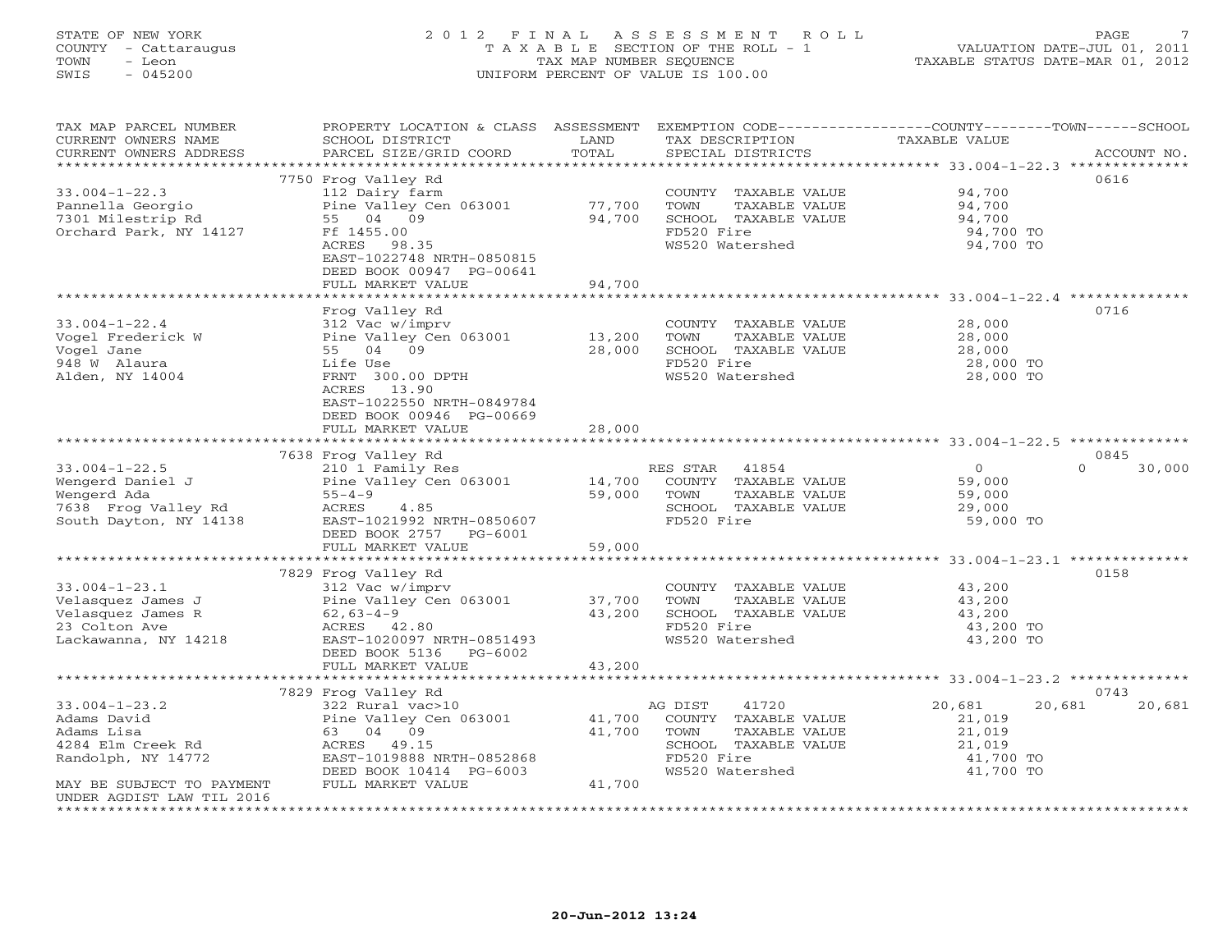STATE OF NEW YORK
COUNTY - Cattaraugus
TOWN - Leon
SWIS - 045200

# 2012 FINAL ASSESSMENT ROLL

TAXABLE SECTION OF THE ROLL - 1
TAX MAP NUMBER SEQUENCE
UNIFORM PERCENT OF VALUE IS 100.00

VALUATION DATE-JUL 01, 2011
TAXABLE STATUS DATE-MAR 01, 2012

| TAX MAP PARCEL NUMBER / CURRENT OWNERS NAME / CURRENT OWNERS ADDRESS | PROPERTY LOCATION & CLASS / SCHOOL DISTRICT / PARCEL SIZE/GRID COORD | ASSESSMENT LAND / TOTAL | EXEMPTION CODE / TAX DESCRIPTION / SPECIAL DISTRICTS | COUNTY | TOWN | SCHOOL | ACCOUNT NO. |
|---|---|---|---|---|---|---|---|
| 33.004-1-22.3 | 7750 Frog Valley Rd | | | | | | 0616 |
| Pannella Georgio | 112 Dairy farm | | COUNTY TAXABLE VALUE | 94,700 | | | |
| 7301 Milestrip Rd | Pine Valley Cen 063001 | 77,700 | TOWN TAXABLE VALUE | | 94,700 | | |
| Orchard Park, NY 14127 | 55 04 09 | 94,700 | SCHOOL TAXABLE VALUE | | | 94,700 | |
| | Ff 1455.00 | | FD520 Fire | 94,700 TO | | | |
| | ACRES 98.35 | | WS520 Watershed | 94,700 TO | | | |
| | EAST-1022748 NRTH-0850815 | | | | | | |
| | DEED BOOK 00947 PG-00641 | | | | | | |
| | FULL MARKET VALUE | 94,700 | | | | | |
| 33.004-1-22.4 | Frog Valley Rd | | | | | | 0716 |
| Vogel Frederick W | 312 Vac w/imprv | | COUNTY TAXABLE VALUE | 28,000 | | | |
| Vogel Jane | Pine Valley Cen 063001 | 13,200 | TOWN TAXABLE VALUE | | 28,000 | | |
| 948 W Alaura | 55 04 09 | 28,000 | SCHOOL TAXABLE VALUE | | | 28,000 | |
| Alden, NY 14004 | Life Use | | FD520 Fire | 28,000 TO | | | |
| | FRNT 300.00 DPTH | | WS520 Watershed | 28,000 TO | | | |
| | ACRES 13.90 | | | | | | |
| | EAST-1022550 NRTH-0849784 | | | | | | |
| | DEED BOOK 00946 PG-00669 | | | | | | |
| | FULL MARKET VALUE | 28,000 | | | | | |
| 33.004-1-22.5 | 7638 Frog Valley Rd | | | | | | 0845 |
| Wengerd Daniel J | 210 1 Family Res | | RES STAR 41854 | 0 | 0 | 30,000 | |
| Wengerd Ada | Pine Valley Cen 063001 | 14,700 | COUNTY TAXABLE VALUE | 59,000 | | | |
| 7638 Frog Valley Rd | 55-4-9 | 59,000 | TOWN TAXABLE VALUE | | 59,000 | | |
| South Dayton, NY 14138 | ACRES 4.85 | | SCHOOL TAXABLE VALUE | | | 29,000 | |
| | EAST-1021992 NRTH-0850607 | | FD520 Fire | 59,000 TO | | | |
| | DEED BOOK 2757 PG-6001 | | | | | | |
| | FULL MARKET VALUE | 59,000 | | | | | |
| 33.004-1-23.1 | 7829 Frog Valley Rd | | | | | | 0158 |
| Velasquez James J | 312 Vac w/imprv | | COUNTY TAXABLE VALUE | 43,200 | | | |
| Velasquez James R | Pine Valley Cen 063001 | 37,700 | TOWN TAXABLE VALUE | | 43,200 | | |
| 23 Colton Ave | 62,63-4-9 | 43,200 | SCHOOL TAXABLE VALUE | | | 43,200 | |
| Lackawanna, NY 14218 | ACRES 42.80 | | FD520 Fire | 43,200 TO | | | |
| | EAST-1020097 NRTH-0851493 | | WS520 Watershed | 43,200 TO | | | |
| | DEED BOOK 5136 PG-6002 | | | | | | |
| | FULL MARKET VALUE | 43,200 | | | | | |
| 33.004-1-23.2 | 7829 Frog Valley Rd | | | | | | 0743 |
| Adams David | 322 Rural vac>10 | | AG DIST 41720 | 20,681 | 20,681 | 20,681 | |
| Adams Lisa | Pine Valley Cen 063001 | 41,700 | COUNTY TAXABLE VALUE | 21,019 | | | |
| 4284 Elm Creek Rd | 63 04 09 | 41,700 | TOWN TAXABLE VALUE | | 21,019 | | |
| Randolph, NY 14772 | ACRES 49.15 | | SCHOOL TAXABLE VALUE | | | 21,019 | |
| | EAST-1019888 NRTH-0852868 | | FD520 Fire | 41,700 TO | | | |
| | DEED BOOK 10414 PG-6003 | | WS520 Watershed | 41,700 TO | | | |
| MAY BE SUBJECT TO PAYMENT UNDER AGDIST LAW TIL 2016 | FULL MARKET VALUE | 41,700 | | | | | |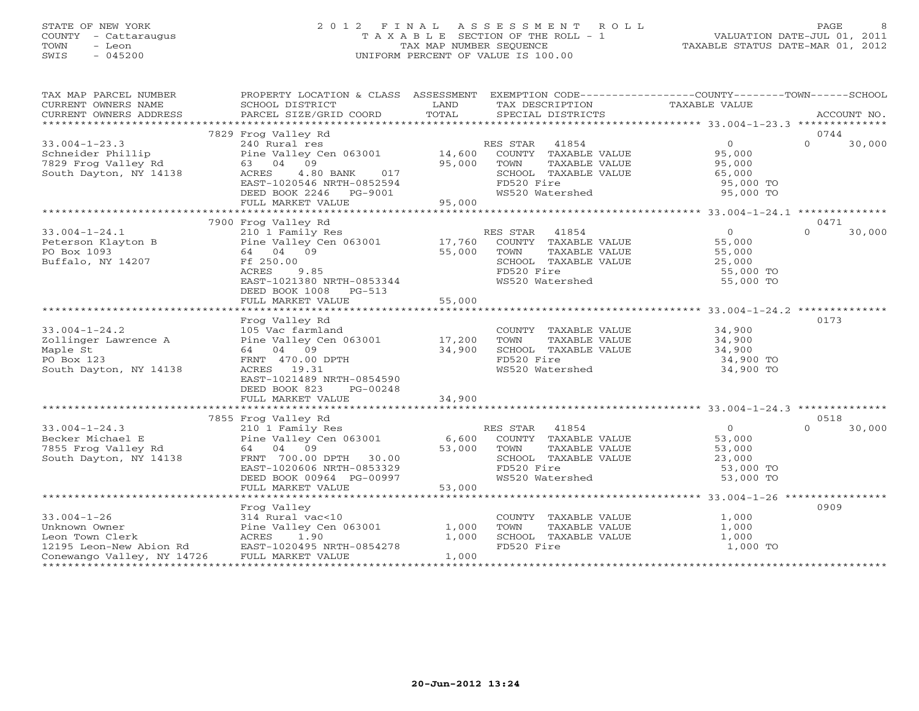STATE OF NEW YORK
COUNTY - Cattaraugus
TOWN - Leon
SWIS - 045200

# 2012 FINAL ASSESSMENT ROLL
TAXABLE SECTION OF THE ROLL - 1
TAX MAP NUMBER SEQUENCE
UNIFORM PERCENT OF VALUE IS 100.00

VALUATION DATE-JUL 01, 2011
TAXABLE STATUS DATE-MAR 01, 2012

| TAX MAP PARCEL NUMBER / CURRENT OWNERS NAME / CURRENT OWNERS ADDRESS | PROPERTY LOCATION & CLASS / SCHOOL DISTRICT / PARCEL SIZE/GRID COORD | ASSESSMENT LAND / TOTAL | EXEMPTION CODE / TAX DESCRIPTION / SPECIAL DISTRICTS | COUNTY / TAXABLE VALUE | TOWN | SCHOOL / ACCOUNT NO. |
|---|---|---|---|---|---|---|
| | 7829 Frog Valley Rd | | | | | 0744 |
| 33.004-1-23.3 | 240 Rural res | | RES STAR 41854 | 0 | 0 | 30,000 |
| Schneider Phillip | Pine Valley Cen 063001 | 14,600 | COUNTY TAXABLE VALUE | 95,000 | | |
| 7829 Frog Valley Rd | 63 04 09 | 95,000 | TOWN TAXABLE VALUE | 95,000 | | |
| South Dayton, NY 14138 | ACRES 4.80 BANK 017 | | SCHOOL TAXABLE VALUE | 65,000 | | |
| | EAST-1020546 NRTH-0852594 | | FD520 Fire | 95,000 TO | | |
| | DEED BOOK 2246 PG-9001 | | WS520 Watershed | 95,000 TO | | |
| | FULL MARKET VALUE | 95,000 | | | | |
| | 7900 Frog Valley Rd | | | | | 0471 |
| 33.004-1-24.1 | 210 1 Family Res | | RES STAR 41854 | 0 | 0 | 30,000 |
| Peterson Klayton B | Pine Valley Cen 063001 | 17,760 | COUNTY TAXABLE VALUE | 55,000 | | |
| PO Box 1093 | 64 04 09 | 55,000 | TOWN TAXABLE VALUE | 55,000 | | |
| Buffalo, NY 14207 | Ff 250.00 | | SCHOOL TAXABLE VALUE | 25,000 | | |
| | ACRES 9.85 | | FD520 Fire | 55,000 TO | | |
| | EAST-1021380 NRTH-0853344 | | WS520 Watershed | 55,000 TO | | |
| | DEED BOOK 1008 PG-513 | | | | | |
| | FULL MARKET VALUE | 55,000 | | | | |
| | Frog Valley Rd | | | | | 0173 |
| 33.004-1-24.2 | 105 Vac farmland | | COUNTY TAXABLE VALUE | 34,900 | | |
| Zollinger Lawrence A | Pine Valley Cen 063001 | 17,200 | TOWN TAXABLE VALUE | 34,900 | | |
| Maple St | 64 04 09 | 34,900 | SCHOOL TAXABLE VALUE | 34,900 | | |
| PO Box 123 | FRNT 470.00 DPTH | | FD520 Fire | 34,900 TO | | |
| South Dayton, NY 14138 | ACRES 19.31 | | WS520 Watershed | 34,900 TO | | |
| | EAST-1021489 NRTH-0854590 | | | | | |
| | DEED BOOK 823 PG-00248 | | | | | |
| | FULL MARKET VALUE | 34,900 | | | | |
| | 7855 Frog Valley Rd | | | | | 0518 |
| 33.004-1-24.3 | 210 1 Family Res | | RES STAR 41854 | 0 | 0 | 30,000 |
| Becker Michael E | Pine Valley Cen 063001 | 6,600 | COUNTY TAXABLE VALUE | 53,000 | | |
| 7855 Frog Valley Rd | 64 04 09 | 53,000 | TOWN TAXABLE VALUE | 53,000 | | |
| South Dayton, NY 14138 | FRNT 700.00 DPTH 30.00 | | SCHOOL TAXABLE VALUE | 23,000 | | |
| | EAST-1020606 NRTH-0853329 | | FD520 Fire | 53,000 TO | | |
| | DEED BOOK 00964 PG-00997 | | WS520 Watershed | 53,000 TO | | |
| | FULL MARKET VALUE | 53,000 | | | | |
| | Frog Valley | | | | | 0909 |
| 33.004-1-26 | 314 Rural vac<10 | | COUNTY TAXABLE VALUE | 1,000 | | |
| Unknown Owner | Pine Valley Cen 063001 | 1,000 | TOWN TAXABLE VALUE | 1,000 | | |
| Leon Town Clerk | ACRES 1.90 | 1,000 | SCHOOL TAXABLE VALUE | 1,000 | | |
| 12195 Leon-New Abion Rd | EAST-1020495 NRTH-0854278 | | FD520 Fire | 1,000 TO | | |
| Conewango Valley, NY 14726 | FULL MARKET VALUE | 1,000 | | | | |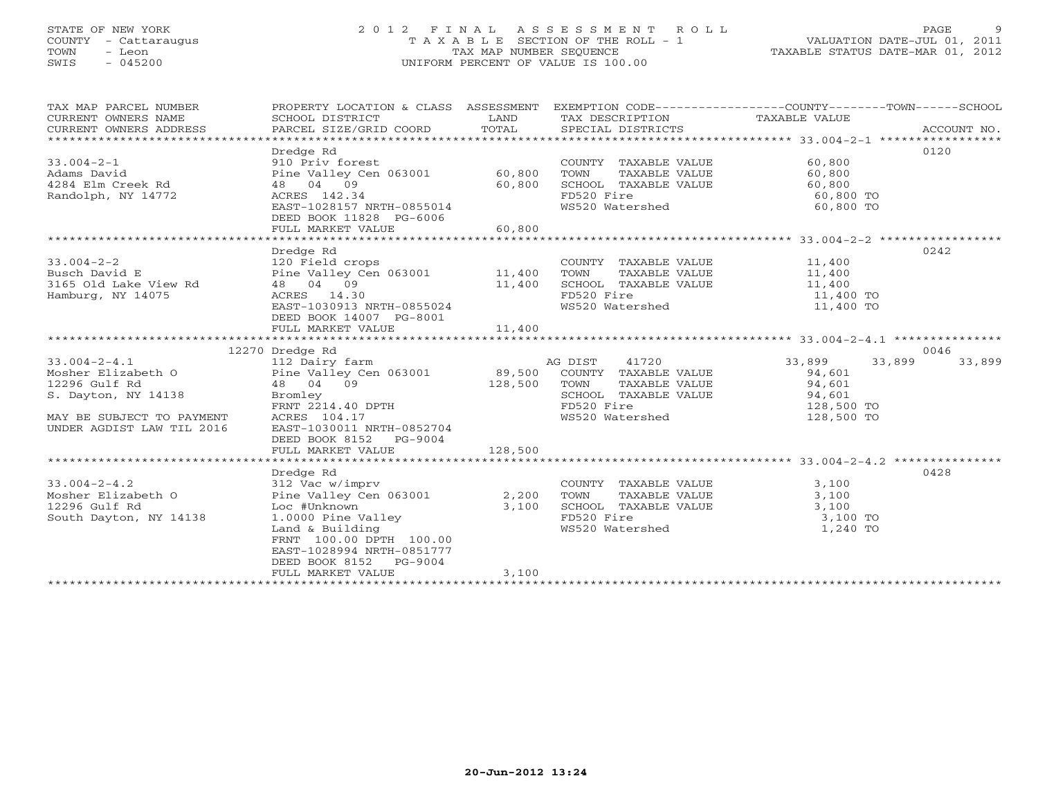STATE OF NEW YORK
COUNTY - Cattaraugus
TOWN - Leon
SWIS - 045200

# 2012 FINAL ASSESSMENT ROLL

TAXABLE SECTION OF THE ROLL - 1
TAX MAP NUMBER SEQUENCE
UNIFORM PERCENT OF VALUE IS 100.00

VALUATION DATE-JUL 01, 2011
TAXABLE STATUS DATE-MAR 01, 2012

| TAX MAP PARCEL NUMBER / CURRENT OWNERS NAME / CURRENT OWNERS ADDRESS | PROPERTY LOCATION & CLASS / SCHOOL DISTRICT / PARCEL SIZE/GRID COORD | ASSESSMENT LAND / TOTAL | EXEMPTION CODE / TAX DESCRIPTION / SPECIAL DISTRICTS | COUNTY | TOWN | SCHOOL TAXABLE VALUE | ACCOUNT NO. |
|---|---|---|---|---|---|---|---|
| 33.004-2-1 | Dredge Rd | | | | | | 0120 |
| 33.004-2-1 | 910 Priv forest | | COUNTY TAXABLE VALUE | 60,800 | | | |
| Adams David | Pine Valley Cen 063001 | 60,800 | TOWN TAXABLE VALUE | 60,800 | | | |
| 4284 Elm Creek Rd | 48 04 09 | 60,800 | SCHOOL TAXABLE VALUE | 60,800 | | | |
| Randolph, NY 14772 | ACRES 142.34 | | FD520 Fire | 60,800 TO | | | |
| | EAST-1028157 NRTH-0855014 | | WS520 Watershed | 60,800 TO | | | |
| | DEED BOOK 11828 PG-6006 | | | | | | |
| | FULL MARKET VALUE | 60,800 | | | | | |
| 33.004-2-2 | Dredge Rd | | | | | | 0242 |
| 33.004-2-2 | 120 Field crops | | COUNTY TAXABLE VALUE | 11,400 | | | |
| Busch David E | Pine Valley Cen 063001 | 11,400 | TOWN TAXABLE VALUE | 11,400 | | | |
| 3165 Old Lake View Rd | 48 04 09 | 11,400 | SCHOOL TAXABLE VALUE | 11,400 | | | |
| Hamburg, NY 14075 | ACRES 14.30 | | FD520 Fire | 11,400 TO | | | |
| | EAST-1030913 NRTH-0855024 | | WS520 Watershed | 11,400 TO | | | |
| | DEED BOOK 14007 PG-8001 | | | | | | |
| | FULL MARKET VALUE | 11,400 | | | | | |
| 33.004-2-4.1 | 12270 Dredge Rd | | | | | | 0046 |
| 33.004-2-4.1 | 112 Dairy farm | | AG DIST 41720 | 33,899 | 33,899 | 33,899 | |
| Mosher Elizabeth O | Pine Valley Cen 063001 | 89,500 | COUNTY TAXABLE VALUE | 94,601 | | | |
| 12296 Gulf Rd | 48 04 09 | 128,500 | TOWN TAXABLE VALUE | 94,601 | | | |
| S. Dayton, NY 14138 | Bromley | | SCHOOL TAXABLE VALUE | 94,601 | | | |
| | FRNT 2214.40 DPTH | | FD520 Fire | 128,500 TO | | | |
| MAY BE SUBJECT TO PAYMENT | ACRES 104.17 | | WS520 Watershed | 128,500 TO | | | |
| UNDER AGDIST LAW TIL 2016 | EAST-1030011 NRTH-0852704 | | | | | | |
| | DEED BOOK 8152 PG-9004 | | | | | | |
| | FULL MARKET VALUE | 128,500 | | | | | |
| 33.004-2-4.2 | Dredge Rd | | | | | | 0428 |
| 33.004-2-4.2 | 312 Vac w/imprv | | COUNTY TAXABLE VALUE | 3,100 | | | |
| Mosher Elizabeth O | Pine Valley Cen 063001 | 2,200 | TOWN TAXABLE VALUE | 3,100 | | | |
| 12296 Gulf Rd | Loc #Unknown | 3,100 | SCHOOL TAXABLE VALUE | 3,100 | | | |
| South Dayton, NY 14138 | 1.0000 Pine Valley | | FD520 Fire | 3,100 TO | | | |
| | Land & Building | | WS520 Watershed | 1,240 TO | | | |
| | FRNT 100.00 DPTH 100.00 | | | | | | |
| | EAST-1028994 NRTH-0851777 | | | | | | |
| | DEED BOOK 8152 PG-9004 | | | | | | |
| | FULL MARKET VALUE | 3,100 | | | | | |

20-Jun-2012 13:24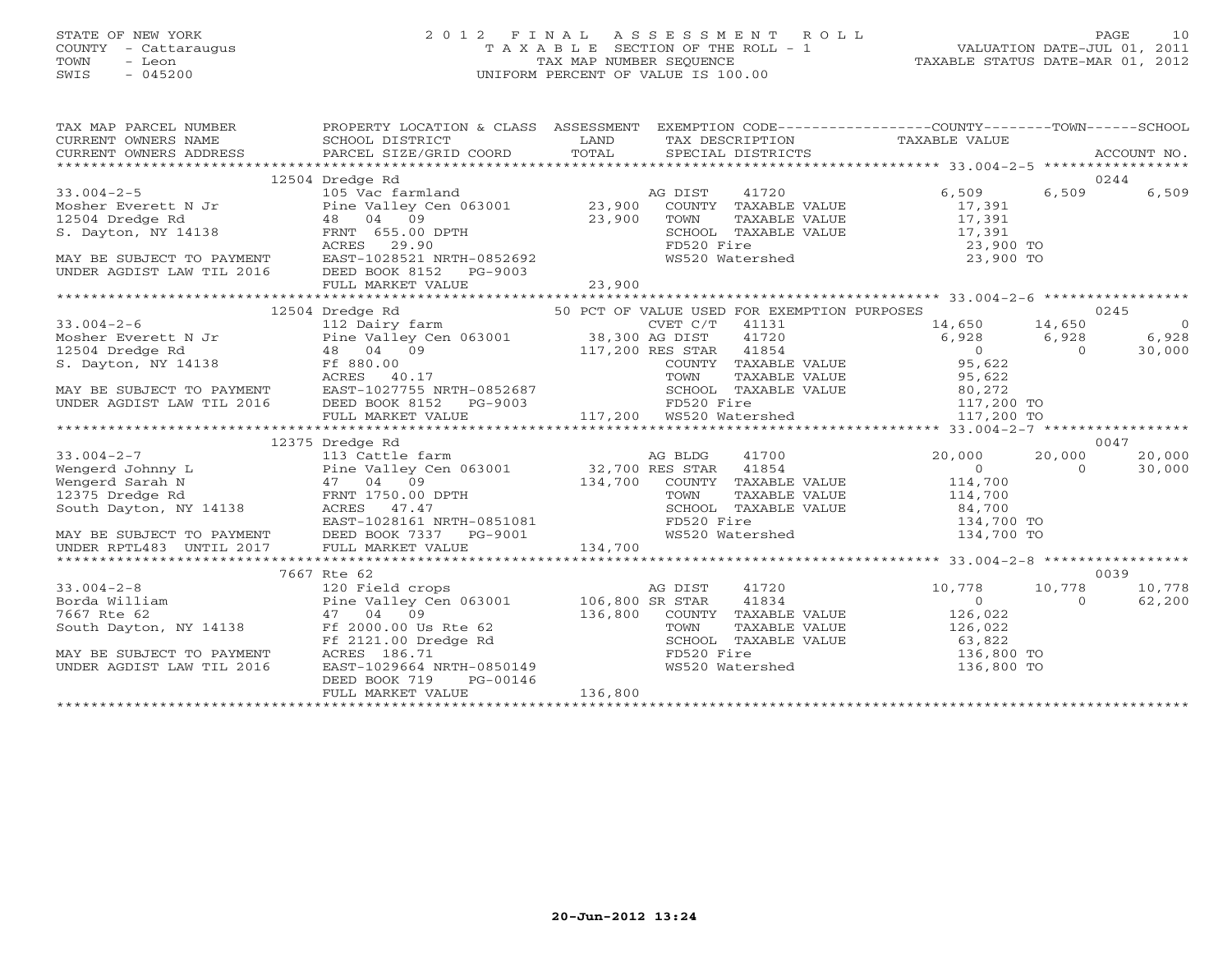STATE OF NEW YORK
COUNTY - Cattaraugus
TOWN - Leon
SWIS - 045200

# 2012 FINAL ASSESSMENT ROLL

TAXABLE SECTION OF THE ROLL - 1
TAX MAP NUMBER SEQUENCE
UNIFORM PERCENT OF VALUE IS 100.00

VALUATION DATE-JUL 01, 2011
TAXABLE STATUS DATE-MAR 01, 2012

| TAX MAP PARCEL NUMBER / CURRENT OWNERS NAME / CURRENT OWNERS ADDRESS | PROPERTY LOCATION & CLASS / SCHOOL DISTRICT / PARCEL SIZE/GRID COORD | ASSESSMENT LAND / TOTAL | EXEMPTION CODE / TAX DESCRIPTION / SPECIAL DISTRICTS | COUNTY TAXABLE VALUE | TOWN | SCHOOL / ACCOUNT NO. |
|---|---|---|---|---|---|---|
| | 12504 Dredge Rd | | | | | 0244 |
| 33.004-2-5 | 105 Vac farmland | | AG DIST 41720 | 6,509 | 6,509 | 6,509 |
| Mosher Everett N Jr | Pine Valley Cen 063001 | 23,900 | COUNTY TAXABLE VALUE | 17,391 | | |
| 12504 Dredge Rd | 48 04 09 | 23,900 | TOWN TAXABLE VALUE | 17,391 | | |
| S. Dayton, NY 14138 | FRNT 655.00 DPTH | | SCHOOL TAXABLE VALUE | 17,391 | | |
| | ACRES 29.90 | | FD520 Fire | 23,900 TO | | |
| MAY BE SUBJECT TO PAYMENT | EAST-1028521 NRTH-0852692 | | WS520 Watershed | 23,900 TO | | |
| UNDER AGDIST LAW TIL 2016 | DEED BOOK 8152 PG-9003 | | | | | |
| | FULL MARKET VALUE | 23,900 | | | | |
| | 12504 Dredge Rd | | 50 PCT OF VALUE USED FOR EXEMPTION PURPOSES | | | 0245 |
| 33.004-2-6 | 112 Dairy farm | | CVET C/T 41131 | 14,650 | 14,650 | 0 |
| Mosher Everett N Jr | Pine Valley Cen 063001 | 38,300 | AG DIST 41720 | 6,928 | 6,928 | 6,928 |
| 12504 Dredge Rd | 48 04 09 | 117,200 | RES STAR 41854 | 0 | 0 | 30,000 |
| S. Dayton, NY 14138 | Ff 880.00 | | COUNTY TAXABLE VALUE | 95,622 | | |
| | ACRES 40.17 | | TOWN TAXABLE VALUE | 95,622 | | |
| MAY BE SUBJECT TO PAYMENT | EAST-1027755 NRTH-0852687 | | SCHOOL TAXABLE VALUE | 80,272 | | |
| UNDER AGDIST LAW TIL 2016 | DEED BOOK 8152 PG-9003 | | FD520 Fire | 117,200 TO | | |
| | FULL MARKET VALUE | 117,200 | WS520 Watershed | 117,200 TO | | |
| | 12375 Dredge Rd | | | | | 0047 |
| 33.004-2-7 | 113 Cattle farm | | AG BLDG 41700 | 20,000 | 20,000 | 20,000 |
| Wengerd Johnny L | Pine Valley Cen 063001 | 32,700 | RES STAR 41854 | 0 | 0 | 30,000 |
| Wengerd Sarah N | 47 04 09 | 134,700 | COUNTY TAXABLE VALUE | 114,700 | | |
| 12375 Dredge Rd | FRNT 1750.00 DPTH | | TOWN TAXABLE VALUE | 114,700 | | |
| South Dayton, NY 14138 | ACRES 47.47 | | SCHOOL TAXABLE VALUE | 84,700 | | |
| | EAST-1028161 NRTH-0851081 | | FD520 Fire | 134,700 TO | | |
| MAY BE SUBJECT TO PAYMENT | DEED BOOK 7337 PG-9001 | | WS520 Watershed | 134,700 TO | | |
| UNDER RPTL483 UNTIL 2017 | FULL MARKET VALUE | 134,700 | | | | |
| | 7667 Rte 62 | | | | | 0039 |
| 33.004-2-8 | 120 Field crops | | AG DIST 41720 | 10,778 | 10,778 | 10,778 |
| Borda William | Pine Valley Cen 063001 | 106,800 | SR STAR 41834 | 0 | 0 | 62,200 |
| 7667 Rte 62 | 47 04 09 | 136,800 | COUNTY TAXABLE VALUE | 126,022 | | |
| South Dayton, NY 14138 | Ff 2000.00 Us Rte 62 | | TOWN TAXABLE VALUE | 126,022 | | |
| | Ff 2121.00 Dredge Rd | | SCHOOL TAXABLE VALUE | 63,822 | | |
| MAY BE SUBJECT TO PAYMENT | ACRES 186.71 | | FD520 Fire | 136,800 TO | | |
| UNDER AGDIST LAW TIL 2016 | EAST-1029664 NRTH-0850149 | | WS520 Watershed | 136,800 TO | | |
| | DEED BOOK 719 PG-00146 | | | | | |
| | FULL MARKET VALUE | 136,800 | | | | |

20-Jun-2012 13:24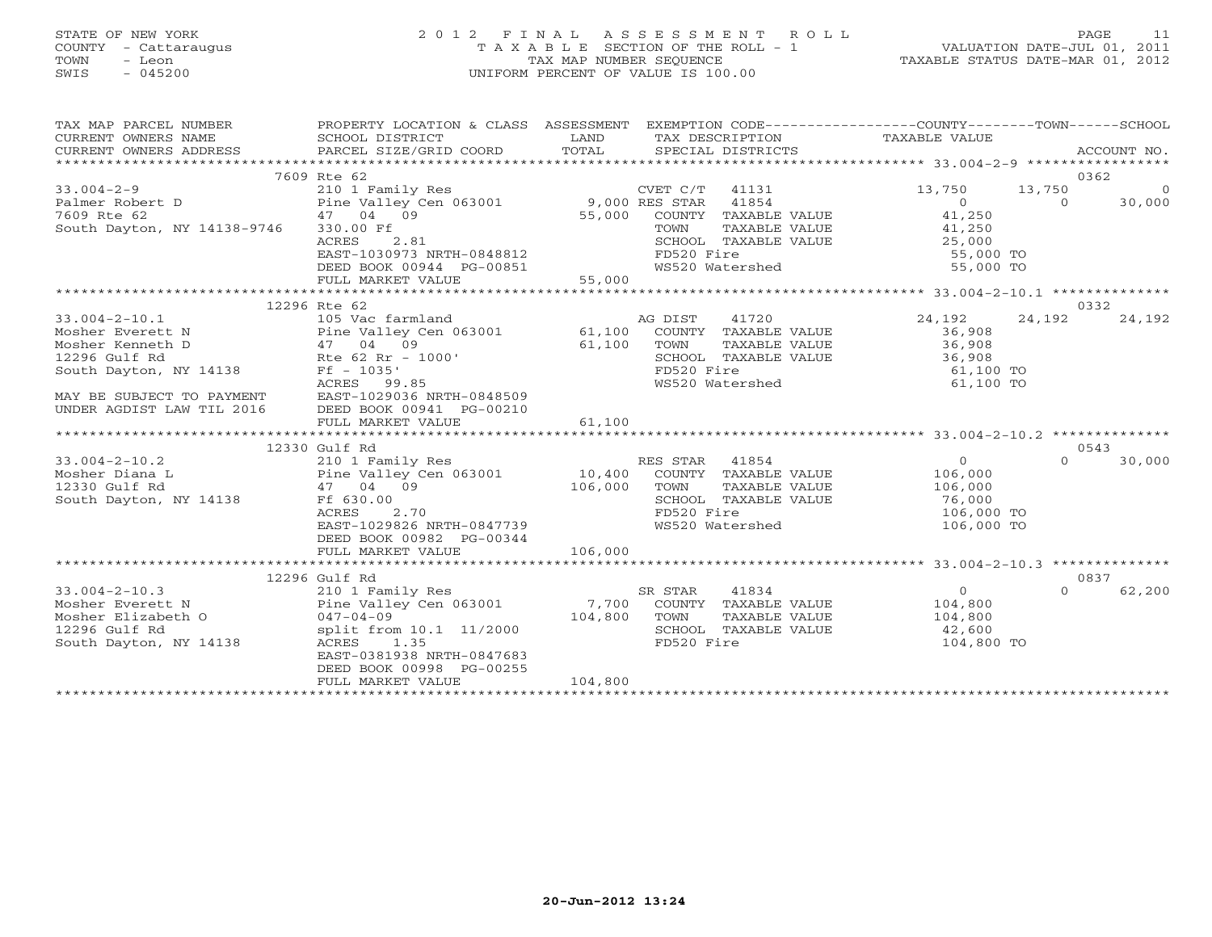STATE OF NEW YORK  
COUNTY - Cattaraugus  
TOWN - Leon  
SWIS - 045200

2012 FINAL ASSESSMENT ROLL  
TAXABLE SECTION OF THE ROLL - 1  
TAX MAP NUMBER SEQUENCE  
UNIFORM PERCENT OF VALUE IS 100.00

VALUATION DATE-JUL 01, 2011  
TAXABLE STATUS DATE-MAR 01, 2012

| TAX MAP PARCEL NUMBER / CURRENT OWNERS NAME / CURRENT OWNERS ADDRESS | PROPERTY LOCATION & CLASS / SCHOOL DISTRICT / PARCEL SIZE/GRID COORD | ASSESSMENT LAND / TOTAL | EXEMPTION CODE / TAX DESCRIPTION / SPECIAL DISTRICTS | COUNTY TAXABLE VALUE | TOWN | SCHOOL / ACCOUNT NO. |
|---|---|---|---|---|---|---|
| **33.004-2-9** | 7609 Rte 62 | | | | | 0362 |
| 33.004-2-9 | 210 1 Family Res | | CVET C/T 41131 | 13,750 | 13,750 | 0 |
| Palmer Robert D | Pine Valley Cen 063001 | 9,000 | RES STAR 41854 | 0 | 0 | 30,000 |
| 7609 Rte 62 | 47 04 09 | 55,000 | COUNTY TAXABLE VALUE | 41,250 | | |
| South Dayton, NY 14138-9746 | 330.00 Ff | | TOWN TAXABLE VALUE | 41,250 | | |
| | ACRES 2.81 | | SCHOOL TAXABLE VALUE | 25,000 | | |
| | EAST-1030973 NRTH-0848812 | | FD520 Fire | 55,000 TO | | |
| | DEED BOOK 00944 PG-00851 | | WS520 Watershed | 55,000 TO | | |
| | FULL MARKET VALUE | 55,000 | | | | |
| **33.004-2-10.1** | 12296 Rte 62 | | | | | 0332 |
| 33.004-2-10.1 | 105 Vac farmland | | AG DIST 41720 | 24,192 | 24,192 | 24,192 |
| Mosher Everett N | Pine Valley Cen 063001 | 61,100 | COUNTY TAXABLE VALUE | 36,908 | | |
| Mosher Kenneth D | 47 04 09 | 61,100 | TOWN TAXABLE VALUE | 36,908 | | |
| 12296 Gulf Rd | Rte 62 Rr - 1000' | | SCHOOL TAXABLE VALUE | 36,908 | | |
| South Dayton, NY 14138 | Ff - 1035' | | FD520 Fire | 61,100 TO | | |
| | ACRES 99.85 | | WS520 Watershed | 61,100 TO | | |
| MAY BE SUBJECT TO PAYMENT | EAST-1029036 NRTH-0848509 | | | | | |
| UNDER AGDIST LAW TIL 2016 | DEED BOOK 00941 PG-00210 | | | | | |
| | FULL MARKET VALUE | 61,100 | | | | |
| **33.004-2-10.2** | 12330 Gulf Rd | | | | | 0543 |
| 33.004-2-10.2 | 210 1 Family Res | | RES STAR 41854 | 0 | 0 | 30,000 |
| Mosher Diana L | Pine Valley Cen 063001 | 10,400 | COUNTY TAXABLE VALUE | 106,000 | | |
| 12330 Gulf Rd | 47 04 09 | 106,000 | TOWN TAXABLE VALUE | 106,000 | | |
| South Dayton, NY 14138 | Ff 630.00 | | SCHOOL TAXABLE VALUE | 76,000 | | |
| | ACRES 2.70 | | FD520 Fire | 106,000 TO | | |
| | EAST-1029826 NRTH-0847739 | | WS520 Watershed | 106,000 TO | | |
| | DEED BOOK 00982 PG-00344 | | | | | |
| | FULL MARKET VALUE | 106,000 | | | | |
| **33.004-2-10.3** | 12296 Gulf Rd | | | | | 0837 |
| 33.004-2-10.3 | 210 1 Family Res | | SR STAR 41834 | 0 | 0 | 62,200 |
| Mosher Everett N | Pine Valley Cen 063001 | 7,700 | COUNTY TAXABLE VALUE | 104,800 | | |
| Mosher Elizabeth O | 047-04-09 | 104,800 | TOWN TAXABLE VALUE | 104,800 | | |
| 12296 Gulf Rd | split from 10.1 11/2000 | | SCHOOL TAXABLE VALUE | 42,600 | | |
| South Dayton, NY 14138 | ACRES 1.35 | | FD520 Fire | 104,800 TO | | |
| | EAST-0381938 NRTH-0847683 | | | | | |
| | DEED BOOK 00998 PG-00255 | | | | | |
| | FULL MARKET VALUE | 104,800 | | | | |

20-Jun-2012 13:24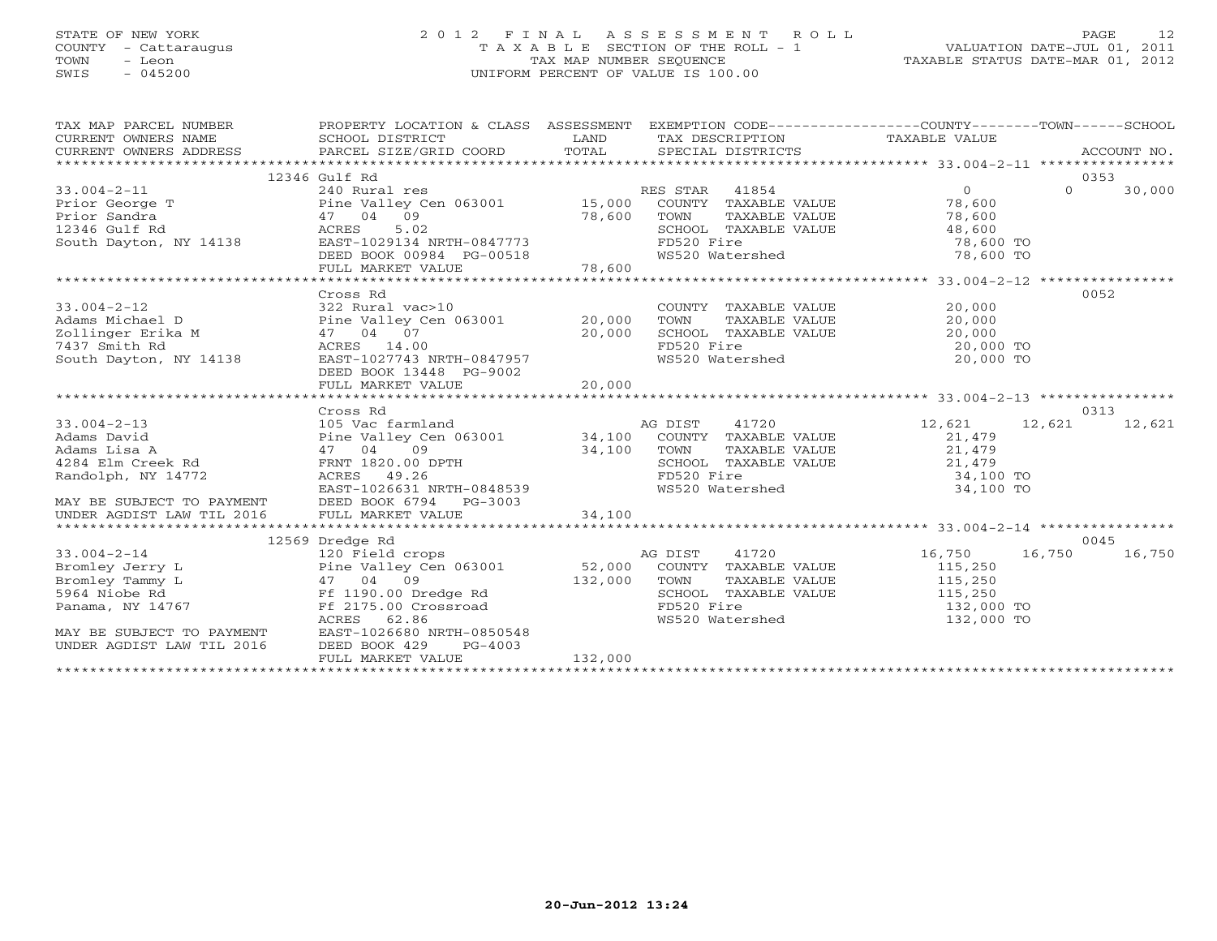STATE OF NEW YORK
COUNTY - Cattaraugus
TOWN - Leon
SWIS - 045200

# 2012 FINAL ASSESSMENT ROLL

TAXABLE SECTION OF THE ROLL - 1
TAX MAP NUMBER SEQUENCE
UNIFORM PERCENT OF VALUE IS 100.00

VALUATION DATE-JUL 01, 2011
TAXABLE STATUS DATE-MAR 01, 2012

| TAX MAP PARCEL NUMBER / CURRENT OWNERS NAME / CURRENT OWNERS ADDRESS | PROPERTY LOCATION & CLASS / SCHOOL DISTRICT / PARCEL SIZE/GRID COORD | ASSESSMENT LAND / TOTAL | EXEMPTION CODE / TAX DESCRIPTION / SPECIAL DISTRICTS | COUNTY TAXABLE VALUE | TOWN | SCHOOL | ACCOUNT NO. |
|---|---|---|---|---|---|---|---|
| | 12346 Gulf Rd | | | | | | 0353 |
| 33.004-2-11 | 240 Rural res | | RES STAR 41854 | 0 | 0 | 30,000 | |
| Prior George T | Pine Valley Cen 063001 | 15,000 | COUNTY TAXABLE VALUE | 78,600 | | | |
| Prior Sandra | 47 04 09 | 78,600 | TOWN TAXABLE VALUE | 78,600 | | | |
| 12346 Gulf Rd | ACRES 5.02 | | SCHOOL TAXABLE VALUE | 48,600 | | | |
| South Dayton, NY 14138 | EAST-1029134 NRTH-0847773 | | FD520 Fire | 78,600 TO | | | |
| | DEED BOOK 00984 PG-00518 | | WS520 Watershed | 78,600 TO | | | |
| | FULL MARKET VALUE | 78,600 | | | | | |
| | Cross Rd | | | | | | 0052 |
| 33.004-2-12 | 322 Rural vac>10 | | COUNTY TAXABLE VALUE | 20,000 | | | |
| Adams Michael D | Pine Valley Cen 063001 | 20,000 | TOWN TAXABLE VALUE | 20,000 | | | |
| Zollinger Erika M | 47 04 07 | 20,000 | SCHOOL TAXABLE VALUE | 20,000 | | | |
| 7437 Smith Rd | ACRES 14.00 | | FD520 Fire | 20,000 TO | | | |
| South Dayton, NY 14138 | EAST-1027743 NRTH-0847957 | | WS520 Watershed | 20,000 TO | | | |
| | DEED BOOK 13448 PG-9002 | | | | | | |
| | FULL MARKET VALUE | 20,000 | | | | | |
| | Cross Rd | | | | | | 0313 |
| 33.004-2-13 | 105 Vac farmland | | AG DIST 41720 | 12,621 | 12,621 | 12,621 | |
| Adams David | Pine Valley Cen 063001 | 34,100 | COUNTY TAXABLE VALUE | 21,479 | | | |
| Adams Lisa A | 47 04 09 | 34,100 | TOWN TAXABLE VALUE | 21,479 | | | |
| 4284 Elm Creek Rd | FRNT 1820.00 DPTH | | SCHOOL TAXABLE VALUE | 21,479 | | | |
| Randolph, NY 14772 | ACRES 49.26 | | FD520 Fire | 34,100 TO | | | |
| | EAST-1026631 NRTH-0848539 | | WS520 Watershed | 34,100 TO | | | |
| MAY BE SUBJECT TO PAYMENT | DEED BOOK 6794 PG-3003 | | | | | | |
| UNDER AGDIST LAW TIL 2016 | FULL MARKET VALUE | 34,100 | | | | | |
| | 12569 Dredge Rd | | | | | | 0045 |
| 33.004-2-14 | 120 Field crops | | AG DIST 41720 | 16,750 | 16,750 | 16,750 | |
| Bromley Jerry L | Pine Valley Cen 063001 | 52,000 | COUNTY TAXABLE VALUE | 115,250 | | | |
| Bromley Tammy L | 47 04 09 | 132,000 | TOWN TAXABLE VALUE | 115,250 | | | |
| 5964 Niobe Rd | Ff 1190.00 Dredge Rd | | SCHOOL TAXABLE VALUE | 115,250 | | | |
| Panama, NY 14767 | Ff 2175.00 Crossroad | | FD520 Fire | 132,000 TO | | | |
| | ACRES 62.86 | | WS520 Watershed | 132,000 TO | | | |
| MAY BE SUBJECT TO PAYMENT | EAST-1026680 NRTH-0850548 | | | | | | |
| UNDER AGDIST LAW TIL 2016 | DEED BOOK 429 PG-4003 | | | | | | |
| | FULL MARKET VALUE | 132,000 | | | | | |

20-Jun-2012 13:24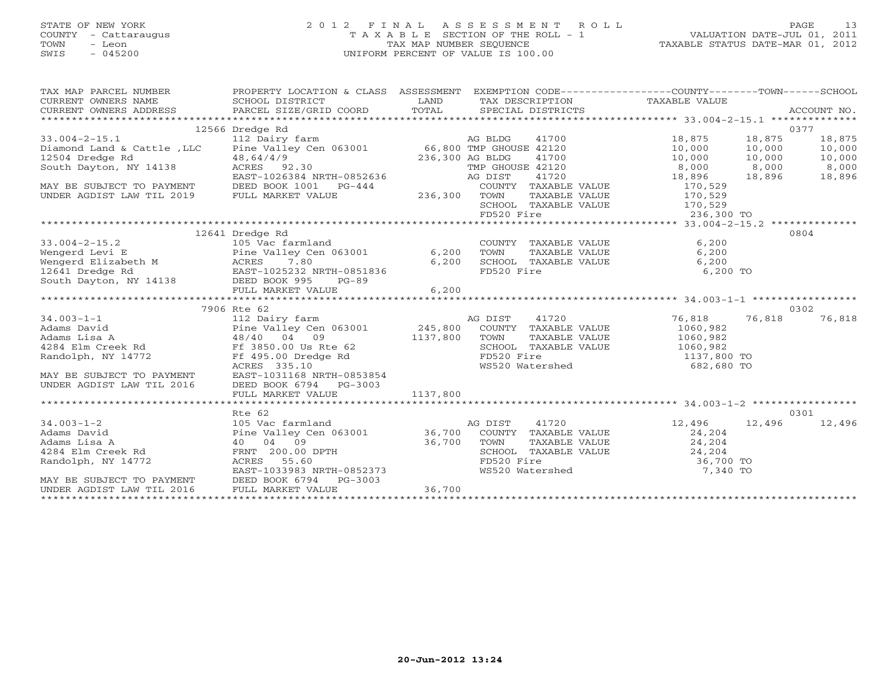STATE OF NEW YORK
COUNTY - Cattaraugus
TOWN - Leon
SWIS - 045200

# 2012 FINAL ASSESSMENT ROLL

TAXABLE SECTION OF THE ROLL - 1
TAX MAP NUMBER SEQUENCE
UNIFORM PERCENT OF VALUE IS 100.00

VALUATION DATE-JUL 01, 2011
TAXABLE STATUS DATE-MAR 01, 2012

| TAX MAP PARCEL NUMBER / CURRENT OWNERS NAME / CURRENT OWNERS ADDRESS | PROPERTY LOCATION & CLASS / SCHOOL DISTRICT / PARCEL SIZE/GRID COORD | ASSESSMENT LAND / TOTAL | EXEMPTION CODE / TAX DESCRIPTION / SPECIAL DISTRICTS | COUNTY TAXABLE VALUE | TOWN | SCHOOL | ACCOUNT NO. |
|---|---|---|---|---|---|---|---|
| | 12566 Dredge Rd | | | | | | 0377 |
| 33.004-2-15.1 | 112 Dairy farm | | AG BLDG 41700 | 18,875 | 18,875 | 18,875 | |
| Diamond Land & Cattle ,LLC | Pine Valley Cen 063001 | 66,800 | TMP GHOUSE 42120 | 10,000 | 10,000 | 10,000 | |
| 12504 Dredge Rd | 48,64/4/9 | 236,300 | AG BLDG 41700 | 10,000 | 10,000 | 10,000 | |
| South Dayton, NY 14138 | ACRES 92.30 | | TMP GHOUSE 42120 | 8,000 | 8,000 | 8,000 | |
| | EAST-1026384 NRTH-0852636 | | AG DIST 41720 | 18,896 | 18,896 | 18,896 | |
| MAY BE SUBJECT TO PAYMENT | DEED BOOK 1001 PG-444 | | COUNTY TAXABLE VALUE | 170,529 | | | |
| UNDER AGDIST LAW TIL 2019 | FULL MARKET VALUE | 236,300 | TOWN TAXABLE VALUE | 170,529 | | | |
| | | | SCHOOL TAXABLE VALUE | 170,529 | | | |
| | | | FD520 Fire | 236,300 TO | | | |
| | 12641 Dredge Rd | | | | | | 0804 |
| 33.004-2-15.2 | 105 Vac farmland | | COUNTY TAXABLE VALUE | 6,200 | | | |
| Wengerd Levi E | Pine Valley Cen 063001 | 6,200 | TOWN TAXABLE VALUE | 6,200 | | | |
| Wengerd Elizabeth M | ACRES 7.80 | 6,200 | SCHOOL TAXABLE VALUE | 6,200 | | | |
| 12641 Dredge Rd | EAST-1025232 NRTH-0851836 | | FD520 Fire | 6,200 TO | | | |
| South Dayton, NY 14138 | DEED BOOK 995 PG-89 | | | | | | |
| | FULL MARKET VALUE | 6,200 | | | | | |
| | 7906 Rte 62 | | | | | | 0302 |
| 34.003-1-1 | 112 Dairy farm | | AG DIST 41720 | 76,818 | 76,818 | 76,818 | |
| Adams David | Pine Valley Cen 063001 | 245,800 | COUNTY TAXABLE VALUE | 1060,982 | | | |
| Adams Lisa A | 48/40 04 09 | 1137,800 | TOWN TAXABLE VALUE | 1060,982 | | | |
| 4284 Elm Creek Rd | Ff 3850.00 Us Rte 62 | | SCHOOL TAXABLE VALUE | 1060,982 | | | |
| Randolph, NY 14772 | Ff 495.00 Dredge Rd | | FD520 Fire | 1137,800 TO | | | |
| | ACRES 335.10 | | WS520 Watershed | 682,680 TO | | | |
| MAY BE SUBJECT TO PAYMENT | EAST-1031168 NRTH-0853854 | | | | | | |
| UNDER AGDIST LAW TIL 2016 | DEED BOOK 6794 PG-3003 | | | | | | |
| | FULL MARKET VALUE | 1137,800 | | | | | |
| | Rte 62 | | | | | | 0301 |
| 34.003-1-2 | 105 Vac farmland | | AG DIST 41720 | 12,496 | 12,496 | 12,496 | |
| Adams David | Pine Valley Cen 063001 | 36,700 | COUNTY TAXABLE VALUE | 24,204 | | | |
| Adams Lisa A | 40 04 09 | 36,700 | TOWN TAXABLE VALUE | 24,204 | | | |
| 4284 Elm Creek Rd | FRNT 200.00 DPTH | | SCHOOL TAXABLE VALUE | 24,204 | | | |
| Randolph, NY 14772 | ACRES 55.60 | | FD520 Fire | 36,700 TO | | | |
| | EAST-1033983 NRTH-0852373 | | WS520 Watershed | 7,340 TO | | | |
| MAY BE SUBJECT TO PAYMENT | DEED BOOK 6794 PG-3003 | | | | | | |
| UNDER AGDIST LAW TIL 2016 | FULL MARKET VALUE | 36,700 | | | | | |

20-Jun-2012 13:24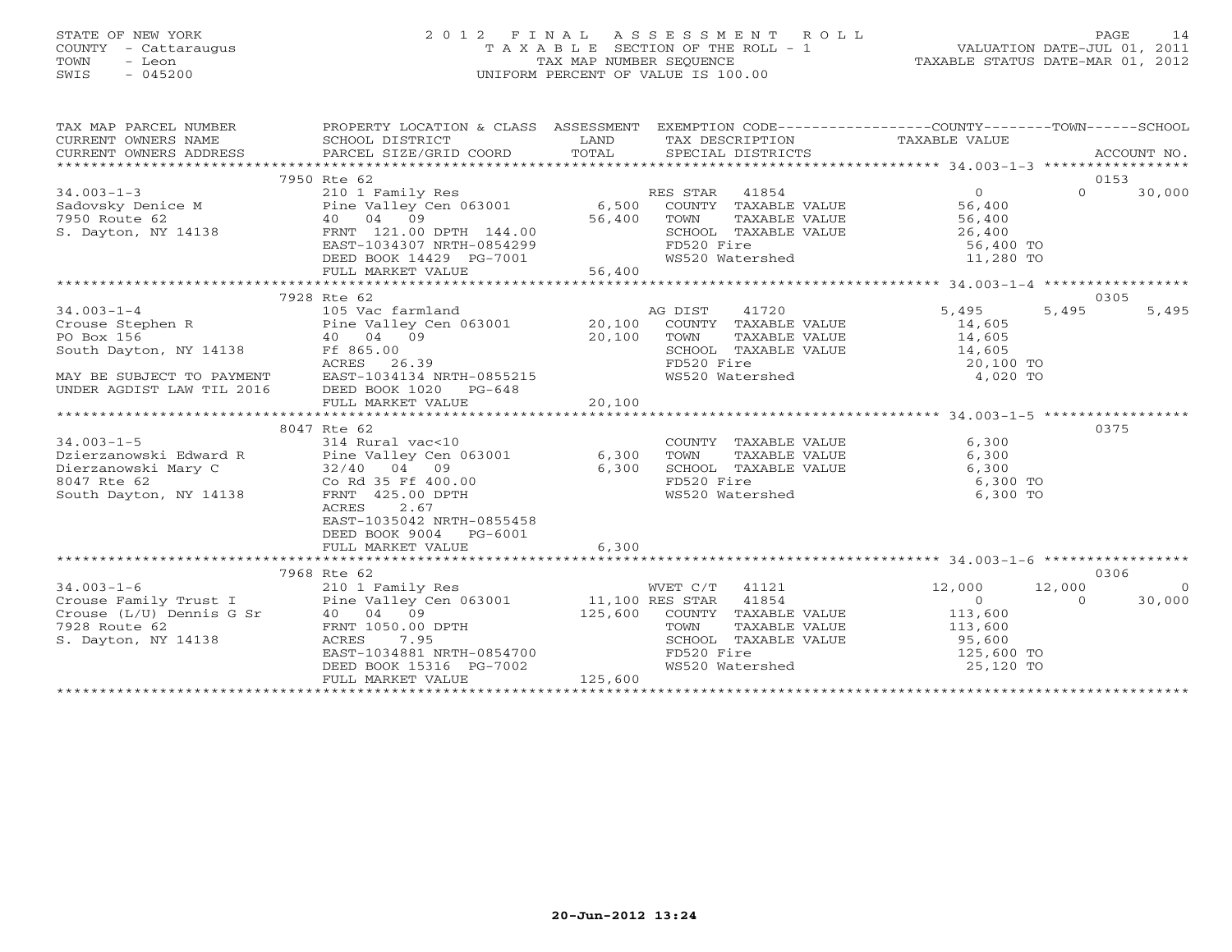STATE OF NEW YORK
COUNTY - Cattaraugus
TOWN - Leon
SWIS - 045200

2012 FINAL ASSESSMENT ROLL
TAXABLE SECTION OF THE ROLL - 1
TAX MAP NUMBER SEQUENCE
UNIFORM PERCENT OF VALUE IS 100.00

VALUATION DATE-JUL 01, 2011
TAXABLE STATUS DATE-MAR 01, 2012

| TAX MAP PARCEL NUMBER / CURRENT OWNERS NAME / CURRENT OWNERS ADDRESS | PROPERTY LOCATION & CLASS / SCHOOL DISTRICT / PARCEL SIZE/GRID COORD | ASSESSMENT LAND / TOTAL | EXEMPTION CODE / TAX DESCRIPTION / SPECIAL DISTRICTS | COUNTY TAXABLE VALUE | TOWN | SCHOOL | ACCOUNT NO. |
|---|---|---|---|---|---|---|---|
| 34.003-1-3 | 7950 Rte 62 | | | | | | 0153 |
| Sadovsky Denice M | 210 1 Family Res | | RES STAR 41854 | 0 | 0 | 30,000 | |
| 7950 Route 62 | Pine Valley Cen 063001 | 6,500 | COUNTY TAXABLE VALUE | 56,400 | | | |
| S. Dayton, NY 14138 | 40 04 09 | 56,400 | TOWN TAXABLE VALUE | 56,400 | | | |
| | FRNT 121.00 DPTH 144.00 | | SCHOOL TAXABLE VALUE | 26,400 | | | |
| | EAST-1034307 NRTH-0854299 | | FD520 Fire | 56,400 TO | | | |
| | DEED BOOK 14429 PG-7001 | | WS520 Watershed | 11,280 TO | | | |
| | FULL MARKET VALUE | 56,400 | | | | | |
| 34.003-1-4 | 7928 Rte 62 | | | | | | 0305 |
| Crouse Stephen R | 105 Vac farmland | | AG DIST 41720 | 5,495 | 5,495 | 5,495 | |
| PO Box 156 | Pine Valley Cen 063001 | 20,100 | COUNTY TAXABLE VALUE | 14,605 | | | |
| South Dayton, NY 14138 | 40 04 09 | 20,100 | TOWN TAXABLE VALUE | 14,605 | | | |
| | Ff 865.00 | | SCHOOL TAXABLE VALUE | 14,605 | | | |
| | ACRES 26.39 | | FD520 Fire | 20,100 TO | | | |
| MAY BE SUBJECT TO PAYMENT | EAST-1034134 NRTH-0855215 | | WS520 Watershed | 4,020 TO | | | |
| UNDER AGDIST LAW TIL 2016 | DEED BOOK 1020 PG-648 | | | | | | |
| | FULL MARKET VALUE | 20,100 | | | | | |
| 34.003-1-5 | 8047 Rte 62 | | | | | | 0375 |
| Dzierzanowski Edward R | 314 Rural vac<10 | | COUNTY TAXABLE VALUE | 6,300 | | | |
| Dierzanowski Mary C | Pine Valley Cen 063001 | 6,300 | TOWN TAXABLE VALUE | 6,300 | | | |
| 8047 Rte 62 | 32/40 04 09 | 6,300 | SCHOOL TAXABLE VALUE | 6,300 | | | |
| South Dayton, NY 14138 | Co Rd 35 Ff 400.00 | | FD520 Fire | 6,300 TO | | | |
| | FRNT 425.00 DPTH | | WS520 Watershed | 6,300 TO | | | |
| | ACRES 2.67 | | | | | | |
| | EAST-1035042 NRTH-0855458 | | | | | | |
| | DEED BOOK 9004 PG-6001 | | | | | | |
| | FULL MARKET VALUE | 6,300 | | | | | |
| 34.003-1-6 | 7968 Rte 62 | | | | | | 0306 |
| Crouse Family Trust I | 210 1 Family Res | | WVET C/T 41121 | 12,000 | 12,000 | 0 | |
| Crouse (L/U) Dennis G Sr | Pine Valley Cen 063001 | 11,100 | RES STAR 41854 | 0 | 0 | 30,000 | |
| 7928 Route 62 | 40 04 09 | 125,600 | COUNTY TAXABLE VALUE | 113,600 | | | |
| S. Dayton, NY 14138 | FRNT 1050.00 DPTH | | TOWN TAXABLE VALUE | 113,600 | | | |
| | ACRES 7.95 | | SCHOOL TAXABLE VALUE | 95,600 | | | |
| | EAST-1034881 NRTH-0854700 | | FD520 Fire | 125,600 TO | | | |
| | DEED BOOK 15316 PG-7002 | | WS520 Watershed | 25,120 TO | | | |
| | FULL MARKET VALUE | 125,600 | | | | | |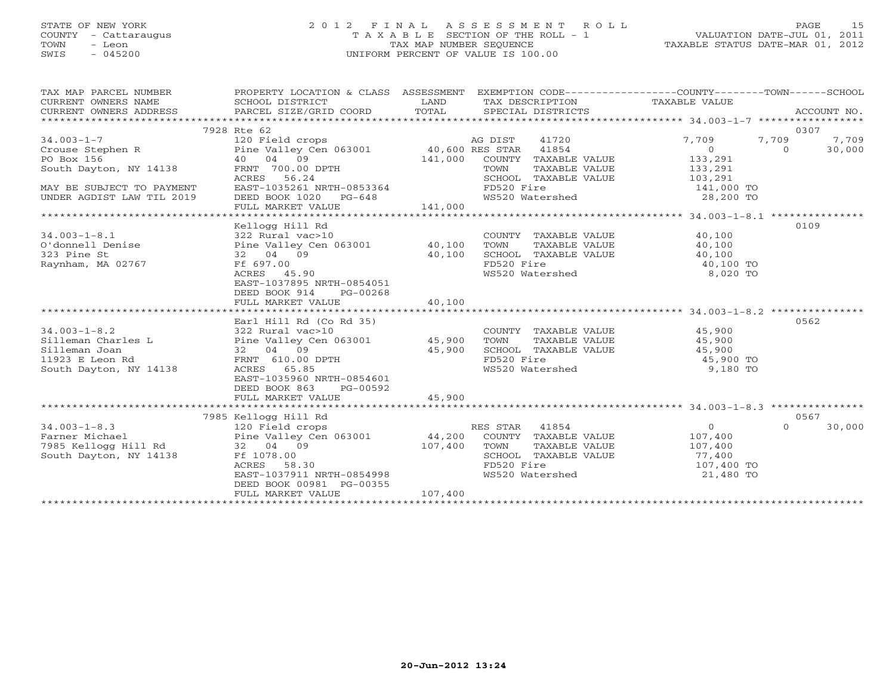STATE OF NEW YORK
COUNTY - Cattaraugus
TOWN - Leon
SWIS - 045200

2012 FINAL ASSESSMENT ROLL
TAXABLE SECTION OF THE ROLL - 1
TAX MAP NUMBER SEQUENCE
UNIFORM PERCENT OF VALUE IS 100.00

VALUATION DATE-JUL 01, 2011
TAXABLE STATUS DATE-MAR 01, 2012

| TAX MAP PARCEL NUMBER / CURRENT OWNERS NAME / CURRENT OWNERS ADDRESS | PROPERTY LOCATION & CLASS / SCHOOL DISTRICT / PARCEL SIZE/GRID COORD | ASSESSMENT LAND / TOTAL | EXEMPTION CODE / TAX DESCRIPTION / SPECIAL DISTRICTS | COUNTY | TOWN | SCHOOL | ACCOUNT NO. |
|---|---|---|---|---|---|---|---|
| **34.003-1-7** | 7928 Rte 62 | | | | | | 0307 |
| Crouse Stephen R | 120 Field crops | | AG DIST 41720 | 7,709 | 7,709 | 7,709 | |
| PO Box 156 | Pine Valley Cen 063001 | 40,600 | RES STAR 41854 | 0 | 0 | 30,000 | |
| South Dayton, NY 14138 | 40 04 09 | 141,000 | COUNTY TAXABLE VALUE | 133,291 | | | |
| | FRNT 700.00 DPTH | | TOWN TAXABLE VALUE | | 133,291 | | |
| | ACRES 56.24 | | SCHOOL TAXABLE VALUE | | | 103,291 | |
| MAY BE SUBJECT TO PAYMENT | EAST-1035261 NRTH-0853364 | | FD520 Fire | 141,000 TO | | | |
| UNDER AGDIST LAW TIL 2019 | DEED BOOK 1020 PG-648 | | WS520 Watershed | 28,200 TO | | | |
| | FULL MARKET VALUE | 141,000 | | | | | |
| **34.003-1-8.1** | Kellogg Hill Rd | | | | | | 0109 |
| O'donnell Denise | 322 Rural vac>10 | | COUNTY TAXABLE VALUE | 40,100 | | | |
| 323 Pine St | Pine Valley Cen 063001 | 40,100 | TOWN TAXABLE VALUE | | 40,100 | | |
| Raynham, MA 02767 | 32 04 09 | 40,100 | SCHOOL TAXABLE VALUE | | | 40,100 | |
| | Ff 697.00 | | FD520 Fire | 40,100 TO | | | |
| | ACRES 45.90 | | WS520 Watershed | 8,020 TO | | | |
| | EAST-1037895 NRTH-0854051 | | | | | | |
| | DEED BOOK 914 PG-00268 | | | | | | |
| | FULL MARKET VALUE | 40,100 | | | | | |
| **34.003-1-8.2** | Earl Hill Rd (Co Rd 35) | | | | | | 0562 |
| Silleman Charles L | 322 Rural vac>10 | | COUNTY TAXABLE VALUE | 45,900 | | | |
| Silleman Joan | Pine Valley Cen 063001 | 45,900 | TOWN TAXABLE VALUE | | 45,900 | | |
| 11923 E Leon Rd | 32 04 09 | 45,900 | SCHOOL TAXABLE VALUE | | | 45,900 | |
| South Dayton, NY 14138 | FRNT 610.00 DPTH | | FD520 Fire | 45,900 TO | | | |
| | ACRES 65.85 | | WS520 Watershed | 9,180 TO | | | |
| | EAST-1035960 NRTH-0854601 | | | | | | |
| | DEED BOOK 863 PG-00592 | | | | | | |
| | FULL MARKET VALUE | 45,900 | | | | | |
| **34.003-1-8.3** | 7985 Kellogg Hill Rd | | | | | | 0567 |
| Farner Michael | 120 Field crops | | RES STAR 41854 | 0 | 0 | 30,000 | |
| 7985 Kellogg Hill Rd | Pine Valley Cen 063001 | 44,200 | COUNTY TAXABLE VALUE | 107,400 | | | |
| South Dayton, NY 14138 | 32 04 09 | 107,400 | TOWN TAXABLE VALUE | | 107,400 | | |
| | Ff 1078.00 | | SCHOOL TAXABLE VALUE | | | 77,400 | |
| | ACRES 58.30 | | FD520 Fire | 107,400 TO | | | |
| | EAST-1037911 NRTH-0854998 | | WS520 Watershed | 21,480 TO | | | |
| | DEED BOOK 00981 PG-00355 | | | | | | |
| | FULL MARKET VALUE | 107,400 | | | | | |

20-Jun-2012 13:24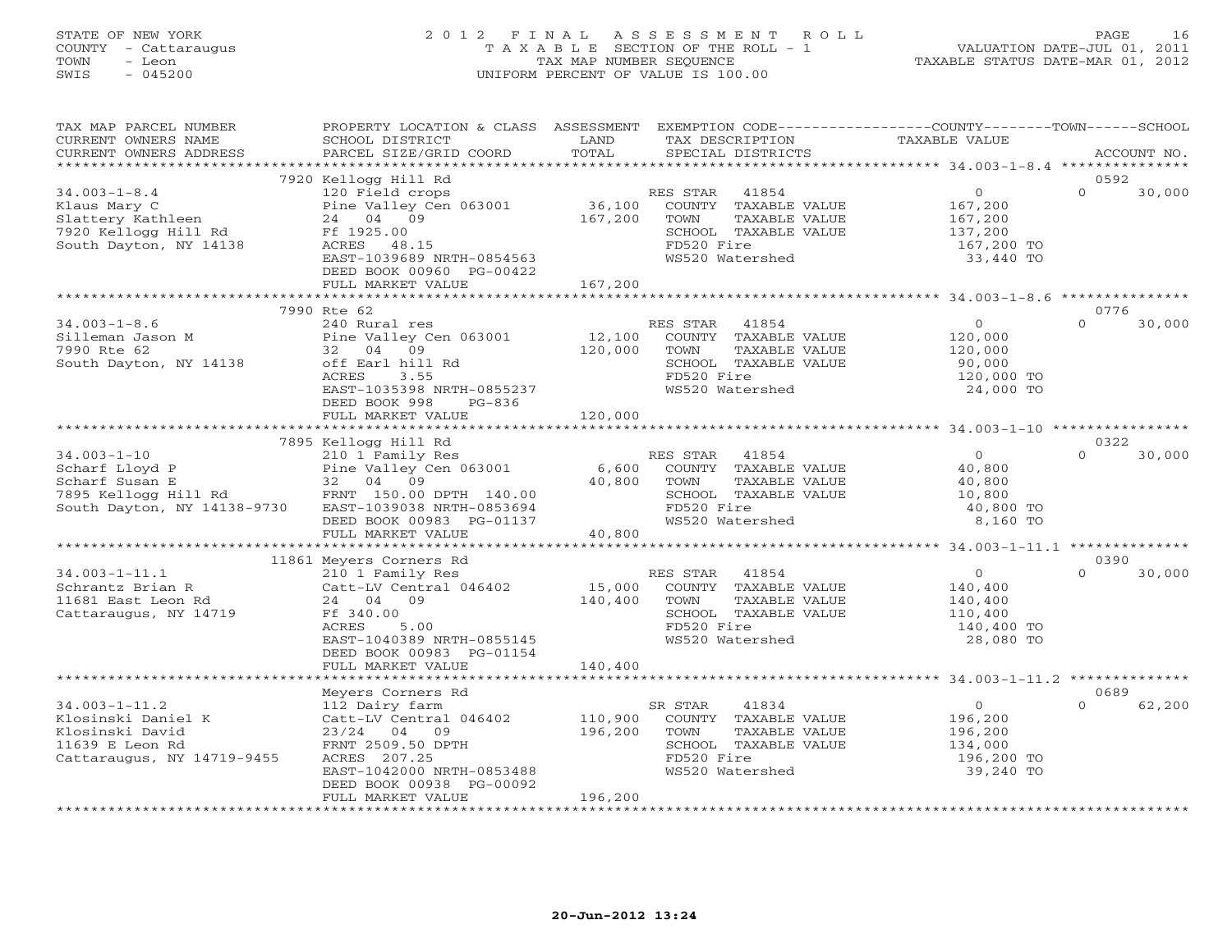STATE OF NEW YORK
COUNTY - Cattaraugus
TOWN - Leon
SWIS - 045200

# 2012 FINAL ASSESSMENT ROLL

TAXABLE SECTION OF THE ROLL - 1
TAX MAP NUMBER SEQUENCE
UNIFORM PERCENT OF VALUE IS 100.00

VALUATION DATE-JUL 01, 2011
TAXABLE STATUS DATE-MAR 01, 2012

| TAX MAP PARCEL NUMBER / CURRENT OWNERS NAME / CURRENT OWNERS ADDRESS | PROPERTY LOCATION & CLASS / SCHOOL DISTRICT / PARCEL SIZE/GRID COORD | ASSESSMENT LAND / TOTAL | EXEMPTION CODE / TAX DESCRIPTION / SPECIAL DISTRICTS | COUNTY / TOWN / SCHOOL TAXABLE VALUE | ACCOUNT NO. |
|---|---|---|---|---|---|
| **34.003-1-8.4** | 7920 Kellogg Hill Rd | | | | 0592 |
| Klaus Mary C | 120 Field crops | | RES STAR 41854 | 0 / 0 | 30,000 |
| Slattery Kathleen | Pine Valley Cen 063001 | 36,100 | COUNTY TAXABLE VALUE | 167,200 | |
| 7920 Kellogg Hill Rd | 24 04 09 | 167,200 | TOWN TAXABLE VALUE | 167,200 | |
| South Dayton, NY 14138 | Ff 1925.00 | | SCHOOL TAXABLE VALUE | 137,200 | |
| | ACRES 48.15 | | FD520 Fire | 167,200 TO | |
| | EAST-1039689 NRTH-0854563 | | WS520 Watershed | 33,440 TO | |
| | DEED BOOK 00960 PG-00422 | | | | |
| | FULL MARKET VALUE | 167,200 | | | |
| **34.003-1-8.6** | 7990 Rte 62 | | | | 0776 |
| Silleman Jason M | 240 Rural res | | RES STAR 41854 | 0 / 0 | 30,000 |
| 7990 Rte 62 | Pine Valley Cen 063001 | 12,100 | COUNTY TAXABLE VALUE | 120,000 | |
| South Dayton, NY 14138 | 32 04 09 | 120,000 | TOWN TAXABLE VALUE | 120,000 | |
| | off Earl hill Rd | | SCHOOL TAXABLE VALUE | 90,000 | |
| | ACRES 3.55 | | FD520 Fire | 120,000 TO | |
| | EAST-1035398 NRTH-0855237 | | WS520 Watershed | 24,000 TO | |
| | DEED BOOK 998 PG-836 | | | | |
| | FULL MARKET VALUE | 120,000 | | | |
| **34.003-1-10** | 7895 Kellogg Hill Rd | | | | 0322 |
| Scharf Lloyd P | 210 1 Family Res | | RES STAR 41854 | 0 / 0 | 30,000 |
| Scharf Susan E | Pine Valley Cen 063001 | 6,600 | COUNTY TAXABLE VALUE | 40,800 | |
| 7895 Kellogg Hill Rd | 32 04 09 | 40,800 | TOWN TAXABLE VALUE | 40,800 | |
| South Dayton, NY 14138-9730 | FRNT 150.00 DPTH 140.00 | | SCHOOL TAXABLE VALUE | 10,800 | |
| | EAST-1039038 NRTH-0853694 | | FD520 Fire | 40,800 TO | |
| | DEED BOOK 00983 PG-01137 | | WS520 Watershed | 8,160 TO | |
| | FULL MARKET VALUE | 40,800 | | | |
| **34.003-1-11.1** | 11861 Meyers Corners Rd | | | | 0390 |
| Schrantz Brian R | 210 1 Family Res | | RES STAR 41854 | 0 / 0 | 30,000 |
| 11681 East Leon Rd | Catt-LV Central 046402 | 15,000 | COUNTY TAXABLE VALUE | 140,400 | |
| Cattaraugus, NY 14719 | 24 04 09 | 140,400 | TOWN TAXABLE VALUE | 140,400 | |
| | Ff 340.00 | | SCHOOL TAXABLE VALUE | 110,400 | |
| | ACRES 5.00 | | FD520 Fire | 140,400 TO | |
| | EAST-1040389 NRTH-0855145 | | WS520 Watershed | 28,080 TO | |
| | DEED BOOK 00983 PG-01154 | | | | |
| | FULL MARKET VALUE | 140,400 | | | |
| **34.003-1-11.2** | Meyers Corners Rd | | | | 0689 |
| Klosinski Daniel K | 112 Dairy farm | | SR STAR 41834 | 0 / 0 | 62,200 |
| Klosinski David | Catt-LV Central 046402 | 110,900 | COUNTY TAXABLE VALUE | 196,200 | |
| 11639 E Leon Rd | 23/24 04 09 | 196,200 | TOWN TAXABLE VALUE | 196,200 | |
| Cattaraugus, NY 14719-9455 | FRNT 2509.50 DPTH | | SCHOOL TAXABLE VALUE | 134,000 | |
| | ACRES 207.25 | | FD520 Fire | 196,200 TO | |
| | EAST-1042000 NRTH-0853488 | | WS520 Watershed | 39,240 TO | |
| | DEED BOOK 00938 PG-00092 | | | | |
| | FULL MARKET VALUE | 196,200 | | | |

20-Jun-2012 13:24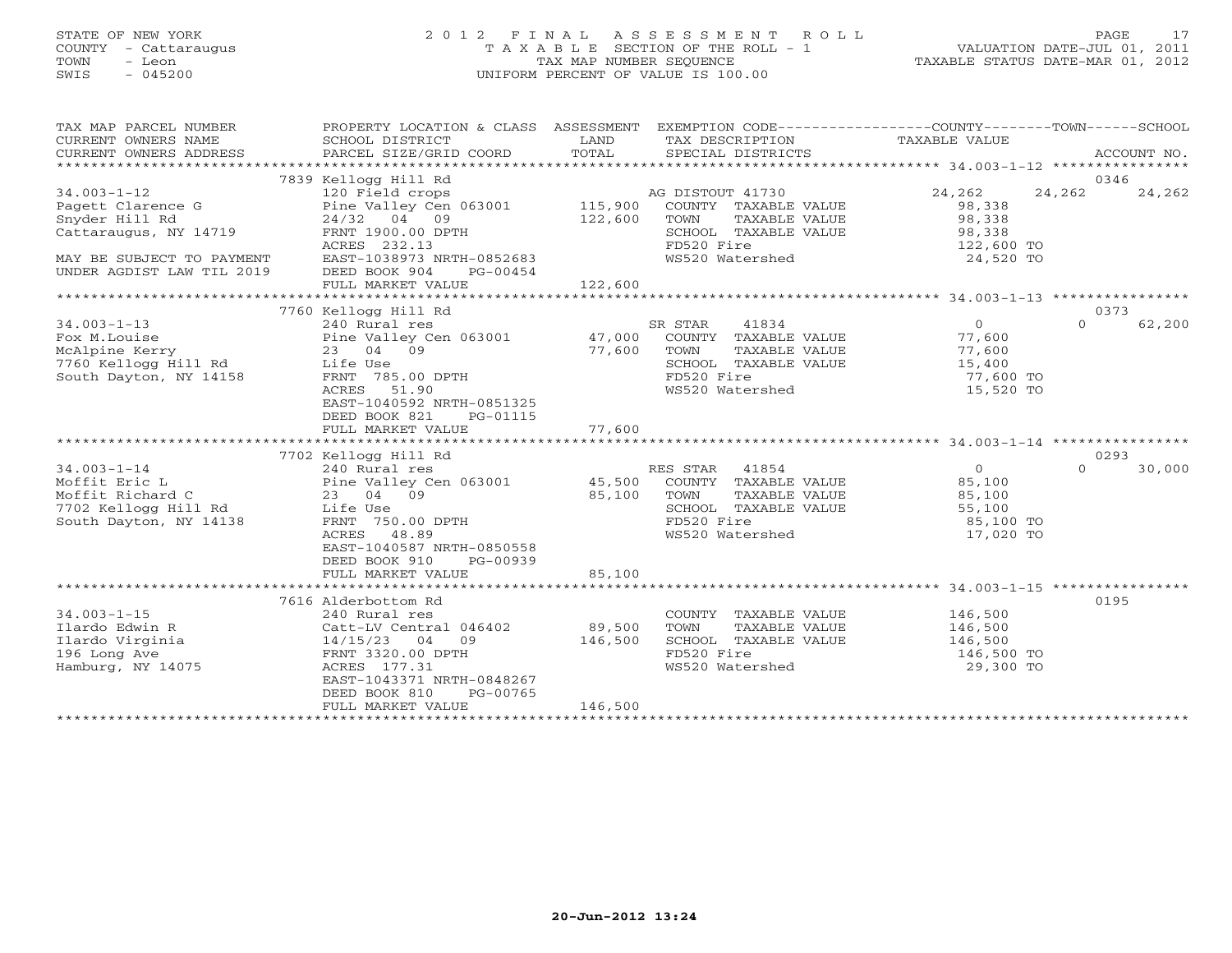STATE OF NEW YORK
COUNTY - Cattaraugus
TOWN - Leon
SWIS - 045200

# 2012 FINAL ASSESSMENT ROLL

TAXABLE SECTION OF THE ROLL - 1
TAX MAP NUMBER SEQUENCE
UNIFORM PERCENT OF VALUE IS 100.00

VALUATION DATE-JUL 01, 2011
TAXABLE STATUS DATE-MAR 01, 2012

| TAX MAP PARCEL NUMBER / CURRENT OWNERS NAME / CURRENT OWNERS ADDRESS | PROPERTY LOCATION & CLASS / SCHOOL DISTRICT / PARCEL SIZE/GRID COORD | ASSESSMENT LAND / TOTAL | EXEMPTION CODE / TAX DESCRIPTION / SPECIAL DISTRICTS | COUNTY | TOWN | SCHOOL | ACCOUNT NO. |
|---|---|---|---|---|---|---|---|
| | 7839 Kellogg Hill Rd | | | | | | 0346 |
| 34.003-1-12 | 120 Field crops | | AG DISTOUT 41730 | 24,262 | 24,262 | 24,262 | |
| Pagett Clarence G | Pine Valley Cen 063001 | 115,900 | COUNTY TAXABLE VALUE | 98,338 | | | |
| Snyder Hill Rd | 24/32 04 09 | 122,600 | TOWN TAXABLE VALUE | | 98,338 | | |
| Cattaraugus, NY 14719 | FRNT 1900.00 DPTH | | SCHOOL TAXABLE VALUE | | | 98,338 | |
| | ACRES 232.13 | | FD520 Fire | 122,600 TO | | | |
| MAY BE SUBJECT TO PAYMENT | EAST-1038973 NRTH-0852683 | | WS520 Watershed | 24,520 TO | | | |
| UNDER AGDIST LAW TIL 2019 | DEED BOOK 904 PG-00454 | | | | | | |
| | FULL MARKET VALUE | 122,600 | | | | | |
| | 7760 Kellogg Hill Rd | | | | | | 0373 |
| 34.003-1-13 | 240 Rural res | | SR STAR 41834 | 0 | 0 | 62,200 | |
| Fox M.Louise | Pine Valley Cen 063001 | 47,000 | COUNTY TAXABLE VALUE | 77,600 | | | |
| McAlpine Kerry | 23 04 09 | 77,600 | TOWN TAXABLE VALUE | | 77,600 | | |
| 7760 Kellogg Hill Rd | Life Use | | SCHOOL TAXABLE VALUE | | | 15,400 | |
| South Dayton, NY 14158 | FRNT 785.00 DPTH | | FD520 Fire | 77,600 TO | | | |
| | ACRES 51.90 | | WS520 Watershed | 15,520 TO | | | |
| | EAST-1040592 NRTH-0851325 | | | | | | |
| | DEED BOOK 821 PG-01115 | | | | | | |
| | FULL MARKET VALUE | 77,600 | | | | | |
| | 7702 Kellogg Hill Rd | | | | | | 0293 |
| 34.003-1-14 | 240 Rural res | | RES STAR 41854 | 0 | 0 | 30,000 | |
| Moffit Eric L | Pine Valley Cen 063001 | 45,500 | COUNTY TAXABLE VALUE | 85,100 | | | |
| Moffit Richard C | 23 04 09 | 85,100 | TOWN TAXABLE VALUE | | 85,100 | | |
| 7702 Kellogg Hill Rd | Life Use | | SCHOOL TAXABLE VALUE | | | 55,100 | |
| South Dayton, NY 14138 | FRNT 750.00 DPTH | | FD520 Fire | 85,100 TO | | | |
| | ACRES 48.89 | | WS520 Watershed | 17,020 TO | | | |
| | EAST-1040587 NRTH-0850558 | | | | | | |
| | DEED BOOK 910 PG-00939 | | | | | | |
| | FULL MARKET VALUE | 85,100 | | | | | |
| | 7616 Alderbottom Rd | | | | | | 0195 |
| 34.003-1-15 | 240 Rural res | | COUNTY TAXABLE VALUE | 146,500 | | | |
| Ilardo Edwin R | Catt-LV Central 046402 | 89,500 | TOWN TAXABLE VALUE | | 146,500 | | |
| Ilardo Virginia | 14/15/23 04 09 | 146,500 | SCHOOL TAXABLE VALUE | | | 146,500 | |
| 196 Long Ave | FRNT 3320.00 DPTH | | FD520 Fire | 146,500 TO | | | |
| Hamburg, NY 14075 | ACRES 177.31 | | WS520 Watershed | 29,300 TO | | | |
| | EAST-1043371 NRTH-0848267 | | | | | | |
| | DEED BOOK 810 PG-00765 | | | | | | |
| | FULL MARKET VALUE | 146,500 | | | | | |

20-Jun-2012 13:24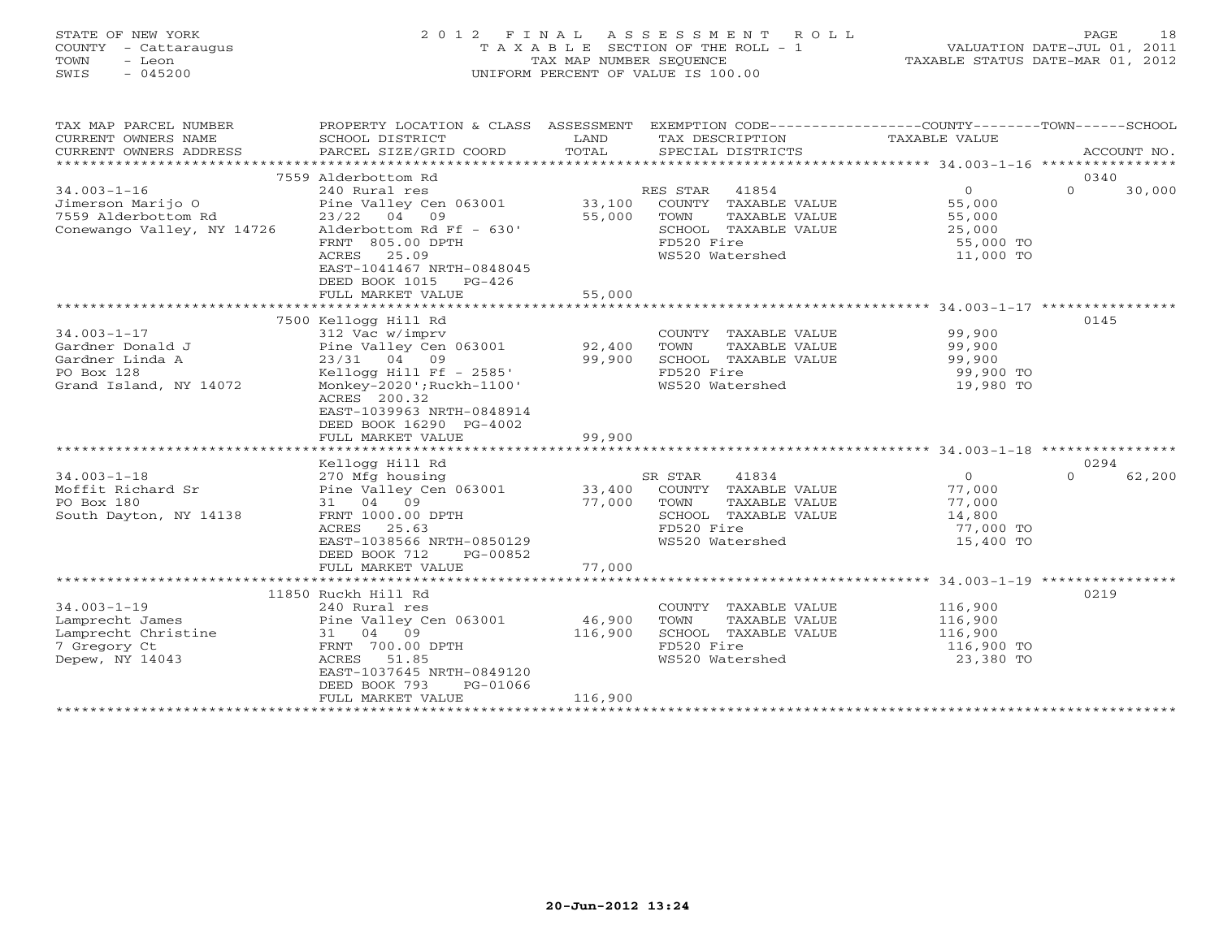STATE OF NEW YORK
COUNTY - Cattaraugus
TOWN - Leon
SWIS - 045200

# 2012 FINAL ASSESSMENT ROLL

TAXABLE SECTION OF THE ROLL - 1
TAX MAP NUMBER SEQUENCE
UNIFORM PERCENT OF VALUE IS 100.00

VALUATION DATE-JUL 01, 2011
TAXABLE STATUS DATE-MAR 01, 2012

| TAX MAP PARCEL NUMBER / CURRENT OWNERS NAME / CURRENT OWNERS ADDRESS | PROPERTY LOCATION & CLASS / SCHOOL DISTRICT / PARCEL SIZE/GRID COORD | ASSESSMENT LAND / TOTAL | EXEMPTION CODE / TAX DESCRIPTION / SPECIAL DISTRICTS | COUNTY | TOWN | SCHOOL / ACCOUNT NO. |
|---|---|---|---|---|---|---|
| | 7559 Alderbottom Rd | | | | | 0340 |
| 34.003-1-16 | 240 Rural res | | RES STAR 41854 | 0 | 0 | 30,000 |
| Jimerson Marijo O | Pine Valley Cen 063001 | 33,100 | COUNTY TAXABLE VALUE | 55,000 | | |
| 7559 Alderbottom Rd | 23/22 04 09 | 55,000 | TOWN TAXABLE VALUE | | 55,000 | |
| Conewango Valley, NY 14726 | Alderbottom Rd Ff - 630' | | SCHOOL TAXABLE VALUE | | | 25,000 |
| | FRNT 805.00 DPTH | | FD520 Fire | 55,000 TO | | |
| | ACRES 25.09 | | WS520 Watershed | 11,000 TO | | |
| | EAST-1041467 NRTH-0848045 | | | | | |
| | DEED BOOK 1015 PG-426 | | | | | |
| | FULL MARKET VALUE | 55,000 | | | | |
| | 7500 Kellogg Hill Rd | | | | | 0145 |
| 34.003-1-17 | 312 Vac w/imprv | | COUNTY TAXABLE VALUE | 99,900 | | |
| Gardner Donald J | Pine Valley Cen 063001 | 92,400 | TOWN TAXABLE VALUE | | 99,900 | |
| Gardner Linda A | 23/31 04 09 | 99,900 | SCHOOL TAXABLE VALUE | | | 99,900 |
| PO Box 128 | Kellogg Hill Ff - 2585' | | FD520 Fire | 99,900 TO | | |
| Grand Island, NY 14072 | Monkey-2020';Ruckh-1100' | | WS520 Watershed | 19,980 TO | | |
| | ACRES 200.32 | | | | | |
| | EAST-1039963 NRTH-0848914 | | | | | |
| | DEED BOOK 16290 PG-4002 | | | | | |
| | FULL MARKET VALUE | 99,900 | | | | |
| | Kellogg Hill Rd | | | | | 0294 |
| 34.003-1-18 | 270 Mfg housing | | SR STAR 41834 | 0 | 0 | 62,200 |
| Moffit Richard Sr | Pine Valley Cen 063001 | 33,400 | COUNTY TAXABLE VALUE | 77,000 | | |
| PO Box 180 | 31 04 09 | 77,000 | TOWN TAXABLE VALUE | | 77,000 | |
| South Dayton, NY 14138 | FRNT 1000.00 DPTH | | SCHOOL TAXABLE VALUE | | | 14,800 |
| | ACRES 25.63 | | FD520 Fire | 77,000 TO | | |
| | EAST-1038566 NRTH-0850129 | | WS520 Watershed | 15,400 TO | | |
| | DEED BOOK 712 PG-00852 | | | | | |
| | FULL MARKET VALUE | 77,000 | | | | |
| | 11850 Ruckh Hill Rd | | | | | 0219 |
| 34.003-1-19 | 240 Rural res | | COUNTY TAXABLE VALUE | 116,900 | | |
| Lamprecht James | Pine Valley Cen 063001 | 46,900 | TOWN TAXABLE VALUE | | 116,900 | |
| Lamprecht Christine | 31 04 09 | 116,900 | SCHOOL TAXABLE VALUE | | | 116,900 |
| 7 Gregory Ct | FRNT 700.00 DPTH | | FD520 Fire | 116,900 TO | | |
| Depew, NY 14043 | ACRES 51.85 | | WS520 Watershed | 23,380 TO | | |
| | EAST-1037645 NRTH-0849120 | | | | | |
| | DEED BOOK 793 PG-01066 | | | | | |
| | FULL MARKET VALUE | 116,900 | | | | |

20-Jun-2012 13:24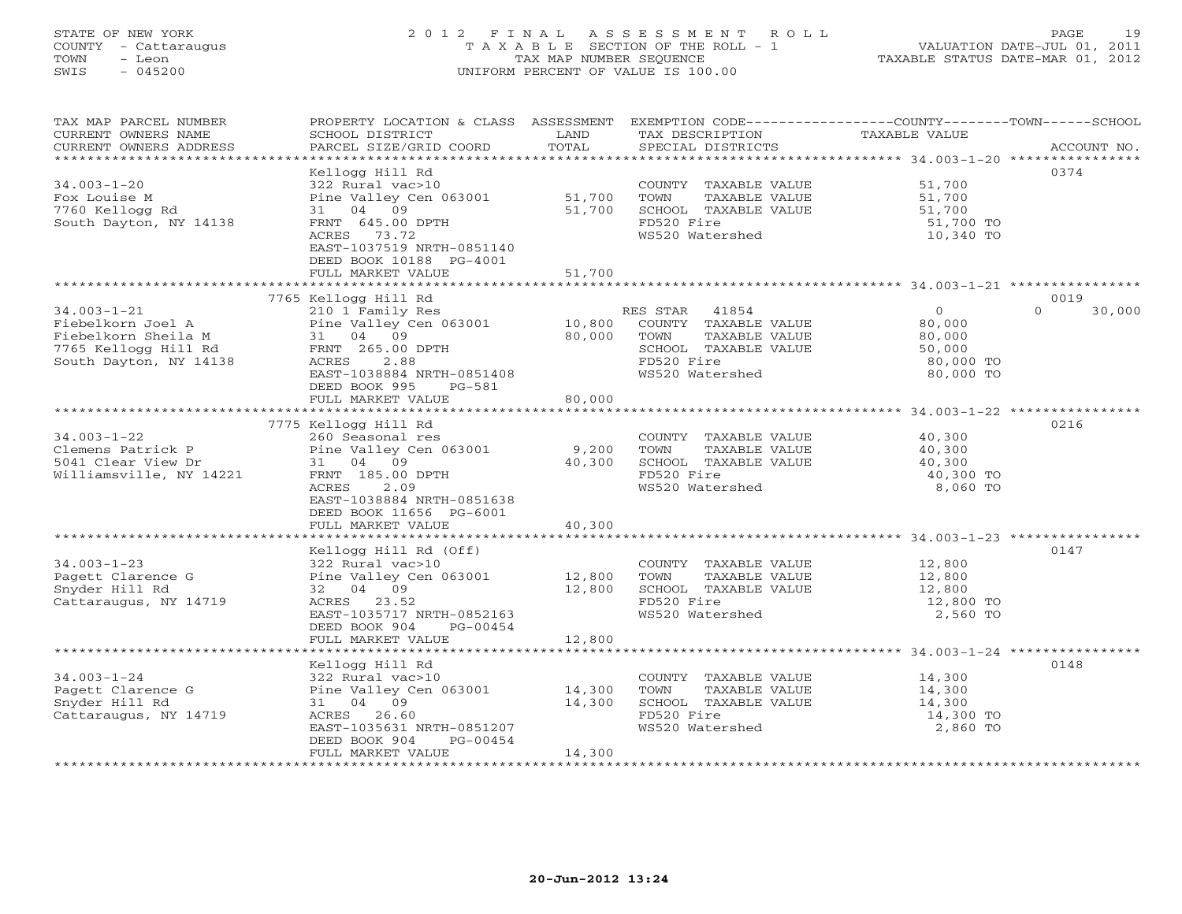STATE OF NEW YORK
COUNTY - Cattaraugus
TOWN - Leon
SWIS - 045200

2012 FINAL ASSESSMENT ROLL
TAXABLE SECTION OF THE ROLL - 1
TAX MAP NUMBER SEQUENCE
UNIFORM PERCENT OF VALUE IS 100.00

VALUATION DATE-JUL 01, 2011
TAXABLE STATUS DATE-MAR 01, 2012

| TAX MAP PARCEL NUMBER / CURRENT OWNERS NAME / CURRENT OWNERS ADDRESS | PROPERTY LOCATION & CLASS / SCHOOL DISTRICT / PARCEL SIZE/GRID COORD | ASSESSMENT LAND / TOTAL | EXEMPTION CODE / TAX DESCRIPTION / SPECIAL DISTRICTS | COUNTY / TOWN TAXABLE VALUE | SCHOOL | ACCOUNT NO. |
|---|---|---|---|---|---|---|
| | Kellogg Hill Rd | | | | | 0374 |
| 34.003-1-20 | 322 Rural vac>10 | | COUNTY TAXABLE VALUE | 51,700 | | |
| Fox Louise M | Pine Valley Cen 063001 | 51,700 | TOWN TAXABLE VALUE | 51,700 | | |
| 7760 Kellogg Rd | 31 04 09 | 51,700 | SCHOOL TAXABLE VALUE | 51,700 | | |
| South Dayton, NY 14138 | FRNT 645.00 DPTH | | FD520 Fire | 51,700 TO | | |
| | ACRES 73.72 | | WS520 Watershed | 10,340 TO | | |
| | EAST-1037519 NRTH-0851140 | | | | | |
| | DEED BOOK 10188 PG-4001 | | | | | |
| | FULL MARKET VALUE | 51,700 | | | | |
| | 7765 Kellogg Hill Rd | | | | | 0019 |
| 34.003-1-21 | 210 1 Family Res | | RES STAR 41854 | 0 | 0 | 30,000 |
| Fiebelkorn Joel A | Pine Valley Cen 063001 | 10,800 | COUNTY TAXABLE VALUE | 80,000 | | |
| Fiebelkorn Sheila M | 31 04 09 | 80,000 | TOWN TAXABLE VALUE | 80,000 | | |
| 7765 Kellogg Hill Rd | FRNT 265.00 DPTH | | SCHOOL TAXABLE VALUE | 50,000 | | |
| South Dayton, NY 14138 | ACRES 2.88 | | FD520 Fire | 80,000 TO | | |
| | EAST-1038884 NRTH-0851408 | | WS520 Watershed | 80,000 TO | | |
| | DEED BOOK 995 PG-581 | | | | | |
| | FULL MARKET VALUE | 80,000 | | | | |
| | 7775 Kellogg Hill Rd | | | | | 0216 |
| 34.003-1-22 | 260 Seasonal res | | COUNTY TAXABLE VALUE | 40,300 | | |
| Clemens Patrick P | Pine Valley Cen 063001 | 9,200 | TOWN TAXABLE VALUE | 40,300 | | |
| 5041 Clear View Dr | 31 04 09 | 40,300 | SCHOOL TAXABLE VALUE | 40,300 | | |
| Williamsville, NY 14221 | FRNT 185.00 DPTH | | FD520 Fire | 40,300 TO | | |
| | ACRES 2.09 | | WS520 Watershed | 8,060 TO | | |
| | EAST-1038884 NRTH-0851638 | | | | | |
| | DEED BOOK 11656 PG-6001 | | | | | |
| | FULL MARKET VALUE | 40,300 | | | | |
| | Kellogg Hill Rd (Off) | | | | | 0147 |
| 34.003-1-23 | 322 Rural vac>10 | | COUNTY TAXABLE VALUE | 12,800 | | |
| Pagett Clarence G | Pine Valley Cen 063001 | 12,800 | TOWN TAXABLE VALUE | 12,800 | | |
| Snyder Hill Rd | 32 04 09 | 12,800 | SCHOOL TAXABLE VALUE | 12,800 | | |
| Cattaraugus, NY 14719 | ACRES 23.52 | | FD520 Fire | 12,800 TO | | |
| | EAST-1035717 NRTH-0852163 | | WS520 Watershed | 2,560 TO | | |
| | DEED BOOK 904 PG-00454 | | | | | |
| | FULL MARKET VALUE | 12,800 | | | | |
| | Kellogg Hill Rd | | | | | 0148 |
| 34.003-1-24 | 322 Rural vac>10 | | COUNTY TAXABLE VALUE | 14,300 | | |
| Pagett Clarence G | Pine Valley Cen 063001 | 14,300 | TOWN TAXABLE VALUE | 14,300 | | |
| Snyder Hill Rd | 31 04 09 | 14,300 | SCHOOL TAXABLE VALUE | 14,300 | | |
| Cattaraugus, NY 14719 | ACRES 26.60 | | FD520 Fire | 14,300 TO | | |
| | EAST-1035631 NRTH-0851207 | | WS520 Watershed | 2,860 TO | | |
| | DEED BOOK 904 PG-00454 | | | | | |
| | FULL MARKET VALUE | 14,300 | | | | |

20-Jun-2012 13:24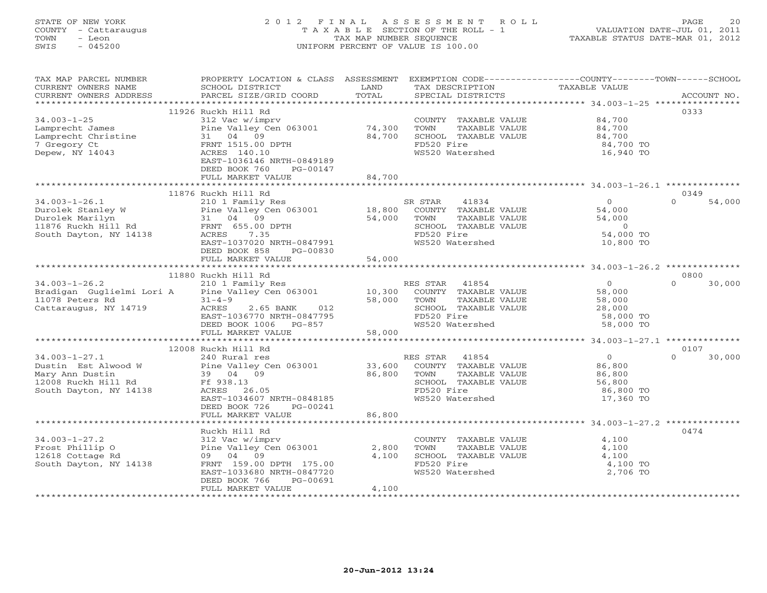STATE OF NEW YORK
COUNTY - Cattaraugus
TOWN - Leon
SWIS - 045200

2012 FINAL ASSESSMENT ROLL
TAXABLE SECTION OF THE ROLL - 1
TAX MAP NUMBER SEQUENCE
UNIFORM PERCENT OF VALUE IS 100.00

VALUATION DATE-JUL 01, 2011
TAXABLE STATUS DATE-MAR 01, 2012

| TAX MAP PARCEL NUMBER / CURRENT OWNERS NAME / CURRENT OWNERS ADDRESS | PROPERTY LOCATION & CLASS / SCHOOL DISTRICT / PARCEL SIZE/GRID COORD | ASSESSMENT LAND / TOTAL | EXEMPTION CODE / TAX DESCRIPTION / SPECIAL DISTRICTS | COUNTY / TOWN / SCHOOL TAXABLE VALUE | ACCOUNT NO. |
|---|---|---|---|---|---|
| | 11926 Ruckh Hill Rd | | | | 0333 |
| 34.003-1-25 | 312 Vac w/imprv | | COUNTY TAXABLE VALUE | 84,700 | |
| Lamprecht James | Pine Valley Cen 063001 | 74,300 | TOWN TAXABLE VALUE | 84,700 | |
| Lamprecht Christine | 31 04 09 | 84,700 | SCHOOL TAXABLE VALUE | 84,700 | |
| 7 Gregory Ct | FRNT 1515.00 DPTH | | FD520 Fire | 84,700 TO | |
| Depew, NY 14043 | ACRES 140.10 | | WS520 Watershed | 16,940 TO | |
| | EAST-1036146 NRTH-0849189 | | | | |
| | DEED BOOK 760 PG-00147 | | | | |
| | FULL MARKET VALUE | 84,700 | | | |
| | 11876 Ruckh Hill Rd | | | | 0349 |
| 34.003-1-26.1 | 210 1 Family Res | | SR STAR 41834 | 0 / 0 / 54,000 | |
| Durolek Stanley W | Pine Valley Cen 063001 | 18,800 | COUNTY TAXABLE VALUE | 54,000 | |
| Durolek Marilyn | 31 04 09 | 54,000 | TOWN TAXABLE VALUE | 54,000 | |
| 11876 Ruckh Hill Rd | FRNT 655.00 DPTH | | SCHOOL TAXABLE VALUE | 0 | |
| South Dayton, NY 14138 | ACRES 7.35 | | FD520 Fire | 54,000 TO | |
| | EAST-1037020 NRTH-0847991 | | WS520 Watershed | 10,800 TO | |
| | DEED BOOK 858 PG-00830 | | | | |
| | FULL MARKET VALUE | 54,000 | | | |
| | 11880 Ruckh Hill Rd | | | | 0800 |
| 34.003-1-26.2 | 210 1 Family Res | | RES STAR 41854 | 0 / 0 / 30,000 | |
| Bradigan Guglielmi Lori A | Pine Valley Cen 063001 | 10,300 | COUNTY TAXABLE VALUE | 58,000 | |
| 11078 Peters Rd | 31-4-9 | 58,000 | TOWN TAXABLE VALUE | 58,000 | |
| Cattaraugus, NY 14719 | ACRES 2.65 BANK 012 | | SCHOOL TAXABLE VALUE | 28,000 | |
| | EAST-1036770 NRTH-0847795 | | FD520 Fire | 58,000 TO | |
| | DEED BOOK 1006 PG-857 | | WS520 Watershed | 58,000 TO | |
| | FULL MARKET VALUE | 58,000 | | | |
| | 12008 Ruckh Hill Rd | | | | 0107 |
| 34.003-1-27.1 | 240 Rural res | | RES STAR 41854 | 0 / 0 / 30,000 | |
| Dustin Est Alwood W | Pine Valley Cen 063001 | 33,600 | COUNTY TAXABLE VALUE | 86,800 | |
| Mary Ann Dustin | 39 04 09 | 86,800 | TOWN TAXABLE VALUE | 86,800 | |
| 12008 Ruckh Hill Rd | Ff 938.13 | | SCHOOL TAXABLE VALUE | 56,800 | |
| South Dayton, NY 14138 | ACRES 26.05 | | FD520 Fire | 86,800 TO | |
| | EAST-1034607 NRTH-0848185 | | WS520 Watershed | 17,360 TO | |
| | DEED BOOK 726 PG-00241 | | | | |
| | FULL MARKET VALUE | 86,800 | | | |
| | Ruckh Hill Rd | | | | 0474 |
| 34.003-1-27.2 | 312 Vac w/imprv | | COUNTY TAXABLE VALUE | 4,100 | |
| Frost Phillip O | Pine Valley Cen 063001 | 2,800 | TOWN TAXABLE VALUE | 4,100 | |
| 12618 Cottage Rd | 09 04 09 | 4,100 | SCHOOL TAXABLE VALUE | 4,100 | |
| South Dayton, NY 14138 | FRNT 159.00 DPTH 175.00 | | FD520 Fire | 4,100 TO | |
| | EAST-1033680 NRTH-0847720 | | WS520 Watershed | 2,706 TO | |
| | DEED BOOK 766 PG-00691 | | | | |
| | FULL MARKET VALUE | 4,100 | | | |

20-Jun-2012 13:24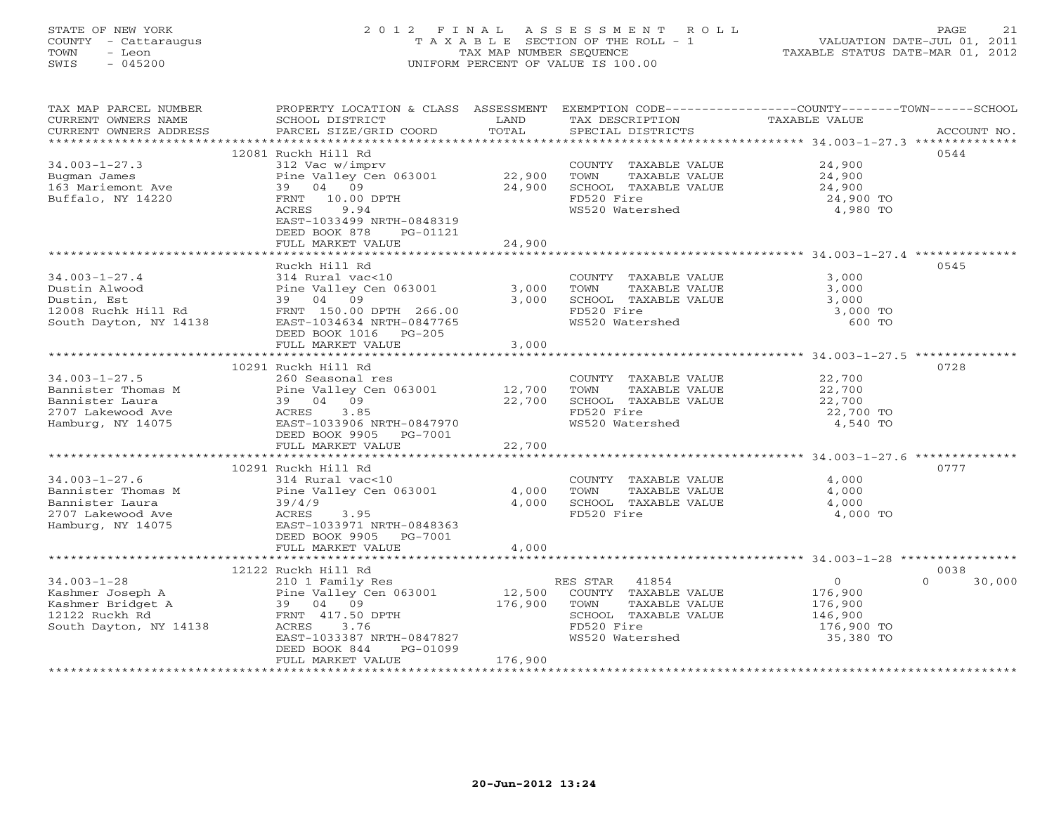STATE OF NEW YORK
COUNTY - Cattaraugus
TOWN - Leon
SWIS - 045200

# 2012 FINAL ASSESSMENT ROLL
TAXABLE SECTION OF THE ROLL - 1
TAX MAP NUMBER SEQUENCE
UNIFORM PERCENT OF VALUE IS 100.00

VALUATION DATE-JUL 01, 2011
TAXABLE STATUS DATE-MAR 01, 2012

| TAX MAP PARCEL NUMBER / CURRENT OWNERS NAME / CURRENT OWNERS ADDRESS | PROPERTY LOCATION & CLASS / SCHOOL DISTRICT / PARCEL SIZE/GRID COORD | ASSESSMENT LAND / TOTAL | EXEMPTION CODE / TAX DESCRIPTION / SPECIAL DISTRICTS | COUNTY / TOWN / SCHOOL TAXABLE VALUE | ACCOUNT NO. |
|---|---|---|---|---|---|
| 34.003-1-27.3 | 12081 Ruckh Hill Rd | | | | 0544 |
| | 312 Vac w/imprv | | COUNTY TAXABLE VALUE | 24,900 | |
| Bugman James | Pine Valley Cen 063001 | 22,900 | TOWN TAXABLE VALUE | 24,900 | |
| 163 Mariemont Ave | 39 04 09 | 24,900 | SCHOOL TAXABLE VALUE | 24,900 | |
| Buffalo, NY 14220 | FRNT 10.00 DPTH | | FD520 Fire | 24,900 TO | |
| | ACRES 9.94 | | WS520 Watershed | 4,980 TO | |
| | EAST-1033499 NRTH-0848319 | | | | |
| | DEED BOOK 878 PG-01121 | | | | |
| | FULL MARKET VALUE | 24,900 | | | |
| 34.003-1-27.4 | Ruckh Hill Rd | | | | 0545 |
| | 314 Rural vac<10 | | COUNTY TAXABLE VALUE | 3,000 | |
| Dustin Alwood | Pine Valley Cen 063001 | 3,000 | TOWN TAXABLE VALUE | 3,000 | |
| Dustin, Est | 39 04 09 | 3,000 | SCHOOL TAXABLE VALUE | 3,000 | |
| 12008 Ruchk Hill Rd | FRNT 150.00 DPTH 266.00 | | FD520 Fire | 3,000 TO | |
| South Dayton, NY 14138 | EAST-1034634 NRTH-0847765 | | WS520 Watershed | 600 TO | |
| | DEED BOOK 1016 PG-205 | | | | |
| | FULL MARKET VALUE | 3,000 | | | |
| 34.003-1-27.5 | 10291 Ruckh Hill Rd | | | | 0728 |
| | 260 Seasonal res | | COUNTY TAXABLE VALUE | 22,700 | |
| Bannister Thomas M | Pine Valley Cen 063001 | 12,700 | TOWN TAXABLE VALUE | 22,700 | |
| Bannister Laura | 39 04 09 | 22,700 | SCHOOL TAXABLE VALUE | 22,700 | |
| 2707 Lakewood Ave | ACRES 3.85 | | FD520 Fire | 22,700 TO | |
| Hamburg, NY 14075 | EAST-1033906 NRTH-0847970 | | WS520 Watershed | 4,540 TO | |
| | DEED BOOK 9905 PG-7001 | | | | |
| | FULL MARKET VALUE | 22,700 | | | |
| 34.003-1-27.6 | 10291 Ruckh Hill Rd | | | | 0777 |
| | 314 Rural vac<10 | | COUNTY TAXABLE VALUE | 4,000 | |
| Bannister Thomas M | Pine Valley Cen 063001 | 4,000 | TOWN TAXABLE VALUE | 4,000 | |
| Bannister Laura | 39/4/9 | 4,000 | SCHOOL TAXABLE VALUE | 4,000 | |
| 2707 Lakewood Ave | ACRES 3.95 | | FD520 Fire | 4,000 TO | |
| Hamburg, NY 14075 | EAST-1033971 NRTH-0848363 | | | | |
| | DEED BOOK 9905 PG-7001 | | | | |
| | FULL MARKET VALUE | 4,000 | | | |
| 34.003-1-28 | 12122 Ruckh Hill Rd | | | | 0038 |
| | 210 1 Family Res | | RES STAR 41854 | 0 / 0 (school) 30,000 | |
| Kashmer Joseph A | Pine Valley Cen 063001 | 12,500 | COUNTY TAXABLE VALUE | 176,900 | |
| Kashmer Bridget A | 39 04 09 | 176,900 | TOWN TAXABLE VALUE | 176,900 | |
| 12122 Ruckh Rd | FRNT 417.50 DPTH | | SCHOOL TAXABLE VALUE | 146,900 | |
| South Dayton, NY 14138 | ACRES 3.76 | | FD520 Fire | 176,900 TO | |
| | EAST-1033387 NRTH-0847827 | | WS520 Watershed | 35,380 TO | |
| | DEED BOOK 844 PG-01099 | | | | |
| | FULL MARKET VALUE | 176,900 | | | |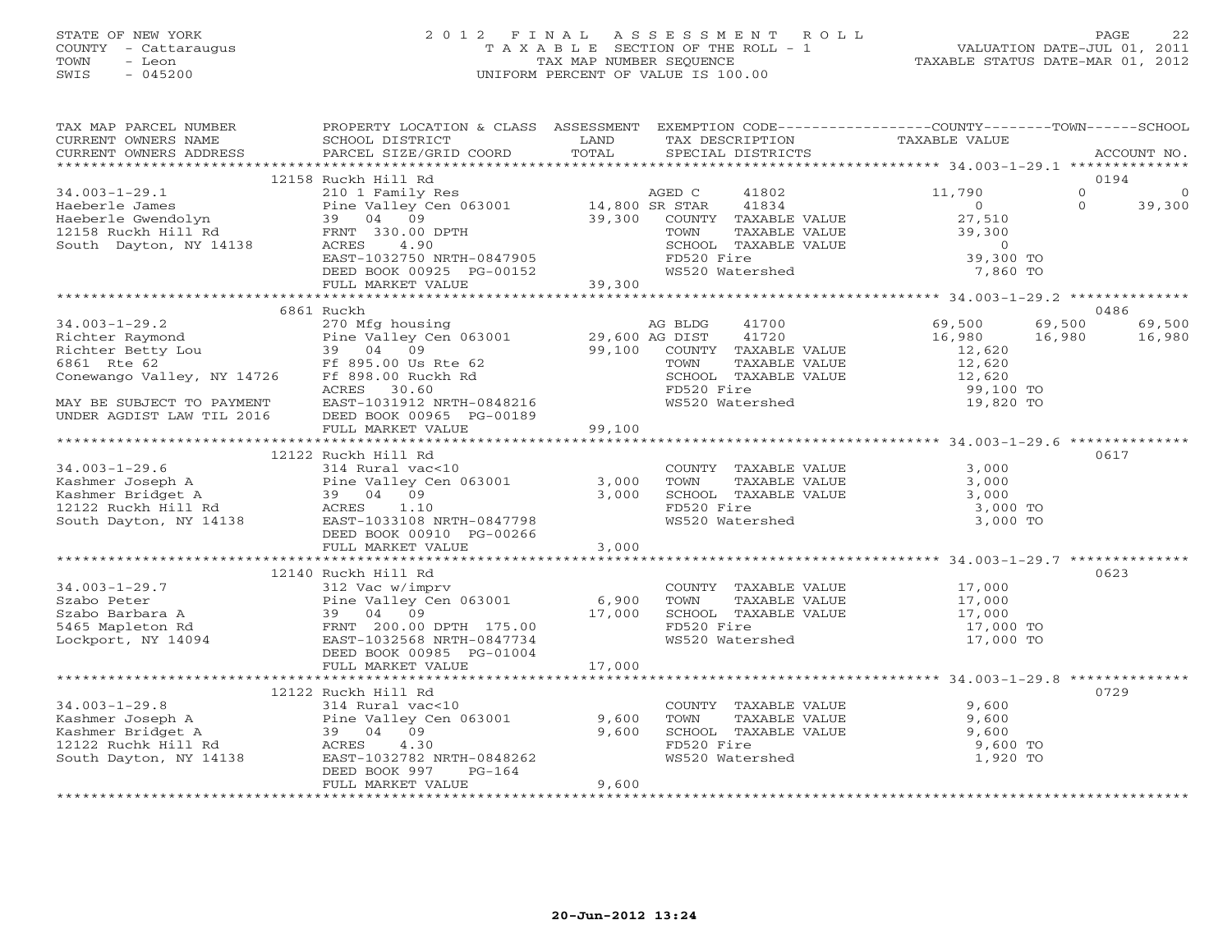STATE OF NEW YORK
COUNTY - Cattaraugus
TOWN - Leon
SWIS - 045200

# 2012 FINAL ASSESSMENT ROLL
TAXABLE SECTION OF THE ROLL - 1
TAX MAP NUMBER SEQUENCE
UNIFORM PERCENT OF VALUE IS 100.00

VALUATION DATE-JUL 01, 2011
TAXABLE STATUS DATE-MAR 01, 2012

| TAX MAP PARCEL NUMBER / CURRENT OWNERS NAME / CURRENT OWNERS ADDRESS | PROPERTY LOCATION & CLASS / SCHOOL DISTRICT / PARCEL SIZE/GRID COORD | ASSESSMENT LAND / TOTAL | EXEMPTION CODE / TAX DESCRIPTION / SPECIAL DISTRICTS | COUNTY TAXABLE VALUE | TOWN | SCHOOL | ACCOUNT NO. |
|---|---|---|---|---|---|---|---|
| | 12158 Ruckh Hill Rd | | | | | | 0194 |
| 34.003-1-29.1 | 210 1 Family Res | | AGED C 41802 | 11,790 | 0 | 0 | |
| Haeberle James | Pine Valley Cen 063001 | 14,800 | SR STAR 41834 | 0 | 0 | 39,300 | |
| Haeberle Gwendolyn | 39 04 09 | 39,300 | COUNTY TAXABLE VALUE | 27,510 | | | |
| 12158 Ruckh Hill Rd | FRNT 330.00 DPTH | | TOWN TAXABLE VALUE | 39,300 | | | |
| South Dayton, NY 14138 | ACRES 4.90 | | SCHOOL TAXABLE VALUE | 0 | | | |
| | EAST-1032750 NRTH-0847905 | | FD520 Fire | 39,300 TO | | | |
| | DEED BOOK 00925 PG-00152 | | WS520 Watershed | 7,860 TO | | | |
| | FULL MARKET VALUE | 39,300 | | | | | |
| | 6861 Ruckh | | | | | | 0486 |
| 34.003-1-29.2 | 270 Mfg housing | | AG BLDG 41700 | 69,500 | 69,500 | 69,500 | |
| Richter Raymond | Pine Valley Cen 063001 | 29,600 | AG DIST 41720 | 16,980 | 16,980 | 16,980 | |
| Richter Betty Lou | 39 04 09 | 99,100 | COUNTY TAXABLE VALUE | 12,620 | | | |
| 6861 Rte 62 | Ff 895.00 Us Rte 62 | | TOWN TAXABLE VALUE | 12,620 | | | |
| Conewango Valley, NY 14726 | Ff 898.00 Ruckh Rd | | SCHOOL TAXABLE VALUE | 12,620 | | | |
| | ACRES 30.60 | | FD520 Fire | 99,100 TO | | | |
| MAY BE SUBJECT TO PAYMENT | EAST-1031912 NRTH-0848216 | | WS520 Watershed | 19,820 TO | | | |
| UNDER AGDIST LAW TIL 2016 | DEED BOOK 00965 PG-00189 | | | | | | |
| | FULL MARKET VALUE | 99,100 | | | | | |
| | 12122 Ruckh Hill Rd | | | | | | 0617 |
| 34.003-1-29.6 | 314 Rural vac<10 | | COUNTY TAXABLE VALUE | 3,000 | | | |
| Kashmer Joseph A | Pine Valley Cen 063001 | 3,000 | TOWN TAXABLE VALUE | 3,000 | | | |
| Kashmer Bridget A | 39 04 09 | 3,000 | SCHOOL TAXABLE VALUE | 3,000 | | | |
| 12122 Ruckh Hill Rd | ACRES 1.10 | | FD520 Fire | 3,000 TO | | | |
| South Dayton, NY 14138 | EAST-1033108 NRTH-0847798 | | WS520 Watershed | 3,000 TO | | | |
| | DEED BOOK 00910 PG-00266 | | | | | | |
| | FULL MARKET VALUE | 3,000 | | | | | |
| | 12140 Ruckh Hill Rd | | | | | | 0623 |
| 34.003-1-29.7 | 312 Vac w/imprv | | COUNTY TAXABLE VALUE | 17,000 | | | |
| Szabo Peter | Pine Valley Cen 063001 | 6,900 | TOWN TAXABLE VALUE | 17,000 | | | |
| Szabo Barbara A | 39 04 09 | 17,000 | SCHOOL TAXABLE VALUE | 17,000 | | | |
| 5465 Mapleton Rd | FRNT 200.00 DPTH 175.00 | | FD520 Fire | 17,000 TO | | | |
| Lockport, NY 14094 | EAST-1032568 NRTH-0847734 | | WS520 Watershed | 17,000 TO | | | |
| | DEED BOOK 00985 PG-01004 | | | | | | |
| | FULL MARKET VALUE | 17,000 | | | | | |
| | 12122 Ruckh Hill Rd | | | | | | 0729 |
| 34.003-1-29.8 | 314 Rural vac<10 | | COUNTY TAXABLE VALUE | 9,600 | | | |
| Kashmer Joseph A | Pine Valley Cen 063001 | 9,600 | TOWN TAXABLE VALUE | 9,600 | | | |
| Kashmer Bridget A | 39 04 09 | 9,600 | SCHOOL TAXABLE VALUE | 9,600 | | | |
| 12122 Ruchk Hill Rd | ACRES 4.30 | | FD520 Fire | 9,600 TO | | | |
| South Dayton, NY 14138 | EAST-1032782 NRTH-0848262 | | WS520 Watershed | 1,920 TO | | | |
| | DEED BOOK 997 PG-164 | | | | | | |
| | FULL MARKET VALUE | 9,600 | | | | | |

20-Jun-2012 13:24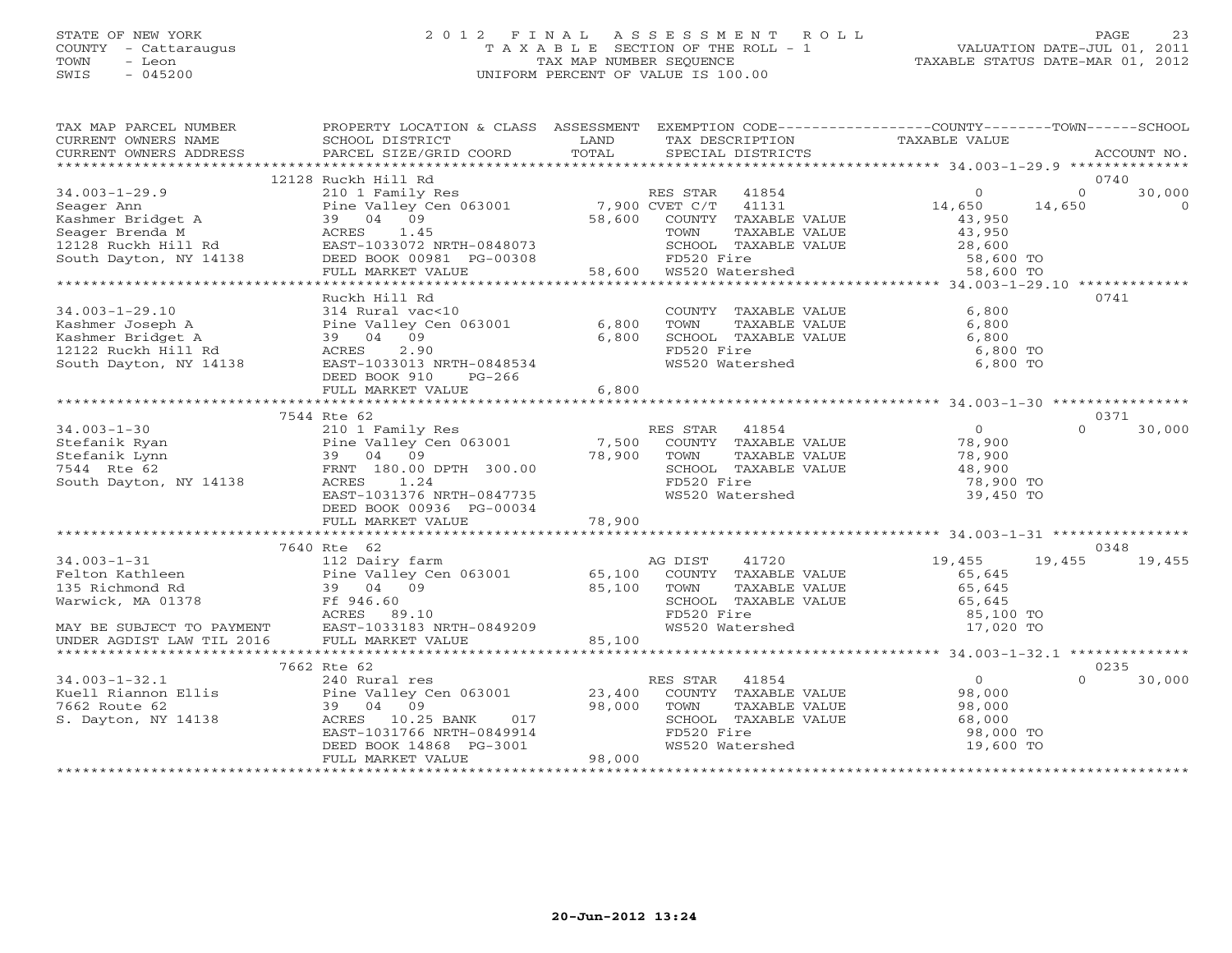STATE OF NEW YORK
COUNTY - Cattaraugus
TOWN - Leon
SWIS - 045200

# 2012 FINAL ASSESSMENT ROLL
TAXABLE SECTION OF THE ROLL - 1
TAX MAP NUMBER SEQUENCE
UNIFORM PERCENT OF VALUE IS 100.00

VALUATION DATE-JUL 01, 2011
TAXABLE STATUS DATE-MAR 01, 2012

| TAX MAP PARCEL NUMBER / CURRENT OWNERS NAME / CURRENT OWNERS ADDRESS | PROPERTY LOCATION & CLASS / SCHOOL DISTRICT / PARCEL SIZE/GRID COORD | ASSESSMENT LAND | TOTAL | EXEMPTION CODE / TAX DESCRIPTION / SPECIAL DISTRICTS | COUNTY | TOWN | SCHOOL | ACCOUNT NO. |
|---|---|---|---|---|---|---|---|---|
| 34.003-1-29.9 | 12128 Ruckh Hill Rd | | | | | | | 0740 |
| Seager Ann | 210 1 Family Res | | | RES STAR 41854 | 0 | 0 | 30,000 | |
| Kashmer Bridget A | Pine Valley Cen 063001 | 7,900 | | CVET C/T 41131 | 14,650 | 14,650 | 0 | |
| Seager Brenda M | 39 04 09 | | 58,600 | COUNTY TAXABLE VALUE | 43,950 | | | |
| 12128 Ruckh Hill Rd | ACRES 1.45 | | | TOWN TAXABLE VALUE | | 43,950 | | |
| South Dayton, NY 14138 | EAST-1033072 NRTH-0848073 | | | SCHOOL TAXABLE VALUE | | | 28,600 | |
| | DEED BOOK 00981 PG-00308 | | | FD520 Fire | 58,600 TO | | | |
| | FULL MARKET VALUE | | 58,600 | WS520 Watershed | 58,600 TO | | | |
| 34.003-1-29.10 | Ruckh Hill Rd | | | | | | | 0741 |
| Kashmer Joseph A | 314 Rural vac<10 | | | COUNTY TAXABLE VALUE | 6,800 | | | |
| Kashmer Bridget A | Pine Valley Cen 063001 | 6,800 | | TOWN TAXABLE VALUE | | 6,800 | | |
| 12122 Ruckh Hill Rd | 39 04 09 | | 6,800 | SCHOOL TAXABLE VALUE | | | 6,800 | |
| South Dayton, NY 14138 | ACRES 2.90 | | | FD520 Fire | 6,800 TO | | | |
| | EAST-1033013 NRTH-0848534 | | | WS520 Watershed | 6,800 TO | | | |
| | DEED BOOK 910 PG-266 | | | | | | | |
| | FULL MARKET VALUE | | 6,800 | | | | | |
| 34.003-1-30 | 7544 Rte 62 | | | | | | | 0371 |
| Stefanik Ryan | 210 1 Family Res | | | RES STAR 41854 | 0 | 0 | 30,000 | |
| Stefanik Lynn | Pine Valley Cen 063001 | 7,500 | | COUNTY TAXABLE VALUE | 78,900 | | | |
| 7544 Rte 62 | 39 04 09 | | 78,900 | TOWN TAXABLE VALUE | | 78,900 | | |
| South Dayton, NY 14138 | FRNT 180.00 DPTH 300.00 | | | SCHOOL TAXABLE VALUE | | | 48,900 | |
| | ACRES 1.24 | | | FD520 Fire | 78,900 TO | | | |
| | EAST-1031376 NRTH-0847735 | | | WS520 Watershed | 39,450 TO | | | |
| | DEED BOOK 00936 PG-00034 | | | | | | | |
| | FULL MARKET VALUE | | 78,900 | | | | | |
| 34.003-1-31 | 7640 Rte 62 | | | | | | | 0348 |
| Felton Kathleen | 112 Dairy farm | | | AG DIST 41720 | 19,455 | 19,455 | 19,455 | |
| 135 Richmond Rd | Pine Valley Cen 063001 | 65,100 | | COUNTY TAXABLE VALUE | 65,645 | | | |
| Warwick, MA 01378 | 39 04 09 | | 85,100 | TOWN TAXABLE VALUE | | 65,645 | | |
| | Ff 946.60 | | | SCHOOL TAXABLE VALUE | | | 65,645 | |
| | ACRES 89.10 | | | FD520 Fire | 85,100 TO | | | |
| MAY BE SUBJECT TO PAYMENT | EAST-1033183 NRTH-0849209 | | | WS520 Watershed | 17,020 TO | | | |
| UNDER AGDIST LAW TIL 2016 | FULL MARKET VALUE | | 85,100 | | | | | |
| 34.003-1-32.1 | 7662 Rte 62 | | | | | | | 0235 |
| Kuell Riannon Ellis | 240 Rural res | | | RES STAR 41854 | 0 | 0 | 30,000 | |
| 7662 Route 62 | Pine Valley Cen 063001 | 23,400 | | COUNTY TAXABLE VALUE | 98,000 | | | |
| S. Dayton, NY 14138 | 39 04 09 | | 98,000 | TOWN TAXABLE VALUE | | 98,000 | | |
| | ACRES 10.25 BANK 017 | | | SCHOOL TAXABLE VALUE | | | 68,000 | |
| | EAST-1031766 NRTH-0849914 | | | FD520 Fire | 98,000 TO | | | |
| | DEED BOOK 14868 PG-3001 | | | WS520 Watershed | 19,600 TO | | | |
| | FULL MARKET VALUE | | 98,000 | | | | | |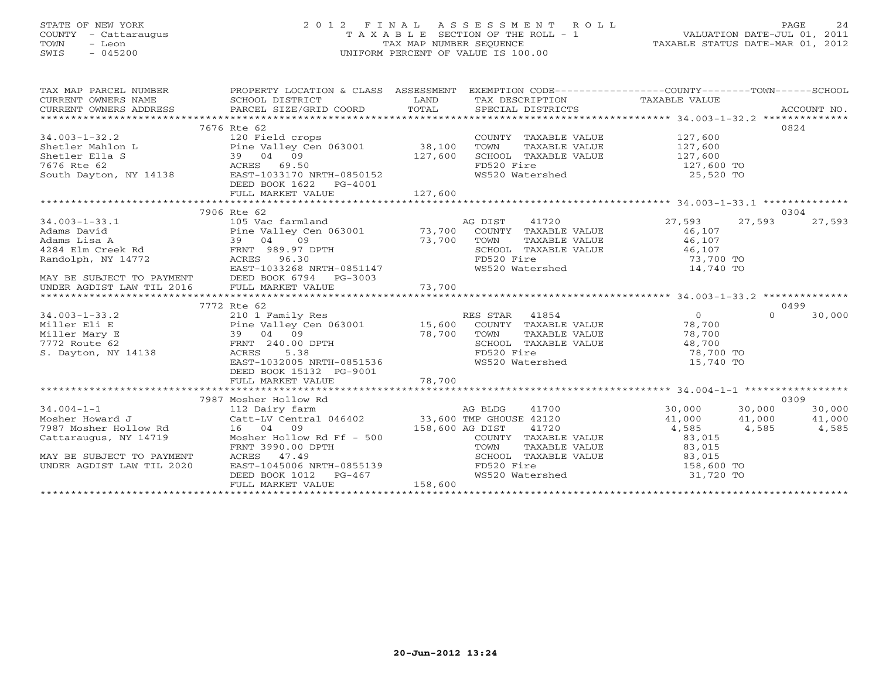STATE OF NEW YORK
COUNTY - Cattaraugus
TOWN - Leon
SWIS - 045200

2012 FINAL ASSESSMENT ROLL
TAXABLE SECTION OF THE ROLL - 1
TAX MAP NUMBER SEQUENCE
UNIFORM PERCENT OF VALUE IS 100.00

VALUATION DATE-JUL 01, 2011
TAXABLE STATUS DATE-MAR 01, 2012

| TAX MAP PARCEL NUMBER / CURRENT OWNERS NAME / CURRENT OWNERS ADDRESS | PROPERTY LOCATION & CLASS / SCHOOL DISTRICT / PARCEL SIZE/GRID COORD | ASSESSMENT LAND / TOTAL | EXEMPTION CODE / TAX DESCRIPTION / SPECIAL DISTRICTS | COUNTY TAXABLE VALUE | TOWN | SCHOOL / ACCOUNT NO. |
|---|---|---|---|---|---|---|
| **34.003-1-32.2** | 7676 Rte 62 | | | | | 0824 |
| | 120 Field crops | | COUNTY TAXABLE VALUE | 127,600 | | |
| Shetler Mahlon L | Pine Valley Cen 063001 | 38,100 | TOWN TAXABLE VALUE | 127,600 | | |
| Shetler Ella S | 39 04 09 | 127,600 | SCHOOL TAXABLE VALUE | 127,600 | | |
| 7676 Rte 62 | ACRES 69.50 | | FD520 Fire | 127,600 TO | | |
| South Dayton, NY 14138 | EAST-1033170 NRTH-0850152 | | WS520 Watershed | 25,520 TO | | |
| | DEED BOOK 1622 PG-4001 | | | | | |
| | FULL MARKET VALUE | 127,600 | | | | |
| **34.003-1-33.1** | 7906 Rte 62 | | | | | 0304 |
| | 105 Vac farmland | | AG DIST 41720 | 27,593 | 27,593 | 27,593 |
| Adams David | Pine Valley Cen 063001 | 73,700 | COUNTY TAXABLE VALUE | 46,107 | | |
| Adams Lisa A | 39 04 09 | 73,700 | TOWN TAXABLE VALUE | 46,107 | | |
| 4284 Elm Creek Rd | FRNT 989.97 DPTH | | SCHOOL TAXABLE VALUE | 46,107 | | |
| Randolph, NY 14772 | ACRES 96.30 | | FD520 Fire | 73,700 TO | | |
| | EAST-1033268 NRTH-0851147 | | WS520 Watershed | 14,740 TO | | |
| MAY BE SUBJECT TO PAYMENT | DEED BOOK 6794 PG-3003 | | | | | |
| UNDER AGDIST LAW TIL 2016 | FULL MARKET VALUE | 73,700 | | | | |
| **34.003-1-33.2** | 7772 Rte 62 | | | | | 0499 |
| | 210 1 Family Res | | RES STAR 41854 | 0 | 0 | 30,000 |
| Miller Eli E | Pine Valley Cen 063001 | 15,600 | COUNTY TAXABLE VALUE | 78,700 | | |
| Miller Mary E | 39 04 09 | 78,700 | TOWN TAXABLE VALUE | 78,700 | | |
| 7772 Route 62 | FRNT 240.00 DPTH | | SCHOOL TAXABLE VALUE | 48,700 | | |
| S. Dayton, NY 14138 | ACRES 5.38 | | FD520 Fire | 78,700 TO | | |
| | EAST-1032005 NRTH-0851536 | | WS520 Watershed | 15,740 TO | | |
| | DEED BOOK 15132 PG-9001 | | | | | |
| | FULL MARKET VALUE | 78,700 | | | | |
| **34.004-1-1** | 7987 Mosher Hollow Rd | | | | | 0309 |
| | 112 Dairy farm | | AG BLDG 41700 | 30,000 | 30,000 | 30,000 |
| Mosher Howard J | Catt-LV Central 046402 | 33,600 | TMP GHOUSE 42120 | 41,000 | 41,000 | 41,000 |
| 7987 Mosher Hollow Rd | 16 04 09 | 158,600 | AG DIST 41720 | 4,585 | 4,585 | 4,585 |
| Cattaraugus, NY 14719 | Mosher Hollow Rd Ff - 500 | | COUNTY TAXABLE VALUE | 83,015 | | |
| | FRNT 3990.00 DPTH | | TOWN TAXABLE VALUE | 83,015 | | |
| MAY BE SUBJECT TO PAYMENT | ACRES 47.49 | | SCHOOL TAXABLE VALUE | 83,015 | | |
| UNDER AGDIST LAW TIL 2020 | EAST-1045006 NRTH-0855139 | | FD520 Fire | 158,600 TO | | |
| | DEED BOOK 1012 PG-467 | | WS520 Watershed | 31,720 TO | | |
| | FULL MARKET VALUE | 158,600 | | | | |

20-Jun-2012 13:24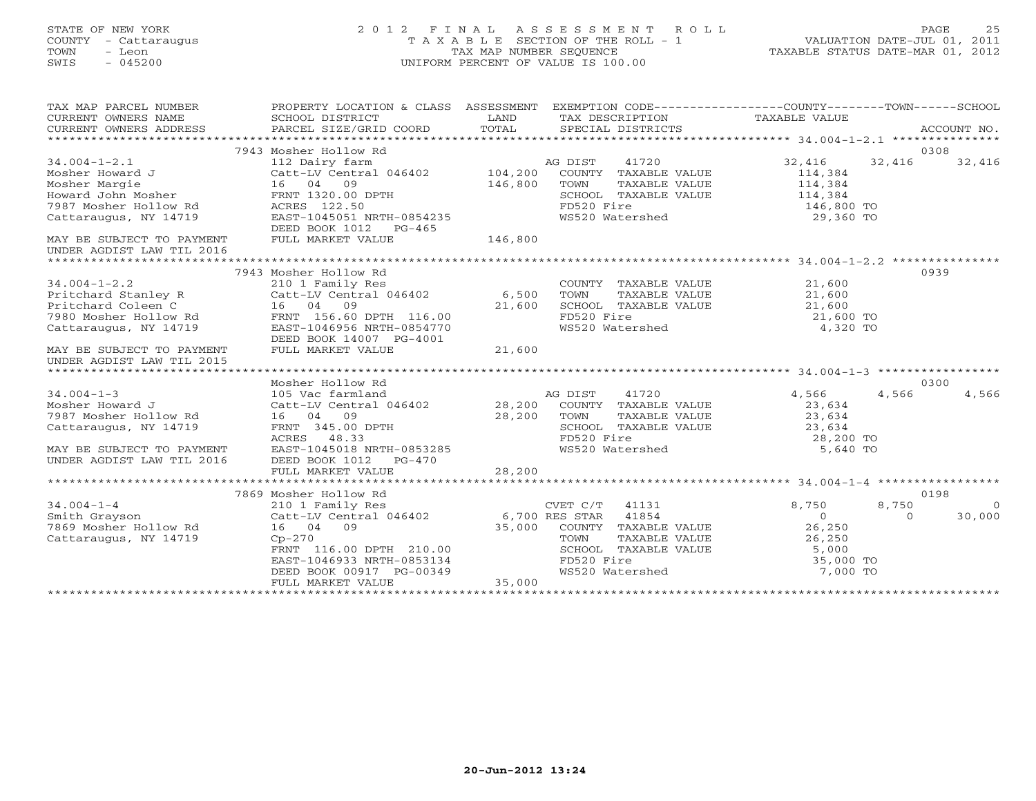STATE OF NEW YORK
COUNTY - Cattaraugus
TOWN - Leon
SWIS - 045200

2012 FINAL ASSESSMENT ROLL
TAXABLE SECTION OF THE ROLL - 1
TAX MAP NUMBER SEQUENCE
UNIFORM PERCENT OF VALUE IS 100.00

VALUATION DATE-JUL 01, 2011
TAXABLE STATUS DATE-MAR 01, 2012

| TAX MAP PARCEL NUMBER / CURRENT OWNERS NAME / CURRENT OWNERS ADDRESS | PROPERTY LOCATION & CLASS / SCHOOL DISTRICT / PARCEL SIZE/GRID COORD | ASSESSMENT LAND / TOTAL | EXEMPTION CODE / TAX DESCRIPTION / SPECIAL DISTRICTS | COUNTY | TOWN | SCHOOL | ACCOUNT NO. |
|---|---|---|---|---|---|---|---|
| 34.004-1-2.1 | 7943 Mosher Hollow Rd | | | | | | 0308 |
| Mosher Howard J | 112 Dairy farm | | AG DIST 41720 | 32,416 | 32,416 | 32,416 | |
| Mosher Margie | Catt-LV Central 046402 | 104,200 | COUNTY TAXABLE VALUE | 114,384 | | | |
| Howard John Mosher | 16 04 09 | 146,800 | TOWN TAXABLE VALUE | 114,384 | | | |
| 7987 Mosher Hollow Rd | FRNT 1320.00 DPTH | | SCHOOL TAXABLE VALUE | 114,384 | | | |
| Cattaraugus, NY 14719 | ACRES 122.50 | | FD520 Fire | 146,800 TO | | | |
| | EAST-1045051 NRTH-0854235 | | WS520 Watershed | 29,360 TO | | | |
| | DEED BOOK 1012 PG-465 | | | | | | |
| MAY BE SUBJECT TO PAYMENT UNDER AGDIST LAW TIL 2016 | FULL MARKET VALUE | 146,800 | | | | | |
| 34.004-1-2.2 | 7943 Mosher Hollow Rd | | | | | | 0939 |
| Pritchard Stanley R | 210 1 Family Res | | COUNTY TAXABLE VALUE | 21,600 | | | |
| Pritchard Coleen C | Catt-LV Central 046402 | 6,500 | TOWN TAXABLE VALUE | 21,600 | | | |
| 7980 Mosher Hollow Rd | 16 04 09 | 21,600 | SCHOOL TAXABLE VALUE | 21,600 | | | |
| Cattaraugus, NY 14719 | FRNT 156.60 DPTH 116.00 | | FD520 Fire | 21,600 TO | | | |
| | EAST-1046956 NRTH-0854770 | | WS520 Watershed | 4,320 TO | | | |
| | DEED BOOK 14007 PG-4001 | | | | | | |
| MAY BE SUBJECT TO PAYMENT UNDER AGDIST LAW TIL 2015 | FULL MARKET VALUE | 21,600 | | | | | |
| 34.004-1-3 | Mosher Hollow Rd | | | | | | 0300 |
| Mosher Howard J | 105 Vac farmland | | AG DIST 41720 | 4,566 | 4,566 | 4,566 | |
| 7987 Mosher Hollow Rd | Catt-LV Central 046402 | 28,200 | COUNTY TAXABLE VALUE | 23,634 | | | |
| Cattaraugus, NY 14719 | 16 04 09 | 28,200 | TOWN TAXABLE VALUE | 23,634 | | | |
| | FRNT 345.00 DPTH | | SCHOOL TAXABLE VALUE | 23,634 | | | |
| | ACRES 48.33 | | FD520 Fire | 28,200 TO | | | |
| MAY BE SUBJECT TO PAYMENT | EAST-1045018 NRTH-0853285 | | WS520 Watershed | 5,640 TO | | | |
| UNDER AGDIST LAW TIL 2016 | DEED BOOK 1012 PG-470 | | | | | | |
| | FULL MARKET VALUE | 28,200 | | | | | |
| 34.004-1-4 | 7869 Mosher Hollow Rd | | | | | | 0198 |
| Smith Grayson | 210 1 Family Res | | CVET C/T 41131 | 8,750 | 8,750 | 0 | |
| 7869 Mosher Hollow Rd | Catt-LV Central 046402 | 6,700 | RES STAR 41854 | 0 | 0 | 30,000 | |
| Cattaraugus, NY 14719 | 16 04 09 | 35,000 | COUNTY TAXABLE VALUE | 26,250 | | | |
| | Cp-270 | | TOWN TAXABLE VALUE | 26,250 | | | |
| | FRNT 116.00 DPTH 210.00 | | SCHOOL TAXABLE VALUE | 5,000 | | | |
| | EAST-1046933 NRTH-0853134 | | FD520 Fire | 35,000 TO | | | |
| | DEED BOOK 00917 PG-00349 | | WS520 Watershed | 7,000 TO | | | |
| | FULL MARKET VALUE | 35,000 | | | | | |

20-Jun-2012 13:24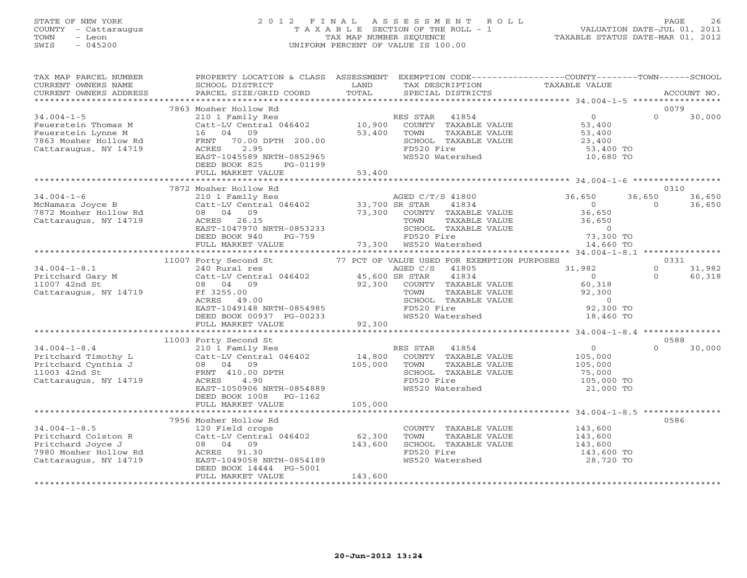STATE OF NEW YORK
COUNTY - Cattaraugus
TOWN - Leon
SWIS - 045200

# 2012 FINAL ASSESSMENT ROLL

TAXABLE SECTION OF THE ROLL - 1
TAX MAP NUMBER SEQUENCE
UNIFORM PERCENT OF VALUE IS 100.00

VALUATION DATE-JUL 01, 2011
TAXABLE STATUS DATE-MAR 01, 2012

| TAX MAP PARCEL NUMBER / CURRENT OWNERS NAME / CURRENT OWNERS ADDRESS | PROPERTY LOCATION & CLASS / SCHOOL DISTRICT / PARCEL SIZE/GRID COORD | ASSESSMENT LAND / TOTAL | EXEMPTION CODE / TAX DESCRIPTION / SPECIAL DISTRICTS | COUNTY TAXABLE VALUE | TOWN | SCHOOL | ACCOUNT NO. |
|---|---|---|---|---|---|---|---|
| | 7863 Mosher Hollow Rd | | | | | | 0079 |
| 34.004-1-5 | 210 1 Family Res | | RES STAR 41854 | 0 | 0 | 30,000 | |
| Feuerstein Thomas M | Catt-LV Central 046402 | 10,900 | COUNTY TAXABLE VALUE | 53,400 | | | |
| Feuerstein Lynne M | 16 04 09 | 53,400 | TOWN TAXABLE VALUE | 53,400 | | | |
| 7863 Mosher Hollow Rd | FRNT 70.00 DPTH 200.00 | | SCHOOL TAXABLE VALUE | 23,400 | | | |
| Cattaraugus, NY 14719 | ACRES 2.95 | | FD520 Fire | 53,400 TO | | | |
| | EAST-1045589 NRTH-0852965 | | WS520 Watershed | 10,680 TO | | | |
| | DEED BOOK 825 PG-01199 | | | | | | |
| | FULL MARKET VALUE | 53,400 | | | | | |
| | 7872 Mosher Hollow Rd | | | | | | 0310 |
| 34.004-1-6 | 210 1 Family Res | | AGED C/T/S 41800 | 36,650 | 36,650 | 36,650 | |
| McNamara Joyce B | Catt-LV Central 046402 | 33,700 | SR STAR 41834 | 0 | 0 | 36,650 | |
| 7872 Mosher Hollow Rd | 08 04 09 | 73,300 | COUNTY TAXABLE VALUE | 36,650 | | | |
| Cattaraugus, NY 14719 | ACRES 26.15 | | TOWN TAXABLE VALUE | 36,650 | | | |
| | EAST-1047970 NRTH-0853233 | | SCHOOL TAXABLE VALUE | 0 | | | |
| | DEED BOOK 940 PG-759 | | FD520 Fire | 73,300 TO | | | |
| | FULL MARKET VALUE | 73,300 | WS520 Watershed | 14,660 TO | | | |
| | 11007 Forty Second St | | 77 PCT OF VALUE USED FOR EXEMPTION PURPOSES | | | | 0331 |
| 34.004-1-8.1 | 240 Rural res | | AGED C/S 41805 | 31,982 | 0 | 31,982 | |
| Pritchard Gary M | Catt-LV Central 046402 | 45,600 | SR STAR 41834 | 0 | 0 | 60,318 | |
| 11007 42nd St | 08 04 09 | 92,300 | COUNTY TAXABLE VALUE | 60,318 | | | |
| Cattaraugus, NY 14719 | Ff 3255.00 | | TOWN TAXABLE VALUE | 92,300 | | | |
| | ACRES 49.00 | | SCHOOL TAXABLE VALUE | 0 | | | |
| | EAST-1049148 NRTH-0854985 | | FD520 Fire | 92,300 TO | | | |
| | DEED BOOK 00937 PG-00233 | | WS520 Watershed | 18,460 TO | | | |
| | FULL MARKET VALUE | 92,300 | | | | | |
| | 11003 Forty Second St | | | | | | 0588 |
| 34.004-1-8.4 | 210 1 Family Res | | RES STAR 41854 | 0 | 0 | 30,000 | |
| Pritchard Timothy L | Catt-LV Central 046402 | 14,800 | COUNTY TAXABLE VALUE | 105,000 | | | |
| Pritchard Cynthia J | 08 04 09 | 105,000 | TOWN TAXABLE VALUE | 105,000 | | | |
| 11003 42nd St | FRNT 410.00 DPTH | | SCHOOL TAXABLE VALUE | 75,000 | | | |
| Cattaraugus, NY 14719 | ACRES 4.90 | | FD520 Fire | 105,000 TO | | | |
| | EAST-1050906 NRTH-0854889 | | WS520 Watershed | 21,000 TO | | | |
| | DEED BOOK 1008 PG-1162 | | | | | | |
| | FULL MARKET VALUE | 105,000 | | | | | |
| | 7956 Mosher Hollow Rd | | | | | | 0586 |
| 34.004-1-8.5 | 120 Field crops | | COUNTY TAXABLE VALUE | 143,600 | | | |
| Pritchard Colston R | Catt-LV Central 046402 | 62,300 | TOWN TAXABLE VALUE | 143,600 | | | |
| Pritchard Joyce J | 08 04 09 | 143,600 | SCHOOL TAXABLE VALUE | 143,600 | | | |
| 7980 Mosher Hollow Rd | ACRES 91.30 | | FD520 Fire | 143,600 TO | | | |
| Cattaraugus, NY 14719 | EAST-1049058 NRTH-0854189 | | WS520 Watershed | 28,720 TO | | | |
| | DEED BOOK 14444 PG-5001 | | | | | | |
| | FULL MARKET VALUE | 143,600 | | | | | |

20-Jun-2012 13:24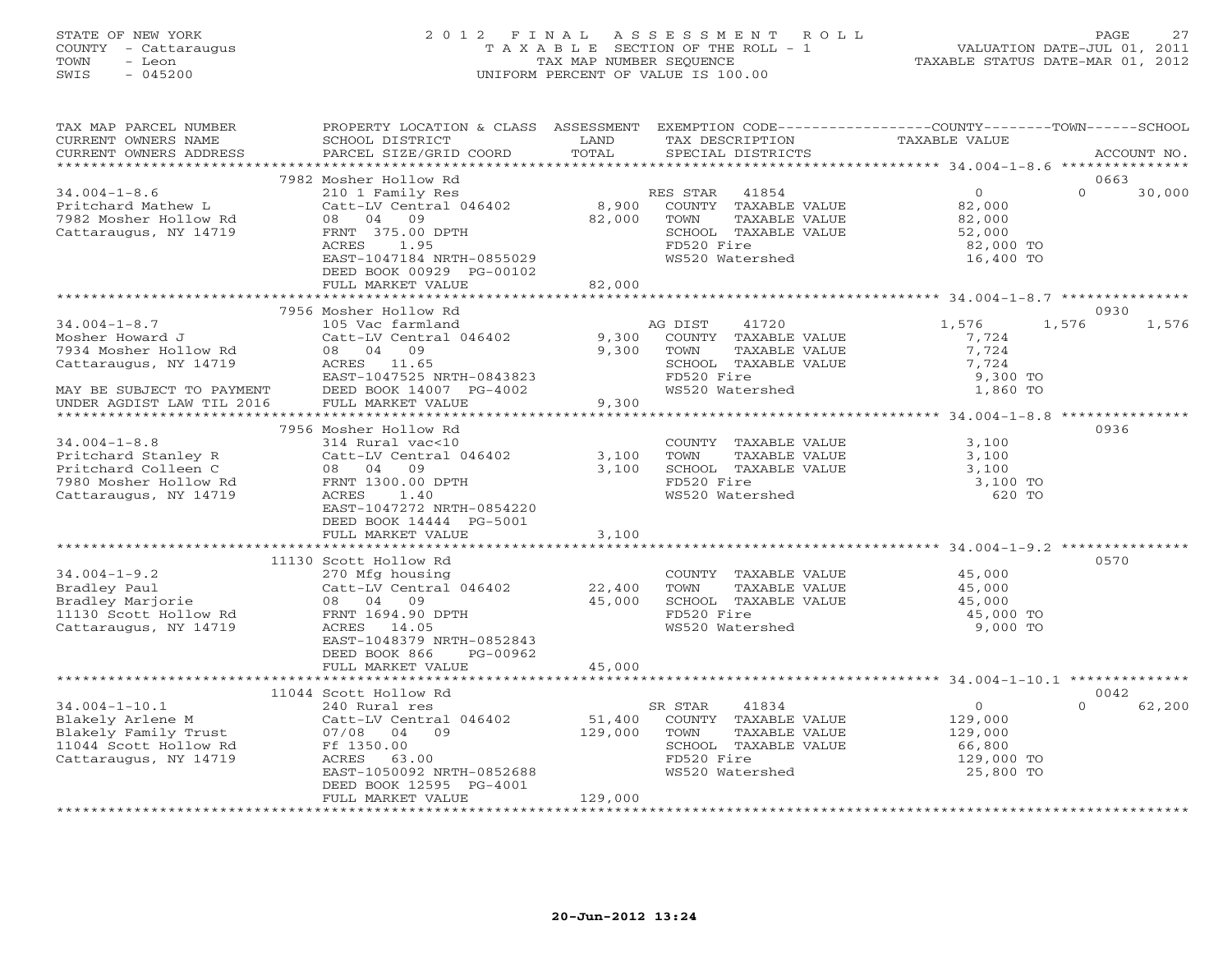STATE OF NEW YORK
COUNTY - Cattaraugus
TOWN - Leon
SWIS - 045200

# 2012 FINAL ASSESSMENT ROLL
T A X A B L E SECTION OF THE ROLL - 1
TAX MAP NUMBER SEQUENCE
UNIFORM PERCENT OF VALUE IS 100.00

VALUATION DATE-JUL 01, 2011
TAXABLE STATUS DATE-MAR 01, 2012

| TAX MAP PARCEL NUMBER / CURRENT OWNERS NAME / CURRENT OWNERS ADDRESS | PROPERTY LOCATION & CLASS / SCHOOL DISTRICT / PARCEL SIZE/GRID COORD | ASSESSMENT LAND / TOTAL | EXEMPTION CODE / TAX DESCRIPTION / SPECIAL DISTRICTS | COUNTY | TOWN | SCHOOL | ACCOUNT NO. |
|---|---|---|---|---|---|---|---|
| 34.004-1-8.6 | 7982 Mosher Hollow Rd | | | | | | 0663 |
| Pritchard Mathew L | 210 1 Family Res | | RES STAR 41854 | 0 | 0 | 30,000 | |
| 7982 Mosher Hollow Rd | Catt-LV Central 046402 | 8,900 | COUNTY TAXABLE VALUE | 82,000 | | | |
| Cattaraugus, NY 14719 | 08 04 09 | 82,000 | TOWN TAXABLE VALUE | | 82,000 | | |
| | FRNT 375.00 DPTH | | SCHOOL TAXABLE VALUE | | | 52,000 | |
| | ACRES 1.95 | | FD520 Fire | 82,000 TO | | | |
| | EAST-1047184 NRTH-0855029 | | WS520 Watershed | 16,400 TO | | | |
| | DEED BOOK 00929 PG-00102 | | | | | | |
| | FULL MARKET VALUE | 82,000 | | | | | |
| 34.004-1-8.7 | 7956 Mosher Hollow Rd | | | | | | 0930 |
| Mosher Howard J | 105 Vac farmland | | AG DIST 41720 | 1,576 | 1,576 | 1,576 | |
| 7934 Mosher Hollow Rd | Catt-LV Central 046402 | 9,300 | COUNTY TAXABLE VALUE | 7,724 | | | |
| Cattaraugus, NY 14719 | 08 04 09 | 9,300 | TOWN TAXABLE VALUE | | 7,724 | | |
| | ACRES 11.65 | | SCHOOL TAXABLE VALUE | | | 7,724 | |
| | EAST-1047525 NRTH-0843823 | | FD520 Fire | 9,300 TO | | | |
| MAY BE SUBJECT TO PAYMENT | DEED BOOK 14007 PG-4002 | | WS520 Watershed | 1,860 TO | | | |
| UNDER AGDIST LAW TIL 2016 | FULL MARKET VALUE | 9,300 | | | | | |
| 34.004-1-8.8 | 7956 Mosher Hollow Rd | | | | | | 0936 |
| Pritchard Stanley R | 314 Rural vac<10 | | COUNTY TAXABLE VALUE | 3,100 | | | |
| Pritchard Colleen C | Catt-LV Central 046402 | 3,100 | TOWN TAXABLE VALUE | | 3,100 | | |
| 7980 Mosher Hollow Rd | 08 04 09 | 3,100 | SCHOOL TAXABLE VALUE | | | 3,100 | |
| Cattaraugus, NY 14719 | FRNT 1300.00 DPTH | | FD520 Fire | 3,100 TO | | | |
| | ACRES 1.40 | | WS520 Watershed | 620 TO | | | |
| | EAST-1047272 NRTH-0854220 | | | | | | |
| | DEED BOOK 14444 PG-5001 | | | | | | |
| | FULL MARKET VALUE | 3,100 | | | | | |
| 34.004-1-9.2 | 11130 Scott Hollow Rd | | | | | | 0570 |
| Bradley Paul | 270 Mfg housing | | COUNTY TAXABLE VALUE | 45,000 | | | |
| Bradley Marjorie | Catt-LV Central 046402 | 22,400 | TOWN TAXABLE VALUE | | 45,000 | | |
| 11130 Scott Hollow Rd | 08 04 09 | 45,000 | SCHOOL TAXABLE VALUE | | | 45,000 | |
| Cattaraugus, NY 14719 | FRNT 1694.90 DPTH | | FD520 Fire | 45,000 TO | | | |
| | ACRES 14.05 | | WS520 Watershed | 9,000 TO | | | |
| | EAST-1048379 NRTH-0852843 | | | | | | |
| | DEED BOOK 866 PG-00962 | | | | | | |
| | FULL MARKET VALUE | 45,000 | | | | | |
| 34.004-1-10.1 | 11044 Scott Hollow Rd | | | | | | 0042 |
| Blakely Arlene M | 240 Rural res | | SR STAR 41834 | 0 | 0 | 62,200 | |
| Blakely Family Trust | Catt-LV Central 046402 | 51,400 | COUNTY TAXABLE VALUE | 129,000 | | | |
| 11044 Scott Hollow Rd | 07/08 04 09 | 129,000 | TOWN TAXABLE VALUE | | 129,000 | | |
| Cattaraugus, NY 14719 | Ff 1350.00 | | SCHOOL TAXABLE VALUE | | | 66,800 | |
| | ACRES 63.00 | | FD520 Fire | 129,000 TO | | | |
| | EAST-1050092 NRTH-0852688 | | WS520 Watershed | 25,800 TO | | | |
| | DEED BOOK 12595 PG-4001 | | | | | | |
| | FULL MARKET VALUE | 129,000 | | | | | |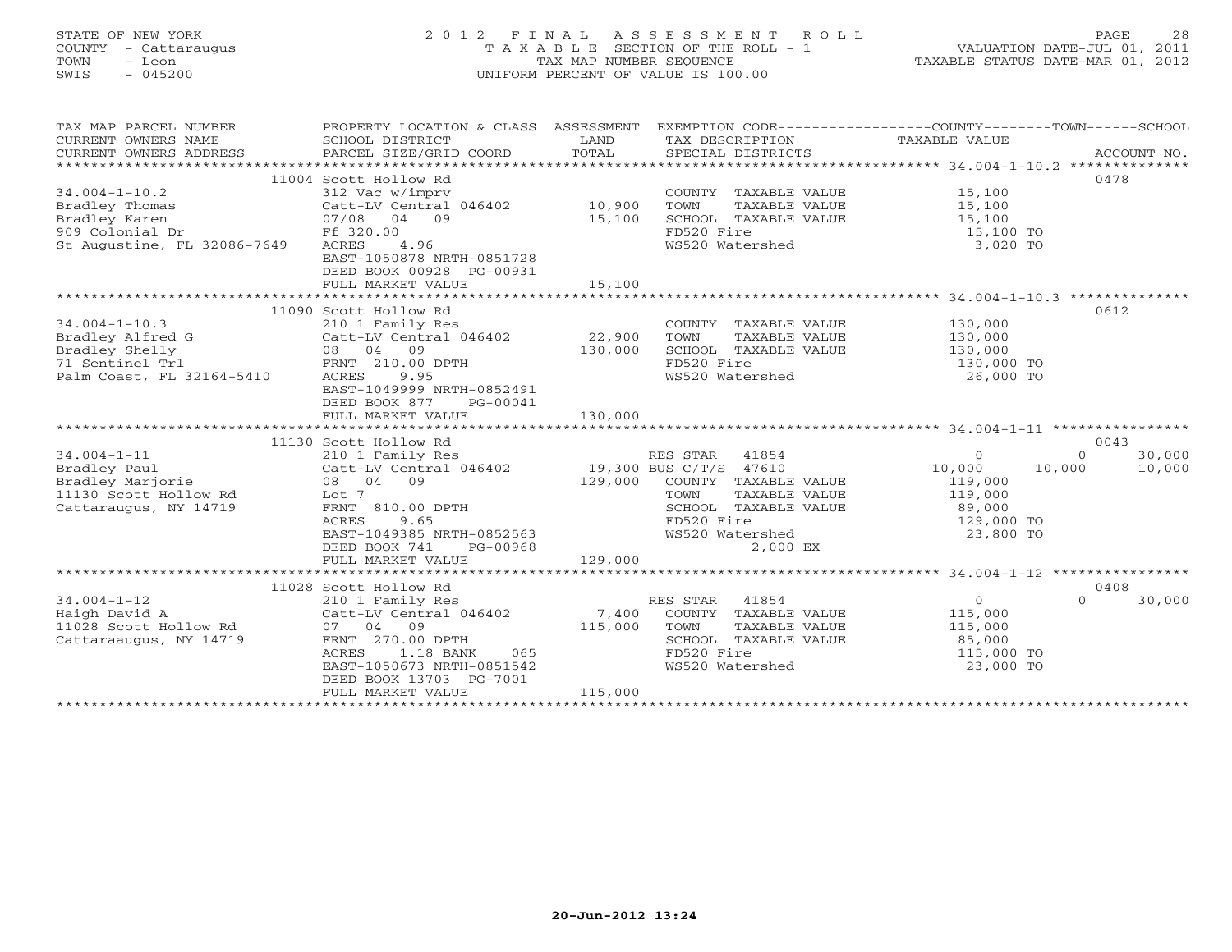STATE OF NEW YORK
COUNTY - Cattaraugus
TOWN - Leon
SWIS - 045200

2012 FINAL ASSESSMENT ROLL
TAXABLE SECTION OF THE ROLL - 1
TAX MAP NUMBER SEQUENCE
UNIFORM PERCENT OF VALUE IS 100.00

VALUATION DATE-JUL 01, 2011
TAXABLE STATUS DATE-MAR 01, 2012

| TAX MAP PARCEL NUMBER / CURRENT OWNERS NAME / CURRENT OWNERS ADDRESS | PROPERTY LOCATION & CLASS / SCHOOL DISTRICT / PARCEL SIZE/GRID COORD | ASSESSMENT LAND / TOTAL | EXEMPTION CODE / TAX DESCRIPTION / SPECIAL DISTRICTS | COUNTY TAXABLE VALUE | TOWN | SCHOOL | ACCOUNT NO. |
|---|---|---|---|---|---|---|---|
| | 11004 Scott Hollow Rd | | | | | | 0478 |
| 34.004-1-10.2 | 312 Vac w/imprv | | COUNTY TAXABLE VALUE | 15,100 | | | |
| Bradley Thomas | Catt-LV Central 046402 | 10,900 | TOWN TAXABLE VALUE | 15,100 | | | |
| Bradley Karen | 07/08 04 09 | 15,100 | SCHOOL TAXABLE VALUE | 15,100 | | | |
| 909 Colonial Dr | Ff 320.00 | | FD520 Fire | 15,100 TO | | | |
| St Augustine, FL 32086-7649 | ACRES 4.96 | | WS520 Watershed | 3,020 TO | | | |
| | EAST-1050878 NRTH-0851728 | | | | | | |
| | DEED BOOK 00928 PG-00931 | | | | | | |
| | FULL MARKET VALUE | 15,100 | | | | | |
| | 11090 Scott Hollow Rd | | | | | | 0612 |
| 34.004-1-10.3 | 210 1 Family Res | | COUNTY TAXABLE VALUE | 130,000 | | | |
| Bradley Alfred G | Catt-LV Central 046402 | 22,900 | TOWN TAXABLE VALUE | 130,000 | | | |
| Bradley Shelly | 08 04 09 | 130,000 | SCHOOL TAXABLE VALUE | 130,000 | | | |
| 71 Sentinel Trl | FRNT 210.00 DPTH | | FD520 Fire | 130,000 TO | | | |
| Palm Coast, FL 32164-5410 | ACRES 9.95 | | WS520 Watershed | 26,000 TO | | | |
| | EAST-1049999 NRTH-0852491 | | | | | | |
| | DEED BOOK 877 PG-00041 | | | | | | |
| | FULL MARKET VALUE | 130,000 | | | | | |
| | 11130 Scott Hollow Rd | | | | | | 0043 |
| 34.004-1-11 | 210 1 Family Res | | RES STAR 41854 | 0 | 0 | 30,000 | |
| Bradley Paul | Catt-LV Central 046402 | 19,300 | BUS C/T/S 47610 | 10,000 | 10,000 | 10,000 | |
| Bradley Marjorie | 08 04 09 | 129,000 | COUNTY TAXABLE VALUE | 119,000 | | | |
| 11130 Scott Hollow Rd | Lot 7 | | TOWN TAXABLE VALUE | 119,000 | | | |
| Cattaraugus, NY 14719 | FRNT 810.00 DPTH | | SCHOOL TAXABLE VALUE | 89,000 | | | |
| | ACRES 9.65 | | FD520 Fire | 129,000 TO | | | |
| | EAST-1049385 NRTH-0852563 | | WS520 Watershed | 23,800 TO | | | |
| | DEED BOOK 741 PG-00968 | | 2,000 EX | | | | |
| | FULL MARKET VALUE | 129,000 | | | | | |
| | 11028 Scott Hollow Rd | | | | | | 0408 |
| 34.004-1-12 | 210 1 Family Res | | RES STAR 41854 | 0 | 0 | 30,000 | |
| Haigh David A | Catt-LV Central 046402 | 7,400 | COUNTY TAXABLE VALUE | 115,000 | | | |
| 11028 Scott Hollow Rd | 07 04 09 | 115,000 | TOWN TAXABLE VALUE | 115,000 | | | |
| Cattaraaugus, NY 14719 | FRNT 270.00 DPTH | | SCHOOL TAXABLE VALUE | 85,000 | | | |
| | ACRES 1.18 BANK 065 | | FD520 Fire | 115,000 TO | | | |
| | EAST-1050673 NRTH-0851542 | | WS520 Watershed | 23,000 TO | | | |
| | DEED BOOK 13703 PG-7001 | | | | | | |
| | FULL MARKET VALUE | 115,000 | | | | | |

20-Jun-2012 13:24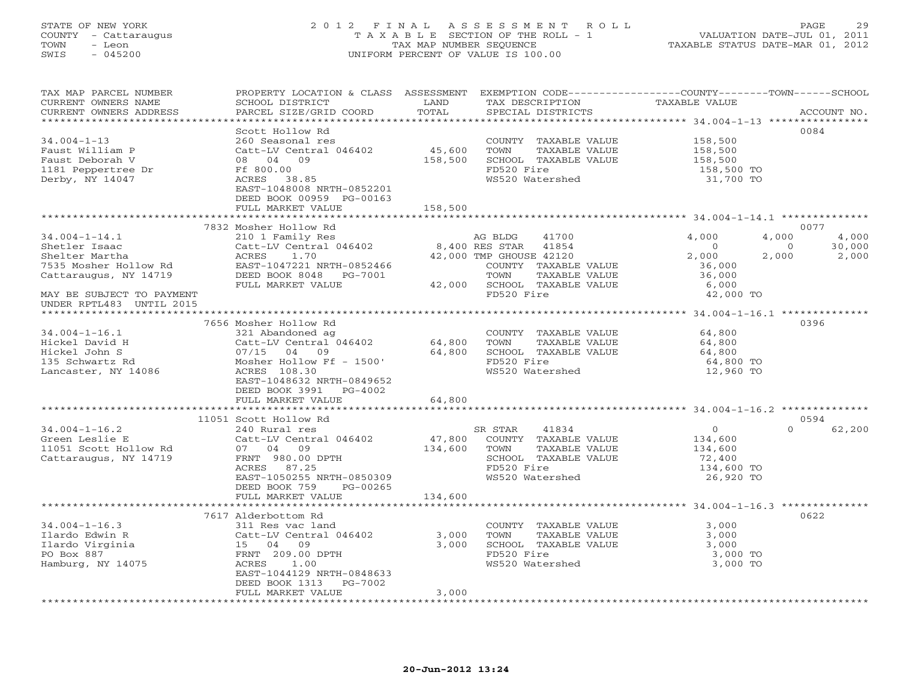STATE OF NEW YORK
COUNTY - Cattaraugus
TOWN - Leon
SWIS - 045200

# 2012 FINAL ASSESSMENT ROLL
TAXABLE SECTION OF THE ROLL - 1
TAX MAP NUMBER SEQUENCE
UNIFORM PERCENT OF VALUE IS 100.00

VALUATION DATE-JUL 01, 2011
TAXABLE STATUS DATE-MAR 01, 2012

| TAX MAP PARCEL NUMBER / CURRENT OWNERS NAME / CURRENT OWNERS ADDRESS | PROPERTY LOCATION & CLASS / SCHOOL DISTRICT / PARCEL SIZE/GRID COORD | ASSESSMENT LAND / TOTAL | EXEMPTION CODE / TAX DESCRIPTION / SPECIAL DISTRICTS | COUNTY | TOWN | SCHOOL / ACCOUNT NO. |
|---|---|---|---|---|---|---|
| **34.004-1-13** | Scott Hollow Rd | | | | | 0084 |
| 34.004-1-13 | 260 Seasonal res | | COUNTY TAXABLE VALUE | 158,500 | | |
| Faust William P | Catt-LV Central 046402 | 45,600 | TOWN TAXABLE VALUE | 158,500 | | |
| Faust Deborah V | 08 04 09 | 158,500 | SCHOOL TAXABLE VALUE | 158,500 | | |
| 1181 Peppertree Dr | Ff 800.00 | | FD520 Fire | 158,500 TO | | |
| Derby, NY 14047 | ACRES 38.85 | | WS520 Watershed | 31,700 TO | | |
| | EAST-1048008 NRTH-0852201 | | | | | |
| | DEED BOOK 00959 PG-00163 | | | | | |
| | FULL MARKET VALUE | 158,500 | | | | |
| **34.004-1-14.1** | 7832 Mosher Hollow Rd | | | | | 0077 |
| 34.004-1-14.1 | 210 1 Family Res | | AG BLDG 41700 | 4,000 | 4,000 | 4,000 |
| Shetler Isaac | Catt-LV Central 046402 | 8,400 | RES STAR 41854 | 0 | 0 | 30,000 |
| Shelter Martha | ACRES 1.70 | 42,000 | TMP GHOUSE 42120 | 2,000 | 2,000 | 2,000 |
| 7535 Mosher Hollow Rd | EAST-1047221 NRTH-0852466 | | COUNTY TAXABLE VALUE | 36,000 | | |
| Cattaraugus, NY 14719 | DEED BOOK 8048 PG-7001 | | TOWN TAXABLE VALUE | 36,000 | | |
| | FULL MARKET VALUE | 42,000 | SCHOOL TAXABLE VALUE | 6,000 | | |
| MAY BE SUBJECT TO PAYMENT | | | FD520 Fire | 42,000 TO | | |
| UNDER RPTL483 UNTIL 2015 | | | | | | |
| **34.004-1-16.1** | 7656 Mosher Hollow Rd | | | | | 0396 |
| 34.004-1-16.1 | 321 Abandoned ag | | COUNTY TAXABLE VALUE | 64,800 | | |
| Hickel David H | Catt-LV Central 046402 | 64,800 | TOWN TAXABLE VALUE | 64,800 | | |
| Hickel John S | 07/15 04 09 | 64,800 | SCHOOL TAXABLE VALUE | 64,800 | | |
| 135 Schwartz Rd | Mosher Hollow Ff - 1500' | | FD520 Fire | 64,800 TO | | |
| Lancaster, NY 14086 | ACRES 108.30 | | WS520 Watershed | 12,960 TO | | |
| | EAST-1048632 NRTH-0849652 | | | | | |
| | DEED BOOK 3991 PG-4002 | | | | | |
| | FULL MARKET VALUE | 64,800 | | | | |
| **34.004-1-16.2** | 11051 Scott Hollow Rd | | | | | 0594 |
| 34.004-1-16.2 | 240 Rural res | | SR STAR 41834 | 0 | 0 | 62,200 |
| Green Leslie E | Catt-LV Central 046402 | 47,800 | COUNTY TAXABLE VALUE | 134,600 | | |
| 11051 Scott Hollow Rd | 07 04 09 | 134,600 | TOWN TAXABLE VALUE | 134,600 | | |
| Cattaraugus, NY 14719 | FRNT 980.00 DPTH | | SCHOOL TAXABLE VALUE | 72,400 | | |
| | ACRES 87.25 | | FD520 Fire | 134,600 TO | | |
| | EAST-1050255 NRTH-0850309 | | WS520 Watershed | 26,920 TO | | |
| | DEED BOOK 759 PG-00265 | | | | | |
| | FULL MARKET VALUE | 134,600 | | | | |
| **34.004-1-16.3** | 7617 Alderbottom Rd | | | | | 0622 |
| 34.004-1-16.3 | 311 Res vac land | | COUNTY TAXABLE VALUE | 3,000 | | |
| Ilardo Edwin R | Catt-LV Central 046402 | 3,000 | TOWN TAXABLE VALUE | 3,000 | | |
| Ilardo Virginia | 15 04 09 | 3,000 | SCHOOL TAXABLE VALUE | 3,000 | | |
| PO Box 887 | FRNT 209.00 DPTH | | FD520 Fire | 3,000 TO | | |
| Hamburg, NY 14075 | ACRES 1.00 | | WS520 Watershed | 3,000 TO | | |
| | EAST-1044129 NRTH-0848633 | | | | | |
| | DEED BOOK 1313 PG-7002 | | | | | |
| | FULL MARKET VALUE | 3,000 | | | | |

20-Jun-2012 13:24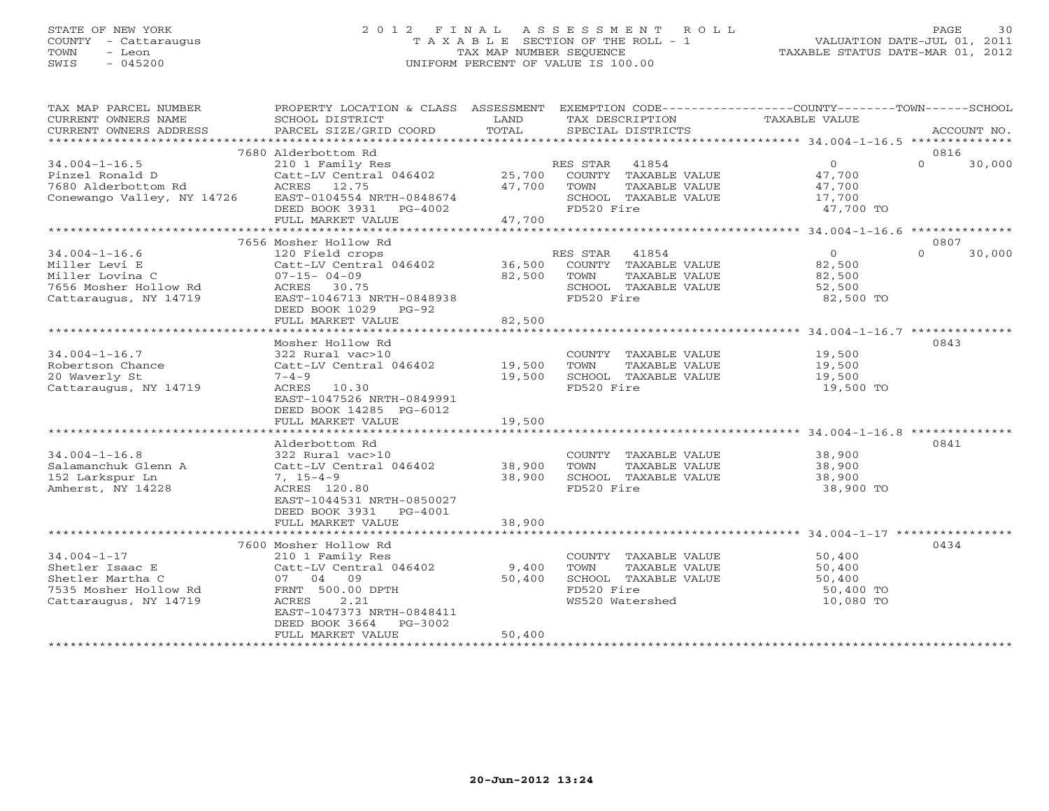STATE OF NEW YORK
COUNTY - Cattaraugus
TOWN - Leon
SWIS - 045200

# 2012 FINAL ASSESSMENT ROLL

TAXABLE SECTION OF THE ROLL - 1
TAX MAP NUMBER SEQUENCE
UNIFORM PERCENT OF VALUE IS 100.00

VALUATION DATE-JUL 01, 2011
TAXABLE STATUS DATE-MAR 01, 2012

| TAX MAP PARCEL NUMBER / CURRENT OWNERS NAME / CURRENT OWNERS ADDRESS | PROPERTY LOCATION & CLASS / SCHOOL DISTRICT / PARCEL SIZE/GRID COORD | ASSESSMENT LAND / TOTAL | EXEMPTION CODE / TAX DESCRIPTION / SPECIAL DISTRICTS | COUNTY TAXABLE VALUE | TOWN | SCHOOL / ACCOUNT NO. |
|---|---|---|---|---|---|---|
| | 7680 Alderbottom Rd | | | | | 0816 |
| 34.004-1-16.5 | 210 1 Family Res | | RES STAR 41854 | 0 | 0 | 30,000 |
| Pinzel Ronald D | Catt-LV Central 046402 | 25,700 | COUNTY TAXABLE VALUE | 47,700 | | |
| 7680 Alderbottom Rd | ACRES 12.75 | 47,700 | TOWN TAXABLE VALUE | 47,700 | | |
| Conewango Valley, NY 14726 | EAST-0104554 NRTH-0848674 | | SCHOOL TAXABLE VALUE | 17,700 | | |
| | DEED BOOK 3931 PG-4002 | | FD520 Fire | 47,700 TO | | |
| | FULL MARKET VALUE | 47,700 | | | | |
| | 7656 Mosher Hollow Rd | | | | | 0807 |
| 34.004-1-16.6 | 120 Field crops | | RES STAR 41854 | 0 | 0 | 30,000 |
| Miller Levi E | Catt-LV Central 046402 | 36,500 | COUNTY TAXABLE VALUE | 82,500 | | |
| Miller Lovina C | 07-15- 04-09 | 82,500 | TOWN TAXABLE VALUE | 82,500 | | |
| 7656 Mosher Hollow Rd | ACRES 30.75 | | SCHOOL TAXABLE VALUE | 52,500 | | |
| Cattaraugus, NY 14719 | EAST-1046713 NRTH-0848938 | | FD520 Fire | 82,500 TO | | |
| | DEED BOOK 1029 PG-92 | | | | | |
| | FULL MARKET VALUE | 82,500 | | | | |
| | Mosher Hollow Rd | | | | | 0843 |
| 34.004-1-16.7 | 322 Rural vac>10 | | COUNTY TAXABLE VALUE | 19,500 | | |
| Robertson Chance | Catt-LV Central 046402 | 19,500 | TOWN TAXABLE VALUE | 19,500 | | |
| 20 Waverly St | 7-4-9 | 19,500 | SCHOOL TAXABLE VALUE | 19,500 | | |
| Cattaraugus, NY 14719 | ACRES 10.30 | | FD520 Fire | 19,500 TO | | |
| | EAST-1047526 NRTH-0849991 | | | | | |
| | DEED BOOK 14285 PG-6012 | | | | | |
| | FULL MARKET VALUE | 19,500 | | | | |
| | Alderbottom Rd | | | | | 0841 |
| 34.004-1-16.8 | 322 Rural vac>10 | | COUNTY TAXABLE VALUE | 38,900 | | |
| Salamanchuk Glenn A | Catt-LV Central 046402 | 38,900 | TOWN TAXABLE VALUE | 38,900 | | |
| 152 Larkspur Ln | 7, 15-4-9 | 38,900 | SCHOOL TAXABLE VALUE | 38,900 | | |
| Amherst, NY 14228 | ACRES 120.80 | | FD520 Fire | 38,900 TO | | |
| | EAST-1044531 NRTH-0850027 | | | | | |
| | DEED BOOK 3931 PG-4001 | | | | | |
| | FULL MARKET VALUE | 38,900 | | | | |
| | 7600 Mosher Hollow Rd | | | | | 0434 |
| 34.004-1-17 | 210 1 Family Res | | COUNTY TAXABLE VALUE | 50,400 | | |
| Shetler Isaac E | Catt-LV Central 046402 | 9,400 | TOWN TAXABLE VALUE | 50,400 | | |
| Shetler Martha C | 07 04 09 | 50,400 | SCHOOL TAXABLE VALUE | 50,400 | | |
| 7535 Mosher Hollow Rd | FRNT 500.00 DPTH | | FD520 Fire | 50,400 TO | | |
| Cattaraugus, NY 14719 | ACRES 2.21 | | WS520 Watershed | 10,080 TO | | |
| | EAST-1047373 NRTH-0848411 | | | | | |
| | DEED BOOK 3664 PG-3002 | | | | | |
| | FULL MARKET VALUE | 50,400 | | | | |

20-Jun-2012 13:24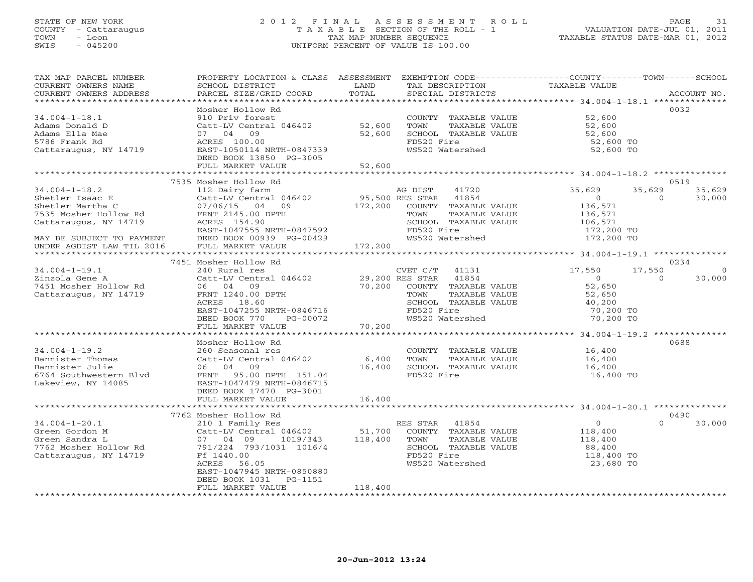STATE OF NEW YORK
COUNTY - Cattaraugus
TOWN - Leon
SWIS - 045200

# 2012 FINAL ASSESSMENT ROLL
TAXABLE SECTION OF THE ROLL - 1
TAX MAP NUMBER SEQUENCE
UNIFORM PERCENT OF VALUE IS 100.00

VALUATION DATE-JUL 01, 2011
TAXABLE STATUS DATE-MAR 01, 2012

| TAX MAP PARCEL NUMBER / CURRENT OWNERS NAME / CURRENT OWNERS ADDRESS | PROPERTY LOCATION & CLASS / SCHOOL DISTRICT / PARCEL SIZE/GRID COORD | ASSESSMENT LAND / TOTAL | EXEMPTION CODE / TAX DESCRIPTION / SPECIAL DISTRICTS | COUNTY TAXABLE VALUE | TOWN | SCHOOL | ACCOUNT NO. |
|---|---|---|---|---|---|---|---|
| 34.004-1-18.1 | Mosher Hollow Rd | | | | | | 0032 |
| | 910 Priv forest | | COUNTY TAXABLE VALUE | 52,600 | | | |
| Adams Donald D | Catt-LV Central 046402 | 52,600 | TOWN TAXABLE VALUE | 52,600 | | | |
| Adams Ella Mae | 07 04 09 | 52,600 | SCHOOL TAXABLE VALUE | 52,600 | | | |
| 5786 Frank Rd | ACRES 100.00 | | FD520 Fire | 52,600 TO | | | |
| Cattaraugus, NY 14719 | EAST-1050114 NRTH-0847339 | | WS520 Watershed | 52,600 TO | | | |
| | DEED BOOK 13850 PG-3005 | | | | | | |
| | FULL MARKET VALUE | 52,600 | | | | | |
| 34.004-1-18.2 | 7535 Mosher Hollow Rd | | | | | | 0519 |
| Shetler Isaac E | 112 Dairy farm | | AG DIST 41720 | 35,629 | 35,629 | 35,629 | |
| Shetler Martha C | Catt-LV Central 046402 | 95,500 | RES STAR 41854 | 0 | 0 | 30,000 | |
| 7535 Mosher Hollow Rd | 07/06/15 04 09 | 172,200 | COUNTY TAXABLE VALUE | 136,571 | | | |
| Cattaraugus, NY 14719 | FRNT 2145.00 DPTH | | TOWN TAXABLE VALUE | 136,571 | | | |
| | ACRES 154.90 | | SCHOOL TAXABLE VALUE | 106,571 | | | |
| | EAST-1047555 NRTH-0847592 | | FD520 Fire | 172,200 TO | | | |
| MAY BE SUBJECT TO PAYMENT | DEED BOOK 00939 PG-00429 | | WS520 Watershed | 172,200 TO | | | |
| UNDER AGDIST LAW TIL 2016 | FULL MARKET VALUE | 172,200 | | | | | |
| 34.004-1-19.1 | 7451 Mosher Hollow Rd | | | | | | 0234 |
| Zinzola Gene A | 240 Rural res | | CVET C/T 41131 | 17,550 | 17,550 | 0 | |
| 7451 Mosher Hollow Rd | Catt-LV Central 046402 | 29,200 | RES STAR 41854 | 0 | 0 | 30,000 | |
| Cattaraugus, NY 14719 | 06 04 09 | 70,200 | COUNTY TAXABLE VALUE | 52,650 | | | |
| | FRNT 1240.00 DPTH | | TOWN TAXABLE VALUE | 52,650 | | | |
| | ACRES 18.60 | | SCHOOL TAXABLE VALUE | 40,200 | | | |
| | EAST-1047255 NRTH-0846716 | | FD520 Fire | 70,200 TO | | | |
| | DEED BOOK 770 PG-00072 | | WS520 Watershed | 70,200 TO | | | |
| | FULL MARKET VALUE | 70,200 | | | | | |
| 34.004-1-19.2 | Mosher Hollow Rd | | | | | | 0688 |
| Bannister Thomas | 260 Seasonal res | | COUNTY TAXABLE VALUE | 16,400 | | | |
| Bannister Julie | Catt-LV Central 046402 | 6,400 | TOWN TAXABLE VALUE | 16,400 | | | |
| 6764 Southwestern Blvd | 06 04 09 | 16,400 | SCHOOL TAXABLE VALUE | 16,400 | | | |
| Lakeview, NY 14085 | FRNT 95.00 DPTH 151.04 | | FD520 Fire | 16,400 TO | | | |
| | EAST-1047479 NRTH-0846715 | | | | | | |
| | DEED BOOK 17470 PG-3001 | | | | | | |
| | FULL MARKET VALUE | 16,400 | | | | | |
| 34.004-1-20.1 | 7762 Mosher Hollow Rd | | | | | | 0490 |
| Green Gordon M | 210 1 Family Res | | RES STAR 41854 | 0 | 0 | 30,000 | |
| Green Sandra L | Catt-LV Central 046402 | 51,700 | COUNTY TAXABLE VALUE | 118,400 | | | |
| 7762 Mosher Hollow Rd | 07 04 09 1019/343 | 118,400 | TOWN TAXABLE VALUE | 118,400 | | | |
| Cattaraugus, NY 14719 | 791/224 793/1031 1016/4 | | SCHOOL TAXABLE VALUE | 88,400 | | | |
| | Ff 1440.00 | | FD520 Fire | 118,400 TO | | | |
| | ACRES 56.05 | | WS520 Watershed | 23,680 TO | | | |
| | EAST-1047945 NRTH-0850880 | | | | | | |
| | DEED BOOK 1031 PG-1151 | | | | | | |
| | FULL MARKET VALUE | 118,400 | | | | | |

20-Jun-2012 13:24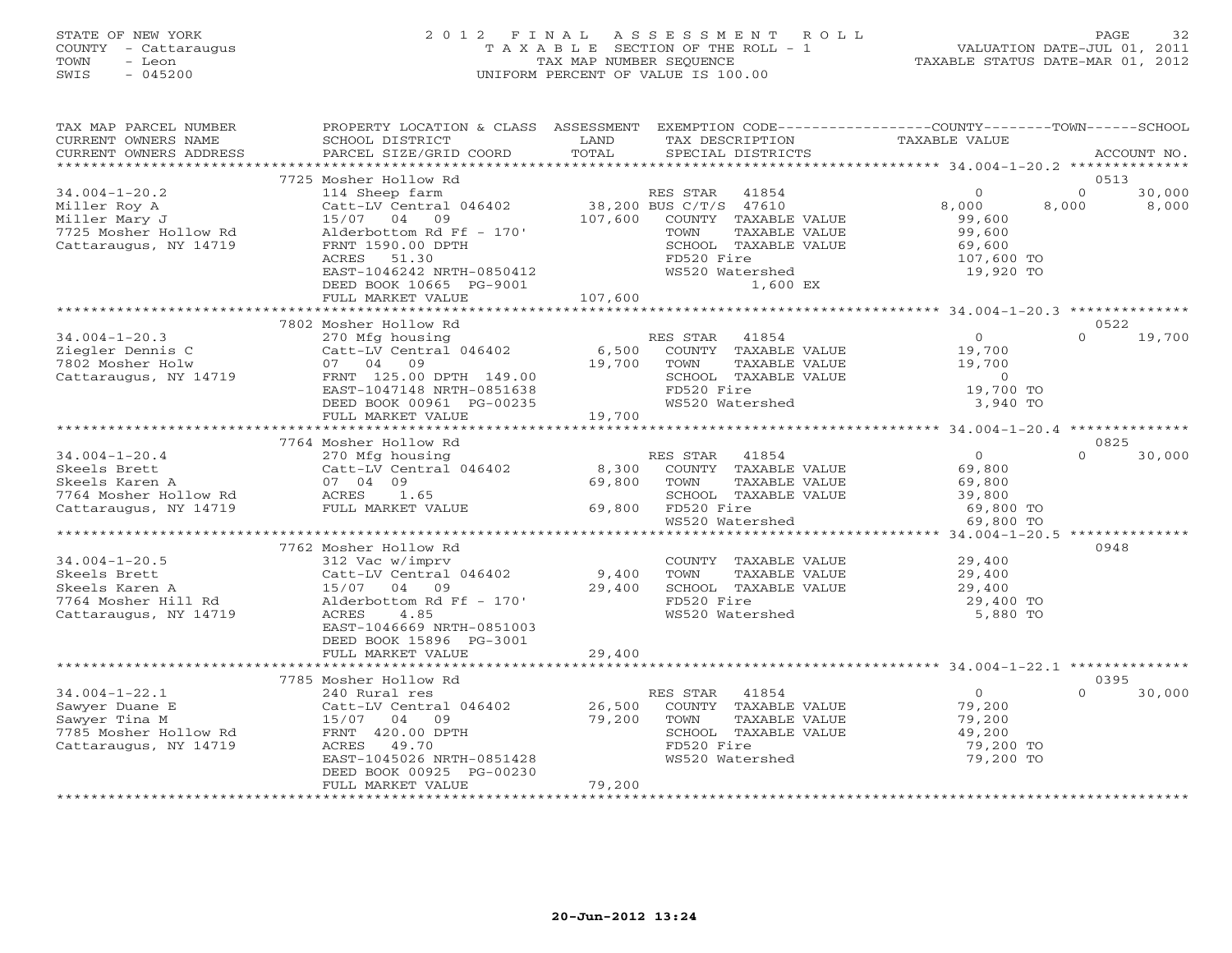STATE OF NEW YORK
COUNTY - Cattaraugus
TOWN - Leon
SWIS - 045200

# 2012 FINAL ASSESSMENT ROLL

TAXABLE SECTION OF THE ROLL - 1
TAX MAP NUMBER SEQUENCE
UNIFORM PERCENT OF VALUE IS 100.00

VALUATION DATE-JUL 01, 2011
TAXABLE STATUS DATE-MAR 01, 2012

| TAX MAP PARCEL NUMBER / CURRENT OWNERS NAME / CURRENT OWNERS ADDRESS | PROPERTY LOCATION & CLASS / SCHOOL DISTRICT / PARCEL SIZE/GRID COORD | ASSESSMENT LAND / TOTAL | EXEMPTION CODE / TAX DESCRIPTION / SPECIAL DISTRICTS | COUNTY TAXABLE VALUE | TOWN | SCHOOL / ACCOUNT NO. |
|---|---|---|---|---|---|---|
| 34.004-1-20.2 | 7725 Mosher Hollow Rd | | | | | 0513 |
| Miller Roy A | 114 Sheep farm | | RES STAR 41854 | 0 | 0 | 30,000 |
| Miller Mary J | Catt-LV Central 046402 | 38,200 | BUS C/T/S 47610 | 8,000 | 8,000 | 8,000 |
| 7725 Mosher Hollow Rd | 15/07 04 09 | 107,600 | COUNTY TAXABLE VALUE | 99,600 | | |
| Cattaraugus, NY 14719 | Alderbottom Rd Ff - 170' | | TOWN TAXABLE VALUE | 99,600 | | |
| | FRNT 1590.00 DPTH | | SCHOOL TAXABLE VALUE | 69,600 | | |
| | ACRES 51.30 | | FD520 Fire | 107,600 TO | | |
| | EAST-1046242 NRTH-0850412 | | WS520 Watershed | 19,920 TO | | |
| | DEED BOOK 10665 PG-9001 | | 1,600 EX | | | |
| | FULL MARKET VALUE | 107,600 | | | | |
| 34.004-1-20.3 | 7802 Mosher Hollow Rd | | | | | 0522 |
| Ziegler Dennis C | 270 Mfg housing | | RES STAR 41854 | 0 | 0 | 19,700 |
| 7802 Mosher Holw | Catt-LV Central 046402 | 6,500 | COUNTY TAXABLE VALUE | 19,700 | | |
| Cattaraugus, NY 14719 | 07 04 09 | 19,700 | TOWN TAXABLE VALUE | 19,700 | | |
| | FRNT 125.00 DPTH 149.00 | | SCHOOL TAXABLE VALUE | 0 | | |
| | EAST-1047148 NRTH-0851638 | | FD520 Fire | 19,700 TO | | |
| | DEED BOOK 00961 PG-00235 | | WS520 Watershed | 3,940 TO | | |
| | FULL MARKET VALUE | 19,700 | | | | |
| 34.004-1-20.4 | 7764 Mosher Hollow Rd | | | | | 0825 |
| Skeels Brett | 270 Mfg housing | | RES STAR 41854 | 0 | 0 | 30,000 |
| Skeels Karen A | Catt-LV Central 046402 | 8,300 | COUNTY TAXABLE VALUE | 69,800 | | |
| 7764 Mosher Hollow Rd | 07 04 09 | 69,800 | TOWN TAXABLE VALUE | 69,800 | | |
| Cattaraugus, NY 14719 | ACRES 1.65 | | SCHOOL TAXABLE VALUE | 39,800 | | |
| | FULL MARKET VALUE | 69,800 | FD520 Fire | 69,800 TO | | |
| | | | WS520 Watershed | 69,800 TO | | |
| 34.004-1-20.5 | 7762 Mosher Hollow Rd | | | | | 0948 |
| Skeels Brett | 312 Vac w/imprv | | COUNTY TAXABLE VALUE | 29,400 | | |
| Skeels Karen A | Catt-LV Central 046402 | 9,400 | TOWN TAXABLE VALUE | 29,400 | | |
| 7764 Mosher Hill Rd | 15/07 04 09 | 29,400 | SCHOOL TAXABLE VALUE | 29,400 | | |
| Cattaraugus, NY 14719 | Alderbottom Rd Ff - 170' | | FD520 Fire | 29,400 TO | | |
| | ACRES 4.85 | | WS520 Watershed | 5,880 TO | | |
| | EAST-1046669 NRTH-0851003 | | | | | |
| | DEED BOOK 15896 PG-3001 | | | | | |
| | FULL MARKET VALUE | 29,400 | | | | |
| 34.004-1-22.1 | 7785 Mosher Hollow Rd | | | | | 0395 |
| Sawyer Duane E | 240 Rural res | | RES STAR 41854 | 0 | 0 | 30,000 |
| Sawyer Tina M | Catt-LV Central 046402 | 26,500 | COUNTY TAXABLE VALUE | 79,200 | | |
| 7785 Mosher Hollow Rd | 15/07 04 09 | 79,200 | TOWN TAXABLE VALUE | 79,200 | | |
| Cattaraugus, NY 14719 | FRNT 420.00 DPTH | | SCHOOL TAXABLE VALUE | 49,200 | | |
| | ACRES 49.70 | | FD520 Fire | 79,200 TO | | |
| | EAST-1045026 NRTH-0851428 | | WS520 Watershed | 79,200 TO | | |
| | DEED BOOK 00925 PG-00230 | | | | | |
| | FULL MARKET VALUE | 79,200 | | | | |

20-Jun-2012 13:24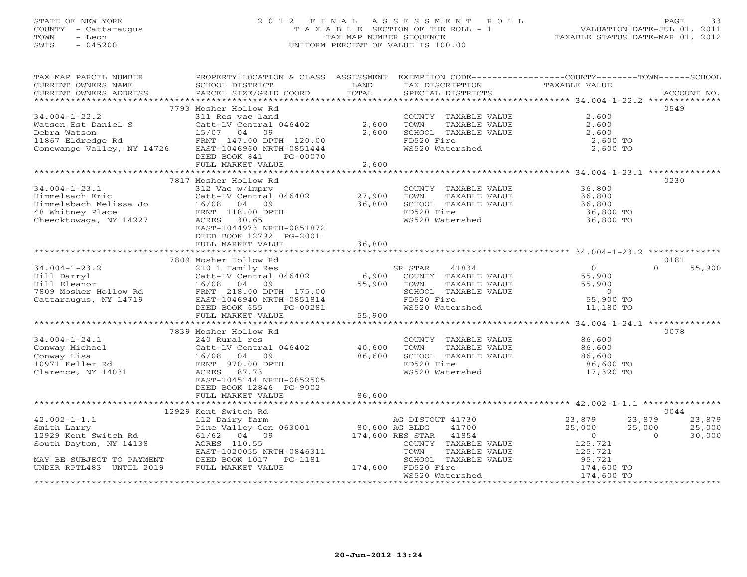STATE OF NEW YORK
COUNTY - Cattaraugus
TOWN - Leon
SWIS - 045200

# 2012 FINAL ASSESSMENT ROLL

TAXABLE SECTION OF THE ROLL - 1
TAX MAP NUMBER SEQUENCE
UNIFORM PERCENT OF VALUE IS 100.00

VALUATION DATE-JUL 01, 2011
TAXABLE STATUS DATE-MAR 01, 2012

| TAX MAP PARCEL NUMBER / CURRENT OWNERS NAME / CURRENT OWNERS ADDRESS | PROPERTY LOCATION & CLASS / SCHOOL DISTRICT / PARCEL SIZE/GRID COORD | ASSESSMENT LAND | TOTAL | EXEMPTION CODE / TAX DESCRIPTION / SPECIAL DISTRICTS | COUNTY TAXABLE VALUE | TOWN | SCHOOL | ACCOUNT NO. |
|---|---|---|---|---|---|---|---|---|
| **34.004-1-22.2** | 7793 Mosher Hollow Rd | | | | | | | 0549 |
| Watson Est Daniel S | 311 Res vac land | | | COUNTY TAXABLE VALUE | 2,600 | | | |
| Debra Watson | Catt-LV Central 046402 | 2,600 | | TOWN TAXABLE VALUE | 2,600 | | | |
| 11867 Eldredge Rd | 15/07 04 09 | | 2,600 | SCHOOL TAXABLE VALUE | 2,600 | | | |
| Conewango Valley, NY 14726 | FRNT 147.00 DPTH 120.00 | | | FD520 Fire | 2,600 TO | | | |
| | EAST-1046960 NRTH-0851444 | | | WS520 Watershed | 2,600 TO | | | |
| | DEED BOOK 841 PG-00070 | | | | | | | |
| | FULL MARKET VALUE | | 2,600 | | | | | |
| **34.004-1-23.1** | 7817 Mosher Hollow Rd | | | | | | | 0230 |
| Himmelsach Eric | 312 Vac w/imprv | | | COUNTY TAXABLE VALUE | 36,800 | | | |
| Himmelsbach Melissa Jo | Catt-LV Central 046402 | 27,900 | | TOWN TAXABLE VALUE | 36,800 | | | |
| 48 Whitney Place | 16/08 04 09 | | 36,800 | SCHOOL TAXABLE VALUE | 36,800 | | | |
| Cheecktowaga, NY 14227 | FRNT 118.00 DPTH | | | FD520 Fire | 36,800 TO | | | |
| | ACRES 30.65 | | | WS520 Watershed | 36,800 TO | | | |
| | EAST-1044973 NRTH-0851872 | | | | | | | |
| | DEED BOOK 12792 PG-2001 | | | | | | | |
| | FULL MARKET VALUE | | 36,800 | | | | | |
| **34.004-1-23.2** | 7809 Mosher Hollow Rd | | | | | | | 0181 |
| Hill Darryl | 210 1 Family Res | | | SR STAR 41834 | 0 | 0 | 55,900 | |
| Hill Eleanor | Catt-LV Central 046402 | 6,900 | | COUNTY TAXABLE VALUE | 55,900 | | | |
| 7809 Mosher Hollow Rd | 16/08 04 09 | | 55,900 | TOWN TAXABLE VALUE | 55,900 | | | |
| Cattaraugus, NY 14719 | FRNT 218.00 DPTH 175.00 | | | SCHOOL TAXABLE VALUE | 0 | | | |
| | EAST-1046940 NRTH-0851814 | | | FD520 Fire | 55,900 TO | | | |
| | DEED BOOK 655 PG-00281 | | | WS520 Watershed | 11,180 TO | | | |
| | FULL MARKET VALUE | | 55,900 | | | | | |
| **34.004-1-24.1** | 7839 Mosher Hollow Rd | | | | | | | 0078 |
| Conway Michael | 240 Rural res | | | COUNTY TAXABLE VALUE | 86,600 | | | |
| Conway Lisa | Catt-LV Central 046402 | 40,600 | | TOWN TAXABLE VALUE | 86,600 | | | |
| 10971 Keller Rd | 16/08 04 09 | | 86,600 | SCHOOL TAXABLE VALUE | 86,600 | | | |
| Clarence, NY 14031 | FRNT 970.00 DPTH | | | FD520 Fire | 86,600 TO | | | |
| | ACRES 87.73 | | | WS520 Watershed | 17,320 TO | | | |
| | EAST-1045144 NRTH-0852505 | | | | | | | |
| | DEED BOOK 12846 PG-9002 | | | | | | | |
| | FULL MARKET VALUE | | 86,600 | | | | | |
| **42.002-1-1.1** | 12929 Kent Switch Rd | | | | | | | 0044 |
| Smith Larry | 112 Dairy farm | | | AG DISTOUT 41730 | 23,879 | 23,879 | 23,879 | |
| 12929 Kent Switch Rd | Pine Valley Cen 063001 | 80,600 | | AG BLDG 41700 | 25,000 | 25,000 | 25,000 | |
| South Dayton, NY 14138 | 61/62 04 09 | | 174,600 | RES STAR 41854 | 0 | 0 | 30,000 | |
| | ACRES 110.55 | | | COUNTY TAXABLE VALUE | 125,721 | | | |
| MAY BE SUBJECT TO PAYMENT | EAST-1020055 NRTH-0846311 | | | TOWN TAXABLE VALUE | 125,721 | | | |
| UNDER RPTL483 UNTIL 2019 | DEED BOOK 1017 PG-1181 | | | SCHOOL TAXABLE VALUE | 95,721 | | | |
| | FULL MARKET VALUE | | 174,600 | FD520 Fire | 174,600 TO | | | |
| | | | | WS520 Watershed | 174,600 TO | | | |

20-Jun-2012 13:24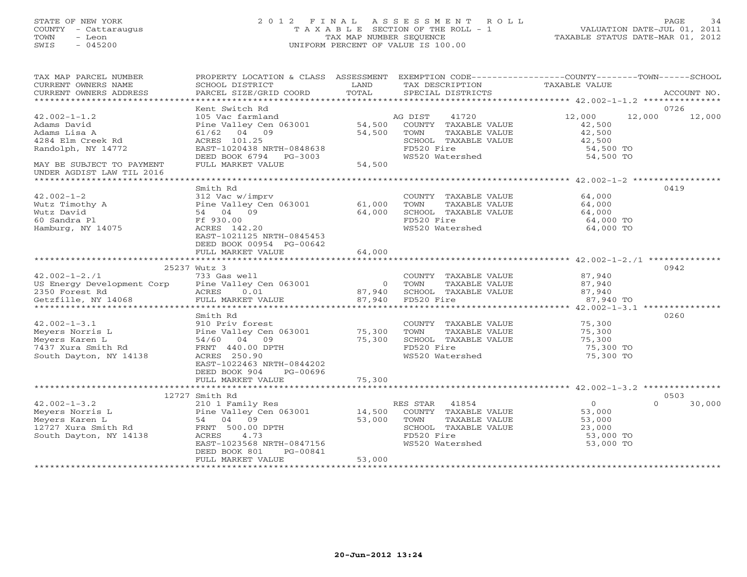STATE OF NEW YORK
COUNTY - Cattaraugus
TOWN - Leon
SWIS - 045200

2 0 1 2 F I N A L A S S E S S M E N T R O L L
T A X A B L E SECTION OF THE ROLL - 1
TAX MAP NUMBER SEQUENCE
UNIFORM PERCENT OF VALUE IS 100.00

VALUATION DATE-JUL 01, 2011
TAXABLE STATUS DATE-MAR 01, 2012

| TAX MAP PARCEL NUMBER / CURRENT OWNERS NAME / CURRENT OWNERS ADDRESS | PROPERTY LOCATION & CLASS / SCHOOL DISTRICT / PARCEL SIZE/GRID COORD | ASSESSMENT LAND / TOTAL | EXEMPTION CODE / TAX DESCRIPTION / SPECIAL DISTRICTS | COUNTY | TOWN | SCHOOL / TAXABLE VALUE | ACCOUNT NO. |
|---|---|---|---|---|---|---|---|
| **42.002-1-1.2** | Kent Switch Rd | | | | | | 0726 |
| 42.002-1-1.2 | 105 Vac farmland | | AG DIST 41720 | 12,000 | 12,000 | 12,000 | |
| Adams David | Pine Valley Cen 063001 | 54,500 | COUNTY TAXABLE VALUE | 42,500 | | | |
| Adams Lisa A | 61/62 04 09 | 54,500 | TOWN TAXABLE VALUE | | 42,500 | | |
| 4284 Elm Creek Rd | ACRES 101.25 | | SCHOOL TAXABLE VALUE | | | 42,500 | |
| Randolph, NY 14772 | EAST-1020438 NRTH-0848638 | | FD520 Fire | | | 54,500 TO | |
| | DEED BOOK 6794 PG-3003 | | WS520 Watershed | | | 54,500 TO | |
| MAY BE SUBJECT TO PAYMENT UNDER AGDIST LAW TIL 2016 | FULL MARKET VALUE | 54,500 | | | | | |
| **42.002-1-2** | Smith Rd | | | | | | 0419 |
| 42.002-1-2 | 312 Vac w/imprv | | COUNTY TAXABLE VALUE | 64,000 | | | |
| Wutz Timothy A | Pine Valley Cen 063001 | 61,000 | TOWN TAXABLE VALUE | | 64,000 | | |
| Wutz David | 54 04 09 | 64,000 | SCHOOL TAXABLE VALUE | | | 64,000 | |
| 60 Sandra Pl | Ff 930.00 | | FD520 Fire | | | 64,000 TO | |
| Hamburg, NY 14075 | ACRES 142.20 | | WS520 Watershed | | | 64,000 TO | |
| | EAST-1021125 NRTH-0845453 | | | | | | |
| | DEED BOOK 00954 PG-00642 | | | | | | |
| | FULL MARKET VALUE | 64,000 | | | | | |
| **42.002-1-2./1** | 25237 Wutz 3 | | | | | | 0942 |
| 42.002-1-2./1 | 733 Gas well | | COUNTY TAXABLE VALUE | 87,940 | | | |
| US Energy Development Corp | Pine Valley Cen 063001 | 0 | TOWN TAXABLE VALUE | | 87,940 | | |
| 2350 Forest Rd | ACRES 0.01 | 87,940 | SCHOOL TAXABLE VALUE | | | 87,940 | |
| Getzfille, NY 14068 | FULL MARKET VALUE | 87,940 | FD520 Fire | | | 87,940 TO | |
| **42.002-1-3.1** | Smith Rd | | | | | | 0260 |
| 42.002-1-3.1 | 910 Priv forest | | COUNTY TAXABLE VALUE | 75,300 | | | |
| Meyers Norris L | Pine Valley Cen 063001 | 75,300 | TOWN TAXABLE VALUE | | 75,300 | | |
| Meyers Karen L | 54/60 04 09 | 75,300 | SCHOOL TAXABLE VALUE | | | 75,300 | |
| 7437 Xura Smith Rd | FRNT 440.00 DPTH | | FD520 Fire | | | 75,300 TO | |
| South Dayton, NY 14138 | ACRES 250.90 | | WS520 Watershed | | | 75,300 TO | |
| | EAST-1022463 NRTH-0844202 | | | | | | |
| | DEED BOOK 904 PG-00696 | | | | | | |
| | FULL MARKET VALUE | 75,300 | | | | | |
| **42.002-1-3.2** | 12727 Smith Rd | | | | | | 0503 |
| 42.002-1-3.2 | 210 1 Family Res | | RES STAR 41854 | 0 | 0 | 30,000 | |
| Meyers Norris L | Pine Valley Cen 063001 | 14,500 | COUNTY TAXABLE VALUE | 53,000 | | | |
| Meyers Karen L | 54 04 09 | 53,000 | TOWN TAXABLE VALUE | | 53,000 | | |
| 12727 Xura Smith Rd | FRNT 500.00 DPTH | | SCHOOL TAXABLE VALUE | | | 23,000 | |
| South Dayton, NY 14138 | ACRES 4.73 | | FD520 Fire | | | 53,000 TO | |
| | EAST-1023568 NRTH-0847156 | | WS520 Watershed | | | 53,000 TO | |
| | DEED BOOK 801 PG-00841 | | | | | | |
| | FULL MARKET VALUE | 53,000 | | | | | |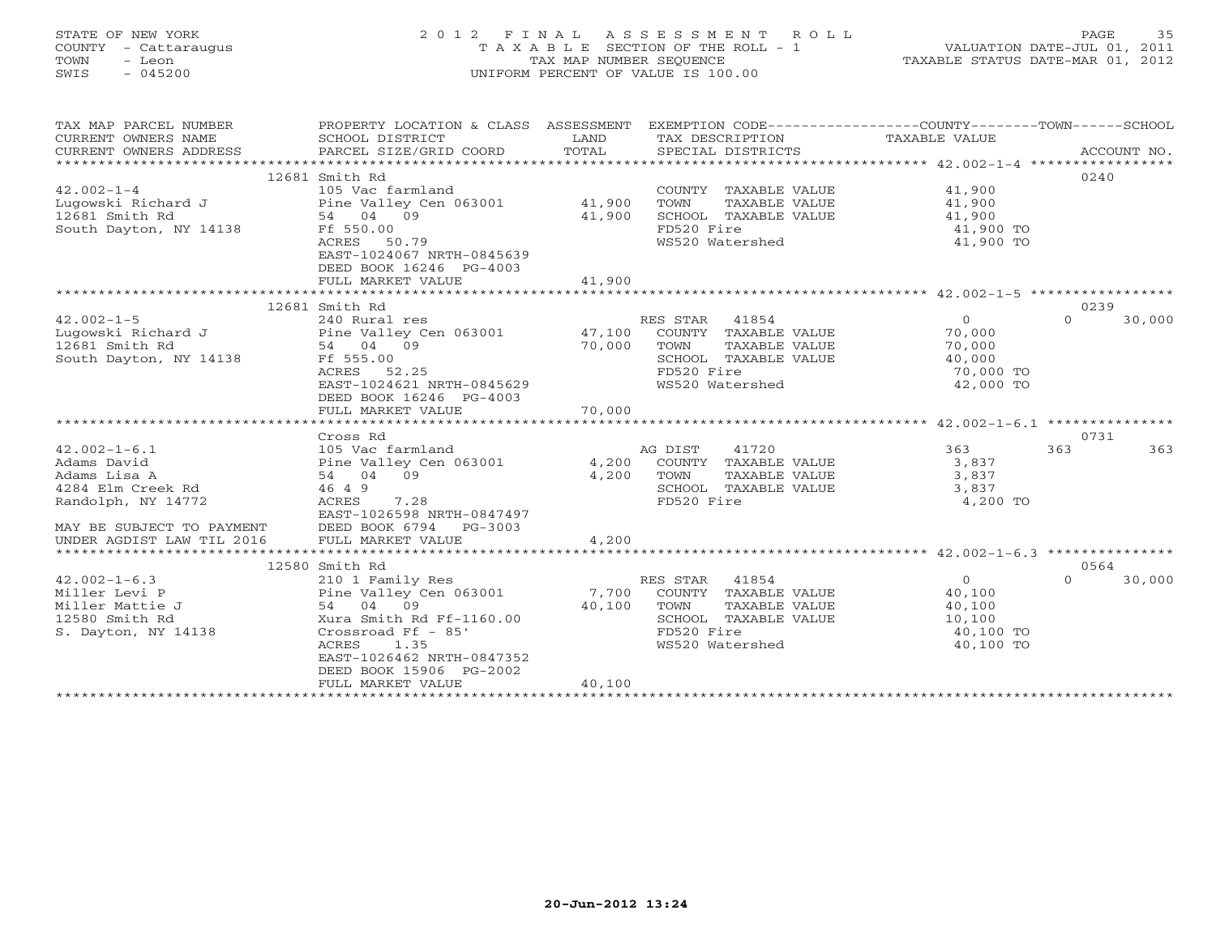STATE OF NEW YORK | 2012 FINAL ASSESSMENT ROLL | VALUATION DATE-JUL 01, 2011
COUNTY - Cattaraugus | TAXABLE SECTION OF THE ROLL - 1 | TAXABLE STATUS DATE-MAR 01, 2012
TOWN - Leon | TAX MAP NUMBER SEQUENCE
SWIS - 045200 | UNIFORM PERCENT OF VALUE IS 100.00

| TAX MAP PARCEL NUMBER / CURRENT OWNERS NAME / CURRENT OWNERS ADDRESS | PROPERTY LOCATION & CLASS / SCHOOL DISTRICT / PARCEL SIZE/GRID COORD | ASSESSMENT LAND | ASSESSMENT TOTAL | EXEMPTION CODE / TAX DESCRIPTION / SPECIAL DISTRICTS | COUNTY TAXABLE VALUE | TOWN | SCHOOL | ACCOUNT NO. |
|---|---|---|---|---|---|---|---|---|
| | 12681 Smith Rd | | | | | | | 0240 |
| 42.002-1-4 | 105 Vac farmland | | | COUNTY TAXABLE VALUE | 41,900 | | | |
| Lugowski Richard J | Pine Valley Cen 063001 | 41,900 | | TOWN TAXABLE VALUE | 41,900 | | | |
| 12681 Smith Rd | 54 04 09 | | 41,900 | SCHOOL TAXABLE VALUE | 41,900 | | | |
| South Dayton, NY 14138 | Ff 550.00 | | | FD520 Fire | 41,900 TO | | | |
| | ACRES 50.79 | | | WS520 Watershed | 41,900 TO | | | |
| | EAST-1024067 NRTH-0845639 | | | | | | | |
| | DEED BOOK 16246 PG-4003 | | | | | | | |
| | FULL MARKET VALUE | | 41,900 | | | | | |
| | 12681 Smith Rd | | | | | | | 0239 |
| 42.002-1-5 | 240 Rural res | | | RES STAR 41854 | 0 | 0 | 30,000 | |
| Lugowski Richard J | Pine Valley Cen 063001 | 47,100 | | COUNTY TAXABLE VALUE | 70,000 | | | |
| 12681 Smith Rd | 54 04 09 | | 70,000 | TOWN TAXABLE VALUE | 70,000 | | | |
| South Dayton, NY 14138 | Ff 555.00 | | | SCHOOL TAXABLE VALUE | 40,000 | | | |
| | ACRES 52.25 | | | FD520 Fire | 70,000 TO | | | |
| | EAST-1024621 NRTH-0845629 | | | WS520 Watershed | 42,000 TO | | | |
| | DEED BOOK 16246 PG-4003 | | | | | | | |
| | FULL MARKET VALUE | | 70,000 | | | | | |
| | Cross Rd | | | | | | | 0731 |
| 42.002-1-6.1 | 105 Vac farmland | | | AG DIST 41720 | 363 | 363 | 363 | |
| Adams David | Pine Valley Cen 063001 | 4,200 | | COUNTY TAXABLE VALUE | 3,837 | | | |
| Adams Lisa A | 54 04 09 | | 4,200 | TOWN TAXABLE VALUE | 3,837 | | | |
| 4284 Elm Creek Rd | 46 4 9 | | | SCHOOL TAXABLE VALUE | 3,837 | | | |
| Randolph, NY 14772 | ACRES 7.28 | | | FD520 Fire | 4,200 TO | | | |
| | EAST-1026598 NRTH-0847497 | | | | | | | |
| MAY BE SUBJECT TO PAYMENT | DEED BOOK 6794 PG-3003 | | | | | | | |
| UNDER AGDIST LAW TIL 2016 | FULL MARKET VALUE | | 4,200 | | | | | |
| | 12580 Smith Rd | | | | | | | 0564 |
| 42.002-1-6.3 | 210 1 Family Res | | | RES STAR 41854 | 0 | 0 | 30,000 | |
| Miller Levi P | Pine Valley Cen 063001 | 7,700 | | COUNTY TAXABLE VALUE | 40,100 | | | |
| Miller Mattie J | 54 04 09 | | 40,100 | TOWN TAXABLE VALUE | 40,100 | | | |
| 12580 Smith Rd | Xura Smith Rd Ff-1160.00 | | | SCHOOL TAXABLE VALUE | 10,100 | | | |
| S. Dayton, NY 14138 | Crossroad Ff - 85' | | | FD520 Fire | 40,100 TO | | | |
| | ACRES 1.35 | | | WS520 Watershed | 40,100 TO | | | |
| | EAST-1026462 NRTH-0847352 | | | | | | | |
| | DEED BOOK 15906 PG-2002 | | | | | | | |
| | FULL MARKET VALUE | | 40,100 | | | | | |

20-Jun-2012 13:24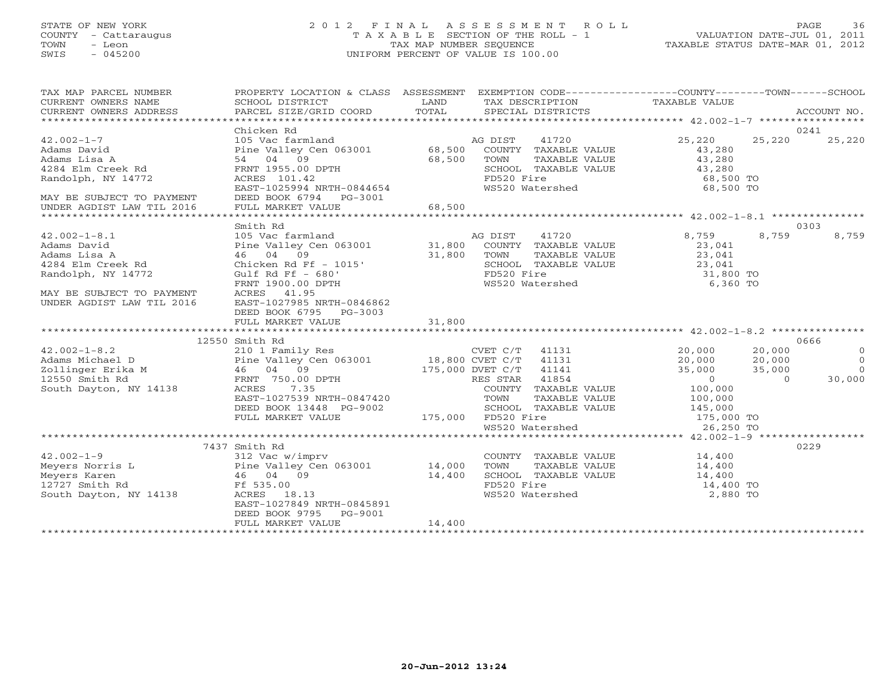STATE OF NEW YORK
COUNTY - Cattaraugus
TOWN - Leon
SWIS - 045200

# 2012 FINAL ASSESSMENT ROLL
TAXABLE SECTION OF THE ROLL - 1
TAX MAP NUMBER SEQUENCE
UNIFORM PERCENT OF VALUE IS 100.00

VALUATION DATE-JUL 01, 2011
TAXABLE STATUS DATE-MAR 01, 2012

| TAX MAP PARCEL NUMBER / CURRENT OWNERS NAME / CURRENT OWNERS ADDRESS | PROPERTY LOCATION & CLASS / SCHOOL DISTRICT / PARCEL SIZE/GRID COORD | ASSESSMENT LAND / TOTAL | EXEMPTION CODE / TAX DESCRIPTION / SPECIAL DISTRICTS | COUNTY TAXABLE VALUE | TOWN | SCHOOL / ACCOUNT NO. |
|---|---|---|---|---|---|---|
| **42.002-1-7** | Chicken Rd | | | | | 0241 |
| 42.002-1-7 | 105 Vac farmland | | AG DIST 41720 | 25,220 | 25,220 | 25,220 |
| Adams David | Pine Valley Cen 063001 | 68,500 | COUNTY TAXABLE VALUE | 43,280 | | |
| Adams Lisa A | 54 04 09 | 68,500 | TOWN TAXABLE VALUE | 43,280 | | |
| 4284 Elm Creek Rd | FRNT 1955.00 DPTH | | SCHOOL TAXABLE VALUE | 43,280 | | |
| Randolph, NY 14772 | ACRES 101.42 | | FD520 Fire | 68,500 TO | | |
| | EAST-1025994 NRTH-0844654 | | WS520 Watershed | 68,500 TO | | |
| MAY BE SUBJECT TO PAYMENT | DEED BOOK 6794 PG-3001 | | | | | |
| UNDER AGDIST LAW TIL 2016 | FULL MARKET VALUE | 68,500 | | | | |
| **42.002-1-8.1** | Smith Rd | | | | | 0303 |
| 42.002-1-8.1 | 105 Vac farmland | | AG DIST 41720 | 8,759 | 8,759 | 8,759 |
| Adams David | Pine Valley Cen 063001 | 31,800 | COUNTY TAXABLE VALUE | 23,041 | | |
| Adams Lisa A | 46 04 09 | 31,800 | TOWN TAXABLE VALUE | 23,041 | | |
| 4284 Elm Creek Rd | Chicken Rd Ff - 1015' | | SCHOOL TAXABLE VALUE | 23,041 | | |
| Randolph, NY 14772 | Gulf Rd Ff - 680' | | FD520 Fire | 31,800 TO | | |
| | FRNT 1900.00 DPTH | | WS520 Watershed | 6,360 TO | | |
| MAY BE SUBJECT TO PAYMENT | ACRES 41.95 | | | | | |
| UNDER AGDIST LAW TIL 2016 | EAST-1027985 NRTH-0846862 | | | | | |
| | DEED BOOK 6795 PG-3003 | | | | | |
| | FULL MARKET VALUE | 31,800 | | | | |
| **42.002-1-8.2** | 12550 Smith Rd | | | | | 0666 |
| 42.002-1-8.2 | 210 1 Family Res | | CVET C/T 41131 | 20,000 | 20,000 | 0 |
| Adams Michael D | Pine Valley Cen 063001 | 18,800 | CVET C/T 41131 | 20,000 | 20,000 | 0 |
| Zollinger Erika M | 46 04 09 | 175,000 | DVET C/T 41141 | 35,000 | 35,000 | 0 |
| 12550 Smith Rd | FRNT 750.00 DPTH | | RES STAR 41854 | 0 | 0 | 30,000 |
| South Dayton, NY 14138 | ACRES 7.35 | | COUNTY TAXABLE VALUE | 100,000 | | |
| | EAST-1027539 NRTH-0847420 | | TOWN TAXABLE VALUE | 100,000 | | |
| | DEED BOOK 13448 PG-9002 | | SCHOOL TAXABLE VALUE | 145,000 | | |
| | FULL MARKET VALUE | 175,000 | FD520 Fire | 175,000 TO | | |
| | | | WS520 Watershed | 26,250 TO | | |
| **42.002-1-9** | 7437 Smith Rd | | | | | 0229 |
| 42.002-1-9 | 312 Vac w/imprv | | COUNTY TAXABLE VALUE | 14,400 | | |
| Meyers Norris L | Pine Valley Cen 063001 | 14,000 | TOWN TAXABLE VALUE | 14,400 | | |
| Meyers Karen | 46 04 09 | 14,400 | SCHOOL TAXABLE VALUE | 14,400 | | |
| 12727 Smith Rd | Ff 535.00 | | FD520 Fire | 14,400 TO | | |
| South Dayton, NY 14138 | ACRES 18.13 | | WS520 Watershed | 2,880 TO | | |
| | EAST-1027849 NRTH-0845891 | | | | | |
| | DEED BOOK 9795 PG-9001 | | | | | |
| | FULL MARKET VALUE | 14,400 | | | | |

20-Jun-2012 13:24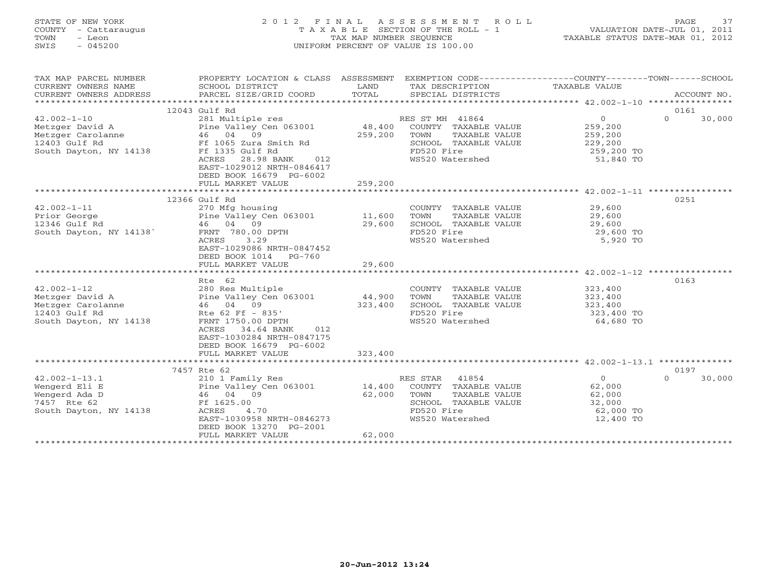STATE OF NEW YORK
COUNTY - Cattaraugus
TOWN - Leon
SWIS - 045200

# 2012 FINAL ASSESSMENT ROLL

TAXABLE SECTION OF THE ROLL - 1
TAX MAP NUMBER SEQUENCE
UNIFORM PERCENT OF VALUE IS 100.00

VALUATION DATE-JUL 01, 2011
TAXABLE STATUS DATE-MAR 01, 2012

| TAX MAP PARCEL NUMBER / CURRENT OWNERS NAME / CURRENT OWNERS ADDRESS | PROPERTY LOCATION & CLASS / SCHOOL DISTRICT / PARCEL SIZE/GRID COORD | ASSESSMENT LAND / TOTAL | EXEMPTION CODE / TAX DESCRIPTION / SPECIAL DISTRICTS | COUNTY / TOWN / SCHOOL TAXABLE VALUE | ACCOUNT NO. |
|---|---|---|---|---|---|
| **42.002-1-10** | 12043 Gulf Rd | | | | 0161 |
| 42.002-1-10 | 281 Multiple res | | RES ST MH 41864 | 0 / 0 | 30,000 |
| Metzger David A | Pine Valley Cen 063001 | 48,400 | COUNTY TAXABLE VALUE | 259,200 | |
| Metzger Carolanne | 46 04 09 | 259,200 | TOWN TAXABLE VALUE | 259,200 | |
| 12403 Gulf Rd | Ff 1065 Zura Smith Rd | | SCHOOL TAXABLE VALUE | 229,200 | |
| South Dayton, NY 14138 | Ff 1335 Gulf Rd | | FD520 Fire | 259,200 TO | |
| | ACRES 28.98 BANK 012 | | WS520 Watershed | 51,840 TO | |
| | EAST-1029012 NRTH-0846417 | | | | |
| | DEED BOOK 16679 PG-6002 | | | | |
| | FULL MARKET VALUE | 259,200 | | | |
| **42.002-1-11** | 12366 Gulf Rd | | | | 0251 |
| 42.002-1-11 | 270 Mfg housing | | COUNTY TAXABLE VALUE | 29,600 | |
| Prior George | Pine Valley Cen 063001 | 11,600 | TOWN TAXABLE VALUE | 29,600 | |
| 12346 Gulf Rd | 46 04 09 | 29,600 | SCHOOL TAXABLE VALUE | 29,600 | |
| South Dayton, NY 14138` | FRNT 780.00 DPTH | | FD520 Fire | 29,600 TO | |
| | ACRES 3.29 | | WS520 Watershed | 5,920 TO | |
| | EAST-1029086 NRTH-0847452 | | | | |
| | DEED BOOK 1014 PG-760 | | | | |
| | FULL MARKET VALUE | 29,600 | | | |
| **42.002-1-12** | Rte 62 | | | | 0163 |
| 42.002-1-12 | 280 Res Multiple | | COUNTY TAXABLE VALUE | 323,400 | |
| Metzger David A | Pine Valley Cen 063001 | 44,900 | TOWN TAXABLE VALUE | 323,400 | |
| Metzger Carolanne | 46 04 09 | 323,400 | SCHOOL TAXABLE VALUE | 323,400 | |
| 12403 Gulf Rd | Rte 62 Ff - 835' | | FD520 Fire | 323,400 TO | |
| South Dayton, NY 14138 | FRNT 1750.00 DPTH | | WS520 Watershed | 64,680 TO | |
| | ACRES 34.64 BANK 012 | | | | |
| | EAST-1030284 NRTH-0847175 | | | | |
| | DEED BOOK 16679 PG-6002 | | | | |
| | FULL MARKET VALUE | 323,400 | | | |
| **42.002-1-13.1** | 7457 Rte 62 | | | | 0197 |
| 42.002-1-13.1 | 210 1 Family Res | | RES STAR 41854 | 0 / 0 | 30,000 |
| Wengerd Eli E | Pine Valley Cen 063001 | 14,400 | COUNTY TAXABLE VALUE | 62,000 | |
| Wengerd Ada D | 46 04 09 | 62,000 | TOWN TAXABLE VALUE | 62,000 | |
| 7457 Rte 62 | Ff 1625.00 | | SCHOOL TAXABLE VALUE | 32,000 | |
| South Dayton, NY 14138 | ACRES 4.70 | | FD520 Fire | 62,000 TO | |
| | EAST-1030958 NRTH-0846273 | | WS520 Watershed | 12,400 TO | |
| | DEED BOOK 13270 PG-2001 | | | | |
| | FULL MARKET VALUE | 62,000 | | | |

20-Jun-2012 13:24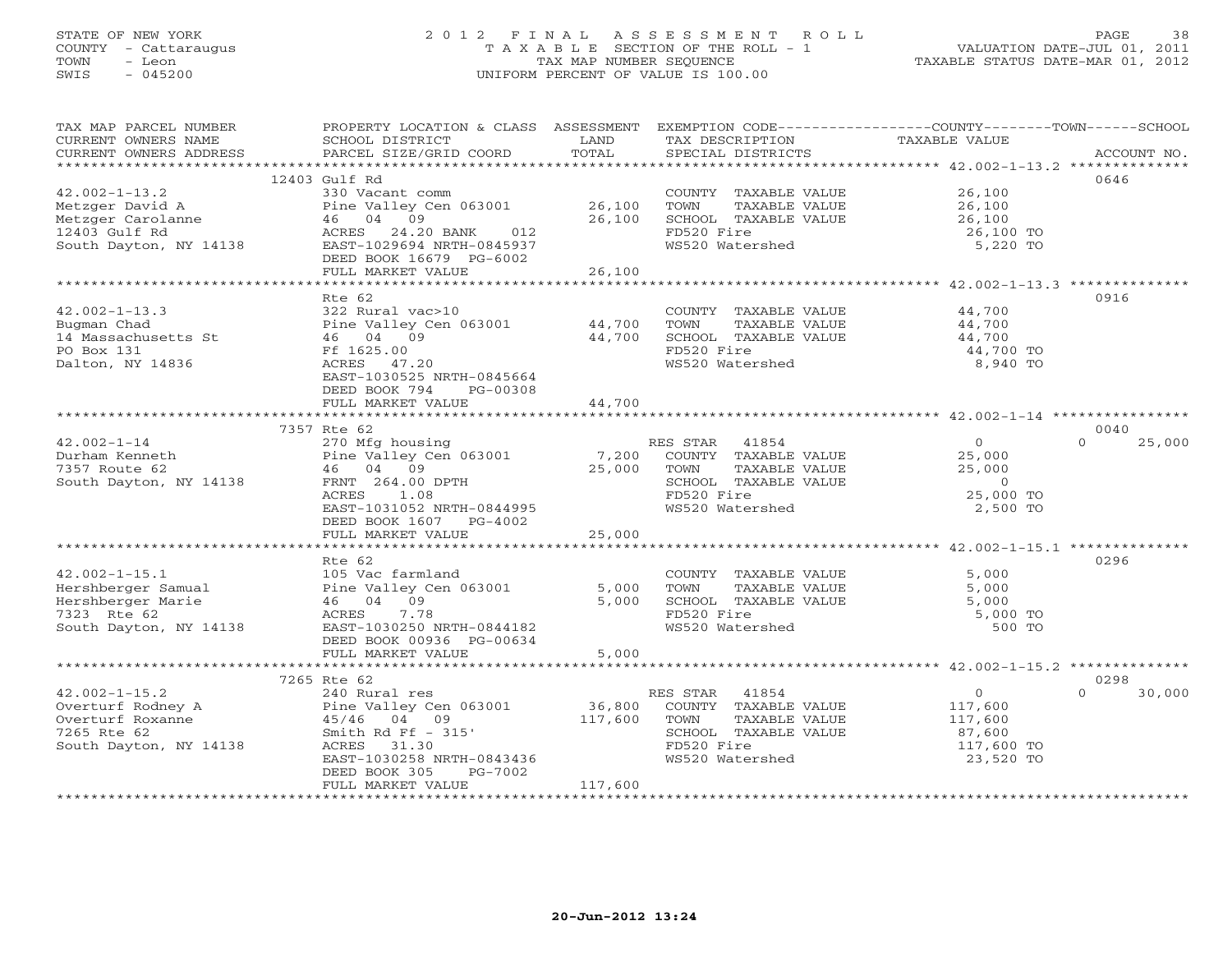STATE OF NEW YORK
COUNTY - Cattaraugus
TOWN - Leon
SWIS - 045200

# 2012 FINAL ASSESSMENT ROLL

TAXABLE SECTION OF THE ROLL - 1
TAX MAP NUMBER SEQUENCE
UNIFORM PERCENT OF VALUE IS 100.00

VALUATION DATE-JUL 01, 2011
TAXABLE STATUS DATE-MAR 01, 2012

| TAX MAP PARCEL NUMBER / CURRENT OWNERS NAME / CURRENT OWNERS ADDRESS | PROPERTY LOCATION & CLASS / SCHOOL DISTRICT / PARCEL SIZE/GRID COORD | ASSESSMENT LAND / TOTAL | EXEMPTION CODE / TAX DESCRIPTION / SPECIAL DISTRICTS | COUNTY | TOWN | SCHOOL | ACCOUNT NO. |
|---|---|---|---|---|---|---|---|
| | 12403 Gulf Rd | | | | | | 0646 |
| 42.002-1-13.2 | 330 Vacant comm | | COUNTY TAXABLE VALUE | 26,100 | | | |
| Metzger David A | Pine Valley Cen 063001 | 26,100 | TOWN TAXABLE VALUE | | 26,100 | | |
| Metzger Carolanne | 46 04 09 | 26,100 | SCHOOL TAXABLE VALUE | | | 26,100 | |
| 12403 Gulf Rd | ACRES 24.20 BANK 012 | | FD520 Fire | 26,100 TO | | | |
| South Dayton, NY 14138 | EAST-1029694 NRTH-0845937 | | WS520 Watershed | 5,220 TO | | | |
| | DEED BOOK 16679 PG-6002 | | | | | | |
| | FULL MARKET VALUE | 26,100 | | | | | |
| | Rte 62 | | | | | | 0916 |
| 42.002-1-13.3 | 322 Rural vac>10 | | COUNTY TAXABLE VALUE | 44,700 | | | |
| Bugman Chad | Pine Valley Cen 063001 | 44,700 | TOWN TAXABLE VALUE | | 44,700 | | |
| 14 Massachusetts St | 46 04 09 | 44,700 | SCHOOL TAXABLE VALUE | | | 44,700 | |
| PO Box 131 | Ff 1625.00 | | FD520 Fire | 44,700 TO | | | |
| Dalton, NY 14836 | ACRES 47.20 | | WS520 Watershed | 8,940 TO | | | |
| | EAST-1030525 NRTH-0845664 | | | | | | |
| | DEED BOOK 794 PG-00308 | | | | | | |
| | FULL MARKET VALUE | 44,700 | | | | | |
| | 7357 Rte 62 | | | | | | 0040 |
| 42.002-1-14 | 270 Mfg housing | | RES STAR 41854 | 0 | | 0 | 25,000 |
| Durham Kenneth | Pine Valley Cen 063001 | 7,200 | COUNTY TAXABLE VALUE | 25,000 | | | |
| 7357 Route 62 | 46 04 09 | 25,000 | TOWN TAXABLE VALUE | | 25,000 | | |
| South Dayton, NY 14138 | FRNT 264.00 DPTH | | SCHOOL TAXABLE VALUE | | | 0 | |
| | ACRES 1.08 | | FD520 Fire | 25,000 TO | | | |
| | EAST-1031052 NRTH-0844995 | | WS520 Watershed | 2,500 TO | | | |
| | DEED BOOK 1607 PG-4002 | | | | | | |
| | FULL MARKET VALUE | 25,000 | | | | | |
| | Rte 62 | | | | | | 0296 |
| 42.002-1-15.1 | 105 Vac farmland | | COUNTY TAXABLE VALUE | 5,000 | | | |
| Hershberger Samual | Pine Valley Cen 063001 | 5,000 | TOWN TAXABLE VALUE | | 5,000 | | |
| Hershberger Marie | 46 04 09 | 5,000 | SCHOOL TAXABLE VALUE | | | 5,000 | |
| 7323 Rte 62 | ACRES 7.78 | | FD520 Fire | 5,000 TO | | | |
| South Dayton, NY 14138 | EAST-1030250 NRTH-0844182 | | WS520 Watershed | 500 TO | | | |
| | DEED BOOK 00936 PG-00634 | | | | | | |
| | FULL MARKET VALUE | 5,000 | | | | | |
| | 7265 Rte 62 | | | | | | 0298 |
| 42.002-1-15.2 | 240 Rural res | | RES STAR 41854 | 0 | | 0 | 30,000 |
| Overturf Rodney A | Pine Valley Cen 063001 | 36,800 | COUNTY TAXABLE VALUE | 117,600 | | | |
| Overturf Roxanne | 45/46 04 09 | 117,600 | TOWN TAXABLE VALUE | | 117,600 | | |
| 7265 Rte 62 | Smith Rd Ff - 315' | | SCHOOL TAXABLE VALUE | | | 87,600 | |
| South Dayton, NY 14138 | ACRES 31.30 | | FD520 Fire | 117,600 TO | | | |
| | EAST-1030258 NRTH-0843436 | | WS520 Watershed | 23,520 TO | | | |
| | DEED BOOK 305 PG-7002 | | | | | | |
| | FULL MARKET VALUE | 117,600 | | | | | |

20-Jun-2012 13:24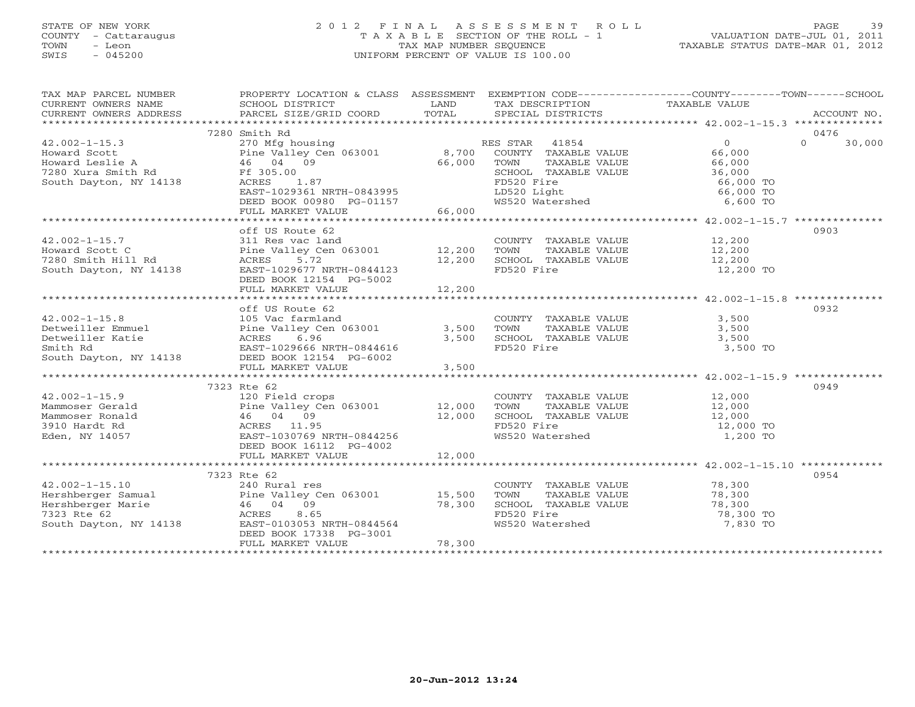STATE OF NEW YORK
COUNTY - Cattaraugus
TOWN - Leon
SWIS - 045200

# 2012 FINAL ASSESSMENT ROLL
TAXABLE SECTION OF THE ROLL - 1
TAX MAP NUMBER SEQUENCE
UNIFORM PERCENT OF VALUE IS 100.00

VALUATION DATE-JUL 01, 2011
TAXABLE STATUS DATE-MAR 01, 2012

| TAX MAP PARCEL NUMBER / CURRENT OWNERS NAME / CURRENT OWNERS ADDRESS | PROPERTY LOCATION & CLASS / SCHOOL DISTRICT / PARCEL SIZE/GRID COORD | ASSESSMENT LAND / TOTAL | EXEMPTION CODE / TAX DESCRIPTION / SPECIAL DISTRICTS | COUNTY / TAXABLE VALUE | TOWN | SCHOOL / ACCOUNT NO. |
|---|---|---|---|---|---|---|
| **42.002-1-15.3** | 7280 Smith Rd | | | | | 0476 |
| 42.002-1-15.3 | 270 Mfg housing | | RES STAR 41854 | 0 | 0 | 30,000 |
| Howard Scott | Pine Valley Cen 063001 | 8,700 | COUNTY TAXABLE VALUE | 66,000 | | |
| Howard Leslie A | 46 04 09 | 66,000 | TOWN TAXABLE VALUE | 66,000 | | |
| 7280 Xura Smith Rd | Ff 305.00 | | SCHOOL TAXABLE VALUE | 36,000 | | |
| South Dayton, NY 14138 | ACRES 1.87 | | FD520 Fire | 66,000 TO | | |
| | EAST-1029361 NRTH-0843995 | | LD520 Light | 66,000 TO | | |
| | DEED BOOK 00980 PG-01157 | | WS520 Watershed | 6,600 TO | | |
| | FULL MARKET VALUE | 66,000 | | | | |
| **42.002-1-15.7** | off US Route 62 | | | | | 0903 |
| 42.002-1-15.7 | 311 Res vac land | | COUNTY TAXABLE VALUE | 12,200 | | |
| Howard Scott C | Pine Valley Cen 063001 | 12,200 | TOWN TAXABLE VALUE | 12,200 | | |
| 7280 Smith Hill Rd | ACRES 5.72 | 12,200 | SCHOOL TAXABLE VALUE | 12,200 | | |
| South Dayton, NY 14138 | EAST-1029677 NRTH-0844123 | | FD520 Fire | 12,200 TO | | |
| | DEED BOOK 12154 PG-5002 | | | | | |
| | FULL MARKET VALUE | 12,200 | | | | |
| **42.002-1-15.8** | off US Route 62 | | | | | 0932 |
| 42.002-1-15.8 | 105 Vac farmland | | COUNTY TAXABLE VALUE | 3,500 | | |
| Detweiller Emmuel | Pine Valley Cen 063001 | 3,500 | TOWN TAXABLE VALUE | 3,500 | | |
| Detweiller Katie | ACRES 6.96 | 3,500 | SCHOOL TAXABLE VALUE | 3,500 | | |
| Smith Rd | EAST-1029666 NRTH-0844616 | | FD520 Fire | 3,500 TO | | |
| South Dayton, NY 14138 | DEED BOOK 12154 PG-6002 | | | | | |
| | FULL MARKET VALUE | 3,500 | | | | |
| **42.002-1-15.9** | 7323 Rte 62 | | | | | 0949 |
| 42.002-1-15.9 | 120 Field crops | | COUNTY TAXABLE VALUE | 12,000 | | |
| Mammoser Gerald | Pine Valley Cen 063001 | 12,000 | TOWN TAXABLE VALUE | 12,000 | | |
| Mammoser Ronald | 46 04 09 | 12,000 | SCHOOL TAXABLE VALUE | 12,000 | | |
| 3910 Hardt Rd | ACRES 11.95 | | FD520 Fire | 12,000 TO | | |
| Eden, NY 14057 | EAST-1030769 NRTH-0844256 | | WS520 Watershed | 1,200 TO | | |
| | DEED BOOK 16112 PG-4002 | | | | | |
| | FULL MARKET VALUE | 12,000 | | | | |
| **42.002-1-15.10** | 7323 Rte 62 | | | | | 0954 |
| 42.002-1-15.10 | 240 Rural res | | COUNTY TAXABLE VALUE | 78,300 | | |
| Hershberger Samual | Pine Valley Cen 063001 | 15,500 | TOWN TAXABLE VALUE | 78,300 | | |
| Hershberger Marie | 46 04 09 | 78,300 | SCHOOL TAXABLE VALUE | 78,300 | | |
| 7323 Rte 62 | ACRES 8.65 | | FD520 Fire | 78,300 TO | | |
| South Dayton, NY 14138 | EAST-0103053 NRTH-0844564 | | WS520 Watershed | 7,830 TO | | |
| | DEED BOOK 17338 PG-3001 | | | | | |
| | FULL MARKET VALUE | 78,300 | | | | |

20-Jun-2012 13:24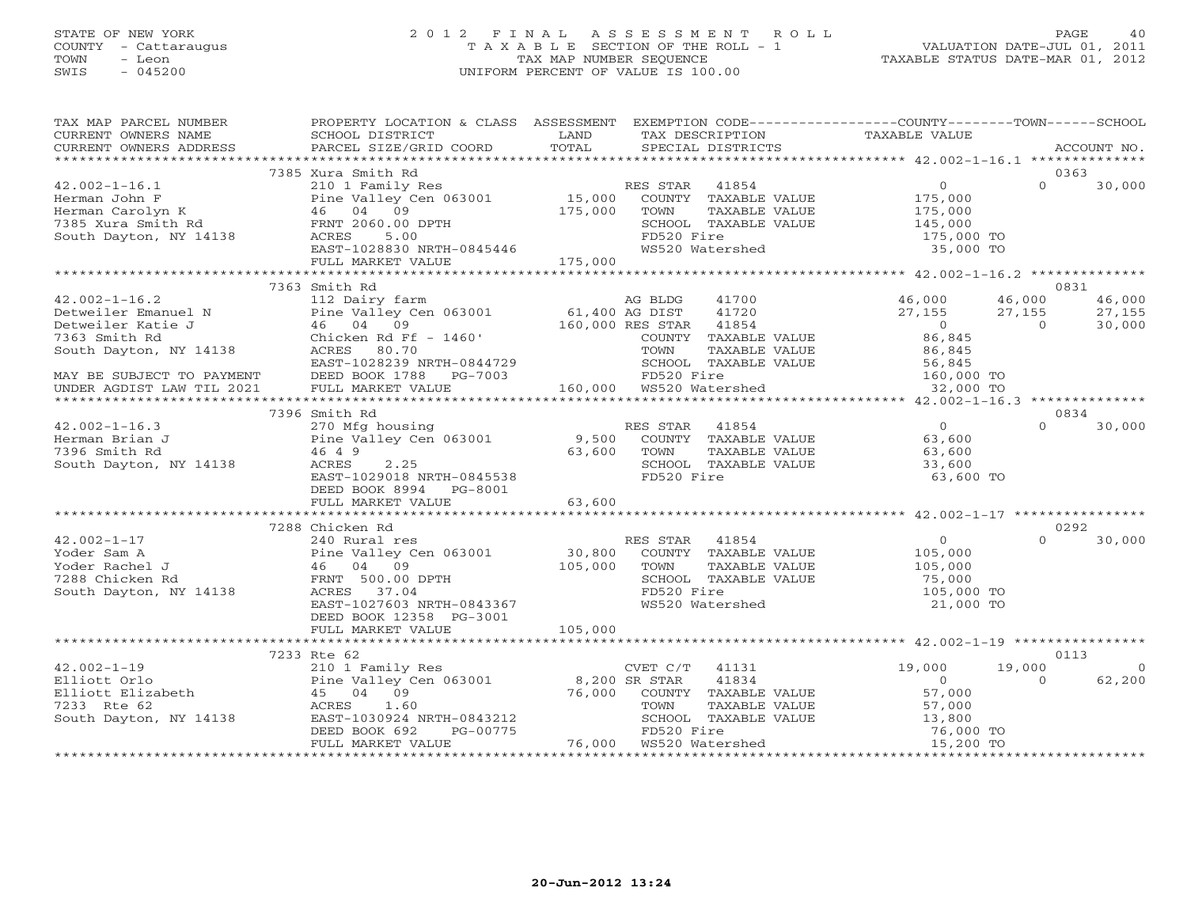STATE OF NEW YORK
COUNTY - Cattaraugus
TOWN - Leon
SWIS - 045200

# 2012 FINAL ASSESSMENT ROLL
TAXABLE SECTION OF THE ROLL - 1
TAX MAP NUMBER SEQUENCE
UNIFORM PERCENT OF VALUE IS 100.00

VALUATION DATE-JUL 01, 2011
TAXABLE STATUS DATE-MAR 01, 2012

```
TAX MAP PARCEL NUMBER     PROPERTY LOCATION & CLASS  ASSESSMENT  EXEMPTION CODE------------------COUNTY--------TOWN------SCHOOL
CURRENT OWNERS NAME       SCHOOL DISTRICT              LAND      TAX DESCRIPTION                  TAXABLE VALUE
CURRENT OWNERS ADDRESS    PARCEL SIZE/GRID COORD       TOTAL     SPECIAL DISTRICTS                                        ACCOUNT NO.
*********************************************************************************************** 42.002-1-16.1 **************
                          7385 Xura Smith Rd                                                                               0363
42.002-1-16.1             210 1 Family Res                        RES STAR   41854              0              0        30,000
Herman John F             Pine Valley Cen 063001      15,000     COUNTY   TAXABLE VALUE         175,000
Herman Carolyn K          46  04  09                  175,000    TOWN     TAXABLE VALUE         175,000
7385 Xura Smith Rd        FRNT 2060.00 DPTH                      SCHOOL   TAXABLE VALUE         145,000
South Dayton, NY 14138    ACRES     5.00                          FD520 Fire                     175,000 TO
                          EAST-1028830 NRTH-0845446              WS520 Watershed                  35,000 TO
                          FULL MARKET VALUE           175,000
*********************************************************************************************** 42.002-1-16.2 **************
                          7363 Smith Rd                                                                                    0831
42.002-1-16.2             112 Dairy farm                          AG BLDG    41700         46,000         46,000        46,000
Detweiler Emanuel N       Pine Valley Cen 063001    61,400 AG DIST       41720         27,155         27,155        27,155
Detweiler Katie J         46  04  09               160,000 RES STAR      41854              0              0        30,000
7363 Smith Rd             Chicken Rd Ff - 1460'                  COUNTY   TAXABLE VALUE          86,845
South Dayton, NY 14138    ACRES    80.70                          TOWN     TAXABLE VALUE          86,845
                          EAST-1028239 NRTH-0844729              SCHOOL   TAXABLE VALUE          56,845
MAY BE SUBJECT TO PAYMENT DEED BOOK 1788    PG-7003              FD520 Fire                     160,000 TO
UNDER AGDIST LAW TIL 2021 FULL MARKET VALUE           160,000    WS520 Watershed                  32,000 TO
*********************************************************************************************** 42.002-1-16.3 **************
                          7396 Smith Rd                                                                                    0834
42.002-1-16.3             270 Mfg housing                         RES STAR   41854              0              0        30,000
Herman Brian J            Pine Valley Cen 063001       9,500     COUNTY   TAXABLE VALUE          63,600
7396 Smith Rd             46 4 9                       63,600    TOWN     TAXABLE VALUE          63,600
South Dayton, NY 14138    ACRES     2.25                          SCHOOL   TAXABLE VALUE          33,600
                          EAST-1029018 NRTH-0845538              FD520 Fire                      63,600 TO
                          DEED BOOK 8994    PG-8001
                          FULL MARKET VALUE            63,600
*********************************************************************************************** 42.002-1-17 ****************
                          7288 Chicken Rd                                                                                  0292
42.002-1-17               240 Rural res                           RES STAR   41854              0              0        30,000
Yoder Sam A               Pine Valley Cen 063001      30,800     COUNTY   TAXABLE VALUE         105,000
Yoder Rachel J            46  04  09                  105,000    TOWN     TAXABLE VALUE         105,000
7288 Chicken Rd           FRNT  500.00 DPTH                      SCHOOL   TAXABLE VALUE          75,000
South Dayton, NY 14138    ACRES    37.04                          FD520 Fire                     105,000 TO
                          EAST-1027603 NRTH-0843367              WS520 Watershed                  21,000 TO
                          DEED BOOK 12358   PG-3001
                          FULL MARKET VALUE           105,000
*********************************************************************************************** 42.002-1-19 ****************
                          7233 Rte 62                                                                                      0113
42.002-1-19               210 1 Family Res                        CVET C/T   41131         19,000         19,000             0
Elliott Orlo              Pine Valley Cen 063001     8,200 SR STAR       41834              0              0        62,200
Elliott Elizabeth         45  04  09                   76,000    COUNTY   TAXABLE VALUE          57,000
7233 Rte 62               ACRES     1.60                          TOWN     TAXABLE VALUE          57,000
South Dayton, NY 14138    EAST-1030924 NRTH-0843212              SCHOOL   TAXABLE VALUE          13,800
                          DEED BOOK 692     PG-00775             FD520 Fire                      76,000 TO
                          FULL MARKET VALUE            76,000    WS520 Watershed                  15,200 TO
****************************************************************************************************************************
```

20-Jun-2012 13:24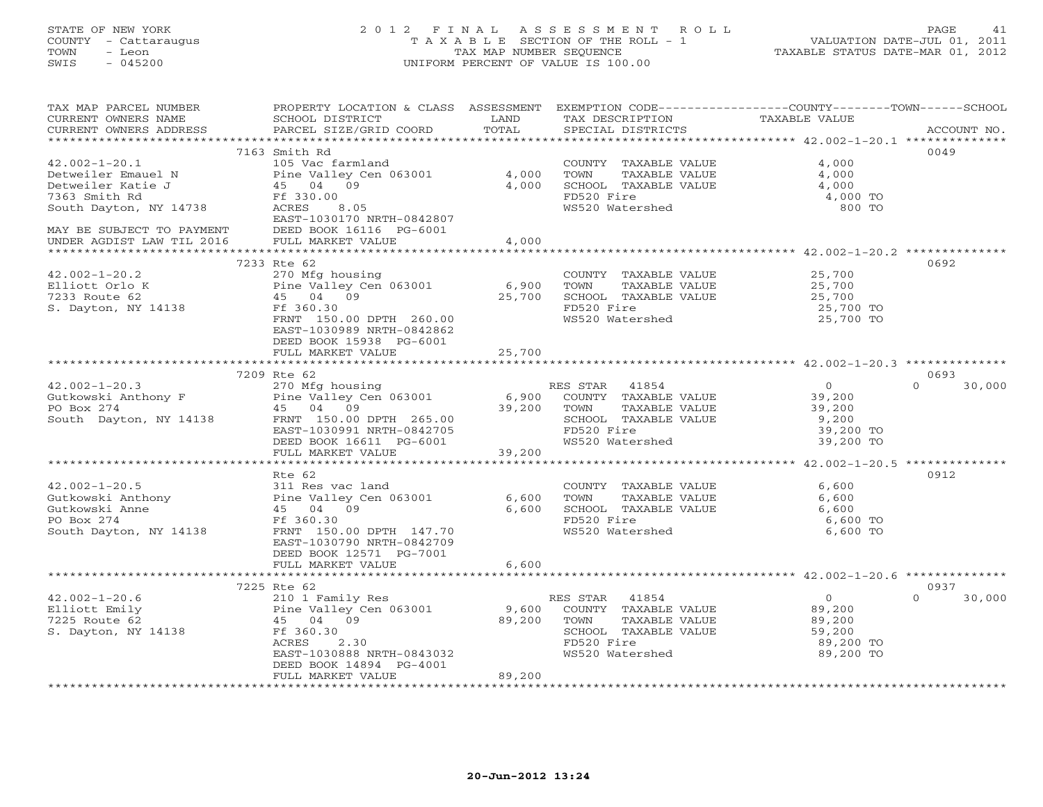STATE OF NEW YORK
COUNTY - Cattaraugus
TOWN - Leon
SWIS - 045200

2012 FINAL ASSESSMENT ROLL
TAXABLE SECTION OF THE ROLL - 1
TAX MAP NUMBER SEQUENCE
UNIFORM PERCENT OF VALUE IS 100.00

VALUATION DATE-JUL 01, 2011
TAXABLE STATUS DATE-MAR 01, 2012

| TAX MAP PARCEL NUMBER / CURRENT OWNERS NAME / CURRENT OWNERS ADDRESS | PROPERTY LOCATION & CLASS / SCHOOL DISTRICT / PARCEL SIZE/GRID COORD | ASSESSMENT LAND / TOTAL | EXEMPTION CODE / TAX DESCRIPTION / SPECIAL DISTRICTS | COUNTY / TOWN / SCHOOL TAXABLE VALUE | ACCOUNT NO. |
|---|---|---|---|---|---|
| **42.002-1-20.1** | 7163 Smith Rd | | | | 0049 |
| Detweiler Emauel N | 105 Vac farmland | | COUNTY TAXABLE VALUE | 4,000 | |
| Detweiler Katie J | Pine Valley Cen 063001 | 4,000 | TOWN TAXABLE VALUE | 4,000 | |
| 7363 Smith Rd | 45 04 09 | 4,000 | SCHOOL TAXABLE VALUE | 4,000 | |
| South Dayton, NY 14738 | Ff 330.00 | | FD520 Fire | 4,000 TO | |
| | ACRES 8.05 | | WS520 Watershed | 800 TO | |
| | EAST-1030170 NRTH-0842807 | | | | |
| MAY BE SUBJECT TO PAYMENT | DEED BOOK 16116 PG-6001 | | | | |
| UNDER AGDIST LAW TIL 2016 | FULL MARKET VALUE | 4,000 | | | |
| **42.002-1-20.2** | 7233 Rte 62 | | | | 0692 |
| Elliott Orlo K | 270 Mfg housing | | COUNTY TAXABLE VALUE | 25,700 | |
| 7233 Route 62 | Pine Valley Cen 063001 | 6,900 | TOWN TAXABLE VALUE | 25,700 | |
| S. Dayton, NY 14138 | 45 04 09 | 25,700 | SCHOOL TAXABLE VALUE | 25,700 | |
| | Ff 360.30 | | FD520 Fire | 25,700 TO | |
| | FRNT 150.00 DPTH 260.00 | | WS520 Watershed | 25,700 TO | |
| | EAST-1030989 NRTH-0842862 | | | | |
| | DEED BOOK 15938 PG-6001 | | | | |
| | FULL MARKET VALUE | 25,700 | | | |
| **42.002-1-20.3** | 7209 Rte 62 | | | | 0693 |
| Gutkowski Anthony F | 270 Mfg housing | | RES STAR 41854 | 0 / 0 / 30,000 | |
| PO Box 274 | Pine Valley Cen 063001 | 6,900 | COUNTY TAXABLE VALUE | 39,200 | |
| South Dayton, NY 14138 | 45 04 09 | 39,200 | TOWN TAXABLE VALUE | 39,200 | |
| | FRNT 150.00 DPTH 265.00 | | SCHOOL TAXABLE VALUE | 9,200 | |
| | EAST-1030991 NRTH-0842705 | | FD520 Fire | 39,200 TO | |
| | DEED BOOK 16611 PG-6001 | | WS520 Watershed | 39,200 TO | |
| | FULL MARKET VALUE | 39,200 | | | |
| **42.002-1-20.5** | Rte 62 | | | | 0912 |
| Gutkowski Anthony | 311 Res vac land | | COUNTY TAXABLE VALUE | 6,600 | |
| Gutkowski Anne | Pine Valley Cen 063001 | 6,600 | TOWN TAXABLE VALUE | 6,600 | |
| PO Box 274 | 45 04 09 | 6,600 | SCHOOL TAXABLE VALUE | 6,600 | |
| South Dayton, NY 14138 | Ff 360.30 | | FD520 Fire | 6,600 TO | |
| | FRNT 150.00 DPTH 147.70 | | WS520 Watershed | 6,600 TO | |
| | EAST-1030790 NRTH-0842709 | | | | |
| | DEED BOOK 12571 PG-7001 | | | | |
| | FULL MARKET VALUE | 6,600 | | | |
| **42.002-1-20.6** | 7225 Rte 62 | | | | 0937 |
| Elliott Emily | 210 1 Family Res | | RES STAR 41854 | 0 / 0 / 30,000 | |
| 7225 Route 62 | Pine Valley Cen 063001 | 9,600 | COUNTY TAXABLE VALUE | 89,200 | |
| S. Dayton, NY 14138 | 45 04 09 | 89,200 | TOWN TAXABLE VALUE | 89,200 | |
| | Ff 360.30 | | SCHOOL TAXABLE VALUE | 59,200 | |
| | ACRES 2.30 | | FD520 Fire | 89,200 TO | |
| | EAST-1030888 NRTH-0843032 | | WS520 Watershed | 89,200 TO | |
| | DEED BOOK 14894 PG-4001 | | | | |
| | FULL MARKET VALUE | 89,200 | | | |

20-Jun-2012 13:24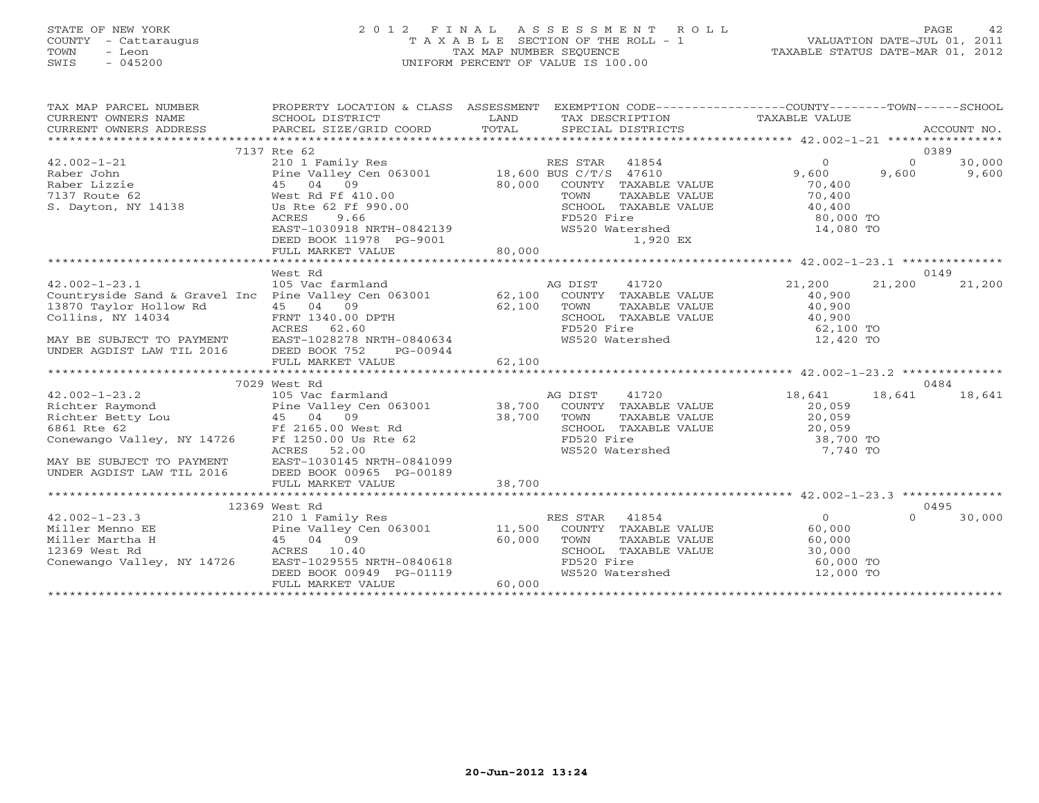STATE OF NEW YORK
COUNTY - Cattaraugus
TOWN - Leon
SWIS - 045200

# 2012 FINAL ASSESSMENT ROLL
TAXABLE SECTION OF THE ROLL - 1
TAX MAP NUMBER SEQUENCE
UNIFORM PERCENT OF VALUE IS 100.00

VALUATION DATE-JUL 01, 2011
TAXABLE STATUS DATE-MAR 01, 2012

| TAX MAP PARCEL NUMBER / CURRENT OWNERS NAME / CURRENT OWNERS ADDRESS | PROPERTY LOCATION & CLASS / SCHOOL DISTRICT / PARCEL SIZE/GRID COORD | ASSESSMENT LAND / TOTAL | EXEMPTION CODE / TAX DESCRIPTION / SPECIAL DISTRICTS | COUNTY | TOWN | SCHOOL | ACCOUNT NO. |
|---|---|---|---|---|---|---|---|
| **42.002-1-21** | 7137 Rte 62 | | | | | | 0389 |
| Raber John | 210 1 Family Res | | RES STAR 41854 | 0 | 0 | 30,000 | |
| Raber Lizzie | Pine Valley Cen 063001 | 18,600 | BUS C/T/S 47610 | 9,600 | 9,600 | 9,600 | |
| 7137 Route 62 | 45 04 09 | 80,000 | COUNTY TAXABLE VALUE | 70,400 | | | |
| S. Dayton, NY 14138 | West Rd Ff 410.00 | | TOWN TAXABLE VALUE | | 70,400 | | |
| | Us Rte 62 Ff 990.00 | | SCHOOL TAXABLE VALUE | | | 40,400 | |
| | ACRES 9.66 | | FD520 Fire | 80,000 TO | | | |
| | EAST-1030918 NRTH-0842139 | | WS520 Watershed | 14,080 TO | | | |
| | DEED BOOK 11978 PG-9001 | | 1,920 EX | | | | |
| | FULL MARKET VALUE | 80,000 | | | | | |
| **42.002-1-23.1** | West Rd | | | | | | 0149 |
| Countryside Sand & Gravel Inc | 105 Vac farmland | | AG DIST 41720 | 21,200 | 21,200 | 21,200 | |
| 13870 Taylor Hollow Rd | Pine Valley Cen 063001 | 62,100 | COUNTY TAXABLE VALUE | 40,900 | | | |
| Collins, NY 14034 | 45 04 09 | 62,100 | TOWN TAXABLE VALUE | | 40,900 | | |
| | FRNT 1340.00 DPTH | | SCHOOL TAXABLE VALUE | | | 40,900 | |
| | ACRES 62.60 | | FD520 Fire | 62,100 TO | | | |
| MAY BE SUBJECT TO PAYMENT | EAST-1028278 NRTH-0840634 | | WS520 Watershed | 12,420 TO | | | |
| UNDER AGDIST LAW TIL 2016 | DEED BOOK 752 PG-00944 | | | | | | |
| | FULL MARKET VALUE | 62,100 | | | | | |
| **42.002-1-23.2** | 7029 West Rd | | | | | | 0484 |
| Richter Raymond | 105 Vac farmland | | AG DIST 41720 | 18,641 | 18,641 | 18,641 | |
| Richter Betty Lou | Pine Valley Cen 063001 | 38,700 | COUNTY TAXABLE VALUE | 20,059 | | | |
| 6861 Rte 62 | 45 04 09 | 38,700 | TOWN TAXABLE VALUE | | 20,059 | | |
| Conewango Valley, NY 14726 | Ff 2165.00 West Rd | | SCHOOL TAXABLE VALUE | | | 20,059 | |
| | Ff 1250.00 Us Rte 62 | | FD520 Fire | 38,700 TO | | | |
| | ACRES 52.00 | | WS520 Watershed | 7,740 TO | | | |
| MAY BE SUBJECT TO PAYMENT | EAST-1030145 NRTH-0841099 | | | | | | |
| UNDER AGDIST LAW TIL 2016 | DEED BOOK 00965 PG-00189 | | | | | | |
| | FULL MARKET VALUE | 38,700 | | | | | |
| **42.002-1-23.3** | 12369 West Rd | | | | | | 0495 |
| Miller Menno EE | 210 1 Family Res | | RES STAR 41854 | 0 | 0 | 30,000 | |
| Miller Martha H | Pine Valley Cen 063001 | 11,500 | COUNTY TAXABLE VALUE | 60,000 | | | |
| 12369 West Rd | 45 04 09 | 60,000 | TOWN TAXABLE VALUE | | 60,000 | | |
| Conewango Valley, NY 14726 | ACRES 10.40 | | SCHOOL TAXABLE VALUE | | | 30,000 | |
| | EAST-1029555 NRTH-0840618 | | FD520 Fire | 60,000 TO | | | |
| | DEED BOOK 00949 PG-01119 | | WS520 Watershed | 12,000 TO | | | |
| | FULL MARKET VALUE | 60,000 | | | | | |

20-Jun-2012 13:24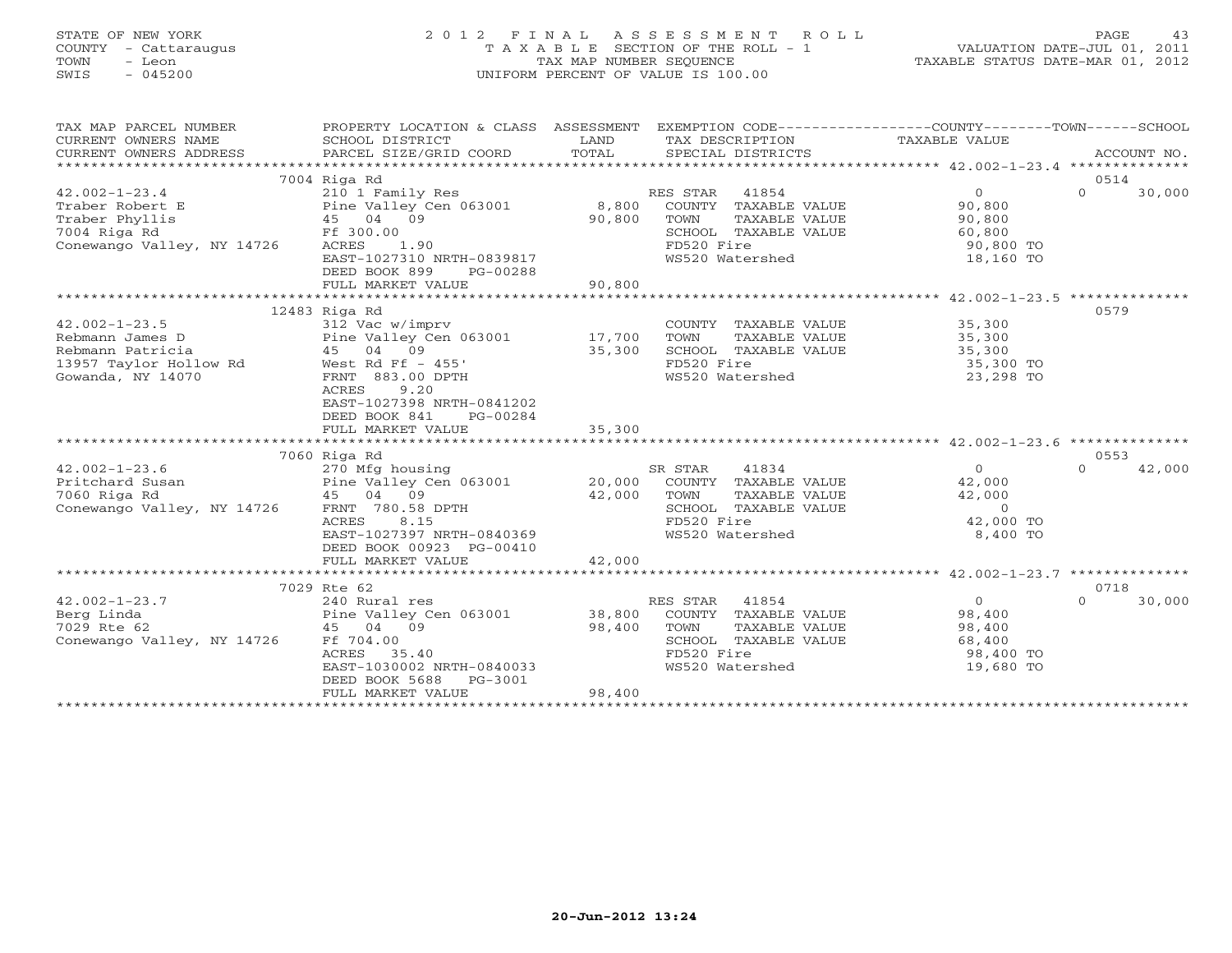STATE OF NEW YORK
COUNTY - Cattaraugus
TOWN - Leon
SWIS - 045200

# 2012 FINAL ASSESSMENT ROLL
TAXABLE SECTION OF THE ROLL - 1
TAX MAP NUMBER SEQUENCE
UNIFORM PERCENT OF VALUE IS 100.00

VALUATION DATE-JUL 01, 2011
TAXABLE STATUS DATE-MAR 01, 2012

| TAX MAP PARCEL NUMBER / CURRENT OWNERS NAME / CURRENT OWNERS ADDRESS | PROPERTY LOCATION & CLASS / SCHOOL DISTRICT / PARCEL SIZE/GRID COORD | ASSESSMENT LAND / TOTAL | EXEMPTION CODE / TAX DESCRIPTION / SPECIAL DISTRICTS | COUNTY TAXABLE VALUE | TOWN | SCHOOL / ACCOUNT NO. |
|---|---|---|---|---|---|---|
| | 7004 Riga Rd | | | | | 0514 |
| 42.002-1-23.4 | 210 1 Family Res | | RES STAR 41854 | 0 | 0 | 30,000 |
| Traber Robert E | Pine Valley Cen 063001 | 8,800 | COUNTY TAXABLE VALUE | 90,800 | | |
| Traber Phyllis | 45 04 09 | 90,800 | TOWN TAXABLE VALUE | 90,800 | | |
| 7004 Riga Rd | Ff 300.00 | | SCHOOL TAXABLE VALUE | 60,800 | | |
| Conewango Valley, NY 14726 | ACRES 1.90 | | FD520 Fire | 90,800 TO | | |
| | EAST-1027310 NRTH-0839817 | | WS520 Watershed | 18,160 TO | | |
| | DEED BOOK 899 PG-00288 | | | | | |
| | FULL MARKET VALUE | 90,800 | | | | |
| | 12483 Riga Rd | | | | | 0579 |
| 42.002-1-23.5 | 312 Vac w/imprv | | COUNTY TAXABLE VALUE | 35,300 | | |
| Rebmann James D | Pine Valley Cen 063001 | 17,700 | TOWN TAXABLE VALUE | 35,300 | | |
| Rebmann Patricia | 45 04 09 | 35,300 | SCHOOL TAXABLE VALUE | 35,300 | | |
| 13957 Taylor Hollow Rd | West Rd Ff - 455' | | FD520 Fire | 35,300 TO | | |
| Gowanda, NY 14070 | FRNT 883.00 DPTH | | WS520 Watershed | 23,298 TO | | |
| | ACRES 9.20 | | | | | |
| | EAST-1027398 NRTH-0841202 | | | | | |
| | DEED BOOK 841 PG-00284 | | | | | |
| | FULL MARKET VALUE | 35,300 | | | | |
| | 7060 Riga Rd | | | | | 0553 |
| 42.002-1-23.6 | 270 Mfg housing | | SR STAR 41834 | 0 | 0 | 42,000 |
| Pritchard Susan | Pine Valley Cen 063001 | 20,000 | COUNTY TAXABLE VALUE | 42,000 | | |
| 7060 Riga Rd | 45 04 09 | 42,000 | TOWN TAXABLE VALUE | 42,000 | | |
| Conewango Valley, NY 14726 | FRNT 780.58 DPTH | | SCHOOL TAXABLE VALUE | 0 | | |
| | ACRES 8.15 | | FD520 Fire | 42,000 TO | | |
| | EAST-1027397 NRTH-0840369 | | WS520 Watershed | 8,400 TO | | |
| | DEED BOOK 00923 PG-00410 | | | | | |
| | FULL MARKET VALUE | 42,000 | | | | |
| | 7029 Rte 62 | | | | | 0718 |
| 42.002-1-23.7 | 240 Rural res | | RES STAR 41854 | 0 | 0 | 30,000 |
| Berg Linda | Pine Valley Cen 063001 | 38,800 | COUNTY TAXABLE VALUE | 98,400 | | |
| 7029 Rte 62 | 45 04 09 | 98,400 | TOWN TAXABLE VALUE | 98,400 | | |
| Conewango Valley, NY 14726 | Ff 704.00 | | SCHOOL TAXABLE VALUE | 68,400 | | |
| | ACRES 35.40 | | FD520 Fire | 98,400 TO | | |
| | EAST-1030002 NRTH-0840033 | | WS520 Watershed | 19,680 TO | | |
| | DEED BOOK 5688 PG-3001 | | | | | |
| | FULL MARKET VALUE | 98,400 | | | | |

20-Jun-2012 13:24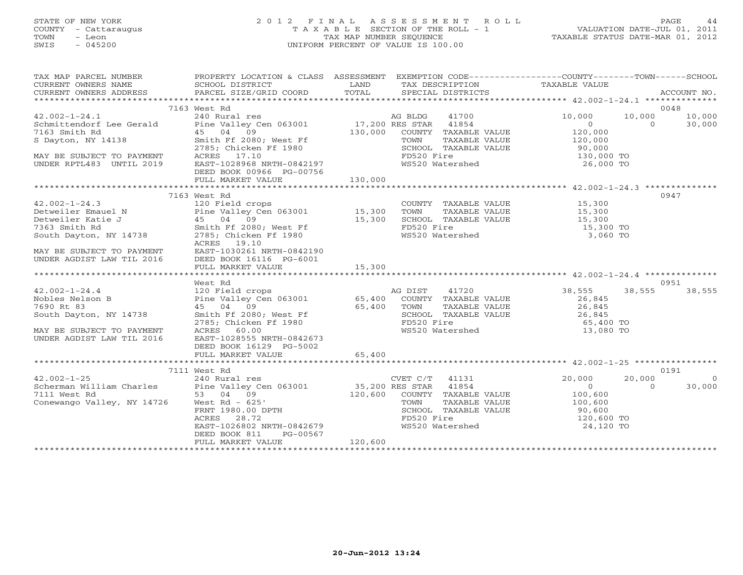STATE OF NEW YORK
COUNTY - Cattaraugus
TOWN - Leon
SWIS - 045200

# 2012 FINAL ASSESSMENT ROLL
TAXABLE SECTION OF THE ROLL - 1
TAX MAP NUMBER SEQUENCE
UNIFORM PERCENT OF VALUE IS 100.00

VALUATION DATE-JUL 01, 2011
TAXABLE STATUS DATE-MAR 01, 2012

| TAX MAP PARCEL NUMBER / CURRENT OWNERS NAME / CURRENT OWNERS ADDRESS | PROPERTY LOCATION & CLASS / SCHOOL DISTRICT / PARCEL SIZE/GRID COORD | ASSESSMENT LAND / TOTAL | EXEMPTION CODE / TAX DESCRIPTION / SPECIAL DISTRICTS | COUNTY TAXABLE VALUE | TOWN | SCHOOL / ACCOUNT NO. |
|---|---|---|---|---|---|---|
| **42.002-1-24.1** | 7163 West Rd | | | | | 0048 |
| 42.002-1-24.1 | 240 Rural res | | AG BLDG 41700 | 10,000 | 10,000 | 10,000 |
| Schmittendorf Lee Gerald | Pine Valley Cen 063001 | 17,200 | RES STAR 41854 | 0 | 0 | 30,000 |
| 7163 Smith Rd | 45 04 09 | 130,000 | COUNTY TAXABLE VALUE | 120,000 | | |
| S Dayton, NY 14138 | Smith Ff 2080; West Ff | | TOWN TAXABLE VALUE | 120,000 | | |
| | 2785; Chicken Ff 1980 | | SCHOOL TAXABLE VALUE | 90,000 | | |
| MAY BE SUBJECT TO PAYMENT | ACRES 17.10 | | FD520 Fire | 130,000 TO | | |
| UNDER RPTL483 UNTIL 2019 | EAST-1028968 NRTH-0842197 | | WS520 Watershed | 26,000 TO | | |
| | DEED BOOK 00966 PG-00756 | | | | | |
| | FULL MARKET VALUE | 130,000 | | | | |
| **42.002-1-24.3** | 7163 West Rd | | | | | 0947 |
| 42.002-1-24.3 | 120 Field crops | | COUNTY TAXABLE VALUE | 15,300 | | |
| Detweiler Emauel N | Pine Valley Cen 063001 | 15,300 | TOWN TAXABLE VALUE | 15,300 | | |
| Detweiler Katie J | 45 04 09 | 15,300 | SCHOOL TAXABLE VALUE | 15,300 | | |
| 7363 Smith Rd | Smith Ff 2080; West Ff | | FD520 Fire | 15,300 TO | | |
| South Dayton, NY 14738 | 2785; Chicken Ff 1980 | | WS520 Watershed | 3,060 TO | | |
| | ACRES 19.10 | | | | | |
| MAY BE SUBJECT TO PAYMENT | EAST-1030261 NRTH-0842190 | | | | | |
| UNDER AGDIST LAW TIL 2016 | DEED BOOK 16116 PG-6001 | | | | | |
| | FULL MARKET VALUE | 15,300 | | | | |
| **42.002-1-24.4** | West Rd | | | | | 0951 |
| 42.002-1-24.4 | 120 Field crops | | AG DIST 41720 | 38,555 | 38,555 | 38,555 |
| Nobles Nelson B | Pine Valley Cen 063001 | 65,400 | COUNTY TAXABLE VALUE | 26,845 | | |
| 7690 Rt 83 | 45 04 09 | 65,400 | TOWN TAXABLE VALUE | 26,845 | | |
| South Dayton, NY 14738 | Smith Ff 2080; West Ff | | SCHOOL TAXABLE VALUE | 26,845 | | |
| | 2785; Chicken Ff 1980 | | FD520 Fire | 65,400 TO | | |
| MAY BE SUBJECT TO PAYMENT | ACRES 60.00 | | WS520 Watershed | 13,080 TO | | |
| UNDER AGDIST LAW TIL 2016 | EAST-1028555 NRTH-0842673 | | | | | |
| | DEED BOOK 16129 PG-5002 | | | | | |
| | FULL MARKET VALUE | 65,400 | | | | |
| **42.002-1-25** | 7111 West Rd | | | | | 0191 |
| 42.002-1-25 | 240 Rural res | | CVET C/T 41131 | 20,000 | 20,000 | 0 |
| Scherman William Charles | Pine Valley Cen 063001 | 35,200 | RES STAR 41854 | 0 | 0 | 30,000 |
| 7111 West Rd | 53 04 09 | 120,600 | COUNTY TAXABLE VALUE | 100,600 | | |
| Conewango Valley, NY 14726 | West Rd - 625' | | TOWN TAXABLE VALUE | 100,600 | | |
| | FRNT 1980.00 DPTH | | SCHOOL TAXABLE VALUE | 90,600 | | |
| | ACRES 28.72 | | FD520 Fire | 120,600 TO | | |
| | EAST-1026802 NRTH-0842679 | | WS520 Watershed | 24,120 TO | | |
| | DEED BOOK 811 PG-00567 | | | | | |
| | FULL MARKET VALUE | 120,600 | | | | |

20-Jun-2012 13:24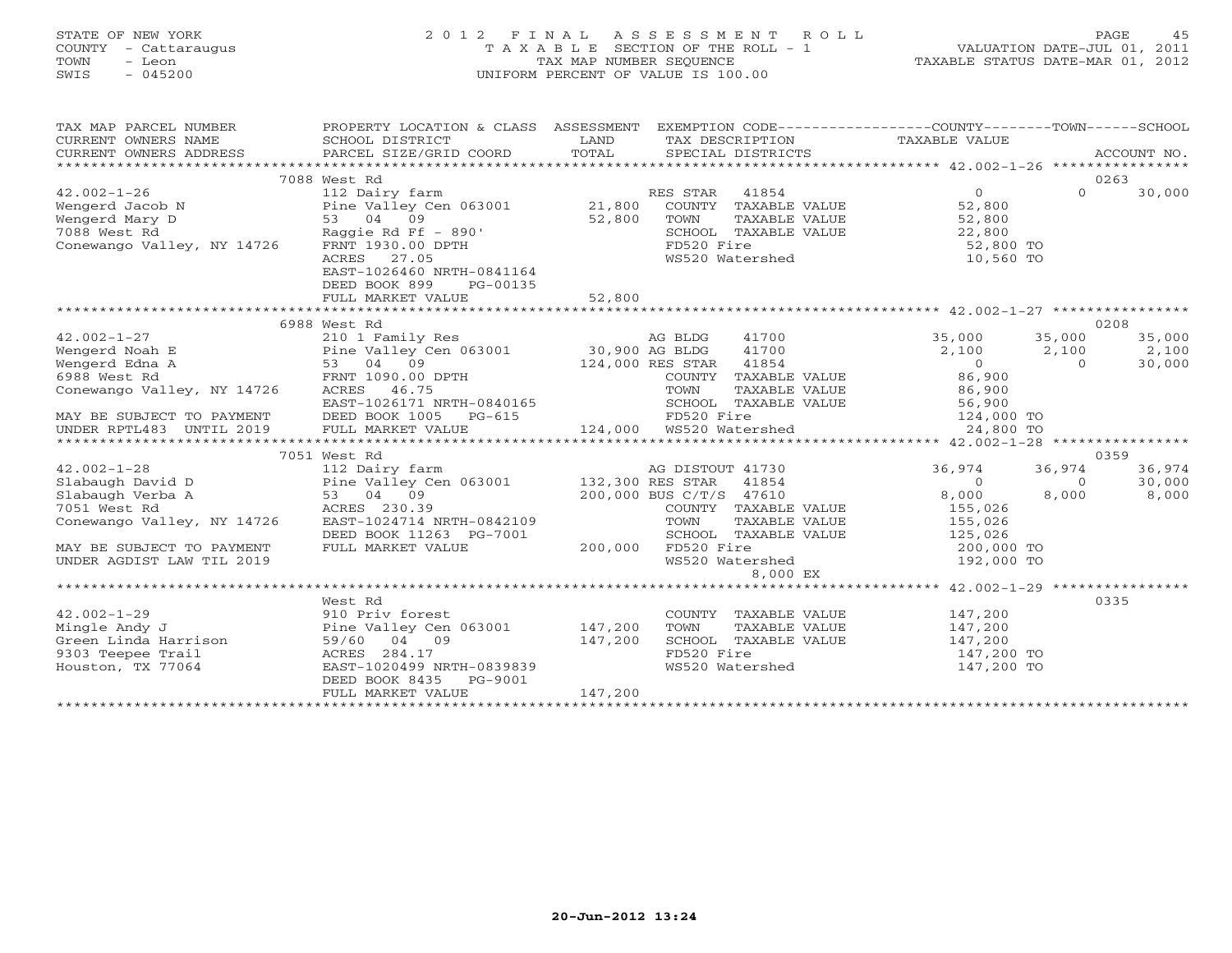STATE OF NEW YORK
COUNTY - Cattaraugus
TOWN - Leon
SWIS - 045200

# 2012 FINAL ASSESSMENT ROLL

TAXABLE SECTION OF THE ROLL - 1
TAX MAP NUMBER SEQUENCE
UNIFORM PERCENT OF VALUE IS 100.00

VALUATION DATE-JUL 01, 2011
TAXABLE STATUS DATE-MAR 01, 2012

| TAX MAP PARCEL NUMBER / CURRENT OWNERS NAME / CURRENT OWNERS ADDRESS | PROPERTY LOCATION & CLASS / SCHOOL DISTRICT / PARCEL SIZE/GRID COORD | ASSESSMENT LAND / TOTAL | EXEMPTION CODE / TAX DESCRIPTION / SPECIAL DISTRICTS | COUNTY TAXABLE VALUE | TOWN | SCHOOL | ACCOUNT NO. |
|---|---|---|---|---|---|---|---|
| **42.002-1-26** | 7088 West Rd | | | | | | 0263 |
| | 112 Dairy farm | | RES STAR 41854 | 0 | 0 | 30,000 | |
| Wengerd Jacob N | Pine Valley Cen 063001 | 21,800 | COUNTY TAXABLE VALUE | 52,800 | | | |
| Wengerd Mary D | 53 04 09 | 52,800 | TOWN TAXABLE VALUE | 52,800 | | | |
| 7088 West Rd | Raggie Rd Ff - 890' | | SCHOOL TAXABLE VALUE | 22,800 | | | |
| Conewango Valley, NY 14726 | FRNT 1930.00 DPTH | | FD520 Fire | 52,800 TO | | | |
| | ACRES 27.05 | | WS520 Watershed | 10,560 TO | | | |
| | EAST-1026460 NRTH-0841164 | | | | | | |
| | DEED BOOK 899 PG-00135 | | | | | | |
| | FULL MARKET VALUE | 52,800 | | | | | |
| **42.002-1-27** | 6988 West Rd | | | | | | 0208 |
| | 210 1 Family Res | | AG BLDG 41700 | 35,000 | 35,000 | 35,000 | |
| Wengerd Noah E | Pine Valley Cen 063001 | 30,900 | AG BLDG 41700 | 2,100 | 2,100 | 2,100 | |
| Wengerd Edna A | 53 04 09 | 124,000 | RES STAR 41854 | 0 | 0 | 30,000 | |
| 6988 West Rd | FRNT 1090.00 DPTH | | COUNTY TAXABLE VALUE | 86,900 | | | |
| Conewango Valley, NY 14726 | ACRES 46.75 | | TOWN TAXABLE VALUE | 86,900 | | | |
| | EAST-1026171 NRTH-0840165 | | SCHOOL TAXABLE VALUE | 56,900 | | | |
| MAY BE SUBJECT TO PAYMENT | DEED BOOK 1005 PG-615 | | FD520 Fire | 124,000 TO | | | |
| UNDER RPTL483 UNTIL 2019 | FULL MARKET VALUE | 124,000 | WS520 Watershed | 24,800 TO | | | |
| **42.002-1-28** | 7051 West Rd | | | | | | 0359 |
| | 112 Dairy farm | | AG DISTOUT 41730 | 36,974 | 36,974 | 36,974 | |
| Slabaugh David D | Pine Valley Cen 063001 | 132,300 | RES STAR 41854 | 0 | 0 | 30,000 | |
| Slabaugh Verba A | 53 04 09 | 200,000 | BUS C/T/S 47610 | 8,000 | 8,000 | 8,000 | |
| 7051 West Rd | ACRES 230.39 | | COUNTY TAXABLE VALUE | 155,026 | | | |
| Conewango Valley, NY 14726 | EAST-1024714 NRTH-0842109 | | TOWN TAXABLE VALUE | 155,026 | | | |
| | DEED BOOK 11263 PG-7001 | | SCHOOL TAXABLE VALUE | 125,026 | | | |
| MAY BE SUBJECT TO PAYMENT | FULL MARKET VALUE | 200,000 | FD520 Fire | 200,000 TO | | | |
| UNDER AGDIST LAW TIL 2019 | | | WS520 Watershed | 192,000 TO | | | |
| | | | 8,000 EX | | | | |
| **42.002-1-29** | West Rd | | | | | | 0335 |
| | 910 Priv forest | | COUNTY TAXABLE VALUE | 147,200 | | | |
| Mingle Andy J | Pine Valley Cen 063001 | 147,200 | TOWN TAXABLE VALUE | 147,200 | | | |
| Green Linda Harrison | 59/60 04 09 | 147,200 | SCHOOL TAXABLE VALUE | 147,200 | | | |
| 9303 Teepee Trail | ACRES 284.17 | | FD520 Fire | 147,200 TO | | | |
| Houston, TX 77064 | EAST-1020499 NRTH-0839839 | | WS520 Watershed | 147,200 TO | | | |
| | DEED BOOK 8435 PG-9001 | | | | | | |
| | FULL MARKET VALUE | 147,200 | | | | | |

20-Jun-2012 13:24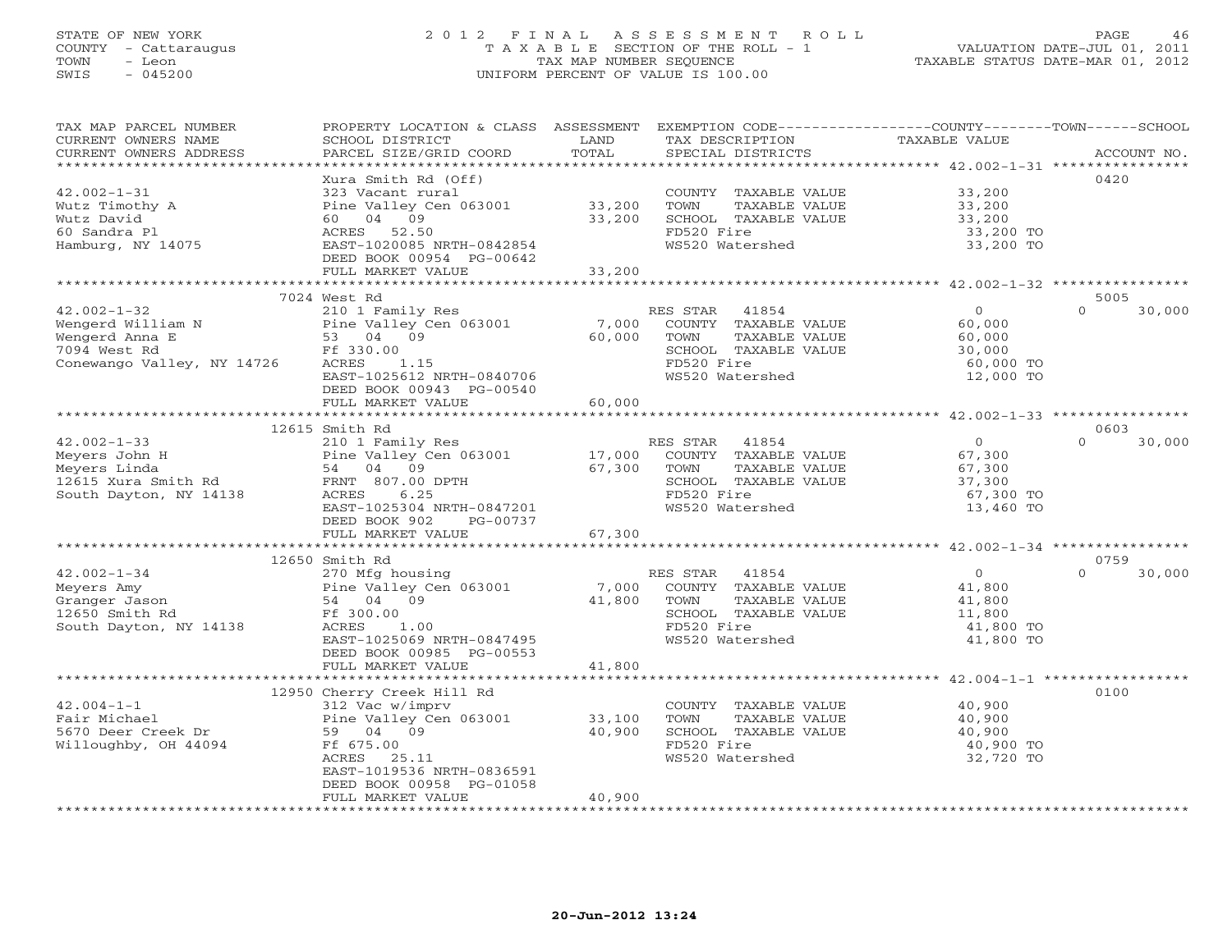STATE OF NEW YORK
COUNTY - Cattaraugus
TOWN - Leon
SWIS - 045200

# 2012 FINAL ASSESSMENT ROLL

TAXABLE SECTION OF THE ROLL - 1
TAX MAP NUMBER SEQUENCE
UNIFORM PERCENT OF VALUE IS 100.00

VALUATION DATE-JUL 01, 2011
TAXABLE STATUS DATE-MAR 01, 2012

| TAX MAP PARCEL NUMBER / CURRENT OWNERS NAME / CURRENT OWNERS ADDRESS | PROPERTY LOCATION & CLASS / SCHOOL DISTRICT / PARCEL SIZE/GRID COORD | ASSESSMENT LAND / TOTAL | EXEMPTION CODE / TAX DESCRIPTION / SPECIAL DISTRICTS | COUNTY / TOWN / SCHOOL TAXABLE VALUE | ACCOUNT NO. |
|---|---|---|---|---|---|
| | Xura Smith Rd (Off) | | | | 0420 |
| 42.002-1-31 | 323 Vacant rural | | COUNTY TAXABLE VALUE | 33,200 | |
| Wutz Timothy A | Pine Valley Cen 063001 | 33,200 | TOWN TAXABLE VALUE | 33,200 | |
| Wutz David | 60 04 09 | 33,200 | SCHOOL TAXABLE VALUE | 33,200 | |
| 60 Sandra Pl | ACRES 52.50 | | FD520 Fire | 33,200 TO | |
| Hamburg, NY 14075 | EAST-1020085 NRTH-0842854 | | WS520 Watershed | 33,200 TO | |
| | DEED BOOK 00954 PG-00642 | | | | |
| | FULL MARKET VALUE | 33,200 | | | |
| | 7024 West Rd | | | | 5005 |
| 42.002-1-32 | 210 1 Family Res | | RES STAR 41854 | 0 | 0 30,000 |
| Wengerd William N | Pine Valley Cen 063001 | 7,000 | COUNTY TAXABLE VALUE | 60,000 | |
| Wengerd Anna E | 53 04 09 | 60,000 | TOWN TAXABLE VALUE | 60,000 | |
| 7094 West Rd | Ff 330.00 | | SCHOOL TAXABLE VALUE | 30,000 | |
| Conewango Valley, NY 14726 | ACRES 1.15 | | FD520 Fire | 60,000 TO | |
| | EAST-1025612 NRTH-0840706 | | WS520 Watershed | 12,000 TO | |
| | DEED BOOK 00943 PG-00540 | | | | |
| | FULL MARKET VALUE | 60,000 | | | |
| | 12615 Smith Rd | | | | 0603 |
| 42.002-1-33 | 210 1 Family Res | | RES STAR 41854 | 0 | 0 30,000 |
| Meyers John H | Pine Valley Cen 063001 | 17,000 | COUNTY TAXABLE VALUE | 67,300 | |
| Meyers Linda | 54 04 09 | 67,300 | TOWN TAXABLE VALUE | 67,300 | |
| 12615 Xura Smith Rd | FRNT 807.00 DPTH | | SCHOOL TAXABLE VALUE | 37,300 | |
| South Dayton, NY 14138 | ACRES 6.25 | | FD520 Fire | 67,300 TO | |
| | EAST-1025304 NRTH-0847201 | | WS520 Watershed | 13,460 TO | |
| | DEED BOOK 902 PG-00737 | | | | |
| | FULL MARKET VALUE | 67,300 | | | |
| | 12650 Smith Rd | | | | 0759 |
| 42.002-1-34 | 270 Mfg housing | | RES STAR 41854 | 0 | 0 30,000 |
| Meyers Amy | Pine Valley Cen 063001 | 7,000 | COUNTY TAXABLE VALUE | 41,800 | |
| Granger Jason | 54 04 09 | 41,800 | TOWN TAXABLE VALUE | 41,800 | |
| 12650 Smith Rd | Ff 300.00 | | SCHOOL TAXABLE VALUE | 11,800 | |
| South Dayton, NY 14138 | ACRES 1.00 | | FD520 Fire | 41,800 TO | |
| | EAST-1025069 NRTH-0847495 | | WS520 Watershed | 41,800 TO | |
| | DEED BOOK 00985 PG-00553 | | | | |
| | FULL MARKET VALUE | 41,800 | | | |
| | 12950 Cherry Creek Hill Rd | | | | 0100 |
| 42.004-1-1 | 312 Vac w/imprv | | COUNTY TAXABLE VALUE | 40,900 | |
| Fair Michael | Pine Valley Cen 063001 | 33,100 | TOWN TAXABLE VALUE | 40,900 | |
| 5670 Deer Creek Dr | 59 04 09 | 40,900 | SCHOOL TAXABLE VALUE | 40,900 | |
| Willoughby, OH 44094 | Ff 675.00 | | FD520 Fire | 40,900 TO | |
| | ACRES 25.11 | | WS520 Watershed | 32,720 TO | |
| | EAST-1019536 NRTH-0836591 | | | | |
| | DEED BOOK 00958 PG-01058 | | | | |
| | FULL MARKET VALUE | 40,900 | | | |

20-Jun-2012 13:24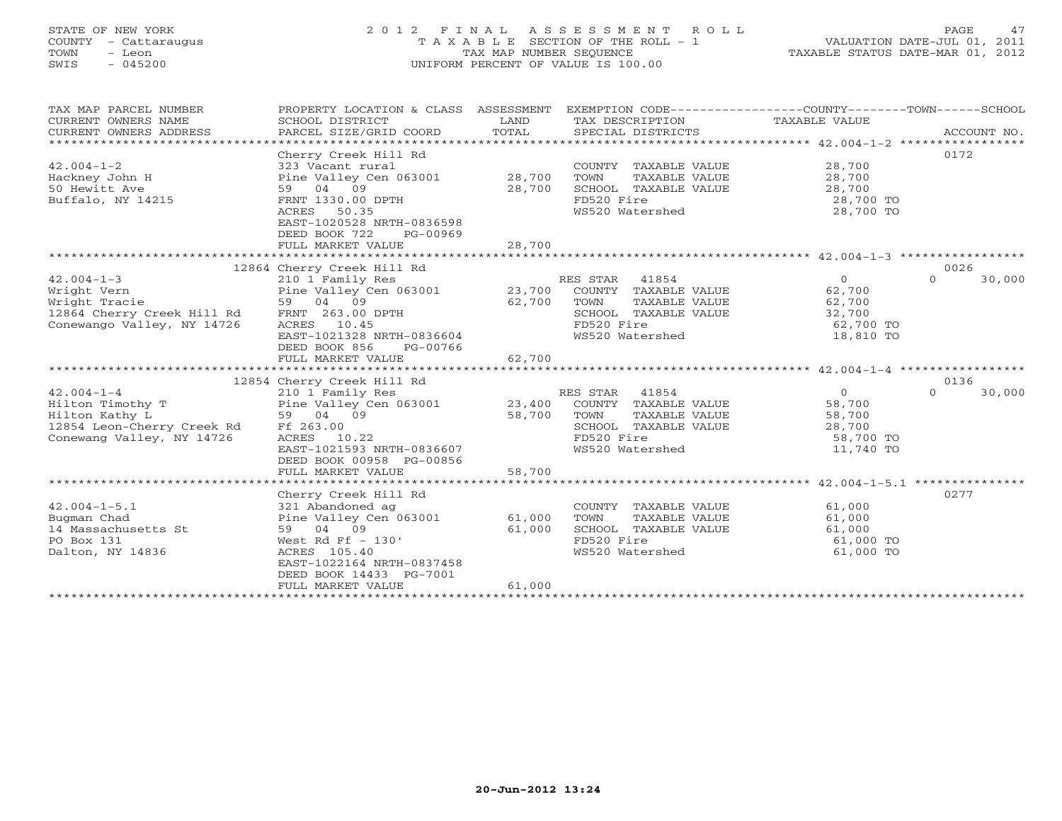STATE OF NEW YORK
COUNTY - Cattaraugus
TOWN - Leon
SWIS - 045200

2 0 1 2 F I N A L A S S E S S M E N T R O L L
T A X A B L E SECTION OF THE ROLL - 1
TAX MAP NUMBER SEQUENCE
UNIFORM PERCENT OF VALUE IS 100.00

VALUATION DATE-JUL 01, 2011
TAXABLE STATUS DATE-MAR 01, 2012

| TAX MAP PARCEL NUMBER / CURRENT OWNERS NAME / CURRENT OWNERS ADDRESS | PROPERTY LOCATION & CLASS / SCHOOL DISTRICT / PARCEL SIZE/GRID COORD | ASSESSMENT LAND / TOTAL | EXEMPTION CODE / TAX DESCRIPTION / SPECIAL DISTRICTS | COUNTY TAXABLE VALUE | TOWN | SCHOOL | ACCOUNT NO. |
|---|---|---|---|---|---|---|---|
| 42.004-1-2 | Cherry Creek Hill Rd | | | | | | 0172 |
| 42.004-1-2 | 323 Vacant rural | | COUNTY TAXABLE VALUE | 28,700 | | | |
| Hackney John H | Pine Valley Cen 063001 | 28,700 | TOWN TAXABLE VALUE | 28,700 | | | |
| 50 Hewitt Ave | 59 04 09 | 28,700 | SCHOOL TAXABLE VALUE | 28,700 | | | |
| Buffalo, NY 14215 | FRNT 1330.00 DPTH | | FD520 Fire | 28,700 TO | | | |
| | ACRES 50.35 | | WS520 Watershed | 28,700 TO | | | |
| | EAST-1020528 NRTH-0836598 | | | | | | |
| | DEED BOOK 722 PG-00969 | | | | | | |
| | FULL MARKET VALUE | 28,700 | | | | | |
| 42.004-1-3 | 12864 Cherry Creek Hill Rd | | | | | | 0026 |
| 42.004-1-3 | 210 1 Family Res | | RES STAR 41854 | 0 | 0 | 30,000 | |
| Wright Vern | Pine Valley Cen 063001 | 23,700 | COUNTY TAXABLE VALUE | 62,700 | | | |
| Wright Tracie | 59 04 09 | 62,700 | TOWN TAXABLE VALUE | 62,700 | | | |
| 12864 Cherry Creek Hill Rd | FRNT 263.00 DPTH | | SCHOOL TAXABLE VALUE | 32,700 | | | |
| Conewango Valley, NY 14726 | ACRES 10.45 | | FD520 Fire | 62,700 TO | | | |
| | EAST-1021328 NRTH-0836604 | | WS520 Watershed | 18,810 TO | | | |
| | DEED BOOK 856 PG-00766 | | | | | | |
| | FULL MARKET VALUE | 62,700 | | | | | |
| 42.004-1-4 | 12854 Cherry Creek Hill Rd | | | | | | 0136 |
| 42.004-1-4 | 210 1 Family Res | | RES STAR 41854 | 0 | 0 | 30,000 | |
| Hilton Timothy T | Pine Valley Cen 063001 | 23,400 | COUNTY TAXABLE VALUE | 58,700 | | | |
| Hilton Kathy L | 59 04 09 | 58,700 | TOWN TAXABLE VALUE | 58,700 | | | |
| 12854 Leon-Cherry Creek Rd | Ff 263.00 | | SCHOOL TAXABLE VALUE | 28,700 | | | |
| Conewang Valley, NY 14726 | ACRES 10.22 | | FD520 Fire | 58,700 TO | | | |
| | EAST-1021593 NRTH-0836607 | | WS520 Watershed | 11,740 TO | | | |
| | DEED BOOK 00958 PG-00856 | | | | | | |
| | FULL MARKET VALUE | 58,700 | | | | | |
| 42.004-1-5.1 | Cherry Creek Hill Rd | | | | | | 0277 |
| 42.004-1-5.1 | 321 Abandoned ag | | COUNTY TAXABLE VALUE | 61,000 | | | |
| Bugman Chad | Pine Valley Cen 063001 | 61,000 | TOWN TAXABLE VALUE | 61,000 | | | |
| 14 Massachusetts St | 59 04 09 | 61,000 | SCHOOL TAXABLE VALUE | 61,000 | | | |
| PO Box 131 | West Rd Ff - 130' | | FD520 Fire | 61,000 TO | | | |
| Dalton, NY 14836 | ACRES 105.40 | | WS520 Watershed | 61,000 TO | | | |
| | EAST-1022164 NRTH-0837458 | | | | | | |
| | DEED BOOK 14433 PG-7001 | | | | | | |
| | FULL MARKET VALUE | 61,000 | | | | | |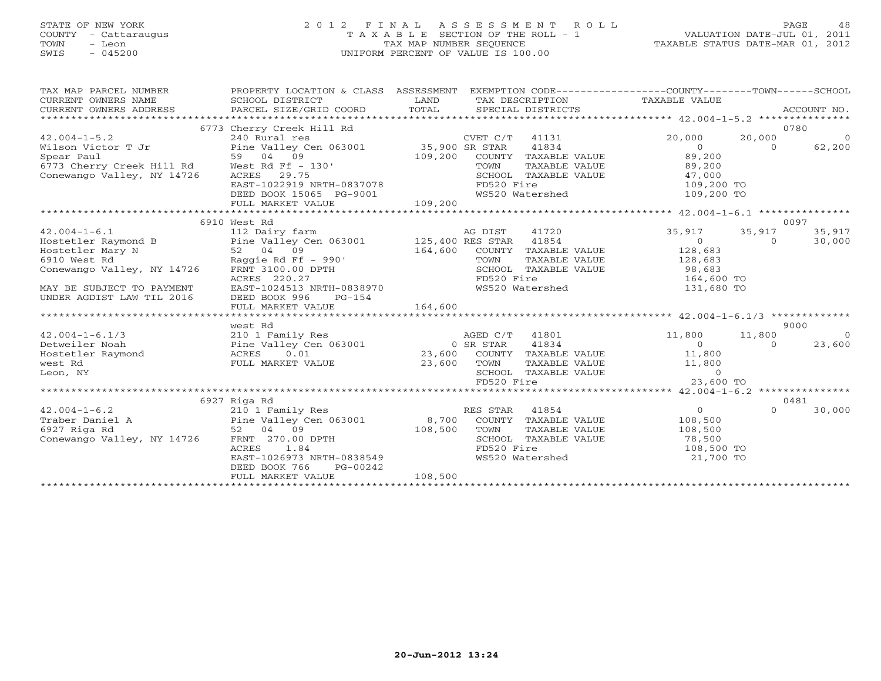STATE OF NEW YORK
COUNTY - Cattaraugus
TOWN - Leon
SWIS - 045200

# 2012 FINAL ASSESSMENT ROLL

TAXABLE SECTION OF THE ROLL - 1
TAX MAP NUMBER SEQUENCE
UNIFORM PERCENT OF VALUE IS 100.00

VALUATION DATE-JUL 01, 2011
TAXABLE STATUS DATE-MAR 01, 2012

| TAX MAP PARCEL NUMBER / CURRENT OWNERS NAME / CURRENT OWNERS ADDRESS | PROPERTY LOCATION & CLASS / SCHOOL DISTRICT / PARCEL SIZE/GRID COORD | ASSESSMENT LAND / TOTAL | EXEMPTION CODE / TAX DESCRIPTION / SPECIAL DISTRICTS | COUNTY TAXABLE VALUE | TOWN | SCHOOL | ACCOUNT NO. |
|---|---|---|---|---|---|---|---|
| | 6773 Cherry Creek Hill Rd | | | | | | 0780 |
| 42.004-1-5.2 | 240 Rural res | | CVET C/T 41131 | 20,000 | 20,000 | 0 | |
| Wilson Victor T Jr | Pine Valley Cen 063001 | 35,900 | SR STAR 41834 | 0 | 0 | 62,200 | |
| Spear Paul | 59 04 09 | 109,200 | COUNTY TAXABLE VALUE | 89,200 | | | |
| 6773 Cherry Creek Hill Rd | West Rd Ff - 130' | | TOWN TAXABLE VALUE | 89,200 | | | |
| Conewango Valley, NY 14726 | ACRES 29.75 | | SCHOOL TAXABLE VALUE | 47,000 | | | |
| | EAST-1022919 NRTH-0837078 | | FD520 Fire | 109,200 TO | | | |
| | DEED BOOK 15065 PG-9001 | | WS520 Watershed | 109,200 TO | | | |
| | FULL MARKET VALUE | 109,200 | | | | | |
| | 6910 West Rd | | | | | | 0097 |
| 42.004-1-6.1 | 112 Dairy farm | | AG DIST 41720 | 35,917 | 35,917 | 35,917 | |
| Hostetler Raymond B | Pine Valley Cen 063001 | 125,400 | RES STAR 41854 | 0 | 0 | 30,000 | |
| Hostetler Mary N | 52 04 09 | 164,600 | COUNTY TAXABLE VALUE | 128,683 | | | |
| 6910 West Rd | Raggie Rd Ff - 990' | | TOWN TAXABLE VALUE | 128,683 | | | |
| Conewango Valley, NY 14726 | FRNT 3100.00 DPTH | | SCHOOL TAXABLE VALUE | 98,683 | | | |
| | ACRES 220.27 | | FD520 Fire | 164,600 TO | | | |
| MAY BE SUBJECT TO PAYMENT | EAST-1024513 NRTH-0838970 | | WS520 Watershed | 131,680 TO | | | |
| UNDER AGDIST LAW TIL 2016 | DEED BOOK 996 PG-154 | | | | | | |
| | FULL MARKET VALUE | 164,600 | | | | | |
| | west Rd | | | | | | 9000 |
| 42.004-1-6.1/3 | 210 1 Family Res | | AGED C/T 41801 | 11,800 | 11,800 | 0 | |
| Detweiler Noah | Pine Valley Cen 063001 | 0 | SR STAR 41834 | 0 | 0 | 23,600 | |
| Hostetler Raymond | ACRES 0.01 | 23,600 | COUNTY TAXABLE VALUE | 11,800 | | | |
| west Rd | FULL MARKET VALUE | 23,600 | TOWN TAXABLE VALUE | 11,800 | | | |
| Leon, NY | | | SCHOOL TAXABLE VALUE | 0 | | | |
| | | | FD520 Fire | 23,600 TO | | | |
| | 6927 Riga Rd | | | | | | 0481 |
| 42.004-1-6.2 | 210 1 Family Res | | RES STAR 41854 | 0 | 0 | 30,000 | |
| Traber Daniel A | Pine Valley Cen 063001 | 8,700 | COUNTY TAXABLE VALUE | 108,500 | | | |
| 6927 Riga Rd | 52 04 09 | 108,500 | TOWN TAXABLE VALUE | 108,500 | | | |
| Conewango Valley, NY 14726 | FRNT 270.00 DPTH | | SCHOOL TAXABLE VALUE | 78,500 | | | |
| | ACRES 1.84 | | FD520 Fire | 108,500 TO | | | |
| | EAST-1026973 NRTH-0838549 | | WS520 Watershed | 21,700 TO | | | |
| | DEED BOOK 766 PG-00242 | | | | | | |
| | FULL MARKET VALUE | 108,500 | | | | | |

20-Jun-2012 13:24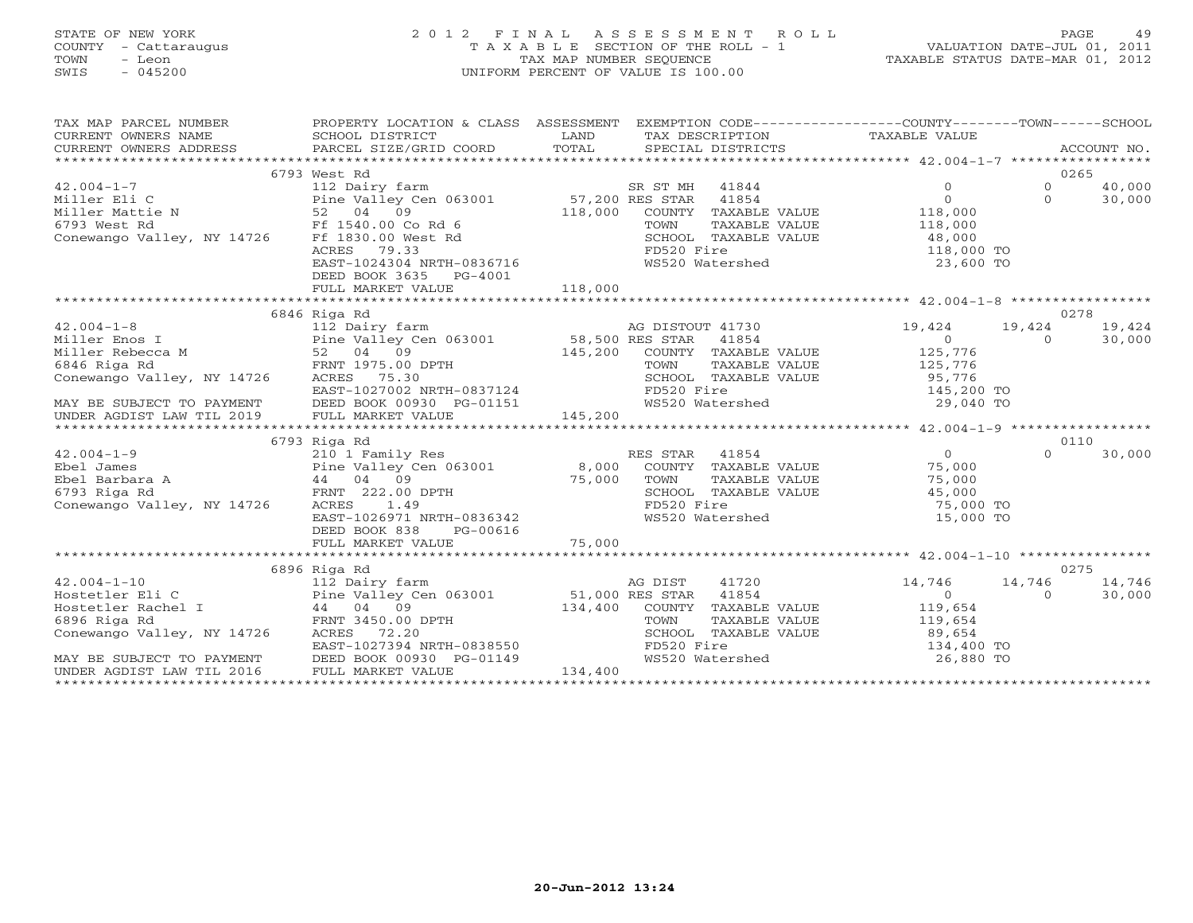STATE OF NEW YORK
COUNTY - Cattaraugus
TOWN - Leon
SWIS - 045200

# 2012 FINAL ASSESSMENT ROLL

T A X A B L E SECTION OF THE ROLL - 1
TAX MAP NUMBER SEQUENCE
UNIFORM PERCENT OF VALUE IS 100.00

VALUATION DATE-JUL 01, 2011
TAXABLE STATUS DATE-MAR 01, 2012

| TAX MAP PARCEL NUMBER / CURRENT OWNERS NAME / CURRENT OWNERS ADDRESS | PROPERTY LOCATION & CLASS / SCHOOL DISTRICT / PARCEL SIZE/GRID COORD | ASSESSMENT LAND | TOTAL | EXEMPTION CODE / TAX DESCRIPTION / SPECIAL DISTRICTS | COUNTY TAXABLE VALUE | TOWN | SCHOOL | ACCOUNT NO. |
|---|---|---|---|---|---|---|---|---|
| | 6793 West Rd | | | | | | | 0265 |
| 42.004-1-7 | 112 Dairy farm | | | SR ST MH 41844 | 0 | 0 | 40,000 | |
| Miller Eli C | Pine Valley Cen 063001 | 57,200 | | RES STAR 41854 | 0 | 0 | 30,000 | |
| Miller Mattie N | 52 04 09 | | 118,000 | COUNTY TAXABLE VALUE | 118,000 | | | |
| 6793 West Rd | Ff 1540.00 Co Rd 6 | | | TOWN TAXABLE VALUE | 118,000 | | | |
| Conewango Valley, NY 14726 | Ff 1830.00 West Rd | | | SCHOOL TAXABLE VALUE | 48,000 | | | |
| | ACRES 79.33 | | | FD520 Fire | 118,000 TO | | | |
| | EAST-1024304 NRTH-0836716 | | | WS520 Watershed | 23,600 TO | | | |
| | DEED BOOK 3635 PG-4001 | | | | | | | |
| | FULL MARKET VALUE | | 118,000 | | | | | |
| | 6846 Riga Rd | | | | | | | 0278 |
| 42.004-1-8 | 112 Dairy farm | | | AG DISTOUT 41730 | 19,424 | 19,424 | 19,424 | |
| Miller Enos I | Pine Valley Cen 063001 | 58,500 | | RES STAR 41854 | 0 | 0 | 30,000 | |
| Miller Rebecca M | 52 04 09 | | 145,200 | COUNTY TAXABLE VALUE | 125,776 | | | |
| 6846 Riga Rd | FRNT 1975.00 DPTH | | | TOWN TAXABLE VALUE | 125,776 | | | |
| Conewango Valley, NY 14726 | ACRES 75.30 | | | SCHOOL TAXABLE VALUE | 95,776 | | | |
| | EAST-1027002 NRTH-0837124 | | | FD520 Fire | 145,200 TO | | | |
| MAY BE SUBJECT TO PAYMENT | DEED BOOK 00930 PG-01151 | | | WS520 Watershed | 29,040 TO | | | |
| UNDER AGDIST LAW TIL 2019 | FULL MARKET VALUE | | 145,200 | | | | | |
| | 6793 Riga Rd | | | | | | | 0110 |
| 42.004-1-9 | 210 1 Family Res | | | RES STAR 41854 | 0 | 0 | 30,000 | |
| Ebel James | Pine Valley Cen 063001 | 8,000 | | COUNTY TAXABLE VALUE | 75,000 | | | |
| Ebel Barbara A | 44 04 09 | | 75,000 | TOWN TAXABLE VALUE | 75,000 | | | |
| 6793 Riga Rd | FRNT 222.00 DPTH | | | SCHOOL TAXABLE VALUE | 45,000 | | | |
| Conewango Valley, NY 14726 | ACRES 1.49 | | | FD520 Fire | 75,000 TO | | | |
| | EAST-1026971 NRTH-0836342 | | | WS520 Watershed | 15,000 TO | | | |
| | DEED BOOK 838 PG-00616 | | | | | | | |
| | FULL MARKET VALUE | | 75,000 | | | | | |
| | 6896 Riga Rd | | | | | | | 0275 |
| 42.004-1-10 | 112 Dairy farm | | | AG DIST 41720 | 14,746 | 14,746 | 14,746 | |
| Hostetler Eli C | Pine Valley Cen 063001 | 51,000 | | RES STAR 41854 | 0 | 0 | 30,000 | |
| Hostetler Rachel I | 44 04 09 | | 134,400 | COUNTY TAXABLE VALUE | 119,654 | | | |
| 6896 Riga Rd | FRNT 3450.00 DPTH | | | TOWN TAXABLE VALUE | 119,654 | | | |
| Conewango Valley, NY 14726 | ACRES 72.20 | | | SCHOOL TAXABLE VALUE | 89,654 | | | |
| | EAST-1027394 NRTH-0838550 | | | FD520 Fire | 134,400 TO | | | |
| MAY BE SUBJECT TO PAYMENT | DEED BOOK 00930 PG-01149 | | | WS520 Watershed | 26,880 TO | | | |
| UNDER AGDIST LAW TIL 2016 | FULL MARKET VALUE | | 134,400 | | | | | |

20-Jun-2012 13:24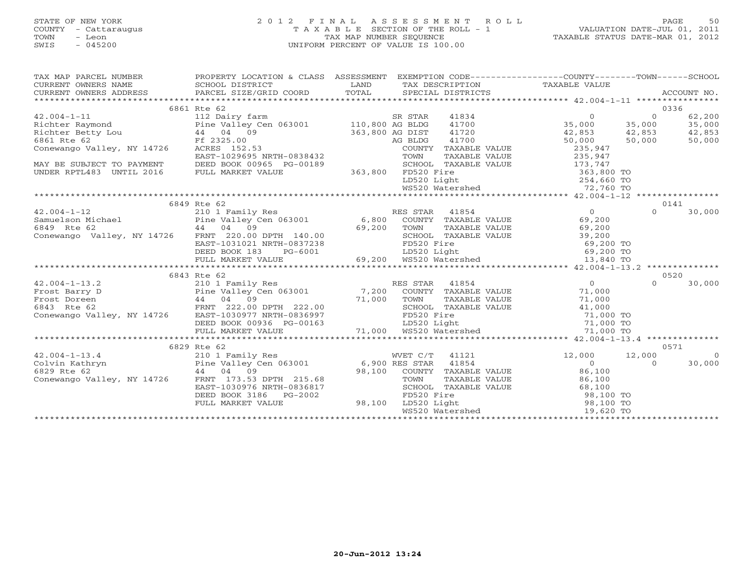STATE OF NEW YORK
COUNTY - Cattaraugus
TOWN - Leon
SWIS - 045200

2012 FINAL ASSESSMENT ROLL
TAXABLE SECTION OF THE ROLL - 1
TAX MAP NUMBER SEQUENCE
UNIFORM PERCENT OF VALUE IS 100.00

VALUATION DATE-JUL 01, 2011
TAXABLE STATUS DATE-MAR 01, 2012

| TAX MAP PARCEL NUMBER / CURRENT OWNERS NAME / CURRENT OWNERS ADDRESS | PROPERTY LOCATION & CLASS / SCHOOL DISTRICT / PARCEL SIZE/GRID COORD | ASSESSMENT LAND / TOTAL | EXEMPTION CODE / TAX DESCRIPTION / SPECIAL DISTRICTS | COUNTY TAXABLE VALUE | TOWN | SCHOOL / ACCOUNT NO. |
|---|---|---|---|---|---|---|
| **42.004-1-11** | 6861 Rte 62 | | | | | 0336 |
| 42.004-1-11 | 112 Dairy farm | | SR STAR 41834 | 0 | 0 | 62,200 |
| Richter Raymond | Pine Valley Cen 063001 | 110,800 | AG BLDG 41700 | 35,000 | 35,000 | 35,000 |
| Richter Betty Lou | 44 04 09 | 363,800 | AG DIST 41720 | 42,853 | 42,853 | 42,853 |
| 6861 Rte 62 | Ff 2325.00 | | AG BLDG 41700 | 50,000 | 50,000 | 50,000 |
| Conewango Valley, NY 14726 | ACRES 152.53 | | COUNTY TAXABLE VALUE | 235,947 | | |
| | EAST-1029695 NRTH-0838432 | | TOWN TAXABLE VALUE | 235,947 | | |
| MAY BE SUBJECT TO PAYMENT | DEED BOOK 00965 PG-00189 | | SCHOOL TAXABLE VALUE | 173,747 | | |
| UNDER RPTL483 UNTIL 2016 | FULL MARKET VALUE | 363,800 | FD520 Fire | 363,800 TO | | |
| | | | LD520 Light | 254,660 TO | | |
| | | | WS520 Watershed | 72,760 TO | | |
| **42.004-1-12** | 6849 Rte 62 | | | | | 0141 |
| 42.004-1-12 | 210 1 Family Res | | RES STAR 41854 | 0 | 0 | 30,000 |
| Samuelson Michael | Pine Valley Cen 063001 | 6,800 | COUNTY TAXABLE VALUE | 69,200 | | |
| 6849 Rte 62 | 44 04 09 | 69,200 | TOWN TAXABLE VALUE | 69,200 | | |
| Conewango Valley, NY 14726 | FRNT 220.00 DPTH 140.00 | | SCHOOL TAXABLE VALUE | 39,200 | | |
| | EAST-1031021 NRTH-0837238 | | FD520 Fire | 69,200 TO | | |
| | DEED BOOK 183 PG-6001 | | LD520 Light | 69,200 TO | | |
| | FULL MARKET VALUE | 69,200 | WS520 Watershed | 13,840 TO | | |
| **42.004-1-13.2** | 6843 Rte 62 | | | | | 0520 |
| 42.004-1-13.2 | 210 1 Family Res | | RES STAR 41854 | 0 | 0 | 30,000 |
| Frost Barry D | Pine Valley Cen 063001 | 7,200 | COUNTY TAXABLE VALUE | 71,000 | | |
| Frost Doreen | 44 04 09 | 71,000 | TOWN TAXABLE VALUE | 71,000 | | |
| 6843 Rte 62 | FRNT 222.00 DPTH 222.00 | | SCHOOL TAXABLE VALUE | 41,000 | | |
| Conewango Valley, NY 14726 | EAST-1030977 NRTH-0836997 | | FD520 Fire | 71,000 TO | | |
| | DEED BOOK 00936 PG-00163 | | LD520 Light | 71,000 TO | | |
| | FULL MARKET VALUE | 71,000 | WS520 Watershed | 71,000 TO | | |
| **42.004-1-13.4** | 6829 Rte 62 | | | | | 0571 |
| 42.004-1-13.4 | 210 1 Family Res | | WVET C/T 41121 | 12,000 | 12,000 | 0 |
| Colvin Kathryn | Pine Valley Cen 063001 | 6,900 | RES STAR 41854 | 0 | 0 | 30,000 |
| 6829 Rte 62 | 44 04 09 | 98,100 | COUNTY TAXABLE VALUE | 86,100 | | |
| Conewango Valley, NY 14726 | FRNT 173.53 DPTH 215.68 | | TOWN TAXABLE VALUE | 86,100 | | |
| | EAST-1030976 NRTH-0836817 | | SCHOOL TAXABLE VALUE | 68,100 | | |
| | DEED BOOK 3186 PG-2002 | | FD520 Fire | 98,100 TO | | |
| | FULL MARKET VALUE | 98,100 | LD520 Light | 98,100 TO | | |
| | | | WS520 Watershed | 19,620 TO | | |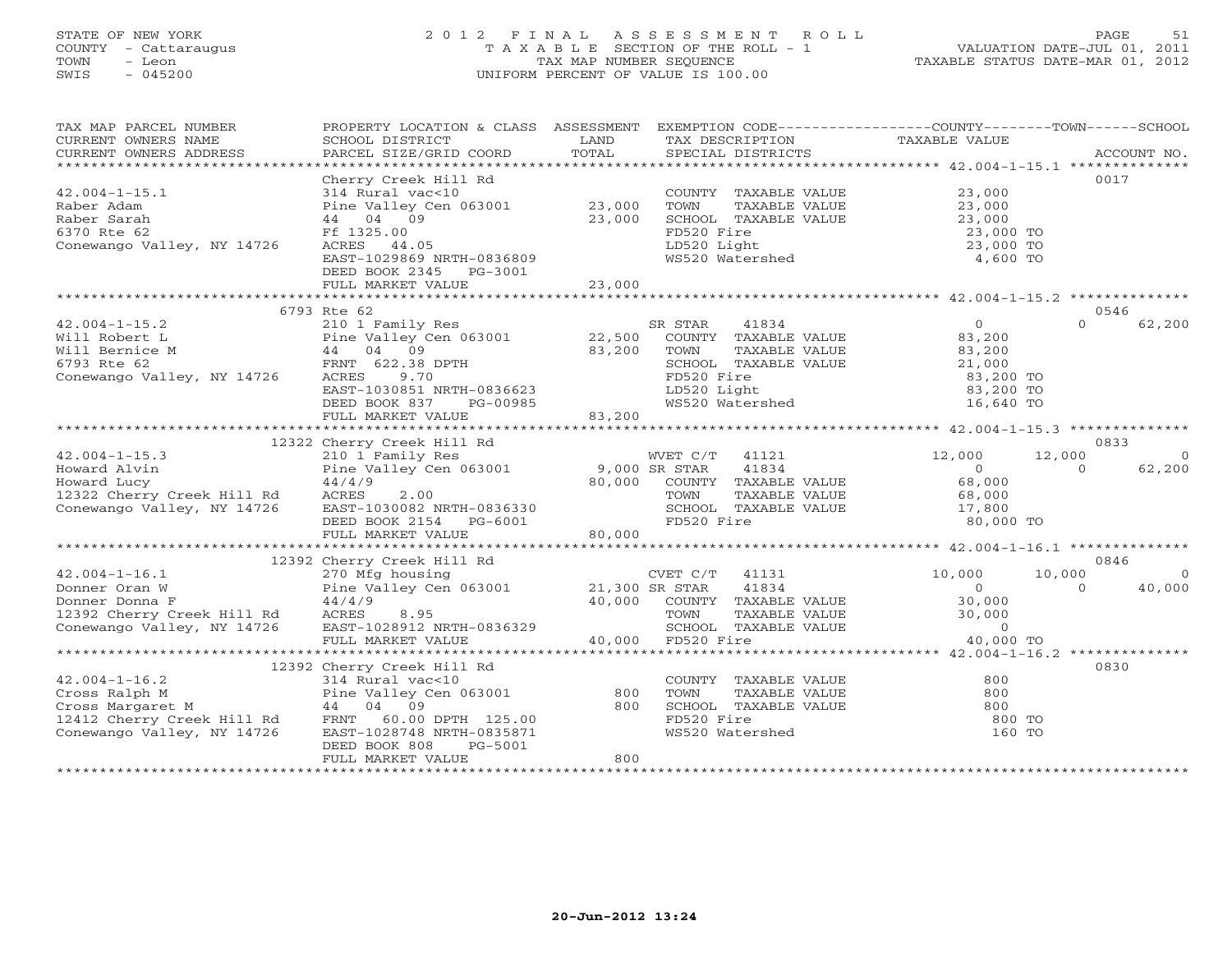STATE OF NEW YORK
COUNTY - Cattaraugus
TOWN - Leon
SWIS - 045200

2 0 1 2 F I N A L A S S E S S M E N T R O L L
T A X A B L E SECTION OF THE ROLL - 1
TAX MAP NUMBER SEQUENCE
UNIFORM PERCENT OF VALUE IS 100.00

VALUATION DATE-JUL 01, 2011
TAXABLE STATUS DATE-MAR 01, 2012

| TAX MAP PARCEL NUMBER / CURRENT OWNERS NAME / CURRENT OWNERS ADDRESS | PROPERTY LOCATION & CLASS / SCHOOL DISTRICT / PARCEL SIZE/GRID COORD | ASSESSMENT LAND / TOTAL | EXEMPTION CODE / TAX DESCRIPTION / SPECIAL DISTRICTS | COUNTY TAXABLE VALUE | TOWN | SCHOOL | ACCOUNT NO. |
|---|---|---|---|---|---|---|---|
| | Cherry Creek Hill Rd | | | | | | 0017 |
| 42.004-1-15.1 | 314 Rural vac<10 | | COUNTY TAXABLE VALUE | 23,000 | | | |
| Raber Adam | Pine Valley Cen 063001 | 23,000 | TOWN TAXABLE VALUE | 23,000 | | | |
| Raber Sarah | 44 04 09 | 23,000 | SCHOOL TAXABLE VALUE | 23,000 | | | |
| 6370 Rte 62 | Ff 1325.00 | | FD520 Fire | 23,000 TO | | | |
| Conewango Valley, NY 14726 | ACRES 44.05 | | LD520 Light | 23,000 TO | | | |
| | EAST-1029869 NRTH-0836809 | | WS520 Watershed | 4,600 TO | | | |
| | DEED BOOK 2345 PG-3001 | | | | | | |
| | FULL MARKET VALUE | 23,000 | | | | | |
| | 6793 Rte 62 | | | | | | 0546 |
| 42.004-1-15.2 | 210 1 Family Res | | SR STAR 41834 | 0 | 0 | 62,200 | |
| Will Robert L | Pine Valley Cen 063001 | 22,500 | COUNTY TAXABLE VALUE | 83,200 | | | |
| Will Bernice M | 44 04 09 | 83,200 | TOWN TAXABLE VALUE | 83,200 | | | |
| 6793 Rte 62 | FRNT 622.38 DPTH | | SCHOOL TAXABLE VALUE | 21,000 | | | |
| Conewango Valley, NY 14726 | ACRES 9.70 | | FD520 Fire | 83,200 TO | | | |
| | EAST-1030851 NRTH-0836623 | | LD520 Light | 83,200 TO | | | |
| | DEED BOOK 837 PG-00985 | | WS520 Watershed | 16,640 TO | | | |
| | FULL MARKET VALUE | 83,200 | | | | | |
| | 12322 Cherry Creek Hill Rd | | | | | | 0833 |
| 42.004-1-15.3 | 210 1 Family Res | | WVET C/T 41121 | 12,000 | 12,000 | 0 | |
| Howard Alvin | Pine Valley Cen 063001 | 9,000 | SR STAR 41834 | 0 | 0 | 62,200 | |
| Howard Lucy | 44/4/9 | 80,000 | COUNTY TAXABLE VALUE | 68,000 | | | |
| 12322 Cherry Creek Hill Rd | ACRES 2.00 | | TOWN TAXABLE VALUE | 68,000 | | | |
| Conewango Valley, NY 14726 | EAST-1030082 NRTH-0836330 | | SCHOOL TAXABLE VALUE | 17,800 | | | |
| | DEED BOOK 2154 PG-6001 | | FD520 Fire | 80,000 TO | | | |
| | FULL MARKET VALUE | 80,000 | | | | | |
| | 12392 Cherry Creek Hill Rd | | | | | | 0846 |
| 42.004-1-16.1 | 270 Mfg housing | | CVET C/T 41131 | 10,000 | 10,000 | 0 | |
| Donner Oran W | Pine Valley Cen 063001 | 21,300 | SR STAR 41834 | 0 | 0 | 40,000 | |
| Donner Donna F | 44/4/9 | 40,000 | COUNTY TAXABLE VALUE | 30,000 | | | |
| 12392 Cherry Creek Hill Rd | ACRES 8.95 | | TOWN TAXABLE VALUE | 30,000 | | | |
| Conewango Valley, NY 14726 | EAST-1028912 NRTH-0836329 | | SCHOOL TAXABLE VALUE | 0 | | | |
| | FULL MARKET VALUE | 40,000 | FD520 Fire | 40,000 TO | | | |
| | 12392 Cherry Creek Hill Rd | | | | | | 0830 |
| 42.004-1-16.2 | 314 Rural vac<10 | | COUNTY TAXABLE VALUE | 800 | | | |
| Cross Ralph M | Pine Valley Cen 063001 | 800 | TOWN TAXABLE VALUE | 800 | | | |
| Cross Margaret M | 44 04 09 | 800 | SCHOOL TAXABLE VALUE | 800 | | | |
| 12412 Cherry Creek Hill Rd | FRNT 60.00 DPTH 125.00 | | FD520 Fire | 800 TO | | | |
| Conewango Valley, NY 14726 | EAST-1028748 NRTH-0835871 | | WS520 Watershed | 160 TO | | | |
| | DEED BOOK 808 PG-5001 | | | | | | |
| | FULL MARKET VALUE | 800 | | | | | |

20-Jun-2012 13:24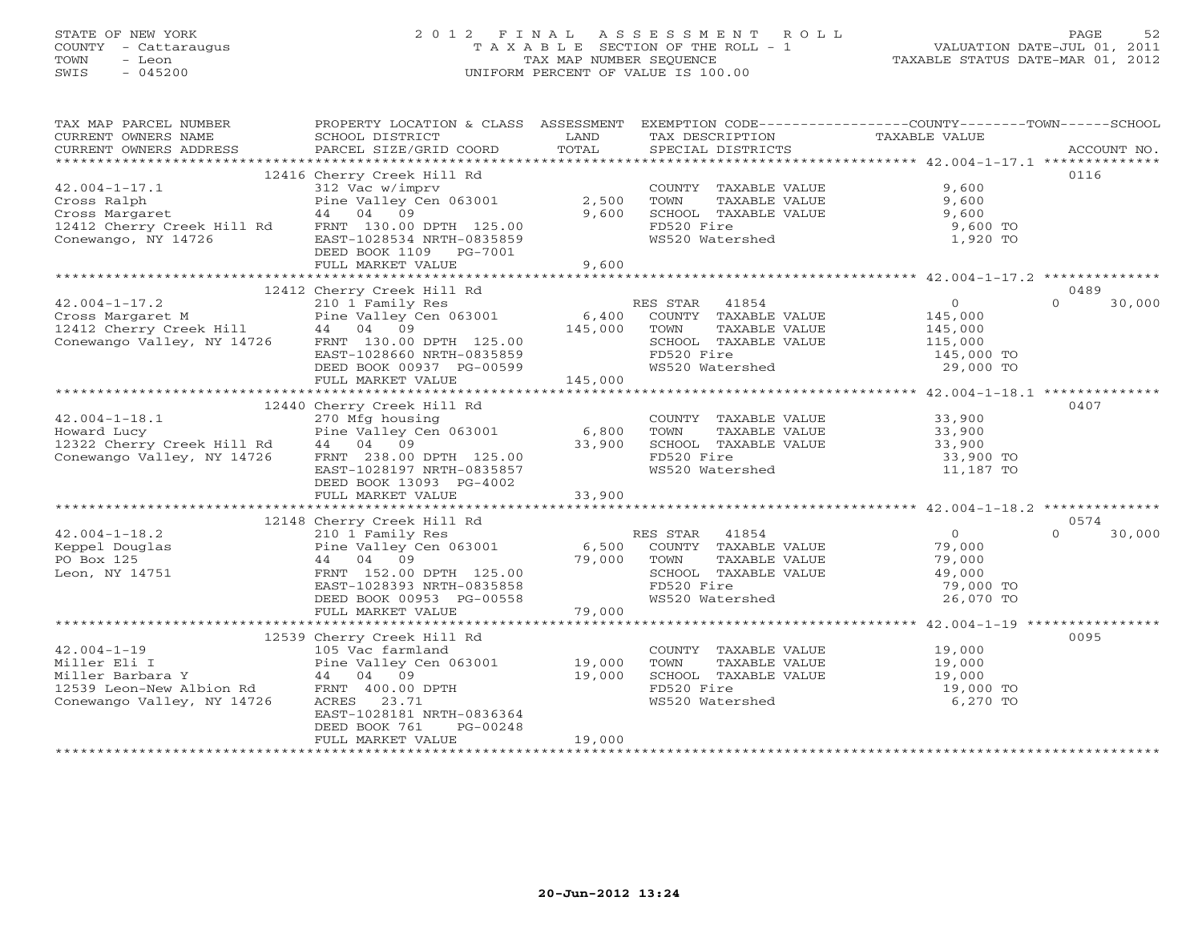STATE OF NEW YORK
COUNTY - Cattaraugus
TOWN - Leon
SWIS - 045200

# 2012 FINAL ASSESSMENT ROLL

TAXABLE SECTION OF THE ROLL - 1
TAX MAP NUMBER SEQUENCE
UNIFORM PERCENT OF VALUE IS 100.00

VALUATION DATE-JUL 01, 2011
TAXABLE STATUS DATE-MAR 01, 2012

| TAX MAP PARCEL NUMBER / CURRENT OWNERS NAME / CURRENT OWNERS ADDRESS | PROPERTY LOCATION & CLASS / SCHOOL DISTRICT / PARCEL SIZE/GRID COORD | ASSESSMENT LAND | TOTAL | EXEMPTION CODE / TAX DESCRIPTION / SPECIAL DISTRICTS | COUNTY TAXABLE VALUE | TOWN | SCHOOL | ACCOUNT NO. |
|---|---|---|---|---|---|---|---|---|
| | 12416 Cherry Creek Hill Rd | | | | | | | 0116 |
| 42.004-1-17.1 | 312 Vac w/imprv | | | COUNTY TAXABLE VALUE | 9,600 | | | |
| Cross Ralph | Pine Valley Cen 063001 | 2,500 | | TOWN TAXABLE VALUE | 9,600 | | | |
| Cross Margaret | 44 04 09 | | 9,600 | SCHOOL TAXABLE VALUE | 9,600 | | | |
| 12412 Cherry Creek Hill Rd | FRNT 130.00 DPTH 125.00 | | | FD520 Fire | 9,600 TO | | | |
| Conewango, NY 14726 | EAST-1028534 NRTH-0835859 | | | WS520 Watershed | 1,920 TO | | | |
| | DEED BOOK 1109 PG-7001 | | | | | | | |
| | FULL MARKET VALUE | | 9,600 | | | | | |
| | 12412 Cherry Creek Hill Rd | | | | | | | 0489 |
| 42.004-1-17.2 | 210 1 Family Res | | | RES STAR 41854 | 0 | 0 | 30,000 | |
| Cross Margaret M | Pine Valley Cen 063001 | 6,400 | | COUNTY TAXABLE VALUE | 145,000 | | | |
| 12412 Cherry Creek Hill | 44 04 09 | | 145,000 | TOWN TAXABLE VALUE | 145,000 | | | |
| Conewango Valley, NY 14726 | FRNT 130.00 DPTH 125.00 | | | SCHOOL TAXABLE VALUE | 115,000 | | | |
| | EAST-1028660 NRTH-0835859 | | | FD520 Fire | 145,000 TO | | | |
| | DEED BOOK 00937 PG-00599 | | | WS520 Watershed | 29,000 TO | | | |
| | FULL MARKET VALUE | | 145,000 | | | | | |
| | 12440 Cherry Creek Hill Rd | | | | | | | 0407 |
| 42.004-1-18.1 | 270 Mfg housing | | | COUNTY TAXABLE VALUE | 33,900 | | | |
| Howard Lucy | Pine Valley Cen 063001 | 6,800 | | TOWN TAXABLE VALUE | 33,900 | | | |
| 12322 Cherry Creek Hill Rd | 44 04 09 | | 33,900 | SCHOOL TAXABLE VALUE | 33,900 | | | |
| Conewango Valley, NY 14726 | FRNT 238.00 DPTH 125.00 | | | FD520 Fire | 33,900 TO | | | |
| | EAST-1028197 NRTH-0835857 | | | WS520 Watershed | 11,187 TO | | | |
| | DEED BOOK 13093 PG-4002 | | | | | | | |
| | FULL MARKET VALUE | | 33,900 | | | | | |
| | 12148 Cherry Creek Hill Rd | | | | | | | 0574 |
| 42.004-1-18.2 | 210 1 Family Res | | | RES STAR 41854 | 0 | 0 | 30,000 | |
| Keppel Douglas | Pine Valley Cen 063001 | 6,500 | | COUNTY TAXABLE VALUE | 79,000 | | | |
| PO Box 125 | 44 04 09 | | 79,000 | TOWN TAXABLE VALUE | 79,000 | | | |
| Leon, NY 14751 | FRNT 152.00 DPTH 125.00 | | | SCHOOL TAXABLE VALUE | 49,000 | | | |
| | EAST-1028393 NRTH-0835858 | | | FD520 Fire | 79,000 TO | | | |
| | DEED BOOK 00953 PG-00558 | | | WS520 Watershed | 26,070 TO | | | |
| | FULL MARKET VALUE | | 79,000 | | | | | |
| | 12539 Cherry Creek Hill Rd | | | | | | | 0095 |
| 42.004-1-19 | 105 Vac farmland | | | COUNTY TAXABLE VALUE | 19,000 | | | |
| Miller Eli I | Pine Valley Cen 063001 | 19,000 | | TOWN TAXABLE VALUE | 19,000 | | | |
| Miller Barbara Y | 44 04 09 | | 19,000 | SCHOOL TAXABLE VALUE | 19,000 | | | |
| 12539 Leon-New Albion Rd | FRNT 400.00 DPTH | | | FD520 Fire | 19,000 TO | | | |
| Conewango Valley, NY 14726 | ACRES 23.71 | | | WS520 Watershed | 6,270 TO | | | |
| | EAST-1028181 NRTH-0836364 | | | | | | | |
| | DEED BOOK 761 PG-00248 | | | | | | | |
| | FULL MARKET VALUE | | 19,000 | | | | | |

20-Jun-2012 13:24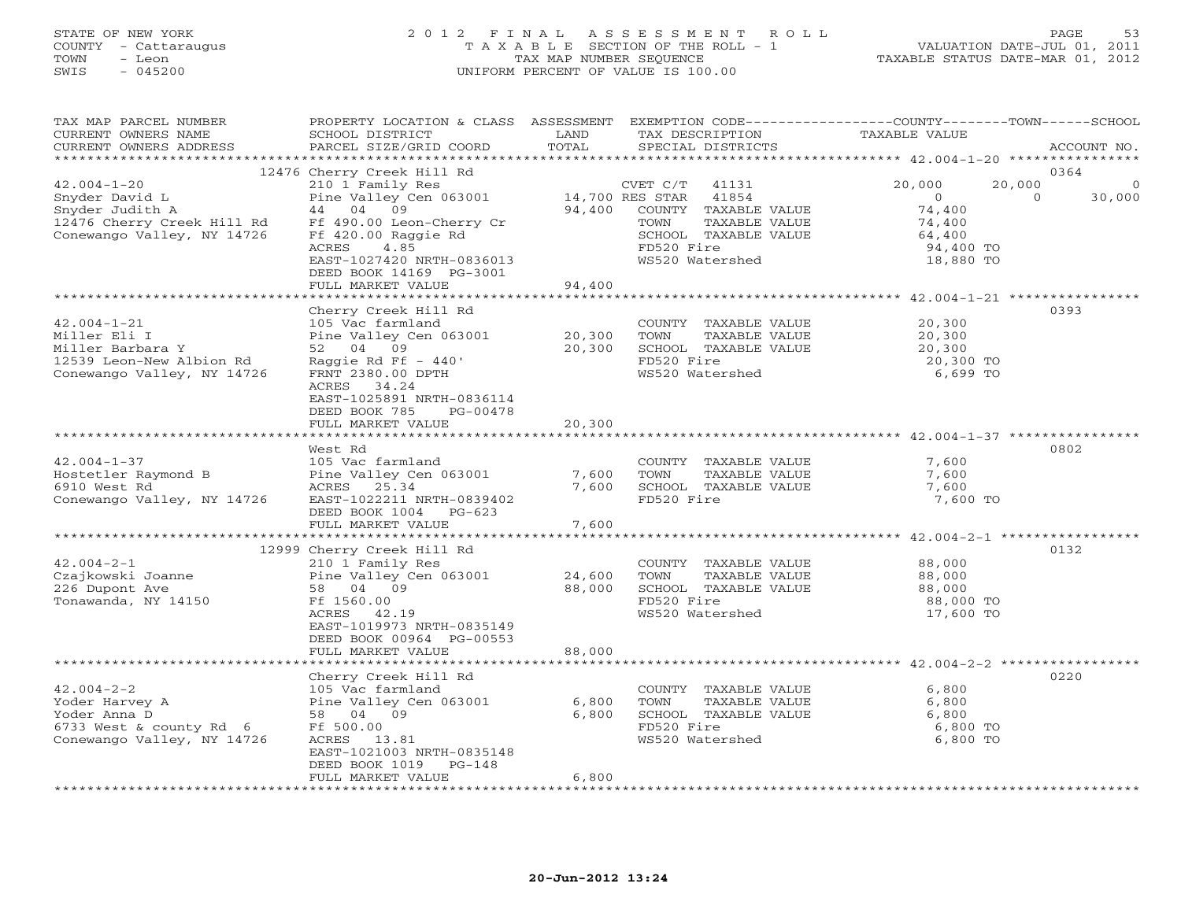STATE OF NEW YORK
COUNTY - Cattaraugus
TOWN - Leon
SWIS - 045200

2012 FINAL ASSESSMENT ROLL
TAXABLE SECTION OF THE ROLL - 1
TAX MAP NUMBER SEQUENCE
UNIFORM PERCENT OF VALUE IS 100.00

VALUATION DATE-JUL 01, 2011
TAXABLE STATUS DATE-MAR 01, 2012

| TAX MAP PARCEL NUMBER / CURRENT OWNERS NAME / CURRENT OWNERS ADDRESS | PROPERTY LOCATION & CLASS / SCHOOL DISTRICT / PARCEL SIZE/GRID COORD | ASSESSMENT LAND / TOTAL | EXEMPTION CODE / TAX DESCRIPTION / SPECIAL DISTRICTS | COUNTY TAXABLE VALUE | TOWN | SCHOOL | ACCOUNT NO. |
|---|---|---|---|---|---|---|---|
| **42.004-1-20** | 12476 Cherry Creek Hill Rd | | | | | | 0364 |
| | 210 1 Family Res | | CVET C/T 41131 | 20,000 | 20,000 | 0 | |
| Snyder David L | Pine Valley Cen 063001 | 14,700 | RES STAR 41854 | 0 | 0 | 30,000 | |
| Snyder Judith A | 44 04 09 | 94,400 | COUNTY TAXABLE VALUE | 74,400 | | | |
| 12476 Cherry Creek Hill Rd | Ff 490.00 Leon-Cherry Cr | | TOWN TAXABLE VALUE | 74,400 | | | |
| Conewango Valley, NY 14726 | Ff 420.00 Raggie Rd | | SCHOOL TAXABLE VALUE | 64,400 | | | |
| | ACRES 4.85 | | FD520 Fire | 94,400 TO | | | |
| | EAST-1027420 NRTH-0836013 | | WS520 Watershed | 18,880 TO | | | |
| | DEED BOOK 14169 PG-3001 | | | | | | |
| | FULL MARKET VALUE | 94,400 | | | | | |
| **42.004-1-21** | Cherry Creek Hill Rd | | | | | | 0393 |
| | 105 Vac farmland | | COUNTY TAXABLE VALUE | 20,300 | | | |
| Miller Eli I | Pine Valley Cen 063001 | 20,300 | TOWN TAXABLE VALUE | 20,300 | | | |
| Miller Barbara Y | 52 04 09 | 20,300 | SCHOOL TAXABLE VALUE | 20,300 | | | |
| 12539 Leon-New Albion Rd | Raggie Rd Ff - 440' | | FD520 Fire | 20,300 TO | | | |
| Conewango Valley, NY 14726 | FRNT 2380.00 DPTH | | WS520 Watershed | 6,699 TO | | | |
| | ACRES 34.24 | | | | | | |
| | EAST-1025891 NRTH-0836114 | | | | | | |
| | DEED BOOK 785 PG-00478 | | | | | | |
| | FULL MARKET VALUE | 20,300 | | | | | |
| **42.004-1-37** | West Rd | | | | | | 0802 |
| | 105 Vac farmland | | COUNTY TAXABLE VALUE | 7,600 | | | |
| Hostetler Raymond B | Pine Valley Cen 063001 | 7,600 | TOWN TAXABLE VALUE | 7,600 | | | |
| 6910 West Rd | ACRES 25.34 | 7,600 | SCHOOL TAXABLE VALUE | 7,600 | | | |
| Conewango Valley, NY 14726 | EAST-1022211 NRTH-0839402 | | FD520 Fire | 7,600 TO | | | |
| | DEED BOOK 1004 PG-623 | | | | | | |
| | FULL MARKET VALUE | 7,600 | | | | | |
| **42.004-2-1** | 12999 Cherry Creek Hill Rd | | | | | | 0132 |
| | 210 1 Family Res | | COUNTY TAXABLE VALUE | 88,000 | | | |
| Czajkowski Joanne | Pine Valley Cen 063001 | 24,600 | TOWN TAXABLE VALUE | 88,000 | | | |
| 226 Dupont Ave | 58 04 09 | 88,000 | SCHOOL TAXABLE VALUE | 88,000 | | | |
| Tonawanda, NY 14150 | Ff 1560.00 | | FD520 Fire | 88,000 TO | | | |
| | ACRES 42.19 | | WS520 Watershed | 17,600 TO | | | |
| | EAST-1019973 NRTH-0835149 | | | | | | |
| | DEED BOOK 00964 PG-00553 | | | | | | |
| | FULL MARKET VALUE | 88,000 | | | | | |
| **42.004-2-2** | Cherry Creek Hill Rd | | | | | | 0220 |
| | 105 Vac farmland | | COUNTY TAXABLE VALUE | 6,800 | | | |
| Yoder Harvey A | Pine Valley Cen 063001 | 6,800 | TOWN TAXABLE VALUE | 6,800 | | | |
| Yoder Anna D | 58 04 09 | 6,800 | SCHOOL TAXABLE VALUE | 6,800 | | | |
| 6733 West & county Rd 6 | Ff 500.00 | | FD520 Fire | 6,800 TO | | | |
| Conewango Valley, NY 14726 | ACRES 13.81 | | WS520 Watershed | 6,800 TO | | | |
| | EAST-1021003 NRTH-0835148 | | | | | | |
| | DEED BOOK 1019 PG-148 | | | | | | |
| | FULL MARKET VALUE | 6,800 | | | | | |

20-Jun-2012 13:24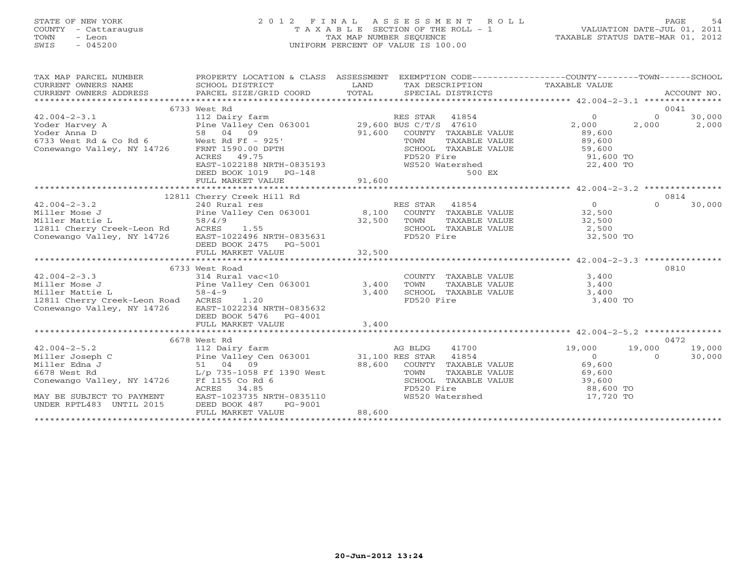STATE OF NEW YORK
COUNTY - Cattaraugus
TOWN - Leon
SWIS - 045200

2 0 1 2 F I N A L A S S E S S M E N T R O L L
T A X A B L E SECTION OF THE ROLL - 1
TAX MAP NUMBER SEQUENCE
UNIFORM PERCENT OF VALUE IS 100.00

VALUATION DATE-JUL 01, 2011
TAXABLE STATUS DATE-MAR 01, 2012

| TAX MAP PARCEL NUMBER / CURRENT OWNERS NAME / CURRENT OWNERS ADDRESS | PROPERTY LOCATION & CLASS / SCHOOL DISTRICT / PARCEL SIZE/GRID COORD | ASSESSMENT LAND / TOTAL | EXEMPTION CODE / TAX DESCRIPTION / SPECIAL DISTRICTS | COUNTY TAXABLE VALUE | TOWN | SCHOOL / ACCOUNT NO. |
|---|---|---|---|---|---|---|
| **42.004-2-3.1** | 6733 West Rd | | | | | 0041 |
| 42.004-2-3.1 | 112 Dairy farm | | RES STAR 41854 | 0 | 0 | 30,000 |
| Yoder Harvey A | Pine Valley Cen 063001 | 29,600 | BUS C/T/S 47610 | 2,000 | 2,000 | 2,000 |
| Yoder Anna D | 58 04 09 | 91,600 | COUNTY TAXABLE VALUE | 89,600 | | |
| 6733 West Rd & Co Rd 6 | West Rd Ff - 925' | | TOWN TAXABLE VALUE | 89,600 | | |
| Conewango Valley, NY 14726 | FRNT 1590.00 DPTH | | SCHOOL TAXABLE VALUE | 59,600 | | |
| | ACRES 49.75 | | FD520 Fire | 91,600 TO | | |
| | EAST-1022188 NRTH-0835193 | | WS520 Watershed | 22,400 TO | | |
| | DEED BOOK 1019 PG-148 | | 500 EX | | | |
| | FULL MARKET VALUE | 91,600 | | | | |
| **42.004-2-3.2** | 12811 Cherry Creek Hill Rd | | | | | 0814 |
| 42.004-2-3.2 | 240 Rural res | | RES STAR 41854 | 0 | 0 | 30,000 |
| Miller Mose J | Pine Valley Cen 063001 | 8,100 | COUNTY TAXABLE VALUE | 32,500 | | |
| Miller Mattie L | 58/4/9 | 32,500 | TOWN TAXABLE VALUE | 32,500 | | |
| 12811 Cherry Creek-Leon Rd | ACRES 1.55 | | SCHOOL TAXABLE VALUE | 2,500 | | |
| Conewango Valley, NY 14726 | EAST-1022496 NRTH-0835631 | | FD520 Fire | 32,500 TO | | |
| | DEED BOOK 2475 PG-5001 | | | | | |
| | FULL MARKET VALUE | 32,500 | | | | |
| **42.004-2-3.3** | 6733 West Road | | | | | 0810 |
| 42.004-2-3.3 | 314 Rural vac<10 | | COUNTY TAXABLE VALUE | 3,400 | | |
| Miller Mose J | Pine Valley Cen 063001 | 3,400 | TOWN TAXABLE VALUE | 3,400 | | |
| Miller Mattie L | 58-4-9 | 3,400 | SCHOOL TAXABLE VALUE | 3,400 | | |
| 12811 Cherry Creek-Leon Road | ACRES 1.20 | | FD520 Fire | 3,400 TO | | |
| Conewango Valley, NY 14726 | EAST-1022234 NRTH-0835632 | | | | | |
| | DEED BOOK 5476 PG-4001 | | | | | |
| | FULL MARKET VALUE | 3,400 | | | | |
| **42.004-2-5.2** | 6678 West Rd | | | | | 0472 |
| 42.004-2-5.2 | 112 Dairy farm | | AG BLDG 41700 | 19,000 | 19,000 | 19,000 |
| Miller Joseph C | Pine Valley Cen 063001 | 31,100 | RES STAR 41854 | 0 | 0 | 30,000 |
| Miller Edna J | 51 04 09 | 88,600 | COUNTY TAXABLE VALUE | 69,600 | | |
| 6678 West Rd | L/p 735-1058 Ff 1390 West | | TOWN TAXABLE VALUE | 69,600 | | |
| Conewango Valley, NY 14726 | Ff 1155 Co Rd 6 | | SCHOOL TAXABLE VALUE | 39,600 | | |
| | ACRES 34.85 | | FD520 Fire | 88,600 TO | | |
| MAY BE SUBJECT TO PAYMENT | EAST-1023735 NRTH-0835110 | | WS520 Watershed | 17,720 TO | | |
| UNDER RPTL483 UNTIL 2015 | DEED BOOK 487 PG-9001 | | | | | |
| | FULL MARKET VALUE | 88,600 | | | | |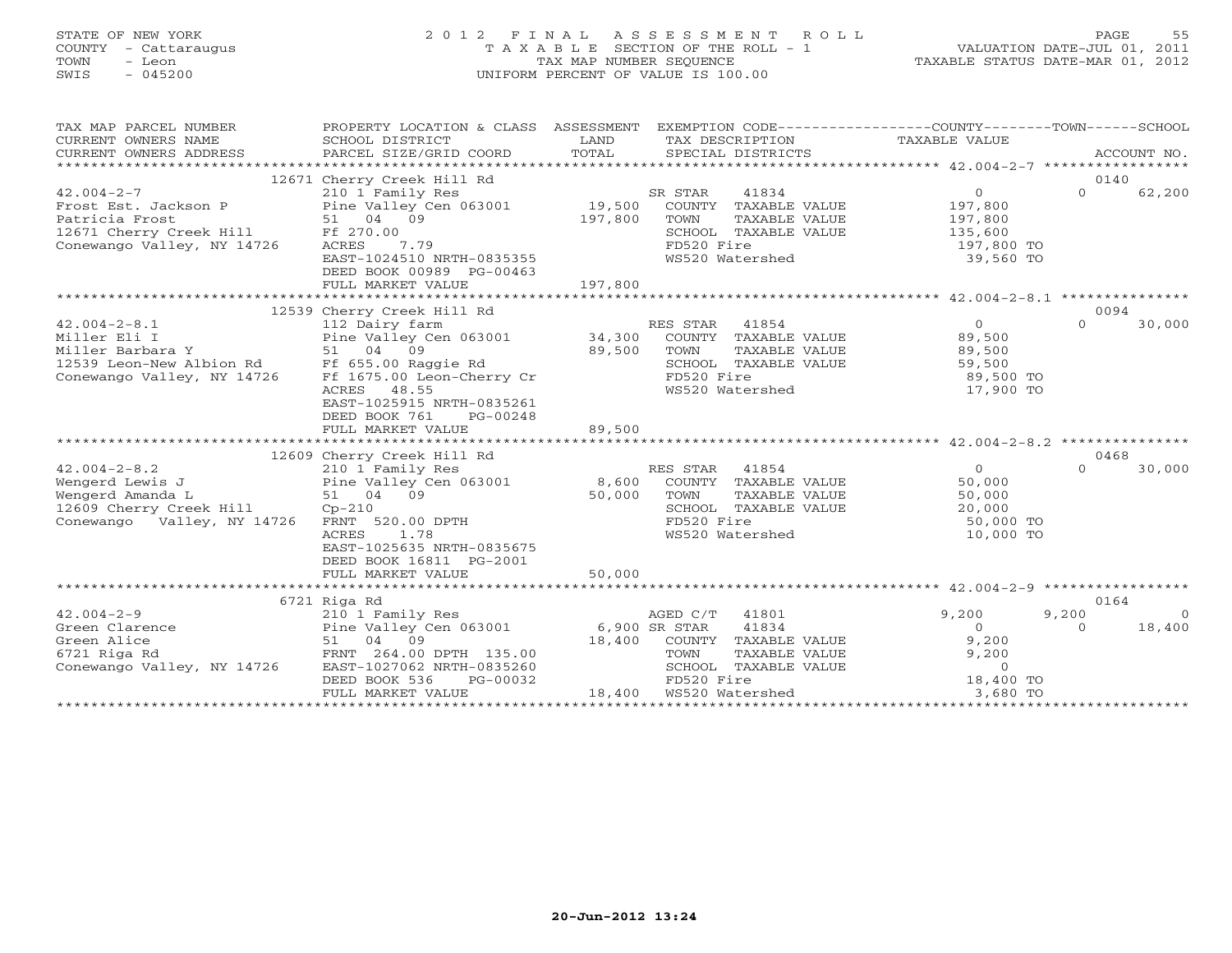STATE OF NEW YORK
COUNTY - Cattaraugus
TOWN - Leon
SWIS - 045200

2012 FINAL ASSESSMENT ROLL
TAXABLE SECTION OF THE ROLL - 1
TAX MAP NUMBER SEQUENCE
UNIFORM PERCENT OF VALUE IS 100.00

VALUATION DATE-JUL 01, 2011
TAXABLE STATUS DATE-MAR 01, 2012

| TAX MAP PARCEL NUMBER / CURRENT OWNERS NAME / CURRENT OWNERS ADDRESS | PROPERTY LOCATION & CLASS / SCHOOL DISTRICT / PARCEL SIZE/GRID COORD | ASSESSMENT LAND / TOTAL | EXEMPTION CODE / TAX DESCRIPTION / SPECIAL DISTRICTS | COUNTY TAXABLE VALUE | TOWN | SCHOOL / ACCOUNT NO. |
|---|---|---|---|---|---|---|
| 42.004-2-7 | 12671 Cherry Creek Hill Rd | | | | | 0140 |
| 42.004-2-7 | 210 1 Family Res | | SR STAR 41834 | 0 | 0 | 62,200 |
| Frost Est. Jackson P | Pine Valley Cen 063001 | 19,500 | COUNTY TAXABLE VALUE | 197,800 | | |
| Patricia Frost | 51 04 09 | 197,800 | TOWN TAXABLE VALUE | 197,800 | | |
| 12671 Cherry Creek Hill | Ff 270.00 | | SCHOOL TAXABLE VALUE | 135,600 | | |
| Conewango Valley, NY 14726 | ACRES 7.79 | | FD520 Fire | 197,800 TO | | |
| | EAST-1024510 NRTH-0835355 | | WS520 Watershed | 39,560 TO | | |
| | DEED BOOK 00989 PG-00463 | | | | | |
| | FULL MARKET VALUE | 197,800 | | | | |
| 42.004-2-8.1 | 12539 Cherry Creek Hill Rd | | | | | 0094 |
| 42.004-2-8.1 | 112 Dairy farm | | RES STAR 41854 | 0 | 0 | 30,000 |
| Miller Eli I | Pine Valley Cen 063001 | 34,300 | COUNTY TAXABLE VALUE | 89,500 | | |
| Miller Barbara Y | 51 04 09 | 89,500 | TOWN TAXABLE VALUE | 89,500 | | |
| 12539 Leon-New Albion Rd | Ff 655.00 Raggie Rd | | SCHOOL TAXABLE VALUE | 59,500 | | |
| Conewango Valley, NY 14726 | Ff 1675.00 Leon-Cherry Cr | | FD520 Fire | 89,500 TO | | |
| | ACRES 48.55 | | WS520 Watershed | 17,900 TO | | |
| | EAST-1025915 NRTH-0835261 | | | | | |
| | DEED BOOK 761 PG-00248 | | | | | |
| | FULL MARKET VALUE | 89,500 | | | | |
| 42.004-2-8.2 | 12609 Cherry Creek Hill Rd | | | | | 0468 |
| 42.004-2-8.2 | 210 1 Family Res | | RES STAR 41854 | 0 | 0 | 30,000 |
| Wengerd Lewis J | Pine Valley Cen 063001 | 8,600 | COUNTY TAXABLE VALUE | 50,000 | | |
| Wengerd Amanda L | 51 04 09 | 50,000 | TOWN TAXABLE VALUE | 50,000 | | |
| 12609 Cherry Creek Hill | Cp-210 | | SCHOOL TAXABLE VALUE | 20,000 | | |
| Conewango Valley, NY 14726 | FRNT 520.00 DPTH | | FD520 Fire | 50,000 TO | | |
| | ACRES 1.78 | | WS520 Watershed | 10,000 TO | | |
| | EAST-1025635 NRTH-0835675 | | | | | |
| | DEED BOOK 16811 PG-2001 | | | | | |
| | FULL MARKET VALUE | 50,000 | | | | |
| 42.004-2-9 | 6721 Riga Rd | | | | | 0164 |
| 42.004-2-9 | 210 1 Family Res | | AGED C/T 41801 | 9,200 | 9,200 | 0 |
| Green Clarence | Pine Valley Cen 063001 | 6,900 | SR STAR 41834 | 0 | 0 | 18,400 |
| Green Alice | 51 04 09 | 18,400 | COUNTY TAXABLE VALUE | 9,200 | | |
| 6721 Riga Rd | FRNT 264.00 DPTH 135.00 | | TOWN TAXABLE VALUE | 9,200 | | |
| Conewango Valley, NY 14726 | EAST-1027062 NRTH-0835260 | | SCHOOL TAXABLE VALUE | 0 | | |
| | DEED BOOK 536 PG-00032 | | FD520 Fire | 18,400 TO | | |
| | FULL MARKET VALUE | 18,400 | WS520 Watershed | 3,680 TO | | |

20-Jun-2012 13:24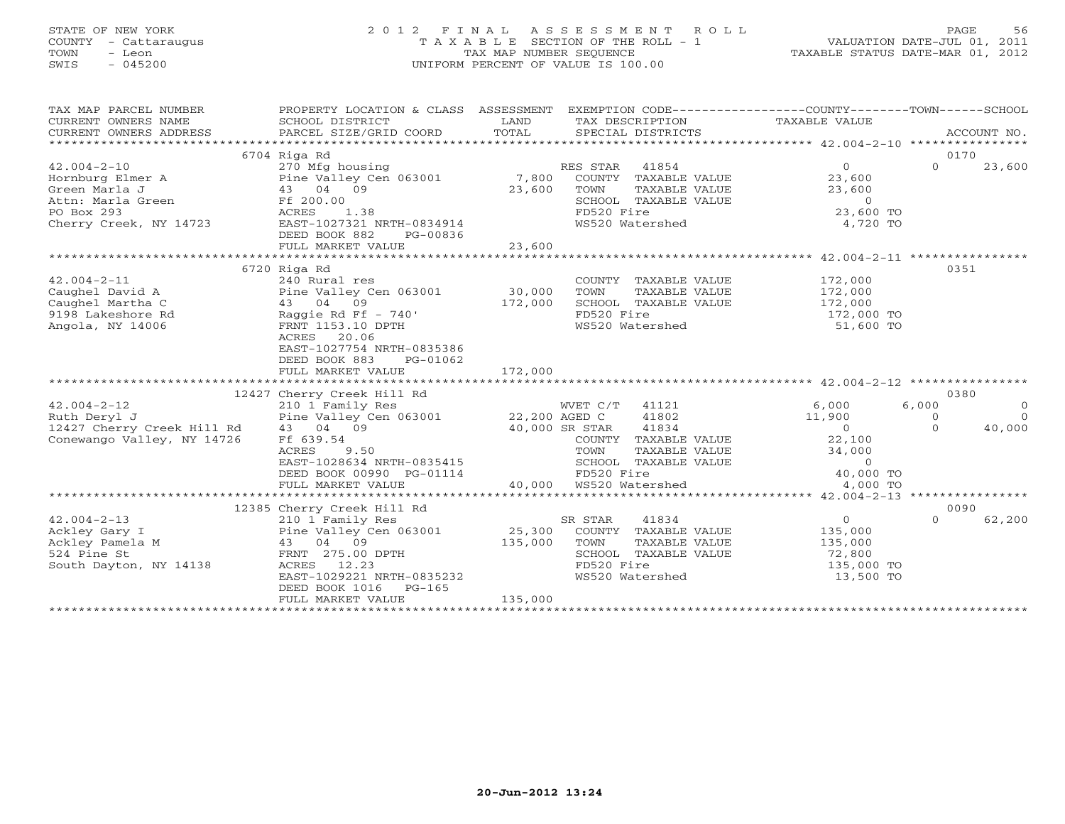STATE OF NEW YORK
COUNTY - Cattaraugus
TOWN - Leon
SWIS - 045200

2012 FINAL ASSESSMENT ROLL
TAXABLE SECTION OF THE ROLL - 1
TAX MAP NUMBER SEQUENCE
UNIFORM PERCENT OF VALUE IS 100.00

VALUATION DATE-JUL 01, 2011
TAXABLE STATUS DATE-MAR 01, 2012

```
TAX MAP PARCEL NUMBER          PROPERTY LOCATION & CLASS  ASSESSMENT  EXEMPTION CODE------------------COUNTY--------TOWN------SCHOOL
CURRENT OWNERS NAME            SCHOOL DISTRICT             LAND       TAX DESCRIPTION             TAXABLE VALUE
CURRENT OWNERS ADDRESS         PARCEL SIZE/GRID COORD      TOTAL      SPECIAL DISTRICTS                                         ACCOUNT NO.
*********************************************************************************************************** 42.004-2-10 ****************
                         6704 Riga Rd                                                                                        0170
42.004-2-10                    270 Mfg housing                      RES STAR   41854              0              0        23,600
Hornburg Elmer A               Pine Valley Cen 063001      7,800    COUNTY  TAXABLE VALUE         23,600
Green Marla J                  43  04  09                  23,600   TOWN    TAXABLE VALUE         23,600
Attn: Marla Green              Ff 200.00                            SCHOOL  TAXABLE VALUE              0
PO Box 293                     ACRES     1.38                       FD520 Fire                    23,600 TO
Cherry Creek, NY 14723         EAST-1027321 NRTH-0834914            WS520 Watershed                4,720 TO
                               DEED BOOK 882     PG-00836
                               FULL MARKET VALUE           23,600
*********************************************************************************************************** 42.004-2-11 ****************
                         6720 Riga Rd                                                                                        0351
42.004-2-11                    240 Rural res                        COUNTY  TAXABLE VALUE        172,000
Caughel David A                Pine Valley Cen 063001      30,000   TOWN    TAXABLE VALUE        172,000
Caughel Martha C               43  04  09                  172,000  SCHOOL  TAXABLE VALUE        172,000
9198 Lakeshore Rd              Raggie Rd Ff - 740'                  FD520 Fire                   172,000 TO
Angola, NY 14006               FRNT 1153.10 DPTH                    WS520 Watershed               51,600 TO
                               ACRES    20.06
                               EAST-1027754 NRTH-0835386
                               DEED BOOK 883     PG-01062
                               FULL MARKET VALUE           172,000
*********************************************************************************************************** 42.004-2-12 ****************
                         12427 Cherry Creek Hill Rd                                                                          0380
42.004-2-12                    210 1 Family Res                     WVET C/T   41121          6,000          6,000             0
Ruth Deryl J                   Pine Valley Cen 063001      22,200 AGED C       41802         11,900              0             0
12427 Cherry Creek Hill Rd     43  04  09                  40,000 SR STAR      41834              0              0        40,000
Conewango Valley, NY 14726     Ff 639.54                            COUNTY  TAXABLE VALUE         22,100
                               ACRES     9.50                       TOWN    TAXABLE VALUE         34,000
                               EAST-1028634 NRTH-0835415            SCHOOL  TAXABLE VALUE              0
                               DEED BOOK 00990 PG-01114             FD520 Fire                    40,000 TO
                               FULL MARKET VALUE           40,000   WS520 Watershed                4,000 TO
*********************************************************************************************************** 42.004-2-13 ****************
                         12385 Cherry Creek Hill Rd                                                                          0090
42.004-2-13                    210 1 Family Res                     SR STAR    41834              0              0        62,200
Ackley Gary I                  Pine Valley Cen 063001      25,300   COUNTY  TAXABLE VALUE        135,000
Ackley Pamela M                43  04  09                  135,000  TOWN    TAXABLE VALUE        135,000
524 Pine St                    FRNT  275.00 DPTH                    SCHOOL  TAXABLE VALUE         72,800
South Dayton, NY 14138         ACRES    12.23                       FD520 Fire                   135,000 TO
                               EAST-1029221 NRTH-0835232            WS520 Watershed               13,500 TO
                               DEED BOOK 1016    PG-165
                               FULL MARKET VALUE           135,000
***************************************************************************************************************************************
```

20-Jun-2012 13:24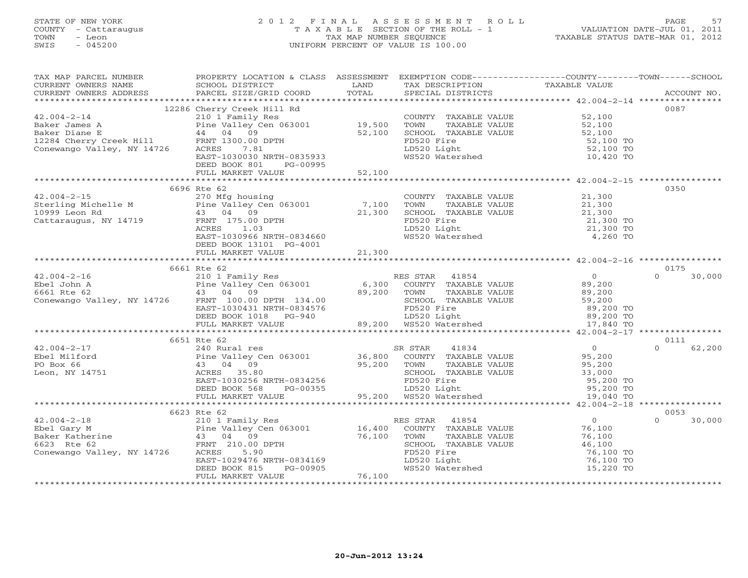STATE OF NEW YORK
COUNTY - Cattaraugus
TOWN - Leon
SWIS - 045200

2 0 1 2 F I N A L A S S E S S M E N T R O L L
T A X A B L E SECTION OF THE ROLL - 1
TAX MAP NUMBER SEQUENCE
UNIFORM PERCENT OF VALUE IS 100.00

VALUATION DATE-JUL 01, 2011
TAXABLE STATUS DATE-MAR 01, 2012

| TAX MAP PARCEL NUMBER / CURRENT OWNERS NAME / CURRENT OWNERS ADDRESS | PROPERTY LOCATION & CLASS / SCHOOL DISTRICT / PARCEL SIZE/GRID COORD | ASSESSMENT LAND / TOTAL | EXEMPTION CODE / TAX DESCRIPTION / SPECIAL DISTRICTS | COUNTY / TOWN / SCHOOL TAXABLE VALUE | ACCOUNT NO. |
|---|---|---|---|---|---|
| 42.004-2-14 | 12286 Cherry Creek Hill Rd | | | | 0087 |
| | 210 1 Family Res | | COUNTY TAXABLE VALUE | 52,100 | |
| Baker James A | Pine Valley Cen 063001 | 19,500 | TOWN TAXABLE VALUE | 52,100 | |
| Baker Diane E | 44 04 09 | 52,100 | SCHOOL TAXABLE VALUE | 52,100 | |
| 12284 Cherry Creek Hill | FRNT 1300.00 DPTH | | FD520 Fire | 52,100 TO | |
| Conewango Valley, NY 14726 | ACRES 7.81 | | LD520 Light | 52,100 TO | |
| | EAST-1030030 NRTH-0835933 | | WS520 Watershed | 10,420 TO | |
| | DEED BOOK 801 PG-00995 | | | | |
| | FULL MARKET VALUE | 52,100 | | | |
| 42.004-2-15 | 6696 Rte 62 | | | | 0350 |
| | 270 Mfg housing | | COUNTY TAXABLE VALUE | 21,300 | |
| Sterling Michelle M | Pine Valley Cen 063001 | 7,100 | TOWN TAXABLE VALUE | 21,300 | |
| 10999 Leon Rd | 43 04 09 | 21,300 | SCHOOL TAXABLE VALUE | 21,300 | |
| Cattaraugus, NY 14719 | FRNT 175.00 DPTH | | FD520 Fire | 21,300 TO | |
| | ACRES 1.03 | | LD520 Light | 21,300 TO | |
| | EAST-1030966 NRTH-0834660 | | WS520 Watershed | 4,260 TO | |
| | DEED BOOK 13101 PG-4001 | | | | |
| | FULL MARKET VALUE | 21,300 | | | |
| 42.004-2-16 | 6661 Rte 62 | | | | 0175 |
| | 210 1 Family Res | | RES STAR 41854 | 0 | 0 30,000 |
| Ebel John A | Pine Valley Cen 063001 | 6,300 | COUNTY TAXABLE VALUE | 89,200 | |
| 6661 Rte 62 | 43 04 09 | 89,200 | TOWN TAXABLE VALUE | 89,200 | |
| Conewango Valley, NY 14726 | FRNT 100.00 DPTH 134.00 | | SCHOOL TAXABLE VALUE | 59,200 | |
| | EAST-1030431 NRTH-0834576 | | FD520 Fire | 89,200 TO | |
| | DEED BOOK 1018 PG-940 | | LD520 Light | 89,200 TO | |
| | FULL MARKET VALUE | 89,200 | WS520 Watershed | 17,840 TO | |
| 42.004-2-17 | 6651 Rte 62 | | | | 0111 |
| | 240 Rural res | | SR STAR 41834 | 0 | 0 62,200 |
| Ebel Milford | Pine Valley Cen 063001 | 36,800 | COUNTY TAXABLE VALUE | 95,200 | |
| PO Box 66 | 43 04 09 | 95,200 | TOWN TAXABLE VALUE | 95,200 | |
| Leon, NY 14751 | ACRES 35.80 | | SCHOOL TAXABLE VALUE | 33,000 | |
| | EAST-1030256 NRTH-0834256 | | FD520 Fire | 95,200 TO | |
| | DEED BOOK 568 PG-00355 | | LD520 Light | 95,200 TO | |
| | FULL MARKET VALUE | 95,200 | WS520 Watershed | 19,040 TO | |
| 42.004-2-18 | 6623 Rte 62 | | | | 0053 |
| | 210 1 Family Res | | RES STAR 41854 | 0 | 0 30,000 |
| Ebel Gary M | Pine Valley Cen 063001 | 16,400 | COUNTY TAXABLE VALUE | 76,100 | |
| Baker Katherine | 43 04 09 | 76,100 | TOWN TAXABLE VALUE | 76,100 | |
| 6623 Rte 62 | FRNT 210.00 DPTH | | SCHOOL TAXABLE VALUE | 46,100 | |
| Conewango Valley, NY 14726 | ACRES 5.90 | | FD520 Fire | 76,100 TO | |
| | EAST-1029476 NRTH-0834169 | | LD520 Light | 76,100 TO | |
| | DEED BOOK 815 PG-00905 | | WS520 Watershed | 15,220 TO | |
| | FULL MARKET VALUE | 76,100 | | | |

20-Jun-2012 13:24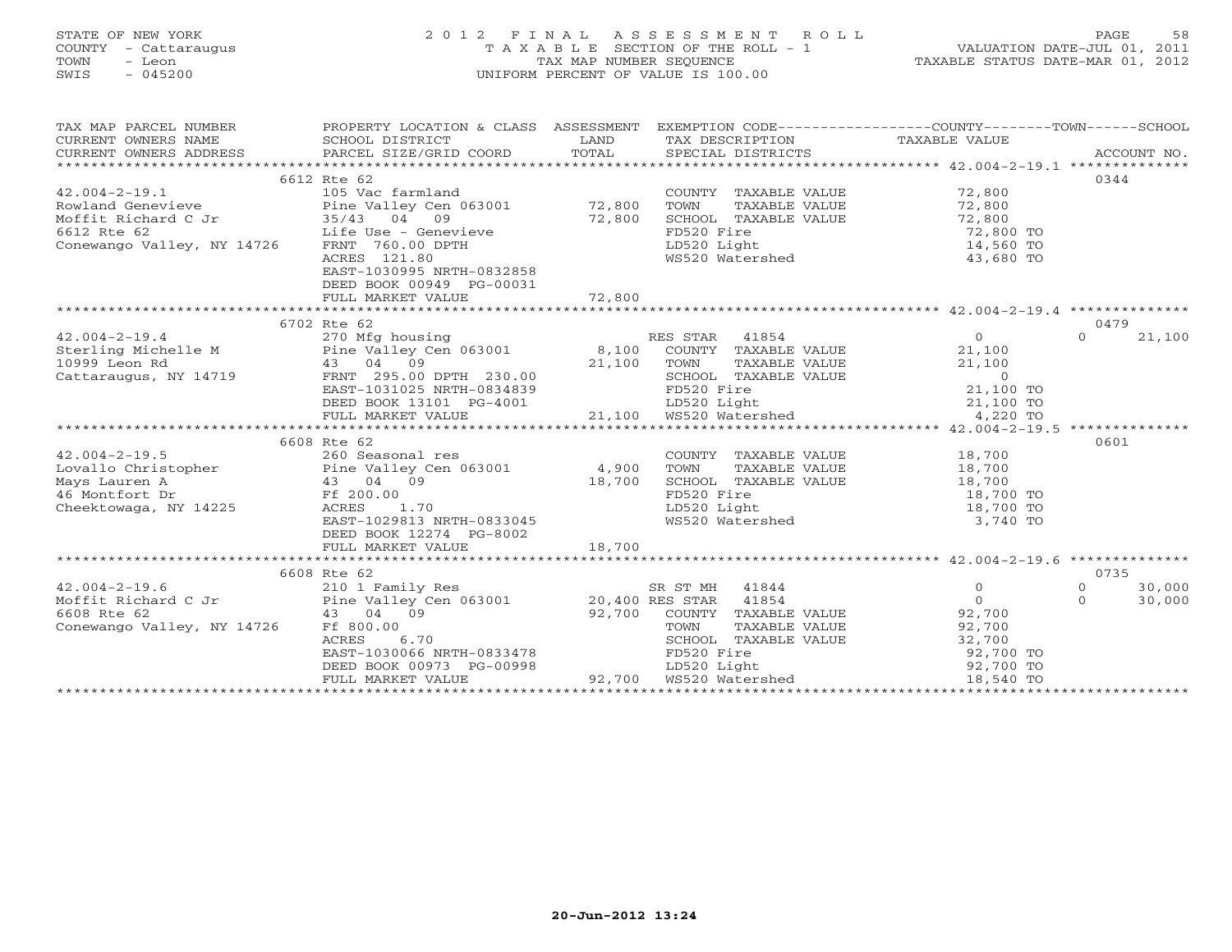STATE OF NEW YORK — COUNTY - Cattaraugus — TOWN - Leon — SWIS - 045200

# 2012 FINAL ASSESSMENT ROLL
TAXABLE SECTION OF THE ROLL - 1
TAX MAP NUMBER SEQUENCE
UNIFORM PERCENT OF VALUE IS 100.00

VALUATION DATE-JUL 01, 2011
TAXABLE STATUS DATE-MAR 01, 2012

| TAX MAP PARCEL NUMBER / CURRENT OWNERS NAME / CURRENT OWNERS ADDRESS | PROPERTY LOCATION & CLASS / SCHOOL DISTRICT / PARCEL SIZE/GRID COORD | ASSESSMENT LAND | TOTAL | EXEMPTION CODE / TAX DESCRIPTION / SPECIAL DISTRICTS | COUNTY | TOWN | SCHOOL | ACCOUNT NO. |
|---|---|---|---|---|---|---|---|---|
| **42.004-2-19.1** | 6612 Rte 62 | | | | | | | 0344 |
| Rowland Genevieve | 105 Vac farmland | | | COUNTY TAXABLE VALUE | 72,800 | | | |
| Moffit Richard C Jr | Pine Valley Cen 063001 | 72,800 | | TOWN TAXABLE VALUE | | 72,800 | | |
| 6612 Rte 62 | 35/43 04 09 | | 72,800 | SCHOOL TAXABLE VALUE | | | 72,800 | |
| Conewango Valley, NY 14726 | Life Use - Genevieve | | | FD520 Fire | 72,800 TO | | | |
| | FRNT 760.00 DPTH | | | LD520 Light | 14,560 TO | | | |
| | ACRES 121.80 | | | WS520 Watershed | 43,680 TO | | | |
| | EAST-1030995 NRTH-0832858 | | | | | | | |
| | DEED BOOK 00949 PG-00031 | | | | | | | |
| | FULL MARKET VALUE | | 72,800 | | | | | |
| **42.004-2-19.4** | 6702 Rte 62 | | | | | | | 0479 |
| Sterling Michelle M | 270 Mfg housing | | | RES STAR 41854 | 0 | | 21,100 | |
| 10999 Leon Rd | Pine Valley Cen 063001 | 8,100 | | COUNTY TAXABLE VALUE | 21,100 | | | |
| Cattaraugus, NY 14719 | 43 04 09 | | 21,100 | TOWN TAXABLE VALUE | | 21,100 | | |
| | FRNT 295.00 DPTH 230.00 | | | SCHOOL TAXABLE VALUE | | | 0 | |
| | EAST-1031025 NRTH-0834839 | | | FD520 Fire | 21,100 TO | | | |
| | DEED BOOK 13101 PG-4001 | | | LD520 Light | 21,100 TO | | | |
| | FULL MARKET VALUE | | 21,100 | WS520 Watershed | 4,220 TO | | | |
| **42.004-2-19.5** | 6608 Rte 62 | | | | | | | 0601 |
| Lovallo Christopher | 260 Seasonal res | | | COUNTY TAXABLE VALUE | 18,700 | | | |
| Mays Lauren A | Pine Valley Cen 063001 | 4,900 | | TOWN TAXABLE VALUE | | 18,700 | | |
| 46 Montfort Dr | 43 04 09 | | 18,700 | SCHOOL TAXABLE VALUE | | | 18,700 | |
| Cheektowaga, NY 14225 | Ff 200.00 | | | FD520 Fire | 18,700 TO | | | |
| | ACRES 1.70 | | | LD520 Light | 18,700 TO | | | |
| | EAST-1029813 NRTH-0833045 | | | WS520 Watershed | 3,740 TO | | | |
| | DEED BOOK 12274 PG-8002 | | | | | | | |
| | FULL MARKET VALUE | | 18,700 | | | | | |
| **42.004-2-19.6** | 6608 Rte 62 | | | | | | | 0735 |
| Moffit Richard C Jr | 210 1 Family Res | | | SR ST MH 41844 | 0 | | 30,000 | |
| 6608 Rte 62 | Pine Valley Cen 063001 | 20,400 | | RES STAR 41854 | 0 | | 30,000 | |
| Conewango Valley, NY 14726 | 43 04 09 | | 92,700 | COUNTY TAXABLE VALUE | 92,700 | | | |
| | Ff 800.00 | | | TOWN TAXABLE VALUE | | 92,700 | | |
| | ACRES 6.70 | | | SCHOOL TAXABLE VALUE | | | 32,700 | |
| | EAST-1030066 NRTH-0833478 | | | FD520 Fire | 92,700 TO | | | |
| | DEED BOOK 00973 PG-00998 | | | LD520 Light | 92,700 TO | | | |
| | FULL MARKET VALUE | | 92,700 | WS520 Watershed | 18,540 TO | | | |

20-Jun-2012 13:24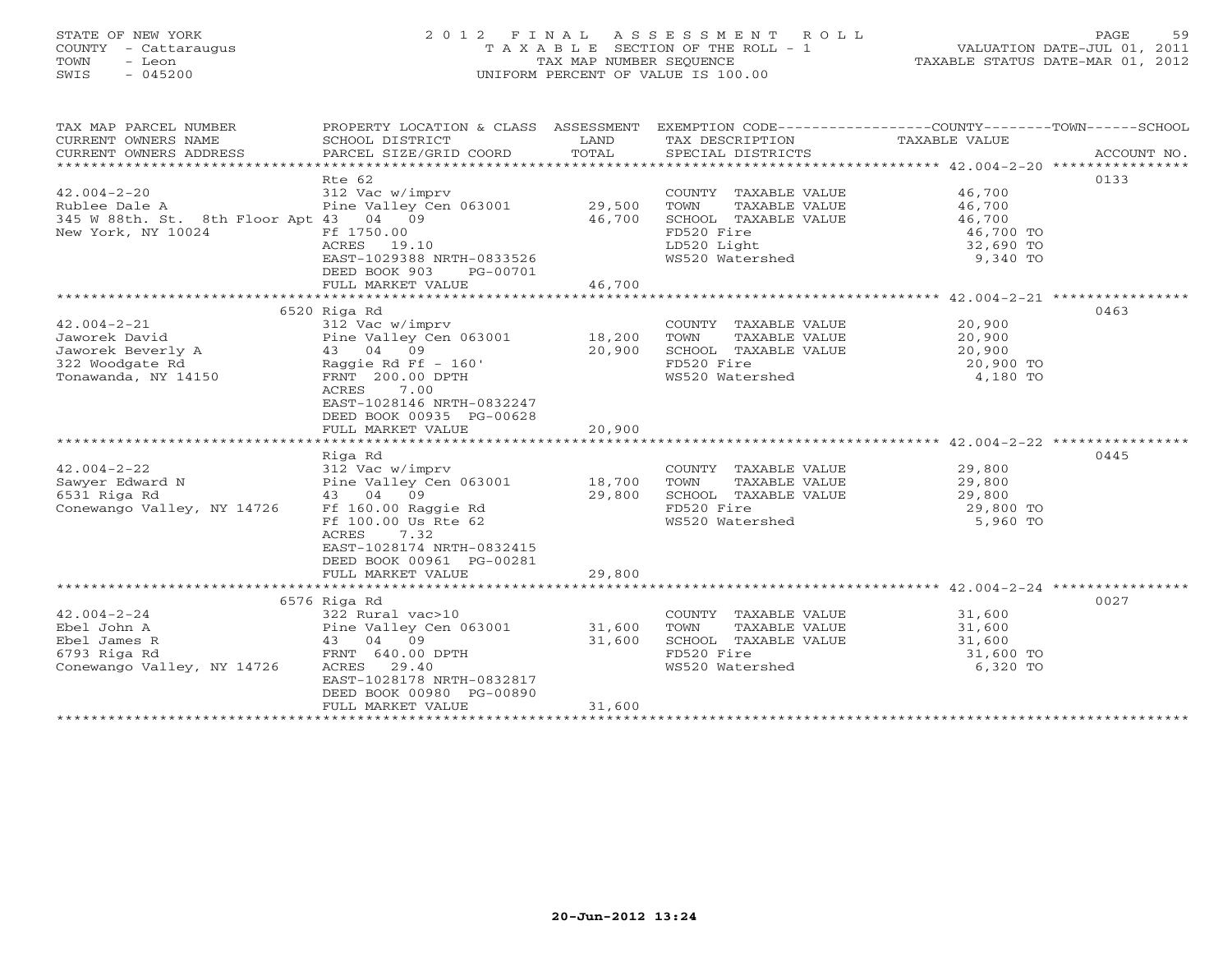STATE OF NEW YORK — 2012 FINAL ASSESSMENT ROLL
COUNTY - Cattaraugus — TAXABLE SECTION OF THE ROLL - 1 — VALUATION DATE-JUL 01, 2011
TOWN - Leon — TAX MAP NUMBER SEQUENCE — TAXABLE STATUS DATE-MAR 01, 2012
SWIS - 045200 — UNIFORM PERCENT OF VALUE IS 100.00

| TAX MAP PARCEL NUMBER / CURRENT OWNERS NAME / CURRENT OWNERS ADDRESS | PROPERTY LOCATION & CLASS / SCHOOL DISTRICT / PARCEL SIZE/GRID COORD | ASSESSMENT LAND / TOTAL | EXEMPTION CODE / TAX DESCRIPTION / SPECIAL DISTRICTS | TAXABLE VALUE (COUNTY / TOWN / SCHOOL) | ACCOUNT NO. |
|---|---|---|---|---|---|
| 42.004-2-20 | Rte 62 | | | | 0133 |
| 42.004-2-20 | 312 Vac w/imprv | | COUNTY TAXABLE VALUE | 46,700 | |
| Rublee Dale A | Pine Valley Cen 063001 | 29,500 | TOWN TAXABLE VALUE | 46,700 | |
| 345 W 88th. St. 8th Floor Apt | 43 04 09 | 46,700 | SCHOOL TAXABLE VALUE | 46,700 | |
| New York, NY 10024 | Ff 1750.00 | | FD520 Fire | 46,700 TO | |
| | ACRES 19.10 | | LD520 Light | 32,690 TO | |
| | EAST-1029388 NRTH-0833526 | | WS520 Watershed | 9,340 TO | |
| | DEED BOOK 903 PG-00701 | | | | |
| | FULL MARKET VALUE | 46,700 | | | |
| 42.004-2-21 | 6520 Riga Rd | | | | 0463 |
| 42.004-2-21 | 312 Vac w/imprv | | COUNTY TAXABLE VALUE | 20,900 | |
| Jaworek David | Pine Valley Cen 063001 | 18,200 | TOWN TAXABLE VALUE | 20,900 | |
| Jaworek Beverly A | 43 04 09 | 20,900 | SCHOOL TAXABLE VALUE | 20,900 | |
| 322 Woodgate Rd | Raggie Rd Ff - 160' | | FD520 Fire | 20,900 TO | |
| Tonawanda, NY 14150 | FRNT 200.00 DPTH | | WS520 Watershed | 4,180 TO | |
| | ACRES 7.00 | | | | |
| | EAST-1028146 NRTH-0832247 | | | | |
| | DEED BOOK 00935 PG-00628 | | | | |
| | FULL MARKET VALUE | 20,900 | | | |
| 42.004-2-22 | Riga Rd | | | | 0445 |
| 42.004-2-22 | 312 Vac w/imprv | | COUNTY TAXABLE VALUE | 29,800 | |
| Sawyer Edward N | Pine Valley Cen 063001 | 18,700 | TOWN TAXABLE VALUE | 29,800 | |
| 6531 Riga Rd | 43 04 09 | 29,800 | SCHOOL TAXABLE VALUE | 29,800 | |
| Conewango Valley, NY 14726 | Ff 160.00 Raggie Rd | | FD520 Fire | 29,800 TO | |
| | Ff 100.00 Us Rte 62 | | WS520 Watershed | 5,960 TO | |
| | ACRES 7.32 | | | | |
| | EAST-1028174 NRTH-0832415 | | | | |
| | DEED BOOK 00961 PG-00281 | | | | |
| | FULL MARKET VALUE | 29,800 | | | |
| 42.004-2-24 | 6576 Riga Rd | | | | 0027 |
| 42.004-2-24 | 322 Rural vac>10 | | COUNTY TAXABLE VALUE | 31,600 | |
| Ebel John A | Pine Valley Cen 063001 | 31,600 | TOWN TAXABLE VALUE | 31,600 | |
| Ebel James R | 43 04 09 | 31,600 | SCHOOL TAXABLE VALUE | 31,600 | |
| 6793 Riga Rd | FRNT 640.00 DPTH | | FD520 Fire | 31,600 TO | |
| Conewango Valley, NY 14726 | ACRES 29.40 | | WS520 Watershed | 6,320 TO | |
| | EAST-1028178 NRTH-0832817 | | | | |
| | DEED BOOK 00980 PG-00890 | | | | |
| | FULL MARKET VALUE | 31,600 | | | |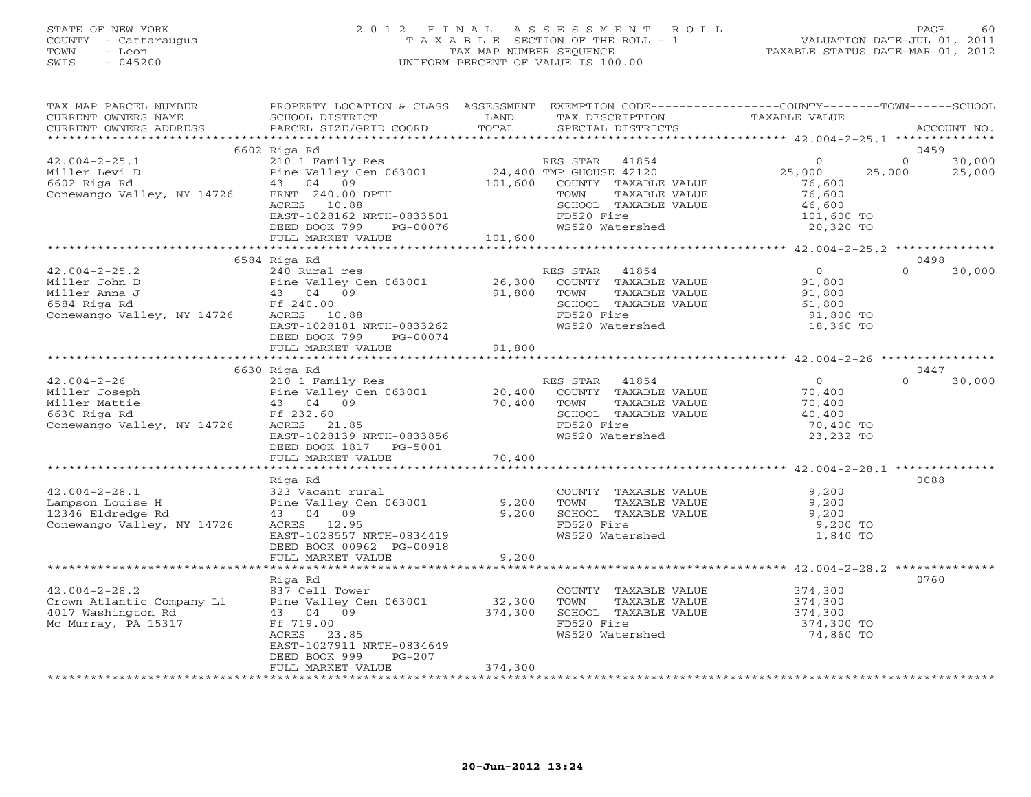STATE OF NEW YORK
COUNTY - Cattaraugus
TOWN - Leon
SWIS - 045200

2012 FINAL ASSESSMENT ROLL
TAXABLE SECTION OF THE ROLL - 1
TAX MAP NUMBER SEQUENCE
UNIFORM PERCENT OF VALUE IS 100.00

VALUATION DATE-JUL 01, 2011
TAXABLE STATUS DATE-MAR 01, 2012

| TAX MAP PARCEL NUMBER / CURRENT OWNERS NAME / CURRENT OWNERS ADDRESS | PROPERTY LOCATION & CLASS / SCHOOL DISTRICT / PARCEL SIZE/GRID COORD | ASSESSMENT LAND / TOTAL | EXEMPTION CODE / TAX DESCRIPTION / SPECIAL DISTRICTS | COUNTY TAXABLE VALUE | TOWN | SCHOOL / ACCOUNT NO. |
|---|---|---|---|---|---|---|
| | 6602 Riga Rd | | | | | 0459 |
| 42.004-2-25.1 | 210 1 Family Res | | RES STAR 41854 | 0 | 0 | 30,000 |
| Miller Levi D | Pine Valley Cen 063001 | 24,400 | TMP GHOUSE 42120 | 25,000 | 25,000 | 25,000 |
| 6602 Riga Rd | 43 04 09 | 101,600 | COUNTY TAXABLE VALUE | 76,600 | | |
| Conewango Valley, NY 14726 | FRNT 240.00 DPTH | | TOWN TAXABLE VALUE | 76,600 | | |
| | ACRES 10.88 | | SCHOOL TAXABLE VALUE | 46,600 | | |
| | EAST-1028162 NRTH-0833501 | | FD520 Fire | 101,600 TO | | |
| | DEED BOOK 799 PG-00076 | | WS520 Watershed | 20,320 TO | | |
| | FULL MARKET VALUE | 101,600 | | | | |
| | 6584 Riga Rd | | | | | 0498 |
| 42.004-2-25.2 | 240 Rural res | | RES STAR 41854 | 0 | 0 | 30,000 |
| Miller John D | Pine Valley Cen 063001 | 26,300 | COUNTY TAXABLE VALUE | 91,800 | | |
| Miller Anna J | 43 04 09 | 91,800 | TOWN TAXABLE VALUE | 91,800 | | |
| 6584 Riga Rd | Ff 240.00 | | SCHOOL TAXABLE VALUE | 61,800 | | |
| Conewango Valley, NY 14726 | ACRES 10.88 | | FD520 Fire | 91,800 TO | | |
| | EAST-1028181 NRTH-0833262 | | WS520 Watershed | 18,360 TO | | |
| | DEED BOOK 799 PG-00074 | | | | | |
| | FULL MARKET VALUE | 91,800 | | | | |
| | 6630 Riga Rd | | | | | 0447 |
| 42.004-2-26 | 210 1 Family Res | | RES STAR 41854 | 0 | 0 | 30,000 |
| Miller Joseph | Pine Valley Cen 063001 | 20,400 | COUNTY TAXABLE VALUE | 70,400 | | |
| Miller Mattie | 43 04 09 | 70,400 | TOWN TAXABLE VALUE | 70,400 | | |
| 6630 Riga Rd | Ff 232.60 | | SCHOOL TAXABLE VALUE | 40,400 | | |
| Conewango Valley, NY 14726 | ACRES 21.85 | | FD520 Fire | 70,400 TO | | |
| | EAST-1028139 NRTH-0833856 | | WS520 Watershed | 23,232 TO | | |
| | DEED BOOK 1817 PG-5001 | | | | | |
| | FULL MARKET VALUE | 70,400 | | | | |
| | Riga Rd | | | | | 0088 |
| 42.004-2-28.1 | 323 Vacant rural | | COUNTY TAXABLE VALUE | 9,200 | | |
| Lampson Louise H | Pine Valley Cen 063001 | 9,200 | TOWN TAXABLE VALUE | 9,200 | | |
| 12346 Eldredge Rd | 43 04 09 | 9,200 | SCHOOL TAXABLE VALUE | 9,200 | | |
| Conewango Valley, NY 14726 | ACRES 12.95 | | FD520 Fire | 9,200 TO | | |
| | EAST-1028557 NRTH-0834419 | | WS520 Watershed | 1,840 TO | | |
| | DEED BOOK 00962 PG-00918 | | | | | |
| | FULL MARKET VALUE | 9,200 | | | | |
| | Riga Rd | | | | | 0760 |
| 42.004-2-28.2 | 837 Cell Tower | | COUNTY TAXABLE VALUE | 374,300 | | |
| Crown Atlantic Company Ll | Pine Valley Cen 063001 | 32,300 | TOWN TAXABLE VALUE | 374,300 | | |
| 4017 Washington Rd | 43 04 09 | 374,300 | SCHOOL TAXABLE VALUE | 374,300 | | |
| Mc Murray, PA 15317 | Ff 719.00 | | FD520 Fire | 374,300 TO | | |
| | ACRES 23.85 | | WS520 Watershed | 74,860 TO | | |
| | EAST-1027911 NRTH-0834649 | | | | | |
| | DEED BOOK 999 PG-207 | | | | | |
| | FULL MARKET VALUE | 374,300 | | | | |

20-Jun-2012 13:24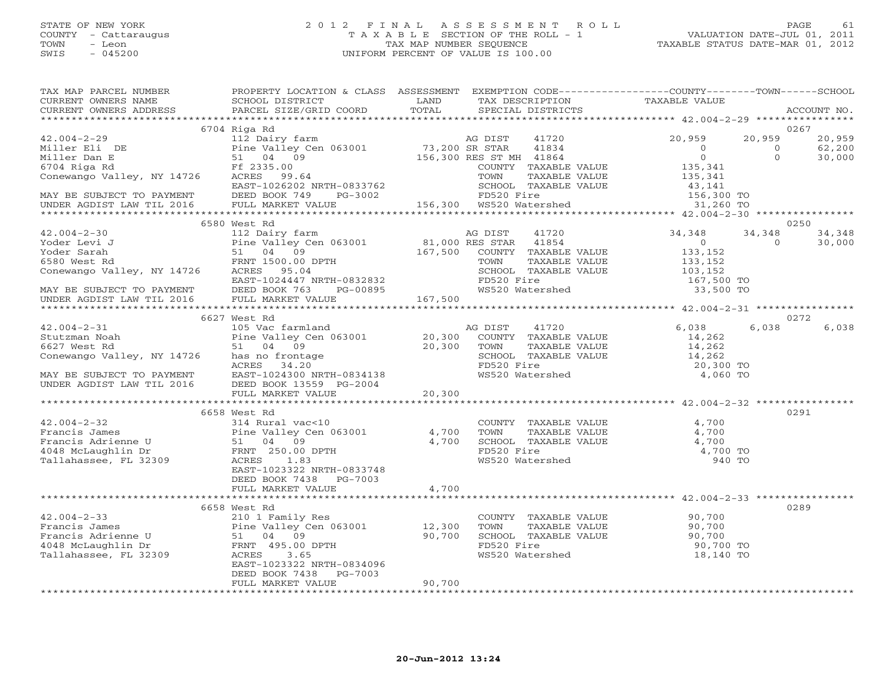STATE OF NEW YORK
COUNTY - Cattaraugus
TOWN - Leon
SWIS - 045200

# 2012 FINAL ASSESSMENT ROLL

TAXABLE SECTION OF THE ROLL - 1
TAX MAP NUMBER SEQUENCE
UNIFORM PERCENT OF VALUE IS 100.00

VALUATION DATE-JUL 01, 2011
TAXABLE STATUS DATE-MAR 01, 2012

| TAX MAP PARCEL NUMBER / CURRENT OWNERS NAME / CURRENT OWNERS ADDRESS | PROPERTY LOCATION & CLASS / SCHOOL DISTRICT / PARCEL SIZE/GRID COORD | ASSESSMENT LAND / TOTAL | EXEMPTION CODE / TAX DESCRIPTION / SPECIAL DISTRICTS | COUNTY TAXABLE VALUE | TOWN | SCHOOL / ACCOUNT NO. |
|---|---|---|---|---|---|---|
| | 6704 Riga Rd | | | | | 0267 |
| 42.004-2-29 | 112 Dairy farm | | AG DIST 41720 | 20,959 | 20,959 | 20,959 |
| Miller Eli DE | Pine Valley Cen 063001 | 73,200 | SR STAR 41834 | 0 | 0 | 62,200 |
| Miller Dan E | 51 04 09 | 156,300 | RES ST MH 41864 | 0 | 0 | 30,000 |
| 6704 Riga Rd | Ff 2335.00 | | COUNTY TAXABLE VALUE | 135,341 | | |
| Conewango Valley, NY 14726 | ACRES 99.64 | | TOWN TAXABLE VALUE | 135,341 | | |
| | EAST-1026202 NRTH-0833762 | | SCHOOL TAXABLE VALUE | 43,141 | | |
| MAY BE SUBJECT TO PAYMENT | DEED BOOK 749 PG-3002 | | FD520 Fire | 156,300 TO | | |
| UNDER AGDIST LAW TIL 2016 | FULL MARKET VALUE | 156,300 | WS520 Watershed | 31,260 TO | | |
| | 6580 West Rd | | | | | 0250 |
| 42.004-2-30 | 112 Dairy farm | | AG DIST 41720 | 34,348 | 34,348 | 34,348 |
| Yoder Levi J | Pine Valley Cen 063001 | 81,000 | RES STAR 41854 | 0 | 0 | 30,000 |
| Yoder Sarah | 51 04 09 | 167,500 | COUNTY TAXABLE VALUE | 133,152 | | |
| 6580 West Rd | FRNT 1500.00 DPTH | | TOWN TAXABLE VALUE | 133,152 | | |
| Conewango Valley, NY 14726 | ACRES 95.04 | | SCHOOL TAXABLE VALUE | 103,152 | | |
| | EAST-1024447 NRTH-0832832 | | FD520 Fire | 167,500 TO | | |
| MAY BE SUBJECT TO PAYMENT | DEED BOOK 763 PG-00895 | | WS520 Watershed | 33,500 TO | | |
| UNDER AGDIST LAW TIL 2016 | FULL MARKET VALUE | 167,500 | | | | |
| | 6627 West Rd | | | | | 0272 |
| 42.004-2-31 | 105 Vac farmland | | AG DIST 41720 | 6,038 | 6,038 | 6,038 |
| Stutzman Noah | Pine Valley Cen 063001 | 20,300 | COUNTY TAXABLE VALUE | 14,262 | | |
| 6627 West Rd | 51 04 09 | 20,300 | TOWN TAXABLE VALUE | 14,262 | | |
| Conewango Valley, NY 14726 | has no frontage | | SCHOOL TAXABLE VALUE | 14,262 | | |
| | ACRES 34.20 | | FD520 Fire | 20,300 TO | | |
| MAY BE SUBJECT TO PAYMENT | EAST-1024300 NRTH-0834138 | | WS520 Watershed | 4,060 TO | | |
| UNDER AGDIST LAW TIL 2016 | DEED BOOK 13559 PG-2004 | | | | | |
| | FULL MARKET VALUE | 20,300 | | | | |
| | 6658 West Rd | | | | | 0291 |
| 42.004-2-32 | 314 Rural vac<10 | | COUNTY TAXABLE VALUE | 4,700 | | |
| Francis James | Pine Valley Cen 063001 | 4,700 | TOWN TAXABLE VALUE | 4,700 | | |
| Francis Adrienne U | 51 04 09 | 4,700 | SCHOOL TAXABLE VALUE | 4,700 | | |
| 4048 McLaughlin Dr | FRNT 250.00 DPTH | | FD520 Fire | 4,700 TO | | |
| Tallahassee, FL 32309 | ACRES 1.83 | | WS520 Watershed | 940 TO | | |
| | EAST-1023322 NRTH-0833748 | | | | | |
| | DEED BOOK 7438 PG-7003 | | | | | |
| | FULL MARKET VALUE | 4,700 | | | | |
| | 6658 West Rd | | | | | 0289 |
| 42.004-2-33 | 210 1 Family Res | | COUNTY TAXABLE VALUE | 90,700 | | |
| Francis James | Pine Valley Cen 063001 | 12,300 | TOWN TAXABLE VALUE | 90,700 | | |
| Francis Adrienne U | 51 04 09 | 90,700 | SCHOOL TAXABLE VALUE | 90,700 | | |
| 4048 McLaughlin Dr | FRNT 495.00 DPTH | | FD520 Fire | 90,700 TO | | |
| Tallahassee, FL 32309 | ACRES 3.65 | | WS520 Watershed | 18,140 TO | | |
| | EAST-1023322 NRTH-0834096 | | | | | |
| | DEED BOOK 7438 PG-7003 | | | | | |
| | FULL MARKET VALUE | 90,700 | | | | |

20-Jun-2012 13:24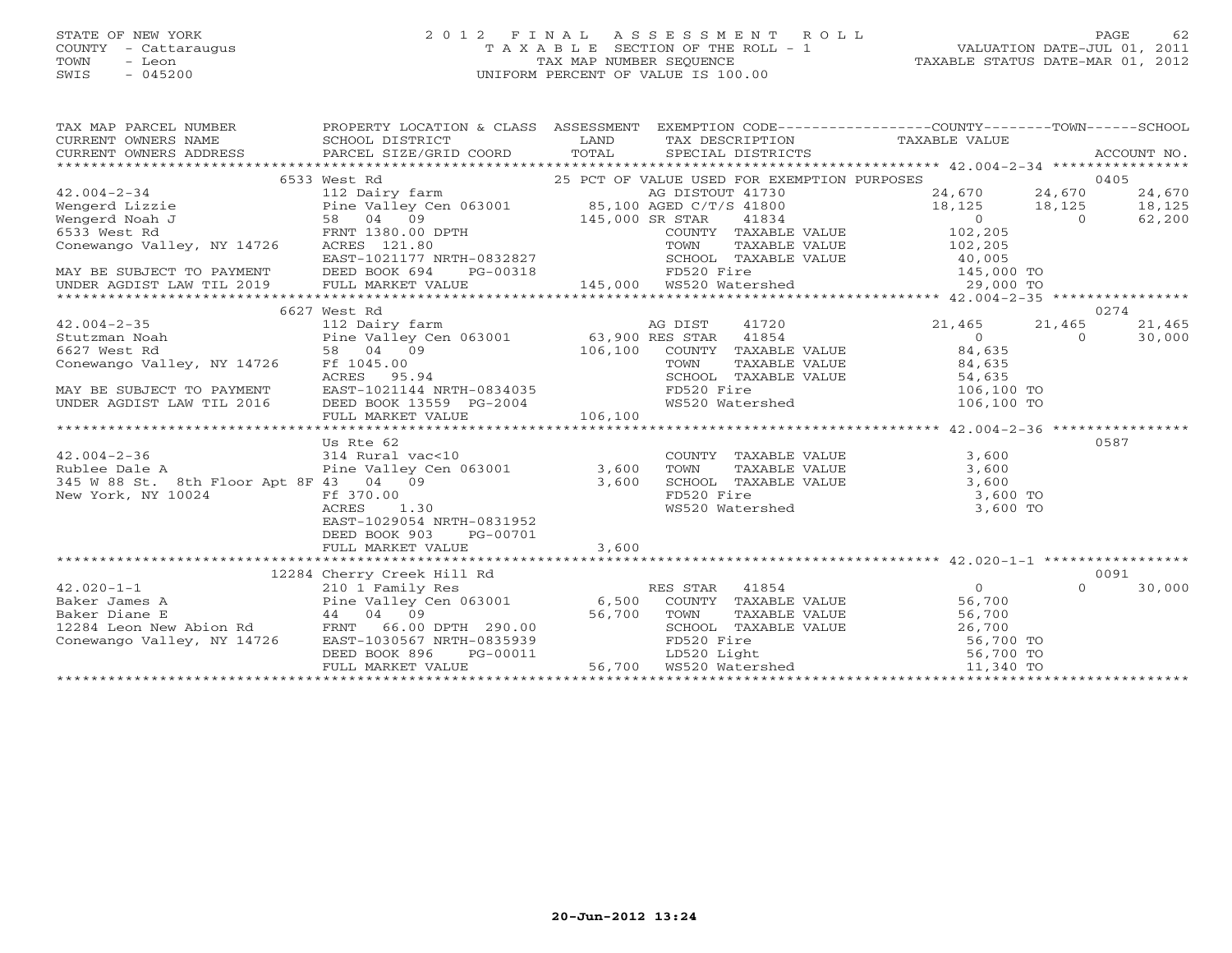STATE OF NEW YORK
COUNTY - Cattaraugus
TOWN - Leon
SWIS - 045200

# 2012 FINAL ASSESSMENT ROLL

TAXABLE SECTION OF THE ROLL - 1
TAX MAP NUMBER SEQUENCE
UNIFORM PERCENT OF VALUE IS 100.00

VALUATION DATE-JUL 01, 2011
TAXABLE STATUS DATE-MAR 01, 2012

| TAX MAP PARCEL NUMBER / CURRENT OWNERS NAME / CURRENT OWNERS ADDRESS | PROPERTY LOCATION & CLASS / SCHOOL DISTRICT / PARCEL SIZE/GRID COORD | ASSESSMENT LAND / TOTAL | EXEMPTION CODE / TAX DESCRIPTION / SPECIAL DISTRICTS | COUNTY TAXABLE VALUE | TOWN | SCHOOL | ACCOUNT NO. |
|---|---|---|---|---|---|---|---|
| **42.004-2-34** | 6533 West Rd | | 25 PCT OF VALUE USED FOR EXEMPTION PURPOSES | | | | 0405 |
| 42.004-2-34 | 112 Dairy farm | | AG DISTOUT 41730 | 24,670 | 24,670 | 24,670 | |
| Wengerd Lizzie | Pine Valley Cen 063001 | 85,100 | AGED C/T/S 41800 | 18,125 | 18,125 | 18,125 | |
| Wengerd Noah J | 58 04 09 | 145,000 | SR STAR 41834 | 0 | 0 | 62,200 | |
| 6533 West Rd | FRNT 1380.00 DPTH | | COUNTY TAXABLE VALUE | 102,205 | | | |
| Conewango Valley, NY 14726 | ACRES 121.80 | | TOWN TAXABLE VALUE | 102,205 | | | |
| | EAST-1021177 NRTH-0832827 | | SCHOOL TAXABLE VALUE | 40,005 | | | |
| MAY BE SUBJECT TO PAYMENT | DEED BOOK 694 PG-00318 | | FD520 Fire | 145,000 TO | | | |
| UNDER AGDIST LAW TIL 2019 | FULL MARKET VALUE | 145,000 | WS520 Watershed | 29,000 TO | | | |
| **42.004-2-35** | 6627 West Rd | | | | | | 0274 |
| 42.004-2-35 | 112 Dairy farm | | AG DIST 41720 | 21,465 | 21,465 | 21,465 | |
| Stutzman Noah | Pine Valley Cen 063001 | 63,900 | RES STAR 41854 | 0 | 0 | 30,000 | |
| 6627 West Rd | 58 04 09 | 106,100 | COUNTY TAXABLE VALUE | 84,635 | | | |
| Conewango Valley, NY 14726 | Ff 1045.00 | | TOWN TAXABLE VALUE | 84,635 | | | |
| | ACRES 95.94 | | SCHOOL TAXABLE VALUE | 54,635 | | | |
| MAY BE SUBJECT TO PAYMENT | EAST-1021144 NRTH-0834035 | | FD520 Fire | 106,100 TO | | | |
| UNDER AGDIST LAW TIL 2016 | DEED BOOK 13559 PG-2004 | | WS520 Watershed | 106,100 TO | | | |
| | FULL MARKET VALUE | 106,100 | | | | | |
| **42.004-2-36** | Us Rte 62 | | | | | | 0587 |
| 42.004-2-36 | 314 Rural vac<10 | | COUNTY TAXABLE VALUE | 3,600 | | | |
| Rublee Dale A | Pine Valley Cen 063001 | 3,600 | TOWN TAXABLE VALUE | 3,600 | | | |
| 345 W 88 St. 8th Floor Apt 8F | 43 04 09 | 3,600 | SCHOOL TAXABLE VALUE | 3,600 | | | |
| New York, NY 10024 | Ff 370.00 | | FD520 Fire | 3,600 TO | | | |
| | ACRES 1.30 | | WS520 Watershed | 3,600 TO | | | |
| | EAST-1029054 NRTH-0831952 | | | | | | |
| | DEED BOOK 903 PG-00701 | | | | | | |
| | FULL MARKET VALUE | 3,600 | | | | | |
| **42.020-1-1** | 12284 Cherry Creek Hill Rd | | | | | | 0091 |
| 42.020-1-1 | 210 1 Family Res | | RES STAR 41854 | 0 | 0 | 30,000 | |
| Baker James A | Pine Valley Cen 063001 | 6,500 | COUNTY TAXABLE VALUE | 56,700 | | | |
| Baker Diane E | 44 04 09 | 56,700 | TOWN TAXABLE VALUE | 56,700 | | | |
| 12284 Leon New Abion Rd | FRNT 66.00 DPTH 290.00 | | SCHOOL TAXABLE VALUE | 26,700 | | | |
| Conewango Valley, NY 14726 | EAST-1030567 NRTH-0835939 | | FD520 Fire | 56,700 TO | | | |
| | DEED BOOK 896 PG-00011 | | LD520 Light | 56,700 TO | | | |
| | FULL MARKET VALUE | 56,700 | WS520 Watershed | 11,340 TO | | | |

20-Jun-2012 13:24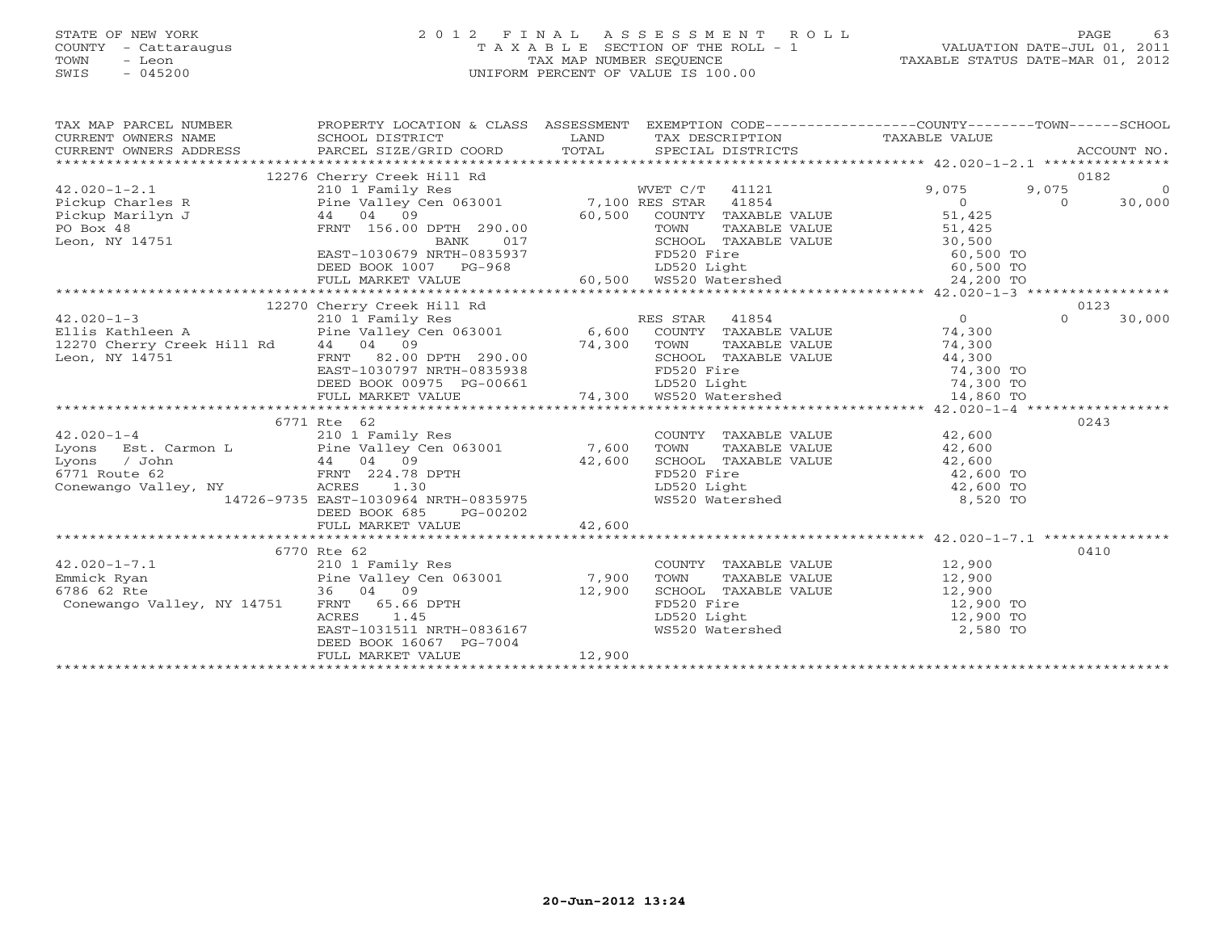STATE OF NEW YORK
COUNTY - Cattaraugus
TOWN - Leon
SWIS - 045200

# 2012 FINAL ASSESSMENT ROLL

TAXABLE SECTION OF THE ROLL - 1
TAX MAP NUMBER SEQUENCE
UNIFORM PERCENT OF VALUE IS 100.00

VALUATION DATE-JUL 01, 2011
TAXABLE STATUS DATE-MAR 01, 2012

```
TAX MAP PARCEL NUMBER          PROPERTY LOCATION & CLASS  ASSESSMENT  EXEMPTION CODE------------------COUNTY--------TOWN------SCHOOL
CURRENT OWNERS NAME            SCHOOL DISTRICT               LAND      TAX DESCRIPTION            TAXABLE VALUE
CURRENT OWNERS ADDRESS         PARCEL SIZE/GRID COORD        TOTAL     SPECIAL DISTRICTS                                    ACCOUNT NO.
******************************************************************************************************* 42.020-1-2.1 ***************
                    12276 Cherry Creek Hill Rd                                                                           0182
42.020-1-2.1                   210 1 Family Res                   WVET C/T   41121            9,075       9,075           0
Pickup Charles R               Pine Valley Cen 063001      7,100 RES STAR   41854                0           0        30,000
Pickup Marilyn J               44   04   09                60,500   COUNTY  TAXABLE VALUE          51,425
PO Box 48                      FRNT 156.00 DPTH 290.00              TOWN    TAXABLE VALUE          51,425
Leon, NY 14751                          BANK     017                SCHOOL  TAXABLE VALUE          30,500
                               EAST-1030679 NRTH-0835937            FD520 Fire                     60,500 TO
                               DEED BOOK 1007   PG-968              LD520 Light                    60,500 TO
                               FULL MARKET VALUE           60,500   WS520 Watershed                24,200 TO
******************************************************************************************************* 42.020-1-3 *****************
                    12270 Cherry Creek Hill Rd                                                                           0123
42.020-1-3                     210 1 Family Res                   RES STAR   41854                0           0        30,000
Ellis Kathleen A               Pine Valley Cen 063001      6,600   COUNTY  TAXABLE VALUE          74,300
12270 Cherry Creek Hill Rd     44   04   09                74,300   TOWN    TAXABLE VALUE          74,300
Leon, NY 14751                 FRNT  82.00 DPTH 290.00              SCHOOL  TAXABLE VALUE          44,300
                               EAST-1030797 NRTH-0835938            FD520 Fire                     74,300 TO
                               DEED BOOK 00975 PG-00661             LD520 Light                    74,300 TO
                               FULL MARKET VALUE           74,300   WS520 Watershed                14,860 TO
******************************************************************************************************* 42.020-1-4 *****************
                    6771 Rte 62                                                                                          0243
42.020-1-4                     210 1 Family Res                     COUNTY  TAXABLE VALUE          42,600
Lyons   Est. Carmon L          Pine Valley Cen 063001      7,600   TOWN    TAXABLE VALUE          42,600
Lyons   / John                 44   04   09                42,600   SCHOOL  TAXABLE VALUE          42,600
6771 Route 62                  FRNT 224.78 DPTH                     FD520 Fire                     42,600 TO
Conewango Valley, NY           ACRES    1.30                        LD520 Light                    42,600 TO
                    14726-9735 EAST-1030964 NRTH-0835975            WS520 Watershed                 8,520 TO
                               DEED BOOK 685    PG-00202
                               FULL MARKET VALUE           42,600
******************************************************************************************************* 42.020-1-7.1 ***************
                    6770 Rte 62                                                                                          0410
42.020-1-7.1                   210 1 Family Res                     COUNTY  TAXABLE VALUE          12,900
Emmick Ryan                    Pine Valley Cen 063001      7,900   TOWN    TAXABLE VALUE          12,900
6786 62 Rte                    36   04   09                12,900   SCHOOL  TAXABLE VALUE          12,900
 Conewango Valley, NY 14751    FRNT  65.66 DPTH                     FD520 Fire                     12,900 TO
                               ACRES    1.45                        LD520 Light                    12,900 TO
                               EAST-1031511 NRTH-0836167            WS520 Watershed                 2,580 TO
                               DEED BOOK 16067  PG-7004
                               FULL MARKET VALUE           12,900
************************************************************************************************************************************
```

20-Jun-2012 13:24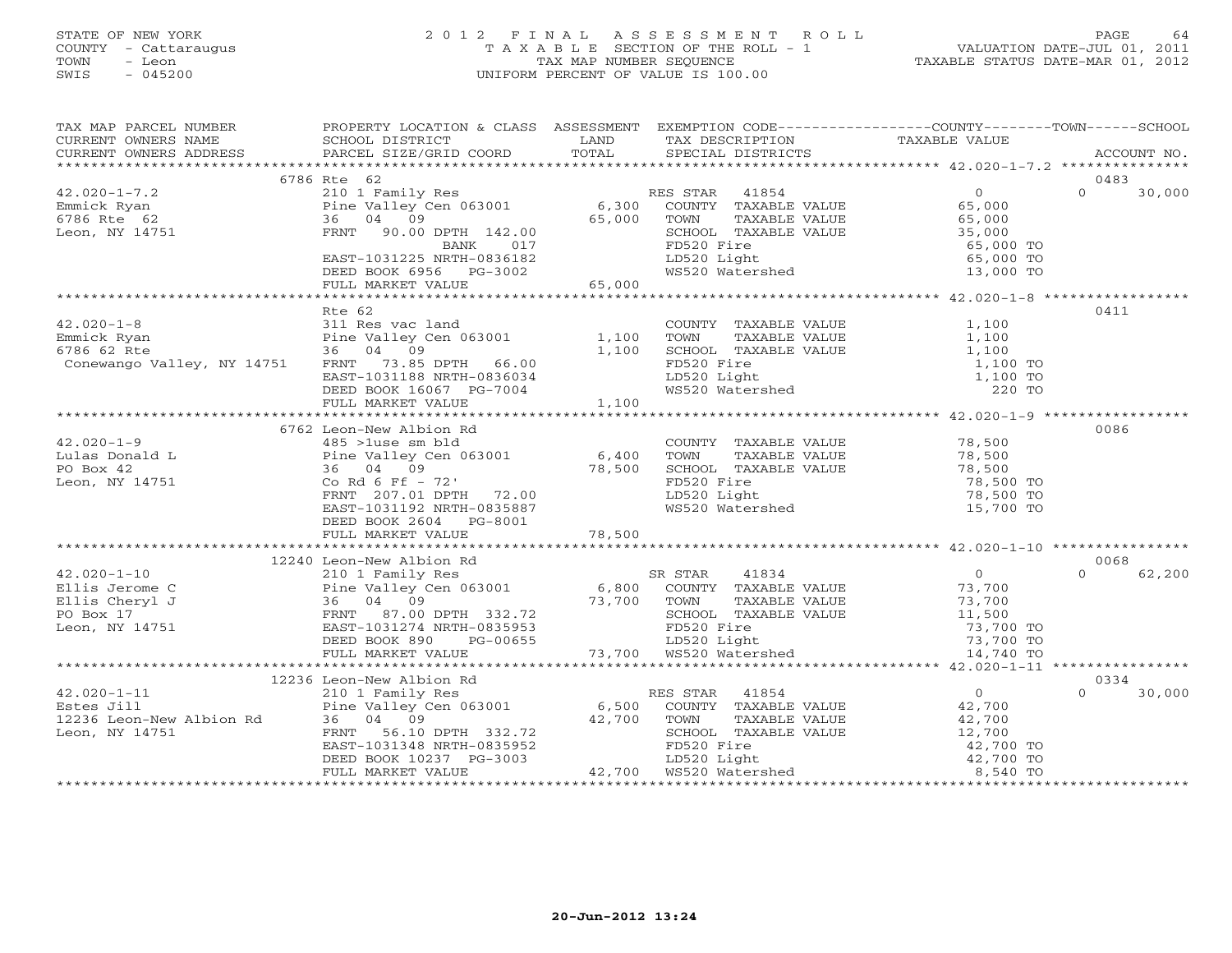STATE OF NEW YORK
COUNTY - Cattaraugus
TOWN - Leon
SWIS - 045200

2012 FINAL ASSESSMENT ROLL
TAXABLE SECTION OF THE ROLL - 1
TAX MAP NUMBER SEQUENCE
UNIFORM PERCENT OF VALUE IS 100.00

VALUATION DATE-JUL 01, 2011
TAXABLE STATUS DATE-MAR 01, 2012

| TAX MAP PARCEL NUMBER / CURRENT OWNERS NAME / CURRENT OWNERS ADDRESS | PROPERTY LOCATION & CLASS / SCHOOL DISTRICT / PARCEL SIZE/GRID COORD | ASSESSMENT LAND / TOTAL | EXEMPTION CODE / TAX DESCRIPTION / SPECIAL DISTRICTS | COUNTY / TOWN / SCHOOL TAXABLE VALUE | ACCOUNT NO. |
|---|---|---|---|---|---|
| | 6786 Rte 62 | | | | 0483 |
| 42.020-1-7.2 | 210 1 Family Res | | RES STAR 41854 | 0 | 0 30,000 |
| Emmick Ryan | Pine Valley Cen 063001 | 6,300 | COUNTY TAXABLE VALUE | 65,000 | |
| 6786 Rte 62 | 36 04 09 | 65,000 | TOWN TAXABLE VALUE | 65,000 | |
| Leon, NY 14751 | FRNT 90.00 DPTH 142.00 | | SCHOOL TAXABLE VALUE | 35,000 | |
| | BANK 017 | | FD520 Fire | 65,000 TO | |
| | EAST-1031225 NRTH-0836182 | | LD520 Light | 65,000 TO | |
| | DEED BOOK 6956 PG-3002 | | WS520 Watershed | 13,000 TO | |
| | FULL MARKET VALUE | 65,000 | | | |
| | Rte 62 | | | | 0411 |
| 42.020-1-8 | 311 Res vac land | | COUNTY TAXABLE VALUE | 1,100 | |
| Emmick Ryan | Pine Valley Cen 063001 | 1,100 | TOWN TAXABLE VALUE | 1,100 | |
| 6786 62 Rte | 36 04 09 | 1,100 | SCHOOL TAXABLE VALUE | 1,100 | |
| Conewango Valley, NY 14751 | FRNT 73.85 DPTH 66.00 | | FD520 Fire | 1,100 TO | |
| | EAST-1031188 NRTH-0836034 | | LD520 Light | 1,100 TO | |
| | DEED BOOK 16067 PG-7004 | | WS520 Watershed | 220 TO | |
| | FULL MARKET VALUE | 1,100 | | | |
| | 6762 Leon-New Albion Rd | | | | 0086 |
| 42.020-1-9 | 485 >1use sm bld | | COUNTY TAXABLE VALUE | 78,500 | |
| Lulas Donald L | Pine Valley Cen 063001 | 6,400 | TOWN TAXABLE VALUE | 78,500 | |
| PO Box 42 | 36 04 09 | 78,500 | SCHOOL TAXABLE VALUE | 78,500 | |
| Leon, NY 14751 | Co Rd 6 Ff - 72' | | FD520 Fire | 78,500 TO | |
| | FRNT 207.01 DPTH 72.00 | | LD520 Light | 78,500 TO | |
| | EAST-1031192 NRTH-0835887 | | WS520 Watershed | 15,700 TO | |
| | DEED BOOK 2604 PG-8001 | | | | |
| | FULL MARKET VALUE | 78,500 | | | |
| | 12240 Leon-New Albion Rd | | | | 0068 |
| 42.020-1-10 | 210 1 Family Res | | SR STAR 41834 | 0 | 0 62,200 |
| Ellis Jerome C | Pine Valley Cen 063001 | 6,800 | COUNTY TAXABLE VALUE | 73,700 | |
| Ellis Cheryl J | 36 04 09 | 73,700 | TOWN TAXABLE VALUE | 73,700 | |
| PO Box 17 | FRNT 87.00 DPTH 332.72 | | SCHOOL TAXABLE VALUE | 11,500 | |
| Leon, NY 14751 | EAST-1031274 NRTH-0835953 | | FD520 Fire | 73,700 TO | |
| | DEED BOOK 890 PG-00655 | | LD520 Light | 73,700 TO | |
| | FULL MARKET VALUE | 73,700 | WS520 Watershed | 14,740 TO | |
| | 12236 Leon-New Albion Rd | | | | 0334 |
| 42.020-1-11 | 210 1 Family Res | | RES STAR 41854 | 0 | 0 30,000 |
| Estes Jill | Pine Valley Cen 063001 | 6,500 | COUNTY TAXABLE VALUE | 42,700 | |
| 12236 Leon-New Albion Rd | 36 04 09 | 42,700 | TOWN TAXABLE VALUE | 42,700 | |
| Leon, NY 14751 | FRNT 56.10 DPTH 332.72 | | SCHOOL TAXABLE VALUE | 12,700 | |
| | EAST-1031348 NRTH-0835952 | | FD520 Fire | 42,700 TO | |
| | DEED BOOK 10237 PG-3003 | | LD520 Light | 42,700 TO | |
| | FULL MARKET VALUE | 42,700 | WS520 Watershed | 8,540 TO | |

20-Jun-2012 13:24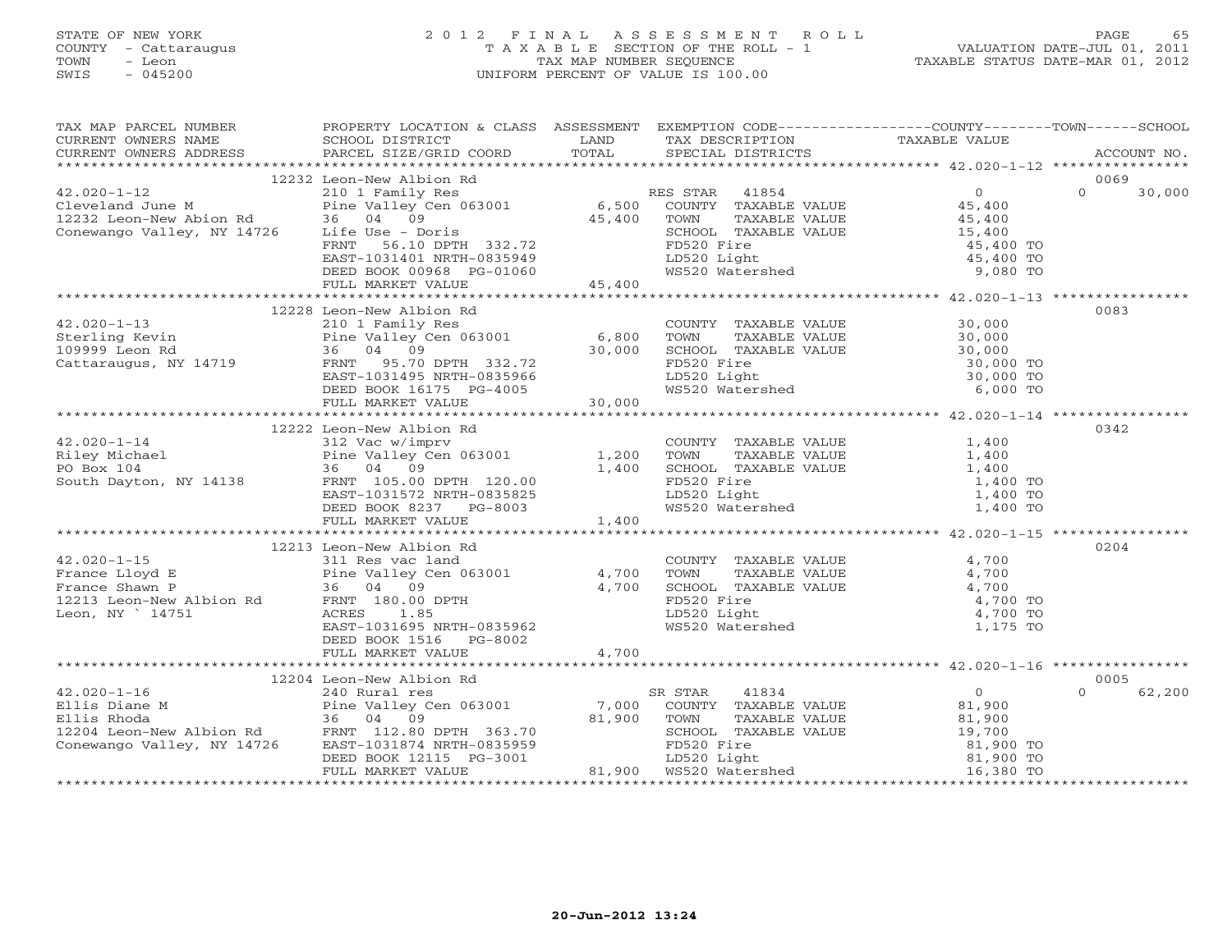STATE OF NEW YORK
COUNTY - Cattaraugus
TOWN - Leon
SWIS - 045200

# 2012 FINAL ASSESSMENT ROLL
TAXABLE SECTION OF THE ROLL - 1
TAX MAP NUMBER SEQUENCE
UNIFORM PERCENT OF VALUE IS 100.00

VALUATION DATE-JUL 01, 2011
TAXABLE STATUS DATE-MAR 01, 2012

| TAX MAP PARCEL NUMBER / CURRENT OWNERS NAME / CURRENT OWNERS ADDRESS | PROPERTY LOCATION & CLASS / SCHOOL DISTRICT / PARCEL SIZE/GRID COORD | ASSESSMENT LAND / TOTAL | EXEMPTION CODE / TAX DESCRIPTION / SPECIAL DISTRICTS | COUNTY / TOWN / SCHOOL TAXABLE VALUE | ACCOUNT NO. |
|---|---|---|---|---|---|
| 42.020-1-12 | 12232 Leon-New Albion Rd | | | | 0069 |
| Cleveland June M | 210 1 Family Res | | RES STAR 41854 | 0 | 0 30,000 |
| 12232 Leon-New Abion Rd | Pine Valley Cen 063001 | 6,500 | COUNTY TAXABLE VALUE | 45,400 | |
| Conewango Valley, NY 14726 | 36 04 09 | 45,400 | TOWN TAXABLE VALUE | 45,400 | |
| | Life Use - Doris | | SCHOOL TAXABLE VALUE | 15,400 | |
| | FRNT 56.10 DPTH 332.72 | | FD520 Fire | 45,400 TO | |
| | EAST-1031401 NRTH-0835949 | | LD520 Light | 45,400 TO | |
| | DEED BOOK 00968 PG-01060 | | WS520 Watershed | 9,080 TO | |
| | FULL MARKET VALUE | 45,400 | | | |
| 42.020-1-13 | 12228 Leon-New Albion Rd | | | | 0083 |
| Sterling Kevin | 210 1 Family Res | | COUNTY TAXABLE VALUE | 30,000 | |
| 109999 Leon Rd | Pine Valley Cen 063001 | 6,800 | TOWN TAXABLE VALUE | 30,000 | |
| Cattaraugus, NY 14719 | 36 04 09 | 30,000 | SCHOOL TAXABLE VALUE | 30,000 | |
| | FRNT 95.70 DPTH 332.72 | | FD520 Fire | 30,000 TO | |
| | EAST-1031495 NRTH-0835966 | | LD520 Light | 30,000 TO | |
| | DEED BOOK 16175 PG-4005 | | WS520 Watershed | 6,000 TO | |
| | FULL MARKET VALUE | 30,000 | | | |
| 42.020-1-14 | 12222 Leon-New Albion Rd | | | | 0342 |
| Riley Michael | 312 Vac w/imprv | | COUNTY TAXABLE VALUE | 1,400 | |
| PO Box 104 | Pine Valley Cen 063001 | 1,200 | TOWN TAXABLE VALUE | 1,400 | |
| South Dayton, NY 14138 | 36 04 09 | 1,400 | SCHOOL TAXABLE VALUE | 1,400 | |
| | FRNT 105.00 DPTH 120.00 | | FD520 Fire | 1,400 TO | |
| | EAST-1031572 NRTH-0835825 | | LD520 Light | 1,400 TO | |
| | DEED BOOK 8237 PG-8003 | | WS520 Watershed | 1,400 TO | |
| | FULL MARKET VALUE | 1,400 | | | |
| 42.020-1-15 | 12213 Leon-New Albion Rd | | | | 0204 |
| France Lloyd E | 311 Res vac land | | COUNTY TAXABLE VALUE | 4,700 | |
| France Shawn P | Pine Valley Cen 063001 | 4,700 | TOWN TAXABLE VALUE | 4,700 | |
| 12213 Leon-New Albion Rd | 36 04 09 | 4,700 | SCHOOL TAXABLE VALUE | 4,700 | |
| Leon, NY ` 14751 | FRNT 180.00 DPTH | | FD520 Fire | 4,700 TO | |
| | ACRES 1.85 | | LD520 Light | 4,700 TO | |
| | EAST-1031695 NRTH-0835962 | | WS520 Watershed | 1,175 TO | |
| | DEED BOOK 1516 PG-8002 | | | | |
| | FULL MARKET VALUE | 4,700 | | | |
| 42.020-1-16 | 12204 Leon-New Albion Rd | | | | 0005 |
| Ellis Diane M | 240 Rural res | | SR STAR 41834 | 0 | 0 62,200 |
| Ellis Rhoda | Pine Valley Cen 063001 | 7,000 | COUNTY TAXABLE VALUE | 81,900 | |
| 12204 Leon-New Albion Rd | 36 04 09 | 81,900 | TOWN TAXABLE VALUE | 81,900 | |
| Conewango Valley, NY 14726 | FRNT 112.80 DPTH 363.70 | | SCHOOL TAXABLE VALUE | 19,700 | |
| | EAST-1031874 NRTH-0835959 | | FD520 Fire | 81,900 TO | |
| | DEED BOOK 12115 PG-3001 | | LD520 Light | 81,900 TO | |
| | FULL MARKET VALUE | 81,900 | WS520 Watershed | 16,380 TO | |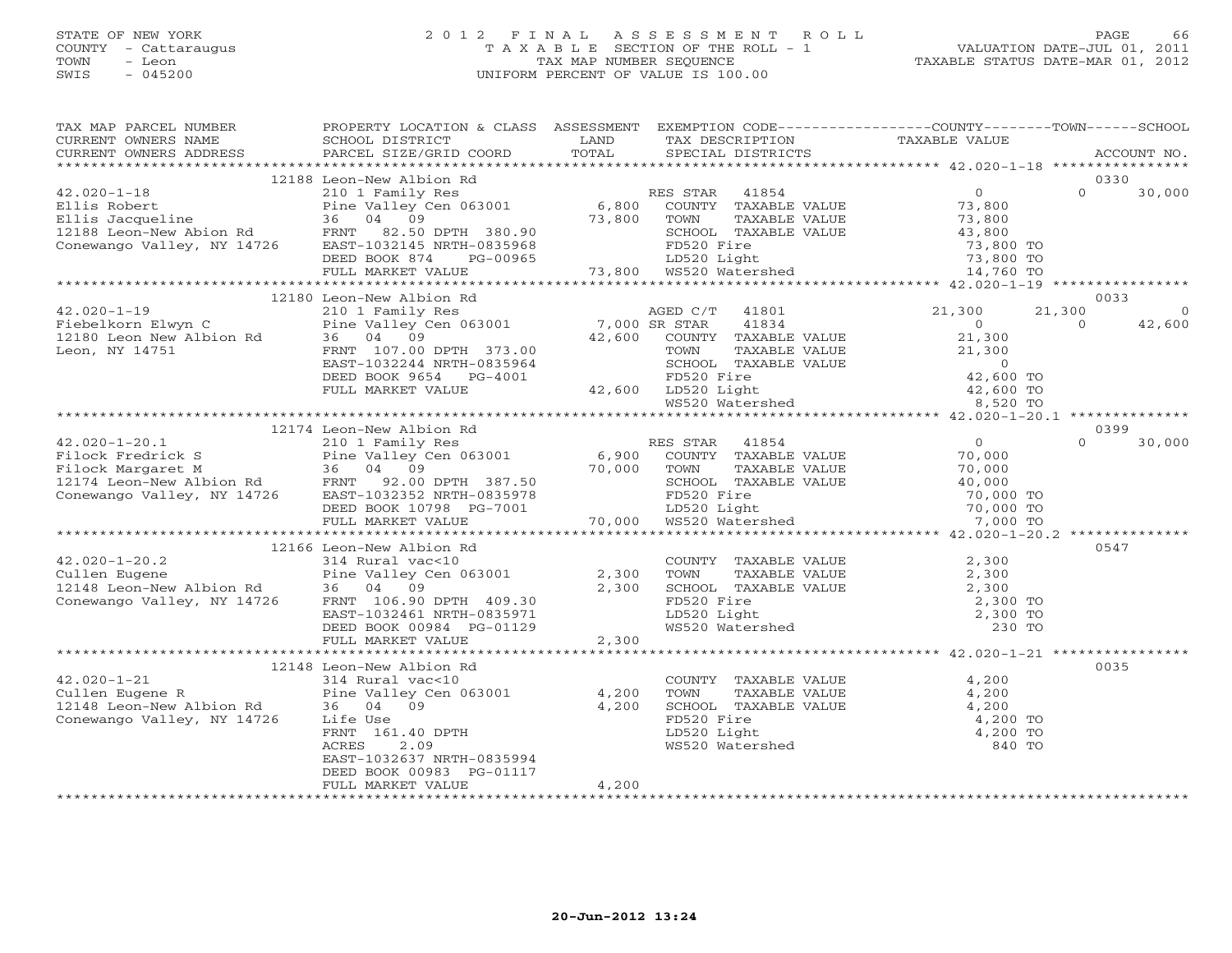STATE OF NEW YORK
COUNTY - Cattaraugus
TOWN - Leon
SWIS - 045200

2 0 1 2 F I N A L A S S E S S M E N T R O L L
T A X A B L E SECTION OF THE ROLL - 1
TAX MAP NUMBER SEQUENCE
UNIFORM PERCENT OF VALUE IS 100.00

VALUATION DATE-JUL 01, 2011
TAXABLE STATUS DATE-MAR 01, 2012

```
TAX MAP PARCEL NUMBER          PROPERTY LOCATION & CLASS  ASSESSMENT  EXEMPTION CODE-----------------COUNTY--------TOWN------SCHOOL
CURRENT OWNERS NAME            SCHOOL DISTRICT               LAND      TAX DESCRIPTION            TAXABLE VALUE
CURRENT OWNERS ADDRESS         PARCEL SIZE/GRID COORD        TOTAL     SPECIAL DISTRICTS                                    ACCOUNT NO.
******************************************************************************************************* 42.020-1-18 ****************
                          12188 Leon-New Albion Rd                                                                    0330
42.020-1-18                    210 1 Family Res                    RES STAR   41854             0              0       30,000
Ellis Robert                   Pine Valley Cen 063001       6,800    COUNTY  TAXABLE VALUE        73,800
Ellis Jacqueline               36  04  09                   73,800   TOWN    TAXABLE VALUE        73,800
12188 Leon-New Abion Rd        FRNT   82.50 DPTH 380.90              SCHOOL  TAXABLE VALUE        43,800
Conewango Valley, NY 14726     EAST-1032145 NRTH-0835968             FD520 Fire                    73,800 TO
                               DEED BOOK 874     PG-00965            LD520 Light                   73,800 TO
                               FULL MARKET VALUE            73,800   WS520 Watershed               14,760 TO
******************************************************************************************************* 42.020-1-19 ****************
                          12180 Leon-New Albion Rd                                                                    0033
42.020-1-19                    210 1 Family Res                    AGED C/T   41801         21,300         21,300             0
Fiebelkorn Elwyn C             Pine Valley Cen 063001       7,000 SR STAR     41834             0              0       42,600
12180 Leon New Albion Rd       36  04  09                   42,600   COUNTY  TAXABLE VALUE        21,300
Leon, NY 14751                 FRNT  107.00 DPTH 373.00              TOWN    TAXABLE VALUE        21,300
                               EAST-1032244 NRTH-0835964             SCHOOL  TAXABLE VALUE             0
                               DEED BOOK 9654    PG-4001             FD520 Fire                    42,600 TO
                               FULL MARKET VALUE            42,600   LD520 Light                   42,600 TO
                                                                     WS520 Watershed                8,520 TO
******************************************************************************************************* 42.020-1-20.1 **************
                          12174 Leon-New Albion Rd                                                                    0399
42.020-1-20.1                  210 1 Family Res                    RES STAR   41854             0              0       30,000
Filock Fredrick S              Pine Valley Cen 063001       6,900    COUNTY  TAXABLE VALUE        70,000
Filock Margaret M              36  04  09                   70,000   TOWN    TAXABLE VALUE        70,000
12174 Leon-New Albion Rd       FRNT   92.00 DPTH 387.50              SCHOOL  TAXABLE VALUE        40,000
Conewango Valley, NY 14726     EAST-1032352 NRTH-0835978             FD520 Fire                    70,000 TO
                               DEED BOOK 10798   PG-7001             LD520 Light                   70,000 TO
                               FULL MARKET VALUE            70,000   WS520 Watershed                7,000 TO
******************************************************************************************************* 42.020-1-20.2 **************
                          12166 Leon-New Albion Rd                                                                    0547
42.020-1-20.2                  314 Rural vac<10                      COUNTY  TAXABLE VALUE         2,300
Cullen Eugene                  Pine Valley Cen 063001       2,300    TOWN    TAXABLE VALUE         2,300
12148 Leon-New Albion Rd       36  04  09                    2,300   SCHOOL  TAXABLE VALUE         2,300
Conewango Valley, NY 14726     FRNT  106.90 DPTH 409.30              FD520 Fire                     2,300 TO
                               EAST-1032461 NRTH-0835971             LD520 Light                    2,300 TO
                               DEED BOOK 00984   PG-01129            WS520 Watershed                  230 TO
                               FULL MARKET VALUE             2,300
******************************************************************************************************* 42.020-1-21 ****************
                          12148 Leon-New Albion Rd                                                                    0035
42.020-1-21                    314 Rural vac<10                      COUNTY  TAXABLE VALUE         4,200
Cullen Eugene R                Pine Valley Cen 063001       4,200    TOWN    TAXABLE VALUE         4,200
12148 Leon-New Albion Rd       36  04  09                    4,200   SCHOOL  TAXABLE VALUE         4,200
Conewango Valley, NY 14726     Life Use                              FD520 Fire                     4,200 TO
                               FRNT  161.40 DPTH                     LD520 Light                    4,200 TO
                               ACRES     2.09                        WS520 Watershed                  840 TO
                               EAST-1032637 NRTH-0835994
                               DEED BOOK 00983   PG-01117
                               FULL MARKET VALUE             4,200
************************************************************************************************************************************
```

20-Jun-2012 13:24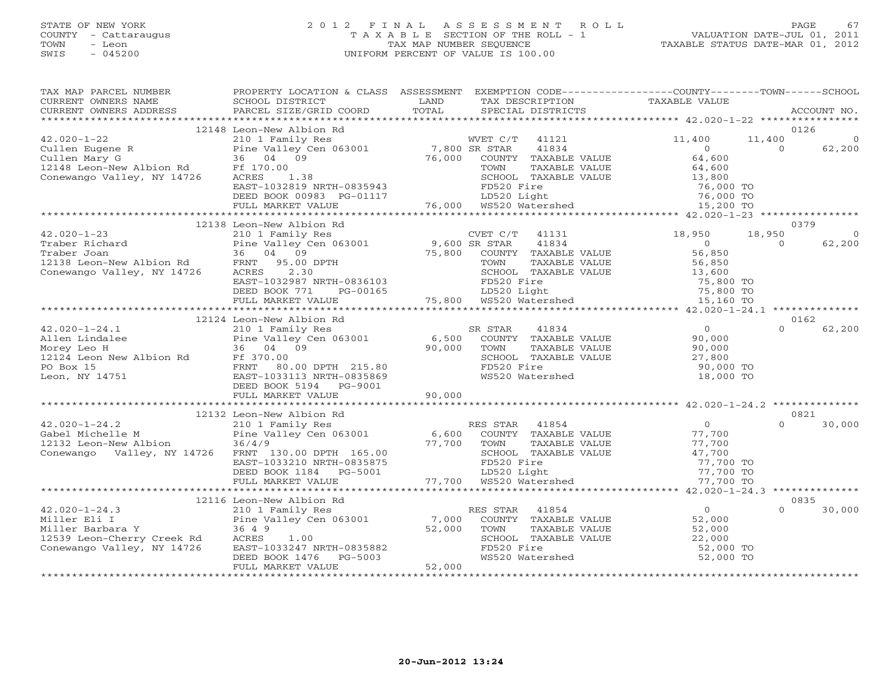STATE OF NEW YORK
COUNTY - Cattaraugus
TOWN - Leon
SWIS - 045200

2012 FINAL ASSESSMENT ROLL
TAXABLE SECTION OF THE ROLL - 1
TAX MAP NUMBER SEQUENCE
UNIFORM PERCENT OF VALUE IS 100.00

VALUATION DATE-JUL 01, 2011
TAXABLE STATUS DATE-MAR 01, 2012

| TAX MAP PARCEL NUMBER / CURRENT OWNERS NAME / CURRENT OWNERS ADDRESS | PROPERTY LOCATION & CLASS / SCHOOL DISTRICT / PARCEL SIZE/GRID COORD | ASSESSMENT LAND / TOTAL | EXEMPTION CODE / TAX DESCRIPTION / SPECIAL DISTRICTS | COUNTY TAXABLE VALUE | TOWN | SCHOOL / ACCOUNT NO. |
|---|---|---|---|---|---|---|
| **42.020-1-22** | 12148 Leon-New Albion Rd | | | | | 0126 |
| 42.020-1-22 | 210 1 Family Res | | WVET C/T 41121 | 11,400 | 11,400 | 0 |
| Cullen Eugene R | Pine Valley Cen 063001 | 7,800 | SR STAR 41834 | 0 | 0 | 62,200 |
| Cullen Mary G | 36 04 09 | 76,000 | COUNTY TAXABLE VALUE | 64,600 | | |
| 12148 Leon-New Albion Rd | Ff 170.00 | | TOWN TAXABLE VALUE | 64,600 | | |
| Conewango Valley, NY 14726 | ACRES 1.38 | | SCHOOL TAXABLE VALUE | 13,800 | | |
| | EAST-1032819 NRTH-0835943 | | FD520 Fire | 76,000 TO | | |
| | DEED BOOK 00983 PG-01117 | | LD520 Light | 76,000 TO | | |
| | FULL MARKET VALUE | 76,000 | WS520 Watershed | 15,200 TO | | |
| **42.020-1-23** | 12138 Leon-New Albion Rd | | | | | 0379 |
| 42.020-1-23 | 210 1 Family Res | | CVET C/T 41131 | 18,950 | 18,950 | 0 |
| Traber Richard | Pine Valley Cen 063001 | 9,600 | SR STAR 41834 | 0 | 0 | 62,200 |
| Traber Joan | 36 04 09 | 75,800 | COUNTY TAXABLE VALUE | 56,850 | | |
| 12138 Leon-New Albion Rd | FRNT 95.00 DPTH | | TOWN TAXABLE VALUE | 56,850 | | |
| Conewango Valley, NY 14726 | ACRES 2.30 | | SCHOOL TAXABLE VALUE | 13,600 | | |
| | EAST-1032987 NRTH-0836103 | | FD520 Fire | 75,800 TO | | |
| | DEED BOOK 771 PG-00165 | | LD520 Light | 75,800 TO | | |
| | FULL MARKET VALUE | 75,800 | WS520 Watershed | 15,160 TO | | |
| **42.020-1-24.1** | 12124 Leon-New Albion Rd | | | | | 0162 |
| 42.020-1-24.1 | 210 1 Family Res | | SR STAR 41834 | 0 | 0 | 62,200 |
| Allen Lindalee | Pine Valley Cen 063001 | 6,500 | COUNTY TAXABLE VALUE | 90,000 | | |
| Morey Leo H | 36 04 09 | 90,000 | TOWN TAXABLE VALUE | 90,000 | | |
| 12124 Leon New Albion Rd | Ff 370.00 | | SCHOOL TAXABLE VALUE | 27,800 | | |
| PO Box 15 | FRNT 80.00 DPTH 215.80 | | FD520 Fire | 90,000 TO | | |
| Leon, NY 14751 | EAST-1033113 NRTH-0835869 | | WS520 Watershed | 18,000 TO | | |
| | DEED BOOK 5194 PG-9001 | | | | | |
| | FULL MARKET VALUE | 90,000 | | | | |
| **42.020-1-24.2** | 12132 Leon-New Albion Rd | | | | | 0821 |
| 42.020-1-24.2 | 210 1 Family Res | | RES STAR 41854 | 0 | 0 | 30,000 |
| Gabel Michelle M | Pine Valley Cen 063001 | 6,600 | COUNTY TAXABLE VALUE | 77,700 | | |
| 12132 Leon-New Albion | 36/4/9 | 77,700 | TOWN TAXABLE VALUE | 77,700 | | |
| Conewango Valley, NY 14726 | FRNT 130.00 DPTH 165.00 | | SCHOOL TAXABLE VALUE | 47,700 | | |
| | EAST-1033210 NRTH-0835875 | | FD520 Fire | 77,700 TO | | |
| | DEED BOOK 1184 PG-5001 | | LD520 Light | 77,700 TO | | |
| | FULL MARKET VALUE | 77,700 | WS520 Watershed | 77,700 TO | | |
| **42.020-1-24.3** | 12116 Leon-New Albion Rd | | | | | 0835 |
| 42.020-1-24.3 | 210 1 Family Res | | RES STAR 41854 | 0 | 0 | 30,000 |
| Miller Eli I | Pine Valley Cen 063001 | 7,000 | COUNTY TAXABLE VALUE | 52,000 | | |
| Miller Barbara Y | 36 4 9 | 52,000 | TOWN TAXABLE VALUE | 52,000 | | |
| 12539 Leon-Cherry Creek Rd | ACRES 1.00 | | SCHOOL TAXABLE VALUE | 22,000 | | |
| Conewango Valley, NY 14726 | EAST-1033247 NRTH-0835882 | | FD520 Fire | 52,000 TO | | |
| | DEED BOOK 1476 PG-5003 | | WS520 Watershed | 52,000 TO | | |
| | FULL MARKET VALUE | 52,000 | | | | |

20-Jun-2012 13:24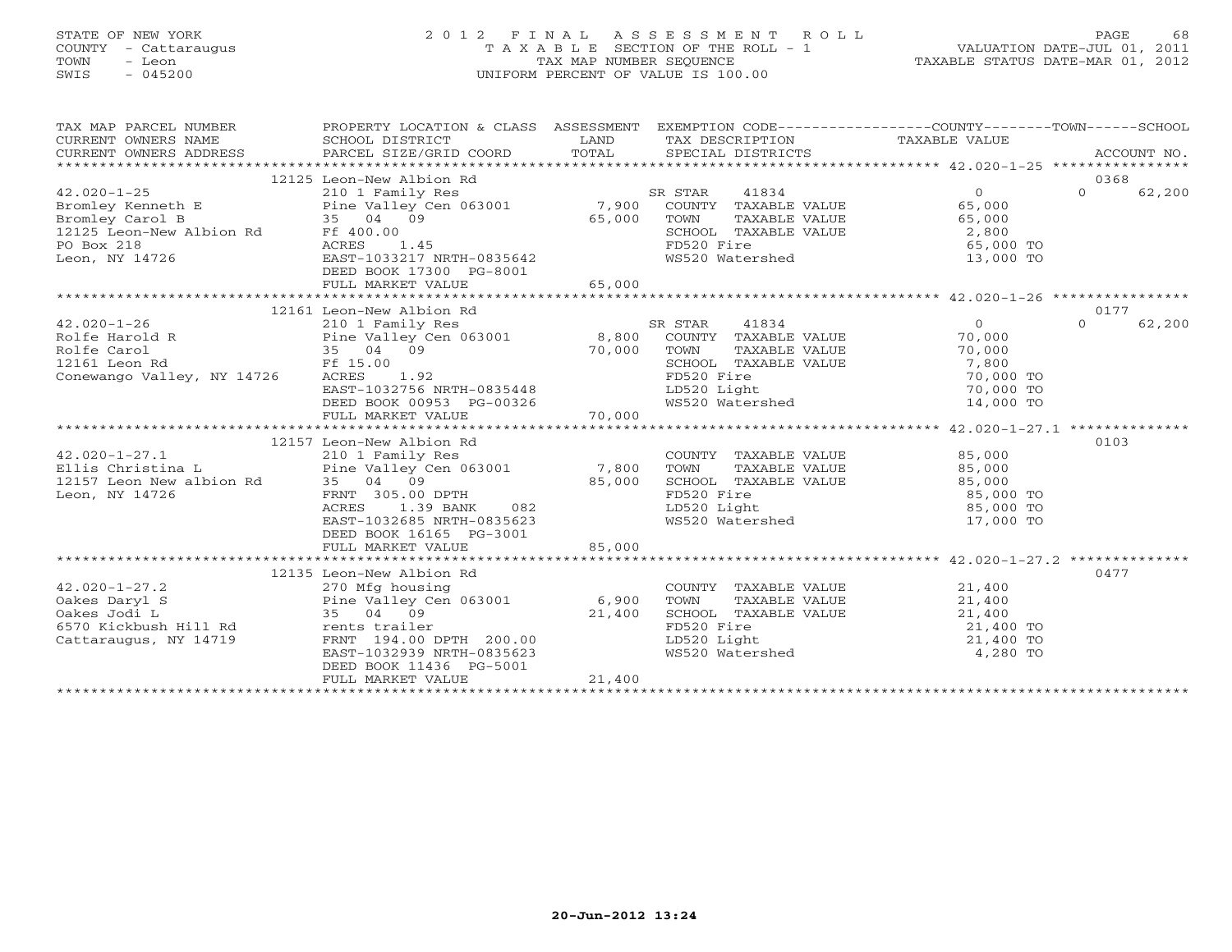STATE OF NEW YORK
COUNTY - Cattaraugus
TOWN - Leon
SWIS - 045200

# 2012 FINAL ASSESSMENT ROLL

TAXABLE SECTION OF THE ROLL - 1
TAX MAP NUMBER SEQUENCE
UNIFORM PERCENT OF VALUE IS 100.00

VALUATION DATE-JUL 01, 2011
TAXABLE STATUS DATE-MAR 01, 2012

| TAX MAP PARCEL NUMBER / CURRENT OWNERS NAME / CURRENT OWNERS ADDRESS | PROPERTY LOCATION & CLASS / SCHOOL DISTRICT / PARCEL SIZE/GRID COORD | ASSESSMENT LAND / TOTAL | EXEMPTION CODE / TAX DESCRIPTION / SPECIAL DISTRICTS | COUNTY TAXABLE VALUE | TOWN | SCHOOL | ACCOUNT NO. |
|---|---|---|---|---|---|---|---|
| | 12125 Leon-New Albion Rd | | | | | | 0368 |
| 42.020-1-25 | 210 1 Family Res | | SR STAR 41834 | 0 | 0 | 62,200 | |
| Bromley Kenneth E | Pine Valley Cen 063001 | 7,900 | COUNTY TAXABLE VALUE | 65,000 | | | |
| Bromley Carol B | 35 04 09 | 65,000 | TOWN TAXABLE VALUE | 65,000 | | | |
| 12125 Leon-New Albion Rd | Ff 400.00 | | SCHOOL TAXABLE VALUE | 2,800 | | | |
| PO Box 218 | ACRES 1.45 | | FD520 Fire | 65,000 TO | | | |
| Leon, NY 14726 | EAST-1033217 NRTH-0835642 | | WS520 Watershed | 13,000 TO | | | |
| | DEED BOOK 17300 PG-8001 | | | | | | |
| | FULL MARKET VALUE | 65,000 | | | | | |
| | 12161 Leon-New Albion Rd | | | | | | 0177 |
| 42.020-1-26 | 210 1 Family Res | | SR STAR 41834 | 0 | 0 | 62,200 | |
| Rolfe Harold R | Pine Valley Cen 063001 | 8,800 | COUNTY TAXABLE VALUE | 70,000 | | | |
| Rolfe Carol | 35 04 09 | 70,000 | TOWN TAXABLE VALUE | 70,000 | | | |
| 12161 Leon Rd | Ff 15.00 | | SCHOOL TAXABLE VALUE | 7,800 | | | |
| Conewango Valley, NY 14726 | ACRES 1.92 | | FD520 Fire | 70,000 TO | | | |
| | EAST-1032756 NRTH-0835448 | | LD520 Light | 70,000 TO | | | |
| | DEED BOOK 00953 PG-00326 | | WS520 Watershed | 14,000 TO | | | |
| | FULL MARKET VALUE | 70,000 | | | | | |
| | 12157 Leon-New Albion Rd | | | | | | 0103 |
| 42.020-1-27.1 | 210 1 Family Res | | COUNTY TAXABLE VALUE | 85,000 | | | |
| Ellis Christina L | Pine Valley Cen 063001 | 7,800 | TOWN TAXABLE VALUE | 85,000 | | | |
| 12157 Leon New albion Rd | 35 04 09 | 85,000 | SCHOOL TAXABLE VALUE | 85,000 | | | |
| Leon, NY 14726 | FRNT 305.00 DPTH | | FD520 Fire | 85,000 TO | | | |
| | ACRES 1.39 BANK 082 | | LD520 Light | 85,000 TO | | | |
| | EAST-1032685 NRTH-0835623 | | WS520 Watershed | 17,000 TO | | | |
| | DEED BOOK 16165 PG-3001 | | | | | | |
| | FULL MARKET VALUE | 85,000 | | | | | |
| | 12135 Leon-New Albion Rd | | | | | | 0477 |
| 42.020-1-27.2 | 270 Mfg housing | | COUNTY TAXABLE VALUE | 21,400 | | | |
| Oakes Daryl S | Pine Valley Cen 063001 | 6,900 | TOWN TAXABLE VALUE | 21,400 | | | |
| Oakes Jodi L | 35 04 09 | 21,400 | SCHOOL TAXABLE VALUE | 21,400 | | | |
| 6570 Kickbush Hill Rd | rents trailer | | FD520 Fire | 21,400 TO | | | |
| Cattaraugus, NY 14719 | FRNT 194.00 DPTH 200.00 | | LD520 Light | 21,400 TO | | | |
| | EAST-1032939 NRTH-0835623 | | WS520 Watershed | 4,280 TO | | | |
| | DEED BOOK 11436 PG-5001 | | | | | | |
| | FULL MARKET VALUE | 21,400 | | | | | |

20-Jun-2012 13:24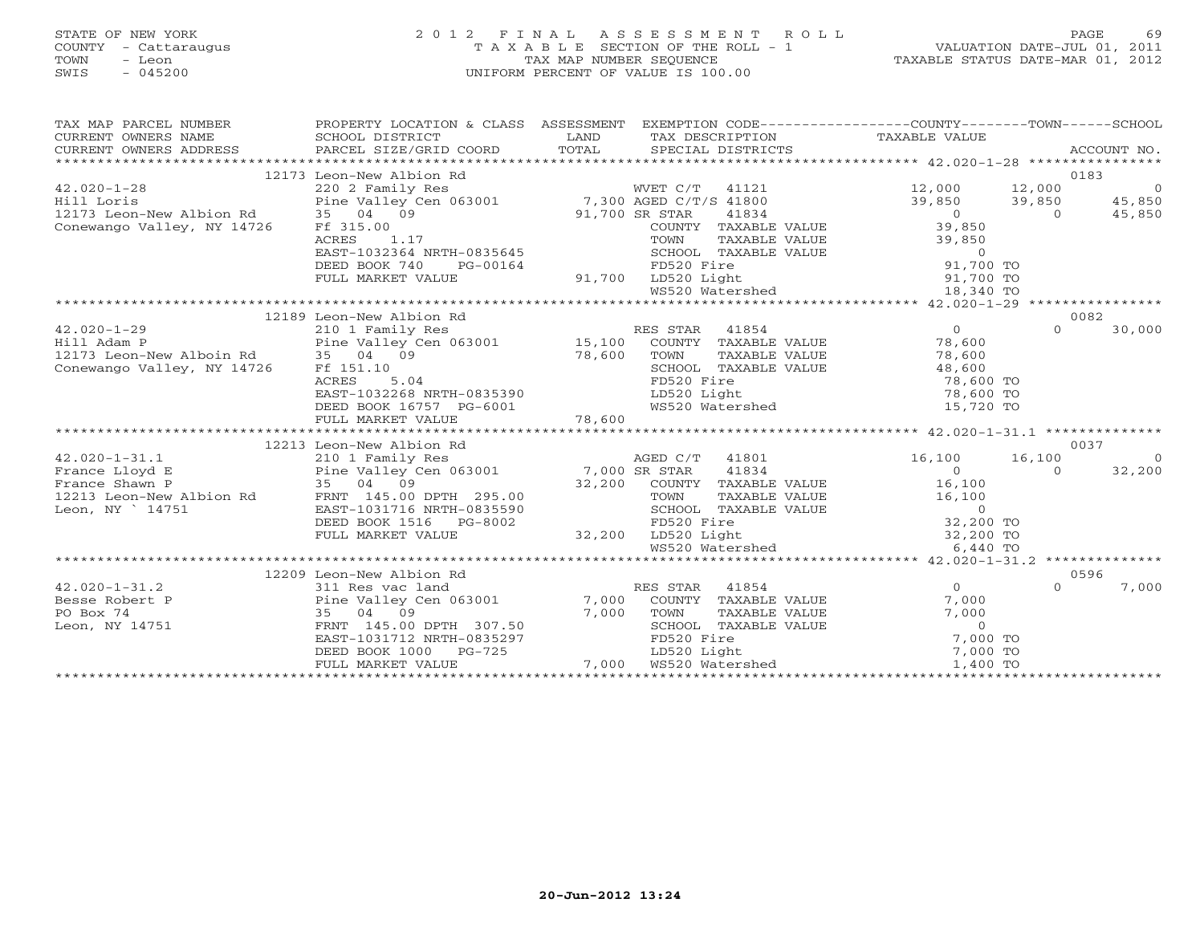STATE OF NEW YORK
COUNTY - Cattaraugus
TOWN - Leon
SWIS - 045200

# 2012 FINAL ASSESSMENT ROLL

TAXABLE SECTION OF THE ROLL - 1
TAX MAP NUMBER SEQUENCE
UNIFORM PERCENT OF VALUE IS 100.00

VALUATION DATE-JUL 01, 2011
TAXABLE STATUS DATE-MAR 01, 2012

| TAX MAP PARCEL NUMBER / CURRENT OWNERS NAME / CURRENT OWNERS ADDRESS | PROPERTY LOCATION & CLASS / SCHOOL DISTRICT / PARCEL SIZE/GRID COORD | ASSESSMENT LAND / TOTAL | EXEMPTION CODE / TAX DESCRIPTION / SPECIAL DISTRICTS | COUNTY TAXABLE VALUE | TOWN | SCHOOL / ACCOUNT NO. |
|---|---|---|---|---|---|---|
| 42.020-1-28 | 12173 Leon-New Albion Rd | | | | | 0183 |
| 42.020-1-28 | 220 2 Family Res | | WVET C/T 41121 | 12,000 | 12,000 | 0 |
| Hill Loris | Pine Valley Cen 063001 | 7,300 | AGED C/T/S 41800 | 39,850 | 39,850 | 45,850 |
| 12173 Leon-New Albion Rd | 35 04 09 | 91,700 | SR STAR 41834 | 0 | 0 | 45,850 |
| Conewango Valley, NY 14726 | Ff 315.00 | | COUNTY TAXABLE VALUE | 39,850 | | |
| | ACRES 1.17 | | TOWN TAXABLE VALUE | 39,850 | | |
| | EAST-1032364 NRTH-0835645 | | SCHOOL TAXABLE VALUE | 0 | | |
| | DEED BOOK 740 PG-00164 | | FD520 Fire | 91,700 TO | | |
| | FULL MARKET VALUE | 91,700 | LD520 Light | 91,700 TO | | |
| | | | WS520 Watershed | 18,340 TO | | |
| 42.020-1-29 | 12189 Leon-New Albion Rd | | | | | 0082 |
| 42.020-1-29 | 210 1 Family Res | | RES STAR 41854 | 0 | 0 | 30,000 |
| Hill Adam P | Pine Valley Cen 063001 | 15,100 | COUNTY TAXABLE VALUE | 78,600 | | |
| 12173 Leon-New Alboin Rd | 35 04 09 | 78,600 | TOWN TAXABLE VALUE | 78,600 | | |
| Conewango Valley, NY 14726 | Ff 151.10 | | SCHOOL TAXABLE VALUE | 48,600 | | |
| | ACRES 5.04 | | FD520 Fire | 78,600 TO | | |
| | EAST-1032268 NRTH-0835390 | | LD520 Light | 78,600 TO | | |
| | DEED BOOK 16757 PG-6001 | | WS520 Watershed | 15,720 TO | | |
| | FULL MARKET VALUE | 78,600 | | | | |
| 42.020-1-31.1 | 12213 Leon-New Albion Rd | | | | | 0037 |
| 42.020-1-31.1 | 210 1 Family Res | | AGED C/T 41801 | 16,100 | 16,100 | 0 |
| France Lloyd E | Pine Valley Cen 063001 | 7,000 | SR STAR 41834 | 0 | 0 | 32,200 |
| France Shawn P | 35 04 09 | 32,200 | COUNTY TAXABLE VALUE | 16,100 | | |
| 12213 Leon-New Albion Rd | FRNT 145.00 DPTH 295.00 | | TOWN TAXABLE VALUE | 16,100 | | |
| Leon, NY ` 14751 | EAST-1031716 NRTH-0835590 | | SCHOOL TAXABLE VALUE | 0 | | |
| | DEED BOOK 1516 PG-8002 | | FD520 Fire | 32,200 TO | | |
| | FULL MARKET VALUE | 32,200 | LD520 Light | 32,200 TO | | |
| | | | WS520 Watershed | 6,440 TO | | |
| 42.020-1-31.2 | 12209 Leon-New Albion Rd | | | | | 0596 |
| 42.020-1-31.2 | 311 Res vac land | | RES STAR 41854 | 0 | 0 | 7,000 |
| Besse Robert P | Pine Valley Cen 063001 | 7,000 | COUNTY TAXABLE VALUE | 7,000 | | |
| PO Box 74 | 35 04 09 | 7,000 | TOWN TAXABLE VALUE | 7,000 | | |
| Leon, NY 14751 | FRNT 145.00 DPTH 307.50 | | SCHOOL TAXABLE VALUE | 0 | | |
| | EAST-1031712 NRTH-0835297 | | FD520 Fire | 7,000 TO | | |
| | DEED BOOK 1000 PG-725 | | LD520 Light | 7,000 TO | | |
| | FULL MARKET VALUE | 7,000 | WS520 Watershed | 1,400 TO | | |

20-Jun-2012 13:24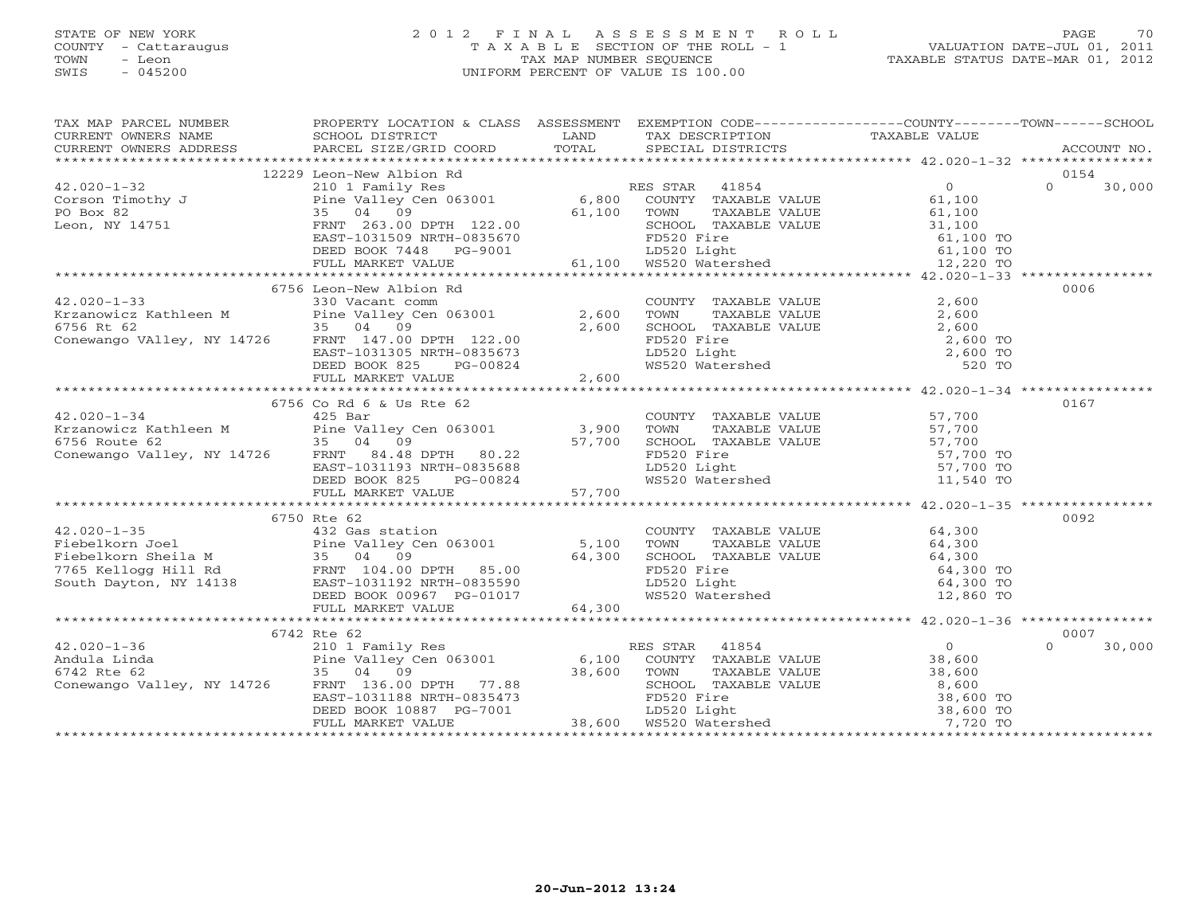STATE OF NEW YORK
COUNTY - Cattaraugus
TOWN - Leon
SWIS - 045200

# 2012 FINAL ASSESSMENT ROLL

TAXABLE SECTION OF THE ROLL - 1
TAX MAP NUMBER SEQUENCE
UNIFORM PERCENT OF VALUE IS 100.00

VALUATION DATE-JUL 01, 2011
TAXABLE STATUS DATE-MAR 01, 2012

| TAX MAP PARCEL NUMBER / CURRENT OWNERS NAME / CURRENT OWNERS ADDRESS | PROPERTY LOCATION & CLASS / SCHOOL DISTRICT / PARCEL SIZE/GRID COORD | ASSESSMENT LAND | TOTAL | EXEMPTION CODE / TAX DESCRIPTION / SPECIAL DISTRICTS | COUNTY TAXABLE VALUE | TOWN | SCHOOL / ACCOUNT NO. |
|---|---|---|---|---|---|---|---|
| | 12229 Leon-New Albion Rd | | | | | | 0154 |
| 42.020-1-32 | 210 1 Family Res | | | RES STAR 41854 | 0 | 0 | 30,000 |
| Corson Timothy J | Pine Valley Cen 063001 | 6,800 | | COUNTY TAXABLE VALUE | 61,100 | | |
| PO Box 82 | 35 04 09 | | 61,100 | TOWN TAXABLE VALUE | 61,100 | | |
| Leon, NY 14751 | FRNT 263.00 DPTH 122.00 | | | SCHOOL TAXABLE VALUE | 31,100 | | |
| | EAST-1031509 NRTH-0835670 | | | FD520 Fire | 61,100 TO | | |
| | DEED BOOK 7448 PG-9001 | | | LD520 Light | 61,100 TO | | |
| | FULL MARKET VALUE | | 61,100 | WS520 Watershed | 12,220 TO | | |
| | 6756 Leon-New Albion Rd | | | | | | 0006 |
| 42.020-1-33 | 330 Vacant comm | | | COUNTY TAXABLE VALUE | 2,600 | | |
| Krzanowicz Kathleen M | Pine Valley Cen 063001 | 2,600 | | TOWN TAXABLE VALUE | 2,600 | | |
| 6756 Rt 62 | 35 04 09 | | 2,600 | SCHOOL TAXABLE VALUE | 2,600 | | |
| Conewango VAlley, NY 14726 | FRNT 147.00 DPTH 122.00 | | | FD520 Fire | 2,600 TO | | |
| | EAST-1031305 NRTH-0835673 | | | LD520 Light | 2,600 TO | | |
| | DEED BOOK 825 PG-00824 | | | WS520 Watershed | 520 TO | | |
| | FULL MARKET VALUE | | 2,600 | | | | |
| | 6756 Co Rd 6 & Us Rte 62 | | | | | | 0167 |
| 42.020-1-34 | 425 Bar | | | COUNTY TAXABLE VALUE | 57,700 | | |
| Krzanowicz Kathleen M | Pine Valley Cen 063001 | 3,900 | | TOWN TAXABLE VALUE | 57,700 | | |
| 6756 Route 62 | 35 04 09 | | 57,700 | SCHOOL TAXABLE VALUE | 57,700 | | |
| Conewango Valley, NY 14726 | FRNT 84.48 DPTH 80.22 | | | FD520 Fire | 57,700 TO | | |
| | EAST-1031193 NRTH-0835688 | | | LD520 Light | 57,700 TO | | |
| | DEED BOOK 825 PG-00824 | | | WS520 Watershed | 11,540 TO | | |
| | FULL MARKET VALUE | | 57,700 | | | | |
| | 6750 Rte 62 | | | | | | 0092 |
| 42.020-1-35 | 432 Gas station | | | COUNTY TAXABLE VALUE | 64,300 | | |
| Fiebelkorn Joel | Pine Valley Cen 063001 | 5,100 | | TOWN TAXABLE VALUE | 64,300 | | |
| Fiebelkorn Sheila M | 35 04 09 | | 64,300 | SCHOOL TAXABLE VALUE | 64,300 | | |
| 7765 Kellogg Hill Rd | FRNT 104.00 DPTH 85.00 | | | FD520 Fire | 64,300 TO | | |
| South Dayton, NY 14138 | EAST-1031192 NRTH-0835590 | | | LD520 Light | 64,300 TO | | |
| | DEED BOOK 00967 PG-01017 | | | WS520 Watershed | 12,860 TO | | |
| | FULL MARKET VALUE | | 64,300 | | | | |
| | 6742 Rte 62 | | | | | | 0007 |
| 42.020-1-36 | 210 1 Family Res | | | RES STAR 41854 | 0 | 0 | 30,000 |
| Andula Linda | Pine Valley Cen 063001 | 6,100 | | COUNTY TAXABLE VALUE | 38,600 | | |
| 6742 Rte 62 | 35 04 09 | | 38,600 | TOWN TAXABLE VALUE | 38,600 | | |
| Conewango Valley, NY 14726 | FRNT 136.00 DPTH 77.88 | | | SCHOOL TAXABLE VALUE | 8,600 | | |
| | EAST-1031188 NRTH-0835473 | | | FD520 Fire | 38,600 TO | | |
| | DEED BOOK 10887 PG-7001 | | | LD520 Light | 38,600 TO | | |
| | FULL MARKET VALUE | | 38,600 | WS520 Watershed | 7,720 TO | | |

20-Jun-2012 13:24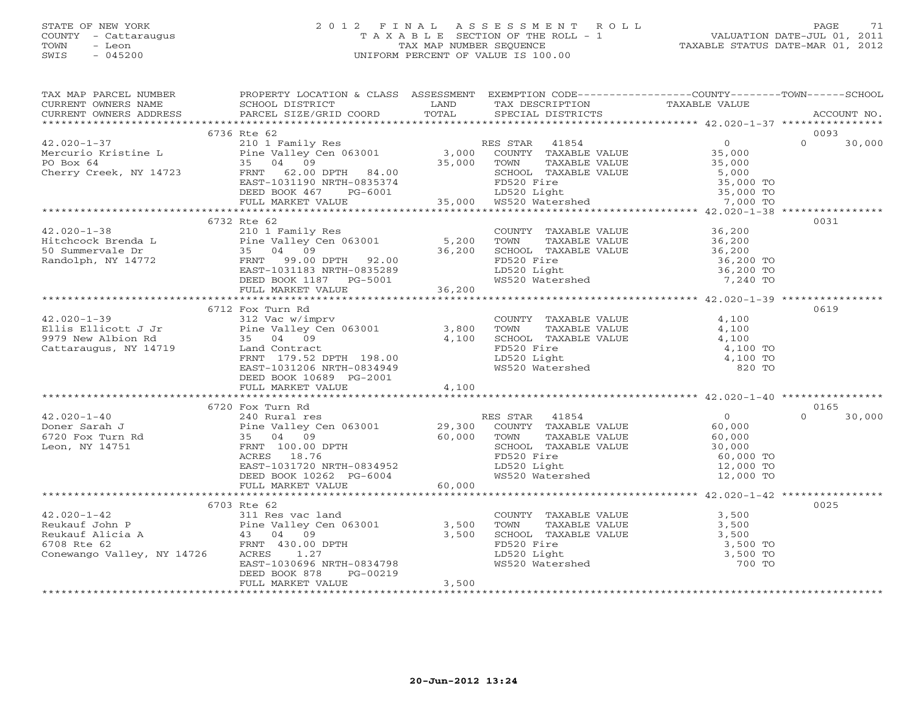STATE OF NEW YORK
COUNTY - Cattaraugus
TOWN - Leon
SWIS - 045200

2 0 1 2 F I N A L A S S E S S M E N T R O L L
T A X A B L E SECTION OF THE ROLL - 1
TAX MAP NUMBER SEQUENCE
UNIFORM PERCENT OF VALUE IS 100.00

VALUATION DATE-JUL 01, 2011
TAXABLE STATUS DATE-MAR 01, 2012

| TAX MAP PARCEL NUMBER / CURRENT OWNERS NAME / CURRENT OWNERS ADDRESS | PROPERTY LOCATION & CLASS / SCHOOL DISTRICT / PARCEL SIZE/GRID COORD | ASSESSMENT LAND | TOTAL | EXEMPTION CODE / TAX DESCRIPTION / SPECIAL DISTRICTS | COUNTY TAXABLE VALUE | TOWN | SCHOOL | ACCOUNT NO. |
|---|---|---|---|---|---|---|---|---|
| | 6736 Rte 62 | | | | | | | 0093 |
| 42.020-1-37 | 210 1 Family Res | | | RES STAR 41854 | 0 | 0 | 30,000 | |
| Mercurio Kristine L | Pine Valley Cen 063001 | 3,000 | | COUNTY TAXABLE VALUE | 35,000 | | | |
| PO Box 64 | 35 04 09 | | 35,000 | TOWN TAXABLE VALUE | 35,000 | | | |
| Cherry Creek, NY 14723 | FRNT 62.00 DPTH 84.00 | | | SCHOOL TAXABLE VALUE | 5,000 | | | |
| | EAST-1031190 NRTH-0835374 | | | FD520 Fire | 35,000 TO | | | |
| | DEED BOOK 467 PG-6001 | | | LD520 Light | 35,000 TO | | | |
| | FULL MARKET VALUE | | 35,000 | WS520 Watershed | 7,000 TO | | | |
| | 6732 Rte 62 | | | | | | | 0031 |
| 42.020-1-38 | 210 1 Family Res | | | COUNTY TAXABLE VALUE | 36,200 | | | |
| Hitchcock Brenda L | Pine Valley Cen 063001 | 5,200 | | TOWN TAXABLE VALUE | 36,200 | | | |
| 50 Summervale Dr | 35 04 09 | | 36,200 | SCHOOL TAXABLE VALUE | 36,200 | | | |
| Randolph, NY 14772 | FRNT 99.00 DPTH 92.00 | | | FD520 Fire | 36,200 TO | | | |
| | EAST-1031183 NRTH-0835289 | | | LD520 Light | 36,200 TO | | | |
| | DEED BOOK 1187 PG-5001 | | | WS520 Watershed | 7,240 TO | | | |
| | FULL MARKET VALUE | | 36,200 | | | | | |
| | 6712 Fox Turn Rd | | | | | | | 0619 |
| 42.020-1-39 | 312 Vac w/imprv | | | COUNTY TAXABLE VALUE | 4,100 | | | |
| Ellis Ellicott J Jr | Pine Valley Cen 063001 | 3,800 | | TOWN TAXABLE VALUE | 4,100 | | | |
| 9979 New Albion Rd | 35 04 09 | | 4,100 | SCHOOL TAXABLE VALUE | 4,100 | | | |
| Cattaraugus, NY 14719 | Land Contract | | | FD520 Fire | 4,100 TO | | | |
| | FRNT 179.52 DPTH 198.00 | | | LD520 Light | 4,100 TO | | | |
| | EAST-1031206 NRTH-0834949 | | | WS520 Watershed | 820 TO | | | |
| | DEED BOOK 10689 PG-2001 | | | | | | | |
| | FULL MARKET VALUE | | 4,100 | | | | | |
| | 6720 Fox Turn Rd | | | | | | | 0165 |
| 42.020-1-40 | 240 Rural res | | | RES STAR 41854 | 0 | 0 | 30,000 | |
| Doner Sarah J | Pine Valley Cen 063001 | 29,300 | | COUNTY TAXABLE VALUE | 60,000 | | | |
| 6720 Fox Turn Rd | 35 04 09 | | 60,000 | TOWN TAXABLE VALUE | 60,000 | | | |
| Leon, NY 14751 | FRNT 100.00 DPTH | | | SCHOOL TAXABLE VALUE | 30,000 | | | |
| | ACRES 18.76 | | | FD520 Fire | 60,000 TO | | | |
| | EAST-1031720 NRTH-0834952 | | | LD520 Light | 12,000 TO | | | |
| | DEED BOOK 10262 PG-6004 | | | WS520 Watershed | 12,000 TO | | | |
| | FULL MARKET VALUE | | 60,000 | | | | | |
| | 6703 Rte 62 | | | | | | | 0025 |
| 42.020-1-42 | 311 Res vac land | | | COUNTY TAXABLE VALUE | 3,500 | | | |
| Reukauf John P | Pine Valley Cen 063001 | 3,500 | | TOWN TAXABLE VALUE | 3,500 | | | |
| Reukauf Alicia A | 43 04 09 | | 3,500 | SCHOOL TAXABLE VALUE | 3,500 | | | |
| 6708 Rte 62 | FRNT 430.00 DPTH | | | FD520 Fire | 3,500 TO | | | |
| Conewango Valley, NY 14726 | ACRES 1.27 | | | LD520 Light | 3,500 TO | | | |
| | EAST-1030696 NRTH-0834798 | | | WS520 Watershed | 700 TO | | | |
| | DEED BOOK 878 PG-00219 | | | | | | | |
| | FULL MARKET VALUE | | 3,500 | | | | | |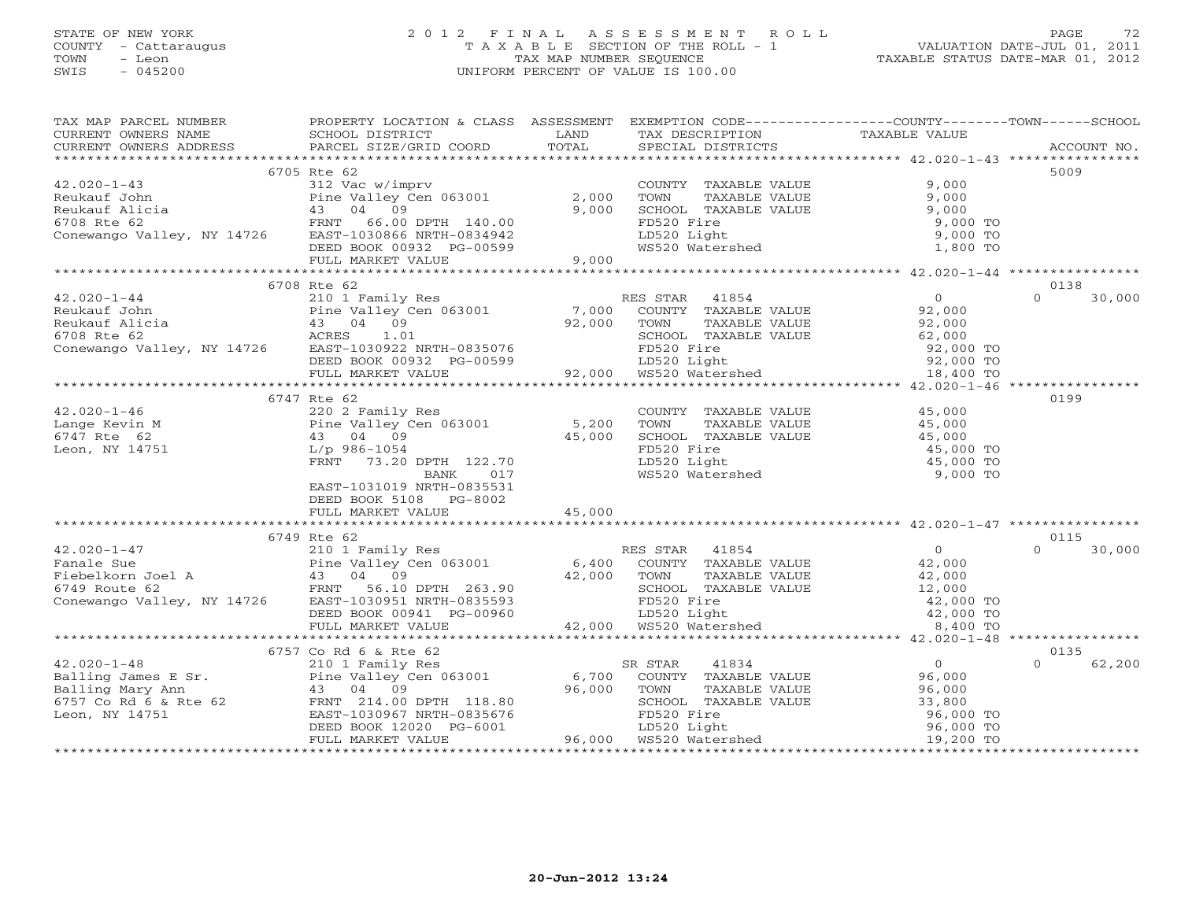STATE OF NEW YORK — 2012 FINAL ASSESSMENT ROLL
COUNTY - Cattaraugus — TAXABLE SECTION OF THE ROLL - 1 — VALUATION DATE-JUL 01, 2011
TOWN - Leon — TAX MAP NUMBER SEQUENCE — TAXABLE STATUS DATE-MAR 01, 2012
SWIS - 045200 — UNIFORM PERCENT OF VALUE IS 100.00

| TAX MAP PARCEL NUMBER / CURRENT OWNERS NAME / CURRENT OWNERS ADDRESS | PROPERTY LOCATION & CLASS / SCHOOL DISTRICT / PARCEL SIZE/GRID COORD | ASSESSMENT LAND / TOTAL | EXEMPTION CODE / TAX DESCRIPTION / SPECIAL DISTRICTS | COUNTY / TOWN TAXABLE VALUE | SCHOOL / ACCOUNT NO. |
|---|---|---|---|---|---|
| | 6705 Rte 62 | | | | 5009 |
| 42.020-1-43 | 312 Vac w/imprv | | COUNTY TAXABLE VALUE | 9,000 | |
| Reukauf John | Pine Valley Cen 063001 | 2,000 | TOWN TAXABLE VALUE | 9,000 | |
| Reukauf Alicia | 43 04 09 | 9,000 | SCHOOL TAXABLE VALUE | 9,000 | |
| 6708 Rte 62 | FRNT 66.00 DPTH 140.00 | | FD520 Fire | 9,000 TO | |
| Conewango Valley, NY 14726 | EAST-1030866 NRTH-0834942 | | LD520 Light | 9,000 TO | |
| | DEED BOOK 00932 PG-00599 | | WS520 Watershed | 1,800 TO | |
| | FULL MARKET VALUE | 9,000 | | | |
| | 6708 Rte 62 | | | | 0138 |
| 42.020-1-44 | 210 1 Family Res | | RES STAR 41854 | 0 | 0 30,000 |
| Reukauf John | Pine Valley Cen 063001 | 7,000 | COUNTY TAXABLE VALUE | 92,000 | |
| Reukauf Alicia | 43 04 09 | 92,000 | TOWN TAXABLE VALUE | 92,000 | |
| 6708 Rte 62 | ACRES 1.01 | | SCHOOL TAXABLE VALUE | 62,000 | |
| Conewango Valley, NY 14726 | EAST-1030922 NRTH-0835076 | | FD520 Fire | 92,000 TO | |
| | DEED BOOK 00932 PG-00599 | | LD520 Light | 92,000 TO | |
| | FULL MARKET VALUE | 92,000 | WS520 Watershed | 18,400 TO | |
| | 6747 Rte 62 | | | | 0199 |
| 42.020-1-46 | 220 2 Family Res | | COUNTY TAXABLE VALUE | 45,000 | |
| Lange Kevin M | Pine Valley Cen 063001 | 5,200 | TOWN TAXABLE VALUE | 45,000 | |
| 6747 Rte 62 | 43 04 09 | 45,000 | SCHOOL TAXABLE VALUE | 45,000 | |
| Leon, NY 14751 | L/p 986-1054 | | FD520 Fire | 45,000 TO | |
| | FRNT 73.20 DPTH 122.70 | | LD520 Light | 45,000 TO | |
| | BANK 017 | | WS520 Watershed | 9,000 TO | |
| | EAST-1031019 NRTH-0835531 | | | | |
| | DEED BOOK 5108 PG-8002 | | | | |
| | FULL MARKET VALUE | 45,000 | | | |
| | 6749 Rte 62 | | | | 0115 |
| 42.020-1-47 | 210 1 Family Res | | RES STAR 41854 | 0 | 0 30,000 |
| Fanale Sue | Pine Valley Cen 063001 | 6,400 | COUNTY TAXABLE VALUE | 42,000 | |
| Fiebelkorn Joel A | 43 04 09 | 42,000 | TOWN TAXABLE VALUE | 42,000 | |
| 6749 Route 62 | FRNT 56.10 DPTH 263.90 | | SCHOOL TAXABLE VALUE | 12,000 | |
| Conewango Valley, NY 14726 | EAST-1030951 NRTH-0835593 | | FD520 Fire | 42,000 TO | |
| | DEED BOOK 00941 PG-00960 | | LD520 Light | 42,000 TO | |
| | FULL MARKET VALUE | 42,000 | WS520 Watershed | 8,400 TO | |
| | 6757 Co Rd 6 & Rte 62 | | | | 0135 |
| 42.020-1-48 | 210 1 Family Res | | SR STAR 41834 | 0 | 0 62,200 |
| Balling James E Sr. | Pine Valley Cen 063001 | 6,700 | COUNTY TAXABLE VALUE | 96,000 | |
| Balling Mary Ann | 43 04 09 | 96,000 | TOWN TAXABLE VALUE | 96,000 | |
| 6757 Co Rd 6 & Rte 62 | FRNT 214.00 DPTH 118.80 | | SCHOOL TAXABLE VALUE | 33,800 | |
| Leon, NY 14751 | EAST-1030967 NRTH-0835676 | | FD520 Fire | 96,000 TO | |
| | DEED BOOK 12020 PG-6001 | | LD520 Light | 96,000 TO | |
| | FULL MARKET VALUE | 96,000 | WS520 Watershed | 19,200 TO | |

20-Jun-2012 13:24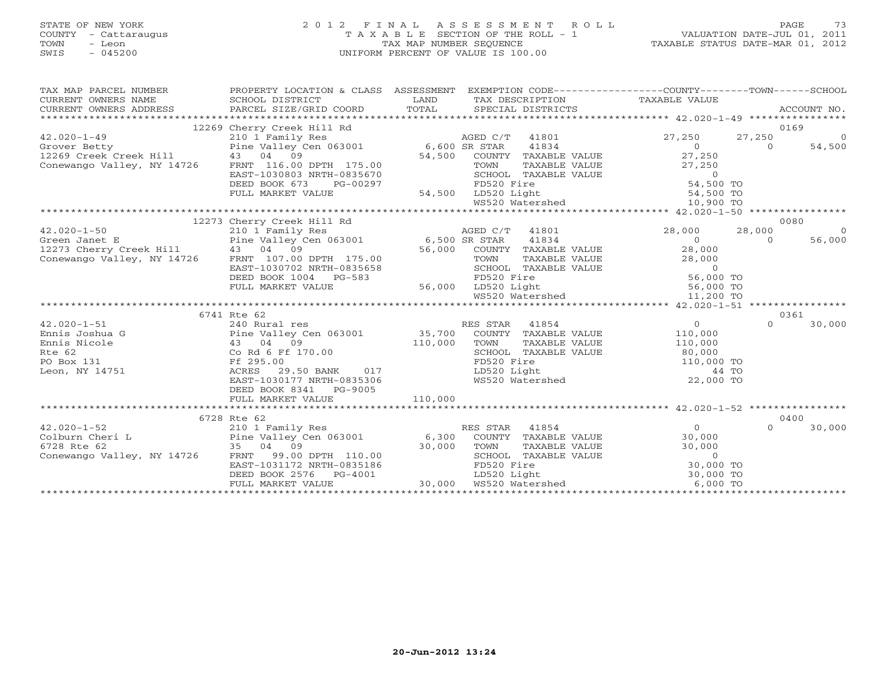STATE OF NEW YORK
COUNTY - Cattaraugus
TOWN - Leon
SWIS - 045200

# 2012 FINAL ASSESSMENT ROLL

TAXABLE SECTION OF THE ROLL - 1
TAX MAP NUMBER SEQUENCE
UNIFORM PERCENT OF VALUE IS 100.00

VALUATION DATE-JUL 01, 2011
TAXABLE STATUS DATE-MAR 01, 2012

| TAX MAP PARCEL NUMBER / CURRENT OWNERS NAME / CURRENT OWNERS ADDRESS | PROPERTY LOCATION & CLASS / SCHOOL DISTRICT / PARCEL SIZE/GRID COORD | ASSESSMENT LAND / TOTAL | EXEMPTION CODE / TAX DESCRIPTION / SPECIAL DISTRICTS | COUNTY TAXABLE VALUE | TOWN | SCHOOL / ACCOUNT NO. |
|---|---|---|---|---|---|---|
| **42.020-1-49** | 12269 Cherry Creek Hill Rd | | | | | 0169 |
| 42.020-1-49 | 210 1 Family Res | | AGED C/T 41801 | 27,250 | 27,250 | 0 |
| Grover Betty | Pine Valley Cen 063001 | 6,600 | SR STAR 41834 | 0 | 0 | 54,500 |
| 12269 Creek Creek Hill | 43 04 09 | 54,500 | COUNTY TAXABLE VALUE | 27,250 | | |
| Conewango Valley, NY 14726 | FRNT 116.00 DPTH 175.00 | | TOWN TAXABLE VALUE | 27,250 | | |
| | EAST-1030803 NRTH-0835670 | | SCHOOL TAXABLE VALUE | 0 | | |
| | DEED BOOK 673 PG-00297 | | FD520 Fire | 54,500 TO | | |
| | FULL MARKET VALUE | 54,500 | LD520 Light | 54,500 TO | | |
| | | | WS520 Watershed | 10,900 TO | | |
| **42.020-1-50** | 12273 Cherry Creek Hill Rd | | | | | 0080 |
| 42.020-1-50 | 210 1 Family Res | | AGED C/T 41801 | 28,000 | 28,000 | 0 |
| Green Janet E | Pine Valley Cen 063001 | 6,500 | SR STAR 41834 | 0 | 0 | 56,000 |
| 12273 Cherry Creek Hill | 43 04 09 | 56,000 | COUNTY TAXABLE VALUE | 28,000 | | |
| Conewango Valley, NY 14726 | FRNT 107.00 DPTH 175.00 | | TOWN TAXABLE VALUE | 28,000 | | |
| | EAST-1030702 NRTH-0835658 | | SCHOOL TAXABLE VALUE | 0 | | |
| | DEED BOOK 1004 PG-583 | | FD520 Fire | 56,000 TO | | |
| | FULL MARKET VALUE | 56,000 | LD520 Light | 56,000 TO | | |
| | | | WS520 Watershed | 11,200 TO | | |
| **42.020-1-51** | 6741 Rte 62 | | | | | 0361 |
| 42.020-1-51 | 240 Rural res | | RES STAR 41854 | 0 | 0 | 30,000 |
| Ennis Joshua G | Pine Valley Cen 063001 | 35,700 | COUNTY TAXABLE VALUE | 110,000 | | |
| Ennis Nicole | 43 04 09 | 110,000 | TOWN TAXABLE VALUE | 110,000 | | |
| Rte 62 | Co Rd 6 Ff 170.00 | | SCHOOL TAXABLE VALUE | 80,000 | | |
| PO Box 131 | Ff 295.00 | | FD520 Fire | 110,000 TO | | |
| Leon, NY 14751 | ACRES 29.50 BANK 017 | | LD520 Light | 44 TO | | |
| | EAST-1030177 NRTH-0835306 | | WS520 Watershed | 22,000 TO | | |
| | DEED BOOK 8341 PG-9005 | | | | | |
| | FULL MARKET VALUE | 110,000 | | | | |
| **42.020-1-52** | 6728 Rte 62 | | | | | 0400 |
| 42.020-1-52 | 210 1 Family Res | | RES STAR 41854 | 0 | 0 | 30,000 |
| Colburn Cheri L | Pine Valley Cen 063001 | 6,300 | COUNTY TAXABLE VALUE | 30,000 | | |
| 6728 Rte 62 | 35 04 09 | 30,000 | TOWN TAXABLE VALUE | 30,000 | | |
| Conewango Valley, NY 14726 | FRNT 99.00 DPTH 110.00 | | SCHOOL TAXABLE VALUE | 0 | | |
| | EAST-1031172 NRTH-0835186 | | FD520 Fire | 30,000 TO | | |
| | DEED BOOK 2576 PG-4001 | | LD520 Light | 30,000 TO | | |
| | FULL MARKET VALUE | 30,000 | WS520 Watershed | 6,000 TO | | |

20-Jun-2012 13:24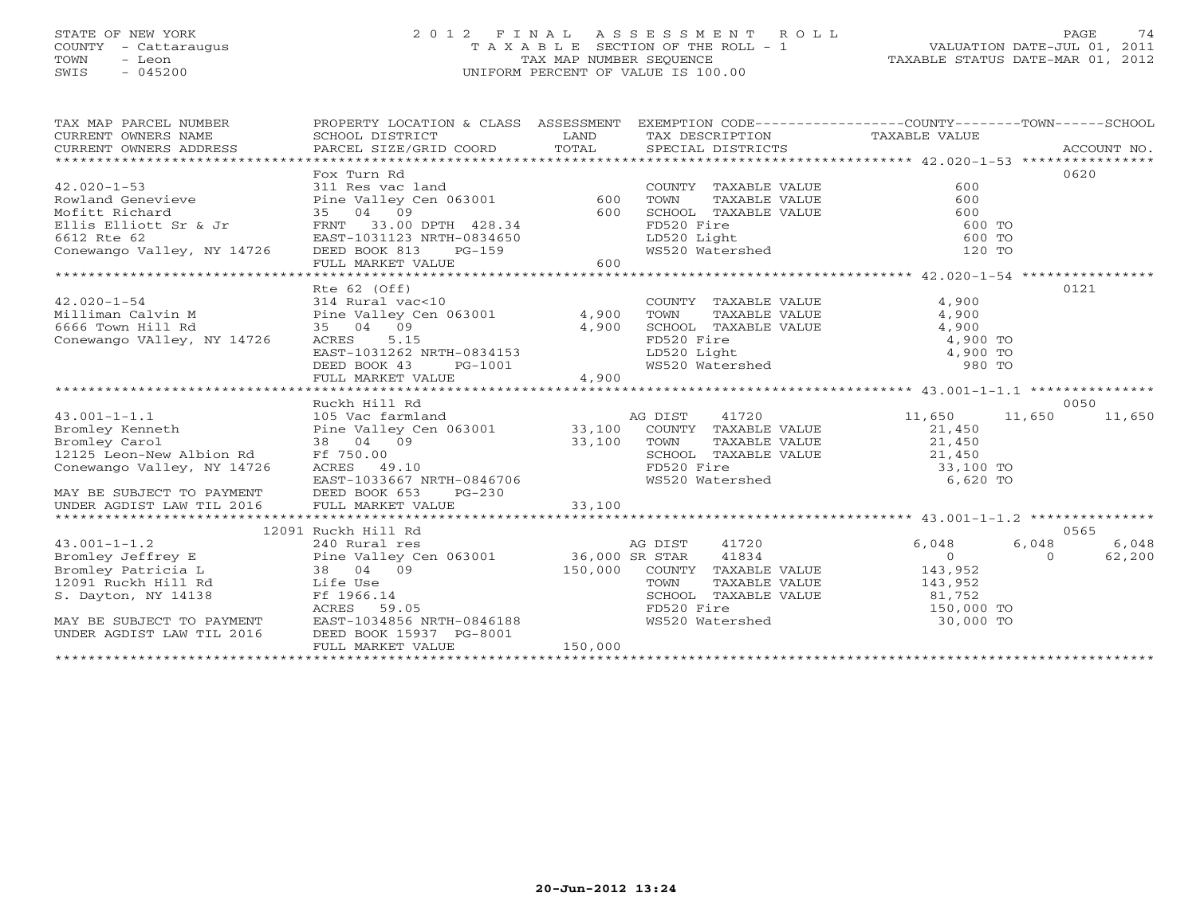STATE OF NEW YORK
COUNTY - Cattaraugus
TOWN - Leon
SWIS - 045200

# 2012 FINAL ASSESSMENT ROLL

TAXABLE SECTION OF THE ROLL - 1
TAX MAP NUMBER SEQUENCE
UNIFORM PERCENT OF VALUE IS 100.00

VALUATION DATE-JUL 01, 2011
TAXABLE STATUS DATE-MAR 01, 2012

| TAX MAP PARCEL NUMBER / CURRENT OWNERS NAME / CURRENT OWNERS ADDRESS | PROPERTY LOCATION & CLASS / SCHOOL DISTRICT / PARCEL SIZE/GRID COORD | ASSESSMENT LAND / TOTAL | EXEMPTION CODE / TAX DESCRIPTION / SPECIAL DISTRICTS | COUNTY | TOWN | SCHOOL / ACCOUNT NO. |
|---|---|---|---|---|---|---|
| **42.020-1-53** | Fox Turn Rd | | | | | 0620 |
| Rowland Genevieve | 311 Res vac land | | COUNTY TAXABLE VALUE | 600 | | |
| Mofitt Richard | Pine Valley Cen 063001 | 600 | TOWN TAXABLE VALUE | 600 | | |
| Ellis Elliott Sr & Jr | 35 04 09 | 600 | SCHOOL TAXABLE VALUE | 600 | | |
| 6612 Rte 62 | FRNT 33.00 DPTH 428.34 | | FD520 Fire | 600 TO | | |
| Conewango Valley, NY 14726 | EAST-1031123 NRTH-0834650 | | LD520 Light | 600 TO | | |
| | DEED BOOK 813 PG-159 | | WS520 Watershed | 120 TO | | |
| | FULL MARKET VALUE | 600 | | | | |
| **42.020-1-54** | Rte 62 (Off) | | | | | 0121 |
| Milliman Calvin M | 314 Rural vac<10 | | COUNTY TAXABLE VALUE | 4,900 | | |
| 6666 Town Hill Rd | Pine Valley Cen 063001 | 4,900 | TOWN TAXABLE VALUE | 4,900 | | |
| Conewango VAlley, NY 14726 | 35 04 09 | 4,900 | SCHOOL TAXABLE VALUE | 4,900 | | |
| | ACRES 5.15 | | FD520 Fire | 4,900 TO | | |
| | EAST-1031262 NRTH-0834153 | | LD520 Light | 4,900 TO | | |
| | DEED BOOK 43 PG-1001 | | WS520 Watershed | 980 TO | | |
| | FULL MARKET VALUE | 4,900 | | | | |
| **43.001-1-1.1** | Ruckh Hill Rd | | | | | 0050 |
| Bromley Kenneth | 105 Vac farmland | | AG DIST 41720 | 11,650 | 11,650 | 11,650 |
| Bromley Carol | Pine Valley Cen 063001 | 33,100 | COUNTY TAXABLE VALUE | 21,450 | | |
| 12125 Leon-New Albion Rd | 38 04 09 | 33,100 | TOWN TAXABLE VALUE | 21,450 | | |
| Conewango Valley, NY 14726 | Ff 750.00 | | SCHOOL TAXABLE VALUE | 21,450 | | |
| | ACRES 49.10 | | FD520 Fire | 33,100 TO | | |
| MAY BE SUBJECT TO PAYMENT | EAST-1033667 NRTH-0846706 | | WS520 Watershed | 6,620 TO | | |
| UNDER AGDIST LAW TIL 2016 | DEED BOOK 653 PG-230 | | | | | |
| | FULL MARKET VALUE | 33,100 | | | | |
| **43.001-1-1.2** | 12091 Ruckh Hill Rd | | | | | 0565 |
| Bromley Jeffrey E | 240 Rural res | | AG DIST 41720 | 6,048 | 6,048 | 6,048 |
| Bromley Patricia L | Pine Valley Cen 063001 | 36,000 | SR STAR 41834 | 0 | 0 | 62,200 |
| 12091 Ruckh Hill Rd | 38 04 09 | 150,000 | COUNTY TAXABLE VALUE | 143,952 | | |
| S. Dayton, NY 14138 | Life Use | | TOWN TAXABLE VALUE | 143,952 | | |
| | Ff 1966.14 | | SCHOOL TAXABLE VALUE | 81,752 | | |
| | ACRES 59.05 | | FD520 Fire | 150,000 TO | | |
| MAY BE SUBJECT TO PAYMENT | EAST-1034856 NRTH-0846188 | | WS520 Watershed | 30,000 TO | | |
| UNDER AGDIST LAW TIL 2016 | DEED BOOK 15937 PG-8001 | | | | | |
| | FULL MARKET VALUE | 150,000 | | | | |

20-Jun-2012 13:24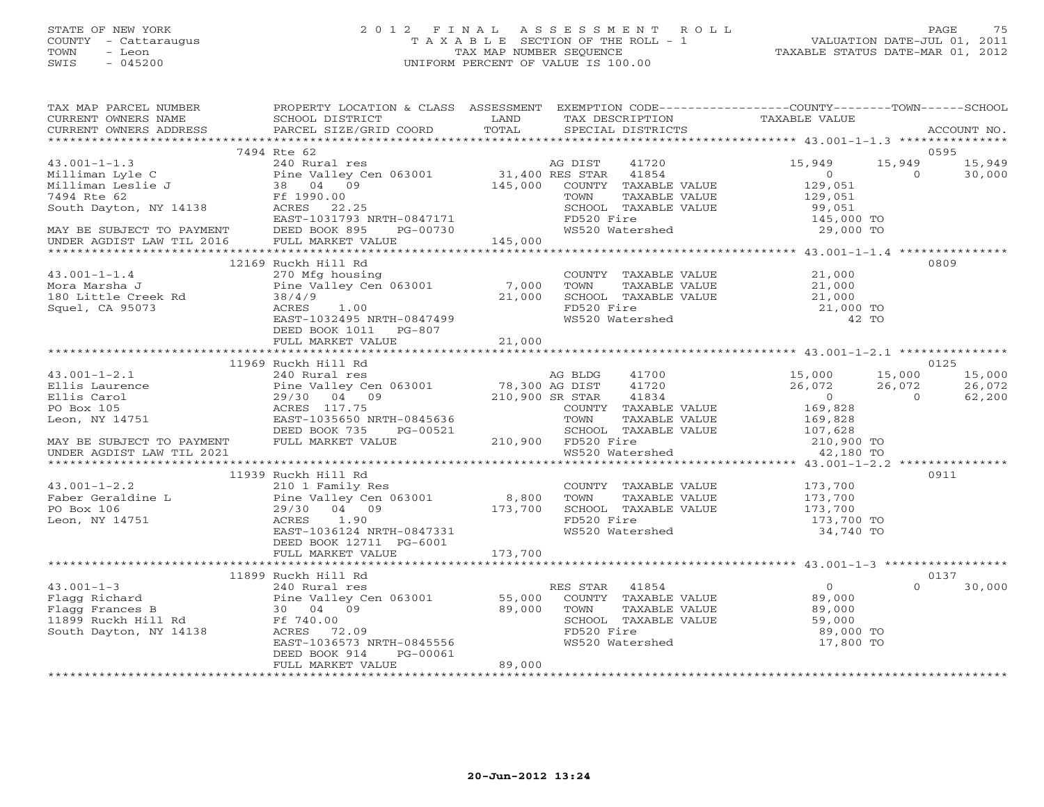STATE OF NEW YORK
COUNTY - Cattaraugus
TOWN - Leon
SWIS - 045200

# 2012 FINAL ASSESSMENT ROLL

TAXABLE SECTION OF THE ROLL - 1
TAX MAP NUMBER SEQUENCE
UNIFORM PERCENT OF VALUE IS 100.00

VALUATION DATE-JUL 01, 2011
TAXABLE STATUS DATE-MAR 01, 2012

```
TAX MAP PARCEL NUMBER          PROPERTY LOCATION & CLASS  ASSESSMENT  EXEMPTION CODE-----------------COUNTY--------TOWN------SCHOOL
CURRENT OWNERS NAME            SCHOOL DISTRICT              LAND      TAX DESCRIPTION                TAXABLE VALUE
CURRENT OWNERS ADDRESS         PARCEL SIZE/GRID COORD       TOTAL     SPECIAL DISTRICTS                                    ACCOUNT NO.
******************************************************************************************************* 43.001-1-1.3 ***************
                    7494 Rte 62                                                                                     0595
43.001-1-1.3                   240 Rural res                           AG DIST     41720           15,949      15,949      15,949
Milliman Lyle C                Pine Valley Cen 063001       31,400 RES STAR    41854                0           0      30,000
Milliman Leslie J              38  04  09                  145,000    COUNTY  TAXABLE VALUE        129,051
7494 Rte 62                    Ff 1990.00                              TOWN    TAXABLE VALUE        129,051
South Dayton, NY 14138         ACRES  22.25                            SCHOOL  TAXABLE VALUE         99,051
                               EAST-1031793 NRTH-0847171               FD520 Fire                   145,000 TO
MAY BE SUBJECT TO PAYMENT      DEED BOOK 895     PG-00730              WS520 Watershed               29,000 TO
UNDER AGDIST LAW TIL 2016      FULL MARKET VALUE           145,000
******************************************************************************************************* 43.001-1-1.4 ***************
                    12169 Ruckh Hill Rd                                                                             0809
43.001-1-1.4                   270 Mfg housing                         COUNTY  TAXABLE VALUE         21,000
Mora Marsha J                  Pine Valley Cen 063001        7,000    TOWN    TAXABLE VALUE         21,000
180 Little Creek Rd            38/4/9                       21,000    SCHOOL  TAXABLE VALUE         21,000
Squel, CA 95073                ACRES   1.00                            FD520 Fire                    21,000 TO
                               EAST-1032495 NRTH-0847499               WS520 Watershed                   42 TO
                               DEED BOOK 1011    PG-807
                               FULL MARKET VALUE            21,000
******************************************************************************************************* 43.001-1-2.1 ***************
                    11969 Ruckh Hill Rd                                                                             0125
43.001-1-2.1                   240 Rural res                           AG BLDG     41700           15,000      15,000      15,000
Ellis Laurence                 Pine Valley Cen 063001       78,300 AG DIST     41720           26,072      26,072      26,072
Ellis Carol                    29/30  04  09               210,900 SR STAR     41834                0           0      62,200
PO Box 105                     ACRES 117.75                            COUNTY  TAXABLE VALUE        169,828
Leon, NY 14751                 EAST-1035650 NRTH-0845636               TOWN    TAXABLE VALUE        169,828
                               DEED BOOK 735     PG-00521              SCHOOL  TAXABLE VALUE        107,628
MAY BE SUBJECT TO PAYMENT      FULL MARKET VALUE           210,900    FD520 Fire                   210,900 TO
UNDER AGDIST LAW TIL 2021                                              WS520 Watershed               42,180 TO
******************************************************************************************************* 43.001-1-2.2 ***************
                    11939 Ruckh Hill Rd                                                                             0911
43.001-1-2.2                   210 1 Family Res                        COUNTY  TAXABLE VALUE        173,700
Faber Geraldine L              Pine Valley Cen 063001        8,800    TOWN    TAXABLE VALUE        173,700
PO Box 106                     29/30  04  09               173,700    SCHOOL  TAXABLE VALUE        173,700
Leon, NY 14751                 ACRES   1.90                            FD520 Fire                   173,700 TO
                               EAST-1036124 NRTH-0847331               WS520 Watershed               34,740 TO
                               DEED BOOK 12711   PG-6001
                               FULL MARKET VALUE           173,700
******************************************************************************************************* 43.001-1-3 *****************
                    11899 Ruckh Hill Rd                                                                             0137
43.001-1-3                     240 Rural res                           RES STAR    41854                0           0      30,000
Flagg Richard                  Pine Valley Cen 063001       55,000    COUNTY  TAXABLE VALUE         89,000
Flagg Frances B                30  04  09                   89,000    TOWN    TAXABLE VALUE         89,000
11899 Ruckh Hill Rd            Ff 740.00                               SCHOOL  TAXABLE VALUE         59,000
South Dayton, NY 14138         ACRES  72.09                            FD520 Fire                    89,000 TO
                               EAST-1036573 NRTH-0845556               WS520 Watershed               17,800 TO
                               DEED BOOK 914     PG-00061
                               FULL MARKET VALUE            89,000
************************************************************************************************************************************
```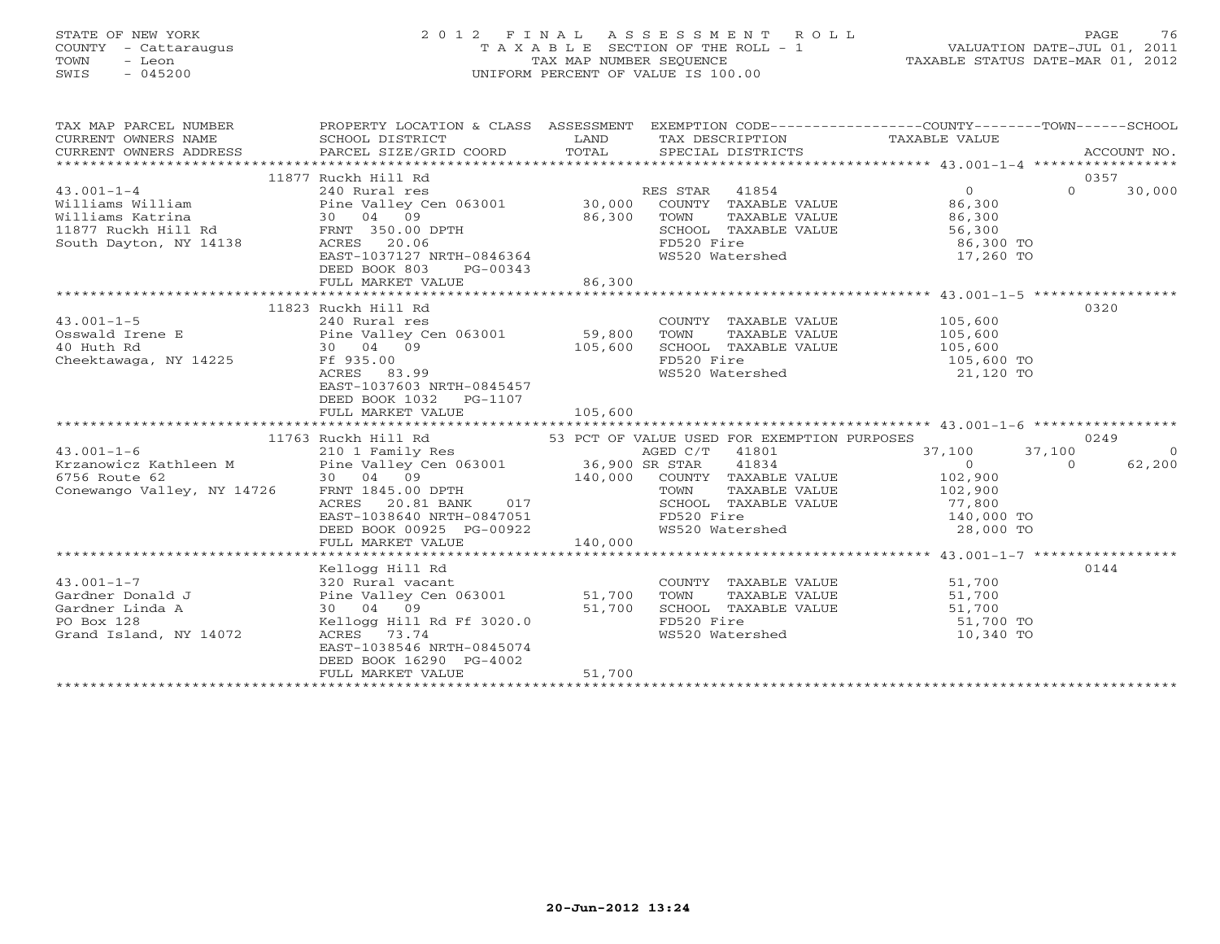STATE OF NEW YORK
COUNTY - Cattaraugus
TOWN - Leon
SWIS - 045200

2012 FINAL ASSESSMENT ROLL
TAXABLE SECTION OF THE ROLL - 1
TAX MAP NUMBER SEQUENCE
UNIFORM PERCENT OF VALUE IS 100.00

VALUATION DATE-JUL 01, 2011
TAXABLE STATUS DATE-MAR 01, 2012

| TAX MAP PARCEL NUMBER / CURRENT OWNERS NAME / CURRENT OWNERS ADDRESS | PROPERTY LOCATION & CLASS / SCHOOL DISTRICT / PARCEL SIZE/GRID COORD | ASSESSMENT LAND / TOTAL | EXEMPTION CODE / TAX DESCRIPTION / SPECIAL DISTRICTS | COUNTY TAXABLE VALUE | TOWN | SCHOOL | ACCOUNT NO. |
|---|---|---|---|---|---|---|---|
| | 11877 Ruckh Hill Rd | | | | | | 0357 |
| 43.001-1-4 | 240 Rural res | | RES STAR 41854 | 0 | 0 | 30,000 | |
| Williams William | Pine Valley Cen 063001 | 30,000 | COUNTY TAXABLE VALUE | 86,300 | | | |
| Williams Katrina | 30 04 09 | 86,300 | TOWN TAXABLE VALUE | 86,300 | | | |
| 11877 Ruckh Hill Rd | FRNT 350.00 DPTH | | SCHOOL TAXABLE VALUE | 56,300 | | | |
| South Dayton, NY 14138 | ACRES 20.06 | | FD520 Fire | 86,300 TO | | | |
| | EAST-1037127 NRTH-0846364 | | WS520 Watershed | 17,260 TO | | | |
| | DEED BOOK 803 PG-00343 | | | | | | |
| | FULL MARKET VALUE | 86,300 | | | | | |
| | 11823 Ruckh Hill Rd | | | | | | 0320 |
| 43.001-1-5 | 240 Rural res | | COUNTY TAXABLE VALUE | 105,600 | | | |
| Osswald Irene E | Pine Valley Cen 063001 | 59,800 | TOWN TAXABLE VALUE | 105,600 | | | |
| 40 Huth Rd | 30 04 09 | 105,600 | SCHOOL TAXABLE VALUE | 105,600 | | | |
| Cheektawaga, NY 14225 | Ff 935.00 | | FD520 Fire | 105,600 TO | | | |
| | ACRES 83.99 | | WS520 Watershed | 21,120 TO | | | |
| | EAST-1037603 NRTH-0845457 | | | | | | |
| | DEED BOOK 1032 PG-1107 | | | | | | |
| | FULL MARKET VALUE | 105,600 | | | | | |
| | 11763 Ruckh Hill Rd | | 53 PCT OF VALUE USED FOR EXEMPTION PURPOSES | | | | 0249 |
| 43.001-1-6 | 210 1 Family Res | | AGED C/T 41801 | 37,100 | 37,100 | 0 | |
| Krzanowicz Kathleen M | Pine Valley Cen 063001 | 36,900 | SR STAR 41834 | 0 | 0 | 62,200 | |
| 6756 Route 62 | 30 04 09 | 140,000 | COUNTY TAXABLE VALUE | 102,900 | | | |
| Conewango Valley, NY 14726 | FRNT 1845.00 DPTH | | TOWN TAXABLE VALUE | 102,900 | | | |
| | ACRES 20.81 BANK 017 | | SCHOOL TAXABLE VALUE | 77,800 | | | |
| | EAST-1038640 NRTH-0847051 | | FD520 Fire | 140,000 TO | | | |
| | DEED BOOK 00925 PG-00922 | | WS520 Watershed | 28,000 TO | | | |
| | FULL MARKET VALUE | 140,000 | | | | | |
| | Kellogg Hill Rd | | | | | | 0144 |
| 43.001-1-7 | 320 Rural vacant | | COUNTY TAXABLE VALUE | 51,700 | | | |
| Gardner Donald J | Pine Valley Cen 063001 | 51,700 | TOWN TAXABLE VALUE | 51,700 | | | |
| Gardner Linda A | 30 04 09 | 51,700 | SCHOOL TAXABLE VALUE | 51,700 | | | |
| PO Box 128 | Kellogg Hill Rd Ff 3020.0 | | FD520 Fire | 51,700 TO | | | |
| Grand Island, NY 14072 | ACRES 73.74 | | WS520 Watershed | 10,340 TO | | | |
| | EAST-1038546 NRTH-0845074 | | | | | | |
| | DEED BOOK 16290 PG-4002 | | | | | | |
| | FULL MARKET VALUE | 51,700 | | | | | |

20-Jun-2012 13:24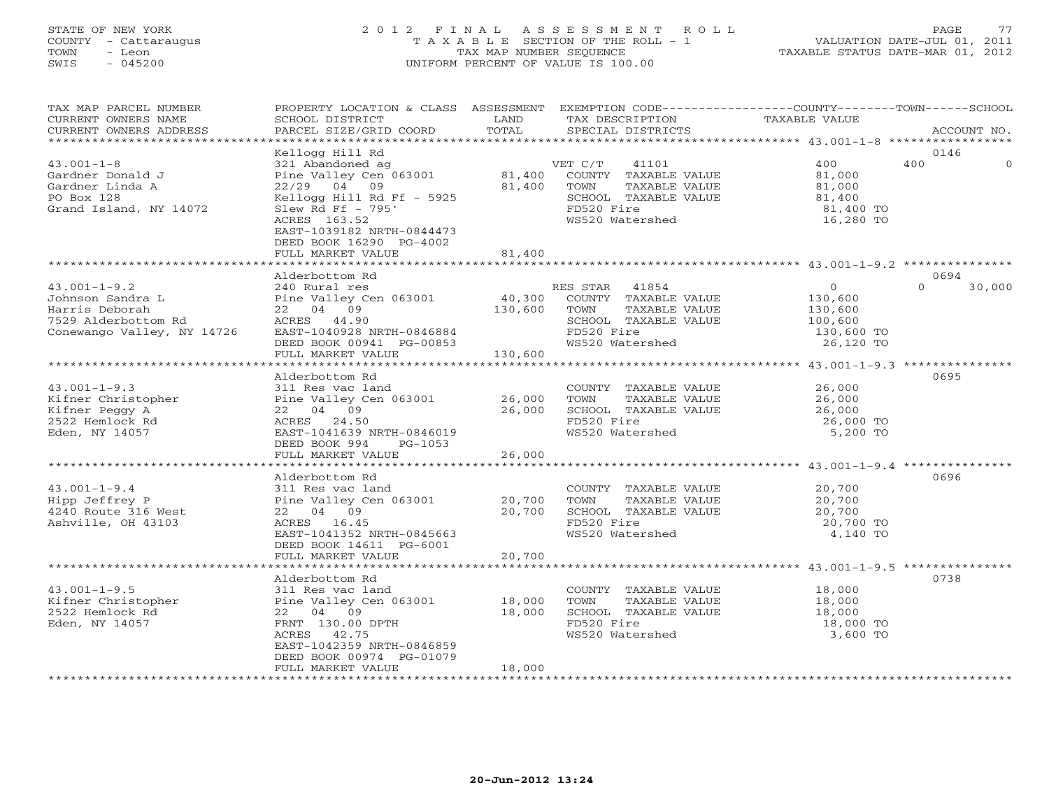STATE OF NEW YORK
COUNTY - Cattaraugus
TOWN - Leon
SWIS - 045200

# 2012 FINAL ASSESSMENT ROLL

TAXABLE SECTION OF THE ROLL - 1
TAX MAP NUMBER SEQUENCE
UNIFORM PERCENT OF VALUE IS 100.00

VALUATION DATE-JUL 01, 2011
TAXABLE STATUS DATE-MAR 01, 2012

| TAX MAP PARCEL NUMBER / CURRENT OWNERS NAME / CURRENT OWNERS ADDRESS | PROPERTY LOCATION & CLASS / SCHOOL DISTRICT / PARCEL SIZE/GRID COORD | ASSESSMENT LAND | TOTAL | EXEMPTION CODE / TAX DESCRIPTION / SPECIAL DISTRICTS | COUNTY TAXABLE VALUE | TOWN | SCHOOL | ACCOUNT NO. |
|---|---|---|---|---|---|---|---|---|
| 43.001-1-8 | Kellogg Hill Rd | | | | | | | 0146 |
| 43.001-1-8 | 321 Abandoned ag | | | VET C/T 41101 | 400 | 400 | 0 | |
| Gardner Donald J | Pine Valley Cen 063001 | 81,400 | | COUNTY TAXABLE VALUE | 81,000 | | | |
| Gardner Linda A | 22/29 04 09 | | 81,400 | TOWN TAXABLE VALUE | 81,000 | | | |
| PO Box 128 | Kellogg Hill Rd Ff - 5925 | | | SCHOOL TAXABLE VALUE | 81,400 | | | |
| Grand Island, NY 14072 | Slew Rd Ff - 795' | | | FD520 Fire | 81,400 TO | | | |
| | ACRES 163.52 | | | WS520 Watershed | 16,280 TO | | | |
| | EAST-1039182 NRTH-0844473 | | | | | | | |
| | DEED BOOK 16290 PG-4002 | | | | | | | |
| | FULL MARKET VALUE | | 81,400 | | | | | |
| 43.001-1-9.2 | Alderbottom Rd | | | | | | | 0694 |
| 43.001-1-9.2 | 240 Rural res | | | RES STAR 41854 | 0 | 0 | 30,000 | |
| Johnson Sandra L | Pine Valley Cen 063001 | 40,300 | | COUNTY TAXABLE VALUE | 130,600 | | | |
| Harris Deborah | 22 04 09 | | 130,600 | TOWN TAXABLE VALUE | 130,600 | | | |
| 7529 Alderbottom Rd | ACRES 44.90 | | | SCHOOL TAXABLE VALUE | 100,600 | | | |
| Conewango Valley, NY 14726 | EAST-1040928 NRTH-0846884 | | | FD520 Fire | 130,600 TO | | | |
| | DEED BOOK 00941 PG-00853 | | | WS520 Watershed | 26,120 TO | | | |
| | FULL MARKET VALUE | | 130,600 | | | | | |
| 43.001-1-9.3 | Alderbottom Rd | | | | | | | 0695 |
| 43.001-1-9.3 | 311 Res vac land | | | COUNTY TAXABLE VALUE | 26,000 | | | |
| Kifner Christopher | Pine Valley Cen 063001 | 26,000 | | TOWN TAXABLE VALUE | 26,000 | | | |
| Kifner Peggy A | 22 04 09 | | 26,000 | SCHOOL TAXABLE VALUE | 26,000 | | | |
| 2522 Hemlock Rd | ACRES 24.50 | | | FD520 Fire | 26,000 TO | | | |
| Eden, NY 14057 | EAST-1041639 NRTH-0846019 | | | WS520 Watershed | 5,200 TO | | | |
| | DEED BOOK 994 PG-1053 | | | | | | | |
| | FULL MARKET VALUE | | 26,000 | | | | | |
| 43.001-1-9.4 | Alderbottom Rd | | | | | | | 0696 |
| 43.001-1-9.4 | 311 Res vac land | | | COUNTY TAXABLE VALUE | 20,700 | | | |
| Hipp Jeffrey P | Pine Valley Cen 063001 | 20,700 | | TOWN TAXABLE VALUE | 20,700 | | | |
| 4240 Route 316 West | 22 04 09 | | 20,700 | SCHOOL TAXABLE VALUE | 20,700 | | | |
| Ashville, OH 43103 | ACRES 16.45 | | | FD520 Fire | 20,700 TO | | | |
| | EAST-1041352 NRTH-0845663 | | | WS520 Watershed | 4,140 TO | | | |
| | DEED BOOK 14611 PG-6001 | | | | | | | |
| | FULL MARKET VALUE | | 20,700 | | | | | |
| 43.001-1-9.5 | Alderbottom Rd | | | | | | | 0738 |
| 43.001-1-9.5 | 311 Res vac land | | | COUNTY TAXABLE VALUE | 18,000 | | | |
| Kifner Christopher | Pine Valley Cen 063001 | 18,000 | | TOWN TAXABLE VALUE | 18,000 | | | |
| 2522 Hemlock Rd | 22 04 09 | | 18,000 | SCHOOL TAXABLE VALUE | 18,000 | | | |
| Eden, NY 14057 | FRNT 130.00 DPTH | | | FD520 Fire | 18,000 TO | | | |
| | ACRES 42.75 | | | WS520 Watershed | 3,600 TO | | | |
| | EAST-1042359 NRTH-0846859 | | | | | | | |
| | DEED BOOK 00974 PG-01079 | | | | | | | |
| | FULL MARKET VALUE | | 18,000 | | | | | |

20-Jun-2012 13:24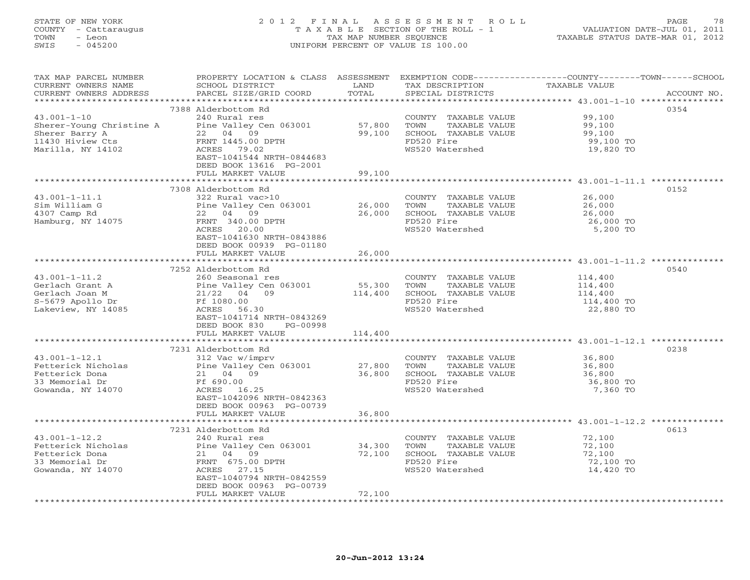STATE OF NEW YORK
COUNTY - Cattaraugus
TOWN - Leon
SWIS - 045200

2012 FINAL ASSESSMENT ROLL
TAXABLE SECTION OF THE ROLL - 1
TAX MAP NUMBER SEQUENCE
UNIFORM PERCENT OF VALUE IS 100.00

VALUATION DATE-JUL 01, 2011
TAXABLE STATUS DATE-MAR 01, 2012

| TAX MAP PARCEL NUMBER / CURRENT OWNERS NAME / CURRENT OWNERS ADDRESS | PROPERTY LOCATION & CLASS / SCHOOL DISTRICT / PARCEL SIZE/GRID COORD | ASSESSMENT LAND / TOTAL | EXEMPTION CODE / TAX DESCRIPTION / SPECIAL DISTRICTS | COUNTY--------TOWN------SCHOOL TAXABLE VALUE | ACCOUNT NO. |
|---|---|---|---|---|---|
| 43.001-1-10 | 7388 Alderbottom Rd | | | | 0354 |
| 43.001-1-10 | 240 Rural res | | COUNTY TAXABLE VALUE | 99,100 | |
| Sherer-Young Christine A | Pine Valley Cen 063001 | 57,800 | TOWN TAXABLE VALUE | 99,100 | |
| Sherer Barry A | 22 04 09 | 99,100 | SCHOOL TAXABLE VALUE | 99,100 | |
| 11430 Hiview Cts | FRNT 1445.00 DPTH | | FD520 Fire | 99,100 TO | |
| Marilla, NY 14102 | ACRES 79.02 | | WS520 Watershed | 19,820 TO | |
| | EAST-1041544 NRTH-0844683 | | | | |
| | DEED BOOK 13616 PG-2001 | | | | |
| | FULL MARKET VALUE | 99,100 | | | |
| 43.001-1-11.1 | 7308 Alderbottom Rd | | | | 0152 |
| 43.001-1-11.1 | 322 Rural vac>10 | | COUNTY TAXABLE VALUE | 26,000 | |
| Sim William G | Pine Valley Cen 063001 | 26,000 | TOWN TAXABLE VALUE | 26,000 | |
| 4307 Camp Rd | 22 04 09 | 26,000 | SCHOOL TAXABLE VALUE | 26,000 | |
| Hamburg, NY 14075 | FRNT 340.00 DPTH | | FD520 Fire | 26,000 TO | |
| | ACRES 20.00 | | WS520 Watershed | 5,200 TO | |
| | EAST-1041630 NRTH-0843886 | | | | |
| | DEED BOOK 00939 PG-01180 | | | | |
| | FULL MARKET VALUE | 26,000 | | | |
| 43.001-1-11.2 | 7252 Alderbottom Rd | | | | 0540 |
| 43.001-1-11.2 | 260 Seasonal res | | COUNTY TAXABLE VALUE | 114,400 | |
| Gerlach Grant A | Pine Valley Cen 063001 | 55,300 | TOWN TAXABLE VALUE | 114,400 | |
| Gerlach Joan M | 21/22 04 09 | 114,400 | SCHOOL TAXABLE VALUE | 114,400 | |
| S-5679 Apollo Dr | Ff 1080.00 | | FD520 Fire | 114,400 TO | |
| Lakeview, NY 14085 | ACRES 56.30 | | WS520 Watershed | 22,880 TO | |
| | EAST-1041714 NRTH-0843269 | | | | |
| | DEED BOOK 830 PG-00998 | | | | |
| | FULL MARKET VALUE | 114,400 | | | |
| 43.001-1-12.1 | 7231 Alderbottom Rd | | | | 0238 |
| 43.001-1-12.1 | 312 Vac w/imprv | | COUNTY TAXABLE VALUE | 36,800 | |
| Fetterick Nicholas | Pine Valley Cen 063001 | 27,800 | TOWN TAXABLE VALUE | 36,800 | |
| Fetterick Dona | 21 04 09 | 36,800 | SCHOOL TAXABLE VALUE | 36,800 | |
| 33 Memorial Dr | Ff 690.00 | | FD520 Fire | 36,800 TO | |
| Gowanda, NY 14070 | ACRES 16.25 | | WS520 Watershed | 7,360 TO | |
| | EAST-1042096 NRTH-0842363 | | | | |
| | DEED BOOK 00963 PG-00739 | | | | |
| | FULL MARKET VALUE | 36,800 | | | |
| 43.001-1-12.2 | 7231 Alderbottom Rd | | | | 0613 |
| 43.001-1-12.2 | 240 Rural res | | COUNTY TAXABLE VALUE | 72,100 | |
| Fetterick Nicholas | Pine Valley Cen 063001 | 34,300 | TOWN TAXABLE VALUE | 72,100 | |
| Fetterick Dona | 21 04 09 | 72,100 | SCHOOL TAXABLE VALUE | 72,100 | |
| 33 Memorial Dr | FRNT 675.00 DPTH | | FD520 Fire | 72,100 TO | |
| Gowanda, NY 14070 | ACRES 27.15 | | WS520 Watershed | 14,420 TO | |
| | EAST-1040794 NRTH-0842559 | | | | |
| | DEED BOOK 00963 PG-00739 | | | | |
| | FULL MARKET VALUE | 72,100 | | | |

20-Jun-2012 13:24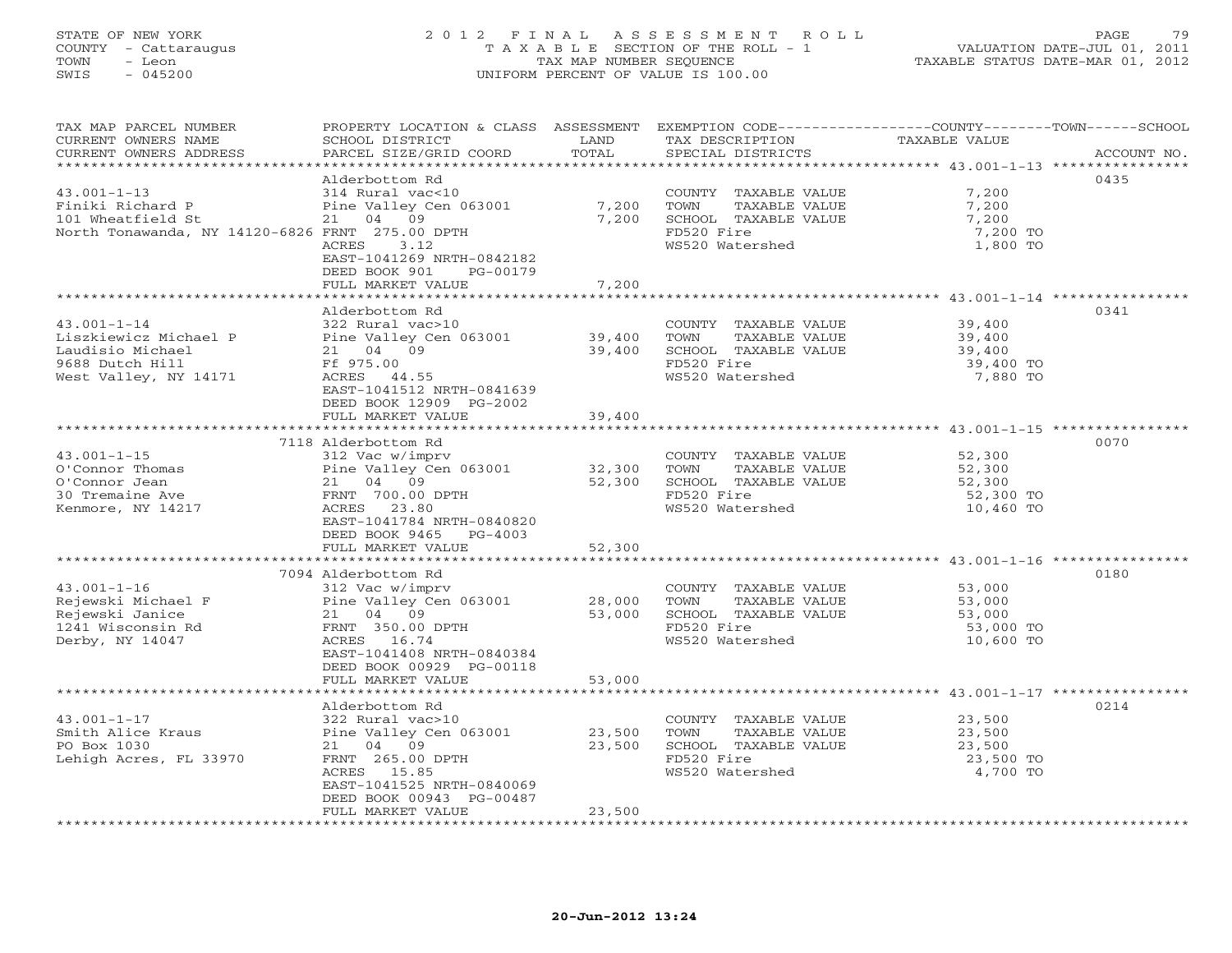STATE OF NEW YORK
COUNTY - Cattaraugus
TOWN - Leon
SWIS - 045200

# 2012 FINAL ASSESSMENT ROLL
TAXABLE SECTION OF THE ROLL - 1
TAX MAP NUMBER SEQUENCE
UNIFORM PERCENT OF VALUE IS 100.00

VALUATION DATE-JUL 01, 2011
TAXABLE STATUS DATE-MAR 01, 2012

| TAX MAP PARCEL NUMBER / CURRENT OWNERS NAME / CURRENT OWNERS ADDRESS | PROPERTY LOCATION & CLASS / SCHOOL DISTRICT / PARCEL SIZE/GRID COORD | ASSESSMENT LAND / TOTAL | EXEMPTION CODE / TAX DESCRIPTION / SPECIAL DISTRICTS | COUNTY / TOWN / SCHOOL TAXABLE VALUE | ACCOUNT NO. |
|---|---|---|---|---|---|
| 43.001-1-13 | Alderbottom Rd | | | | 0435 |
| 43.001-1-13 | 314 Rural vac<10 | | COUNTY TAXABLE VALUE | 7,200 | |
| Finiki Richard P | Pine Valley Cen 063001 | 7,200 | TOWN TAXABLE VALUE | 7,200 | |
| 101 Wheatfield St | 21 04 09 | 7,200 | SCHOOL TAXABLE VALUE | 7,200 | |
| North Tonawanda, NY 14120-6826 | FRNT 275.00 DPTH | | FD520 Fire | 7,200 TO | |
| | ACRES 3.12 | | WS520 Watershed | 1,800 TO | |
| | EAST-1041269 NRTH-0842182 | | | | |
| | DEED BOOK 901 PG-00179 | | | | |
| | FULL MARKET VALUE | 7,200 | | | |
| 43.001-1-14 | Alderbottom Rd | | | | 0341 |
| 43.001-1-14 | 322 Rural vac>10 | | COUNTY TAXABLE VALUE | 39,400 | |
| Liszkiewicz Michael P | Pine Valley Cen 063001 | 39,400 | TOWN TAXABLE VALUE | 39,400 | |
| Laudisio Michael | 21 04 09 | 39,400 | SCHOOL TAXABLE VALUE | 39,400 | |
| 9688 Dutch Hill | Ff 975.00 | | FD520 Fire | 39,400 TO | |
| West Valley, NY 14171 | ACRES 44.55 | | WS520 Watershed | 7,880 TO | |
| | EAST-1041512 NRTH-0841639 | | | | |
| | DEED BOOK 12909 PG-2002 | | | | |
| | FULL MARKET VALUE | 39,400 | | | |
| 43.001-1-15 | 7118 Alderbottom Rd | | | | 0070 |
| 43.001-1-15 | 312 Vac w/imprv | | COUNTY TAXABLE VALUE | 52,300 | |
| O'Connor Thomas | Pine Valley Cen 063001 | 32,300 | TOWN TAXABLE VALUE | 52,300 | |
| O'Connor Jean | 21 04 09 | 52,300 | SCHOOL TAXABLE VALUE | 52,300 | |
| 30 Tremaine Ave | FRNT 700.00 DPTH | | FD520 Fire | 52,300 TO | |
| Kenmore, NY 14217 | ACRES 23.80 | | WS520 Watershed | 10,460 TO | |
| | EAST-1041784 NRTH-0840820 | | | | |
| | DEED BOOK 9465 PG-4003 | | | | |
| | FULL MARKET VALUE | 52,300 | | | |
| 43.001-1-16 | 7094 Alderbottom Rd | | | | 0180 |
| 43.001-1-16 | 312 Vac w/imprv | | COUNTY TAXABLE VALUE | 53,000 | |
| Rejewski Michael F | Pine Valley Cen 063001 | 28,000 | TOWN TAXABLE VALUE | 53,000 | |
| Rejewski Janice | 21 04 09 | 53,000 | SCHOOL TAXABLE VALUE | 53,000 | |
| 1241 Wisconsin Rd | FRNT 350.00 DPTH | | FD520 Fire | 53,000 TO | |
| Derby, NY 14047 | ACRES 16.74 | | WS520 Watershed | 10,600 TO | |
| | EAST-1041408 NRTH-0840384 | | | | |
| | DEED BOOK 00929 PG-00118 | | | | |
| | FULL MARKET VALUE | 53,000 | | | |
| 43.001-1-17 | Alderbottom Rd | | | | 0214 |
| 43.001-1-17 | 322 Rural vac>10 | | COUNTY TAXABLE VALUE | 23,500 | |
| Smith Alice Kraus | Pine Valley Cen 063001 | 23,500 | TOWN TAXABLE VALUE | 23,500 | |
| PO Box 1030 | 21 04 09 | 23,500 | SCHOOL TAXABLE VALUE | 23,500 | |
| Lehigh Acres, FL 33970 | FRNT 265.00 DPTH | | FD520 Fire | 23,500 TO | |
| | ACRES 15.85 | | WS520 Watershed | 4,700 TO | |
| | EAST-1041525 NRTH-0840069 | | | | |
| | DEED BOOK 00943 PG-00487 | | | | |
| | FULL MARKET VALUE | 23,500 | | | |

20-Jun-2012 13:24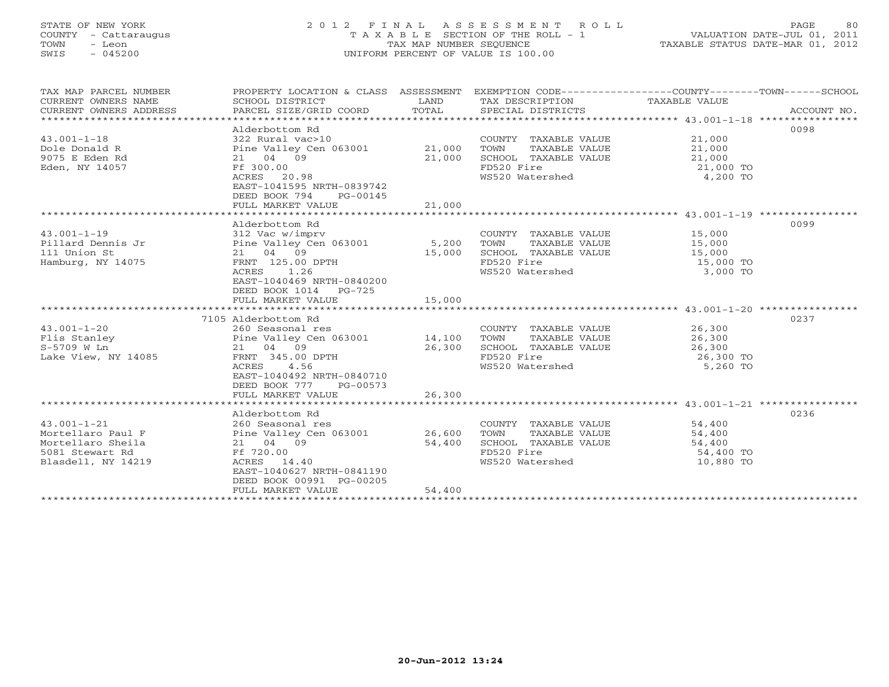STATE OF NEW YORK
COUNTY - Cattaraugus
TOWN - Leon
SWIS - 045200

2012 FINAL ASSESSMENT ROLL
TAXABLE SECTION OF THE ROLL - 1
TAX MAP NUMBER SEQUENCE
UNIFORM PERCENT OF VALUE IS 100.00

VALUATION DATE-JUL 01, 2011
TAXABLE STATUS DATE-MAR 01, 2012

| TAX MAP PARCEL NUMBER / CURRENT OWNERS NAME / CURRENT OWNERS ADDRESS | PROPERTY LOCATION & CLASS / SCHOOL DISTRICT / PARCEL SIZE/GRID COORD | ASSESSMENT LAND / TOTAL | EXEMPTION CODE / TAX DESCRIPTION / SPECIAL DISTRICTS | COUNTY--------TOWN------SCHOOL TAXABLE VALUE | ACCOUNT NO. |
|---|---|---|---|---|---|
| 43.001-1-18 | Alderbottom Rd | | | | 0098 |
| | 322 Rural vac>10 | | COUNTY TAXABLE VALUE | 21,000 | |
| Dole Donald R | Pine Valley Cen 063001 | 21,000 | TOWN TAXABLE VALUE | 21,000 | |
| 9075 E Eden Rd | 21 04 09 | 21,000 | SCHOOL TAXABLE VALUE | 21,000 | |
| Eden, NY 14057 | Ff 300.00 | | FD520 Fire | 21,000 TO | |
| | ACRES 20.98 | | WS520 Watershed | 4,200 TO | |
| | EAST-1041595 NRTH-0839742 | | | | |
| | DEED BOOK 794 PG-00145 | | | | |
| | FULL MARKET VALUE | 21,000 | | | |
| 43.001-1-19 | Alderbottom Rd | | | | 0099 |
| | 312 Vac w/imprv | | COUNTY TAXABLE VALUE | 15,000 | |
| Pillard Dennis Jr | Pine Valley Cen 063001 | 5,200 | TOWN TAXABLE VALUE | 15,000 | |
| 111 Union St | 21 04 09 | 15,000 | SCHOOL TAXABLE VALUE | 15,000 | |
| Hamburg, NY 14075 | FRNT 125.00 DPTH | | FD520 Fire | 15,000 TO | |
| | ACRES 1.26 | | WS520 Watershed | 3,000 TO | |
| | EAST-1040469 NRTH-0840200 | | | | |
| | DEED BOOK 1014 PG-725 | | | | |
| | FULL MARKET VALUE | 15,000 | | | |
| 43.001-1-20 | 7105 Alderbottom Rd | | | | 0237 |
| | 260 Seasonal res | | COUNTY TAXABLE VALUE | 26,300 | |
| Flis Stanley | Pine Valley Cen 063001 | 14,100 | TOWN TAXABLE VALUE | 26,300 | |
| S-5709 W Ln | 21 04 09 | 26,300 | SCHOOL TAXABLE VALUE | 26,300 | |
| Lake View, NY 14085 | FRNT 345.00 DPTH | | FD520 Fire | 26,300 TO | |
| | ACRES 4.56 | | WS520 Watershed | 5,260 TO | |
| | EAST-1040492 NRTH-0840710 | | | | |
| | DEED BOOK 777 PG-00573 | | | | |
| | FULL MARKET VALUE | 26,300 | | | |
| 43.001-1-21 | Alderbottom Rd | | | | 0236 |
| | 260 Seasonal res | | COUNTY TAXABLE VALUE | 54,400 | |
| Mortellaro Paul F | Pine Valley Cen 063001 | 26,600 | TOWN TAXABLE VALUE | 54,400 | |
| Mortellaro Sheila | 21 04 09 | 54,400 | SCHOOL TAXABLE VALUE | 54,400 | |
| 5081 Stewart Rd | Ff 720.00 | | FD520 Fire | 54,400 TO | |
| Blasdell, NY 14219 | ACRES 14.40 | | WS520 Watershed | 10,880 TO | |
| | EAST-1040627 NRTH-0841190 | | | | |
| | DEED BOOK 00991 PG-00205 | | | | |
| | FULL MARKET VALUE | 54,400 | | | |

20-Jun-2012 13:24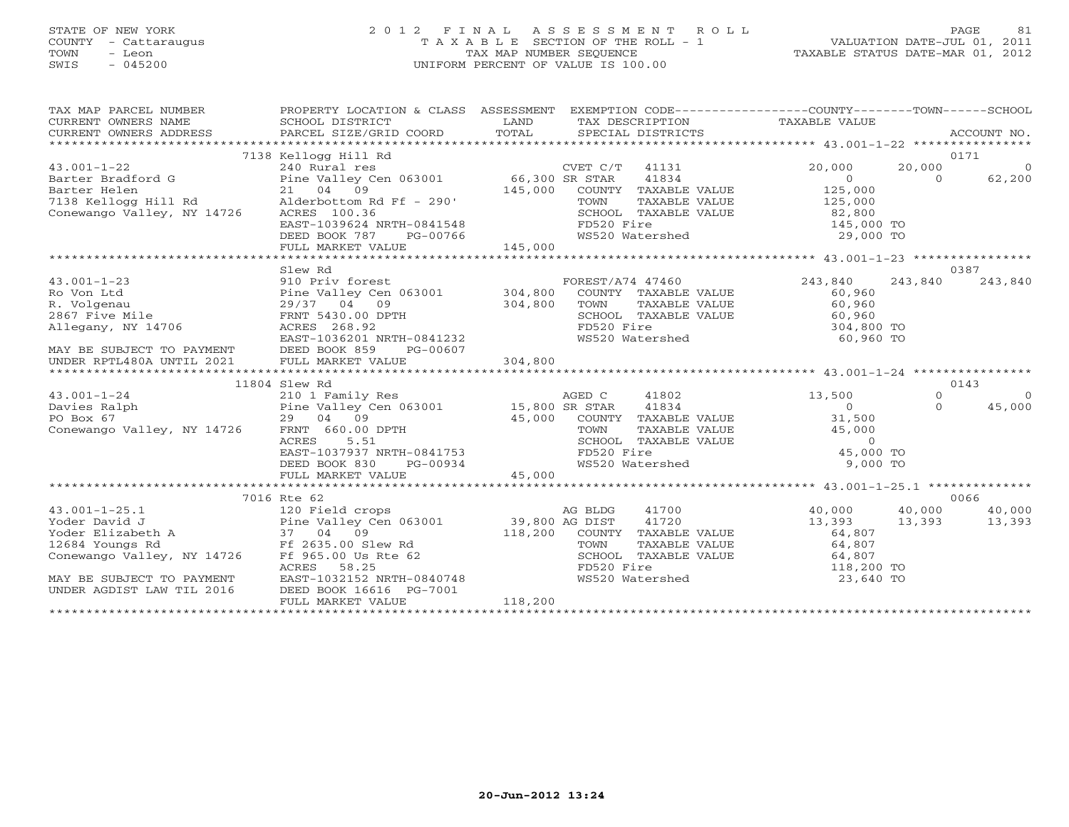STATE OF NEW YORK
COUNTY - Cattaraugus
TOWN - Leon
SWIS - 045200

2012 FINAL ASSESSMENT ROLL
TAXABLE SECTION OF THE ROLL - 1
TAX MAP NUMBER SEQUENCE
UNIFORM PERCENT OF VALUE IS 100.00

VALUATION DATE-JUL 01, 2011
TAXABLE STATUS DATE-MAR 01, 2012

| TAX MAP PARCEL NUMBER / CURRENT OWNERS NAME / CURRENT OWNERS ADDRESS | PROPERTY LOCATION & CLASS / SCHOOL DISTRICT / PARCEL SIZE/GRID COORD | ASSESSMENT LAND / TOTAL | EXEMPTION CODE / TAX DESCRIPTION / SPECIAL DISTRICTS | COUNTY TAXABLE VALUE | TOWN | SCHOOL | ACCOUNT NO. |
|---|---|---|---|---|---|---|---|
| 43.001-1-22 | 7138 Kellogg Hill Rd | | | | | | 0171 |
| | 240 Rural res | | CVET C/T 41131 | 20,000 | 20,000 | 0 | |
| Barter Bradford G | Pine Valley Cen 063001 | 66,300 | SR STAR 41834 | 0 | 0 | 62,200 | |
| Barter Helen | 21 04 09 | 145,000 | COUNTY TAXABLE VALUE | 125,000 | | | |
| 7138 Kellogg Hill Rd | Alderbottom Rd Ff - 290' | | TOWN TAXABLE VALUE | 125,000 | | | |
| Conewango Valley, NY 14726 | ACRES 100.36 | | SCHOOL TAXABLE VALUE | 82,800 | | | |
| | EAST-1039624 NRTH-0841548 | | FD520 Fire | 145,000 TO | | | |
| | DEED BOOK 787 PG-00766 | | WS520 Watershed | 29,000 TO | | | |
| | FULL MARKET VALUE | 145,000 | | | | | |
| 43.001-1-23 | Slew Rd | | | | | | 0387 |
| | 910 Priv forest | | FOREST/A74 47460 | 243,840 | 243,840 | 243,840 | |
| Ro Von Ltd | Pine Valley Cen 063001 | 304,800 | COUNTY TAXABLE VALUE | 60,960 | | | |
| R. Volgenau | 29/37 04 09 | 304,800 | TOWN TAXABLE VALUE | 60,960 | | | |
| 2867 Five Mile | FRNT 5430.00 DPTH | | SCHOOL TAXABLE VALUE | 60,960 | | | |
| Allegany, NY 14706 | ACRES 268.92 | | FD520 Fire | 304,800 TO | | | |
| | EAST-1036201 NRTH-0841232 | | WS520 Watershed | 60,960 TO | | | |
| MAY BE SUBJECT TO PAYMENT | DEED BOOK 859 PG-00607 | | | | | | |
| UNDER RPTL480A UNTIL 2021 | FULL MARKET VALUE | 304,800 | | | | | |
| 43.001-1-24 | 11804 Slew Rd | | | | | | 0143 |
| | 210 1 Family Res | | AGED C 41802 | 13,500 | 0 | 0 | |
| Davies Ralph | Pine Valley Cen 063001 | 15,800 | SR STAR 41834 | 0 | 0 | 45,000 | |
| PO Box 67 | 29 04 09 | 45,000 | COUNTY TAXABLE VALUE | 31,500 | | | |
| Conewango Valley, NY 14726 | FRNT 660.00 DPTH | | TOWN TAXABLE VALUE | 45,000 | | | |
| | ACRES 5.51 | | SCHOOL TAXABLE VALUE | 0 | | | |
| | EAST-1037937 NRTH-0841753 | | FD520 Fire | 45,000 TO | | | |
| | DEED BOOK 830 PG-00934 | | WS520 Watershed | 9,000 TO | | | |
| | FULL MARKET VALUE | 45,000 | | | | | |
| 43.001-1-25.1 | 7016 Rte 62 | | | | | | 0066 |
| | 120 Field crops | | AG BLDG 41700 | 40,000 | 40,000 | 40,000 | |
| Yoder David J | Pine Valley Cen 063001 | 39,800 | AG DIST 41720 | 13,393 | 13,393 | 13,393 | |
| Yoder Elizabeth A | 37 04 09 | 118,200 | COUNTY TAXABLE VALUE | 64,807 | | | |
| 12684 Youngs Rd | Ff 2635.00 Slew Rd | | TOWN TAXABLE VALUE | 64,807 | | | |
| Conewango Valley, NY 14726 | Ff 965.00 Us Rte 62 | | SCHOOL TAXABLE VALUE | 64,807 | | | |
| | ACRES 58.25 | | FD520 Fire | 118,200 TO | | | |
| MAY BE SUBJECT TO PAYMENT | EAST-1032152 NRTH-0840748 | | WS520 Watershed | 23,640 TO | | | |
| UNDER AGDIST LAW TIL 2016 | DEED BOOK 16616 PG-7001 | | | | | | |
| | FULL MARKET VALUE | 118,200 | | | | | |

20-Jun-2012 13:24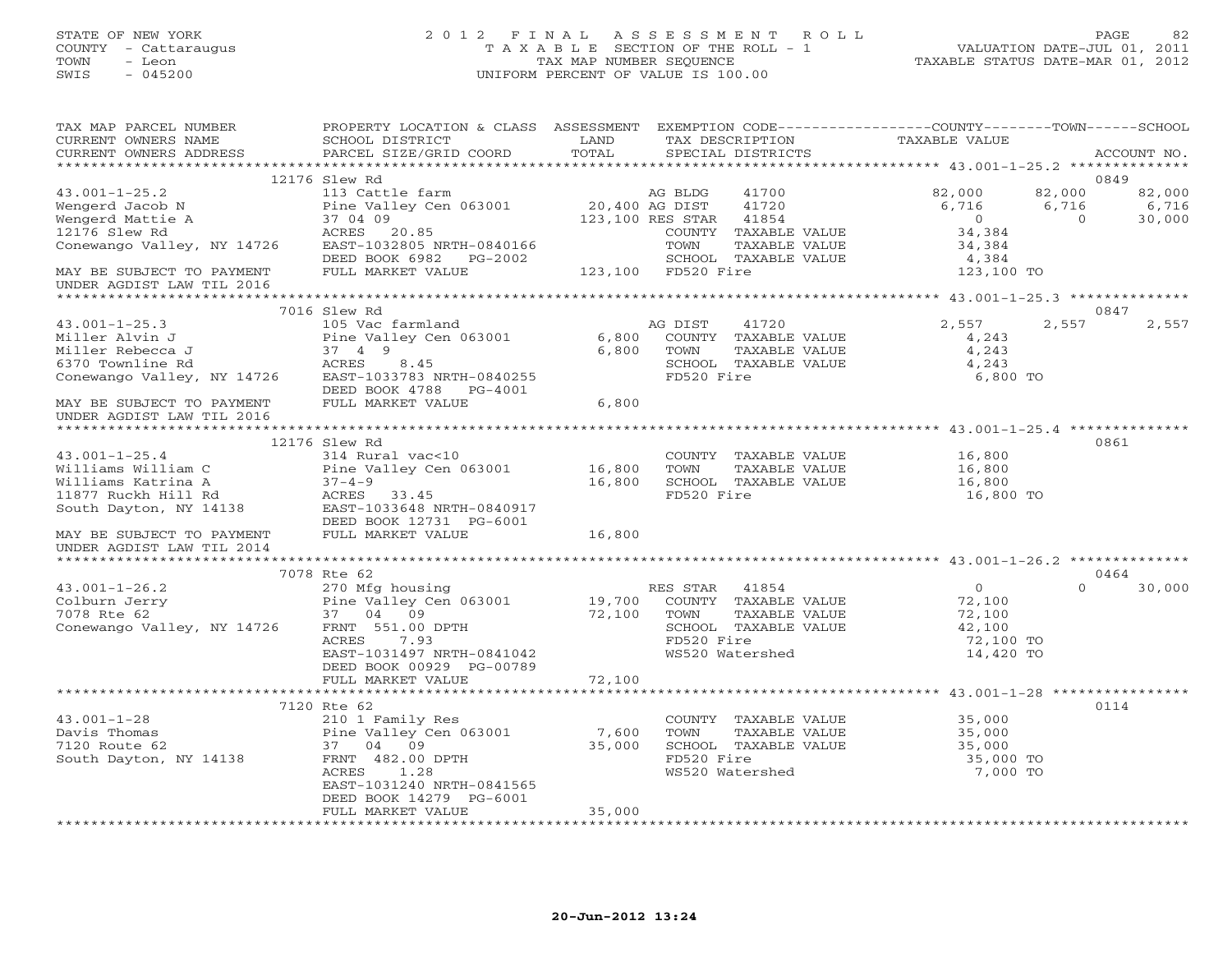STATE OF NEW YORK
COUNTY - Cattaraugus
TOWN - Leon
SWIS - 045200

2012 FINAL ASSESSMENT ROLL
TAXABLE SECTION OF THE ROLL - 1
TAX MAP NUMBER SEQUENCE
UNIFORM PERCENT OF VALUE IS 100.00

VALUATION DATE-JUL 01, 2011
TAXABLE STATUS DATE-MAR 01, 2012

| TAX MAP PARCEL NUMBER / CURRENT OWNERS NAME / CURRENT OWNERS ADDRESS | PROPERTY LOCATION & CLASS / SCHOOL DISTRICT / PARCEL SIZE/GRID COORD | ASSESSMENT LAND / TOTAL | EXEMPTION CODE / TAX DESCRIPTION / SPECIAL DISTRICTS | COUNTY TAXABLE VALUE | TOWN | SCHOOL | ACCOUNT NO. |
|---|---|---|---|---|---|---|---|
| 43.001-1-25.2 | 12176 Slew Rd | | | | | | 0849 |
| Wengerd Jacob N | 113 Cattle farm | | AG BLDG 41700 | 82,000 | 82,000 | 82,000 | |
| Wengerd Mattie A | Pine Valley Cen 063001 | 20,400 | AG DIST 41720 | 6,716 | 6,716 | 6,716 | |
| 12176 Slew Rd | 37 04 09 | 123,100 | RES STAR 41854 | 0 | 0 | 30,000 | |
| Conewango Valley, NY 14726 | ACRES 20.85 | | COUNTY TAXABLE VALUE | 34,384 | | | |
| | EAST-1032805 NRTH-0840166 | | TOWN TAXABLE VALUE | 34,384 | | | |
| | DEED BOOK 6982 PG-2002 | | SCHOOL TAXABLE VALUE | 4,384 | | | |
| MAY BE SUBJECT TO PAYMENT UNDER AGDIST LAW TIL 2016 | FULL MARKET VALUE | 123,100 | FD520 Fire | 123,100 TO | | | |
| 43.001-1-25.3 | 7016 Slew Rd | | | | | | 0847 |
| Miller Alvin J | 105 Vac farmland | | AG DIST 41720 | 2,557 | 2,557 | 2,557 | |
| Miller Rebecca J | Pine Valley Cen 063001 | 6,800 | COUNTY TAXABLE VALUE | 4,243 | | | |
| 6370 Townline Rd | 37 4 9 | 6,800 | TOWN TAXABLE VALUE | 4,243 | | | |
| Conewango Valley, NY 14726 | ACRES 8.45 | | SCHOOL TAXABLE VALUE | 4,243 | | | |
| | EAST-1033783 NRTH-0840255 | | FD520 Fire | 6,800 TO | | | |
| | DEED BOOK 4788 PG-4001 | | | | | | |
| MAY BE SUBJECT TO PAYMENT UNDER AGDIST LAW TIL 2016 | FULL MARKET VALUE | 6,800 | | | | | |
| 43.001-1-25.4 | 12176 Slew Rd | | | | | | 0861 |
| Williams William C | 314 Rural vac<10 | | COUNTY TAXABLE VALUE | 16,800 | | | |
| Williams Katrina A | Pine Valley Cen 063001 | 16,800 | TOWN TAXABLE VALUE | 16,800 | | | |
| 11877 Ruckh Hill Rd | 37-4-9 | 16,800 | SCHOOL TAXABLE VALUE | 16,800 | | | |
| South Dayton, NY 14138 | ACRES 33.45 | | FD520 Fire | 16,800 TO | | | |
| | EAST-1033648 NRTH-0840917 | | | | | | |
| | DEED BOOK 12731 PG-6001 | | | | | | |
| MAY BE SUBJECT TO PAYMENT UNDER AGDIST LAW TIL 2014 | FULL MARKET VALUE | 16,800 | | | | | |
| 43.001-1-26.2 | 7078 Rte 62 | | | | | | 0464 |
| Colburn Jerry | 270 Mfg housing | | RES STAR 41854 | 0 | 0 | 30,000 | |
| 7078 Rte 62 | Pine Valley Cen 063001 | 19,700 | COUNTY TAXABLE VALUE | 72,100 | | | |
| Conewango Valley, NY 14726 | 37 04 09 | 72,100 | TOWN TAXABLE VALUE | 72,100 | | | |
| | FRNT 551.00 DPTH | | SCHOOL TAXABLE VALUE | 42,100 | | | |
| | ACRES 7.93 | | FD520 Fire | 72,100 TO | | | |
| | EAST-1031497 NRTH-0841042 | | WS520 Watershed | 14,420 TO | | | |
| | DEED BOOK 00929 PG-00789 | | | | | | |
| | FULL MARKET VALUE | 72,100 | | | | | |
| 43.001-1-28 | 7120 Rte 62 | | | | | | 0114 |
| Davis Thomas | 210 1 Family Res | | COUNTY TAXABLE VALUE | 35,000 | | | |
| 7120 Route 62 | Pine Valley Cen 063001 | 7,600 | TOWN TAXABLE VALUE | 35,000 | | | |
| South Dayton, NY 14138 | 37 04 09 | 35,000 | SCHOOL TAXABLE VALUE | 35,000 | | | |
| | FRNT 482.00 DPTH | | FD520 Fire | 35,000 TO | | | |
| | ACRES 1.28 | | WS520 Watershed | 7,000 TO | | | |
| | EAST-1031240 NRTH-0841565 | | | | | | |
| | DEED BOOK 14279 PG-6001 | | | | | | |
| | FULL MARKET VALUE | 35,000 | | | | | |

20-Jun-2012 13:24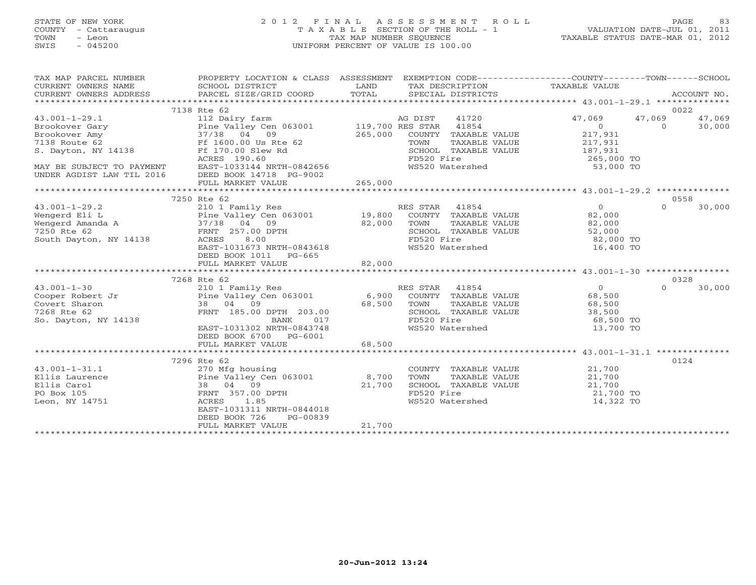STATE OF NEW YORK
COUNTY - Cattaraugus
TOWN - Leon
SWIS - 045200

2012 FINAL ASSESSMENT ROLL
TAXABLE SECTION OF THE ROLL - 1
TAX MAP NUMBER SEQUENCE
UNIFORM PERCENT OF VALUE IS 100.00

VALUATION DATE-JUL 01, 2011
TAXABLE STATUS DATE-MAR 01, 2012

| TAX MAP PARCEL NUMBER / CURRENT OWNERS NAME / CURRENT OWNERS ADDRESS | PROPERTY LOCATION & CLASS / SCHOOL DISTRICT / PARCEL SIZE/GRID COORD | ASSESSMENT LAND / TOTAL | EXEMPTION CODE / TAX DESCRIPTION / SPECIAL DISTRICTS | COUNTY TAXABLE VALUE | TOWN | SCHOOL | ACCOUNT NO. |
|---|---|---|---|---|---|---|---|
| **43.001-1-29.1** | 7138 Rte 62 | | | | | | 0022 |
| Brookover Gary | 112 Dairy farm | | AG DIST 41720 | 47,069 | 47,069 | 47,069 | |
| Brookover Amy | Pine Valley Cen 063001 | 119,700 | RES STAR 41854 | 0 | 0 | 30,000 | |
| 7138 Route 62 | 37/38 04 09 | 265,000 | COUNTY TAXABLE VALUE | 217,931 | | | |
| S. Dayton, NY 14138 | Ff 1600.00 Us Rte 62 | | TOWN TAXABLE VALUE | 217,931 | | | |
| | Ff 170.00 Slew Rd | | SCHOOL TAXABLE VALUE | 187,931 | | | |
| | ACRES 190.60 | | FD520 Fire | 265,000 TO | | | |
| MAY BE SUBJECT TO PAYMENT | EAST-1033144 NRTH-0842656 | | WS520 Watershed | 53,000 TO | | | |
| UNDER AGDIST LAW TIL 2016 | DEED BOOK 14718 PG-9002 | | | | | | |
| | FULL MARKET VALUE | 265,000 | | | | | |
| **43.001-1-29.2** | 7250 Rte 62 | | | | | | 0558 |
| Wengerd Eli L | 210 1 Family Res | | RES STAR 41854 | 0 | 0 | 30,000 | |
| Wengerd Amanda A | Pine Valley Cen 063001 | 19,800 | COUNTY TAXABLE VALUE | 82,000 | | | |
| 7250 Rte 62 | 37/38 04 09 | 82,000 | TOWN TAXABLE VALUE | 82,000 | | | |
| South Dayton, NY 14138 | FRNT 257.00 DPTH | | SCHOOL TAXABLE VALUE | 52,000 | | | |
| | ACRES 8.00 | | FD520 Fire | 82,000 TO | | | |
| | EAST-1031673 NRTH-0843618 | | WS520 Watershed | 16,400 TO | | | |
| | DEED BOOK 1011 PG-665 | | | | | | |
| | FULL MARKET VALUE | 82,000 | | | | | |
| **43.001-1-30** | 7268 Rte 62 | | | | | | 0328 |
| Cooper Robert Jr | 210 1 Family Res | | RES STAR 41854 | 0 | 0 | 30,000 | |
| Covert Sharon | Pine Valley Cen 063001 | 6,900 | COUNTY TAXABLE VALUE | 68,500 | | | |
| 7268 Rte 62 | 38 04 09 | 68,500 | TOWN TAXABLE VALUE | 68,500 | | | |
| So. Dayton, NY 14138 | FRNT 185.00 DPTH 203.00 | | SCHOOL TAXABLE VALUE | 38,500 | | | |
| | BANK 017 | | FD520 Fire | 68,500 TO | | | |
| | EAST-1031302 NRTH-0843748 | | WS520 Watershed | 13,700 TO | | | |
| | DEED BOOK 6700 PG-6001 | | | | | | |
| | FULL MARKET VALUE | 68,500 | | | | | |
| **43.001-1-31.1** | 7296 Rte 62 | | | | | | 0124 |
| Ellis Laurence | 270 Mfg housing | | COUNTY TAXABLE VALUE | 21,700 | | | |
| Ellis Carol | Pine Valley Cen 063001 | 8,700 | TOWN TAXABLE VALUE | 21,700 | | | |
| PO Box 105 | 38 04 09 | 21,700 | SCHOOL TAXABLE VALUE | 21,700 | | | |
| Leon, NY 14751 | FRNT 357.00 DPTH | | FD520 Fire | 21,700 TO | | | |
| | ACRES 1.85 | | WS520 Watershed | 14,322 TO | | | |
| | EAST-1031311 NRTH-0844018 | | | | | | |
| | DEED BOOK 726 PG-00839 | | | | | | |
| | FULL MARKET VALUE | 21,700 | | | | | |

20-Jun-2012 13:24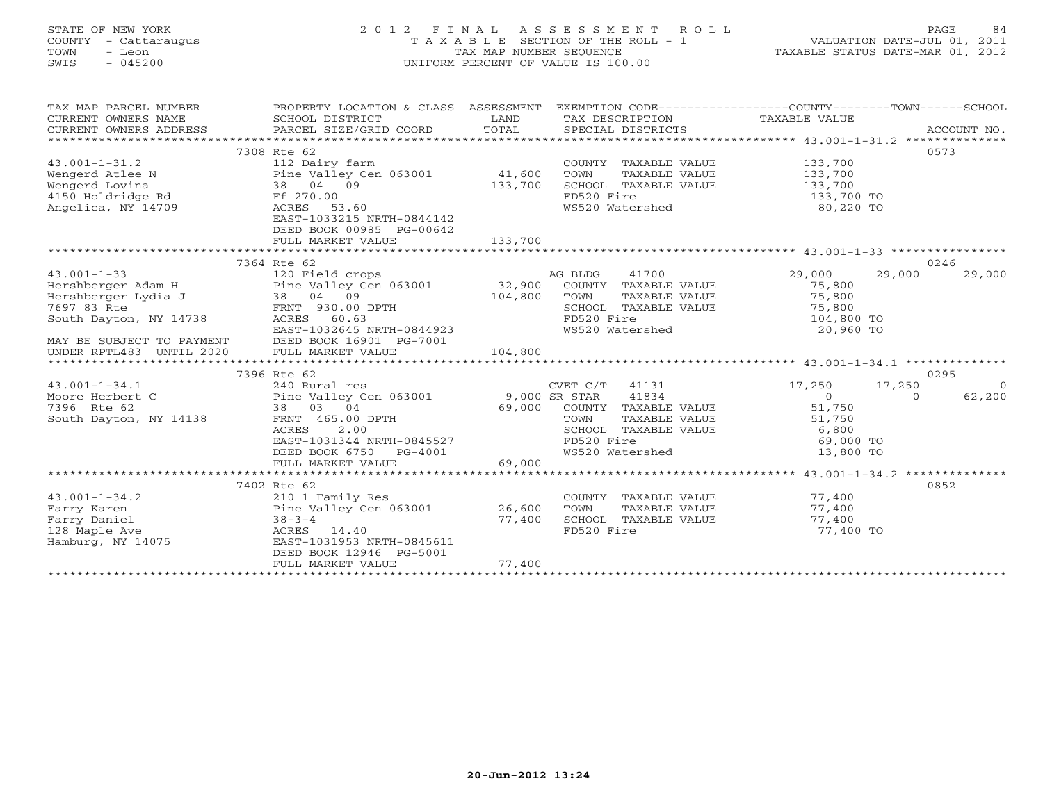STATE OF NEW YORK
COUNTY - Cattaraugus
TOWN - Leon
SWIS - 045200

# 2012 FINAL ASSESSMENT ROLL
TAXABLE SECTION OF THE ROLL - 1
TAX MAP NUMBER SEQUENCE
UNIFORM PERCENT OF VALUE IS 100.00

VALUATION DATE-JUL 01, 2011
TAXABLE STATUS DATE-MAR 01, 2012

| TAX MAP PARCEL NUMBER / CURRENT OWNERS NAME / CURRENT OWNERS ADDRESS | PROPERTY LOCATION & CLASS / SCHOOL DISTRICT / PARCEL SIZE/GRID COORD | ASSESSMENT LAND / TOTAL | EXEMPTION CODE / TAX DESCRIPTION / SPECIAL DISTRICTS | COUNTY TAXABLE VALUE | TOWN | SCHOOL | ACCOUNT NO. |
|---|---|---|---|---|---|---|---|
| **43.001-1-31.2** | 7308 Rte 62 | | | | | | 0573 |
| Wengerd Atlee N | 112 Dairy farm | | COUNTY TAXABLE VALUE | 133,700 | | | |
| Wengerd Lovina | Pine Valley Cen 063001 | 41,600 | TOWN TAXABLE VALUE | 133,700 | | | |
| 4150 Holdridge Rd | 38 04 09 | 133,700 | SCHOOL TAXABLE VALUE | 133,700 | | | |
| Angelica, NY 14709 | Ff 270.00 | | FD520 Fire | 133,700 TO | | | |
| | ACRES 53.60 | | WS520 Watershed | 80,220 TO | | | |
| | EAST-1033215 NRTH-0844142 | | | | | | |
| | DEED BOOK 00985 PG-00642 | | | | | | |
| | FULL MARKET VALUE | 133,700 | | | | | |
| **43.001-1-33** | 7364 Rte 62 | | | | | | 0246 |
| Hershberger Adam H | 120 Field crops | | AG BLDG 41700 | 29,000 | 29,000 | 29,000 | |
| Hershberger Lydia J | Pine Valley Cen 063001 | 32,900 | COUNTY TAXABLE VALUE | 75,800 | | | |
| 7697 83 Rte | 38 04 09 | 104,800 | TOWN TAXABLE VALUE | 75,800 | | | |
| South Dayton, NY 14738 | FRNT 930.00 DPTH | | SCHOOL TAXABLE VALUE | 75,800 | | | |
| | ACRES 60.63 | | FD520 Fire | 104,800 TO | | | |
| | EAST-1032645 NRTH-0844923 | | WS520 Watershed | 20,960 TO | | | |
| MAY BE SUBJECT TO PAYMENT | DEED BOOK 16901 PG-7001 | | | | | | |
| UNDER RPTL483 UNTIL 2020 | FULL MARKET VALUE | 104,800 | | | | | |
| **43.001-1-34.1** | 7396 Rte 62 | | | | | | 0295 |
| Moore Herbert C | 240 Rural res | | CVET C/T 41131 | 17,250 | 17,250 | 0 | |
| 7396 Rte 62 | Pine Valley Cen 063001 | 9,000 | SR STAR 41834 | 0 | 0 | 62,200 | |
| South Dayton, NY 14138 | 38 03 04 | 69,000 | COUNTY TAXABLE VALUE | 51,750 | | | |
| | FRNT 465.00 DPTH | | TOWN TAXABLE VALUE | 51,750 | | | |
| | ACRES 2.00 | | SCHOOL TAXABLE VALUE | 6,800 | | | |
| | EAST-1031344 NRTH-0845527 | | FD520 Fire | 69,000 TO | | | |
| | DEED BOOK 6750 PG-4001 | | WS520 Watershed | 13,800 TO | | | |
| | FULL MARKET VALUE | 69,000 | | | | | |
| **43.001-1-34.2** | 7402 Rte 62 | | | | | | 0852 |
| Farry Karen | 210 1 Family Res | | COUNTY TAXABLE VALUE | 77,400 | | | |
| Farry Daniel | Pine Valley Cen 063001 | 26,600 | TOWN TAXABLE VALUE | 77,400 | | | |
| 128 Maple Ave | 38-3-4 | 77,400 | SCHOOL TAXABLE VALUE | 77,400 | | | |
| Hamburg, NY 14075 | ACRES 14.40 | | FD520 Fire | 77,400 TO | | | |
| | EAST-1031953 NRTH-0845611 | | | | | | |
| | DEED BOOK 12946 PG-5001 | | | | | | |
| | FULL MARKET VALUE | 77,400 | | | | | |

20-Jun-2012 13:24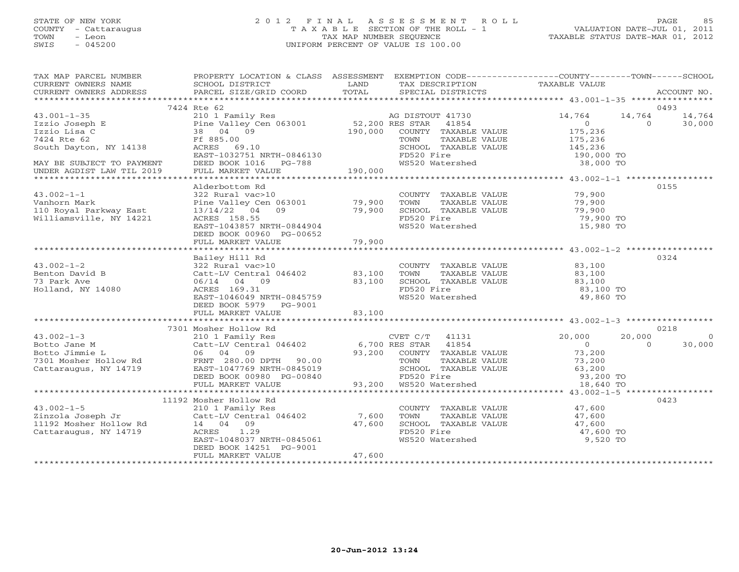STATE OF NEW YORK
COUNTY - Cattaraugus
TOWN - Leon
SWIS - 045200

2 0 1 2 F I N A L A S S E S S M E N T R O L L
T A X A B L E SECTION OF THE ROLL - 1
TAX MAP NUMBER SEQUENCE
UNIFORM PERCENT OF VALUE IS 100.00

VALUATION DATE-JUL 01, 2011
TAXABLE STATUS DATE-MAR 01, 2012

| TAX MAP PARCEL NUMBER / CURRENT OWNERS NAME / CURRENT OWNERS ADDRESS | PROPERTY LOCATION & CLASS / SCHOOL DISTRICT / PARCEL SIZE/GRID COORD | ASSESSMENT LAND / TOTAL | EXEMPTION CODE / TAX DESCRIPTION / SPECIAL DISTRICTS | COUNTY TAXABLE VALUE | TOWN | SCHOOL | ACCOUNT NO. |
|---|---|---|---|---|---|---|---|
| 7424 Rte 62 | | | | | | | 0493 |
| 43.001-1-35 | 210 1 Family Res | | AG DISTOUT 41730 | 14,764 | 14,764 | 14,764 | |
| Izzio Joseph E | Pine Valley Cen 063001 | 52,200 | RES STAR 41854 | 0 | 0 | 30,000 | |
| Izzio Lisa C | 38 04 09 | 190,000 | COUNTY TAXABLE VALUE | 175,236 | | | |
| 7424 Rte 62 | Ff 885.00 | | TOWN TAXABLE VALUE | 175,236 | | | |
| South Dayton, NY 14138 | ACRES 69.10 | | SCHOOL TAXABLE VALUE | 145,236 | | | |
| | EAST-1032751 NRTH-0846130 | | FD520 Fire | 190,000 TO | | | |
| MAY BE SUBJECT TO PAYMENT | DEED BOOK 1016 PG-788 | | WS520 Watershed | 38,000 TO | | | |
| UNDER AGDIST LAW TIL 2019 | FULL MARKET VALUE | 190,000 | | | | | |
| Alderbottom Rd | | | | | | | 0155 |
| 43.002-1-1 | 322 Rural vac>10 | | COUNTY TAXABLE VALUE | 79,900 | | | |
| Vanhorn Mark | Pine Valley Cen 063001 | 79,900 | TOWN TAXABLE VALUE | 79,900 | | | |
| 110 Royal Parkway East | 13/14/22 04 09 | 79,900 | SCHOOL TAXABLE VALUE | 79,900 | | | |
| Williamsville, NY 14221 | ACRES 158.55 | | FD520 Fire | 79,900 TO | | | |
| | EAST-1043857 NRTH-0844904 | | WS520 Watershed | 15,980 TO | | | |
| | DEED BOOK 00960 PG-00652 | | | | | | |
| | FULL MARKET VALUE | 79,900 | | | | | |
| Bailey Hill Rd | | | | | | | 0324 |
| 43.002-1-2 | 322 Rural vac>10 | | COUNTY TAXABLE VALUE | 83,100 | | | |
| Benton David B | Catt-LV Central 046402 | 83,100 | TOWN TAXABLE VALUE | 83,100 | | | |
| 73 Park Ave | 06/14 04 09 | 83,100 | SCHOOL TAXABLE VALUE | 83,100 | | | |
| Holland, NY 14080 | ACRES 169.31 | | FD520 Fire | 83,100 TO | | | |
| | EAST-1046049 NRTH-0845759 | | WS520 Watershed | 49,860 TO | | | |
| | DEED BOOK 5979 PG-9001 | | | | | | |
| | FULL MARKET VALUE | 83,100 | | | | | |
| 7301 Mosher Hollow Rd | | | | | | | 0218 |
| 43.002-1-3 | 210 1 Family Res | | CVET C/T 41131 | 20,000 | 20,000 | 0 | |
| Botto Jane M | Catt-LV Central 046402 | 6,700 | RES STAR 41854 | 0 | 0 | 30,000 | |
| Botto Jimmie L | 06 04 09 | 93,200 | COUNTY TAXABLE VALUE | 73,200 | | | |
| 7301 Mosher Hollow Rd | FRNT 280.00 DPTH 90.00 | | TOWN TAXABLE VALUE | 73,200 | | | |
| Cattaraugus, NY 14719 | EAST-1047769 NRTH-0845019 | | SCHOOL TAXABLE VALUE | 63,200 | | | |
| | DEED BOOK 00980 PG-00840 | | FD520 Fire | 93,200 TO | | | |
| | FULL MARKET VALUE | 93,200 | WS520 Watershed | 18,640 TO | | | |
| 11192 Mosher Hollow Rd | | | | | | | 0423 |
| 43.002-1-5 | 210 1 Family Res | | COUNTY TAXABLE VALUE | 47,600 | | | |
| Zinzola Joseph Jr | Catt-LV Central 046402 | 7,600 | TOWN TAXABLE VALUE | 47,600 | | | |
| 11192 Mosher Hollow Rd | 14 04 09 | 47,600 | SCHOOL TAXABLE VALUE | 47,600 | | | |
| Cattaraugus, NY 14719 | ACRES 1.29 | | FD520 Fire | 47,600 TO | | | |
| | EAST-1048037 NRTH-0845061 | | WS520 Watershed | 9,520 TO | | | |
| | DEED BOOK 14251 PG-9001 | | | | | | |
| | FULL MARKET VALUE | 47,600 | | | | | |

20-Jun-2012 13:24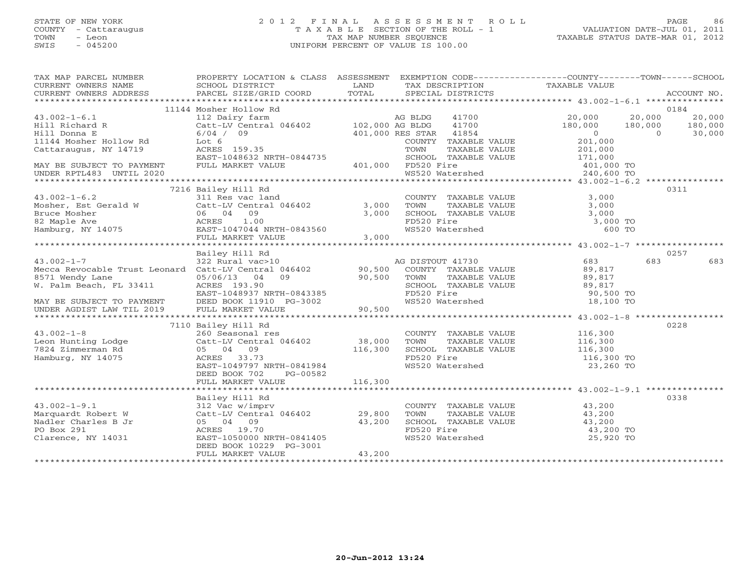STATE OF NEW YORK
COUNTY - Cattaraugus
TOWN - Leon
SWIS - 045200

2012 FINAL ASSESSMENT ROLL
TAXABLE SECTION OF THE ROLL - 1
TAX MAP NUMBER SEQUENCE
UNIFORM PERCENT OF VALUE IS 100.00

VALUATION DATE-JUL 01, 2011
TAXABLE STATUS DATE-MAR 01, 2012

| TAX MAP PARCEL NUMBER / CURRENT OWNERS NAME / CURRENT OWNERS ADDRESS | PROPERTY LOCATION & CLASS / SCHOOL DISTRICT / PARCEL SIZE/GRID COORD | ASSESSMENT LAND / TOTAL | EXEMPTION CODE / TAX DESCRIPTION / SPECIAL DISTRICTS | COUNTY TAXABLE VALUE | TOWN | SCHOOL | ACCOUNT NO. |
|---|---|---|---|---|---|---|---|
| 43.002-1-6.1 | 11144 Mosher Hollow Rd | | | | | | 0184 |
| | 112 Dairy farm | | AG BLDG 41700 | 20,000 | 20,000 | 20,000 | |
| Hill Richard R | Catt-LV Central 046402 | 102,000 | AG BLDG 41700 | 180,000 | 180,000 | 180,000 | |
| Hill Donna E | 6/04 / 09 | 401,000 | RES STAR 41854 | 0 | 0 | 30,000 | |
| 11144 Mosher Hollow Rd | Lot 6 | | COUNTY TAXABLE VALUE | 201,000 | | | |
| Cattaraugus, NY 14719 | ACRES 159.35 | | TOWN TAXABLE VALUE | 201,000 | | | |
| | EAST-1048632 NRTH-0844735 | | SCHOOL TAXABLE VALUE | 171,000 | | | |
| MAY BE SUBJECT TO PAYMENT | FULL MARKET VALUE | 401,000 | FD520 Fire | 401,000 TO | | | |
| UNDER RPTL483 UNTIL 2020 | | | WS520 Watershed | 240,600 TO | | | |
| 43.002-1-6.2 | 7216 Bailey Hill Rd | | | | | | 0311 |
| | 311 Res vac land | | COUNTY TAXABLE VALUE | 3,000 | | | |
| Mosher, Est Gerald W | Catt-LV Central 046402 | 3,000 | TOWN TAXABLE VALUE | 3,000 | | | |
| Bruce Mosher | 06 04 09 | 3,000 | SCHOOL TAXABLE VALUE | 3,000 | | | |
| 82 Maple Ave | ACRES 1.00 | | FD520 Fire | 3,000 TO | | | |
| Hamburg, NY 14075 | EAST-1047044 NRTH-0843560 | | WS520 Watershed | 600 TO | | | |
| | FULL MARKET VALUE | 3,000 | | | | | |
| 43.002-1-7 | Bailey Hill Rd | | | | | | 0257 |
| | 322 Rural vac>10 | | AG DISTOUT 41730 | 683 | 683 | 683 | |
| Mecca Revocable Trust Leonard | Catt-LV Central 046402 | 90,500 | COUNTY TAXABLE VALUE | 89,817 | | | |
| 8571 Wendy Lane | 05/06/13 04 09 | 90,500 | TOWN TAXABLE VALUE | 89,817 | | | |
| W. Palm Beach, FL 33411 | ACRES 193.90 | | SCHOOL TAXABLE VALUE | 89,817 | | | |
| | EAST-1048937 NRTH-0843385 | | FD520 Fire | 90,500 TO | | | |
| MAY BE SUBJECT TO PAYMENT | DEED BOOK 11910 PG-3002 | | WS520 Watershed | 18,100 TO | | | |
| UNDER AGDIST LAW TIL 2019 | FULL MARKET VALUE | 90,500 | | | | | |
| 43.002-1-8 | 7110 Bailey Hill Rd | | | | | | 0228 |
| | 260 Seasonal res | | COUNTY TAXABLE VALUE | 116,300 | | | |
| Leon Hunting Lodge | Catt-LV Central 046402 | 38,000 | TOWN TAXABLE VALUE | 116,300 | | | |
| 7824 Zimmerman Rd | 05 04 09 | 116,300 | SCHOOL TAXABLE VALUE | 116,300 | | | |
| Hamburg, NY 14075 | ACRES 33.73 | | FD520 Fire | 116,300 TO | | | |
| | EAST-1049797 NRTH-0841984 | | WS520 Watershed | 23,260 TO | | | |
| | DEED BOOK 702 PG-00582 | | | | | | |
| | FULL MARKET VALUE | 116,300 | | | | | |
| 43.002-1-9.1 | Bailey Hill Rd | | | | | | 0338 |
| | 312 Vac w/imprv | | COUNTY TAXABLE VALUE | 43,200 | | | |
| Marquardt Robert W | Catt-LV Central 046402 | 29,800 | TOWN TAXABLE VALUE | 43,200 | | | |
| Nadler Charles B Jr | 05 04 09 | 43,200 | SCHOOL TAXABLE VALUE | 43,200 | | | |
| PO Box 291 | ACRES 19.70 | | FD520 Fire | 43,200 TO | | | |
| Clarence, NY 14031 | EAST-1050000 NRTH-0841405 | | WS520 Watershed | 25,920 TO | | | |
| | DEED BOOK 10229 PG-3001 | | | | | | |
| | FULL MARKET VALUE | 43,200 | | | | | |

20-Jun-2012 13:24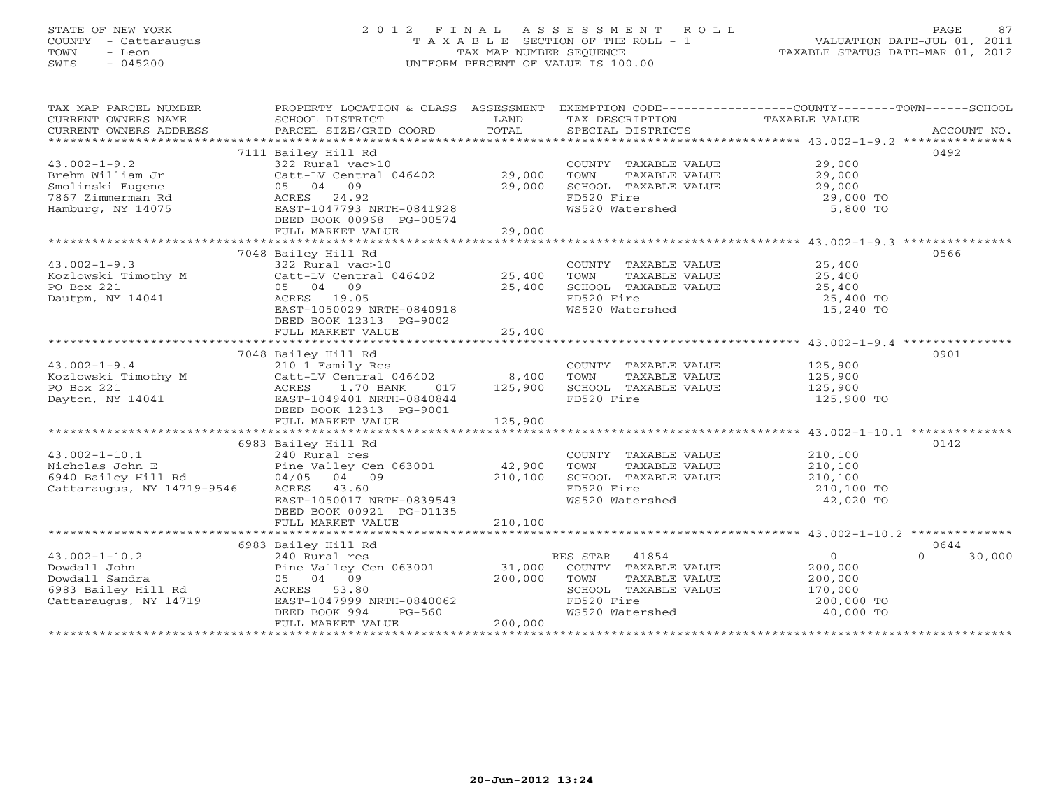STATE OF NEW YORK
COUNTY - Cattaraugus
TOWN - Leon
SWIS - 045200

2012 FINAL ASSESSMENT ROLL
TAXABLE SECTION OF THE ROLL - 1
TAX MAP NUMBER SEQUENCE
UNIFORM PERCENT OF VALUE IS 100.00

VALUATION DATE-JUL 01, 2011
TAXABLE STATUS DATE-MAR 01, 2012

| TAX MAP PARCEL NUMBER / CURRENT OWNERS NAME / CURRENT OWNERS ADDRESS | PROPERTY LOCATION & CLASS / SCHOOL DISTRICT / PARCEL SIZE/GRID COORD | ASSESSMENT LAND / TOTAL | EXEMPTION CODE / TAX DESCRIPTION / SPECIAL DISTRICTS | COUNTY--------TOWN------SCHOOL TAXABLE VALUE | ACCOUNT NO. |
|---|---|---|---|---|---|
| 43.002-1-9.2 | 7111 Bailey Hill Rd | | | | 0492 |
| Brehm William Jr | 322 Rural vac>10 | | COUNTY TAXABLE VALUE | 29,000 | |
| Smolinski Eugene | Catt-LV Central 046402 | 29,000 | TOWN TAXABLE VALUE | 29,000 | |
| 7867 Zimmerman Rd | 05 04 09 | 29,000 | SCHOOL TAXABLE VALUE | 29,000 | |
| Hamburg, NY 14075 | ACRES 24.92 | | FD520 Fire | 29,000 TO | |
| | EAST-1047793 NRTH-0841928 | | WS520 Watershed | 5,800 TO | |
| | DEED BOOK 00968 PG-00574 | | | | |
| | FULL MARKET VALUE | 29,000 | | | |
| 43.002-1-9.3 | 7048 Bailey Hill Rd | | | | 0566 |
| Kozlowski Timothy M | 322 Rural vac>10 | | COUNTY TAXABLE VALUE | 25,400 | |
| PO Box 221 | Catt-LV Central 046402 | 25,400 | TOWN TAXABLE VALUE | 25,400 | |
| Dautpm, NY 14041 | 05 04 09 | 25,400 | SCHOOL TAXABLE VALUE | 25,400 | |
| | ACRES 19.05 | | FD520 Fire | 25,400 TO | |
| | EAST-1050029 NRTH-0840918 | | WS520 Watershed | 15,240 TO | |
| | DEED BOOK 12313 PG-9002 | | | | |
| | FULL MARKET VALUE | 25,400 | | | |
| 43.002-1-9.4 | 7048 Bailey Hill Rd | | | | 0901 |
| Kozlowski Timothy M | 210 1 Family Res | | COUNTY TAXABLE VALUE | 125,900 | |
| PO Box 221 | Catt-LV Central 046402 | 8,400 | TOWN TAXABLE VALUE | 125,900 | |
| Dayton, NY 14041 | ACRES 1.70 BANK 017 | 125,900 | SCHOOL TAXABLE VALUE | 125,900 | |
| | EAST-1049401 NRTH-0840844 | | FD520 Fire | 125,900 TO | |
| | DEED BOOK 12313 PG-9001 | | | | |
| | FULL MARKET VALUE | 125,900 | | | |
| 43.002-1-10.1 | 6983 Bailey Hill Rd | | | | 0142 |
| Nicholas John E | 240 Rural res | | COUNTY TAXABLE VALUE | 210,100 | |
| 6940 Bailey Hill Rd | Pine Valley Cen 063001 | 42,900 | TOWN TAXABLE VALUE | 210,100 | |
| Cattaraugus, NY 14719-9546 | 04/05 04 09 | 210,100 | SCHOOL TAXABLE VALUE | 210,100 | |
| | ACRES 43.60 | | FD520 Fire | 210,100 TO | |
| | EAST-1050017 NRTH-0839543 | | WS520 Watershed | 42,020 TO | |
| | DEED BOOK 00921 PG-01135 | | | | |
| | FULL MARKET VALUE | 210,100 | | | |
| 43.002-1-10.2 | 6983 Bailey Hill Rd | | | | 0644 |
| Dowdall John | 240 Rural res | | RES STAR 41854 | 0 0 30,000 | |
| Dowdall Sandra | Pine Valley Cen 063001 | 31,000 | COUNTY TAXABLE VALUE | 200,000 | |
| 6983 Bailey Hill Rd | 05 04 09 | 200,000 | TOWN TAXABLE VALUE | 200,000 | |
| Cattaraugus, NY 14719 | ACRES 53.80 | | SCHOOL TAXABLE VALUE | 170,000 | |
| | EAST-1047999 NRTH-0840062 | | FD520 Fire | 200,000 TO | |
| | DEED BOOK 994 PG-560 | | WS520 Watershed | 40,000 TO | |
| | FULL MARKET VALUE | 200,000 | | | |

20-Jun-2012 13:24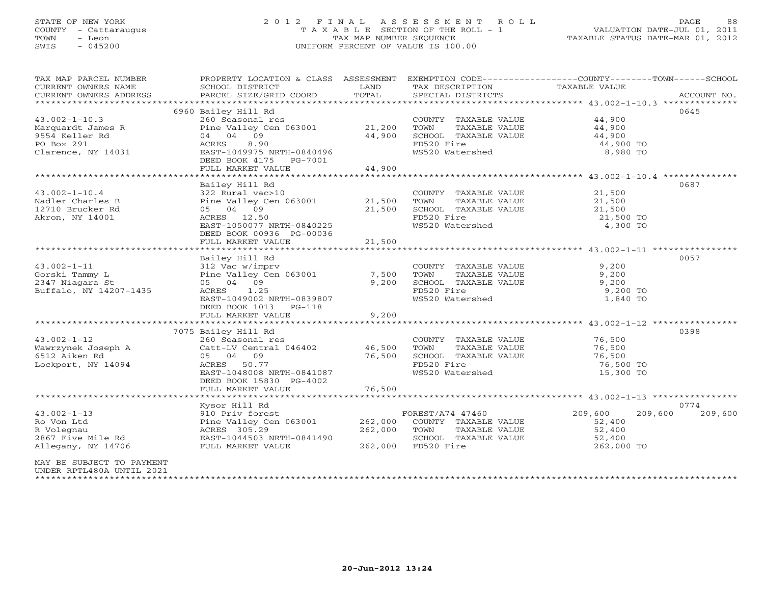STATE OF NEW YORK
COUNTY - Cattaraugus
TOWN - Leon
SWIS - 045200

2012 FINAL ASSESSMENT ROLL
TAXABLE SECTION OF THE ROLL - 1
TAX MAP NUMBER SEQUENCE
UNIFORM PERCENT OF VALUE IS 100.00

VALUATION DATE-JUL 01, 2011
TAXABLE STATUS DATE-MAR 01, 2012

| TAX MAP PARCEL NUMBER / CURRENT OWNERS NAME / CURRENT OWNERS ADDRESS | PROPERTY LOCATION & CLASS / SCHOOL DISTRICT / PARCEL SIZE/GRID COORD | ASSESSMENT LAND | TOTAL | EXEMPTION CODE / TAX DESCRIPTION / SPECIAL DISTRICTS | COUNTY TAXABLE VALUE | TOWN | SCHOOL | ACCOUNT NO. |
|---|---|---|---|---|---|---|---|---|
| 43.002-1-10.3 | 6960 Bailey Hill Rd | | | | | | | 0645 |
| Marquardt James R | 260 Seasonal res | | | COUNTY TAXABLE VALUE | 44,900 | | | |
| 9554 Keller Rd | Pine Valley Cen 063001 | 21,200 | | TOWN TAXABLE VALUE | 44,900 | | | |
| PO Box 291 | 04 04 09 | | 44,900 | SCHOOL TAXABLE VALUE | 44,900 | | | |
| Clarence, NY 14031 | ACRES 8.90 | | | FD520 Fire | 44,900 TO | | | |
| | EAST-1049975 NRTH-0840496 | | | WS520 Watershed | 8,980 TO | | | |
| | DEED BOOK 4175 PG-7001 | | | | | | | |
| | FULL MARKET VALUE | | 44,900 | | | | | |
| 43.002-1-10.4 | Bailey Hill Rd | | | | | | | 0687 |
| Nadler Charles B | 322 Rural vac>10 | | | COUNTY TAXABLE VALUE | 21,500 | | | |
| 12710 Brucker Rd | Pine Valley Cen 063001 | 21,500 | | TOWN TAXABLE VALUE | 21,500 | | | |
| Akron, NY 14001 | 05 04 09 | | 21,500 | SCHOOL TAXABLE VALUE | 21,500 | | | |
| | ACRES 12.50 | | | FD520 Fire | 21,500 TO | | | |
| | EAST-1050077 NRTH-0840225 | | | WS520 Watershed | 4,300 TO | | | |
| | DEED BOOK 00936 PG-00036 | | | | | | | |
| | FULL MARKET VALUE | | 21,500 | | | | | |
| 43.002-1-11 | Bailey Hill Rd | | | | | | | 0057 |
| Gorski Tammy L | 312 Vac w/imprv | | | COUNTY TAXABLE VALUE | 9,200 | | | |
| 2347 Niagara St | Pine Valley Cen 063001 | 7,500 | | TOWN TAXABLE VALUE | 9,200 | | | |
| Buffalo, NY 14207-1435 | 05 04 09 | | 9,200 | SCHOOL TAXABLE VALUE | 9,200 | | | |
| | ACRES 1.25 | | | FD520 Fire | 9,200 TO | | | |
| | EAST-1049002 NRTH-0839807 | | | WS520 Watershed | 1,840 TO | | | |
| | DEED BOOK 1013 PG-118 | | | | | | | |
| | FULL MARKET VALUE | | 9,200 | | | | | |
| 43.002-1-12 | 7075 Bailey Hill Rd | | | | | | | 0398 |
| Wawrzynek Joseph A | 260 Seasonal res | | | COUNTY TAXABLE VALUE | 76,500 | | | |
| 6512 Aiken Rd | Catt-LV Central 046402 | 46,500 | | TOWN TAXABLE VALUE | 76,500 | | | |
| Lockport, NY 14094 | 05 04 09 | | 76,500 | SCHOOL TAXABLE VALUE | 76,500 | | | |
| | ACRES 50.77 | | | FD520 Fire | 76,500 TO | | | |
| | EAST-1048008 NRTH-0841087 | | | WS520 Watershed | 15,300 TO | | | |
| | DEED BOOK 15830 PG-4002 | | | | | | | |
| | FULL MARKET VALUE | | 76,500 | | | | | |
| 43.002-1-13 | Kysor Hill Rd | | | | | | | 0774 |
| Ro Von Ltd | 910 Priv forest | | | FOREST/A74 47460 | 209,600 | 209,600 | 209,600 | |
| R Volegnau | Pine Valley Cen 063001 | 262,000 | | COUNTY TAXABLE VALUE | 52,400 | | | |
| 2867 Five Mile Rd | ACRES 305.29 | | 262,000 | TOWN TAXABLE VALUE | 52,400 | | | |
| Allegany, NY 14706 | EAST-1044503 NRTH-0841490 | | | SCHOOL TAXABLE VALUE | 52,400 | | | |
| | FULL MARKET VALUE | | 262,000 | FD520 Fire | 262,000 TO | | | |
| MAY BE SUBJECT TO PAYMENT UNDER RPTL480A UNTIL 2021 | | | | | | | | |

20-Jun-2012 13:24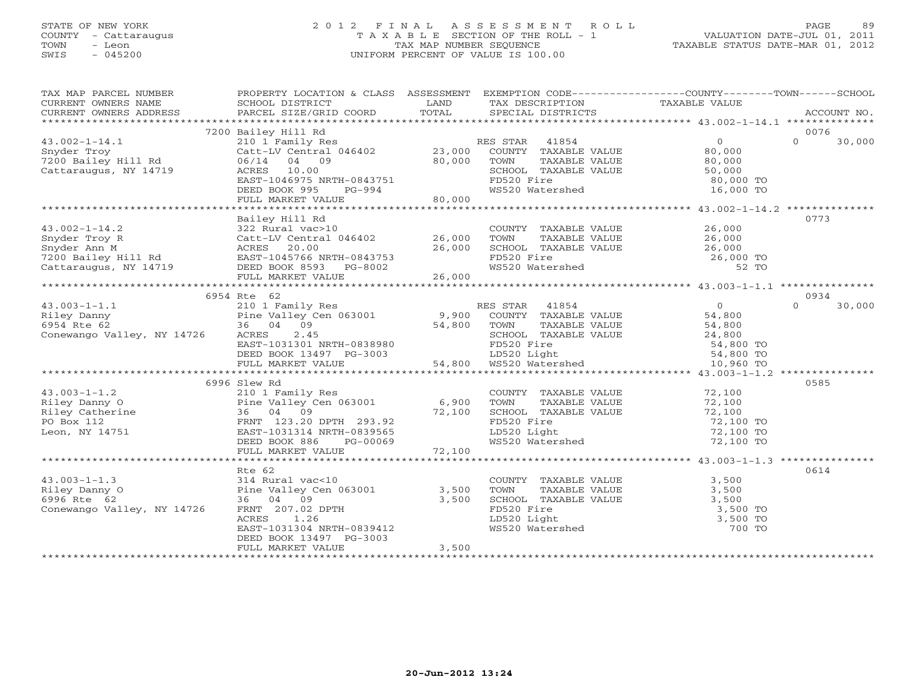STATE OF NEW YORK
COUNTY - Cattaraugus
TOWN - Leon
SWIS - 045200

2012 FINAL ASSESSMENT ROLL
TAXABLE SECTION OF THE ROLL - 1
TAX MAP NUMBER SEQUENCE
UNIFORM PERCENT OF VALUE IS 100.00

VALUATION DATE-JUL 01, 2011
TAXABLE STATUS DATE-MAR 01, 2012

| TAX MAP PARCEL NUMBER / CURRENT OWNERS NAME / CURRENT OWNERS ADDRESS | PROPERTY LOCATION & CLASS / SCHOOL DISTRICT / PARCEL SIZE/GRID COORD | ASSESSMENT LAND / TOTAL | EXEMPTION CODE / TAX DESCRIPTION / SPECIAL DISTRICTS | COUNTY TAXABLE VALUE | TOWN | SCHOOL / ACCOUNT NO. |
|---|---|---|---|---|---|---|
| | 7200 Bailey Hill Rd | | | | | 0076 |
| 43.002-1-14.1 | 210 1 Family Res | | RES STAR 41854 | 0 | 0 | 30,000 |
| Snyder Troy | Catt-LV Central 046402 | 23,000 | COUNTY TAXABLE VALUE | 80,000 | | |
| 7200 Bailey Hill Rd | 06/14 04 09 | 80,000 | TOWN TAXABLE VALUE | 80,000 | | |
| Cattaraugus, NY 14719 | ACRES 10.00 | | SCHOOL TAXABLE VALUE | 50,000 | | |
| | EAST-1046975 NRTH-0843751 | | FD520 Fire | 80,000 TO | | |
| | DEED BOOK 995 PG-994 | | WS520 Watershed | 16,000 TO | | |
| | FULL MARKET VALUE | 80,000 | | | | |
| | Bailey Hill Rd | | | | | 0773 |
| 43.002-1-14.2 | 322 Rural vac>10 | | COUNTY TAXABLE VALUE | 26,000 | | |
| Snyder Troy R | Catt-LV Central 046402 | 26,000 | TOWN TAXABLE VALUE | 26,000 | | |
| Snyder Ann M | ACRES 20.00 | 26,000 | SCHOOL TAXABLE VALUE | 26,000 | | |
| 7200 Bailey Hill Rd | EAST-1045766 NRTH-0843753 | | FD520 Fire | 26,000 TO | | |
| Cattaraugus, NY 14719 | DEED BOOK 8593 PG-8002 | | WS520 Watershed | 52 TO | | |
| | FULL MARKET VALUE | 26,000 | | | | |
| | 6954 Rte 62 | | | | | 0934 |
| 43.003-1-1.1 | 210 1 Family Res | | RES STAR 41854 | 0 | 0 | 30,000 |
| Riley Danny | Pine Valley Cen 063001 | 9,900 | COUNTY TAXABLE VALUE | 54,800 | | |
| 6954 Rte 62 | 36 04 09 | 54,800 | TOWN TAXABLE VALUE | 54,800 | | |
| Conewango Valley, NY 14726 | ACRES 2.45 | | SCHOOL TAXABLE VALUE | 24,800 | | |
| | EAST-1031301 NRTH-0838980 | | FD520 Fire | 54,800 TO | | |
| | DEED BOOK 13497 PG-3003 | | LD520 Light | 54,800 TO | | |
| | FULL MARKET VALUE | 54,800 | WS520 Watershed | 10,960 TO | | |
| | 6996 Slew Rd | | | | | 0585 |
| 43.003-1-1.2 | 210 1 Family Res | | COUNTY TAXABLE VALUE | 72,100 | | |
| Riley Danny O | Pine Valley Cen 063001 | 6,900 | TOWN TAXABLE VALUE | 72,100 | | |
| Riley Catherine | 36 04 09 | 72,100 | SCHOOL TAXABLE VALUE | 72,100 | | |
| PO Box 112 | FRNT 123.20 DPTH 293.92 | | FD520 Fire | 72,100 TO | | |
| Leon, NY 14751 | EAST-1031314 NRTH-0839565 | | LD520 Light | 72,100 TO | | |
| | DEED BOOK 886 PG-00069 | | WS520 Watershed | 72,100 TO | | |
| | FULL MARKET VALUE | 72,100 | | | | |
| | Rte 62 | | | | | 0614 |
| 43.003-1-1.3 | 314 Rural vac<10 | | COUNTY TAXABLE VALUE | 3,500 | | |
| Riley Danny O | Pine Valley Cen 063001 | 3,500 | TOWN TAXABLE VALUE | 3,500 | | |
| 6996 Rte 62 | 36 04 09 | 3,500 | SCHOOL TAXABLE VALUE | 3,500 | | |
| Conewango Valley, NY 14726 | FRNT 207.02 DPTH | | FD520 Fire | 3,500 TO | | |
| | ACRES 1.26 | | LD520 Light | 3,500 TO | | |
| | EAST-1031304 NRTH-0839412 | | WS520 Watershed | 700 TO | | |
| | DEED BOOK 13497 PG-3003 | | | | | |
| | FULL MARKET VALUE | 3,500 | | | | |

20-Jun-2012 13:24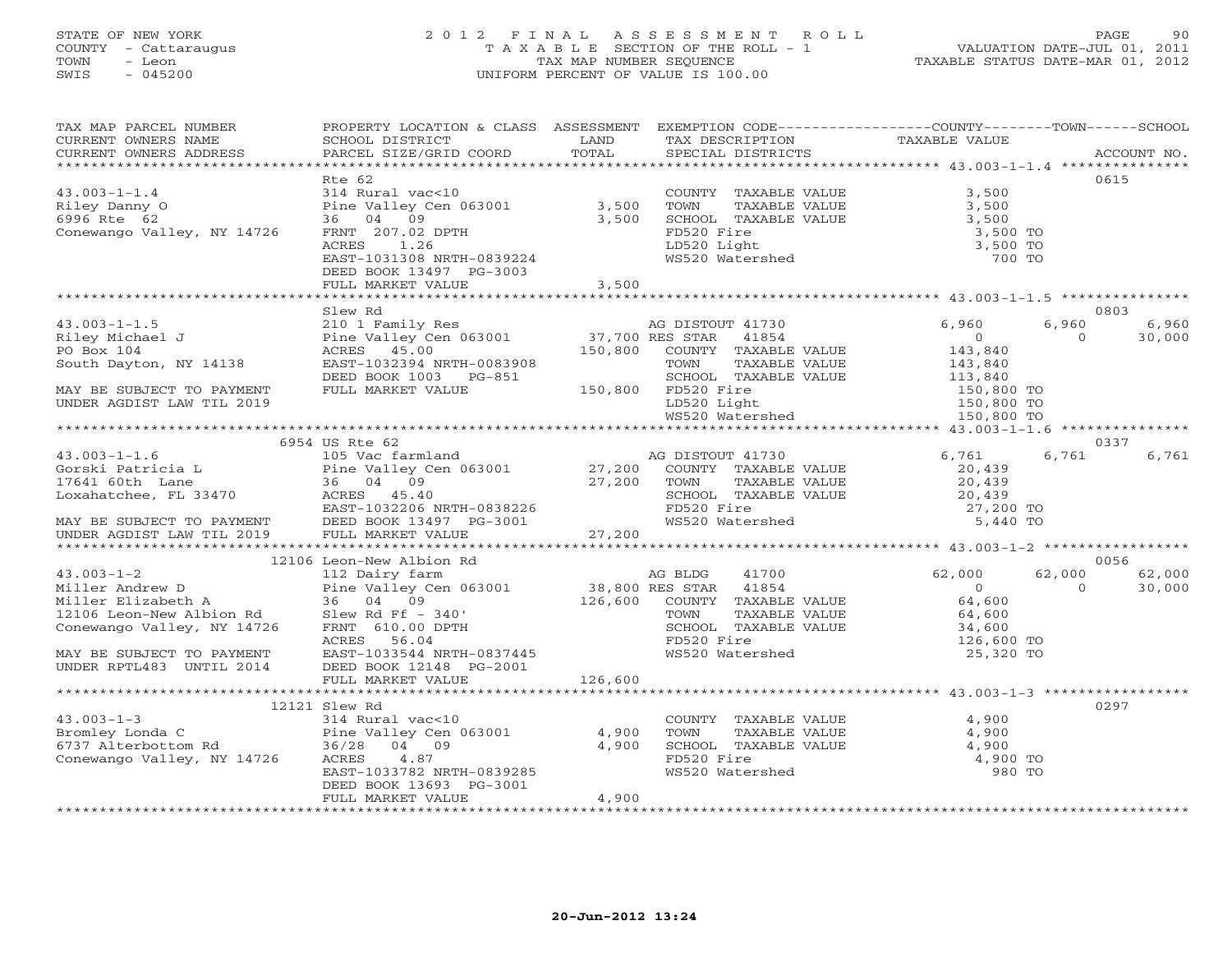STATE OF NEW YORK
COUNTY - Cattaraugus
TOWN - Leon
SWIS - 045200

2012 FINAL ASSESSMENT ROLL
TAXABLE SECTION OF THE ROLL - 1
TAX MAP NUMBER SEQUENCE
UNIFORM PERCENT OF VALUE IS 100.00

VALUATION DATE-JUL 01, 2011
TAXABLE STATUS DATE-MAR 01, 2012

| TAX MAP PARCEL NUMBER / CURRENT OWNERS NAME / CURRENT OWNERS ADDRESS | PROPERTY LOCATION & CLASS / SCHOOL DISTRICT / PARCEL SIZE/GRID COORD | ASSESSMENT LAND / TOTAL | EXEMPTION CODE / TAX DESCRIPTION / SPECIAL DISTRICTS | COUNTY TAXABLE VALUE | TOWN | SCHOOL | ACCOUNT NO. |
|---|---|---|---|---|---|---|---|
| | Rte 62 | | | | | | 0615 |
| 43.003-1-1.4 | 314 Rural vac<10 | | COUNTY TAXABLE VALUE | 3,500 | | | |
| Riley Danny O | Pine Valley Cen 063001 | 3,500 | TOWN TAXABLE VALUE | 3,500 | | | |
| 6996 Rte 62 | 36 04 09 | 3,500 | SCHOOL TAXABLE VALUE | 3,500 | | | |
| Conewango Valley, NY 14726 | FRNT 207.02 DPTH | | FD520 Fire | 3,500 TO | | | |
| | ACRES 1.26 | | LD520 Light | 3,500 TO | | | |
| | EAST-1031308 NRTH-0839224 | | WS520 Watershed | 700 TO | | | |
| | DEED BOOK 13497 PG-3003 | | | | | | |
| | FULL MARKET VALUE | 3,500 | | | | | |
| | Slew Rd | | | | | | 0803 |
| 43.003-1-1.5 | 210 1 Family Res | | AG DISTOUT 41730 | 6,960 | 6,960 | 6,960 | |
| Riley Michael J | Pine Valley Cen 063001 | 37,700 | RES STAR 41854 | 0 | 0 | 30,000 | |
| PO Box 104 | ACRES 45.00 | 150,800 | COUNTY TAXABLE VALUE | 143,840 | | | |
| South Dayton, NY 14138 | EAST-1032394 NRTH-0083908 | | TOWN TAXABLE VALUE | 143,840 | | | |
| | DEED BOOK 1003 PG-851 | | SCHOOL TAXABLE VALUE | 113,840 | | | |
| MAY BE SUBJECT TO PAYMENT | FULL MARKET VALUE | 150,800 | FD520 Fire | 150,800 TO | | | |
| UNDER AGDIST LAW TIL 2019 | | | LD520 Light | 150,800 TO | | | |
| | | | WS520 Watershed | 150,800 TO | | | |
| | 6954 US Rte 62 | | | | | | 0337 |
| 43.003-1-1.6 | 105 Vac farmland | | AG DISTOUT 41730 | 6,761 | 6,761 | 6,761 | |
| Gorski Patricia L | Pine Valley Cen 063001 | 27,200 | COUNTY TAXABLE VALUE | 20,439 | | | |
| 17641 60th Lane | 36 04 09 | 27,200 | TOWN TAXABLE VALUE | 20,439 | | | |
| Loxahatchee, FL 33470 | ACRES 45.40 | | SCHOOL TAXABLE VALUE | 20,439 | | | |
| | EAST-1032206 NRTH-0838226 | | FD520 Fire | 27,200 TO | | | |
| MAY BE SUBJECT TO PAYMENT | DEED BOOK 13497 PG-3001 | | WS520 Watershed | 5,440 TO | | | |
| UNDER AGDIST LAW TIL 2019 | FULL MARKET VALUE | 27,200 | | | | | |
| | 12106 Leon-New Albion Rd | | | | | | 0056 |
| 43.003-1-2 | 112 Dairy farm | | AG BLDG 41700 | 62,000 | 62,000 | 62,000 | |
| Miller Andrew D | Pine Valley Cen 063001 | 38,800 | RES STAR 41854 | 0 | 0 | 30,000 | |
| Miller Elizabeth A | 36 04 09 | 126,600 | COUNTY TAXABLE VALUE | 64,600 | | | |
| 12106 Leon-New Albion Rd | Slew Rd Ff - 340' | | TOWN TAXABLE VALUE | 64,600 | | | |
| Conewango Valley, NY 14726 | FRNT 610.00 DPTH | | SCHOOL TAXABLE VALUE | 34,600 | | | |
| | ACRES 56.04 | | FD520 Fire | 126,600 TO | | | |
| MAY BE SUBJECT TO PAYMENT | EAST-1033544 NRTH-0837445 | | WS520 Watershed | 25,320 TO | | | |
| UNDER RPTL483 UNTIL 2014 | DEED BOOK 12148 PG-2001 | | | | | | |
| | FULL MARKET VALUE | 126,600 | | | | | |
| | 12121 Slew Rd | | | | | | 0297 |
| 43.003-1-3 | 314 Rural vac<10 | | COUNTY TAXABLE VALUE | 4,900 | | | |
| Bromley Londa C | Pine Valley Cen 063001 | 4,900 | TOWN TAXABLE VALUE | 4,900 | | | |
| 6737 Alterbottom Rd | 36/28 04 09 | 4,900 | SCHOOL TAXABLE VALUE | 4,900 | | | |
| Conewango Valley, NY 14726 | ACRES 4.87 | | FD520 Fire | 4,900 TO | | | |
| | EAST-1033782 NRTH-0839285 | | WS520 Watershed | 980 TO | | | |
| | DEED BOOK 13693 PG-3001 | | | | | | |
| | FULL MARKET VALUE | 4,900 | | | | | |

20-Jun-2012 13:24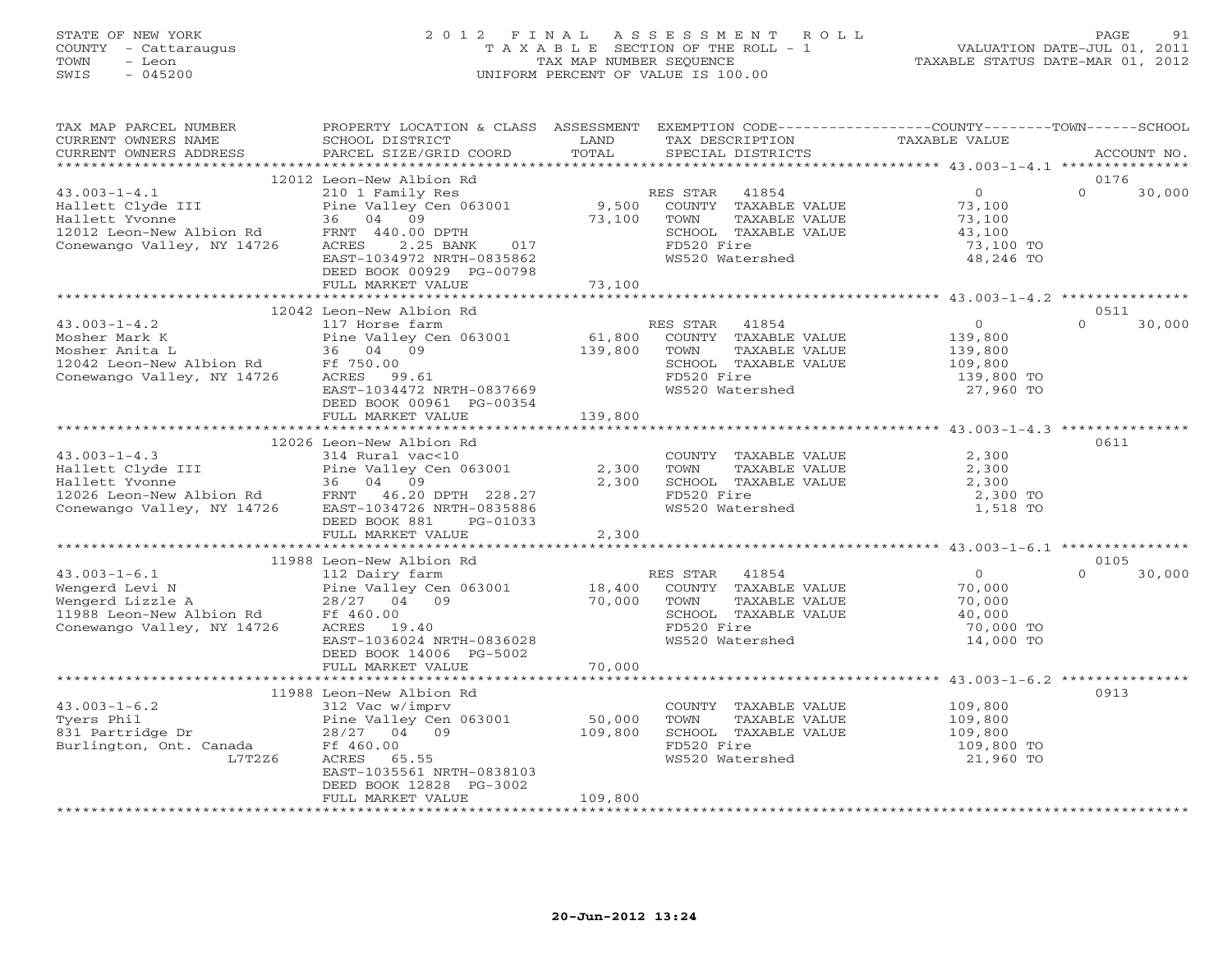STATE OF NEW YORK
COUNTY - Cattaraugus
TOWN - Leon
SWIS - 045200

2012 FINAL ASSESSMENT ROLL
TAXABLE SECTION OF THE ROLL - 1
TAX MAP NUMBER SEQUENCE
UNIFORM PERCENT OF VALUE IS 100.00

VALUATION DATE-JUL 01, 2011
TAXABLE STATUS DATE-MAR 01, 2012

| TAX MAP PARCEL NUMBER / CURRENT OWNERS NAME / CURRENT OWNERS ADDRESS | PROPERTY LOCATION & CLASS / SCHOOL DISTRICT / PARCEL SIZE/GRID COORD | ASSESSMENT LAND / TOTAL | EXEMPTION CODE / TAX DESCRIPTION / SPECIAL DISTRICTS | COUNTY TAXABLE VALUE | TOWN | SCHOOL / ACCOUNT NO. |
|---|---|---|---|---|---|---|
| | 12012 Leon-New Albion Rd | | | | | 0176 |
| 43.003-1-4.1 | 210 1 Family Res | | RES STAR 41854 | 0 | 0 | 30,000 |
| Hallett Clyde III | Pine Valley Cen 063001 | 9,500 | COUNTY TAXABLE VALUE | 73,100 | | |
| Hallett Yvonne | 36 04 09 | 73,100 | TOWN TAXABLE VALUE | 73,100 | | |
| 12012 Leon-New Albion Rd | FRNT 440.00 DPTH | | SCHOOL TAXABLE VALUE | 43,100 | | |
| Conewango Valley, NY 14726 | ACRES 2.25 BANK 017 | | FD520 Fire | 73,100 TO | | |
| | EAST-1034972 NRTH-0835862 | | WS520 Watershed | 48,246 TO | | |
| | DEED BOOK 00929 PG-00798 | | | | | |
| | FULL MARKET VALUE | 73,100 | | | | |
| | 12042 Leon-New Albion Rd | | | | | 0511 |
| 43.003-1-4.2 | 117 Horse farm | | RES STAR 41854 | 0 | 0 | 30,000 |
| Mosher Mark K | Pine Valley Cen 063001 | 61,800 | COUNTY TAXABLE VALUE | 139,800 | | |
| Mosher Anita L | 36 04 09 | 139,800 | TOWN TAXABLE VALUE | 139,800 | | |
| 12042 Leon-New Albion Rd | Ff 750.00 | | SCHOOL TAXABLE VALUE | 109,800 | | |
| Conewango Valley, NY 14726 | ACRES 99.61 | | FD520 Fire | 139,800 TO | | |
| | EAST-1034472 NRTH-0837669 | | WS520 Watershed | 27,960 TO | | |
| | DEED BOOK 00961 PG-00354 | | | | | |
| | FULL MARKET VALUE | 139,800 | | | | |
| | 12026 Leon-New Albion Rd | | | | | 0611 |
| 43.003-1-4.3 | 314 Rural vac<10 | | COUNTY TAXABLE VALUE | 2,300 | | |
| Hallett Clyde III | Pine Valley Cen 063001 | 2,300 | TOWN TAXABLE VALUE | 2,300 | | |
| Hallett Yvonne | 36 04 09 | 2,300 | SCHOOL TAXABLE VALUE | 2,300 | | |
| 12026 Leon-New Albion Rd | FRNT 46.20 DPTH 228.27 | | FD520 Fire | 2,300 TO | | |
| Conewango Valley, NY 14726 | EAST-1034726 NRTH-0835886 | | WS520 Watershed | 1,518 TO | | |
| | DEED BOOK 881 PG-01033 | | | | | |
| | FULL MARKET VALUE | 2,300 | | | | |
| | 11988 Leon-New Albion Rd | | | | | 0105 |
| 43.003-1-6.1 | 112 Dairy farm | | RES STAR 41854 | 0 | 0 | 30,000 |
| Wengerd Levi N | Pine Valley Cen 063001 | 18,400 | COUNTY TAXABLE VALUE | 70,000 | | |
| Wengerd Lizzle A | 28/27 04 09 | 70,000 | TOWN TAXABLE VALUE | 70,000 | | |
| 11988 Leon-New Albion Rd | Ff 460.00 | | SCHOOL TAXABLE VALUE | 40,000 | | |
| Conewango Valley, NY 14726 | ACRES 19.40 | | FD520 Fire | 70,000 TO | | |
| | EAST-1036024 NRTH-0836028 | | WS520 Watershed | 14,000 TO | | |
| | DEED BOOK 14006 PG-5002 | | | | | |
| | FULL MARKET VALUE | 70,000 | | | | |
| | 11988 Leon-New Albion Rd | | | | | 0913 |
| 43.003-1-6.2 | 312 Vac w/imprv | | COUNTY TAXABLE VALUE | 109,800 | | |
| Tyers Phil | Pine Valley Cen 063001 | 50,000 | TOWN TAXABLE VALUE | 109,800 | | |
| 831 Partridge Dr | 28/27 04 09 | 109,800 | SCHOOL TAXABLE VALUE | 109,800 | | |
| Burlington, Ont. Canada | Ff 460.00 | | FD520 Fire | 109,800 TO | | |
| L7T2Z6 | ACRES 65.55 | | WS520 Watershed | 21,960 TO | | |
| | EAST-1035561 NRTH-0838103 | | | | | |
| | DEED BOOK 12828 PG-3002 | | | | | |
| | FULL MARKET VALUE | 109,800 | | | | |

20-Jun-2012 13:24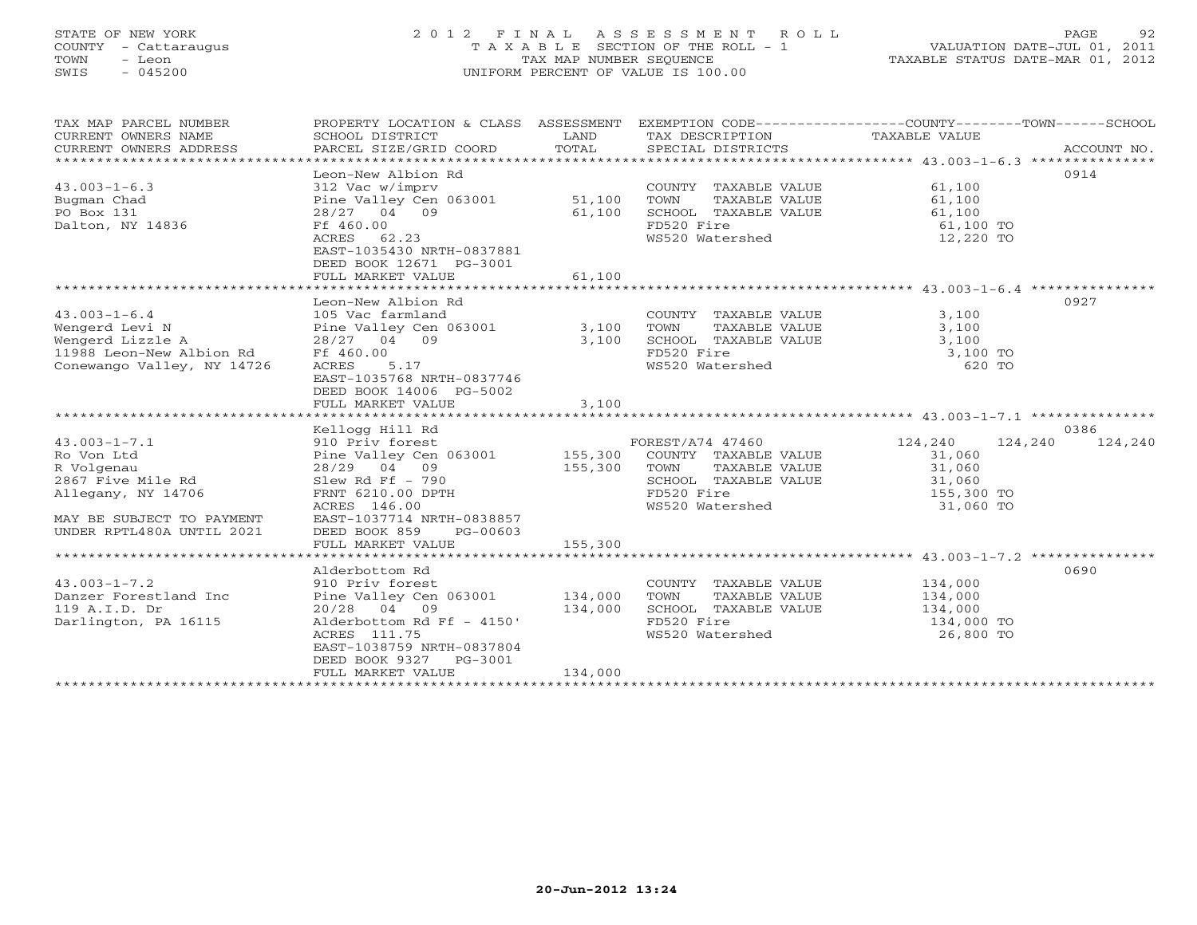STATE OF NEW YORK
COUNTY - Cattaraugus
TOWN - Leon
SWIS - 045200

# 2012 FINAL ASSESSMENT ROLL

TAXABLE SECTION OF THE ROLL - 1
TAX MAP NUMBER SEQUENCE
UNIFORM PERCENT OF VALUE IS 100.00

VALUATION DATE-JUL 01, 2011
TAXABLE STATUS DATE-MAR 01, 2012

| TAX MAP PARCEL NUMBER / CURRENT OWNERS NAME / CURRENT OWNERS ADDRESS | PROPERTY LOCATION & CLASS / SCHOOL DISTRICT / PARCEL SIZE/GRID COORD | ASSESSMENT LAND / TOTAL | EXEMPTION CODE / TAX DESCRIPTION / SPECIAL DISTRICTS | COUNTY TAXABLE VALUE | TOWN | SCHOOL | ACCOUNT NO. |
|---|---|---|---|---|---|---|---|
| | Leon-New Albion Rd | | | | | | 0914 |
| 43.003-1-6.3 | 312 Vac w/imprv | | COUNTY TAXABLE VALUE | 61,100 | | | |
| Bugman Chad | Pine Valley Cen 063001 | 51,100 | TOWN TAXABLE VALUE | 61,100 | | | |
| PO Box 131 | 28/27 04 09 | 61,100 | SCHOOL TAXABLE VALUE | 61,100 | | | |
| Dalton, NY 14836 | Ff 460.00 | | FD520 Fire | 61,100 TO | | | |
| | ACRES 62.23 | | WS520 Watershed | 12,220 TO | | | |
| | EAST-1035430 NRTH-0837881 | | | | | | |
| | DEED BOOK 12671 PG-3001 | | | | | | |
| | FULL MARKET VALUE | 61,100 | | | | | |
| | Leon-New Albion Rd | | | | | | 0927 |
| 43.003-1-6.4 | 105 Vac farmland | | COUNTY TAXABLE VALUE | 3,100 | | | |
| Wengerd Levi N | Pine Valley Cen 063001 | 3,100 | TOWN TAXABLE VALUE | 3,100 | | | |
| Wengerd Lizzle A | 28/27 04 09 | 3,100 | SCHOOL TAXABLE VALUE | 3,100 | | | |
| 11988 Leon-New Albion Rd | Ff 460.00 | | FD520 Fire | 3,100 TO | | | |
| Conewango Valley, NY 14726 | ACRES 5.17 | | WS520 Watershed | 620 TO | | | |
| | EAST-1035768 NRTH-0837746 | | | | | | |
| | DEED BOOK 14006 PG-5002 | | | | | | |
| | FULL MARKET VALUE | 3,100 | | | | | |
| | Kellogg Hill Rd | | | | | | 0386 |
| 43.003-1-7.1 | 910 Priv forest | | FOREST/A74 47460 | 124,240 | 124,240 | 124,240 | |
| Ro Von Ltd | Pine Valley Cen 063001 | 155,300 | COUNTY TAXABLE VALUE | 31,060 | | | |
| R Volgenau | 28/29 04 09 | 155,300 | TOWN TAXABLE VALUE | 31,060 | | | |
| 2867 Five Mile Rd | Slew Rd Ff - 790 | | SCHOOL TAXABLE VALUE | 31,060 | | | |
| Allegany, NY 14706 | FRNT 6210.00 DPTH | | FD520 Fire | 155,300 TO | | | |
| | ACRES 146.00 | | WS520 Watershed | 31,060 TO | | | |
| MAY BE SUBJECT TO PAYMENT | EAST-1037714 NRTH-0838857 | | | | | | |
| UNDER RPTL480A UNTIL 2021 | DEED BOOK 859 PG-00603 | | | | | | |
| | FULL MARKET VALUE | 155,300 | | | | | |
| | Alderbottom Rd | | | | | | 0690 |
| 43.003-1-7.2 | 910 Priv forest | | COUNTY TAXABLE VALUE | 134,000 | | | |
| Danzer Forestland Inc | Pine Valley Cen 063001 | 134,000 | TOWN TAXABLE VALUE | 134,000 | | | |
| 119 A.I.D. Dr | 20/28 04 09 | 134,000 | SCHOOL TAXABLE VALUE | 134,000 | | | |
| Darlington, PA 16115 | Alderbottom Rd Ff - 4150' | | FD520 Fire | 134,000 TO | | | |
| | ACRES 111.75 | | WS520 Watershed | 26,800 TO | | | |
| | EAST-1038759 NRTH-0837804 | | | | | | |
| | DEED BOOK 9327 PG-3001 | | | | | | |
| | FULL MARKET VALUE | 134,000 | | | | | |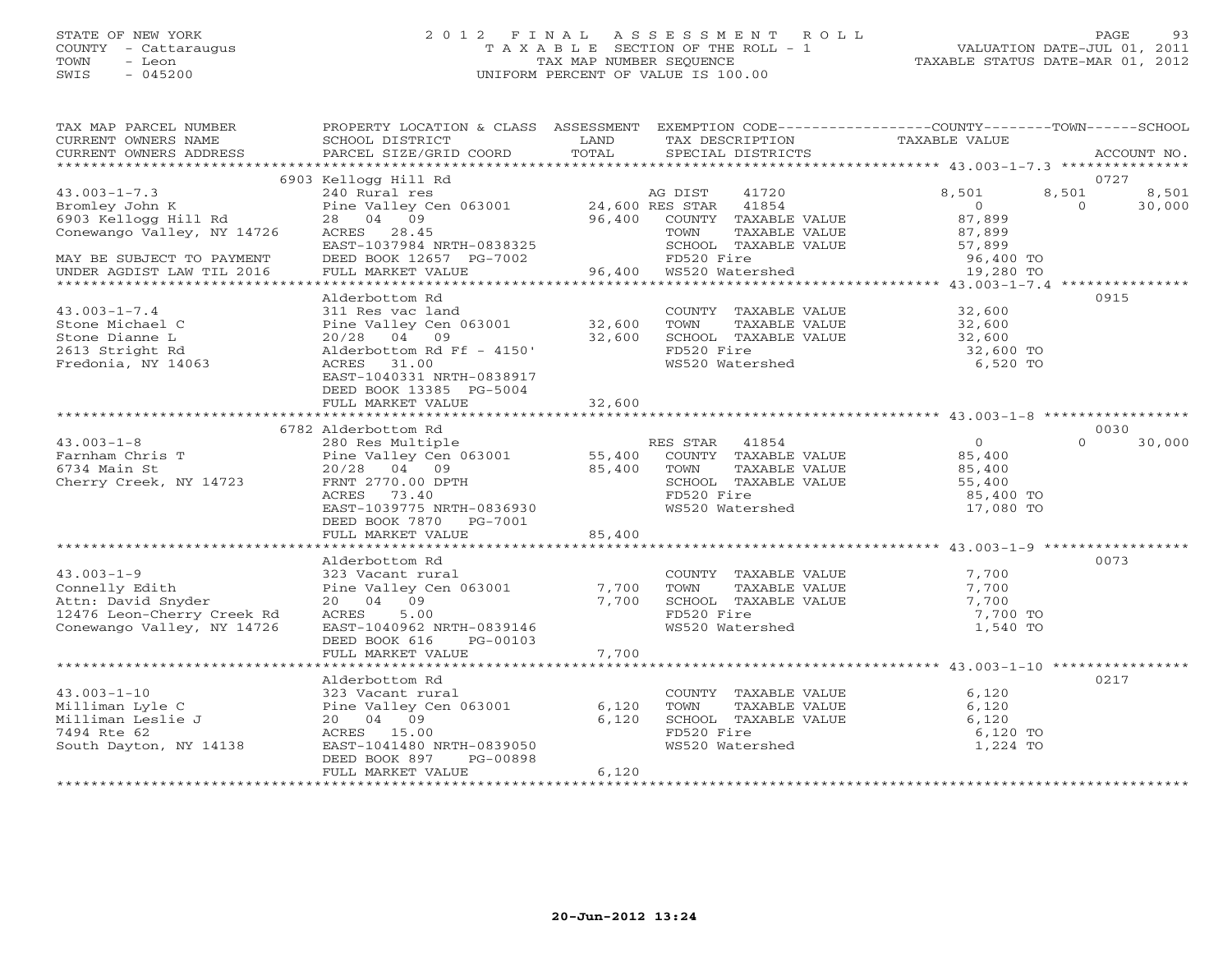STATE OF NEW YORK
COUNTY - Cattaraugus
TOWN - Leon
SWIS - 045200

2012 FINAL ASSESSMENT ROLL
TAXABLE SECTION OF THE ROLL - 1
TAX MAP NUMBER SEQUENCE
UNIFORM PERCENT OF VALUE IS 100.00

VALUATION DATE-JUL 01, 2011
TAXABLE STATUS DATE-MAR 01, 2012

| TAX MAP PARCEL NUMBER / CURRENT OWNERS NAME / CURRENT OWNERS ADDRESS | PROPERTY LOCATION & CLASS / SCHOOL DISTRICT / PARCEL SIZE/GRID COORD | ASSESSMENT LAND | TOTAL | EXEMPTION CODE / TAX DESCRIPTION / SPECIAL DISTRICTS | COUNTY | TOWN | SCHOOL | ACCOUNT NO. |
|---|---|---|---|---|---|---|---|---|
| 43.003-1-7.3 | 6903 Kellogg Hill Rd | | | | | | | 0727 |
| Bromley John K | 240 Rural res | | | AG DIST 41720 | 8,501 | 8,501 | 8,501 | |
| 6903 Kellogg Hill Rd | Pine Valley Cen 063001 | 24,600 | | RES STAR 41854 | 0 | 0 | 30,000 | |
| Conewango Valley, NY 14726 | 28 04 09 | | 96,400 | COUNTY TAXABLE VALUE | 87,899 | | | |
| | ACRES 28.45 | | | TOWN TAXABLE VALUE | | 87,899 | | |
| | EAST-1037984 NRTH-0838325 | | | SCHOOL TAXABLE VALUE | | | 57,899 | |
| MAY BE SUBJECT TO PAYMENT | DEED BOOK 12657 PG-7002 | | | FD520 Fire | 96,400 TO | | | |
| UNDER AGDIST LAW TIL 2016 | FULL MARKET VALUE | | 96,400 | WS520 Watershed | 19,280 TO | | | |
| 43.003-1-7.4 | Alderbottom Rd | | | | | | | 0915 |
| Stone Michael C | 311 Res vac land | | | COUNTY TAXABLE VALUE | 32,600 | | | |
| Stone Dianne L | Pine Valley Cen 063001 | 32,600 | | TOWN TAXABLE VALUE | | 32,600 | | |
| 2613 Stright Rd | 20/28 04 09 | | 32,600 | SCHOOL TAXABLE VALUE | | | 32,600 | |
| Fredonia, NY 14063 | Alderbottom Rd Ff - 4150' | | | FD520 Fire | 32,600 TO | | | |
| | ACRES 31.00 | | | WS520 Watershed | 6,520 TO | | | |
| | EAST-1040331 NRTH-0838917 | | | | | | | |
| | DEED BOOK 13385 PG-5004 | | | | | | | |
| | FULL MARKET VALUE | | 32,600 | | | | | |
| 43.003-1-8 | 6782 Alderbottom Rd | | | | | | | 0030 |
| Farnham Chris T | 280 Res Multiple | | | RES STAR 41854 | 0 | 0 | 30,000 | |
| 6734 Main St | Pine Valley Cen 063001 | 55,400 | | COUNTY TAXABLE VALUE | 85,400 | | | |
| Cherry Creek, NY 14723 | 20/28 04 09 | | 85,400 | TOWN TAXABLE VALUE | | 85,400 | | |
| | FRNT 2770.00 DPTH | | | SCHOOL TAXABLE VALUE | | | 55,400 | |
| | ACRES 73.40 | | | FD520 Fire | 85,400 TO | | | |
| | EAST-1039775 NRTH-0836930 | | | WS520 Watershed | 17,080 TO | | | |
| | DEED BOOK 7870 PG-7001 | | | | | | | |
| | FULL MARKET VALUE | | 85,400 | | | | | |
| 43.003-1-9 | Alderbottom Rd | | | | | | | 0073 |
| Connelly Edith | 323 Vacant rural | | | COUNTY TAXABLE VALUE | 7,700 | | | |
| Attn: David Snyder | Pine Valley Cen 063001 | 7,700 | | TOWN TAXABLE VALUE | | 7,700 | | |
| 12476 Leon-Cherry Creek Rd | 20 04 09 | | 7,700 | SCHOOL TAXABLE VALUE | | | 7,700 | |
| Conewango Valley, NY 14726 | ACRES 5.00 | | | FD520 Fire | 7,700 TO | | | |
| | EAST-1040962 NRTH-0839146 | | | WS520 Watershed | 1,540 TO | | | |
| | DEED BOOK 616 PG-00103 | | | | | | | |
| | FULL MARKET VALUE | | 7,700 | | | | | |
| 43.003-1-10 | Alderbottom Rd | | | | | | | 0217 |
| Milliman Lyle C | 323 Vacant rural | | | COUNTY TAXABLE VALUE | 6,120 | | | |
| Milliman Leslie J | Pine Valley Cen 063001 | 6,120 | | TOWN TAXABLE VALUE | | 6,120 | | |
| 7494 Rte 62 | 20 04 09 | | 6,120 | SCHOOL TAXABLE VALUE | | | 6,120 | |
| South Dayton, NY 14138 | ACRES 15.00 | | | FD520 Fire | 6,120 TO | | | |
| | EAST-1041480 NRTH-0839050 | | | WS520 Watershed | 1,224 TO | | | |
| | DEED BOOK 897 PG-00898 | | | | | | | |
| | FULL MARKET VALUE | | 6,120 | | | | | |

20-Jun-2012 13:24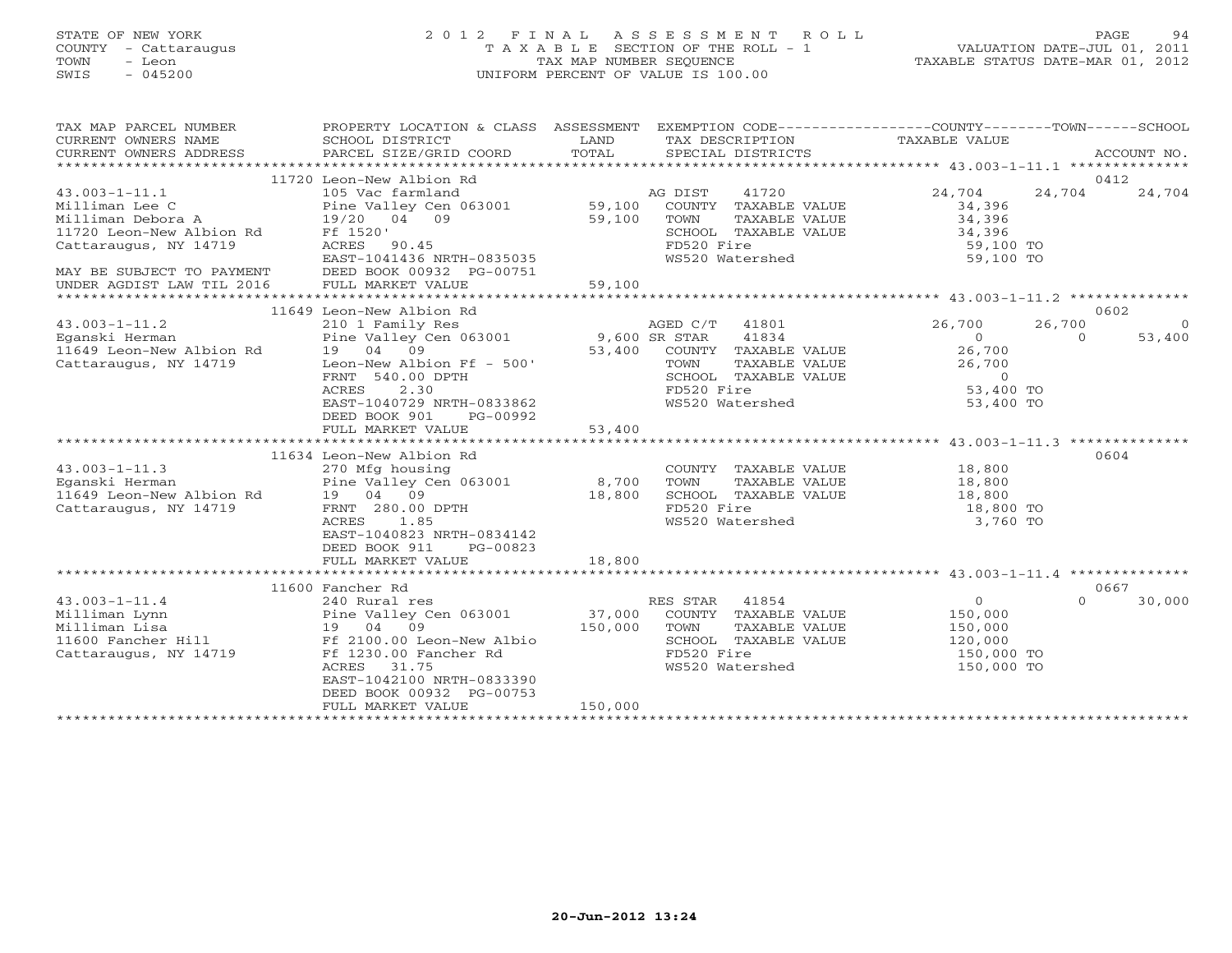STATE OF NEW YORK
COUNTY - Cattaraugus
TOWN - Leon
SWIS - 045200

2 0 1 2 F I N A L A S S E S S M E N T R O L L
T A X A B L E SECTION OF THE ROLL - 1
TAX MAP NUMBER SEQUENCE
UNIFORM PERCENT OF VALUE IS 100.00

VALUATION DATE-JUL 01, 2011
TAXABLE STATUS DATE-MAR 01, 2012

```
TAX MAP PARCEL NUMBER          PROPERTY LOCATION & CLASS  ASSESSMENT  EXEMPTION CODE-----------------COUNTY--------TOWN------SCHOOL
CURRENT OWNERS NAME            SCHOOL DISTRICT               LAND      TAX DESCRIPTION             TAXABLE VALUE
CURRENT OWNERS ADDRESS         PARCEL SIZE/GRID COORD        TOTAL     SPECIAL DISTRICTS                                        ACCOUNT NO.
******************************************************************************************************* 43.003-1-11.1 **************
                               11720 Leon-New Albion Rd                                                                      0412
43.003-1-11.1                  105 Vac farmland                         AG DIST    41720            24,704     24,704     24,704
Milliman Lee C                 Pine Valley Cen 063001       59,100      COUNTY  TAXABLE VALUE        34,396
Milliman Debora A              19/20  04  09                59,100      TOWN    TAXABLE VALUE        34,396
11720 Leon-New Albion Rd       Ff 1520'                                 SCHOOL  TAXABLE VALUE        34,396
Cattaraugus, NY 14719          ACRES  90.45                             FD520 Fire                   59,100 TO
                               EAST-1041436 NRTH-0835035                WS520 Watershed              59,100 TO
MAY BE SUBJECT TO PAYMENT      DEED BOOK 00932 PG-00751
UNDER AGDIST LAW TIL 2016      FULL MARKET VALUE            59,100
******************************************************************************************************* 43.003-1-11.2 **************
                               11649 Leon-New Albion Rd                                                                      0602
43.003-1-11.2                  210 1 Family Res                         AGED C/T   41801            26,700     26,700          0
Eganski Herman                 Pine Valley Cen 063001        9,600 SR STAR     41834                 0          0     53,400
11649 Leon-New Albion Rd       19  04  09                   53,400      COUNTY  TAXABLE VALUE        26,700
Cattaraugus, NY 14719          Leon-New Albion Ff - 500'                TOWN    TAXABLE VALUE        26,700
                               FRNT 540.00 DPTH                         SCHOOL  TAXABLE VALUE             0
                               ACRES   2.30                             FD520 Fire                   53,400 TO
                               EAST-1040729 NRTH-0833862                WS520 Watershed              53,400 TO
                               DEED BOOK 901    PG-00992
                               FULL MARKET VALUE            53,400
******************************************************************************************************* 43.003-1-11.3 **************
                               11634 Leon-New Albion Rd                                                                      0604
43.003-1-11.3                  270 Mfg housing                          COUNTY  TAXABLE VALUE        18,800
Eganski Herman                 Pine Valley Cen 063001        8,700      TOWN    TAXABLE VALUE        18,800
11649 Leon-New Albion Rd       19  04  09                   18,800      SCHOOL  TAXABLE VALUE        18,800
Cattaraugus, NY 14719          FRNT 280.00 DPTH                         FD520 Fire                   18,800 TO
                               ACRES   1.85                             WS520 Watershed               3,760 TO
                               EAST-1040823 NRTH-0834142
                               DEED BOOK 911    PG-00823
                               FULL MARKET VALUE            18,800
******************************************************************************************************* 43.003-1-11.4 **************
                               11600 Fancher Rd                                                                              0667
43.003-1-11.4                  240 Rural res                            RES STAR   41854                 0          0     30,000
Milliman Lynn                  Pine Valley Cen 063001       37,000      COUNTY  TAXABLE VALUE       150,000
Milliman Lisa                  19  04  09                  150,000      TOWN    TAXABLE VALUE       150,000
11600 Fancher Hill             Ff 2100.00 Leon-New Albio                SCHOOL  TAXABLE VALUE       120,000
Cattaraugus, NY 14719          Ff 1230.00 Fancher Rd                    FD520 Fire                  150,000 TO
                               ACRES  31.75                             WS520 Watershed             150,000 TO
                               EAST-1042100 NRTH-0833390
                               DEED BOOK 00932 PG-00753
                               FULL MARKET VALUE           150,000
************************************************************************************************************************************
```

20-Jun-2012 13:24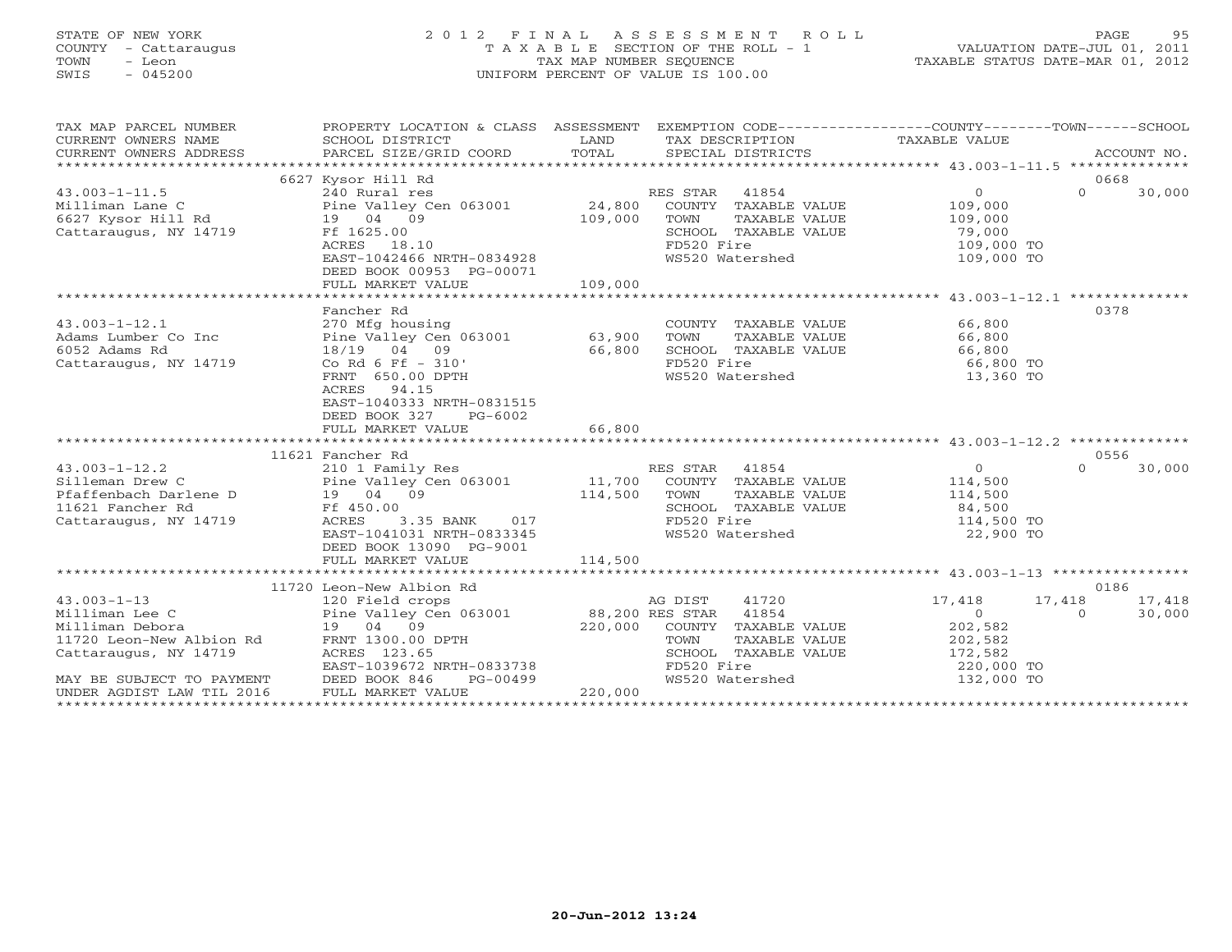STATE OF NEW YORK
COUNTY - Cattaraugus
TOWN - Leon
SWIS - 045200

2 0 1 2 F I N A L A S S E S S M E N T R O L L
T A X A B L E SECTION OF THE ROLL - 1
TAX MAP NUMBER SEQUENCE
UNIFORM PERCENT OF VALUE IS 100.00

VALUATION DATE-JUL 01, 2011
TAXABLE STATUS DATE-MAR 01, 2012

```
TAX MAP PARCEL NUMBER          PROPERTY LOCATION & CLASS  ASSESSMENT  EXEMPTION CODE------------------COUNTY--------TOWN------SCHOOL
CURRENT OWNERS NAME            SCHOOL DISTRICT               LAND      TAX DESCRIPTION                 TAXABLE VALUE
CURRENT OWNERS ADDRESS         PARCEL SIZE/GRID COORD        TOTAL     SPECIAL DISTRICTS                                         ACCOUNT NO.
******************************************************************************************************* 43.003-1-11.5 **************
                               6627 Kysor Hill Rd                                                                              0668
43.003-1-11.5                  240 Rural res                            RES STAR   41854                0              0      30,000
Milliman Lane C                Pine Valley Cen 063001        24,800    COUNTY  TAXABLE VALUE          109,000
6627 Kysor Hill Rd             19   04   09                 109,000    TOWN    TAXABLE VALUE          109,000
Cattaraugus, NY 14719          Ff 1625.00                              SCHOOL  TAXABLE VALUE           79,000
                               ACRES   18.10                           FD520 Fire                     109,000 TO
                               EAST-1042466 NRTH-0834928               WS520 Watershed                109,000 TO
                               DEED BOOK 00953 PG-00071
                               FULL MARKET VALUE            109,000
******************************************************************************************************* 43.003-1-12.1 **************
                               Fancher Rd                                                                                      0378
43.003-1-12.1                  270 Mfg housing                          COUNTY  TAXABLE VALUE           66,800
Adams Lumber Co Inc            Pine Valley Cen 063001        63,900    TOWN    TAXABLE VALUE           66,800
6052 Adams Rd                  18/19   04   09               66,800    SCHOOL  TAXABLE VALUE           66,800
Cattaraugus, NY 14719          Co Rd 6 Ff - 310'                       FD520 Fire                      66,800 TO
                               FRNT  650.00 DPTH                       WS520 Watershed                 13,360 TO
                               ACRES   94.15
                               EAST-1040333 NRTH-0831515
                               DEED BOOK 327     PG-6002
                               FULL MARKET VALUE             66,800
******************************************************************************************************* 43.003-1-12.2 **************
                               11621 Fancher Rd                                                                                0556
43.003-1-12.2                  210 1 Family Res                         RES STAR   41854                0              0      30,000
Silleman Drew C                Pine Valley Cen 063001        11,700    COUNTY  TAXABLE VALUE          114,500
Pfaffenbach Darlene D          19   04   09                 114,500    TOWN    TAXABLE VALUE          114,500
11621 Fancher Rd               Ff 450.00                               SCHOOL  TAXABLE VALUE           84,500
Cattaraugus, NY 14719          ACRES    3.35 BANK     017              FD520 Fire                     114,500 TO
                               EAST-1041031 NRTH-0833345               WS520 Watershed                 22,900 TO
                               DEED BOOK 13090 PG-9001
                               FULL MARKET VALUE            114,500
******************************************************************************************************* 43.003-1-13 ****************
                               11720 Leon-New Albion Rd                                                                        0186
43.003-1-13                    120 Field crops                          AG DIST    41720            17,418         17,418     17,418
Milliman Lee C                 Pine Valley Cen 063001        88,200 RES STAR   41854                0              0      30,000
Milliman Debora                19   04   09                 220,000    COUNTY  TAXABLE VALUE          202,582
11720 Leon-New Albion Rd       FRNT 1300.00 DPTH                       TOWN    TAXABLE VALUE          202,582
Cattaraugus, NY 14719          ACRES  123.65                           SCHOOL  TAXABLE VALUE          172,582
                               EAST-1039672 NRTH-0833738               FD520 Fire                     220,000 TO
MAY BE SUBJECT TO PAYMENT      DEED BOOK 846     PG-00499              WS520 Watershed                132,000 TO
UNDER AGDIST LAW TIL 2016      FULL MARKET VALUE            220,000
************************************************************************************************************************************
```

20-Jun-2012 13:24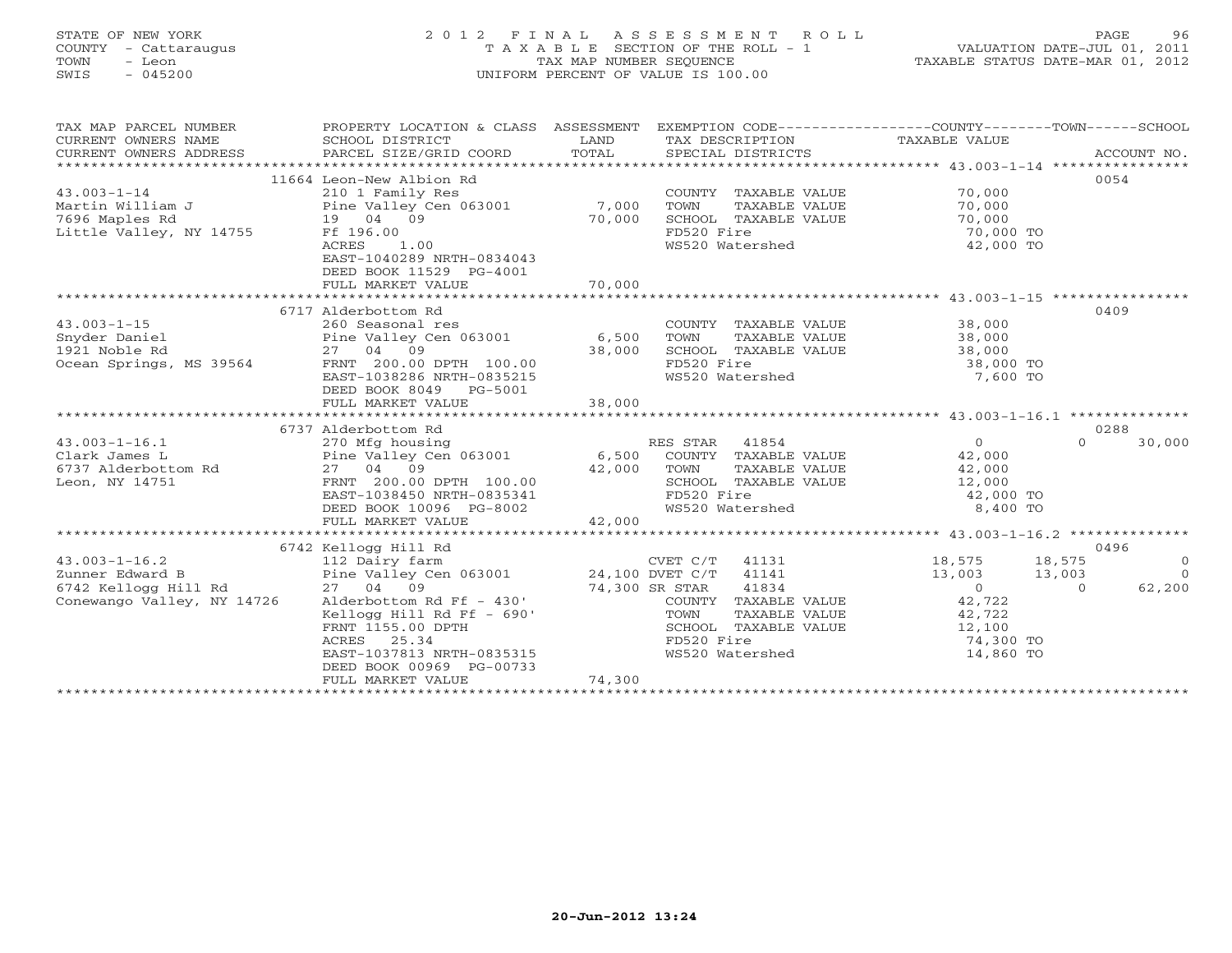STATE OF NEW YORK
COUNTY - Cattaraugus
TOWN - Leon
SWIS - 045200

2 0 1 2 F I N A L A S S E S S M E N T R O L L
T A X A B L E SECTION OF THE ROLL - 1
TAX MAP NUMBER SEQUENCE
UNIFORM PERCENT OF VALUE IS 100.00

VALUATION DATE-JUL 01, 2011
TAXABLE STATUS DATE-MAR 01, 2012

| TAX MAP PARCEL NUMBER / CURRENT OWNERS NAME / CURRENT OWNERS ADDRESS | PROPERTY LOCATION & CLASS / SCHOOL DISTRICT / PARCEL SIZE/GRID COORD | ASSESSMENT LAND / TOTAL | EXEMPTION CODE / TAX DESCRIPTION / SPECIAL DISTRICTS | COUNTY TAXABLE VALUE | TOWN | SCHOOL | ACCOUNT NO. |
|---|---|---|---|---|---|---|---|
| 43.003-1-14 | 11664 Leon-New Albion Rd | | | | | | 0054 |
| Martin William J | 210 1 Family Res | | COUNTY TAXABLE VALUE | 70,000 | | | |
| 7696 Maples Rd | Pine Valley Cen 063001 | 7,000 | TOWN TAXABLE VALUE | 70,000 | | | |
| Little Valley, NY 14755 | 19 04 09 | 70,000 | SCHOOL TAXABLE VALUE | 70,000 | | | |
| | Ff 196.00 | | FD520 Fire | 70,000 TO | | | |
| | ACRES 1.00 | | WS520 Watershed | 42,000 TO | | | |
| | EAST-1040289 NRTH-0834043 | | | | | | |
| | DEED BOOK 11529 PG-4001 | | | | | | |
| | FULL MARKET VALUE | 70,000 | | | | | |
| 43.003-1-15 | 6717 Alderbottom Rd | | | | | | 0409 |
| Snyder Daniel | 260 Seasonal res | | COUNTY TAXABLE VALUE | 38,000 | | | |
| 1921 Noble Rd | Pine Valley Cen 063001 | 6,500 | TOWN TAXABLE VALUE | 38,000 | | | |
| Ocean Springs, MS 39564 | 27 04 09 | 38,000 | SCHOOL TAXABLE VALUE | 38,000 | | | |
| | FRNT 200.00 DPTH 100.00 | | FD520 Fire | 38,000 TO | | | |
| | EAST-1038286 NRTH-0835215 | | WS520 Watershed | 7,600 TO | | | |
| | DEED BOOK 8049 PG-5001 | | | | | | |
| | FULL MARKET VALUE | 38,000 | | | | | |
| 43.003-1-16.1 | 6737 Alderbottom Rd | | | | | | 0288 |
| Clark James L | 270 Mfg housing | | RES STAR 41854 | 0 | 0 | 30,000 | |
| 6737 Alderbottom Rd | Pine Valley Cen 063001 | 6,500 | COUNTY TAXABLE VALUE | 42,000 | | | |
| Leon, NY 14751 | 27 04 09 | 42,000 | TOWN TAXABLE VALUE | 42,000 | | | |
| | FRNT 200.00 DPTH 100.00 | | SCHOOL TAXABLE VALUE | 12,000 | | | |
| | EAST-1038450 NRTH-0835341 | | FD520 Fire | 42,000 TO | | | |
| | DEED BOOK 10096 PG-8002 | | WS520 Watershed | 8,400 TO | | | |
| | FULL MARKET VALUE | 42,000 | | | | | |
| 43.003-1-16.2 | 6742 Kellogg Hill Rd | | | | | | 0496 |
| Zunner Edward B | 112 Dairy farm | | CVET C/T 41131 | 18,575 | 18,575 | 0 | |
| 6742 Kellogg Hill Rd | Pine Valley Cen 063001 | 24,100 | DVET C/T 41141 | 13,003 | 13,003 | 0 | |
| Conewango Valley, NY 14726 | 27 04 09 | 74,300 | SR STAR 41834 | 0 | 0 | 62,200 | |
| | Alderbottom Rd Ff - 430' | | COUNTY TAXABLE VALUE | 42,722 | | | |
| | Kellogg Hill Rd Ff - 690' | | TOWN TAXABLE VALUE | 42,722 | | | |
| | FRNT 1155.00 DPTH | | SCHOOL TAXABLE VALUE | 12,100 | | | |
| | ACRES 25.34 | | FD520 Fire | 74,300 TO | | | |
| | EAST-1037813 NRTH-0835315 | | WS520 Watershed | 14,860 TO | | | |
| | DEED BOOK 00969 PG-00733 | | | | | | |
| | FULL MARKET VALUE | 74,300 | | | | | |

20-Jun-2012 13:24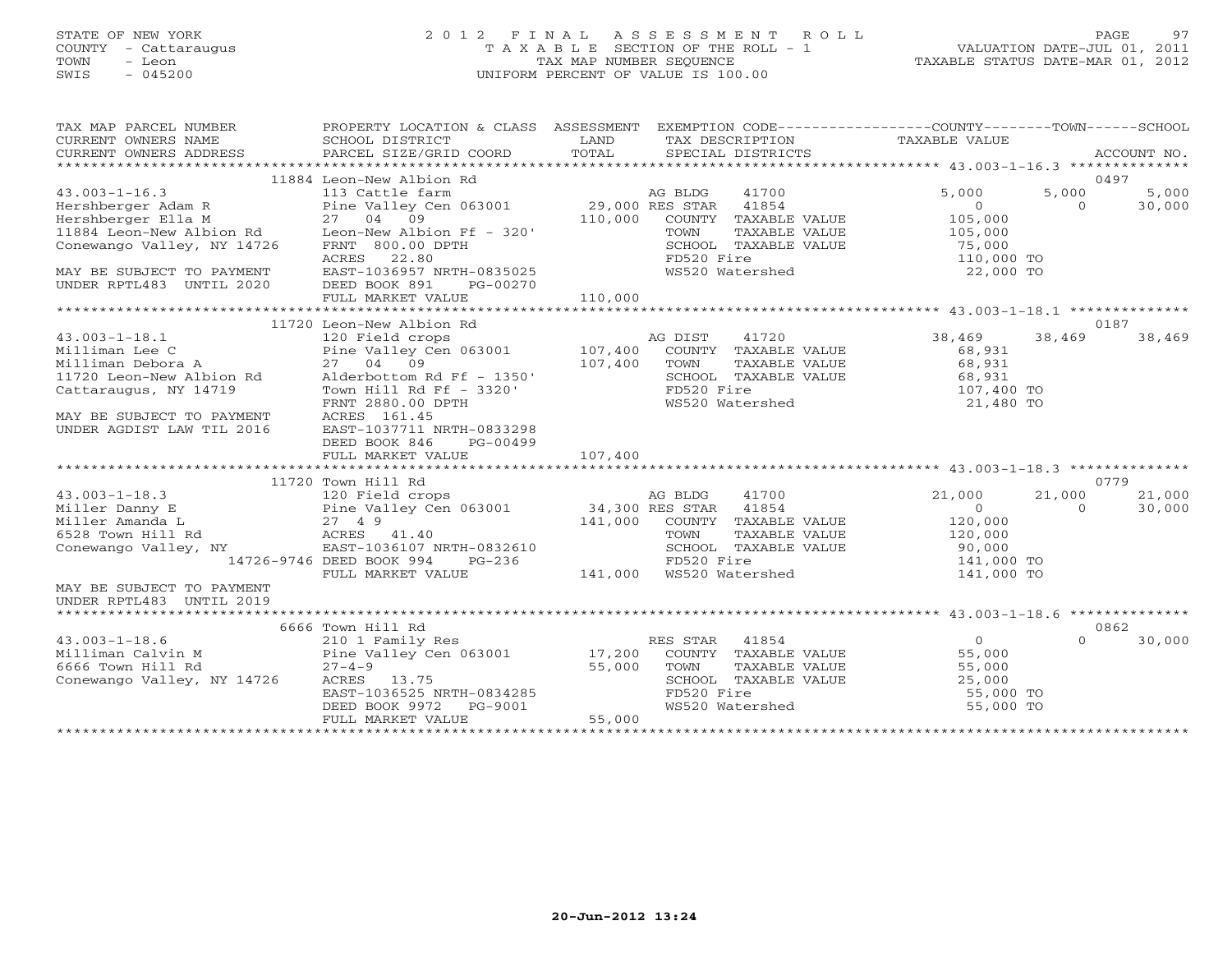STATE OF NEW YORK
COUNTY - Cattaraugus
TOWN - Leon
SWIS - 045200

# 2012 FINAL ASSESSMENT ROLL

TAXABLE SECTION OF THE ROLL - 1
TAX MAP NUMBER SEQUENCE
UNIFORM PERCENT OF VALUE IS 100.00

VALUATION DATE-JUL 01, 2011
TAXABLE STATUS DATE-MAR 01, 2012

| TAX MAP PARCEL NUMBER / CURRENT OWNERS NAME / CURRENT OWNERS ADDRESS | PROPERTY LOCATION & CLASS / SCHOOL DISTRICT / PARCEL SIZE/GRID COORD | ASSESSMENT LAND / TOTAL | EXEMPTION CODE / TAX DESCRIPTION / SPECIAL DISTRICTS | COUNTY TAXABLE VALUE | TOWN | SCHOOL | ACCOUNT NO. |
|---|---|---|---|---|---|---|---|
| | 11884 Leon-New Albion Rd | | | | | | 0497 |
| 43.003-1-16.3 | 113 Cattle farm | | AG BLDG 41700 | 5,000 | 5,000 | 5,000 | |
| Hershberger Adam R | Pine Valley Cen 063001 | 29,000 | RES STAR 41854 | 0 | 0 | 30,000 | |
| Hershberger Ella M | 27 04 09 | 110,000 | COUNTY TAXABLE VALUE | 105,000 | | | |
| 11884 Leon-New Albion Rd | Leon-New Albion Ff - 320' | | TOWN TAXABLE VALUE | 105,000 | | | |
| Conewango Valley, NY 14726 | FRNT 800.00 DPTH | | SCHOOL TAXABLE VALUE | 75,000 | | | |
| | ACRES 22.80 | | FD520 Fire | 110,000 TO | | | |
| MAY BE SUBJECT TO PAYMENT | EAST-1036957 NRTH-0835025 | | WS520 Watershed | 22,000 TO | | | |
| UNDER RPTL483 UNTIL 2020 | DEED BOOK 891 PG-00270 | | | | | | |
| | FULL MARKET VALUE | 110,000 | | | | | |
| | 11720 Leon-New Albion Rd | | | | | | 0187 |
| 43.003-1-18.1 | 120 Field crops | | AG DIST 41720 | 38,469 | 38,469 | 38,469 | |
| Milliman Lee C | Pine Valley Cen 063001 | 107,400 | COUNTY TAXABLE VALUE | 68,931 | | | |
| Milliman Debora A | 27 04 09 | 107,400 | TOWN TAXABLE VALUE | 68,931 | | | |
| 11720 Leon-New Albion Rd | Alderbottom Rd Ff - 1350' | | SCHOOL TAXABLE VALUE | 68,931 | | | |
| Cattaraugus, NY 14719 | Town Hill Rd Ff - 3320' | | FD520 Fire | 107,400 TO | | | |
| | FRNT 2880.00 DPTH | | WS520 Watershed | 21,480 TO | | | |
| MAY BE SUBJECT TO PAYMENT | ACRES 161.45 | | | | | | |
| UNDER AGDIST LAW TIL 2016 | EAST-1037711 NRTH-0833298 | | | | | | |
| | DEED BOOK 846 PG-00499 | | | | | | |
| | FULL MARKET VALUE | 107,400 | | | | | |
| | 11720 Town Hill Rd | | | | | | 0779 |
| 43.003-1-18.3 | 120 Field crops | | AG BLDG 41700 | 21,000 | 21,000 | 21,000 | |
| Miller Danny E | Pine Valley Cen 063001 | 34,300 | RES STAR 41854 | 0 | 0 | 30,000 | |
| Miller Amanda L | 27 4 9 | 141,000 | COUNTY TAXABLE VALUE | 120,000 | | | |
| 6528 Town Hill Rd | ACRES 41.40 | | TOWN TAXABLE VALUE | 120,000 | | | |
| Conewango Valley, NY | EAST-1036107 NRTH-0832610 | | SCHOOL TAXABLE VALUE | 90,000 | | | |
| 14726-9746 | DEED BOOK 994 PG-236 | | FD520 Fire | 141,000 TO | | | |
| | FULL MARKET VALUE | 141,000 | WS520 Watershed | 141,000 TO | | | |
| MAY BE SUBJECT TO PAYMENT | | | | | | | |
| UNDER RPTL483 UNTIL 2019 | | | | | | | |
| | 6666 Town Hill Rd | | | | | | 0862 |
| 43.003-1-18.6 | 210 1 Family Res | | RES STAR 41854 | 0 | 0 | 30,000 | |
| Milliman Calvin M | Pine Valley Cen 063001 | 17,200 | COUNTY TAXABLE VALUE | 55,000 | | | |
| 6666 Town Hill Rd | 27-4-9 | 55,000 | TOWN TAXABLE VALUE | 55,000 | | | |
| Conewango Valley, NY 14726 | ACRES 13.75 | | SCHOOL TAXABLE VALUE | 25,000 | | | |
| | EAST-1036525 NRTH-0834285 | | FD520 Fire | 55,000 TO | | | |
| | DEED BOOK 9972 PG-9001 | | WS520 Watershed | 55,000 TO | | | |
| | FULL MARKET VALUE | 55,000 | | | | | |

20-Jun-2012 13:24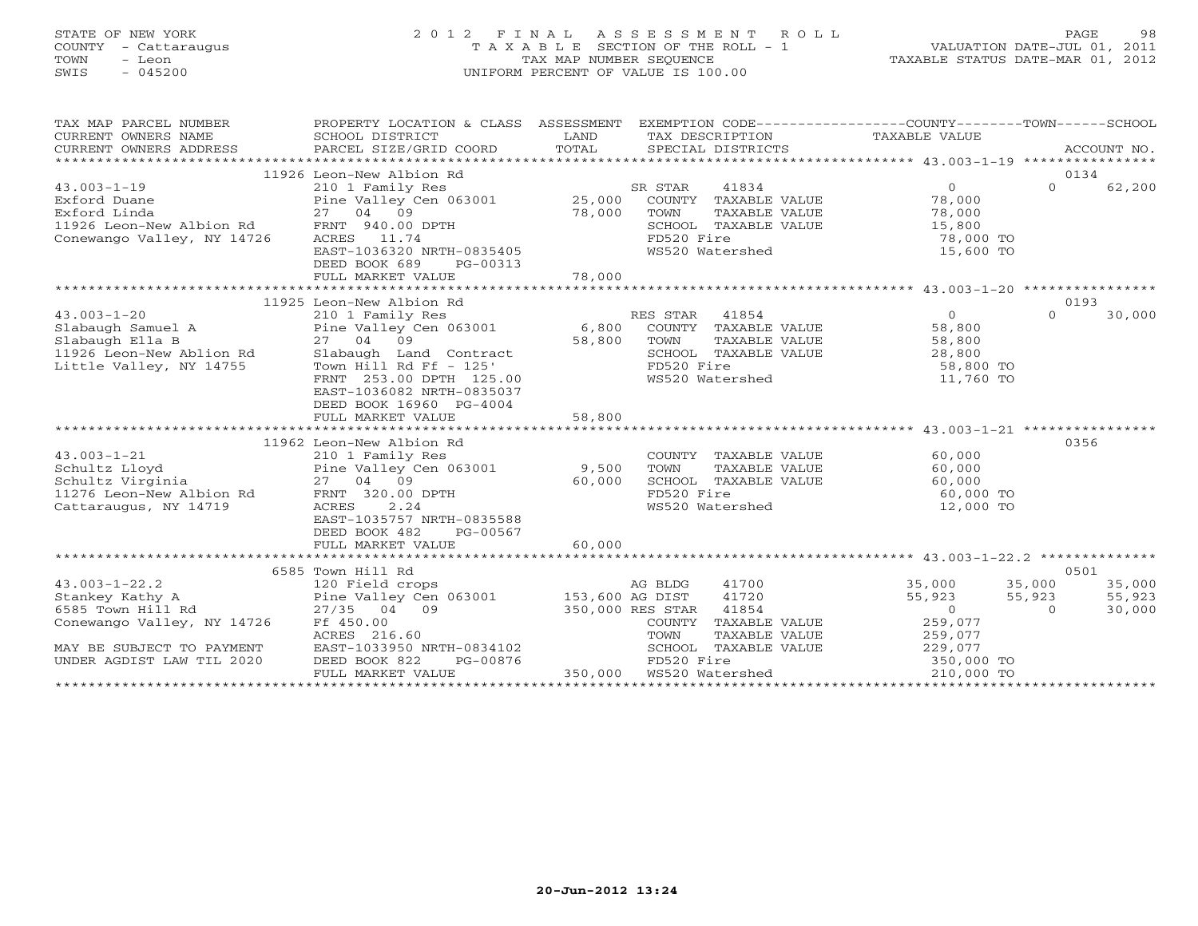STATE OF NEW YORK
COUNTY - Cattaraugus
TOWN - Leon
SWIS - 045200

# 2012 FINAL ASSESSMENT ROLL

TAXABLE SECTION OF THE ROLL - 1
TAX MAP NUMBER SEQUENCE
UNIFORM PERCENT OF VALUE IS 100.00

VALUATION DATE-JUL 01, 2011
TAXABLE STATUS DATE-MAR 01, 2012

| TAX MAP PARCEL NUMBER / CURRENT OWNERS NAME / CURRENT OWNERS ADDRESS | PROPERTY LOCATION & CLASS / SCHOOL DISTRICT / PARCEL SIZE/GRID COORD | ASSESSMENT LAND / TOTAL | EXEMPTION CODE / TAX DESCRIPTION / SPECIAL DISTRICTS | COUNTY TAXABLE VALUE | TOWN | SCHOOL / ACCOUNT NO. |
|---|---|---|---|---|---|---|
| | 11926 Leon-New Albion Rd | | | | | 0134 |
| 43.003-1-19 | 210 1 Family Res | | SR STAR 41834 | 0 | 0 | 62,200 |
| Exford Duane | Pine Valley Cen 063001 | 25,000 | COUNTY TAXABLE VALUE | 78,000 | | |
| Exford Linda | 27 04 09 | 78,000 | TOWN TAXABLE VALUE | 78,000 | | |
| 11926 Leon-New Albion Rd | FRNT 940.00 DPTH | | SCHOOL TAXABLE VALUE | 15,800 | | |
| Conewango Valley, NY 14726 | ACRES 11.74 | | FD520 Fire | 78,000 TO | | |
| | EAST-1036320 NRTH-0835405 | | WS520 Watershed | 15,600 TO | | |
| | DEED BOOK 689 PG-00313 | | | | | |
| | FULL MARKET VALUE | 78,000 | | | | |
| | 11925 Leon-New Albion Rd | | | | | 0193 |
| 43.003-1-20 | 210 1 Family Res | | RES STAR 41854 | 0 | 0 | 30,000 |
| Slabaugh Samuel A | Pine Valley Cen 063001 | 6,800 | COUNTY TAXABLE VALUE | 58,800 | | |
| Slabaugh Ella B | 27 04 09 | 58,800 | TOWN TAXABLE VALUE | 58,800 | | |
| 11926 Leon-New Ablion Rd | Slabaugh Land Contract | | SCHOOL TAXABLE VALUE | 28,800 | | |
| Little Valley, NY 14755 | Town Hill Rd Ff - 125' | | FD520 Fire | 58,800 TO | | |
| | FRNT 253.00 DPTH 125.00 | | WS520 Watershed | 11,760 TO | | |
| | EAST-1036082 NRTH-0835037 | | | | | |
| | DEED BOOK 16960 PG-4004 | | | | | |
| | FULL MARKET VALUE | 58,800 | | | | |
| | 11962 Leon-New Albion Rd | | | | | 0356 |
| 43.003-1-21 | 210 1 Family Res | | COUNTY TAXABLE VALUE | 60,000 | | |
| Schultz Lloyd | Pine Valley Cen 063001 | 9,500 | TOWN TAXABLE VALUE | 60,000 | | |
| Schultz Virginia | 27 04 09 | 60,000 | SCHOOL TAXABLE VALUE | 60,000 | | |
| 11276 Leon-New Albion Rd | FRNT 320.00 DPTH | | FD520 Fire | 60,000 TO | | |
| Cattaraugus, NY 14719 | ACRES 2.24 | | WS520 Watershed | 12,000 TO | | |
| | EAST-1035757 NRTH-0835588 | | | | | |
| | DEED BOOK 482 PG-00567 | | | | | |
| | FULL MARKET VALUE | 60,000 | | | | |
| | 6585 Town Hill Rd | | | | | 0501 |
| 43.003-1-22.2 | 120 Field crops | | AG BLDG 41700 | 35,000 | 35,000 | 35,000 |
| Stankey Kathy A | Pine Valley Cen 063001 | 153,600 | AG DIST 41720 | 55,923 | 55,923 | 55,923 |
| 6585 Town Hill Rd | 27/35 04 09 | 350,000 | RES STAR 41854 | 0 | 0 | 30,000 |
| Conewango Valley, NY 14726 | Ff 450.00 | | COUNTY TAXABLE VALUE | 259,077 | | |
| | ACRES 216.60 | | TOWN TAXABLE VALUE | 259,077 | | |
| MAY BE SUBJECT TO PAYMENT | EAST-1033950 NRTH-0834102 | | SCHOOL TAXABLE VALUE | 229,077 | | |
| UNDER AGDIST LAW TIL 2020 | DEED BOOK 822 PG-00876 | | FD520 Fire | 350,000 TO | | |
| | FULL MARKET VALUE | 350,000 | WS520 Watershed | 210,000 TO | | |

20-Jun-2012 13:24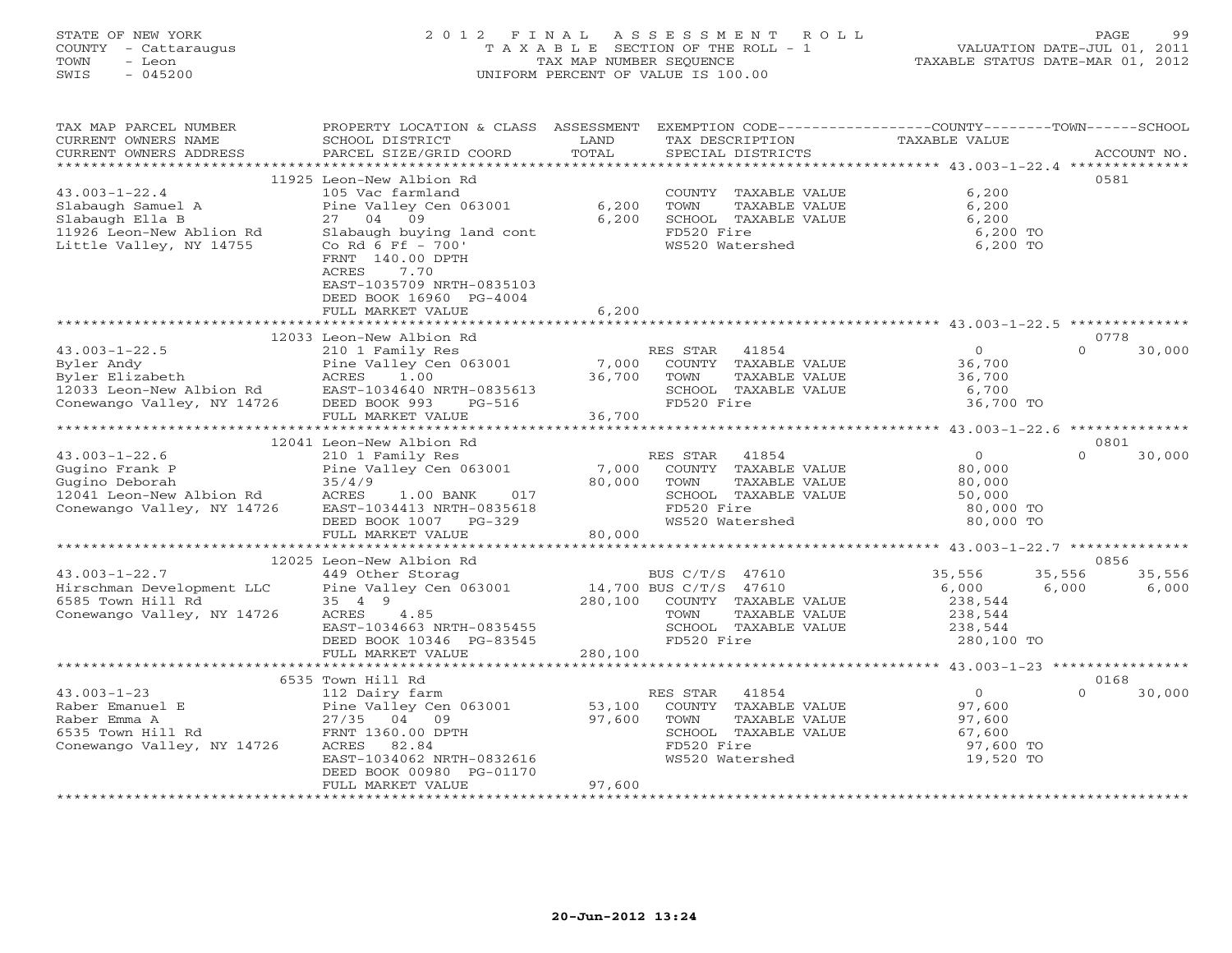STATE OF NEW YORK
COUNTY - Cattaraugus
TOWN - Leon
SWIS - 045200

2012 FINAL ASSESSMENT ROLL
TAXABLE SECTION OF THE ROLL - 1
TAX MAP NUMBER SEQUENCE
UNIFORM PERCENT OF VALUE IS 100.00

VALUATION DATE-JUL 01, 2011
TAXABLE STATUS DATE-MAR 01, 2012

| TAX MAP PARCEL NUMBER / CURRENT OWNERS NAME / CURRENT OWNERS ADDRESS | PROPERTY LOCATION & CLASS / SCHOOL DISTRICT / PARCEL SIZE/GRID COORD | ASSESSMENT LAND / TOTAL | EXEMPTION CODE / TAX DESCRIPTION / SPECIAL DISTRICTS | COUNTY TAXABLE VALUE | TOWN | SCHOOL | ACCOUNT NO. |
|---|---|---|---|---|---|---|---|
| | 11925 Leon-New Albion Rd | | | | | | 0581 |
| 43.003-1-22.4 | 105 Vac farmland | | COUNTY TAXABLE VALUE | 6,200 | | | |
| Slabaugh Samuel A | Pine Valley Cen 063001 | 6,200 | TOWN TAXABLE VALUE | 6,200 | | | |
| Slabaugh Ella B | 27 04 09 | 6,200 | SCHOOL TAXABLE VALUE | 6,200 | | | |
| 11926 Leon-New Ablion Rd | Slabaugh buying land cont | | FD520 Fire | 6,200 TO | | | |
| Little Valley, NY 14755 | Co Rd 6 Ff - 700' | | WS520 Watershed | 6,200 TO | | | |
| | FRNT 140.00 DPTH | | | | | | |
| | ACRES 7.70 | | | | | | |
| | EAST-1035709 NRTH-0835103 | | | | | | |
| | DEED BOOK 16960 PG-4004 | | | | | | |
| | FULL MARKET VALUE | 6,200 | | | | | |
| | 12033 Leon-New Albion Rd | | | | | | 0778 |
| 43.003-1-22.5 | 210 1 Family Res | | RES STAR 41854 | 0 | 0 | 30,000 | |
| Byler Andy | Pine Valley Cen 063001 | 7,000 | COUNTY TAXABLE VALUE | 36,700 | | | |
| Byler Elizabeth | ACRES 1.00 | 36,700 | TOWN TAXABLE VALUE | 36,700 | | | |
| 12033 Leon-New Albion Rd | EAST-1034640 NRTH-0835613 | | SCHOOL TAXABLE VALUE | 6,700 | | | |
| Conewango Valley, NY 14726 | DEED BOOK 993 PG-516 | | FD520 Fire | 36,700 TO | | | |
| | FULL MARKET VALUE | 36,700 | | | | | |
| | 12041 Leon-New Albion Rd | | | | | | 0801 |
| 43.003-1-22.6 | 210 1 Family Res | | RES STAR 41854 | 0 | 0 | 30,000 | |
| Gugino Frank P | Pine Valley Cen 063001 | 7,000 | COUNTY TAXABLE VALUE | 80,000 | | | |
| Gugino Deborah | 35/4/9 | 80,000 | TOWN TAXABLE VALUE | 80,000 | | | |
| 12041 Leon-New Albion Rd | ACRES 1.00 BANK 017 | | SCHOOL TAXABLE VALUE | 50,000 | | | |
| Conewango Valley, NY 14726 | EAST-1034413 NRTH-0835618 | | FD520 Fire | 80,000 TO | | | |
| | DEED BOOK 1007 PG-329 | | WS520 Watershed | 80,000 TO | | | |
| | FULL MARKET VALUE | 80,000 | | | | | |
| | 12025 Leon-New Albion Rd | | | | | | 0856 |
| 43.003-1-22.7 | 449 Other Storag | | BUS C/T/S 47610 | 35,556 | 35,556 | 35,556 | |
| Hirschman Development LLC | Pine Valley Cen 063001 | 14,700 | BUS C/T/S 47610 | 6,000 | 6,000 | 6,000 | |
| 6585 Town Hill Rd | 35 4 9 | 280,100 | COUNTY TAXABLE VALUE | 238,544 | | | |
| Conewango Valley, NY 14726 | ACRES 4.85 | | TOWN TAXABLE VALUE | 238,544 | | | |
| | EAST-1034663 NRTH-0835455 | | SCHOOL TAXABLE VALUE | 238,544 | | | |
| | DEED BOOK 10346 PG-83545 | | FD520 Fire | 280,100 TO | | | |
| | FULL MARKET VALUE | 280,100 | | | | | |
| | 6535 Town Hill Rd | | | | | | 0168 |
| 43.003-1-23 | 112 Dairy farm | | RES STAR 41854 | 0 | 0 | 30,000 | |
| Raber Emanuel E | Pine Valley Cen 063001 | 53,100 | COUNTY TAXABLE VALUE | 97,600 | | | |
| Raber Emma A | 27/35 04 09 | 97,600 | TOWN TAXABLE VALUE | 97,600 | | | |
| 6535 Town Hill Rd | FRNT 1360.00 DPTH | | SCHOOL TAXABLE VALUE | 67,600 | | | |
| Conewango Valley, NY 14726 | ACRES 82.84 | | FD520 Fire | 97,600 TO | | | |
| | EAST-1034062 NRTH-0832616 | | WS520 Watershed | 19,520 TO | | | |
| | DEED BOOK 00980 PG-01170 | | | | | | |
| | FULL MARKET VALUE | 97,600 | | | | | |

20-Jun-2012 13:24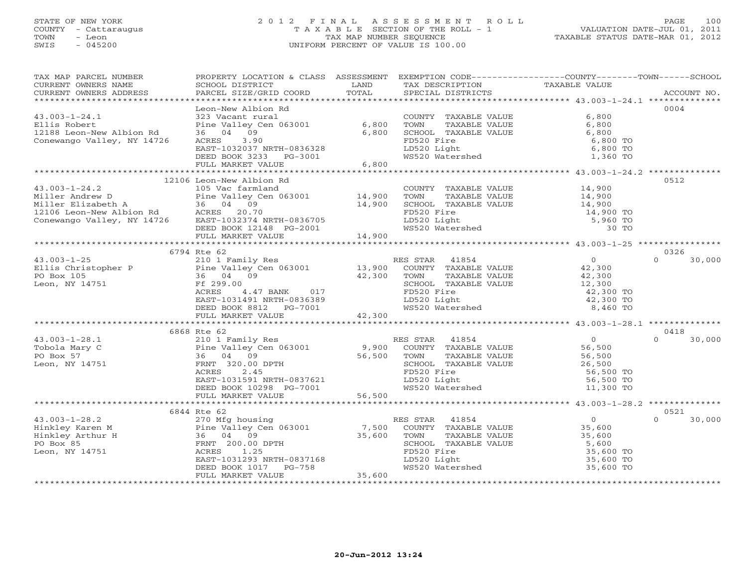STATE OF NEW YORK
COUNTY - Cattaraugus
TOWN - Leon
SWIS - 045200

2012 FINAL ASSESSMENT ROLL
TAXABLE SECTION OF THE ROLL - 1
TAX MAP NUMBER SEQUENCE
UNIFORM PERCENT OF VALUE IS 100.00

VALUATION DATE-JUL 01, 2011
TAXABLE STATUS DATE-MAR 01, 2012

| TAX MAP PARCEL NUMBER / CURRENT OWNERS NAME / CURRENT OWNERS ADDRESS | PROPERTY LOCATION & CLASS / SCHOOL DISTRICT / PARCEL SIZE/GRID COORD | ASSESSMENT LAND / TOTAL | EXEMPTION CODE / TAX DESCRIPTION / SPECIAL DISTRICTS | COUNTY TAXABLE VALUE | TOWN | SCHOOL | ACCOUNT NO. |
|---|---|---|---|---|---|---|---|
| 43.003-1-24.1 | Leon-New Albion Rd | | | | | | 0004 |
| | 323 Vacant rural | | COUNTY TAXABLE VALUE | 6,800 | | | |
| Ellis Robert | Pine Valley Cen 063001 | 6,800 | TOWN TAXABLE VALUE | 6,800 | | | |
| 12188 Leon-New Albion Rd | 36 04 09 | 6,800 | SCHOOL TAXABLE VALUE | 6,800 | | | |
| Conewango Valley, NY 14726 | ACRES 3.90 | | FD520 Fire | 6,800 TO | | | |
| | EAST-1032037 NRTH-0836328 | | LD520 Light | 6,800 TO | | | |
| | DEED BOOK 3233 PG-3001 | | WS520 Watershed | 1,360 TO | | | |
| | FULL MARKET VALUE | 6,800 | | | | | |
| 43.003-1-24.2 | 12106 Leon-New Albion Rd | | | | | | 0512 |
| | 105 Vac farmland | | COUNTY TAXABLE VALUE | 14,900 | | | |
| Miller Andrew D | Pine Valley Cen 063001 | 14,900 | TOWN TAXABLE VALUE | 14,900 | | | |
| Miller Elizabeth A | 36 04 09 | 14,900 | SCHOOL TAXABLE VALUE | 14,900 | | | |
| 12106 Leon-New Albion Rd | ACRES 20.70 | | FD520 Fire | 14,900 TO | | | |
| Conewango Valley, NY 14726 | EAST-1032374 NRTH-0836705 | | LD520 Light | 5,960 TO | | | |
| | DEED BOOK 12148 PG-2001 | | WS520 Watershed | 30 TO | | | |
| | FULL MARKET VALUE | 14,900 | | | | | |
| 43.003-1-25 | 6794 Rte 62 | | | | | | 0326 |
| | 210 1 Family Res | | RES STAR 41854 | 0 | 0 | 30,000 | |
| Ellis Christopher P | Pine Valley Cen 063001 | 13,900 | COUNTY TAXABLE VALUE | 42,300 | | | |
| PO Box 105 | 36 04 09 | 42,300 | TOWN TAXABLE VALUE | 42,300 | | | |
| Leon, NY 14751 | Ff 299.00 | | SCHOOL TAXABLE VALUE | 12,300 | | | |
| | ACRES 4.47 BANK 017 | | FD520 Fire | 42,300 TO | | | |
| | EAST-1031491 NRTH-0836389 | | LD520 Light | 42,300 TO | | | |
| | DEED BOOK 8812 PG-7001 | | WS520 Watershed | 8,460 TO | | | |
| | FULL MARKET VALUE | 42,300 | | | | | |
| 43.003-1-28.1 | 6868 Rte 62 | | | | | | 0418 |
| | 210 1 Family Res | | RES STAR 41854 | 0 | 0 | 30,000 | |
| Tobola Mary C | Pine Valley Cen 063001 | 9,900 | COUNTY TAXABLE VALUE | 56,500 | | | |
| PO Box 57 | 36 04 09 | 56,500 | TOWN TAXABLE VALUE | 56,500 | | | |
| Leon, NY 14751 | FRNT 320.00 DPTH | | SCHOOL TAXABLE VALUE | 26,500 | | | |
| | ACRES 2.45 | | FD520 Fire | 56,500 TO | | | |
| | EAST-1031591 NRTH-0837621 | | LD520 Light | 56,500 TO | | | |
| | DEED BOOK 10298 PG-7001 | | WS520 Watershed | 11,300 TO | | | |
| | FULL MARKET VALUE | 56,500 | | | | | |
| 43.003-1-28.2 | 6844 Rte 62 | | | | | | 0521 |
| | 270 Mfg housing | | RES STAR 41854 | 0 | 0 | 30,000 | |
| Hinkley Karen M | Pine Valley Cen 063001 | 7,500 | COUNTY TAXABLE VALUE | 35,600 | | | |
| Hinkley Arthur H | 36 04 09 | 35,600 | TOWN TAXABLE VALUE | 35,600 | | | |
| PO Box 85 | FRNT 200.00 DPTH | | SCHOOL TAXABLE VALUE | 5,600 | | | |
| Leon, NY 14751 | ACRES 1.25 | | FD520 Fire | 35,600 TO | | | |
| | EAST-1031293 NRTH-0837168 | | LD520 Light | 35,600 TO | | | |
| | DEED BOOK 1017 PG-758 | | WS520 Watershed | 35,600 TO | | | |
| | FULL MARKET VALUE | 35,600 | | | | | |

20-Jun-2012 13:24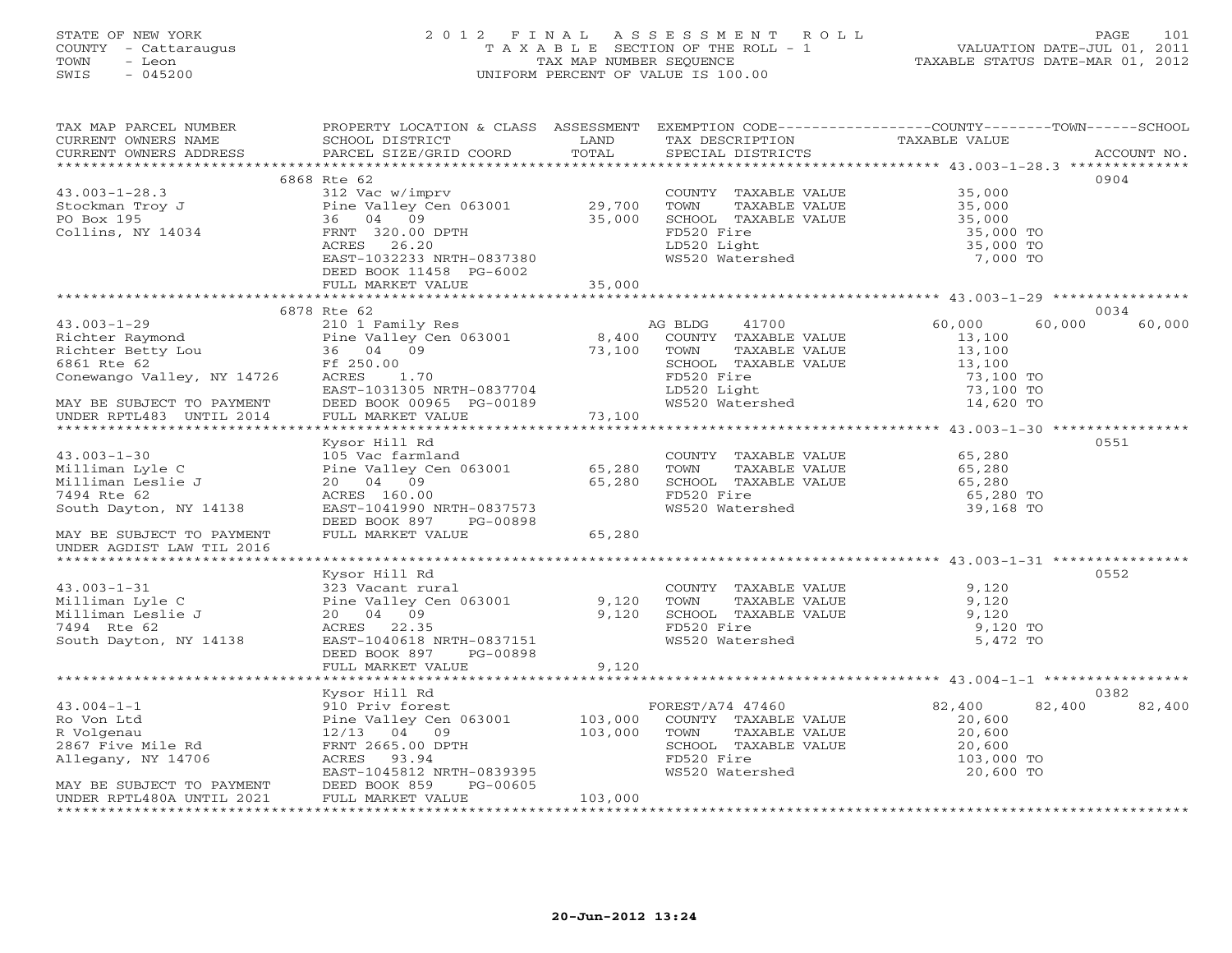STATE OF NEW YORK
COUNTY - Cattaraugus
TOWN - Leon
SWIS - 045200

2012 FINAL ASSESSMENT ROLL
TAXABLE SECTION OF THE ROLL - 1
TAX MAP NUMBER SEQUENCE
UNIFORM PERCENT OF VALUE IS 100.00

VALUATION DATE-JUL 01, 2011
TAXABLE STATUS DATE-MAR 01, 2012

| TAX MAP PARCEL NUMBER / CURRENT OWNERS NAME / CURRENT OWNERS ADDRESS | PROPERTY LOCATION & CLASS / SCHOOL DISTRICT / PARCEL SIZE/GRID COORD | ASSESSMENT LAND | TOTAL | EXEMPTION CODE / TAX DESCRIPTION / SPECIAL DISTRICTS | COUNTY TAXABLE VALUE | TOWN | SCHOOL | ACCOUNT NO. |
|---|---|---|---|---|---|---|---|---|
| 43.003-1-28.3 | 6868 Rte 62 | | | | | | | 0904 |
| Stockman Troy J | 312 Vac w/imprv | | | COUNTY TAXABLE VALUE | 35,000 | | | |
| PO Box 195 | Pine Valley Cen 063001 | 29,700 | | TOWN TAXABLE VALUE | 35,000 | | | |
| Collins, NY 14034 | 36 04 09 | | 35,000 | SCHOOL TAXABLE VALUE | 35,000 | | | |
| | FRNT 320.00 DPTH | | | FD520 Fire | 35,000 TO | | | |
| | ACRES 26.20 | | | LD520 Light | 35,000 TO | | | |
| | EAST-1032233 NRTH-0837380 | | | WS520 Watershed | 7,000 TO | | | |
| | DEED BOOK 11458 PG-6002 | | | | | | | |
| | FULL MARKET VALUE | | 35,000 | | | | | |
| 43.003-1-29 | 6878 Rte 62 | | | | | | | 0034 |
| Richter Raymond | 210 1 Family Res | | | AG BLDG 41700 | 60,000 | 60,000 | 60,000 | |
| Richter Betty Lou | Pine Valley Cen 063001 | 8,400 | | COUNTY TAXABLE VALUE | 13,100 | | | |
| 6861 Rte 62 | 36 04 09 | | 73,100 | TOWN TAXABLE VALUE | 13,100 | | | |
| Conewango Valley, NY 14726 | Ff 250.00 | | | SCHOOL TAXABLE VALUE | 13,100 | | | |
| | ACRES 1.70 | | | FD520 Fire | 73,100 TO | | | |
| | EAST-1031305 NRTH-0837704 | | | LD520 Light | 73,100 TO | | | |
| MAY BE SUBJECT TO PAYMENT | DEED BOOK 00965 PG-00189 | | | WS520 Watershed | 14,620 TO | | | |
| UNDER RPTL483 UNTIL 2014 | FULL MARKET VALUE | | 73,100 | | | | | |
| 43.003-1-30 | Kysor Hill Rd | | | | | | | 0551 |
| Milliman Lyle C | 105 Vac farmland | | | COUNTY TAXABLE VALUE | 65,280 | | | |
| Milliman Leslie J | Pine Valley Cen 063001 | 65,280 | | TOWN TAXABLE VALUE | 65,280 | | | |
| 7494 Rte 62 | 20 04 09 | | 65,280 | SCHOOL TAXABLE VALUE | 65,280 | | | |
| South Dayton, NY 14138 | ACRES 160.00 | | | FD520 Fire | 65,280 TO | | | |
| | EAST-1041990 NRTH-0837573 | | | WS520 Watershed | 39,168 TO | | | |
| | DEED BOOK 897 PG-00898 | | | | | | | |
| MAY BE SUBJECT TO PAYMENT | FULL MARKET VALUE | | 65,280 | | | | | |
| UNDER AGDIST LAW TIL 2016 | | | | | | | | |
| 43.003-1-31 | Kysor Hill Rd | | | | | | | 0552 |
| Milliman Lyle C | 323 Vacant rural | | | COUNTY TAXABLE VALUE | 9,120 | | | |
| Milliman Leslie J | Pine Valley Cen 063001 | 9,120 | | TOWN TAXABLE VALUE | 9,120 | | | |
| 7494 Rte 62 | 20 04 09 | | 9,120 | SCHOOL TAXABLE VALUE | 9,120 | | | |
| South Dayton, NY 14138 | ACRES 22.35 | | | FD520 Fire | 9,120 TO | | | |
| | EAST-1040618 NRTH-0837151 | | | WS520 Watershed | 5,472 TO | | | |
| | DEED BOOK 897 PG-00898 | | | | | | | |
| | FULL MARKET VALUE | | 9,120 | | | | | |
| 43.004-1-1 | Kysor Hill Rd | | | | | | | 0382 |
| Ro Von Ltd | 910 Priv forest | | | FOREST/A74 47460 | 82,400 | 82,400 | 82,400 | |
| R Volgenau | Pine Valley Cen 063001 | 103,000 | | COUNTY TAXABLE VALUE | 20,600 | | | |
| 2867 Five Mile Rd | 12/13 04 09 | | 103,000 | TOWN TAXABLE VALUE | 20,600 | | | |
| Allegany, NY 14706 | FRNT 2665.00 DPTH | | | SCHOOL TAXABLE VALUE | 20,600 | | | |
| | ACRES 93.94 | | | FD520 Fire | 103,000 TO | | | |
| | EAST-1045812 NRTH-0839395 | | | WS520 Watershed | 20,600 TO | | | |
| MAY BE SUBJECT TO PAYMENT | DEED BOOK 859 PG-00605 | | | | | | | |
| UNDER RPTL480A UNTIL 2021 | FULL MARKET VALUE | | 103,000 | | | | | |

20-Jun-2012 13:24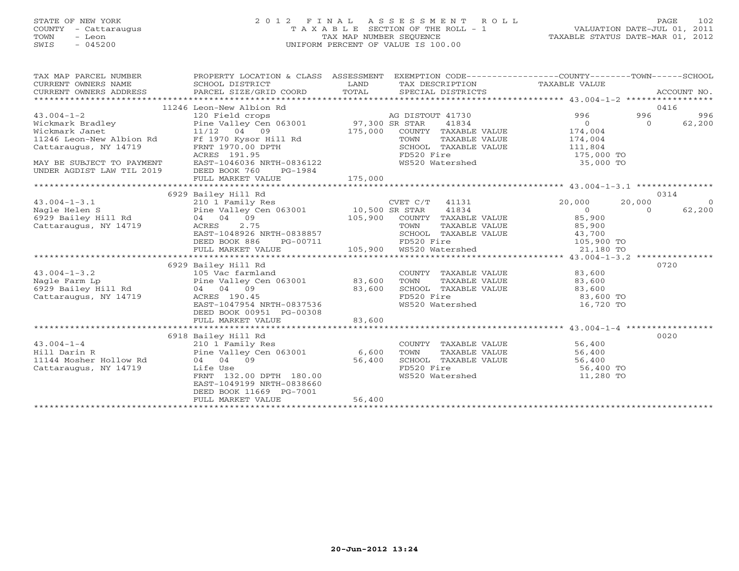STATE OF NEW YORK
COUNTY - Cattaraugus
TOWN - Leon
SWIS - 045200

2012 FINAL ASSESSMENT ROLL
TAXABLE SECTION OF THE ROLL - 1
TAX MAP NUMBER SEQUENCE
UNIFORM PERCENT OF VALUE IS 100.00

VALUATION DATE-JUL 01, 2011
TAXABLE STATUS DATE-MAR 01, 2012

| TAX MAP PARCEL NUMBER / CURRENT OWNERS NAME / CURRENT OWNERS ADDRESS | PROPERTY LOCATION & CLASS / SCHOOL DISTRICT / PARCEL SIZE/GRID COORD | ASSESSMENT LAND / TOTAL | EXEMPTION CODE / TAX DESCRIPTION / SPECIAL DISTRICTS | COUNTY | TOWN | SCHOOL | ACCOUNT NO. |
|---|---|---|---|---|---|---|---|
| **43.004-1-2** | 11246 Leon-New Albion Rd | | | | | | 0416 |
| Wickmark Bradley | 120 Field crops | | AG DISTOUT 41730 | 996 | 996 | 996 | |
| Wickmark Janet | Pine Valley Cen 063001 | 97,300 | SR STAR 41834 | 0 | 0 | 62,200 | |
| 11246 Leon-New Albion Rd | 11/12 04 09 | 175,000 | COUNTY TAXABLE VALUE | 174,004 | | | |
| Cattaraugus, NY 14719 | Ff 1970 Kysor Hill Rd | | TOWN TAXABLE VALUE | | 174,004 | | |
| | FRNT 1970.00 DPTH | | SCHOOL TAXABLE VALUE | | | 111,804 | |
| | ACRES 191.95 | | FD520 Fire | 175,000 TO | | | |
| MAY BE SUBJECT TO PAYMENT | EAST-1046036 NRTH-0836122 | | WS520 Watershed | 35,000 TO | | | |
| UNDER AGDIST LAW TIL 2019 | DEED BOOK 760 PG-1984 | | | | | | |
| | FULL MARKET VALUE | 175,000 | | | | | |
| **43.004-1-3.1** | 6929 Bailey Hill Rd | | | | | | 0314 |
| Nagle Helen S | 210 1 Family Res | | CVET C/T 41131 | 20,000 | 20,000 | 0 | |
| 6929 Bailey Hill Rd | Pine Valley Cen 063001 | 10,500 | SR STAR 41834 | 0 | 0 | 62,200 | |
| Cattaraugus, NY 14719 | 04 04 09 | 105,900 | COUNTY TAXABLE VALUE | 85,900 | | | |
| | ACRES 2.75 | | TOWN TAXABLE VALUE | | 85,900 | | |
| | EAST-1048926 NRTH-0838857 | | SCHOOL TAXABLE VALUE | | | 43,700 | |
| | DEED BOOK 886 PG-00711 | | FD520 Fire | 105,900 TO | | | |
| | FULL MARKET VALUE | 105,900 | WS520 Watershed | 21,180 TO | | | |
| **43.004-1-3.2** | 6929 Bailey Hill Rd | | | | | | 0720 |
| Nagle Farm Lp | 105 Vac farmland | | COUNTY TAXABLE VALUE | 83,600 | | | |
| 6929 Bailey Hill Rd | Pine Valley Cen 063001 | 83,600 | TOWN TAXABLE VALUE | | 83,600 | | |
| Cattaraugus, NY 14719 | 04 04 09 | 83,600 | SCHOOL TAXABLE VALUE | | | 83,600 | |
| | ACRES 190.45 | | FD520 Fire | 83,600 TO | | | |
| | EAST-1047954 NRTH-0837536 | | WS520 Watershed | 16,720 TO | | | |
| | DEED BOOK 00951 PG-00308 | | | | | | |
| | FULL MARKET VALUE | 83,600 | | | | | |
| **43.004-1-4** | 6918 Bailey Hill Rd | | | | | | 0020 |
| Hill Darin R | 210 1 Family Res | | COUNTY TAXABLE VALUE | 56,400 | | | |
| 11144 Mosher Hollow Rd | Pine Valley Cen 063001 | 6,600 | TOWN TAXABLE VALUE | | 56,400 | | |
| Cattaraugus, NY 14719 | 04 04 09 | 56,400 | SCHOOL TAXABLE VALUE | | | 56,400 | |
| | Life Use | | FD520 Fire | 56,400 TO | | | |
| | FRNT 132.00 DPTH 180.00 | | WS520 Watershed | 11,280 TO | | | |
| | EAST-1049199 NRTH-0838660 | | | | | | |
| | DEED BOOK 11669 PG-7001 | | | | | | |
| | FULL MARKET VALUE | 56,400 | | | | | |

20-Jun-2012 13:24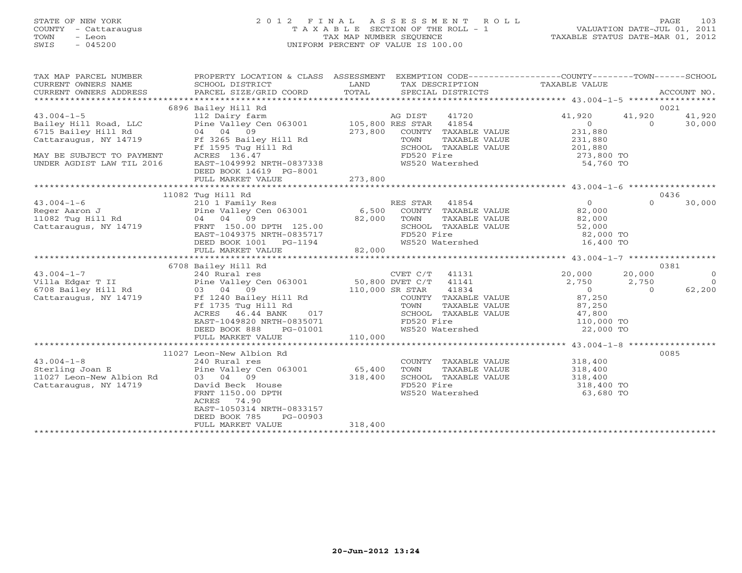STATE OF NEW YORK
COUNTY - Cattaraugus
TOWN - Leon
SWIS - 045200

# 2012 FINAL ASSESSMENT ROLL

TAXABLE SECTION OF THE ROLL - 1
TAX MAP NUMBER SEQUENCE
UNIFORM PERCENT OF VALUE IS 100.00

VALUATION DATE-JUL 01, 2011
TAXABLE STATUS DATE-MAR 01, 2012

| TAX MAP PARCEL NUMBER / CURRENT OWNERS NAME / CURRENT OWNERS ADDRESS | PROPERTY LOCATION & CLASS / SCHOOL DISTRICT / PARCEL SIZE/GRID COORD | ASSESSMENT LAND / TOTAL | EXEMPTION CODE / TAX DESCRIPTION / SPECIAL DISTRICTS | COUNTY TAXABLE VALUE | TOWN | SCHOOL / ACCOUNT NO. |
|---|---|---|---|---|---|---|
| | 6896 Bailey Hill Rd | | | | | 0021 |
| 43.004-1-5 | 112 Dairy farm | | AG DIST 41720 | 41,920 | 41,920 | 41,920 |
| Bailey Hill Road, LLC | Pine Valley Cen 063001 | 105,800 | RES STAR 41854 | 0 | 0 | 30,000 |
| 6715 Bailey Hill Rd | 04 04 09 | 273,800 | COUNTY TAXABLE VALUE | 231,880 | | |
| Cattaraugus, NY 14719 | Ff 3265 Bailey Hill Rd | | TOWN TAXABLE VALUE | 231,880 | | |
| | Ff 1595 Tug Hill Rd | | SCHOOL TAXABLE VALUE | 201,880 | | |
| MAY BE SUBJECT TO PAYMENT | ACRES 136.47 | | FD520 Fire | 273,800 TO | | |
| UNDER AGDIST LAW TIL 2016 | EAST-1049992 NRTH-0837338 | | WS520 Watershed | 54,760 TO | | |
| | DEED BOOK 14619 PG-8001 | | | | | |
| | FULL MARKET VALUE | 273,800 | | | | |
| | 11082 Tug Hill Rd | | | | | 0436 |
| 43.004-1-6 | 210 1 Family Res | | RES STAR 41854 | 0 | 0 | 30,000 |
| Reger Aaron J | Pine Valley Cen 063001 | 6,500 | COUNTY TAXABLE VALUE | 82,000 | | |
| 11082 Tug Hill Rd | 04 04 09 | 82,000 | TOWN TAXABLE VALUE | 82,000 | | |
| Cattaraugus, NY 14719 | FRNT 150.00 DPTH 125.00 | | SCHOOL TAXABLE VALUE | 52,000 | | |
| | EAST-1049375 NRTH-0835717 | | FD520 Fire | 82,000 TO | | |
| | DEED BOOK 1001 PG-1194 | | WS520 Watershed | 16,400 TO | | |
| | FULL MARKET VALUE | 82,000 | | | | |
| | 6708 Bailey Hill Rd | | | | | 0381 |
| 43.004-1-7 | 240 Rural res | | CVET C/T 41131 | 20,000 | 20,000 | 0 |
| Villa Edgar T II | Pine Valley Cen 063001 | 50,800 | DVET C/T 41141 | 2,750 | 2,750 | 0 |
| 6708 Bailey Hill Rd | 03 04 09 | 110,000 | SR STAR 41834 | 0 | 0 | 62,200 |
| Cattaraugus, NY 14719 | Ff 1240 Bailey Hill Rd | | COUNTY TAXABLE VALUE | 87,250 | | |
| | Ff 1735 Tug Hill Rd | | TOWN TAXABLE VALUE | 87,250 | | |
| | ACRES 46.44 BANK 017 | | SCHOOL TAXABLE VALUE | 47,800 | | |
| | EAST-1049820 NRTH-0835071 | | FD520 Fire | 110,000 TO | | |
| | DEED BOOK 888 PG-01001 | | WS520 Watershed | 22,000 TO | | |
| | FULL MARKET VALUE | 110,000 | | | | |
| | 11027 Leon-New Albion Rd | | | | | 0085 |
| 43.004-1-8 | 240 Rural res | | COUNTY TAXABLE VALUE | 318,400 | | |
| Sterling Joan E | Pine Valley Cen 063001 | 65,400 | TOWN TAXABLE VALUE | 318,400 | | |
| 11027 Leon-New Albion Rd | 03 04 09 | 318,400 | SCHOOL TAXABLE VALUE | 318,400 | | |
| Cattaraugus, NY 14719 | David Beck House | | FD520 Fire | 318,400 TO | | |
| | FRNT 1150.00 DPTH | | WS520 Watershed | 63,680 TO | | |
| | ACRES 74.90 | | | | | |
| | EAST-1050314 NRTH-0833157 | | | | | |
| | DEED BOOK 785 PG-00903 | | | | | |
| | FULL MARKET VALUE | 318,400 | | | | |

20-Jun-2012 13:24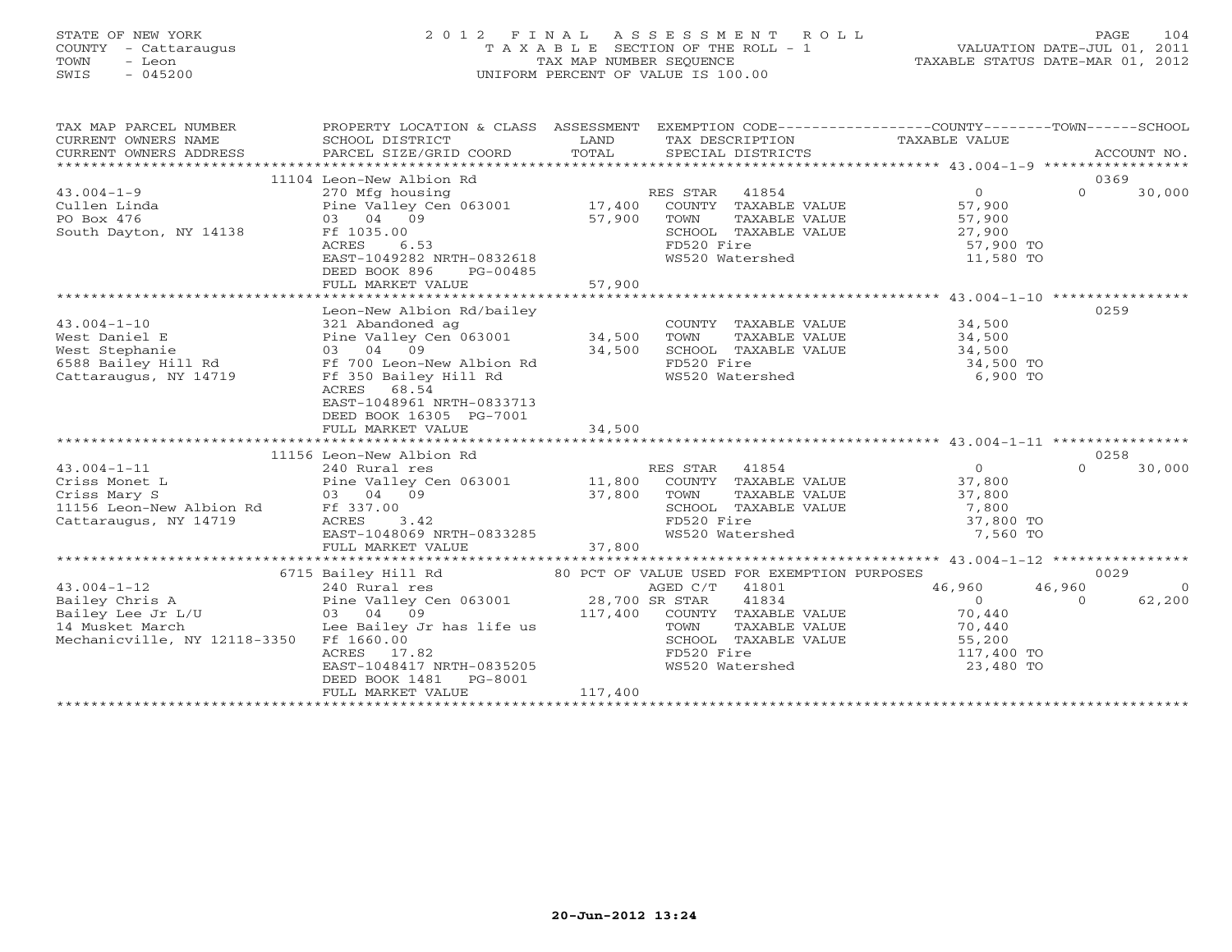STATE OF NEW YORK
COUNTY - Cattaraugus
TOWN - Leon
SWIS - 045200

# 2012 FINAL ASSESSMENT ROLL

TAXABLE SECTION OF THE ROLL - 1
TAX MAP NUMBER SEQUENCE
UNIFORM PERCENT OF VALUE IS 100.00

VALUATION DATE-JUL 01, 2011
TAXABLE STATUS DATE-MAR 01, 2012

| TAX MAP PARCEL NUMBER / CURRENT OWNERS NAME / CURRENT OWNERS ADDRESS | PROPERTY LOCATION & CLASS / SCHOOL DISTRICT / PARCEL SIZE/GRID COORD | ASSESSMENT LAND / TOTAL | EXEMPTION CODE / TAX DESCRIPTION / SPECIAL DISTRICTS | COUNTY TAXABLE VALUE | TOWN | SCHOOL | ACCOUNT NO. |
|---|---|---|---|---|---|---|---|
| 43.004-1-9 | 11104 Leon-New Albion Rd | | | | | | 0369 |
| Cullen Linda | 270 Mfg housing | | RES STAR 41854 | 0 | 0 | 30,000 | |
| PO Box 476 | Pine Valley Cen 063001 | 17,400 | COUNTY TAXABLE VALUE | 57,900 | | | |
| South Dayton, NY 14138 | 03 04 09 | 57,900 | TOWN TAXABLE VALUE | 57,900 | | | |
| | Ff 1035.00 | | SCHOOL TAXABLE VALUE | 27,900 | | | |
| | ACRES 6.53 | | FD520 Fire | 57,900 TO | | | |
| | EAST-1049282 NRTH-0832618 | | WS520 Watershed | 11,580 TO | | | |
| | DEED BOOK 896 PG-00485 | | | | | | |
| | FULL MARKET VALUE | 57,900 | | | | | |
| 43.004-1-10 | Leon-New Albion Rd/bailey | | | | | | 0259 |
| West Daniel E | 321 Abandoned ag | | COUNTY TAXABLE VALUE | 34,500 | | | |
| West Stephanie | Pine Valley Cen 063001 | 34,500 | TOWN TAXABLE VALUE | 34,500 | | | |
| 6588 Bailey Hill Rd | 03 04 09 | 34,500 | SCHOOL TAXABLE VALUE | 34,500 | | | |
| Cattaraugus, NY 14719 | Ff 700 Leon-New Albion Rd | | FD520 Fire | 34,500 TO | | | |
| | Ff 350 Bailey Hill Rd | | WS520 Watershed | 6,900 TO | | | |
| | ACRES 68.54 | | | | | | |
| | EAST-1048961 NRTH-0833713 | | | | | | |
| | DEED BOOK 16305 PG-7001 | | | | | | |
| | FULL MARKET VALUE | 34,500 | | | | | |
| 43.004-1-11 | 11156 Leon-New Albion Rd | | | | | | 0258 |
| Criss Monet L | 240 Rural res | | RES STAR 41854 | 0 | 0 | 30,000 | |
| Criss Mary S | Pine Valley Cen 063001 | 11,800 | COUNTY TAXABLE VALUE | 37,800 | | | |
| 11156 Leon-New Albion Rd | 03 04 09 | 37,800 | TOWN TAXABLE VALUE | 37,800 | | | |
| Cattaraugus, NY 14719 | Ff 337.00 | | SCHOOL TAXABLE VALUE | 7,800 | | | |
| | ACRES 3.42 | | FD520 Fire | 37,800 TO | | | |
| | EAST-1048069 NRTH-0833285 | | WS520 Watershed | 7,560 TO | | | |
| | FULL MARKET VALUE | 37,800 | | | | | |
| 43.004-1-12 | 6715 Bailey Hill Rd | | 80 PCT OF VALUE USED FOR EXEMPTION PURPOSES | | | | 0029 |
| Bailey Chris A | 240 Rural res | | AGED C/T 41801 | 46,960 | 46,960 | 0 | |
| Bailey Lee Jr L/U | Pine Valley Cen 063001 | 28,700 | SR STAR 41834 | 0 | 0 | 62,200 | |
| 14 Musket March | 03 04 09 | 117,400 | COUNTY TAXABLE VALUE | 70,440 | | | |
| Mechanicville, NY 12118-3350 | Lee Bailey Jr has life us | | TOWN TAXABLE VALUE | 70,440 | | | |
| | Ff 1660.00 | | SCHOOL TAXABLE VALUE | 55,200 | | | |
| | ACRES 17.82 | | FD520 Fire | 117,400 TO | | | |
| | EAST-1048417 NRTH-0835205 | | WS520 Watershed | 23,480 TO | | | |
| | DEED BOOK 1481 PG-8001 | | | | | | |
| | FULL MARKET VALUE | 117,400 | | | | | |

20-Jun-2012 13:24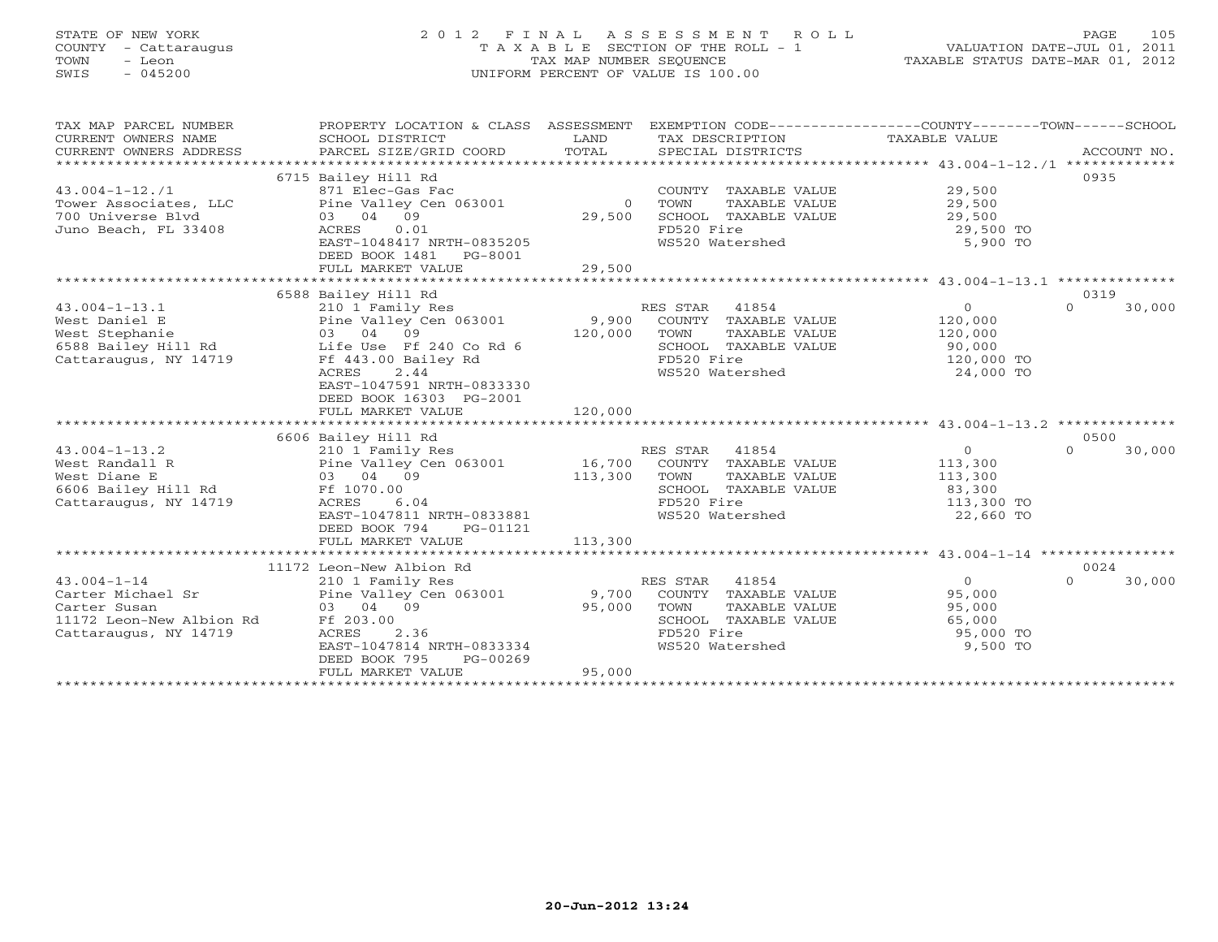STATE OF NEW YORK
COUNTY - Cattaraugus
TOWN - Leon
SWIS - 045200

2012 FINAL ASSESSMENT ROLL
TAXABLE SECTION OF THE ROLL - 1
TAX MAP NUMBER SEQUENCE
UNIFORM PERCENT OF VALUE IS 100.00

VALUATION DATE-JUL 01, 2011
TAXABLE STATUS DATE-MAR 01, 2012

| TAX MAP PARCEL NUMBER / CURRENT OWNERS NAME / CURRENT OWNERS ADDRESS | PROPERTY LOCATION & CLASS / SCHOOL DISTRICT / PARCEL SIZE/GRID COORD | ASSESSMENT LAND / TOTAL | EXEMPTION CODE / TAX DESCRIPTION / SPECIAL DISTRICTS | COUNTY TAXABLE VALUE | TOWN | SCHOOL / ACCOUNT NO. |
|---|---|---|---|---|---|---|
| | 6715 Bailey Hill Rd | | | | | 0935 |
| 43.004-1-12./1 | 871 Elec-Gas Fac | | COUNTY TAXABLE VALUE | 29,500 | | |
| Tower Associates, LLC | Pine Valley Cen 063001 | 0 | TOWN TAXABLE VALUE | 29,500 | | |
| 700 Universe Blvd | 03 04 09 | 29,500 | SCHOOL TAXABLE VALUE | 29,500 | | |
| Juno Beach, FL 33408 | ACRES 0.01 | | FD520 Fire | 29,500 TO | | |
| | EAST-1048417 NRTH-0835205 | | WS520 Watershed | 5,900 TO | | |
| | DEED BOOK 1481 PG-8001 | | | | | |
| | FULL MARKET VALUE | 29,500 | | | | |
| | 6588 Bailey Hill Rd | | | | | 0319 |
| 43.004-1-13.1 | 210 1 Family Res | | RES STAR 41854 | 0 | 0 | 30,000 |
| West Daniel E | Pine Valley Cen 063001 | 9,900 | COUNTY TAXABLE VALUE | 120,000 | | |
| West Stephanie | 03 04 09 | 120,000 | TOWN TAXABLE VALUE | 120,000 | | |
| 6588 Bailey Hill Rd | Life Use Ff 240 Co Rd 6 | | SCHOOL TAXABLE VALUE | 90,000 | | |
| Cattaraugus, NY 14719 | Ff 443.00 Bailey Rd | | FD520 Fire | 120,000 TO | | |
| | ACRES 2.44 | | WS520 Watershed | 24,000 TO | | |
| | EAST-1047591 NRTH-0833330 | | | | | |
| | DEED BOOK 16303 PG-2001 | | | | | |
| | FULL MARKET VALUE | 120,000 | | | | |
| | 6606 Bailey Hill Rd | | | | | 0500 |
| 43.004-1-13.2 | 210 1 Family Res | | RES STAR 41854 | 0 | 0 | 30,000 |
| West Randall R | Pine Valley Cen 063001 | 16,700 | COUNTY TAXABLE VALUE | 113,300 | | |
| West Diane E | 03 04 09 | 113,300 | TOWN TAXABLE VALUE | 113,300 | | |
| 6606 Bailey Hill Rd | Ff 1070.00 | | SCHOOL TAXABLE VALUE | 83,300 | | |
| Cattaraugus, NY 14719 | ACRES 6.04 | | FD520 Fire | 113,300 TO | | |
| | EAST-1047811 NRTH-0833881 | | WS520 Watershed | 22,660 TO | | |
| | DEED BOOK 794 PG-01121 | | | | | |
| | FULL MARKET VALUE | 113,300 | | | | |
| | 11172 Leon-New Albion Rd | | | | | 0024 |
| 43.004-1-14 | 210 1 Family Res | | RES STAR 41854 | 0 | 0 | 30,000 |
| Carter Michael Sr | Pine Valley Cen 063001 | 9,700 | COUNTY TAXABLE VALUE | 95,000 | | |
| Carter Susan | 03 04 09 | 95,000 | TOWN TAXABLE VALUE | 95,000 | | |
| 11172 Leon-New Albion Rd | Ff 203.00 | | SCHOOL TAXABLE VALUE | 65,000 | | |
| Cattaraugus, NY 14719 | ACRES 2.36 | | FD520 Fire | 95,000 TO | | |
| | EAST-1047814 NRTH-0833334 | | WS520 Watershed | 9,500 TO | | |
| | DEED BOOK 795 PG-00269 | | | | | |
| | FULL MARKET VALUE | 95,000 | | | | |

20-Jun-2012 13:24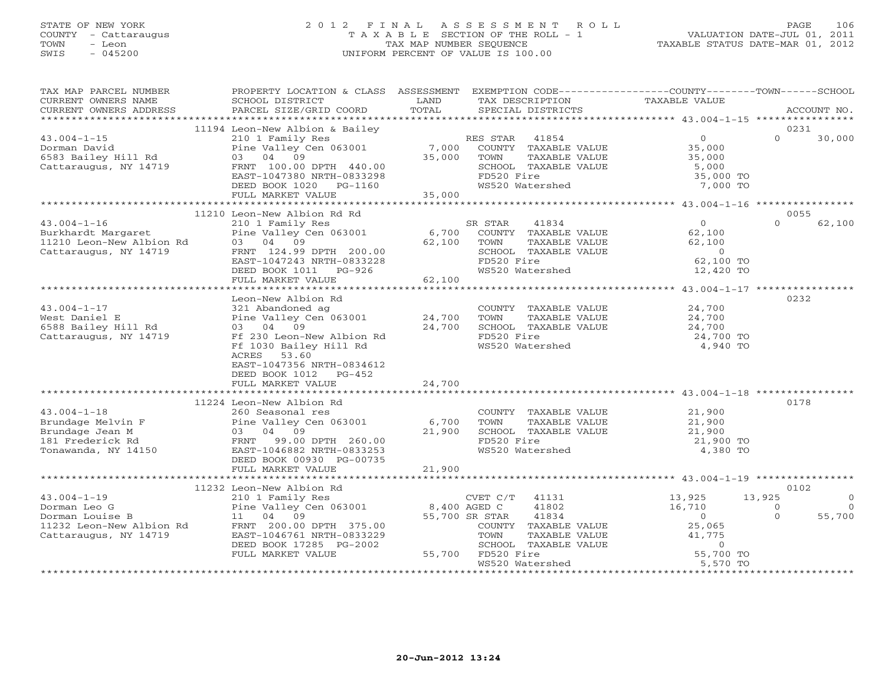STATE OF NEW YORK
COUNTY - Cattaraugus
TOWN - Leon
SWIS - 045200

# 2012 FINAL ASSESSMENT ROLL

TAXABLE SECTION OF THE ROLL - 1
TAX MAP NUMBER SEQUENCE
UNIFORM PERCENT OF VALUE IS 100.00

VALUATION DATE-JUL 01, 2011
TAXABLE STATUS DATE-MAR 01, 2012

| TAX MAP PARCEL NUMBER / CURRENT OWNERS NAME / CURRENT OWNERS ADDRESS | PROPERTY LOCATION & CLASS / SCHOOL DISTRICT / PARCEL SIZE/GRID COORD | ASSESSMENT LAND / TOTAL | EXEMPTION CODE / TAX DESCRIPTION / SPECIAL DISTRICTS | COUNTY TAXABLE VALUE | TOWN | SCHOOL / ACCOUNT NO. |
|---|---|---|---|---|---|---|
| | 11194 Leon-New Albion & Bailey | | | | | 0231 |
| 43.004-1-15 | 210 1 Family Res | | RES STAR 41854 | 0 | 0 | 30,000 |
| Dorman David | Pine Valley Cen 063001 | 7,000 | COUNTY TAXABLE VALUE | 35,000 | | |
| 6583 Bailey Hill Rd | 03 04 09 | 35,000 | TOWN TAXABLE VALUE | 35,000 | | |
| Cattaraugus, NY 14719 | FRNT 100.00 DPTH 440.00 | | SCHOOL TAXABLE VALUE | 5,000 | | |
| | EAST-1047380 NRTH-0833298 | | FD520 Fire | 35,000 TO | | |
| | DEED BOOK 1020 PG-1160 | | WS520 Watershed | 7,000 TO | | |
| | FULL MARKET VALUE | 35,000 | | | | |
| | 11210 Leon-New Albion Rd Rd | | | | | 0055 |
| 43.004-1-16 | 210 1 Family Res | | SR STAR 41834 | 0 | 0 | 62,100 |
| Burkhardt Margaret | Pine Valley Cen 063001 | 6,700 | COUNTY TAXABLE VALUE | 62,100 | | |
| 11210 Leon-New Albion Rd | 03 04 09 | 62,100 | TOWN TAXABLE VALUE | 62,100 | | |
| Cattaraugus, NY 14719 | FRNT 124.99 DPTH 200.00 | | SCHOOL TAXABLE VALUE | 0 | | |
| | EAST-1047243 NRTH-0833228 | | FD520 Fire | 62,100 TO | | |
| | DEED BOOK 1011 PG-926 | | WS520 Watershed | 12,420 TO | | |
| | FULL MARKET VALUE | 62,100 | | | | |
| | Leon-New Albion Rd | | | | | 0232 |
| 43.004-1-17 | 321 Abandoned ag | | COUNTY TAXABLE VALUE | 24,700 | | |
| West Daniel E | Pine Valley Cen 063001 | 24,700 | TOWN TAXABLE VALUE | 24,700 | | |
| 6588 Bailey Hill Rd | 03 04 09 | 24,700 | SCHOOL TAXABLE VALUE | 24,700 | | |
| Cattaraugus, NY 14719 | Ff 230 Leon-New Albion Rd | | FD520 Fire | 24,700 TO | | |
| | Ff 1030 Bailey Hill Rd | | WS520 Watershed | 4,940 TO | | |
| | ACRES 53.60 | | | | | |
| | EAST-1047356 NRTH-0834612 | | | | | |
| | DEED BOOK 1012 PG-452 | | | | | |
| | FULL MARKET VALUE | 24,700 | | | | |
| | 11224 Leon-New Albion Rd | | | | | 0178 |
| 43.004-1-18 | 260 Seasonal res | | COUNTY TAXABLE VALUE | 21,900 | | |
| Brundage Melvin F | Pine Valley Cen 063001 | 6,700 | TOWN TAXABLE VALUE | 21,900 | | |
| Brundage Jean M | 03 04 09 | 21,900 | SCHOOL TAXABLE VALUE | 21,900 | | |
| 181 Frederick Rd | FRNT 99.00 DPTH 260.00 | | FD520 Fire | 21,900 TO | | |
| Tonawanda, NY 14150 | EAST-1046882 NRTH-0833253 | | WS520 Watershed | 4,380 TO | | |
| | DEED BOOK 00930 PG-00735 | | | | | |
| | FULL MARKET VALUE | 21,900 | | | | |
| | 11232 Leon-New Albion Rd | | | | | 0102 |
| 43.004-1-19 | 210 1 Family Res | | CVET C/T 41131 | 13,925 | 13,925 | 0 |
| Dorman Leo G | Pine Valley Cen 063001 | 8,400 | AGED C 41802 | 16,710 | 0 | 0 |
| Dorman Louise B | 11 04 09 | 55,700 | SR STAR 41834 | 0 | 0 | 55,700 |
| 11232 Leon-New Albion Rd | FRNT 200.00 DPTH 375.00 | | COUNTY TAXABLE VALUE | 25,065 | | |
| Cattaraugus, NY 14719 | EAST-1046761 NRTH-0833229 | | TOWN TAXABLE VALUE | 41,775 | | |
| | DEED BOOK 17285 PG-2002 | | SCHOOL TAXABLE VALUE | 0 | | |
| | FULL MARKET VALUE | 55,700 | FD520 Fire | 55,700 TO | | |
| | | | WS520 Watershed | 5,570 TO | | |

20-Jun-2012 13:24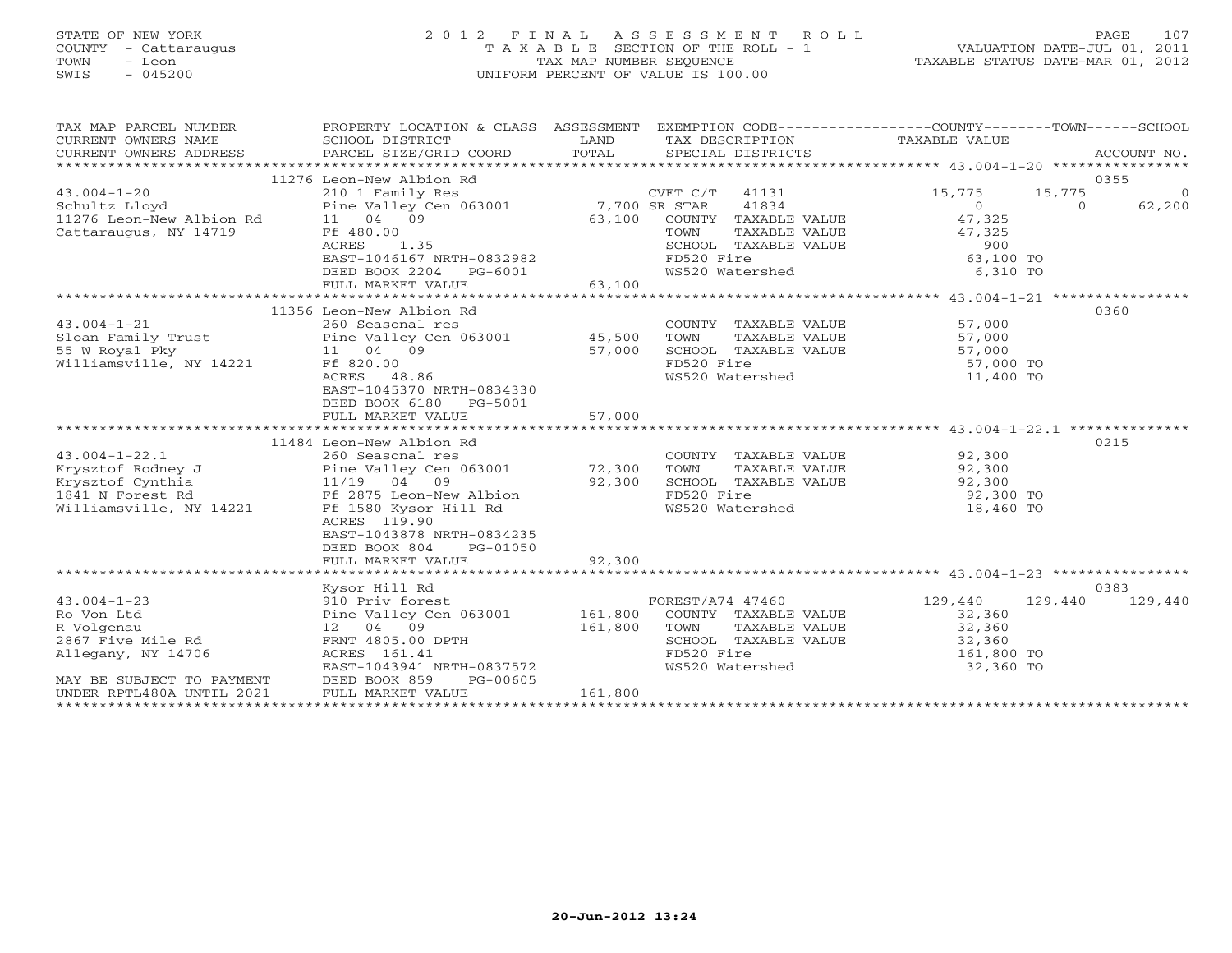STATE OF NEW YORK — 2012 FINAL ASSESSMENT ROLL — PAGE 107
COUNTY - Cattaraugus — TAXABLE SECTION OF THE ROLL - 1 — VALUATION DATE-JUL 01, 2011
TOWN - Leon — TAX MAP NUMBER SEQUENCE — TAXABLE STATUS DATE-MAR 01, 2012
SWIS - 045200 — UNIFORM PERCENT OF VALUE IS 100.00

| TAX MAP PARCEL NUMBER / CURRENT OWNERS NAME / CURRENT OWNERS ADDRESS | PROPERTY LOCATION & CLASS / SCHOOL DISTRICT / PARCEL SIZE/GRID COORD | ASSESSMENT LAND / TOTAL | EXEMPTION CODE / TAX DESCRIPTION / SPECIAL DISTRICTS | COUNTY TAXABLE VALUE | TOWN | SCHOOL | ACCOUNT NO. |
|---|---|---|---|---|---|---|---|
| | 11276 Leon-New Albion Rd | | | | | | 0355 |
| 43.004-1-20 | 210 1 Family Res | | CVET C/T 41131 | 15,775 | 15,775 | 0 | |
| Schultz Lloyd | Pine Valley Cen 063001 | 7,700 | SR STAR 41834 | 0 | 0 | 62,200 | |
| 11276 Leon-New Albion Rd | 11 04 09 | 63,100 | COUNTY TAXABLE VALUE | 47,325 | | | |
| Cattaraugus, NY 14719 | Ff 480.00 | | TOWN TAXABLE VALUE | 47,325 | | | |
| | ACRES 1.35 | | SCHOOL TAXABLE VALUE | 900 | | | |
| | EAST-1046167 NRTH-0832982 | | FD520 Fire | 63,100 TO | | | |
| | DEED BOOK 2204 PG-6001 | | WS520 Watershed | 6,310 TO | | | |
| | FULL MARKET VALUE | 63,100 | | | | | |
| | 11356 Leon-New Albion Rd | | | | | | 0360 |
| 43.004-1-21 | 260 Seasonal res | | COUNTY TAXABLE VALUE | 57,000 | | | |
| Sloan Family Trust | Pine Valley Cen 063001 | 45,500 | TOWN TAXABLE VALUE | 57,000 | | | |
| 55 W Royal Pky | 11 04 09 | 57,000 | SCHOOL TAXABLE VALUE | 57,000 | | | |
| Williamsville, NY 14221 | Ff 820.00 | | FD520 Fire | 57,000 TO | | | |
| | ACRES 48.86 | | WS520 Watershed | 11,400 TO | | | |
| | EAST-1045370 NRTH-0834330 | | | | | | |
| | DEED BOOK 6180 PG-5001 | | | | | | |
| | FULL MARKET VALUE | 57,000 | | | | | |
| | 11484 Leon-New Albion Rd | | | | | | 0215 |
| 43.004-1-22.1 | 260 Seasonal res | | COUNTY TAXABLE VALUE | 92,300 | | | |
| Krysztof Rodney J | Pine Valley Cen 063001 | 72,300 | TOWN TAXABLE VALUE | 92,300 | | | |
| Krysztof Cynthia | 11/19 04 09 | 92,300 | SCHOOL TAXABLE VALUE | 92,300 | | | |
| 1841 N Forest Rd | Ff 2875 Leon-New Albion | | FD520 Fire | 92,300 TO | | | |
| Williamsville, NY 14221 | Ff 1580 Kysor Hill Rd | | WS520 Watershed | 18,460 TO | | | |
| | ACRES 119.90 | | | | | | |
| | EAST-1043878 NRTH-0834235 | | | | | | |
| | DEED BOOK 804 PG-01050 | | | | | | |
| | FULL MARKET VALUE | 92,300 | | | | | |
| | Kysor Hill Rd | | | | | | 0383 |
| 43.004-1-23 | 910 Priv forest | | FOREST/A74 47460 | 129,440 | 129,440 | 129,440 | |
| Ro Von Ltd | Pine Valley Cen 063001 | 161,800 | COUNTY TAXABLE VALUE | 32,360 | | | |
| R Volgenau | 12 04 09 | 161,800 | TOWN TAXABLE VALUE | 32,360 | | | |
| 2867 Five Mile Rd | FRNT 4805.00 DPTH | | SCHOOL TAXABLE VALUE | 32,360 | | | |
| Allegany, NY 14706 | ACRES 161.41 | | FD520 Fire | 161,800 TO | | | |
| | EAST-1043941 NRTH-0837572 | | WS520 Watershed | 32,360 TO | | | |
| MAY BE SUBJECT TO PAYMENT | DEED BOOK 859 PG-00605 | | | | | | |
| UNDER RPTL480A UNTIL 2021 | FULL MARKET VALUE | 161,800 | | | | | |

20-Jun-2012 13:24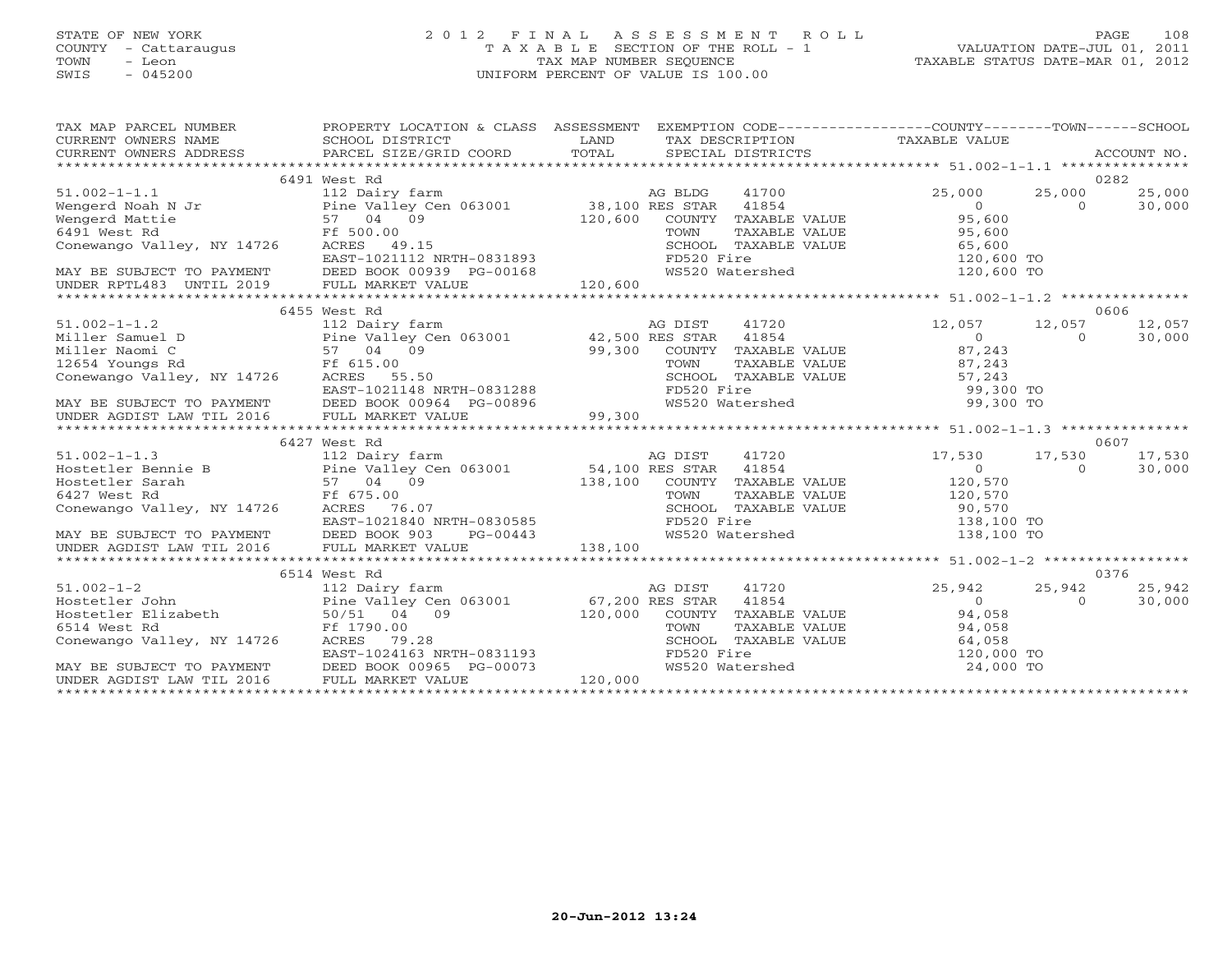STATE OF NEW YORK
COUNTY - Cattaraugus
TOWN - Leon
SWIS - 045200

2012 FINAL ASSESSMENT ROLL
TAXABLE SECTION OF THE ROLL - 1
TAX MAP NUMBER SEQUENCE
UNIFORM PERCENT OF VALUE IS 100.00

VALUATION DATE-JUL 01, 2011
TAXABLE STATUS DATE-MAR 01, 2012

| TAX MAP PARCEL NUMBER / CURRENT OWNERS NAME / CURRENT OWNERS ADDRESS | PROPERTY LOCATION & CLASS / SCHOOL DISTRICT / PARCEL SIZE/GRID COORD | ASSESSMENT LAND / TOTAL | EXEMPTION CODE / TAX DESCRIPTION / SPECIAL DISTRICTS | COUNTY TAXABLE VALUE | TOWN | SCHOOL | ACCOUNT NO. |
|---|---|---|---|---|---|---|---|
| 51.002-1-1.1 | 6491 West Rd | | | | | | 0282 |
| | 112 Dairy farm | | AG BLDG 41700 | 25,000 | 25,000 | 25,000 | |
| Wengerd Noah N Jr | Pine Valley Cen 063001 | 38,100 | RES STAR 41854 | 0 | 0 | 30,000 | |
| Wengerd Mattie | 57 04 09 | 120,600 | COUNTY TAXABLE VALUE | 95,600 | | | |
| 6491 West Rd | Ff 500.00 | | TOWN TAXABLE VALUE | 95,600 | | | |
| Conewango Valley, NY 14726 | ACRES 49.15 | | SCHOOL TAXABLE VALUE | 65,600 | | | |
| | EAST-1021112 NRTH-0831893 | | FD520 Fire | 120,600 TO | | | |
| MAY BE SUBJECT TO PAYMENT | DEED BOOK 00939 PG-00168 | | WS520 Watershed | 120,600 TO | | | |
| UNDER RPTL483 UNTIL 2019 | FULL MARKET VALUE | 120,600 | | | | | |
| 51.002-1-1.2 | 6455 West Rd | | | | | | 0606 |
| | 112 Dairy farm | | AG DIST 41720 | 12,057 | 12,057 | 12,057 | |
| Miller Samuel D | Pine Valley Cen 063001 | 42,500 | RES STAR 41854 | 0 | 0 | 30,000 | |
| Miller Naomi C | 57 04 09 | 99,300 | COUNTY TAXABLE VALUE | 87,243 | | | |
| 12654 Youngs Rd | Ff 615.00 | | TOWN TAXABLE VALUE | 87,243 | | | |
| Conewango Valley, NY 14726 | ACRES 55.50 | | SCHOOL TAXABLE VALUE | 57,243 | | | |
| | EAST-1021148 NRTH-0831288 | | FD520 Fire | 99,300 TO | | | |
| MAY BE SUBJECT TO PAYMENT | DEED BOOK 00964 PG-00896 | | WS520 Watershed | 99,300 TO | | | |
| UNDER AGDIST LAW TIL 2016 | FULL MARKET VALUE | 99,300 | | | | | |
| 51.002-1-1.3 | 6427 West Rd | | | | | | 0607 |
| | 112 Dairy farm | | AG DIST 41720 | 17,530 | 17,530 | 17,530 | |
| Hostetler Bennie B | Pine Valley Cen 063001 | 54,100 | RES STAR 41854 | 0 | 0 | 30,000 | |
| Hostetler Sarah | 57 04 09 | 138,100 | COUNTY TAXABLE VALUE | 120,570 | | | |
| 6427 West Rd | Ff 675.00 | | TOWN TAXABLE VALUE | 120,570 | | | |
| Conewango Valley, NY 14726 | ACRES 76.07 | | SCHOOL TAXABLE VALUE | 90,570 | | | |
| | EAST-1021840 NRTH-0830585 | | FD520 Fire | 138,100 TO | | | |
| MAY BE SUBJECT TO PAYMENT | DEED BOOK 903 PG-00443 | | WS520 Watershed | 138,100 TO | | | |
| UNDER AGDIST LAW TIL 2016 | FULL MARKET VALUE | 138,100 | | | | | |
| 51.002-1-2 | 6514 West Rd | | | | | | 0376 |
| | 112 Dairy farm | | AG DIST 41720 | 25,942 | 25,942 | 25,942 | |
| Hostetler John | Pine Valley Cen 063001 | 67,200 | RES STAR 41854 | 0 | 0 | 30,000 | |
| Hostetler Elizabeth | 50/51 04 09 | 120,000 | COUNTY TAXABLE VALUE | 94,058 | | | |
| 6514 West Rd | Ff 1790.00 | | TOWN TAXABLE VALUE | 94,058 | | | |
| Conewango Valley, NY 14726 | ACRES 79.28 | | SCHOOL TAXABLE VALUE | 64,058 | | | |
| | EAST-1024163 NRTH-0831193 | | FD520 Fire | 120,000 TO | | | |
| MAY BE SUBJECT TO PAYMENT | DEED BOOK 00965 PG-00073 | | WS520 Watershed | 24,000 TO | | | |
| UNDER AGDIST LAW TIL 2016 | FULL MARKET VALUE | 120,000 | | | | | |

20-Jun-2012 13:24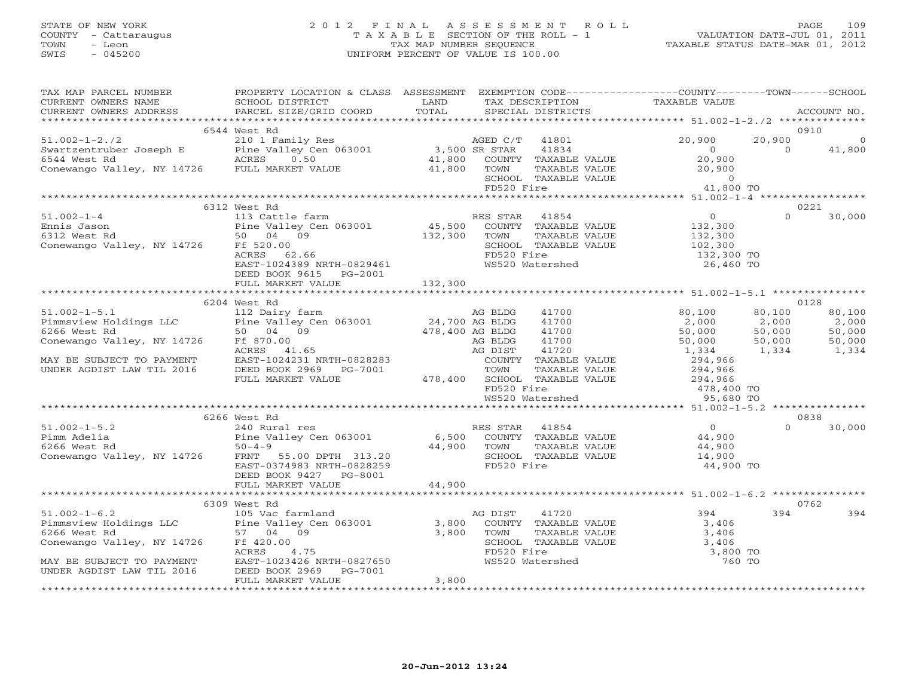STATE OF NEW YORK
COUNTY - Cattaraugus
TOWN - Leon
SWIS - 045200

2 0 1 2 F I N A L A S S E S S M E N T R O L L
T A X A B L E SECTION OF THE ROLL - 1
TAX MAP NUMBER SEQUENCE
UNIFORM PERCENT OF VALUE IS 100.00

VALUATION DATE-JUL 01, 2011
TAXABLE STATUS DATE-MAR 01, 2012

```
TAX MAP PARCEL NUMBER          PROPERTY LOCATION & CLASS  ASSESSMENT  EXEMPTION CODE------------------COUNTY--------TOWN------SCHOOL
CURRENT OWNERS NAME            SCHOOL DISTRICT             LAND       TAX DESCRIPTION              TAXABLE VALUE
CURRENT OWNERS ADDRESS         PARCEL SIZE/GRID COORD      TOTAL      SPECIAL DISTRICTS                                      ACCOUNT NO.
******************************************************************************************************* 51.002-1-2./2 **************
                     6544 West Rd                                                                                             0910
51.002-1-2./2                  210 1 Family Res                       AGED C/T   41801              20,900        20,900            0
Swartzentruber Joseph E        Pine Valley Cen 063001      3,500 SR STAR     41834                   0             0       41,800
6544 West Rd                   ACRES     0.50              41,800     COUNTY  TAXABLE VALUE         20,900
Conewango Valley, NY 14726     FULL MARKET VALUE           41,800     TOWN    TAXABLE VALUE         20,900
                                                                      SCHOOL  TAXABLE VALUE              0
                                                                      FD520 Fire                    41,800 TO
******************************************************************************************************* 51.002-1-4 *****************
                     6312 West Rd                                                                                             0221
51.002-1-4                     113 Cattle farm                        RES STAR   41854                   0             0       30,000
Ennis Jason                    Pine Valley Cen 063001     45,500      COUNTY  TAXABLE VALUE        132,300
6312 West Rd                   50  04  09                132,300      TOWN    TAXABLE VALUE        132,300
Conewango Valley, NY 14726     Ff 520.00                              SCHOOL  TAXABLE VALUE        102,300
                               ACRES    62.66                         FD520 Fire                   132,300 TO
                               EAST-1024389 NRTH-0829461              WS520 Watershed               26,460 TO
                               DEED BOOK 9615    PG-2001
                               FULL MARKET VALUE          132,300
******************************************************************************************************* 51.002-1-5.1 ***************
                     6204 West Rd                                                                                             0128
51.002-1-5.1                   112 Dairy farm                         AG BLDG    41700              80,100        80,100       80,100
Pimmsview Holdings LLC         Pine Valley Cen 063001     24,700 AG BLDG     41700               2,000         2,000        2,000
6266 West Rd                   50  04  09                478,400 AG BLDG     41700              50,000        50,000       50,000
Conewango Valley, NY 14726     Ff 870.00                              AG BLDG    41700              50,000        50,000       50,000
                               ACRES    41.65                         AG DIST    41720               1,334         1,334        1,334
MAY BE SUBJECT TO PAYMENT      EAST-1024231 NRTH-0828283              COUNTY  TAXABLE VALUE        294,966
UNDER AGDIST LAW TIL 2016      DEED BOOK 2969    PG-7001              TOWN    TAXABLE VALUE        294,966
                               FULL MARKET VALUE          478,400     SCHOOL  TAXABLE VALUE        294,966
                                                                      FD520 Fire                   478,400 TO
                                                                      WS520 Watershed               95,680 TO
******************************************************************************************************* 51.002-1-5.2 ***************
                     6266 West Rd                                                                                             0838
51.002-1-5.2                   240 Rural res                          RES STAR   41854                   0             0       30,000
Pimm Adelia                    Pine Valley Cen 063001      6,500      COUNTY  TAXABLE VALUE         44,900
6266 West Rd                   50-4-9                     44,900      TOWN    TAXABLE VALUE         44,900
Conewango Valley, NY 14726     FRNT    55.00 DPTH 313.20              SCHOOL  TAXABLE VALUE         14,900
                               EAST-0374983 NRTH-0828259              FD520 Fire                    44,900 TO
                               DEED BOOK 9427    PG-8001
                               FULL MARKET VALUE           44,900
******************************************************************************************************* 51.002-1-6.2 ***************
                     6309 West Rd                                                                                             0762
51.002-1-6.2                   105 Vac farmland                       AG DIST    41720                 394           394          394
Pimmsview Holdings LLC         Pine Valley Cen 063001      3,800      COUNTY  TAXABLE VALUE          3,406
6266 West Rd                   57  04  09                  3,800      TOWN    TAXABLE VALUE          3,406
Conewango Valley, NY 14726     Ff 420.00                              SCHOOL  TAXABLE VALUE          3,406
                               ACRES     4.75                         FD520 Fire                     3,800 TO
MAY BE SUBJECT TO PAYMENT      EAST-1023426 NRTH-0827650              WS520 Watershed                  760 TO
UNDER AGDIST LAW TIL 2016      DEED BOOK 2969    PG-7001
                               FULL MARKET VALUE            3,800
************************************************************************************************************************************
```

20-Jun-2012 13:24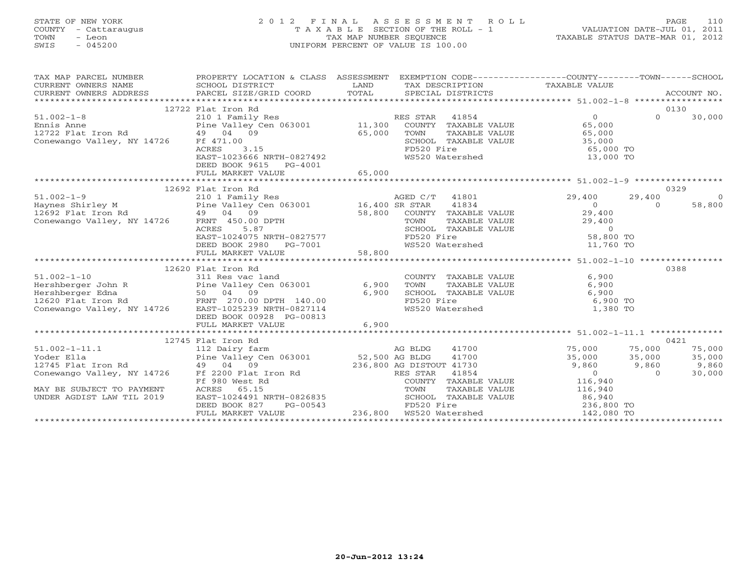STATE OF NEW YORK
COUNTY - Cattaraugus
TOWN - Leon
SWIS - 045200

2012 FINAL ASSESSMENT ROLL
TAXABLE SECTION OF THE ROLL - 1
TAX MAP NUMBER SEQUENCE
UNIFORM PERCENT OF VALUE IS 100.00

VALUATION DATE-JUL 01, 2011
TAXABLE STATUS DATE-MAR 01, 2012

| TAX MAP PARCEL NUMBER / CURRENT OWNERS NAME / CURRENT OWNERS ADDRESS | PROPERTY LOCATION & CLASS / SCHOOL DISTRICT / PARCEL SIZE/GRID COORD | ASSESSMENT LAND | TOTAL | EXEMPTION CODE / TAX DESCRIPTION / SPECIAL DISTRICTS | COUNTY TAXABLE VALUE | TOWN | SCHOOL | ACCOUNT NO. |
|---|---|---|---|---|---|---|---|---|
| **51.002-1-8** | 12722 Flat Iron Rd | | | | | | | 0130 |
| Ennis Anne | 210 1 Family Res | | | RES STAR 41854 | 0 | 0 | 30,000 | |
| 12722 Flat Iron Rd | Pine Valley Cen 063001 | 11,300 | | COUNTY TAXABLE VALUE | 65,000 | | | |
| Conewango Valley, NY 14726 | 49 04 09 | | 65,000 | TOWN TAXABLE VALUE | 65,000 | | | |
| | Ff 471.00 | | | SCHOOL TAXABLE VALUE | 35,000 | | | |
| | ACRES 3.15 | | | FD520 Fire | 65,000 TO | | | |
| | EAST-1023666 NRTH-0827492 | | | WS520 Watershed | 13,000 TO | | | |
| | DEED BOOK 9615 PG-4001 | | | | | | | |
| | FULL MARKET VALUE | | 65,000 | | | | | |
| **51.002-1-9** | 12692 Flat Iron Rd | | | | | | | 0329 |
| Haynes Shirley M | 210 1 Family Res | | | AGED C/T 41801 | 29,400 | 29,400 | 0 | |
| 12692 Flat Iron Rd | Pine Valley Cen 063001 | 16,400 | | SR STAR 41834 | 0 | 0 | 58,800 | |
| Conewango Valley, NY 14726 | 49 04 09 | | 58,800 | COUNTY TAXABLE VALUE | 29,400 | | | |
| | FRNT 450.00 DPTH | | | TOWN TAXABLE VALUE | 29,400 | | | |
| | ACRES 5.87 | | | SCHOOL TAXABLE VALUE | 0 | | | |
| | EAST-1024075 NRTH-0827577 | | | FD520 Fire | 58,800 TO | | | |
| | DEED BOOK 2980 PG-7001 | | | WS520 Watershed | 11,760 TO | | | |
| | FULL MARKET VALUE | | 58,800 | | | | | |
| **51.002-1-10** | 12620 Flat Iron Rd | | | | | | | 0388 |
| Hershberger John R | 311 Res vac land | | | COUNTY TAXABLE VALUE | 6,900 | | | |
| Hershberger Edna | Pine Valley Cen 063001 | 6,900 | | TOWN TAXABLE VALUE | 6,900 | | | |
| 12620 Flat Iron Rd | 50 04 09 | | 6,900 | SCHOOL TAXABLE VALUE | 6,900 | | | |
| Conewango Valley, NY 14726 | FRNT 270.00 DPTH 140.00 | | | FD520 Fire | 6,900 TO | | | |
| | EAST-1025239 NRTH-0827114 | | | WS520 Watershed | 1,380 TO | | | |
| | DEED BOOK 00928 PG-00813 | | | | | | | |
| | FULL MARKET VALUE | | 6,900 | | | | | |
| **51.002-1-11.1** | 12745 Flat Iron Rd | | | | | | | 0421 |
| Yoder Ella | 112 Dairy farm | | | AG BLDG 41700 | 75,000 | 75,000 | 75,000 | |
| 12745 Flat Iron Rd | Pine Valley Cen 063001 | 52,500 | | AG BLDG 41700 | 35,000 | 35,000 | 35,000 | |
| Conewango Valley, NY 14726 | 49 04 09 | | 236,800 | AG DISTOUT 41730 | 9,860 | 9,860 | 9,860 | |
| | Ff 2200 Flat Iron Rd | | | RES STAR 41854 | 0 | 0 | 30,000 | |
| | Ff 980 West Rd | | | COUNTY TAXABLE VALUE | 116,940 | | | |
| MAY BE SUBJECT TO PAYMENT | ACRES 65.15 | | | TOWN TAXABLE VALUE | 116,940 | | | |
| UNDER AGDIST LAW TIL 2019 | EAST-1024491 NRTH-0826835 | | | SCHOOL TAXABLE VALUE | 86,940 | | | |
| | DEED BOOK 827 PG-00543 | | | FD520 Fire | 236,800 TO | | | |
| | FULL MARKET VALUE | | 236,800 | WS520 Watershed | 142,080 TO | | | |

20-Jun-2012 13:24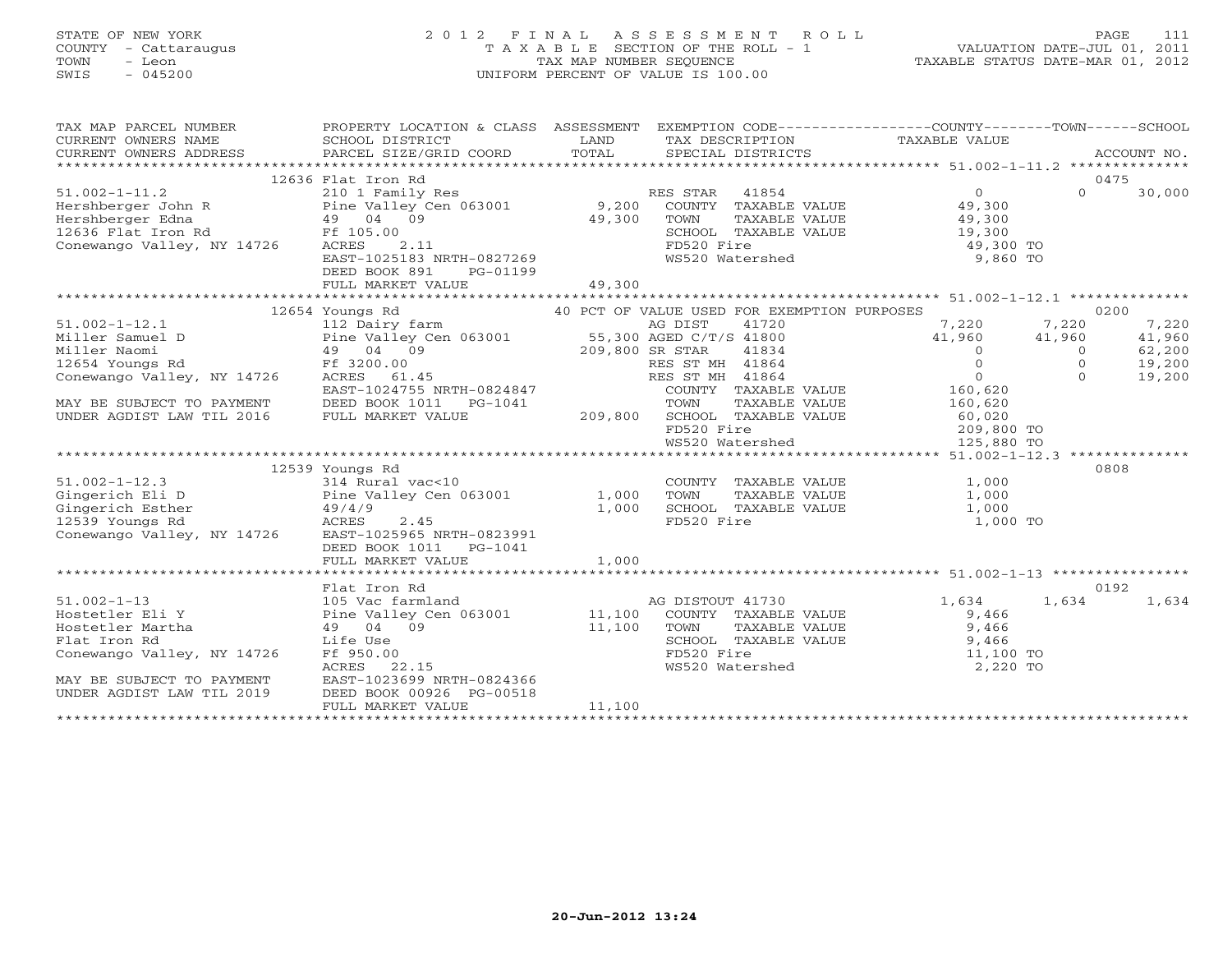STATE OF NEW YORK
COUNTY - Cattaraugus
TOWN - Leon
SWIS - 045200

2 0 1 2 F I N A L A S S E S S M E N T R O L L
T A X A B L E SECTION OF THE ROLL - 1
TAX MAP NUMBER SEQUENCE
UNIFORM PERCENT OF VALUE IS 100.00

VALUATION DATE-JUL 01, 2011
TAXABLE STATUS DATE-MAR 01, 2012

| TAX MAP PARCEL NUMBER / CURRENT OWNERS NAME / CURRENT OWNERS ADDRESS | PROPERTY LOCATION & CLASS / SCHOOL DISTRICT / PARCEL SIZE/GRID COORD | ASSESSMENT LAND / TOTAL | EXEMPTION CODE / TAX DESCRIPTION / SPECIAL DISTRICTS | COUNTY TAXABLE VALUE | TOWN | SCHOOL / ACCOUNT NO. |
|---|---|---|---|---|---|---|
| | 12636 Flat Iron Rd | | | | | 0475 |
| 51.002-1-11.2 | 210 1 Family Res | | RES STAR 41854 | 0 | 0 | 30,000 |
| Hershberger John R | Pine Valley Cen 063001 | 9,200 | COUNTY TAXABLE VALUE | 49,300 | | |
| Hershberger Edna | 49 04 09 | 49,300 | TOWN TAXABLE VALUE | 49,300 | | |
| 12636 Flat Iron Rd | Ff 105.00 | | SCHOOL TAXABLE VALUE | 19,300 | | |
| Conewango Valley, NY 14726 | ACRES 2.11 | | FD520 Fire | 49,300 TO | | |
| | EAST-1025183 NRTH-0827269 | | WS520 Watershed | 9,860 TO | | |
| | DEED BOOK 891 PG-01199 | | | | | |
| | FULL MARKET VALUE | 49,300 | | | | |
| | 12654 Youngs Rd | | 40 PCT OF VALUE USED FOR EXEMPTION PURPOSES | | | 0200 |
| 51.002-1-12.1 | 112 Dairy farm | | AG DIST 41720 | 7,220 | 7,220 | 7,220 |
| Miller Samuel D | Pine Valley Cen 063001 | 55,300 | AGED C/T/S 41800 | 41,960 | 41,960 | 41,960 |
| Miller Naomi | 49 04 09 | 209,800 | SR STAR 41834 | 0 | 0 | 62,200 |
| 12654 Youngs Rd | Ff 3200.00 | | RES ST MH 41864 | 0 | 0 | 19,200 |
| Conewango Valley, NY 14726 | ACRES 61.45 | | RES ST MH 41864 | 0 | 0 | 19,200 |
| | EAST-1024755 NRTH-0824847 | | COUNTY TAXABLE VALUE | 160,620 | | |
| MAY BE SUBJECT TO PAYMENT | DEED BOOK 1011 PG-1041 | | TOWN TAXABLE VALUE | 160,620 | | |
| UNDER AGDIST LAW TIL 2016 | FULL MARKET VALUE | 209,800 | SCHOOL TAXABLE VALUE | 60,020 | | |
| | | | FD520 Fire | 209,800 TO | | |
| | | | WS520 Watershed | 125,880 TO | | |
| | 12539 Youngs Rd | | | | | 0808 |
| 51.002-1-12.3 | 314 Rural vac<10 | | COUNTY TAXABLE VALUE | 1,000 | | |
| Gingerich Eli D | Pine Valley Cen 063001 | 1,000 | TOWN TAXABLE VALUE | 1,000 | | |
| Gingerich Esther | 49/4/9 | 1,000 | SCHOOL TAXABLE VALUE | 1,000 | | |
| 12539 Youngs Rd | ACRES 2.45 | | FD520 Fire | 1,000 TO | | |
| Conewango Valley, NY 14726 | EAST-1025965 NRTH-0823991 | | | | | |
| | DEED BOOK 1011 PG-1041 | | | | | |
| | FULL MARKET VALUE | 1,000 | | | | |
| | Flat Iron Rd | | | | | 0192 |
| 51.002-1-13 | 105 Vac farmland | | AG DISTOUT 41730 | 1,634 | 1,634 | 1,634 |
| Hostetler Eli Y | Pine Valley Cen 063001 | 11,100 | COUNTY TAXABLE VALUE | 9,466 | | |
| Hostetler Martha | 49 04 09 | 11,100 | TOWN TAXABLE VALUE | 9,466 | | |
| Flat Iron Rd | Life Use | | SCHOOL TAXABLE VALUE | 9,466 | | |
| Conewango Valley, NY 14726 | Ff 950.00 | | FD520 Fire | 11,100 TO | | |
| | ACRES 22.15 | | WS520 Watershed | 2,220 TO | | |
| MAY BE SUBJECT TO PAYMENT | EAST-1023699 NRTH-0824366 | | | | | |
| UNDER AGDIST LAW TIL 2019 | DEED BOOK 00926 PG-00518 | | | | | |
| | FULL MARKET VALUE | 11,100 | | | | |

20-Jun-2012 13:24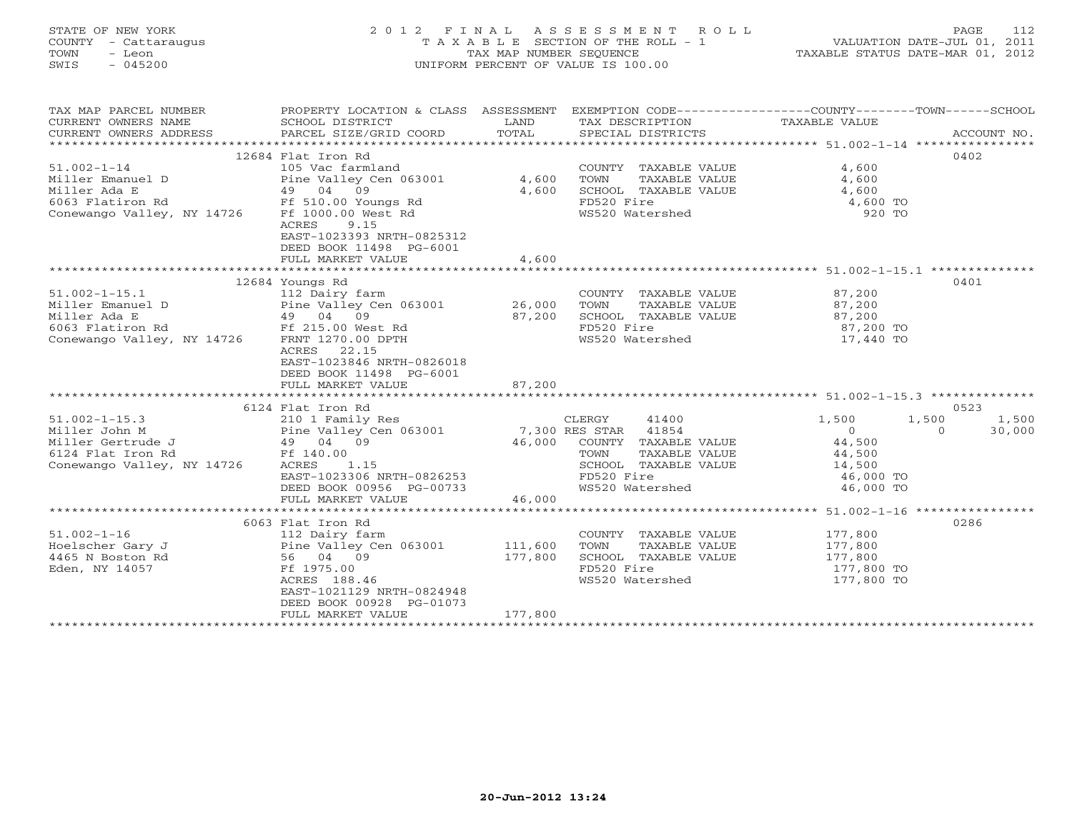STATE OF NEW YORK
COUNTY - Cattaraugus
TOWN - Leon
SWIS - 045200

2 0 1 2 F I N A L A S S E S S M E N T R O L L
T A X A B L E SECTION OF THE ROLL - 1
TAX MAP NUMBER SEQUENCE
UNIFORM PERCENT OF VALUE IS 100.00

VALUATION DATE-JUL 01, 2011
TAXABLE STATUS DATE-MAR 01, 2012

| TAX MAP PARCEL NUMBER / CURRENT OWNERS NAME / CURRENT OWNERS ADDRESS | PROPERTY LOCATION & CLASS / SCHOOL DISTRICT / PARCEL SIZE/GRID COORD | ASSESSMENT LAND | TOTAL | EXEMPTION CODE / TAX DESCRIPTION / SPECIAL DISTRICTS | COUNTY | TOWN | SCHOOL | ACCOUNT NO. |
|---|---|---|---|---|---|---|---|---|
| **51.002-1-14** | 12684 Flat Iron Rd | | | | | | | 0402 |
| Miller Emanuel D | 105 Vac farmland | | | COUNTY TAXABLE VALUE | 4,600 | | | |
| Miller Ada E | Pine Valley Cen 063001 | 4,600 | | TOWN TAXABLE VALUE | | 4,600 | | |
| 6063 Flatiron Rd | 49 04 09 | | 4,600 | SCHOOL TAXABLE VALUE | | | 4,600 | |
| Conewango Valley, NY 14726 | Ff 510.00 Youngs Rd | | | FD520 Fire | 4,600 TO | | | |
| | Ff 1000.00 West Rd | | | WS520 Watershed | 920 TO | | | |
| | ACRES 9.15 | | | | | | | |
| | EAST-1023393 NRTH-0825312 | | | | | | | |
| | DEED BOOK 11498 PG-6001 | | | | | | | |
| | FULL MARKET VALUE | | 4,600 | | | | | |
| **51.002-1-15.1** | 12684 Youngs Rd | | | | | | | 0401 |
| Miller Emanuel D | 112 Dairy farm | | | COUNTY TAXABLE VALUE | 87,200 | | | |
| Miller Ada E | Pine Valley Cen 063001 | 26,000 | | TOWN TAXABLE VALUE | | 87,200 | | |
| 6063 Flatiron Rd | 49 04 09 | | 87,200 | SCHOOL TAXABLE VALUE | | | 87,200 | |
| Conewango Valley, NY 14726 | Ff 215.00 West Rd | | | FD520 Fire | 87,200 TO | | | |
| | FRNT 1270.00 DPTH | | | WS520 Watershed | 17,440 TO | | | |
| | ACRES 22.15 | | | | | | | |
| | EAST-1023846 NRTH-0826018 | | | | | | | |
| | DEED BOOK 11498 PG-6001 | | | | | | | |
| | FULL MARKET VALUE | | 87,200 | | | | | |
| **51.002-1-15.3** | 6124 Flat Iron Rd | | | | | | | 0523 |
| Miller John M | 210 1 Family Res | | | CLERGY 41400 | 1,500 | 1,500 | 1,500 | |
| Miller Gertrude J | Pine Valley Cen 063001 | 7,300 | | RES STAR 41854 | 0 | 0 | 30,000 | |
| 6124 Flat Iron Rd | 49 04 09 | | 46,000 | COUNTY TAXABLE VALUE | 44,500 | | | |
| Conewango Valley, NY 14726 | Ff 140.00 | | | TOWN TAXABLE VALUE | | 44,500 | | |
| | ACRES 1.15 | | | SCHOOL TAXABLE VALUE | | | 14,500 | |
| | EAST-1023306 NRTH-0826253 | | | FD520 Fire | 46,000 TO | | | |
| | DEED BOOK 00956 PG-00733 | | | WS520 Watershed | 46,000 TO | | | |
| | FULL MARKET VALUE | | 46,000 | | | | | |
| **51.002-1-16** | 6063 Flat Iron Rd | | | | | | | 0286 |
| Hoelscher Gary J | 112 Dairy farm | | | COUNTY TAXABLE VALUE | 177,800 | | | |
| 4465 N Boston Rd | Pine Valley Cen 063001 | 111,600 | | TOWN TAXABLE VALUE | | 177,800 | | |
| Eden, NY 14057 | 56 04 09 | | 177,800 | SCHOOL TAXABLE VALUE | | | 177,800 | |
| | Ff 1975.00 | | | FD520 Fire | 177,800 TO | | | |
| | ACRES 188.46 | | | WS520 Watershed | 177,800 TO | | | |
| | EAST-1021129 NRTH-0824948 | | | | | | | |
| | DEED BOOK 00928 PG-01073 | | | | | | | |
| | FULL MARKET VALUE | | 177,800 | | | | | |

20-Jun-2012 13:24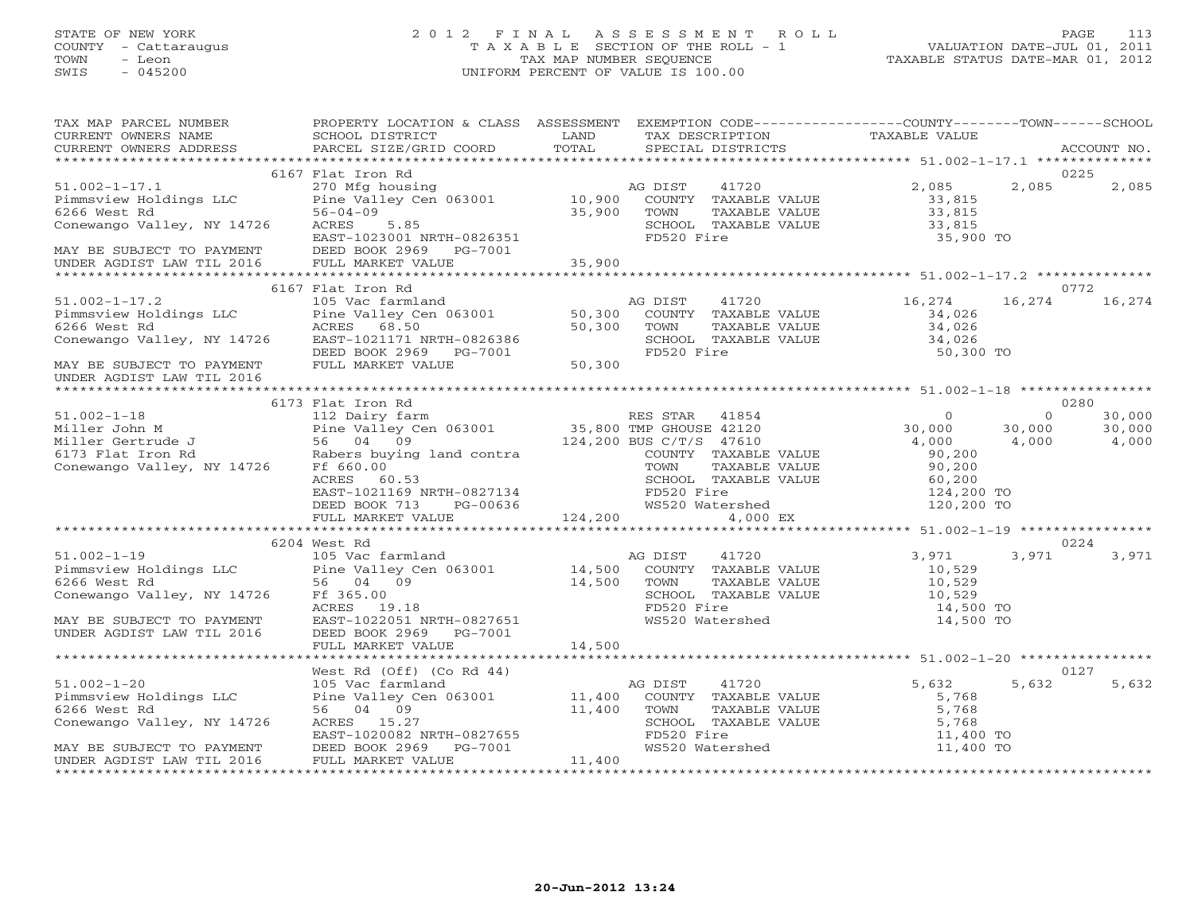STATE OF NEW YORK
COUNTY - Cattaraugus
TOWN - Leon
SWIS - 045200

2 0 1 2 F I N A L A S S E S S M E N T R O L L
T A X A B L E SECTION OF THE ROLL - 1
TAX MAP NUMBER SEQUENCE
UNIFORM PERCENT OF VALUE IS 100.00

VALUATION DATE-JUL 01, 2011
TAXABLE STATUS DATE-MAR 01, 2012

```
TAX MAP PARCEL NUMBER          PROPERTY LOCATION & CLASS  ASSESSMENT  EXEMPTION CODE-----------------COUNTY--------TOWN------SCHOOL
CURRENT OWNERS NAME            SCHOOL DISTRICT             LAND       TAX DESCRIPTION                 TAXABLE VALUE
CURRENT OWNERS ADDRESS         PARCEL SIZE/GRID COORD      TOTAL      SPECIAL DISTRICTS                                          ACCOUNT NO.
*********************************************************************************************** 51.002-1-17.1 ***************
                               6167 Flat Iron Rd                                                                              0225
51.002-1-17.1                  270 Mfg housing                        AG DIST     41720              2,085        2,085        2,085
Pimmsview Holdings LLC         Pine Valley Cen 063001      10,900     COUNTY  TAXABLE VALUE         33,815
6266 West Rd                   56-04-09                    35,900     TOWN    TAXABLE VALUE         33,815
Conewango Valley, NY 14726     ACRES      5.85                        SCHOOL  TAXABLE VALUE         33,815
                               EAST-1023001 NRTH-0826351              FD520 Fire                     35,900 TO
MAY BE SUBJECT TO PAYMENT      DEED BOOK 2969    PG-7001
UNDER AGDIST LAW TIL 2016      FULL MARKET VALUE           35,900
*********************************************************************************************** 51.002-1-17.2 ***************
                               6167 Flat Iron Rd                                                                              0772
51.002-1-17.2                  105 Vac farmland                       AG DIST     41720             16,274       16,274       16,274
Pimmsview Holdings LLC         Pine Valley Cen 063001      50,300     COUNTY  TAXABLE VALUE         34,026
6266 West Rd                   ACRES     68.50             50,300     TOWN    TAXABLE VALUE         34,026
Conewango Valley, NY 14726     EAST-1021171 NRTH-0826386              SCHOOL  TAXABLE VALUE         34,026
                               DEED BOOK 2969    PG-7001              FD520 Fire                     50,300 TO
MAY BE SUBJECT TO PAYMENT      FULL MARKET VALUE           50,300
UNDER AGDIST LAW TIL 2016
*********************************************************************************************** 51.002-1-18 *****************
                               6173 Flat Iron Rd                                                                              0280
51.002-1-18                    112 Dairy farm                         RES STAR    41854                  0            0       30,000
Miller John M                  Pine Valley Cen 063001      35,800 TMP GHOUSE 42120                  30,000       30,000       30,000
Miller Gertrude J              56  04  09                 124,200 BUS C/T/S 47610                    4,000        4,000        4,000
6173 Flat Iron Rd              Rabers buying land contra              COUNTY  TAXABLE VALUE         90,200
Conewango Valley, NY 14726     Ff 660.00                              TOWN    TAXABLE VALUE         90,200
                               ACRES     60.53                        SCHOOL  TAXABLE VALUE         60,200
                               EAST-1021169 NRTH-0827134              FD520 Fire                    124,200 TO
                               DEED BOOK 713     PG-00636             WS520 Watershed               120,200 TO
                               FULL MARKET VALUE          124,200            4,000 EX
*********************************************************************************************** 51.002-1-19 *****************
                               6204 West Rd                                                                                   0224
51.002-1-19                    105 Vac farmland                       AG DIST     41720              3,971        3,971        3,971
Pimmsview Holdings LLC         Pine Valley Cen 063001      14,500     COUNTY  TAXABLE VALUE         10,529
6266 West Rd                   56  04  09                  14,500     TOWN    TAXABLE VALUE         10,529
Conewango Valley, NY 14726     Ff 365.00                              SCHOOL  TAXABLE VALUE         10,529
                               ACRES     19.18                        FD520 Fire                     14,500 TO
MAY BE SUBJECT TO PAYMENT      EAST-1022051 NRTH-0827651              WS520 Watershed                14,500 TO
UNDER AGDIST LAW TIL 2016      DEED BOOK 2969    PG-7001
                               FULL MARKET VALUE           14,500
*********************************************************************************************** 51.002-1-20 *****************
                               West Rd (Off) (Co Rd 44)                                                                       0127
51.002-1-20                    105 Vac farmland                       AG DIST     41720              5,632        5,632        5,632
Pimmsview Holdings LLC         Pine Valley Cen 063001      11,400     COUNTY  TAXABLE VALUE          5,768
6266 West Rd                   56  04  09                  11,400     TOWN    TAXABLE VALUE          5,768
Conewango Valley, NY 14726     ACRES     15.27                        SCHOOL  TAXABLE VALUE          5,768
                               EAST-1020082 NRTH-0827655              FD520 Fire                     11,400 TO
MAY BE SUBJECT TO PAYMENT      DEED BOOK 2969    PG-7001              WS520 Watershed                11,400 TO
UNDER AGDIST LAW TIL 2016      FULL MARKET VALUE           11,400
******************************************************************************************************************************
```

20-Jun-2012 13:24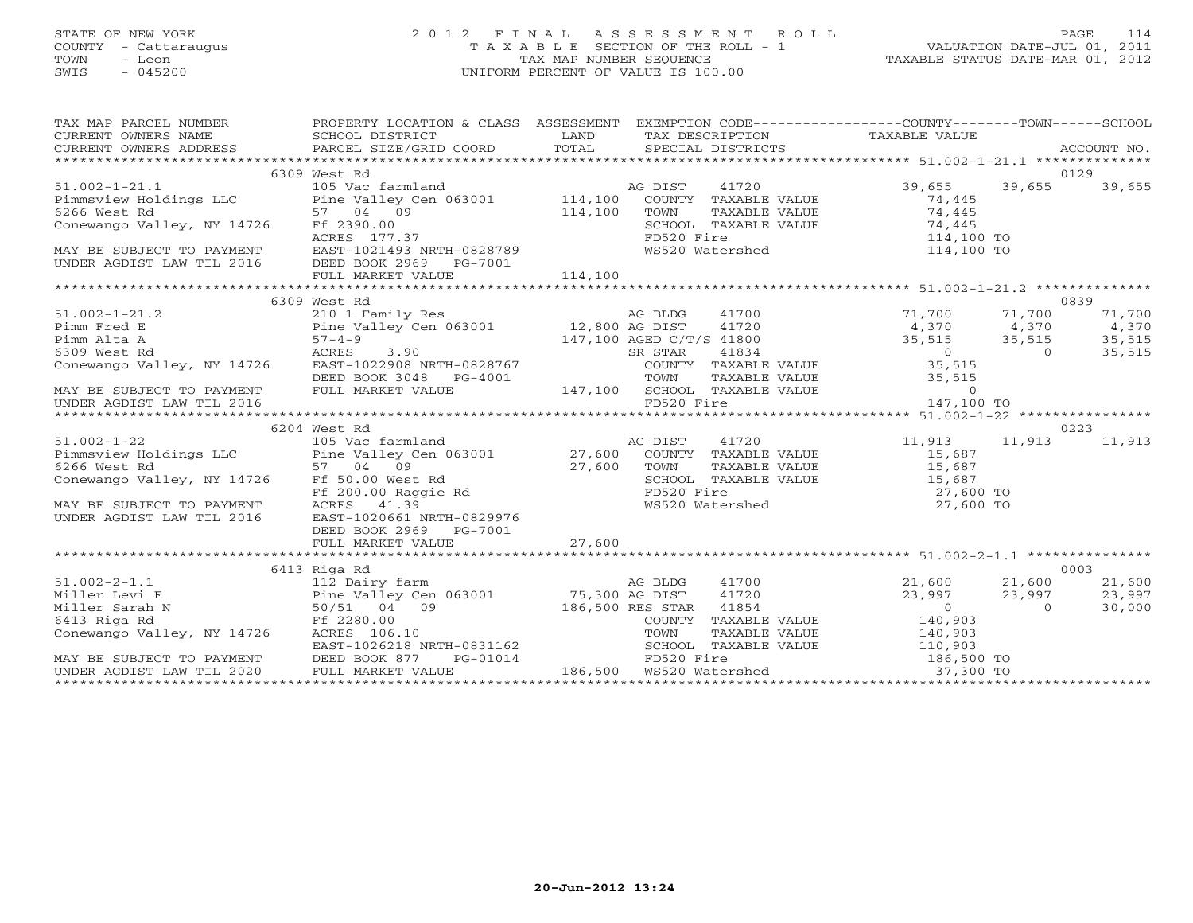STATE OF NEW YORK
COUNTY - Cattaraugus
TOWN - Leon
SWIS - 045200

2012 FINAL ASSESSMENT ROLL
TAXABLE SECTION OF THE ROLL - 1
TAX MAP NUMBER SEQUENCE
UNIFORM PERCENT OF VALUE IS 100.00

VALUATION DATE-JUL 01, 2011
TAXABLE STATUS DATE-MAR 01, 2012

```
TAX MAP PARCEL NUMBER          PROPERTY LOCATION & CLASS  ASSESSMENT  EXEMPTION CODE------------------COUNTY--------TOWN------SCHOOL
CURRENT OWNERS NAME            SCHOOL DISTRICT               LAND      TAX DESCRIPTION             TAXABLE VALUE
CURRENT OWNERS ADDRESS         PARCEL SIZE/GRID COORD        TOTAL     SPECIAL DISTRICTS                                     ACCOUNT NO.
******************************************************************************************************* 51.002-1-21.1 **************
                          6309 West Rd                                                                                         0129
51.002-1-21.1                105 Vac farmland                        AG DIST     41720          39,655      39,655      39,655
Pimmsview Holdings LLC       Pine Valley Cen 063001      114,100     COUNTY  TAXABLE VALUE       74,445
6266 West Rd                 57  04  09                  114,100     TOWN    TAXABLE VALUE       74,445
Conewango Valley, NY 14726   Ff 2390.00                              SCHOOL  TAXABLE VALUE       74,445
                             ACRES 177.37                            FD520 Fire                 114,100 TO
MAY BE SUBJECT TO PAYMENT    EAST-1021493 NRTH-0828789               WS520 Watershed            114,100 TO
UNDER AGDIST LAW TIL 2016    DEED BOOK 2969   PG-7001
                             FULL MARKET VALUE           114,100
******************************************************************************************************* 51.002-1-21.2 **************
                          6309 West Rd                                                                                         0839
51.002-1-21.2                210 1 Family Res                        AG BLDG     41700          71,700      71,700      71,700
Pimm Fred E                  Pine Valley Cen 063001       12,800 AG DIST     41720           4,370       4,370       4,370
Pimm Alta A                  57-4-9                      147,100 AGED C/T/S 41800           35,515      35,515      35,515
6309 West Rd                 ACRES    3.90                       SR STAR     41834               0           0      35,515
Conewango Valley, NY 14726   EAST-1022908 NRTH-0828767               COUNTY  TAXABLE VALUE       35,515
                             DEED BOOK 3048   PG-4001                TOWN    TAXABLE VALUE       35,515
MAY BE SUBJECT TO PAYMENT    FULL MARKET VALUE           147,100     SCHOOL  TAXABLE VALUE            0
UNDER AGDIST LAW TIL 2016                                            FD520 Fire                 147,100 TO
******************************************************************************************************* 51.002-1-22 ****************
                          6204 West Rd                                                                                         0223
51.002-1-22                  105 Vac farmland                        AG DIST     41720          11,913      11,913      11,913
Pimmsview Holdings LLC       Pine Valley Cen 063001       27,600     COUNTY  TAXABLE VALUE       15,687
6266 West Rd                 57  04  09                   27,600     TOWN    TAXABLE VALUE       15,687
Conewango Valley, NY 14726   Ff 50.00 West Rd                        SCHOOL  TAXABLE VALUE       15,687
                             Ff 200.00 Raggie Rd                     FD520 Fire                  27,600 TO
MAY BE SUBJECT TO PAYMENT    ACRES   41.39                           WS520 Watershed             27,600 TO
UNDER AGDIST LAW TIL 2016    EAST-1020661 NRTH-0829976
                             DEED BOOK 2969   PG-7001
                             FULL MARKET VALUE            27,600
******************************************************************************************************* 51.002-2-1.1 ***************
                          6413 Riga Rd                                                                                         0003
51.002-2-1.1                 112 Dairy farm                          AG BLDG     41700          21,600      21,600      21,600
Miller Levi E                Pine Valley Cen 063001       75,300 AG DIST     41720          23,997      23,997      23,997
Miller Sarah N               50/51  04  09               186,500 RES STAR    41854               0           0      30,000
6413 Riga Rd                 Ff 2280.00                              COUNTY  TAXABLE VALUE      140,903
Conewango Valley, NY 14726   ACRES 106.10                            TOWN    TAXABLE VALUE      140,903
                             EAST-1026218 NRTH-0831162               SCHOOL  TAXABLE VALUE      110,903
MAY BE SUBJECT TO PAYMENT    DEED BOOK 877    PG-01014               FD520 Fire                 186,500 TO
UNDER AGDIST LAW TIL 2020    FULL MARKET VALUE           186,500     WS520 Watershed             37,300 TO
************************************************************************************************************************************
```

20-Jun-2012 13:24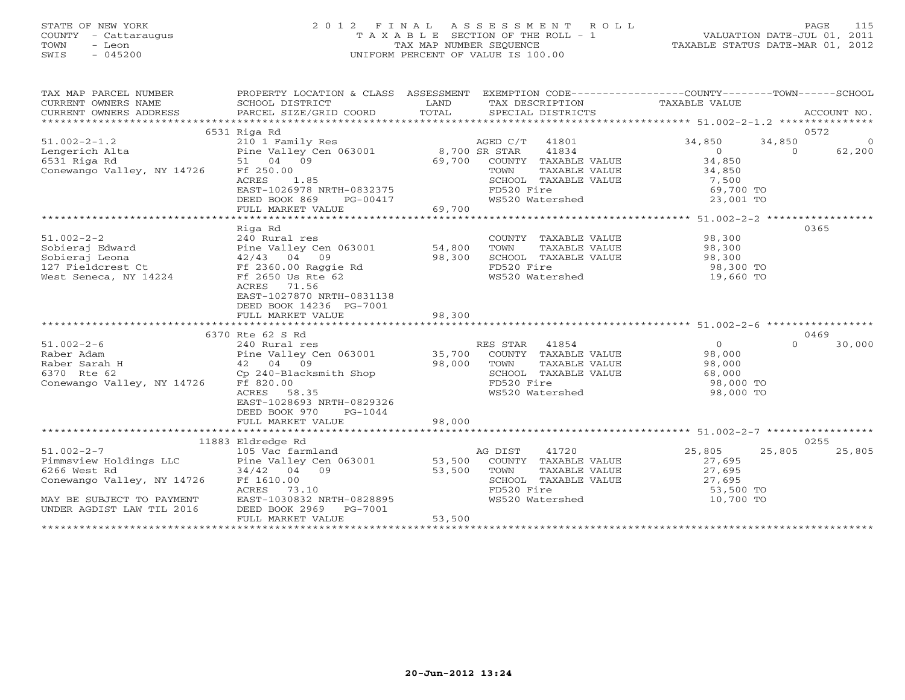STATE OF NEW YORK
COUNTY - Cattaraugus
TOWN - Leon
SWIS - 045200

# 2012 FINAL ASSESSMENT ROLL
TAXABLE SECTION OF THE ROLL - 1
TAX MAP NUMBER SEQUENCE
UNIFORM PERCENT OF VALUE IS 100.00

VALUATION DATE-JUL 01, 2011
TAXABLE STATUS DATE-MAR 01, 2012

| TAX MAP PARCEL NUMBER / CURRENT OWNERS NAME / CURRENT OWNERS ADDRESS | PROPERTY LOCATION & CLASS / SCHOOL DISTRICT / PARCEL SIZE/GRID COORD | ASSESSMENT LAND / TOTAL | EXEMPTION CODE / TAX DESCRIPTION / SPECIAL DISTRICTS | COUNTY TAXABLE VALUE | TOWN | SCHOOL | ACCOUNT NO. |
|---|---|---|---|---|---|---|---|
| 51.002-2-1.2 | 6531 Riga Rd | | | | | | 0572 |
| 51.002-2-1.2 | 210 1 Family Res | | AGED C/T 41801 | 34,850 | 34,850 | 0 | |
| Lengerich Alta | Pine Valley Cen 063001 | 8,700 | SR STAR 41834 | 0 | 0 | 62,200 | |
| 6531 Riga Rd | 51 04 09 | 69,700 | COUNTY TAXABLE VALUE | 34,850 | | | |
| Conewango Valley, NY 14726 | Ff 250.00 | | TOWN TAXABLE VALUE | 34,850 | | | |
| | ACRES 1.85 | | SCHOOL TAXABLE VALUE | 7,500 | | | |
| | EAST-1026978 NRTH-0832375 | | FD520 Fire | 69,700 TO | | | |
| | DEED BOOK 869 PG-00417 | | WS520 Watershed | 23,001 TO | | | |
| | FULL MARKET VALUE | 69,700 | | | | | |
| 51.002-2-2 | Riga Rd | | | | | | 0365 |
| 51.002-2-2 | 240 Rural res | | COUNTY TAXABLE VALUE | 98,300 | | | |
| Sobieraj Edward | Pine Valley Cen 063001 | 54,800 | TOWN TAXABLE VALUE | 98,300 | | | |
| Sobieraj Leona | 42/43 04 09 | 98,300 | SCHOOL TAXABLE VALUE | 98,300 | | | |
| 127 Fieldcrest Ct | Ff 2360.00 Raggie Rd | | FD520 Fire | 98,300 TO | | | |
| West Seneca, NY 14224 | Ff 2650 Us Rte 62 | | WS520 Watershed | 19,660 TO | | | |
| | ACRES 71.56 | | | | | | |
| | EAST-1027870 NRTH-0831138 | | | | | | |
| | DEED BOOK 14236 PG-7001 | | | | | | |
| | FULL MARKET VALUE | 98,300 | | | | | |
| 51.002-2-6 | 6370 Rte 62 S Rd | | | | | | 0469 |
| 51.002-2-6 | 240 Rural res | | RES STAR 41854 | 0 | 0 | 30,000 | |
| Raber Adam | Pine Valley Cen 063001 | 35,700 | COUNTY TAXABLE VALUE | 98,000 | | | |
| Raber Sarah H | 42 04 09 | 98,000 | TOWN TAXABLE VALUE | 98,000 | | | |
| 6370 Rte 62 | Cp 240-Blacksmith Shop | | SCHOOL TAXABLE VALUE | 68,000 | | | |
| Conewango Valley, NY 14726 | Ff 820.00 | | FD520 Fire | 98,000 TO | | | |
| | ACRES 58.35 | | WS520 Watershed | 98,000 TO | | | |
| | EAST-1028693 NRTH-0829326 | | | | | | |
| | DEED BOOK 970 PG-1044 | | | | | | |
| | FULL MARKET VALUE | 98,000 | | | | | |
| 51.002-2-7 | 11883 Eldredge Rd | | | | | | 0255 |
| 51.002-2-7 | 105 Vac farmland | | AG DIST 41720 | 25,805 | 25,805 | 25,805 | |
| Pimmsview Holdings LLC | Pine Valley Cen 063001 | 53,500 | COUNTY TAXABLE VALUE | 27,695 | | | |
| 6266 West Rd | 34/42 04 09 | 53,500 | TOWN TAXABLE VALUE | 27,695 | | | |
| Conewango Valley, NY 14726 | Ff 1610.00 | | SCHOOL TAXABLE VALUE | 27,695 | | | |
| | ACRES 73.10 | | FD520 Fire | 53,500 TO | | | |
| MAY BE SUBJECT TO PAYMENT | EAST-1030832 NRTH-0828895 | | WS520 Watershed | 10,700 TO | | | |
| UNDER AGDIST LAW TIL 2016 | DEED BOOK 2969 PG-7001 | | | | | | |
| | FULL MARKET VALUE | 53,500 | | | | | |

20-Jun-2012 13:24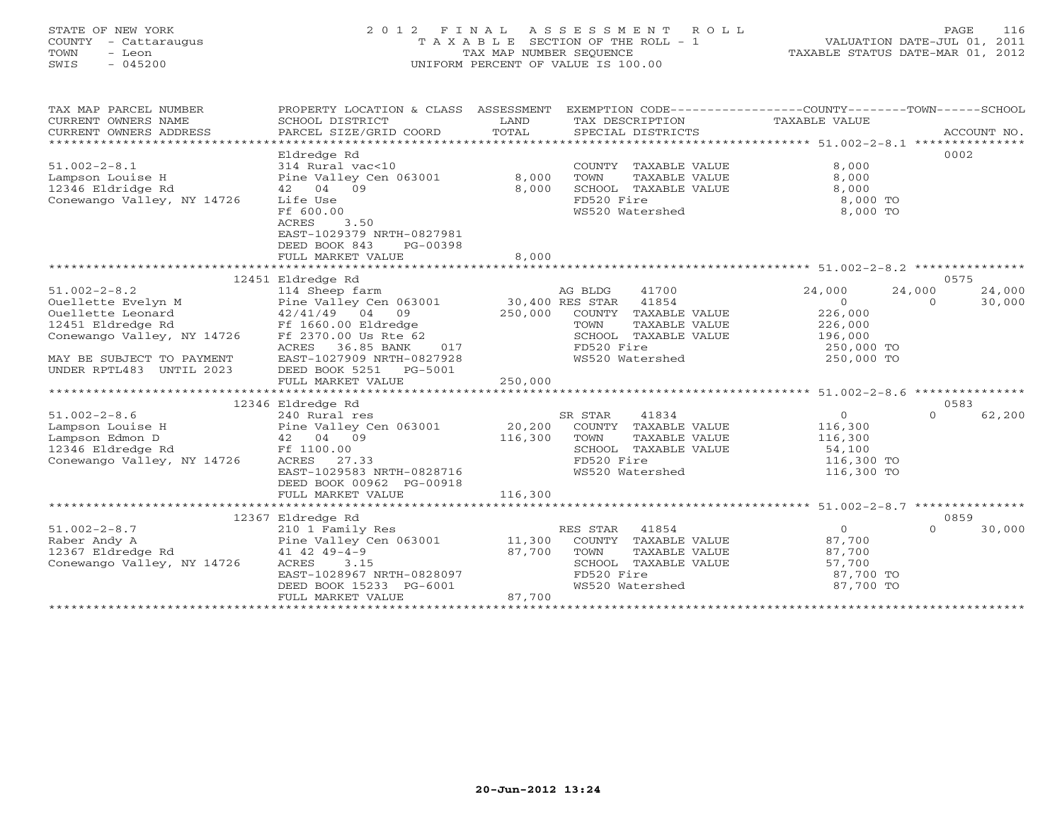STATE OF NEW YORK
COUNTY - Cattaraugus
TOWN - Leon
SWIS - 045200

2 0 1 2 F I N A L A S S E S S M E N T R O L L
T A X A B L E SECTION OF THE ROLL - 1
TAX MAP NUMBER SEQUENCE
UNIFORM PERCENT OF VALUE IS 100.00

VALUATION DATE-JUL 01, 2011
TAXABLE STATUS DATE-MAR 01, 2012

| TAX MAP PARCEL NUMBER / CURRENT OWNERS NAME / CURRENT OWNERS ADDRESS | PROPERTY LOCATION & CLASS / SCHOOL DISTRICT / PARCEL SIZE/GRID COORD | ASSESSMENT LAND / TOTAL | EXEMPTION CODE / TAX DESCRIPTION / SPECIAL DISTRICTS | COUNTY TAXABLE VALUE | TOWN | SCHOOL / ACCOUNT NO. |
|---|---|---|---|---|---|---|
| **51.002-2-8.1** | Eldredge Rd | | | | | 0002 |
| 51.002-2-8.1 | 314 Rural vac<10 | | COUNTY TAXABLE VALUE | 8,000 | | |
| Lampson Louise H | Pine Valley Cen 063001 | 8,000 | TOWN TAXABLE VALUE | 8,000 | | |
| 12346 Eldridge Rd | 42 04 09 | 8,000 | SCHOOL TAXABLE VALUE | 8,000 | | |
| Conewango Valley, NY 14726 | Life Use | | FD520 Fire | 8,000 TO | | |
| | Ff 600.00 | | WS520 Watershed | 8,000 TO | | |
| | ACRES 3.50 | | | | | |
| | EAST-1029379 NRTH-0827981 | | | | | |
| | DEED BOOK 843 PG-00398 | | | | | |
| | FULL MARKET VALUE | 8,000 | | | | |
| **51.002-2-8.2** | 12451 Eldredge Rd | | | | | 0575 |
| 51.002-2-8.2 | 114 Sheep farm | | AG BLDG 41700 | 24,000 | 24,000 | 24,000 |
| Ouellette Evelyn M | Pine Valley Cen 063001 | 30,400 | RES STAR 41854 | 0 | 0 | 30,000 |
| Ouellette Leonard | 42/41/49 04 09 | 250,000 | COUNTY TAXABLE VALUE | 226,000 | | |
| 12451 Eldredge Rd | Ff 1660.00 Eldredge | | TOWN TAXABLE VALUE | 226,000 | | |
| Conewango Valley, NY 14726 | Ff 2370.00 Us Rte 62 | | SCHOOL TAXABLE VALUE | 196,000 | | |
| | ACRES 36.85 BANK 017 | | FD520 Fire | 250,000 TO | | |
| MAY BE SUBJECT TO PAYMENT | EAST-1027909 NRTH-0827928 | | WS520 Watershed | 250,000 TO | | |
| UNDER RPTL483 UNTIL 2023 | DEED BOOK 5251 PG-5001 | | | | | |
| | FULL MARKET VALUE | 250,000 | | | | |
| **51.002-2-8.6** | 12346 Eldredge Rd | | | | | 0583 |
| 51.002-2-8.6 | 240 Rural res | | SR STAR 41834 | 0 | 0 | 62,200 |
| Lampson Louise H | Pine Valley Cen 063001 | 20,200 | COUNTY TAXABLE VALUE | 116,300 | | |
| Lampson Edmon D | 42 04 09 | 116,300 | TOWN TAXABLE VALUE | 116,300 | | |
| 12346 Eldredge Rd | Ff 1100.00 | | SCHOOL TAXABLE VALUE | 54,100 | | |
| Conewango Valley, NY 14726 | ACRES 27.33 | | FD520 Fire | 116,300 TO | | |
| | EAST-1029583 NRTH-0828716 | | WS520 Watershed | 116,300 TO | | |
| | DEED BOOK 00962 PG-00918 | | | | | |
| | FULL MARKET VALUE | 116,300 | | | | |
| **51.002-2-8.7** | 12367 Eldredge Rd | | | | | 0859 |
| 51.002-2-8.7 | 210 1 Family Res | | RES STAR 41854 | 0 | 0 | 30,000 |
| Raber Andy A | Pine Valley Cen 063001 | 11,300 | COUNTY TAXABLE VALUE | 87,700 | | |
| 12367 Eldredge Rd | 41 42 49-4-9 | 87,700 | TOWN TAXABLE VALUE | 87,700 | | |
| Conewango Valley, NY 14726 | ACRES 3.15 | | SCHOOL TAXABLE VALUE | 57,700 | | |
| | EAST-1028967 NRTH-0828097 | | FD520 Fire | 87,700 TO | | |
| | DEED BOOK 15233 PG-6001 | | WS520 Watershed | 87,700 TO | | |
| | FULL MARKET VALUE | 87,700 | | | | |

20-Jun-2012 13:24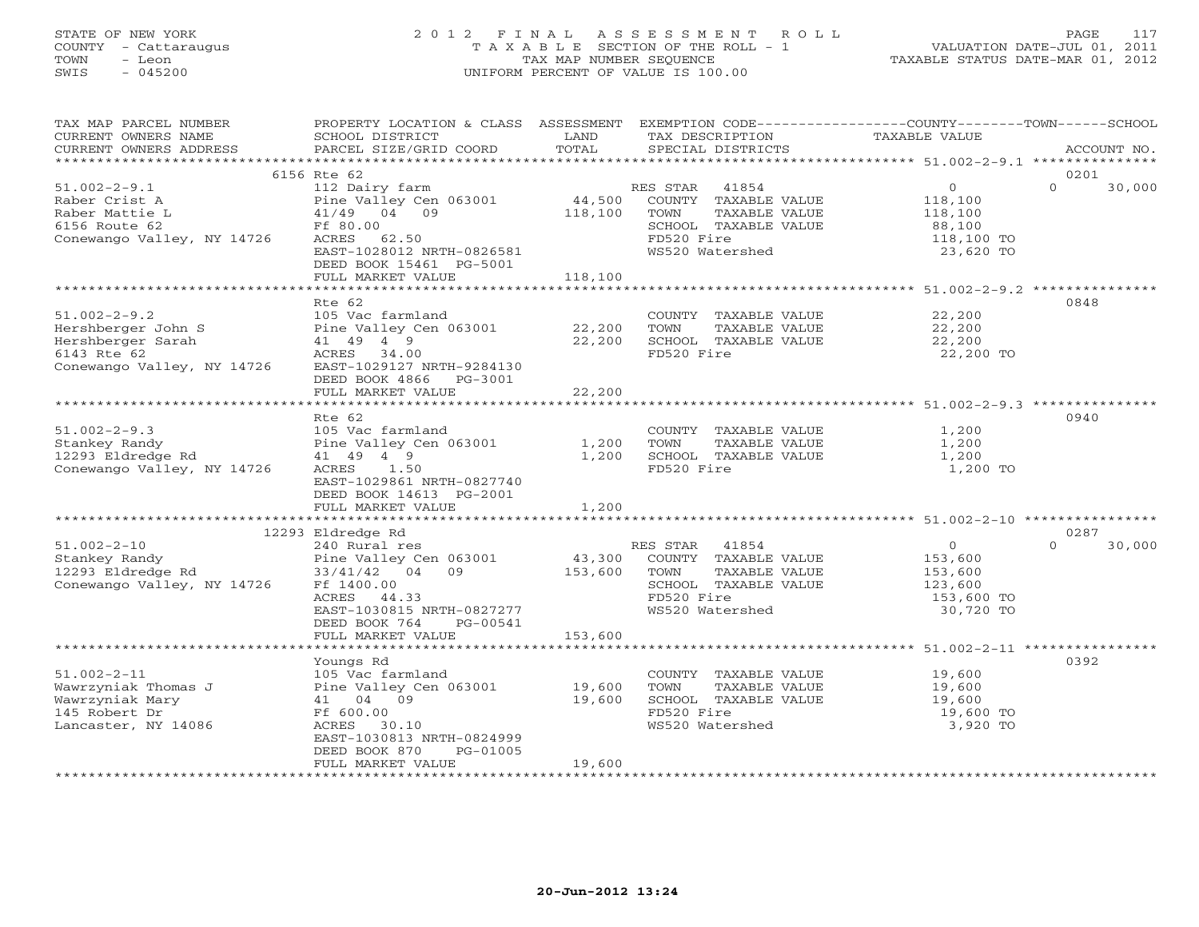STATE OF NEW YORK
COUNTY - Cattaraugus
TOWN - Leon
SWIS - 045200

2012 FINAL ASSESSMENT ROLL
TAXABLE SECTION OF THE ROLL - 1
TAX MAP NUMBER SEQUENCE
UNIFORM PERCENT OF VALUE IS 100.00

VALUATION DATE-JUL 01, 2011
TAXABLE STATUS DATE-MAR 01, 2012

| TAX MAP PARCEL NUMBER / CURRENT OWNERS NAME / CURRENT OWNERS ADDRESS | PROPERTY LOCATION & CLASS / SCHOOL DISTRICT / PARCEL SIZE/GRID COORD | ASSESSMENT LAND / TOTAL | EXEMPTION CODE / TAX DESCRIPTION / SPECIAL DISTRICTS | COUNTY / TOWN TAXABLE VALUE | SCHOOL / ACCOUNT NO. |
|---|---|---|---|---|---|
| **51.002-2-9.1** | 6156 Rte 62 | | | | 0201 |
| 51.002-2-9.1 | 112 Dairy farm | | RES STAR 41854 | 0 | 0 30,000 |
| Raber Crist A | Pine Valley Cen 063001 | 44,500 | COUNTY TAXABLE VALUE | 118,100 | |
| Raber Mattie L | 41/49 04 09 | 118,100 | TOWN TAXABLE VALUE | 118,100 | |
| 6156 Route 62 | Ff 80.00 | | SCHOOL TAXABLE VALUE | 88,100 | |
| Conewango Valley, NY 14726 | ACRES 62.50 | | FD520 Fire | 118,100 TO | |
| | EAST-1028012 NRTH-0826581 | | WS520 Watershed | 23,620 TO | |
| | DEED BOOK 15461 PG-5001 | | | | |
| | FULL MARKET VALUE | 118,100 | | | |
| **51.002-2-9.2** | Rte 62 | | | | 0848 |
| 51.002-2-9.2 | 105 Vac farmland | | COUNTY TAXABLE VALUE | 22,200 | |
| Hershberger John S | Pine Valley Cen 063001 | 22,200 | TOWN TAXABLE VALUE | 22,200 | |
| Hershberger Sarah | 41 49 4 9 | 22,200 | SCHOOL TAXABLE VALUE | 22,200 | |
| 6143 Rte 62 | ACRES 34.00 | | FD520 Fire | 22,200 TO | |
| Conewango Valley, NY 14726 | EAST-1029127 NRTH-9284130 | | | | |
| | DEED BOOK 4866 PG-3001 | | | | |
| | FULL MARKET VALUE | 22,200 | | | |
| **51.002-2-9.3** | Rte 62 | | | | 0940 |
| 51.002-2-9.3 | 105 Vac farmland | | COUNTY TAXABLE VALUE | 1,200 | |
| Stankey Randy | Pine Valley Cen 063001 | 1,200 | TOWN TAXABLE VALUE | 1,200 | |
| 12293 Eldredge Rd | 41 49 4 9 | 1,200 | SCHOOL TAXABLE VALUE | 1,200 | |
| Conewango Valley, NY 14726 | ACRES 1.50 | | FD520 Fire | 1,200 TO | |
| | EAST-1029861 NRTH-0827740 | | | | |
| | DEED BOOK 14613 PG-2001 | | | | |
| | FULL MARKET VALUE | 1,200 | | | |
| **51.002-2-10** | 12293 Eldredge Rd | | | | 0287 |
| 51.002-2-10 | 240 Rural res | | RES STAR 41854 | 0 | 0 30,000 |
| Stankey Randy | Pine Valley Cen 063001 | 43,300 | COUNTY TAXABLE VALUE | 153,600 | |
| 12293 Eldredge Rd | 33/41/42 04 09 | 153,600 | TOWN TAXABLE VALUE | 153,600 | |
| Conewango Valley, NY 14726 | Ff 1400.00 | | SCHOOL TAXABLE VALUE | 123,600 | |
| | ACRES 44.33 | | FD520 Fire | 153,600 TO | |
| | EAST-1030815 NRTH-0827277 | | WS520 Watershed | 30,720 TO | |
| | DEED BOOK 764 PG-00541 | | | | |
| | FULL MARKET VALUE | 153,600 | | | |
| **51.002-2-11** | Youngs Rd | | | | 0392 |
| 51.002-2-11 | 105 Vac farmland | | COUNTY TAXABLE VALUE | 19,600 | |
| Wawrzyniak Thomas J | Pine Valley Cen 063001 | 19,600 | TOWN TAXABLE VALUE | 19,600 | |
| Wawrzyniak Mary | 41 04 09 | 19,600 | SCHOOL TAXABLE VALUE | 19,600 | |
| 145 Robert Dr | Ff 600.00 | | FD520 Fire | 19,600 TO | |
| Lancaster, NY 14086 | ACRES 30.10 | | WS520 Watershed | 3,920 TO | |
| | EAST-1030813 NRTH-0824999 | | | | |
| | DEED BOOK 870 PG-01005 | | | | |
| | FULL MARKET VALUE | 19,600 | | | |

20-Jun-2012 13:24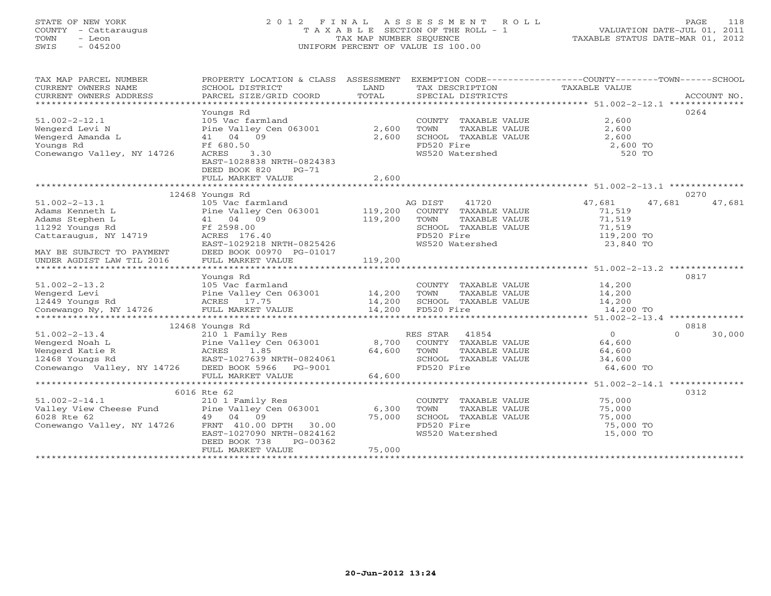STATE OF NEW YORK
COUNTY - Cattaraugus
TOWN - Leon
SWIS - 045200

2012 FINAL ASSESSMENT ROLL
TAXABLE SECTION OF THE ROLL - 1
TAX MAP NUMBER SEQUENCE
UNIFORM PERCENT OF VALUE IS 100.00

VALUATION DATE-JUL 01, 2011
TAXABLE STATUS DATE-MAR 01, 2012

| TAX MAP PARCEL NUMBER / CURRENT OWNERS NAME / CURRENT OWNERS ADDRESS | PROPERTY LOCATION & CLASS / SCHOOL DISTRICT / PARCEL SIZE/GRID COORD | ASSESSMENT LAND / TOTAL | EXEMPTION CODE / TAX DESCRIPTION / SPECIAL DISTRICTS | COUNTY | TOWN | SCHOOL / ACCOUNT NO. |
|---|---|---|---|---|---|---|
| | Youngs Rd | | | | | 0264 |
| 51.002-2-12.1 | 105 Vac farmland | | COUNTY TAXABLE VALUE | 2,600 | | |
| Wengerd Levi N | Pine Valley Cen 063001 | 2,600 | TOWN TAXABLE VALUE | 2,600 | | |
| Wengerd Amanda L | 41 04 09 | 2,600 | SCHOOL TAXABLE VALUE | 2,600 | | |
| Youngs Rd | Ff 680.50 | | FD520 Fire | 2,600 TO | | |
| Conewango Valley, NY 14726 | ACRES 3.30 | | WS520 Watershed | 520 TO | | |
| | EAST-1028838 NRTH-0824383 | | | | | |
| | DEED BOOK 820 PG-71 | | | | | |
| | FULL MARKET VALUE | 2,600 | | | | |
| | 12468 Youngs Rd | | | | | 0270 |
| 51.002-2-13.1 | 105 Vac farmland | | AG DIST 41720 | 47,681 | 47,681 | 47,681 |
| Adams Kenneth L | Pine Valley Cen 063001 | 119,200 | COUNTY TAXABLE VALUE | 71,519 | | |
| Adams Stephen L | 41 04 09 | 119,200 | TOWN TAXABLE VALUE | 71,519 | | |
| 11292 Youngs Rd | Ff 2598.00 | | SCHOOL TAXABLE VALUE | 71,519 | | |
| Cattaraugus, NY 14719 | ACRES 176.40 | | FD520 Fire | 119,200 TO | | |
| | EAST-1029218 NRTH-0825426 | | WS520 Watershed | 23,840 TO | | |
| MAY BE SUBJECT TO PAYMENT | DEED BOOK 00970 PG-01017 | | | | | |
| UNDER AGDIST LAW TIL 2016 | FULL MARKET VALUE | 119,200 | | | | |
| | Youngs Rd | | | | | 0817 |
| 51.002-2-13.2 | 105 Vac farmland | | COUNTY TAXABLE VALUE | 14,200 | | |
| Wengerd Levi | Pine Valley Cen 063001 | 14,200 | TOWN TAXABLE VALUE | 14,200 | | |
| 12449 Youngs Rd | ACRES 17.75 | 14,200 | SCHOOL TAXABLE VALUE | 14,200 | | |
| Conewango Ny, NY 14726 | FULL MARKET VALUE | 14,200 | FD520 Fire | 14,200 TO | | |
| | 12468 Youngs Rd | | | | | 0818 |
| 51.002-2-13.4 | 210 1 Family Res | | RES STAR 41854 | 0 | 0 | 30,000 |
| Wengerd Noah L | Pine Valley Cen 063001 | 8,700 | COUNTY TAXABLE VALUE | 64,600 | | |
| Wengerd Katie R | ACRES 1.85 | 64,600 | TOWN TAXABLE VALUE | 64,600 | | |
| 12468 Youngs Rd | EAST-1027639 NRTH-0824061 | | SCHOOL TAXABLE VALUE | 34,600 | | |
| Conewango Valley, NY 14726 | DEED BOOK 5966 PG-9001 | | FD520 Fire | 64,600 TO | | |
| | FULL MARKET VALUE | 64,600 | | | | |
| | 6016 Rte 62 | | | | | 0312 |
| 51.002-2-14.1 | 210 1 Family Res | | COUNTY TAXABLE VALUE | 75,000 | | |
| Valley View Cheese Fund | Pine Valley Cen 063001 | 6,300 | TOWN TAXABLE VALUE | 75,000 | | |
| 6028 Rte 62 | 49 04 09 | 75,000 | SCHOOL TAXABLE VALUE | 75,000 | | |
| Conewango Valley, NY 14726 | FRNT 410.00 DPTH 30.00 | | FD520 Fire | 75,000 TO | | |
| | EAST-1027090 NRTH-0824162 | | WS520 Watershed | 15,000 TO | | |
| | DEED BOOK 738 PG-00362 | | | | | |
| | FULL MARKET VALUE | 75,000 | | | | |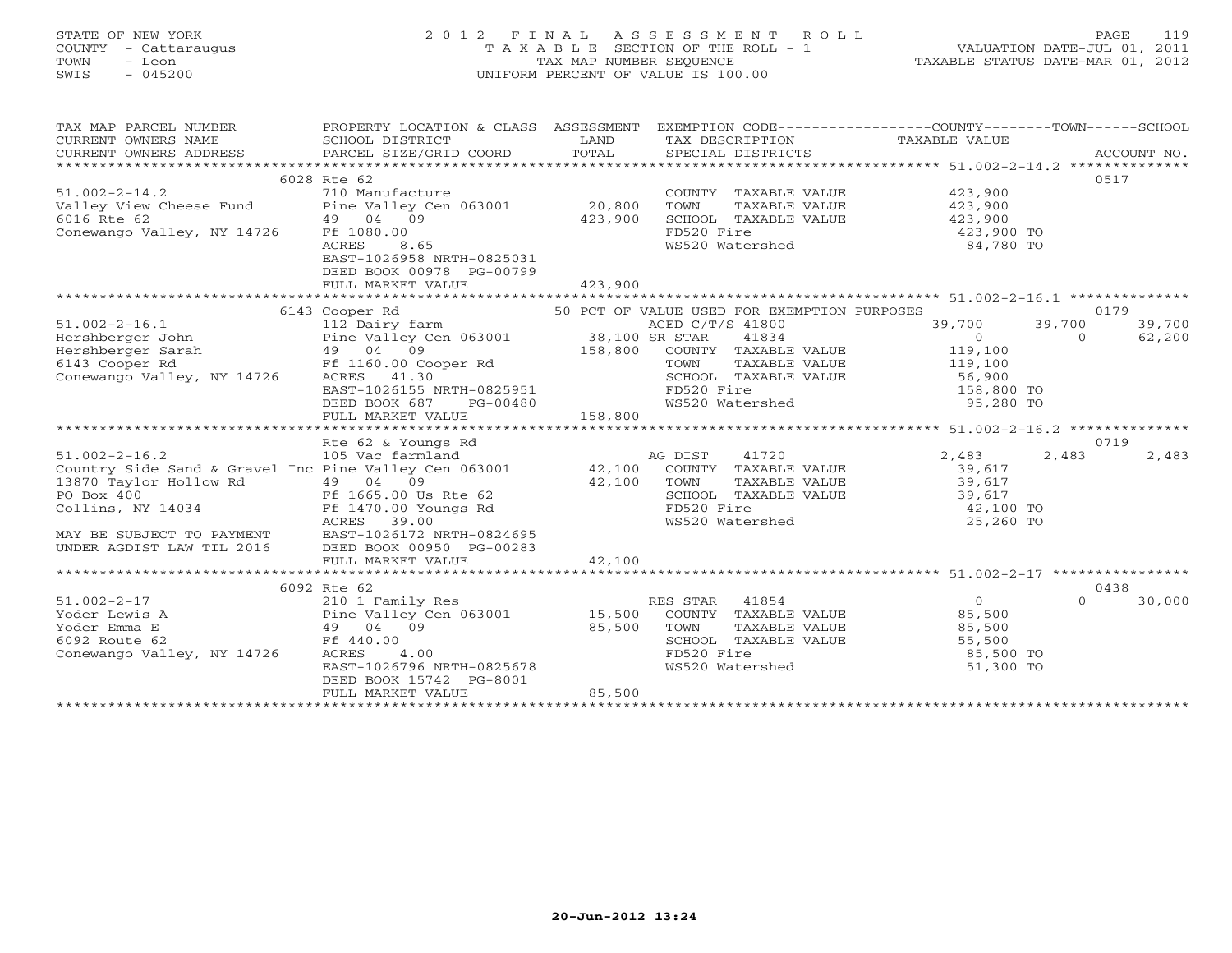STATE OF NEW YORK
COUNTY - Cattaraugus
TOWN - Leon
SWIS - 045200

# 2012 FINAL ASSESSMENT ROLL
TAXABLE SECTION OF THE ROLL - 1
TAX MAP NUMBER SEQUENCE
UNIFORM PERCENT OF VALUE IS 100.00

VALUATION DATE-JUL 01, 2011
TAXABLE STATUS DATE-MAR 01, 2012

| TAX MAP PARCEL NUMBER / CURRENT OWNERS NAME / CURRENT OWNERS ADDRESS | PROPERTY LOCATION & CLASS / SCHOOL DISTRICT / PARCEL SIZE/GRID COORD | ASSESSMENT LAND | TOTAL | EXEMPTION CODE / TAX DESCRIPTION / SPECIAL DISTRICTS | COUNTY TAXABLE VALUE | TOWN | SCHOOL | ACCOUNT NO. |
|---|---|---|---|---|---|---|---|---|
| | 6028 Rte 62 | | | | | | | 0517 |
| 51.002-2-14.2 | 710 Manufacture | | | COUNTY TAXABLE VALUE | 423,900 | | | |
| Valley View Cheese Fund | Pine Valley Cen 063001 | 20,800 | | TOWN TAXABLE VALUE | 423,900 | | | |
| 6016 Rte 62 | 49 04 09 | | 423,900 | SCHOOL TAXABLE VALUE | 423,900 | | | |
| Conewango Valley, NY 14726 | Ff 1080.00 | | | FD520 Fire | 423,900 TO | | | |
| | ACRES 8.65 | | | WS520 Watershed | 84,780 TO | | | |
| | EAST-1026958 NRTH-0825031 | | | | | | | |
| | DEED BOOK 00978 PG-00799 | | | | | | | |
| | FULL MARKET VALUE | | 423,900 | | | | | |
| | 6143 Cooper Rd | | | 50 PCT OF VALUE USED FOR EXEMPTION PURPOSES | | | | 0179 |
| 51.002-2-16.1 | 112 Dairy farm | | | AGED C/T/S 41800 | 39,700 | 39,700 | 39,700 | |
| Hershberger John | Pine Valley Cen 063001 | 38,100 | | SR STAR 41834 | 0 | 0 | 62,200 | |
| Hershberger Sarah | 49 04 09 | | 158,800 | COUNTY TAXABLE VALUE | 119,100 | | | |
| 6143 Cooper Rd | Ff 1160.00 Cooper Rd | | | TOWN TAXABLE VALUE | 119,100 | | | |
| Conewango Valley, NY 14726 | ACRES 41.30 | | | SCHOOL TAXABLE VALUE | 56,900 | | | |
| | EAST-1026155 NRTH-0825951 | | | FD520 Fire | 158,800 TO | | | |
| | DEED BOOK 687 PG-00480 | | | WS520 Watershed | 95,280 TO | | | |
| | FULL MARKET VALUE | | 158,800 | | | | | |
| | Rte 62 & Youngs Rd | | | | | | | 0719 |
| 51.002-2-16.2 | 105 Vac farmland | | | AG DIST 41720 | 2,483 | 2,483 | 2,483 | |
| Country Side Sand & Gravel Inc | Pine Valley Cen 063001 | 42,100 | | COUNTY TAXABLE VALUE | 39,617 | | | |
| 13870 Taylor Hollow Rd | 49 04 09 | | 42,100 | TOWN TAXABLE VALUE | 39,617 | | | |
| PO Box 400 | Ff 1665.00 Us Rte 62 | | | SCHOOL TAXABLE VALUE | 39,617 | | | |
| Collins, NY 14034 | Ff 1470.00 Youngs Rd | | | FD520 Fire | 42,100 TO | | | |
| | ACRES 39.00 | | | WS520 Watershed | 25,260 TO | | | |
| MAY BE SUBJECT TO PAYMENT | EAST-1026172 NRTH-0824695 | | | | | | | |
| UNDER AGDIST LAW TIL 2016 | DEED BOOK 00950 PG-00283 | | | | | | | |
| | FULL MARKET VALUE | | 42,100 | | | | | |
| | 6092 Rte 62 | | | | | | | 0438 |
| 51.002-2-17 | 210 1 Family Res | | | RES STAR 41854 | 0 | 0 | 30,000 | |
| Yoder Lewis A | Pine Valley Cen 063001 | 15,500 | | COUNTY TAXABLE VALUE | 85,500 | | | |
| Yoder Emma E | 49 04 09 | | 85,500 | TOWN TAXABLE VALUE | 85,500 | | | |
| 6092 Route 62 | Ff 440.00 | | | SCHOOL TAXABLE VALUE | 55,500 | | | |
| Conewango Valley, NY 14726 | ACRES 4.00 | | | FD520 Fire | 85,500 TO | | | |
| | EAST-1026796 NRTH-0825678 | | | WS520 Watershed | 51,300 TO | | | |
| | DEED BOOK 15742 PG-8001 | | | | | | | |
| | FULL MARKET VALUE | | 85,500 | | | | | |

20-Jun-2012 13:24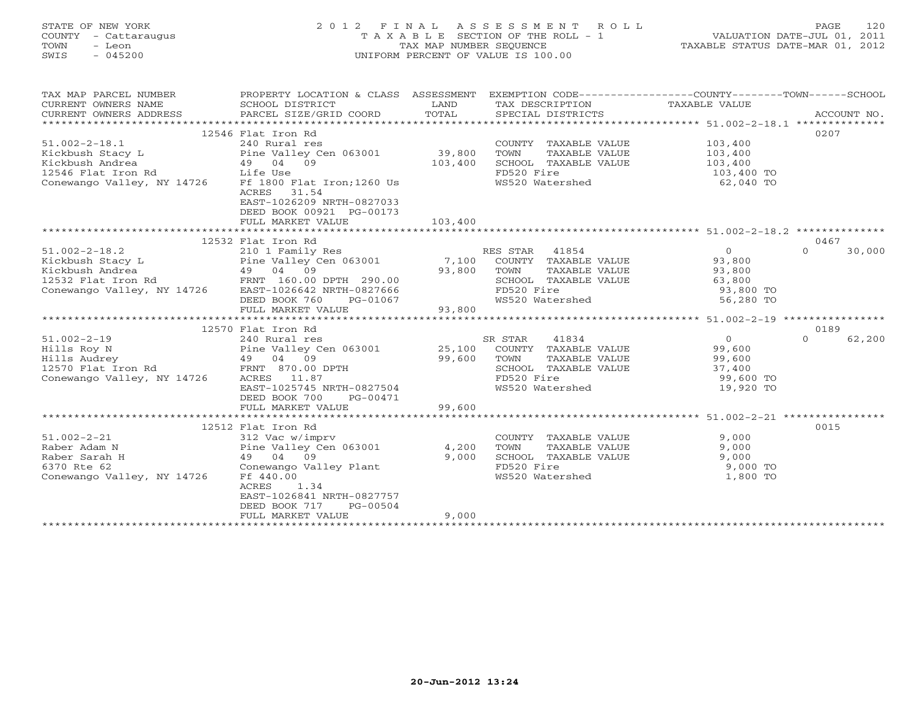STATE OF NEW YORK — 2012 FINAL ASSESSMENT ROLL
COUNTY - Cattaraugus — TAXABLE SECTION OF THE ROLL - 1 — VALUATION DATE-JUL 01, 2011
TOWN - Leon — TAX MAP NUMBER SEQUENCE — TAXABLE STATUS DATE-MAR 01, 2012
SWIS - 045200 — UNIFORM PERCENT OF VALUE IS 100.00

| TAX MAP PARCEL NUMBER / CURRENT OWNERS NAME / CURRENT OWNERS ADDRESS | PROPERTY LOCATION & CLASS / SCHOOL DISTRICT / PARCEL SIZE/GRID COORD | ASSESSMENT LAND / TOTAL | EXEMPTION CODE / TAX DESCRIPTION / SPECIAL DISTRICTS | COUNTY / TOWN / SCHOOL TAXABLE VALUE | ACCOUNT NO. |
|---|---|---|---|---|---|
| **51.002-2-18.1** | 12546 Flat Iron Rd | | | | 0207 |
| 51.002-2-18.1 | 240 Rural res | | COUNTY TAXABLE VALUE | 103,400 | |
| Kickbush Stacy L | Pine Valley Cen 063001 | 39,800 | TOWN TAXABLE VALUE | 103,400 | |
| Kickbush Andrea | 49 04 09 | 103,400 | SCHOOL TAXABLE VALUE | 103,400 | |
| 12546 Flat Iron Rd | Life Use | | FD520 Fire | 103,400 TO | |
| Conewango Valley, NY 14726 | Ff 1800 Flat Iron;1260 Us | | WS520 Watershed | 62,040 TO | |
| | ACRES 31.54 | | | | |
| | EAST-1026209 NRTH-0827033 | | | | |
| | DEED BOOK 00921 PG-00173 | | | | |
| | FULL MARKET VALUE | 103,400 | | | |
| **51.002-2-18.2** | 12532 Flat Iron Rd | | | | 0467 |
| 51.002-2-18.2 | 210 1 Family Res | | RES STAR 41854 | 0 / 0 / 30,000 | |
| Kickbush Stacy L | Pine Valley Cen 063001 | 7,100 | COUNTY TAXABLE VALUE | 93,800 | |
| Kickbush Andrea | 49 04 09 | 93,800 | TOWN TAXABLE VALUE | 93,800 | |
| 12532 Flat Iron Rd | FRNT 160.00 DPTH 290.00 | | SCHOOL TAXABLE VALUE | 63,800 | |
| Conewango Valley, NY 14726 | EAST-1026642 NRTH-0827666 | | FD520 Fire | 93,800 TO | |
| | DEED BOOK 760 PG-01067 | | WS520 Watershed | 56,280 TO | |
| | FULL MARKET VALUE | 93,800 | | | |
| **51.002-2-19** | 12570 Flat Iron Rd | | | | 0189 |
| 51.002-2-19 | 240 Rural res | | SR STAR 41834 | 0 / 0 / 62,200 | |
| Hills Roy N | Pine Valley Cen 063001 | 25,100 | COUNTY TAXABLE VALUE | 99,600 | |
| Hills Audrey | 49 04 09 | 99,600 | TOWN TAXABLE VALUE | 99,600 | |
| 12570 Flat Iron Rd | FRNT 870.00 DPTH | | SCHOOL TAXABLE VALUE | 37,400 | |
| Conewango Valley, NY 14726 | ACRES 11.87 | | FD520 Fire | 99,600 TO | |
| | EAST-1025745 NRTH-0827504 | | WS520 Watershed | 19,920 TO | |
| | DEED BOOK 700 PG-00471 | | | | |
| | FULL MARKET VALUE | 99,600 | | | |
| **51.002-2-21** | 12512 Flat Iron Rd | | | | 0015 |
| 51.002-2-21 | 312 Vac w/imprv | | COUNTY TAXABLE VALUE | 9,000 | |
| Raber Adam N | Pine Valley Cen 063001 | 4,200 | TOWN TAXABLE VALUE | 9,000 | |
| Raber Sarah H | 49 04 09 | 9,000 | SCHOOL TAXABLE VALUE | 9,000 | |
| 6370 Rte 62 | Conewango Valley Plant | | FD520 Fire | 9,000 TO | |
| Conewango Valley, NY 14726 | Ff 440.00 | | WS520 Watershed | 1,800 TO | |
| | ACRES 1.34 | | | | |
| | EAST-1026841 NRTH-0827757 | | | | |
| | DEED BOOK 717 PG-00504 | | | | |
| | FULL MARKET VALUE | 9,000 | | | |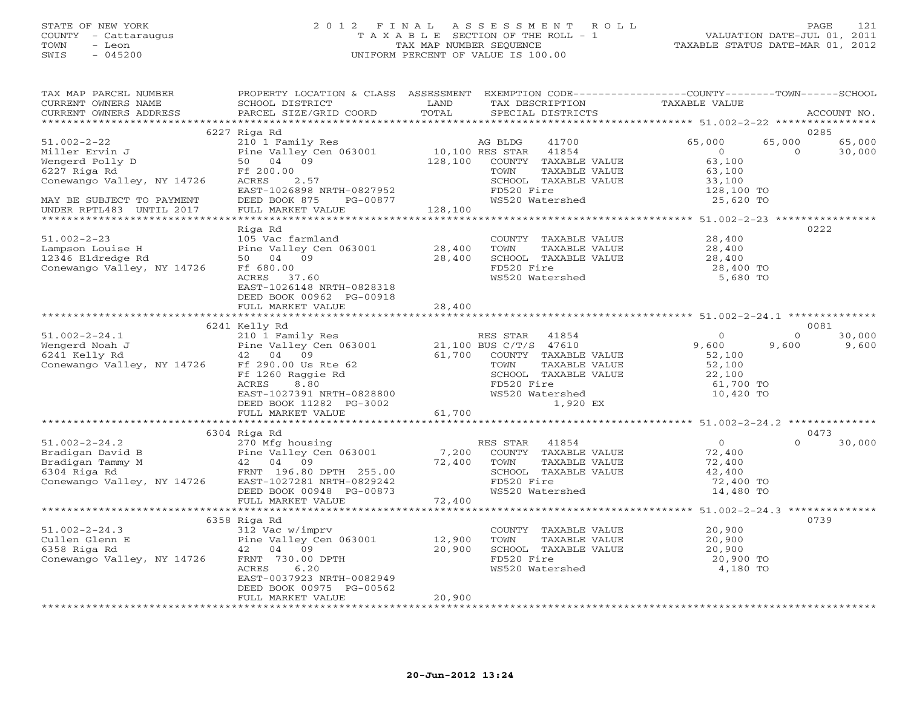STATE OF NEW YORK
COUNTY - Cattaraugus
TOWN - Leon
SWIS - 045200

2012 FINAL ASSESSMENT ROLL
TAXABLE SECTION OF THE ROLL - 1
TAX MAP NUMBER SEQUENCE
UNIFORM PERCENT OF VALUE IS 100.00

VALUATION DATE-JUL 01, 2011
TAXABLE STATUS DATE-MAR 01, 2012

```
TAX MAP PARCEL NUMBER          PROPERTY LOCATION & CLASS  ASSESSMENT  EXEMPTION CODE-----------------COUNTY--------TOWN------SCHOOL
CURRENT OWNERS NAME            SCHOOL DISTRICT             LAND        TAX DESCRIPTION                TAXABLE VALUE
CURRENT OWNERS ADDRESS         PARCEL SIZE/GRID COORD      TOTAL       SPECIAL DISTRICTS                                          ACCOUNT NO.
******************************************************************************************************* 51.002-2-22 ****************
                               6227 Riga Rd                                                                                   0285
51.002-2-22                    210 1 Family Res                        AG BLDG     41700              65,000      65,000      65,000
Miller Ervin J                 Pine Valley Cen 063001      10,100 RES STAR     41854                   0           0          30,000
Wengerd Polly D                50  04  09                 128,100     COUNTY  TAXABLE VALUE          63,100
6227 Riga Rd                   Ff 200.00                               TOWN    TAXABLE VALUE          63,100
Conewango Valley, NY 14726     ACRES     2.57                          SCHOOL  TAXABLE VALUE          33,100
                               EAST-1026898 NRTH-0827952               FD520 Fire                    128,100 TO
MAY BE SUBJECT TO PAYMENT      DEED BOOK 875      PG-00877             WS520 Watershed                25,620 TO
UNDER RPTL483  UNTIL 2017      FULL MARKET VALUE          128,100
******************************************************************************************************* 51.002-2-23 ****************
                               Riga Rd                                                                                        0222
51.002-2-23                    105 Vac farmland                        COUNTY  TAXABLE VALUE          28,400
Lampson Louise H               Pine Valley Cen 063001      28,400     TOWN    TAXABLE VALUE          28,400
12346 Eldredge Rd              50  04  09                  28,400     SCHOOL  TAXABLE VALUE          28,400
Conewango Valley, NY 14726     Ff 680.00                               FD520 Fire                     28,400 TO
                               ACRES    37.60                          WS520 Watershed                 5,680 TO
                               EAST-1026148 NRTH-0828318
                               DEED BOOK 00962 PG-00918
                               FULL MARKET VALUE           28,400
******************************************************************************************************* 51.002-2-24.1 **************
                               6241 Kelly Rd                                                                                  0081
51.002-2-24.1                  210 1 Family Res                        RES STAR    41854                   0           0          30,000
Wengerd Noah J                 Pine Valley Cen 063001      21,100 BUS C/T/S   47610                9,600       9,600       9,600
6241 Kelly Rd                  42  04  09                  61,700     COUNTY  TAXABLE VALUE          52,100
Conewango Valley, NY 14726     Ff 290.00 Us Rte 62                     TOWN    TAXABLE VALUE          52,100
                               Ff 1260 Raggie Rd                       SCHOOL  TAXABLE VALUE          22,100
                               ACRES     8.80                          FD520 Fire                     61,700 TO
                               EAST-1027391 NRTH-0828800               WS520 Watershed                10,420 TO
                               DEED BOOK 11282 PG-3002                      1,920 EX
                               FULL MARKET VALUE           61,700
******************************************************************************************************* 51.002-2-24.2 **************
                               6304 Riga Rd                                                                                   0473
51.002-2-24.2                  270 Mfg housing                         RES STAR    41854                   0           0          30,000
Bradigan David B               Pine Valley Cen 063001       7,200     COUNTY  TAXABLE VALUE          72,400
Bradigan Tammy M               42  04  09                  72,400     TOWN    TAXABLE VALUE          72,400
6304 Riga Rd                   FRNT  196.80 DPTH  255.00               SCHOOL  TAXABLE VALUE          42,400
Conewango Valley, NY 14726     EAST-1027281 NRTH-0829242               FD520 Fire                     72,400 TO
                               DEED BOOK 00948 PG-00873                WS520 Watershed                14,480 TO
                               FULL MARKET VALUE           72,400
******************************************************************************************************* 51.002-2-24.3 **************
                               6358 Riga Rd                                                                                   0739
51.002-2-24.3                  312 Vac w/imprv                         COUNTY  TAXABLE VALUE          20,900
Cullen Glenn E                 Pine Valley Cen 063001      12,900     TOWN    TAXABLE VALUE          20,900
6358 Riga Rd                   42  04  09                  20,900     SCHOOL  TAXABLE VALUE          20,900
Conewango Valley, NY 14726     FRNT  730.00 DPTH                       FD520 Fire                     20,900 TO
                               ACRES     6.20                          WS520 Watershed                 4,180 TO
                               EAST-0037923 NRTH-0082949
                               DEED BOOK 00975 PG-00562
                               FULL MARKET VALUE           20,900
************************************************************************************************************************************
```

20-Jun-2012 13:24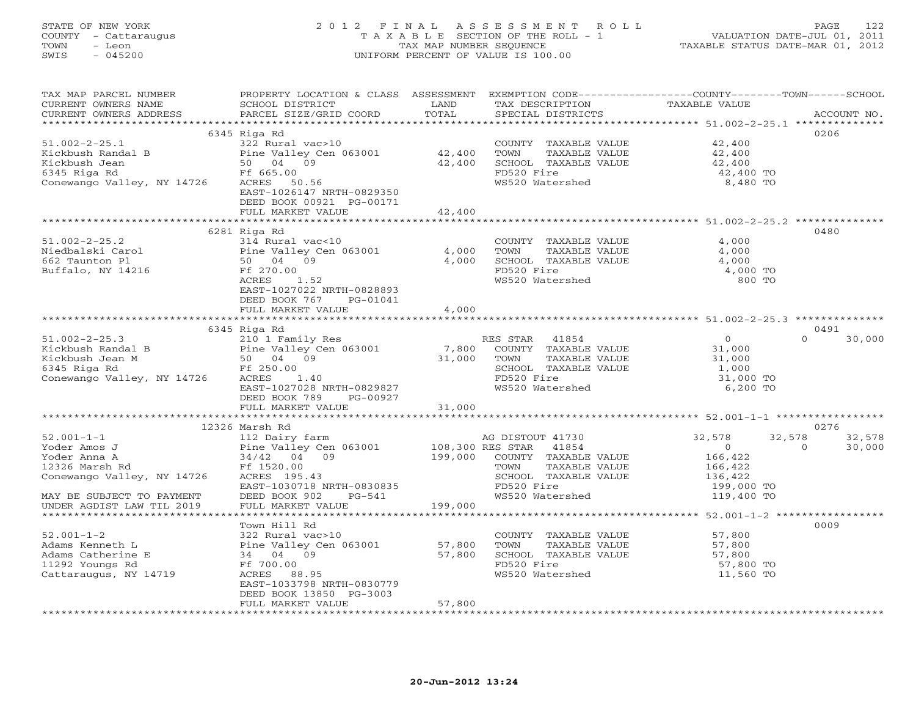STATE OF NEW YORK
COUNTY - Cattaraugus
TOWN - Leon
SWIS - 045200

# 2012 FINAL ASSESSMENT ROLL
TAXABLE SECTION OF THE ROLL - 1
TAX MAP NUMBER SEQUENCE
UNIFORM PERCENT OF VALUE IS 100.00

VALUATION DATE-JUL 01, 2011
TAXABLE STATUS DATE-MAR 01, 2012

| TAX MAP PARCEL NUMBER / CURRENT OWNERS NAME / CURRENT OWNERS ADDRESS | PROPERTY LOCATION & CLASS / SCHOOL DISTRICT / PARCEL SIZE/GRID COORD | ASSESSMENT LAND / TOTAL | EXEMPTION CODE / TAX DESCRIPTION / SPECIAL DISTRICTS | COUNTY | TOWN | SCHOOL | ACCOUNT NO. |
|---|---|---|---|---|---|---|---|
| 51.002-2-25.1 | 6345 Riga Rd | | | | | | 0206 |
| Kickbush Randal B | 322 Rural vac>10 | | COUNTY TAXABLE VALUE | 42,400 | | | |
| Kickbush Jean | Pine Valley Cen 063001 | 42,400 | TOWN TAXABLE VALUE | | 42,400 | | |
| 6345 Riga Rd | 50 04 09 | 42,400 | SCHOOL TAXABLE VALUE | | | 42,400 | |
| Conewango Valley, NY 14726 | Ff 665.00 | | FD520 Fire | 42,400 TO | | | |
| | ACRES 50.56 | | WS520 Watershed | 8,480 TO | | | |
| | EAST-1026147 NRTH-0829350 | | | | | | |
| | DEED BOOK 00921 PG-00171 | | | | | | |
| | FULL MARKET VALUE | 42,400 | | | | | |
| 51.002-2-25.2 | 6281 Riga Rd | | | | | | 0480 |
| Niedbalski Carol | 314 Rural vac<10 | | COUNTY TAXABLE VALUE | 4,000 | | | |
| 662 Taunton Pl | Pine Valley Cen 063001 | 4,000 | TOWN TAXABLE VALUE | | 4,000 | | |
| Buffalo, NY 14216 | 50 04 09 | 4,000 | SCHOOL TAXABLE VALUE | | | 4,000 | |
| | Ff 270.00 | | FD520 Fire | 4,000 TO | | | |
| | ACRES 1.52 | | WS520 Watershed | 800 TO | | | |
| | EAST-1027022 NRTH-0828893 | | | | | | |
| | DEED BOOK 767 PG-01041 | | | | | | |
| | FULL MARKET VALUE | 4,000 | | | | | |
| 51.002-2-25.3 | 6345 Riga Rd | | | | | | 0491 |
| Kickbush Randal B | 210 1 Family Res | | RES STAR 41854 | 0 | 0 | 30,000 | |
| Kickbush Jean M | Pine Valley Cen 063001 | 7,800 | COUNTY TAXABLE VALUE | 31,000 | | | |
| 6345 Riga Rd | 50 04 09 | 31,000 | TOWN TAXABLE VALUE | | 31,000 | | |
| Conewango Valley, NY 14726 | Ff 250.00 | | SCHOOL TAXABLE VALUE | | | 1,000 | |
| | ACRES 1.40 | | FD520 Fire | 31,000 TO | | | |
| | EAST-1027028 NRTH-0829827 | | WS520 Watershed | 6,200 TO | | | |
| | DEED BOOK 789 PG-00927 | | | | | | |
| | FULL MARKET VALUE | 31,000 | | | | | |
| 52.001-1-1 | 12326 Marsh Rd | | | | | | 0276 |
| Yoder Amos J | 112 Dairy farm | | AG DISTOUT 41730 | 32,578 | 32,578 | 32,578 | |
| Yoder Anna A | Pine Valley Cen 063001 | 108,300 | RES STAR 41854 | 0 | 0 | 30,000 | |
| 12326 Marsh Rd | 34/42 04 09 | 199,000 | COUNTY TAXABLE VALUE | 166,422 | | | |
| Conewango Valley, NY 14726 | Ff 1520.00 | | TOWN TAXABLE VALUE | | 166,422 | | |
| | ACRES 195.43 | | SCHOOL TAXABLE VALUE | | | 136,422 | |
| | EAST-1030718 NRTH-0830835 | | FD520 Fire | 199,000 TO | | | |
| MAY BE SUBJECT TO PAYMENT | DEED BOOK 902 PG-541 | | WS520 Watershed | 119,400 TO | | | |
| UNDER AGDIST LAW TIL 2019 | FULL MARKET VALUE | 199,000 | | | | | |
| 52.001-1-2 | Town Hill Rd | | | | | | 0009 |
| Adams Kenneth L | 322 Rural vac>10 | | COUNTY TAXABLE VALUE | 57,800 | | | |
| Adams Catherine E | Pine Valley Cen 063001 | 57,800 | TOWN TAXABLE VALUE | | 57,800 | | |
| 11292 Youngs Rd | 34 04 09 | 57,800 | SCHOOL TAXABLE VALUE | | | 57,800 | |
| Cattaraugus, NY 14719 | Ff 700.00 | | FD520 Fire | 57,800 TO | | | |
| | ACRES 88.95 | | WS520 Watershed | 11,560 TO | | | |
| | EAST-1033798 NRTH-0830779 | | | | | | |
| | DEED BOOK 13850 PG-3003 | | | | | | |
| | FULL MARKET VALUE | 57,800 | | | | | |

20-Jun-2012 13:24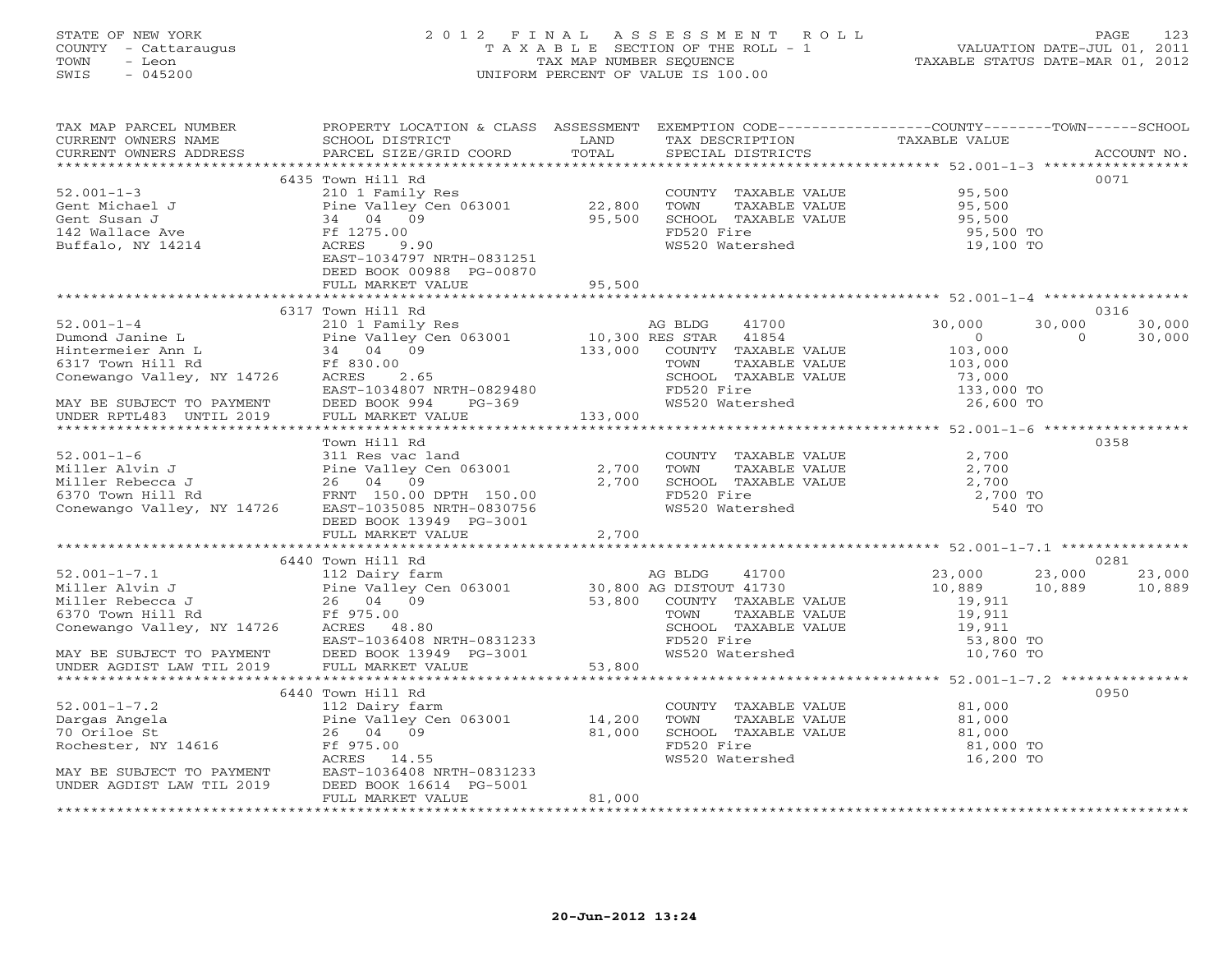STATE OF NEW YORK
COUNTY - Cattaraugus
TOWN - Leon
SWIS - 045200

2012 FINAL ASSESSMENT ROLL
TAXABLE SECTION OF THE ROLL - 1
TAX MAP NUMBER SEQUENCE
UNIFORM PERCENT OF VALUE IS 100.00

VALUATION DATE-JUL 01, 2011
TAXABLE STATUS DATE-MAR 01, 2012

| TAX MAP PARCEL NUMBER / CURRENT OWNERS NAME / CURRENT OWNERS ADDRESS | PROPERTY LOCATION & CLASS / SCHOOL DISTRICT / PARCEL SIZE/GRID COORD | ASSESSMENT LAND / TOTAL | EXEMPTION CODE / TAX DESCRIPTION / SPECIAL DISTRICTS | COUNTY TAXABLE VALUE | TOWN | SCHOOL | ACCOUNT NO. |
|---|---|---|---|---|---|---|---|
| | 6435 Town Hill Rd | | | | | | 0071 |
| 52.001-1-3 | 210 1 Family Res | | COUNTY TAXABLE VALUE | 95,500 | | | |
| Gent Michael J | Pine Valley Cen 063001 | 22,800 | TOWN TAXABLE VALUE | 95,500 | | | |
| Gent Susan J | 34 04 09 | 95,500 | SCHOOL TAXABLE VALUE | 95,500 | | | |
| 142 Wallace Ave | Ff 1275.00 | | FD520 Fire | 95,500 TO | | | |
| Buffalo, NY 14214 | ACRES 9.90 | | WS520 Watershed | 19,100 TO | | | |
| | EAST-1034797 NRTH-0831251 | | | | | | |
| | DEED BOOK 00988 PG-00870 | | | | | | |
| | FULL MARKET VALUE | 95,500 | | | | | |
| | 6317 Town Hill Rd | | | | | | 0316 |
| 52.001-1-4 | 210 1 Family Res | | AG BLDG 41700 | 30,000 | 30,000 | 30,000 | |
| Dumond Janine L | Pine Valley Cen 063001 | 10,300 | RES STAR 41854 | 0 | 0 | 30,000 | |
| Hintermeier Ann L | 34 04 09 | 133,000 | COUNTY TAXABLE VALUE | 103,000 | | | |
| 6317 Town Hill Rd | Ff 830.00 | | TOWN TAXABLE VALUE | 103,000 | | | |
| Conewango Valley, NY 14726 | ACRES 2.65 | | SCHOOL TAXABLE VALUE | 73,000 | | | |
| | EAST-1034807 NRTH-0829480 | | FD520 Fire | 133,000 TO | | | |
| MAY BE SUBJECT TO PAYMENT | DEED BOOK 994 PG-369 | | WS520 Watershed | 26,600 TO | | | |
| UNDER RPTL483 UNTIL 2019 | FULL MARKET VALUE | 133,000 | | | | | |
| | Town Hill Rd | | | | | | 0358 |
| 52.001-1-6 | 311 Res vac land | | COUNTY TAXABLE VALUE | 2,700 | | | |
| Miller Alvin J | Pine Valley Cen 063001 | 2,700 | TOWN TAXABLE VALUE | 2,700 | | | |
| Miller Rebecca J | 26 04 09 | 2,700 | SCHOOL TAXABLE VALUE | 2,700 | | | |
| 6370 Town Hill Rd | FRNT 150.00 DPTH 150.00 | | FD520 Fire | 2,700 TO | | | |
| Conewango Valley, NY 14726 | EAST-1035085 NRTH-0830756 | | WS520 Watershed | 540 TO | | | |
| | DEED BOOK 13949 PG-3001 | | | | | | |
| | FULL MARKET VALUE | 2,700 | | | | | |
| | 6440 Town Hill Rd | | | | | | 0281 |
| 52.001-1-7.1 | 112 Dairy farm | | AG BLDG 41700 | 23,000 | 23,000 | 23,000 | |
| Miller Alvin J | Pine Valley Cen 063001 | 30,800 | AG DISTOUT 41730 | 10,889 | 10,889 | 10,889 | |
| Miller Rebecca J | 26 04 09 | 53,800 | COUNTY TAXABLE VALUE | 19,911 | | | |
| 6370 Town Hill Rd | Ff 975.00 | | TOWN TAXABLE VALUE | 19,911 | | | |
| Conewango Valley, NY 14726 | ACRES 48.80 | | SCHOOL TAXABLE VALUE | 19,911 | | | |
| | EAST-1036408 NRTH-0831233 | | FD520 Fire | 53,800 TO | | | |
| MAY BE SUBJECT TO PAYMENT | DEED BOOK 13949 PG-3001 | | WS520 Watershed | 10,760 TO | | | |
| UNDER AGDIST LAW TIL 2019 | FULL MARKET VALUE | 53,800 | | | | | |
| | 6440 Town Hill Rd | | | | | | 0950 |
| 52.001-1-7.2 | 112 Dairy farm | | COUNTY TAXABLE VALUE | 81,000 | | | |
| Dargas Angela | Pine Valley Cen 063001 | 14,200 | TOWN TAXABLE VALUE | 81,000 | | | |
| 70 Oriloe St | 26 04 09 | 81,000 | SCHOOL TAXABLE VALUE | 81,000 | | | |
| Rochester, NY 14616 | Ff 975.00 | | FD520 Fire | 81,000 TO | | | |
| | ACRES 14.55 | | WS520 Watershed | 16,200 TO | | | |
| MAY BE SUBJECT TO PAYMENT | EAST-1036408 NRTH-0831233 | | | | | | |
| UNDER AGDIST LAW TIL 2019 | DEED BOOK 16614 PG-5001 | | | | | | |
| | FULL MARKET VALUE | 81,000 | | | | | |

20-Jun-2012 13:24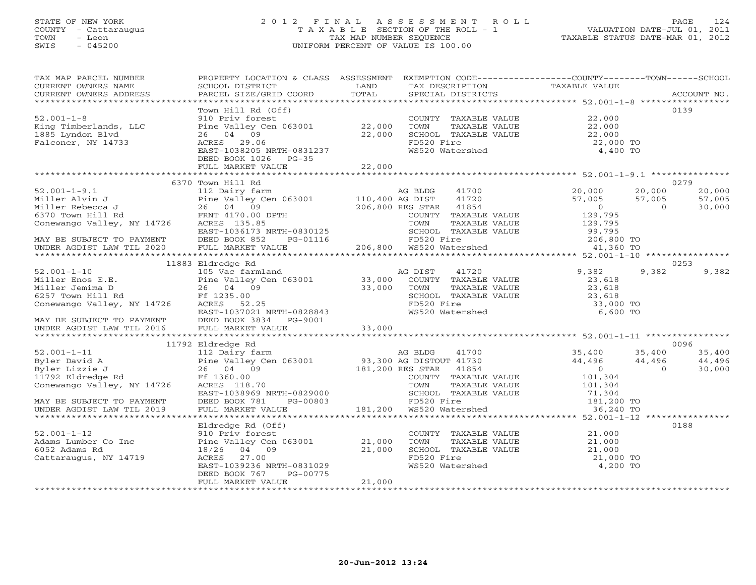STATE OF NEW YORK
COUNTY - Cattaraugus
TOWN - Leon
SWIS - 045200

2012 FINAL ASSESSMENT ROLL
TAXABLE SECTION OF THE ROLL - 1
TAX MAP NUMBER SEQUENCE
UNIFORM PERCENT OF VALUE IS 100.00

VALUATION DATE-JUL 01, 2011
TAXABLE STATUS DATE-MAR 01, 2012

| TAX MAP PARCEL NUMBER / CURRENT OWNERS NAME / CURRENT OWNERS ADDRESS | PROPERTY LOCATION & CLASS / SCHOOL DISTRICT / PARCEL SIZE/GRID COORD | ASSESSMENT LAND / TOTAL | EXEMPTION CODE / TAX DESCRIPTION / SPECIAL DISTRICTS | COUNTY TAXABLE VALUE | TOWN | SCHOOL | ACCOUNT NO. |
|---|---|---|---|---|---|---|---|
| | Town Hill Rd (Off) | | | | | | 0139 |
| 52.001-1-8 | 910 Priv forest | | COUNTY TAXABLE VALUE | 22,000 | | | |
| King Timberlands, LLC | Pine Valley Cen 063001 | 22,000 | TOWN TAXABLE VALUE | 22,000 | | | |
| 1885 Lyndon Blvd | 26 04 09 | 22,000 | SCHOOL TAXABLE VALUE | 22,000 | | | |
| Falconer, NY 14733 | ACRES 29.06 | | FD520 Fire | 22,000 TO | | | |
| | EAST-1038205 NRTH-0831237 | | WS520 Watershed | 4,400 TO | | | |
| | DEED BOOK 1026 PG-35 | | | | | | |
| | FULL MARKET VALUE | 22,000 | | | | | |
| | 6370 Town Hill Rd | | | | | | 0279 |
| 52.001-1-9.1 | 112 Dairy farm | | AG BLDG 41700 | 20,000 | 20,000 | 20,000 | |
| Miller Alvin J | Pine Valley Cen 063001 | 110,400 | AG DIST 41720 | 57,005 | 57,005 | 57,005 | |
| Miller Rebecca J | 26 04 09 | 206,800 | RES STAR 41854 | 0 | 0 | 30,000 | |
| 6370 Town Hill Rd | FRNT 4170.00 DPTH | | COUNTY TAXABLE VALUE | 129,795 | | | |
| Conewango Valley, NY 14726 | ACRES 135.85 | | TOWN TAXABLE VALUE | 129,795 | | | |
| | EAST-1036173 NRTH-0830125 | | SCHOOL TAXABLE VALUE | 99,795 | | | |
| MAY BE SUBJECT TO PAYMENT | DEED BOOK 852 PG-01116 | | FD520 Fire | 206,800 TO | | | |
| UNDER AGDIST LAW TIL 2020 | FULL MARKET VALUE | 206,800 | WS520 Watershed | 41,360 TO | | | |
| | 11883 Eldredge Rd | | | | | | 0253 |
| 52.001-1-10 | 105 Vac farmland | | AG DIST 41720 | 9,382 | 9,382 | 9,382 | |
| Miller Enos E.E. | Pine Valley Cen 063001 | 33,000 | COUNTY TAXABLE VALUE | 23,618 | | | |
| Miller Jemima D | 26 04 09 | 33,000 | TOWN TAXABLE VALUE | 23,618 | | | |
| 6257 Town Hill Rd | Ff 1235.00 | | SCHOOL TAXABLE VALUE | 23,618 | | | |
| Conewango Valley, NY 14726 | ACRES 52.25 | | FD520 Fire | 33,000 TO | | | |
| | EAST-1037021 NRTH-0828843 | | WS520 Watershed | 6,600 TO | | | |
| MAY BE SUBJECT TO PAYMENT | DEED BOOK 3834 PG-9001 | | | | | | |
| UNDER AGDIST LAW TIL 2016 | FULL MARKET VALUE | 33,000 | | | | | |
| | 11792 Eldredge Rd | | | | | | 0096 |
| 52.001-1-11 | 112 Dairy farm | | AG BLDG 41700 | 35,400 | 35,400 | 35,400 | |
| Byler David A | Pine Valley Cen 063001 | 93,300 | AG DISTOUT 41730 | 44,496 | 44,496 | 44,496 | |
| Byler Lizzie J | 26 04 09 | 181,200 | RES STAR 41854 | 0 | 0 | 30,000 | |
| 11792 Eldredge Rd | Ff 1360.00 | | COUNTY TAXABLE VALUE | 101,304 | | | |
| Conewango Valley, NY 14726 | ACRES 118.70 | | TOWN TAXABLE VALUE | 101,304 | | | |
| | EAST-1038969 NRTH-0829000 | | SCHOOL TAXABLE VALUE | 71,304 | | | |
| MAY BE SUBJECT TO PAYMENT | DEED BOOK 781 PG-00803 | | FD520 Fire | 181,200 TO | | | |
| UNDER AGDIST LAW TIL 2019 | FULL MARKET VALUE | 181,200 | WS520 Watershed | 36,240 TO | | | |
| | Eldredge Rd (Off) | | | | | | 0188 |
| 52.001-1-12 | 910 Priv forest | | COUNTY TAXABLE VALUE | 21,000 | | | |
| Adams Lumber Co Inc | Pine Valley Cen 063001 | 21,000 | TOWN TAXABLE VALUE | 21,000 | | | |
| 6052 Adams Rd | 18/26 04 09 | 21,000 | SCHOOL TAXABLE VALUE | 21,000 | | | |
| Cattaraugus, NY 14719 | ACRES 27.00 | | FD520 Fire | 21,000 TO | | | |
| | EAST-1039236 NRTH-0831029 | | WS520 Watershed | 4,200 TO | | | |
| | DEED BOOK 767 PG-00775 | | | | | | |
| | FULL MARKET VALUE | 21,000 | | | | | |

20-Jun-2012 13:24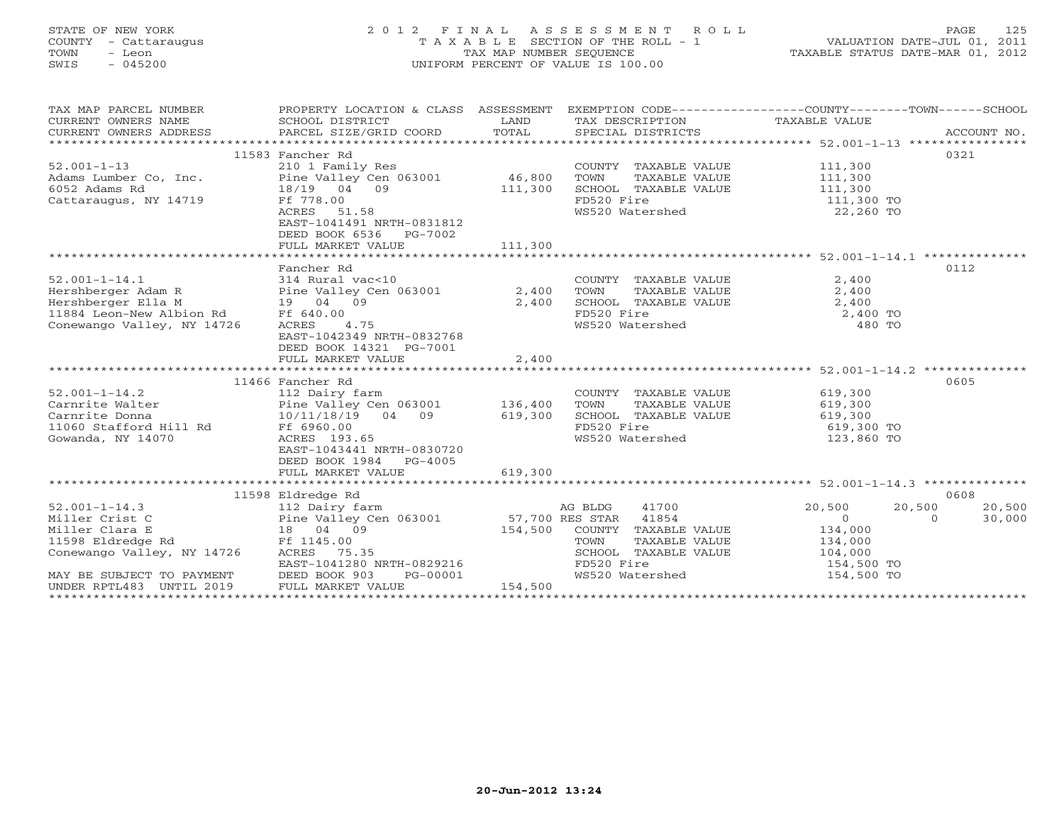STATE OF NEW YORK
COUNTY - Cattaraugus
TOWN - Leon
SWIS - 045200

# 2012 FINAL ASSESSMENT ROLL

TAXABLE SECTION OF THE ROLL - 1
TAX MAP NUMBER SEQUENCE
UNIFORM PERCENT OF VALUE IS 100.00

VALUATION DATE-JUL 01, 2011
TAXABLE STATUS DATE-MAR 01, 2012

| TAX MAP PARCEL NUMBER / CURRENT OWNERS NAME / CURRENT OWNERS ADDRESS | PROPERTY LOCATION & CLASS / SCHOOL DISTRICT / PARCEL SIZE/GRID COORD | ASSESSMENT LAND / TOTAL | EXEMPTION CODE / TAX DESCRIPTION / SPECIAL DISTRICTS | COUNTY TAXABLE VALUE | TOWN | SCHOOL / ACCOUNT NO. |
|---|---|---|---|---|---|---|
| | 11583 Fancher Rd | | | | | 0321 |
| 52.001-1-13 | 210 1 Family Res | | COUNTY TAXABLE VALUE | 111,300 | | |
| Adams Lumber Co, Inc. | Pine Valley Cen 063001 | 46,800 | TOWN TAXABLE VALUE | 111,300 | | |
| 6052 Adams Rd | 18/19 04 09 | 111,300 | SCHOOL TAXABLE VALUE | 111,300 | | |
| Cattaraugus, NY 14719 | Ff 778.00 | | FD520 Fire | 111,300 TO | | |
| | ACRES 51.58 | | WS520 Watershed | 22,260 TO | | |
| | EAST-1041491 NRTH-0831812 | | | | | |
| | DEED BOOK 6536 PG-7002 | | | | | |
| | FULL MARKET VALUE | 111,300 | | | | |
| | Fancher Rd | | | | | 0112 |
| 52.001-1-14.1 | 314 Rural vac<10 | | COUNTY TAXABLE VALUE | 2,400 | | |
| Hershberger Adam R | Pine Valley Cen 063001 | 2,400 | TOWN TAXABLE VALUE | 2,400 | | |
| Hershberger Ella M | 19 04 09 | 2,400 | SCHOOL TAXABLE VALUE | 2,400 | | |
| 11884 Leon-New Albion Rd | Ff 640.00 | | FD520 Fire | 2,400 TO | | |
| Conewango Valley, NY 14726 | ACRES 4.75 | | WS520 Watershed | 480 TO | | |
| | EAST-1042349 NRTH-0832768 | | | | | |
| | DEED BOOK 14321 PG-7001 | | | | | |
| | FULL MARKET VALUE | 2,400 | | | | |
| | 11466 Fancher Rd | | | | | 0605 |
| 52.001-1-14.2 | 112 Dairy farm | | COUNTY TAXABLE VALUE | 619,300 | | |
| Carnrite Walter | Pine Valley Cen 063001 | 136,400 | TOWN TAXABLE VALUE | 619,300 | | |
| Carnrite Donna | 10/11/18/19 04 09 | 619,300 | SCHOOL TAXABLE VALUE | 619,300 | | |
| 11060 Stafford Hill Rd | Ff 6960.00 | | FD520 Fire | 619,300 TO | | |
| Gowanda, NY 14070 | ACRES 193.65 | | WS520 Watershed | 123,860 TO | | |
| | EAST-1043441 NRTH-0830720 | | | | | |
| | DEED BOOK 1984 PG-4005 | | | | | |
| | FULL MARKET VALUE | 619,300 | | | | |
| | 11598 Eldredge Rd | | | | | 0608 |
| 52.001-1-14.3 | 112 Dairy farm | | AG BLDG 41700 | 20,500 | 20,500 | 20,500 |
| Miller Crist C | Pine Valley Cen 063001 | 57,700 | RES STAR 41854 | 0 | 0 | 30,000 |
| Miller Clara E | 18 04 09 | 154,500 | COUNTY TAXABLE VALUE | 134,000 | | |
| 11598 Eldredge Rd | Ff 1145.00 | | TOWN TAXABLE VALUE | 134,000 | | |
| Conewango Valley, NY 14726 | ACRES 75.35 | | SCHOOL TAXABLE VALUE | 104,000 | | |
| | EAST-1041280 NRTH-0829216 | | FD520 Fire | 154,500 TO | | |
| MAY BE SUBJECT TO PAYMENT | DEED BOOK 903 PG-00001 | | WS520 Watershed | 154,500 TO | | |
| UNDER RPTL483 UNTIL 2019 | FULL MARKET VALUE | 154,500 | | | | |

20-Jun-2012 13:24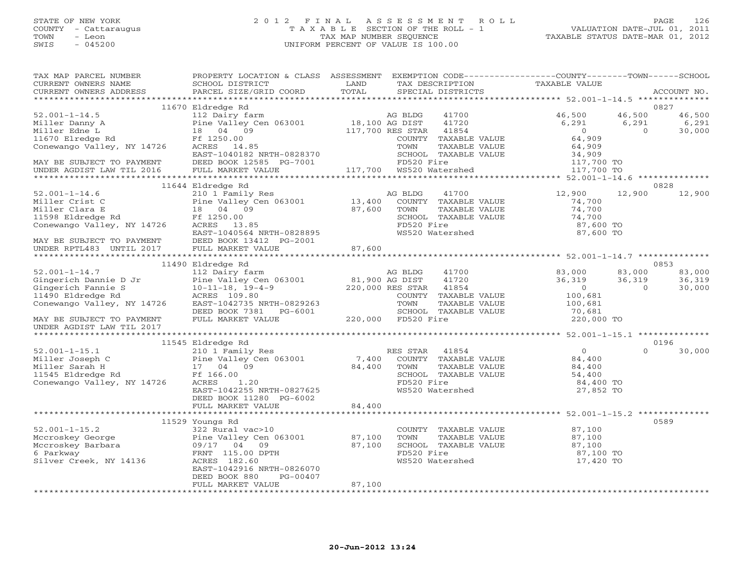STATE OF NEW YORK
COUNTY - Cattaraugus
TOWN - Leon
SWIS - 045200

# 2012 FINAL ASSESSMENT ROLL

TAXABLE SECTION OF THE ROLL - 1
TAX MAP NUMBER SEQUENCE
UNIFORM PERCENT OF VALUE IS 100.00

VALUATION DATE-JUL 01, 2011
TAXABLE STATUS DATE-MAR 01, 2012

| TAX MAP PARCEL NUMBER / CURRENT OWNERS NAME / CURRENT OWNERS ADDRESS | PROPERTY LOCATION & CLASS / SCHOOL DISTRICT / PARCEL SIZE/GRID COORD | ASSESSMENT LAND | TOTAL | EXEMPTION CODE / TAX DESCRIPTION / SPECIAL DISTRICTS | | COUNTY TAXABLE VALUE | TOWN | SCHOOL | ACCOUNT NO. |
|---|---|---|---|---|---|---|---|---|---|
| | 11670 Eldredge Rd | | | | | | | | 0827 |
| 52.001-1-14.5 | 112 Dairy farm | | | AG BLDG | 41700 | 46,500 | 46,500 | 46,500 | |
| Miller Danny A | Pine Valley Cen 063001 | 18,100 | | AG DIST | 41720 | 6,291 | 6,291 | 6,291 | |
| Miller Edne L | 18 04 09 | | 117,700 | RES STAR | 41854 | 0 | 0 | 30,000 | |
| 11670 Elredge Rd | Ff 1250.00 | | | COUNTY TAXABLE VALUE | | 64,909 | | | |
| Conewango Valley, NY 14726 | ACRES 14.85 | | | TOWN TAXABLE VALUE | | 64,909 | | | |
| | EAST-1040182 NRTH-0828370 | | | SCHOOL TAXABLE VALUE | | 34,909 | | | |
| MAY BE SUBJECT TO PAYMENT | DEED BOOK 12585 PG-7001 | | | FD520 Fire | | 117,700 TO | | | |
| UNDER AGDIST LAW TIL 2016 | FULL MARKET VALUE | | 117,700 | WS520 Watershed | | 117,700 TO | | | |
| | 11644 Eldredge Rd | | | | | | | | 0828 |
| 52.001-1-14.6 | 210 1 Family Res | | | AG BLDG | 41700 | 12,900 | 12,900 | 12,900 | |
| Miller Crist C | Pine Valley Cen 063001 | 13,400 | | COUNTY TAXABLE VALUE | | 74,700 | | | |
| Miller Clara E | 18 04 09 | | 87,600 | TOWN TAXABLE VALUE | | 74,700 | | | |
| 11598 Eldredge Rd | Ff 1250.00 | | | SCHOOL TAXABLE VALUE | | 74,700 | | | |
| Conewango Valley, NY 14726 | ACRES 13.85 | | | FD520 Fire | | 87,600 TO | | | |
| | EAST-1040564 NRTH-0828895 | | | WS520 Watershed | | 87,600 TO | | | |
| MAY BE SUBJECT TO PAYMENT | DEED BOOK 13412 PG-2001 | | | | | | | | |
| UNDER RPTL483 UNTIL 2017 | FULL MARKET VALUE | | 87,600 | | | | | | |
| | 11490 Eldredge Rd | | | | | | | | 0853 |
| 52.001-1-14.7 | 112 Dairy farm | | | AG BLDG | 41700 | 83,000 | 83,000 | 83,000 | |
| Gingerich Dannie D Jr | Pine Valley Cen 063001 | 81,900 | | AG DIST | 41720 | 36,319 | 36,319 | 36,319 | |
| Gingerich Fannie S | 10-11-18, 19-4-9 | | 220,000 | RES STAR | 41854 | 0 | 0 | 30,000 | |
| 11490 Eldredge Rd | ACRES 109.80 | | | COUNTY TAXABLE VALUE | | 100,681 | | | |
| Conewango Valley, NY 14726 | EAST-1042735 NRTH-0829263 | | | TOWN TAXABLE VALUE | | 100,681 | | | |
| | DEED BOOK 7381 PG-6001 | | | SCHOOL TAXABLE VALUE | | 70,681 | | | |
| MAY BE SUBJECT TO PAYMENT | FULL MARKET VALUE | | 220,000 | FD520 Fire | | 220,000 TO | | | |
| UNDER AGDIST LAW TIL 2017 | | | | | | | | | |
| | 11545 Eldredge Rd | | | | | | | | 0196 |
| 52.001-1-15.1 | 210 1 Family Res | | | RES STAR | 41854 | 0 | 0 | 30,000 | |
| Miller Joseph C | Pine Valley Cen 063001 | 7,400 | | COUNTY TAXABLE VALUE | | 84,400 | | | |
| Miller Sarah H | 17 04 09 | | 84,400 | TOWN TAXABLE VALUE | | 84,400 | | | |
| 11545 Eldredge Rd | Ff 166.00 | | | SCHOOL TAXABLE VALUE | | 54,400 | | | |
| Conewango Valley, NY 14726 | ACRES 1.20 | | | FD520 Fire | | 84,400 TO | | | |
| | EAST-1042255 NRTH-0827625 | | | WS520 Watershed | | 27,852 TO | | | |
| | DEED BOOK 11280 PG-6002 | | | | | | | | |
| | FULL MARKET VALUE | | 84,400 | | | | | | |
| | 11529 Youngs Rd | | | | | | | | 0589 |
| 52.001-1-15.2 | 322 Rural vac>10 | | | COUNTY TAXABLE VALUE | | 87,100 | | | |
| Mccroskey George | Pine Valley Cen 063001 | 87,100 | | TOWN TAXABLE VALUE | | 87,100 | | | |
| Mccroskey Barbara | 09/17 04 09 | | 87,100 | SCHOOL TAXABLE VALUE | | 87,100 | | | |
| 6 Parkway | FRNT 115.00 DPTH | | | FD520 Fire | | 87,100 TO | | | |
| Silver Creek, NY 14136 | ACRES 182.60 | | | WS520 Watershed | | 17,420 TO | | | |
| | EAST-1042916 NRTH-0826070 | | | | | | | | |
| | DEED BOOK 880 PG-00407 | | | | | | | | |
| | FULL MARKET VALUE | | 87,100 | | | | | | |

20-Jun-2012 13:24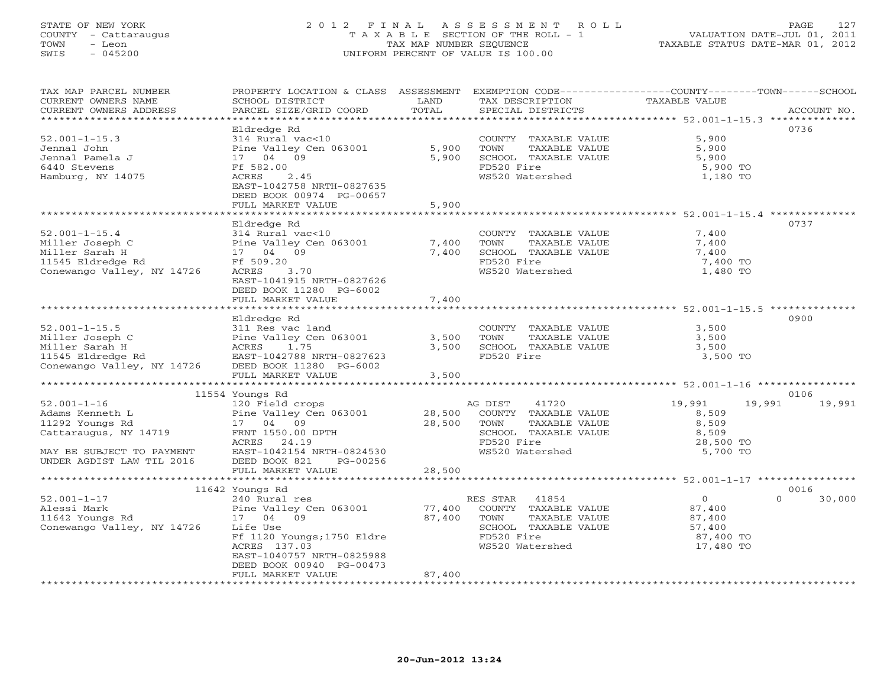STATE OF NEW YORK
COUNTY - Cattaraugus
TOWN - Leon
SWIS - 045200

2012 FINAL ASSESSMENT ROLL
TAXABLE SECTION OF THE ROLL - 1
TAX MAP NUMBER SEQUENCE
UNIFORM PERCENT OF VALUE IS 100.00

VALUATION DATE-JUL 01, 2011
TAXABLE STATUS DATE-MAR 01, 2012

| TAX MAP PARCEL NUMBER / CURRENT OWNERS NAME / CURRENT OWNERS ADDRESS | PROPERTY LOCATION & CLASS / SCHOOL DISTRICT / PARCEL SIZE/GRID COORD | ASSESSMENT LAND / TOTAL | EXEMPTION CODE / TAX DESCRIPTION / SPECIAL DISTRICTS | COUNTY TAXABLE VALUE | TOWN | SCHOOL | ACCOUNT NO. |
|---|---|---|---|---|---|---|---|
| 52.001-1-15.3 | Eldredge Rd | | | | | | 0736 |
| | 314 Rural vac<10 | | COUNTY TAXABLE VALUE | 5,900 | | | |
| Jennal John | Pine Valley Cen 063001 | 5,900 | TOWN TAXABLE VALUE | 5,900 | | | |
| Jennal Pamela J | 17 04 09 | 5,900 | SCHOOL TAXABLE VALUE | 5,900 | | | |
| 6440 Stevens | Ff 582.00 | | FD520 Fire | 5,900 TO | | | |
| Hamburg, NY 14075 | ACRES 2.45 | | WS520 Watershed | 1,180 TO | | | |
| | EAST-1042758 NRTH-0827635 | | | | | | |
| | DEED BOOK 00974 PG-00657 | | | | | | |
| | FULL MARKET VALUE | 5,900 | | | | | |
| 52.001-1-15.4 | Eldredge Rd | | | | | | 0737 |
| | 314 Rural vac<10 | | COUNTY TAXABLE VALUE | 7,400 | | | |
| Miller Joseph C | Pine Valley Cen 063001 | 7,400 | TOWN TAXABLE VALUE | 7,400 | | | |
| Miller Sarah H | 17 04 09 | 7,400 | SCHOOL TAXABLE VALUE | 7,400 | | | |
| 11545 Eldredge Rd | Ff 509.20 | | FD520 Fire | 7,400 TO | | | |
| Conewango Valley, NY 14726 | ACRES 3.70 | | WS520 Watershed | 1,480 TO | | | |
| | EAST-1041915 NRTH-0827626 | | | | | | |
| | DEED BOOK 11280 PG-6002 | | | | | | |
| | FULL MARKET VALUE | 7,400 | | | | | |
| 52.001-1-15.5 | Eldredge Rd | | | | | | 0900 |
| | 311 Res vac land | | COUNTY TAXABLE VALUE | 3,500 | | | |
| Miller Joseph C | Pine Valley Cen 063001 | 3,500 | TOWN TAXABLE VALUE | 3,500 | | | |
| Miller Sarah H | ACRES 1.75 | 3,500 | SCHOOL TAXABLE VALUE | 3,500 | | | |
| 11545 Eldredge Rd | EAST-1042788 NRTH-0827623 | | FD520 Fire | 3,500 TO | | | |
| Conewango Valley, NY 14726 | DEED BOOK 11280 PG-6002 | | | | | | |
| | FULL MARKET VALUE | 3,500 | | | | | |
| 52.001-1-16 | 11554 Youngs Rd | | | | | | 0106 |
| | 120 Field crops | | AG DIST 41720 | 19,991 | 19,991 | 19,991 | |
| Adams Kenneth L | Pine Valley Cen 063001 | 28,500 | COUNTY TAXABLE VALUE | 8,509 | | | |
| 11292 Youngs Rd | 17 04 09 | 28,500 | TOWN TAXABLE VALUE | 8,509 | | | |
| Cattaraugus, NY 14719 | FRNT 1550.00 DPTH | | SCHOOL TAXABLE VALUE | 8,509 | | | |
| | ACRES 24.19 | | FD520 Fire | 28,500 TO | | | |
| MAY BE SUBJECT TO PAYMENT | EAST-1042154 NRTH-0824530 | | WS520 Watershed | 5,700 TO | | | |
| UNDER AGDIST LAW TIL 2016 | DEED BOOK 821 PG-00256 | | | | | | |
| | FULL MARKET VALUE | 28,500 | | | | | |
| 52.001-1-17 | 11642 Youngs Rd | | | | | | 0016 |
| | 240 Rural res | | RES STAR 41854 | 0 | 0 | 30,000 | |
| Alessi Mark | Pine Valley Cen 063001 | 77,400 | COUNTY TAXABLE VALUE | 87,400 | | | |
| 11642 Youngs Rd | 17 04 09 | 87,400 | TOWN TAXABLE VALUE | 87,400 | | | |
| Conewango Valley, NY 14726 | Life Use | | SCHOOL TAXABLE VALUE | 57,400 | | | |
| | Ff 1120 Youngs;1750 Eldre | | FD520 Fire | 87,400 TO | | | |
| | ACRES 137.03 | | WS520 Watershed | 17,480 TO | | | |
| | EAST-1040757 NRTH-0825988 | | | | | | |
| | DEED BOOK 00940 PG-00473 | | | | | | |
| | FULL MARKET VALUE | 87,400 | | | | | |

20-Jun-2012 13:24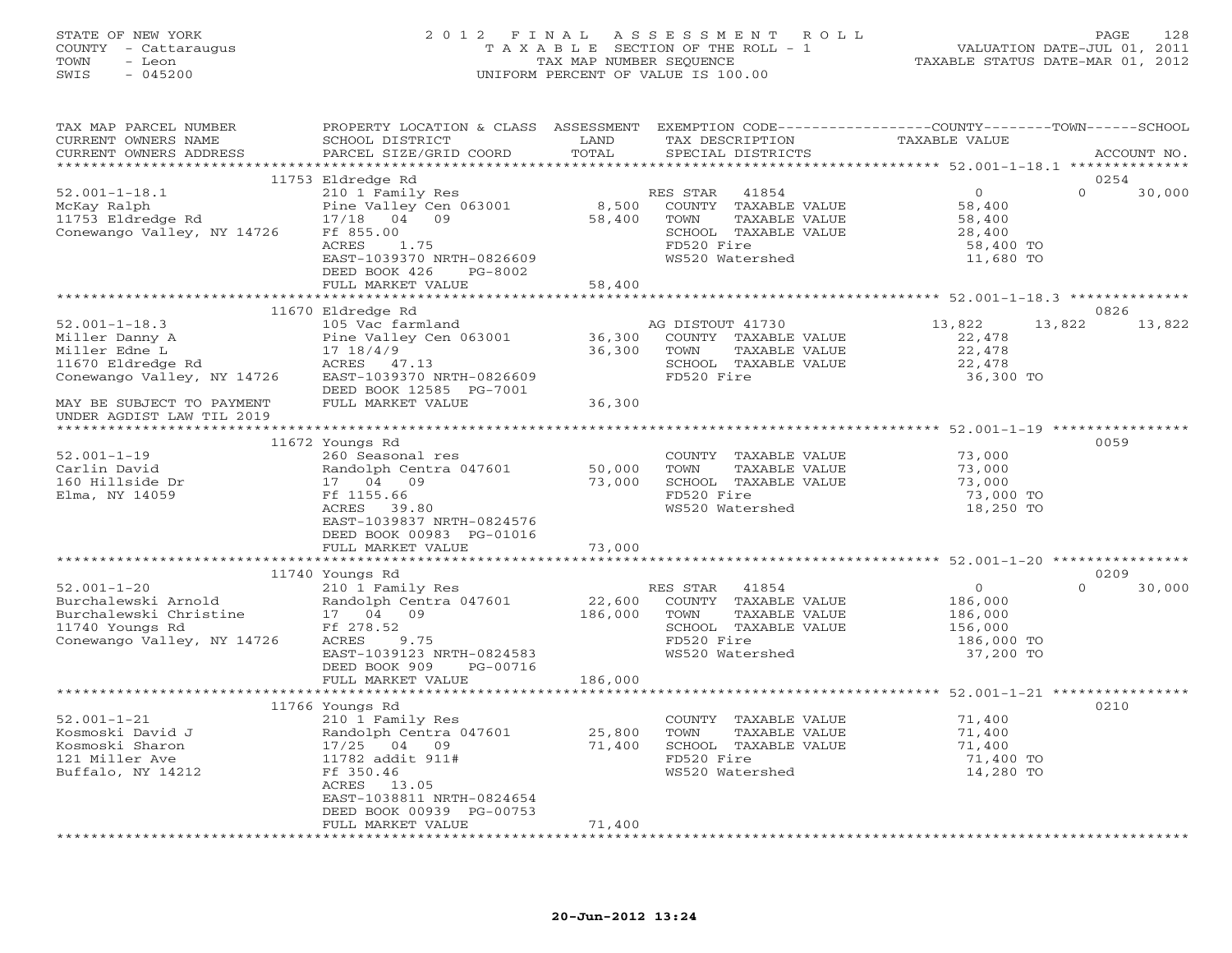STATE OF NEW YORK
COUNTY - Cattaraugus
TOWN - Leon
SWIS - 045200

2 0 1 2 F I N A L A S S E S S M E N T R O L L
T A X A B L E SECTION OF THE ROLL - 1
TAX MAP NUMBER SEQUENCE
UNIFORM PERCENT OF VALUE IS 100.00

VALUATION DATE-JUL 01, 2011
TAXABLE STATUS DATE-MAR 01, 2012

| TAX MAP PARCEL NUMBER / CURRENT OWNERS NAME / CURRENT OWNERS ADDRESS | PROPERTY LOCATION & CLASS / SCHOOL DISTRICT / PARCEL SIZE/GRID COORD | ASSESSMENT LAND / TOTAL | EXEMPTION CODE / TAX DESCRIPTION / SPECIAL DISTRICTS | COUNTY TAXABLE VALUE | TOWN | SCHOOL | ACCOUNT NO. |
|---|---|---|---|---|---|---|---|
| | 11753 Eldredge Rd | | | | | | 0254 |
| 52.001-1-18.1 | 210 1 Family Res | | RES STAR 41854 | 0 | 0 | 30,000 | |
| McKay Ralph | Pine Valley Cen 063001 | 8,500 | COUNTY TAXABLE VALUE | 58,400 | | | |
| 11753 Eldredge Rd | 17/18 04 09 | 58,400 | TOWN TAXABLE VALUE | 58,400 | | | |
| Conewango Valley, NY 14726 | Ff 855.00 | | SCHOOL TAXABLE VALUE | 28,400 | | | |
| | ACRES 1.75 | | FD520 Fire | 58,400 TO | | | |
| | EAST-1039370 NRTH-0826609 | | WS520 Watershed | 11,680 TO | | | |
| | DEED BOOK 426 PG-8002 | | | | | | |
| | FULL MARKET VALUE | 58,400 | | | | | |
| | 11670 Eldredge Rd | | | | | | 0826 |
| 52.001-1-18.3 | 105 Vac farmland | | AG DISTOUT 41730 | 13,822 | 13,822 | 13,822 | |
| Miller Danny A | Pine Valley Cen 063001 | 36,300 | COUNTY TAXABLE VALUE | 22,478 | | | |
| Miller Edne L | 17 18/4/9 | 36,300 | TOWN TAXABLE VALUE | 22,478 | | | |
| 11670 Eldredge Rd | ACRES 47.13 | | SCHOOL TAXABLE VALUE | 22,478 | | | |
| Conewango Valley, NY 14726 | EAST-1039370 NRTH-0826609 | | FD520 Fire | 36,300 TO | | | |
| | DEED BOOK 12585 PG-7001 | | | | | | |
| MAY BE SUBJECT TO PAYMENT | FULL MARKET VALUE | 36,300 | | | | | |
| UNDER AGDIST LAW TIL 2019 | | | | | | | |
| | 11672 Youngs Rd | | | | | | 0059 |
| 52.001-1-19 | 260 Seasonal res | | COUNTY TAXABLE VALUE | 73,000 | | | |
| Carlin David | Randolph Centra 047601 | 50,000 | TOWN TAXABLE VALUE | 73,000 | | | |
| 160 Hillside Dr | 17 04 09 | 73,000 | SCHOOL TAXABLE VALUE | 73,000 | | | |
| Elma, NY 14059 | Ff 1155.66 | | FD520 Fire | 73,000 TO | | | |
| | ACRES 39.80 | | WS520 Watershed | 18,250 TO | | | |
| | EAST-1039837 NRTH-0824576 | | | | | | |
| | DEED BOOK 00983 PG-01016 | | | | | | |
| | FULL MARKET VALUE | 73,000 | | | | | |
| | 11740 Youngs Rd | | | | | | 0209 |
| 52.001-1-20 | 210 1 Family Res | | RES STAR 41854 | 0 | 0 | 30,000 | |
| Burchalewski Arnold | Randolph Centra 047601 | 22,600 | COUNTY TAXABLE VALUE | 186,000 | | | |
| Burchalewski Christine | 17 04 09 | 186,000 | TOWN TAXABLE VALUE | 186,000 | | | |
| 11740 Youngs Rd | Ff 278.52 | | SCHOOL TAXABLE VALUE | 156,000 | | | |
| Conewango Valley, NY 14726 | ACRES 9.75 | | FD520 Fire | 186,000 TO | | | |
| | EAST-1039123 NRTH-0824583 | | WS520 Watershed | 37,200 TO | | | |
| | DEED BOOK 909 PG-00716 | | | | | | |
| | FULL MARKET VALUE | 186,000 | | | | | |
| | 11766 Youngs Rd | | | | | | 0210 |
| 52.001-1-21 | 210 1 Family Res | | COUNTY TAXABLE VALUE | 71,400 | | | |
| Kosmoski David J | Randolph Centra 047601 | 25,800 | TOWN TAXABLE VALUE | 71,400 | | | |
| Kosmoski Sharon | 17/25 04 09 | 71,400 | SCHOOL TAXABLE VALUE | 71,400 | | | |
| 121 Miller Ave | 11782 addit 911# | | FD520 Fire | 71,400 TO | | | |
| Buffalo, NY 14212 | Ff 350.46 | | WS520 Watershed | 14,280 TO | | | |
| | ACRES 13.05 | | | | | | |
| | EAST-1038811 NRTH-0824654 | | | | | | |
| | DEED BOOK 00939 PG-00753 | | | | | | |
| | FULL MARKET VALUE | 71,400 | | | | | |

20-Jun-2012 13:24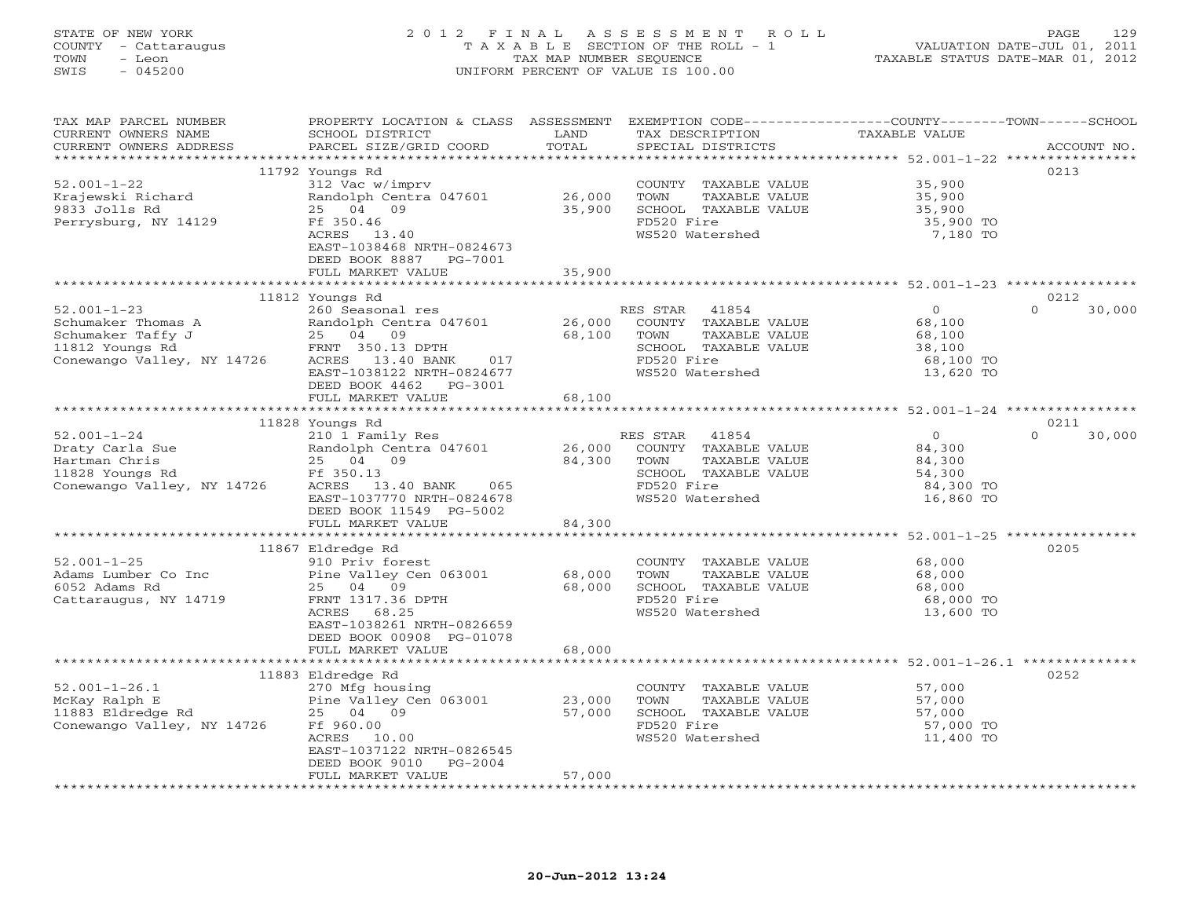STATE OF NEW YORK
COUNTY - Cattaraugus
TOWN - Leon
SWIS - 045200

# 2012 FINAL ASSESSMENT ROLL

TAXABLE SECTION OF THE ROLL - 1
TAX MAP NUMBER SEQUENCE
UNIFORM PERCENT OF VALUE IS 100.00

VALUATION DATE-JUL 01, 2011
TAXABLE STATUS DATE-MAR 01, 2012

| TAX MAP PARCEL NUMBER / CURRENT OWNERS NAME / CURRENT OWNERS ADDRESS | PROPERTY LOCATION & CLASS / SCHOOL DISTRICT / PARCEL SIZE/GRID COORD | ASSESSMENT LAND / TOTAL | EXEMPTION CODE / TAX DESCRIPTION / SPECIAL DISTRICTS | COUNTY / TOWN / SCHOOL TAXABLE VALUE | ACCOUNT NO. |
|---|---|---|---|---|---|
| 52.001-1-22 | 11792 Youngs Rd | | | | 0213 |
| 52.001-1-22 | 312 Vac w/imprv | | COUNTY TAXABLE VALUE | 35,900 | |
| Krajewski Richard | Randolph Centra 047601 | 26,000 | TOWN TAXABLE VALUE | 35,900 | |
| 9833 Jolls Rd | 25 04 09 | 35,900 | SCHOOL TAXABLE VALUE | 35,900 | |
| Perrysburg, NY 14129 | Ff 350.46 | | FD520 Fire | 35,900 TO | |
| | ACRES 13.40 | | WS520 Watershed | 7,180 TO | |
| | EAST-1038468 NRTH-0824673 | | | | |
| | DEED BOOK 8887 PG-7001 | | | | |
| | FULL MARKET VALUE | 35,900 | | | |
| 52.001-1-23 | 11812 Youngs Rd | | | | 0212 |
| 52.001-1-23 | 260 Seasonal res | | RES STAR 41854 | 0 / 0 / 30,000 | |
| Schumaker Thomas A | Randolph Centra 047601 | 26,000 | COUNTY TAXABLE VALUE | 68,100 | |
| Schumaker Taffy J | 25 04 09 | 68,100 | TOWN TAXABLE VALUE | 68,100 | |
| 11812 Youngs Rd | FRNT 350.13 DPTH | | SCHOOL TAXABLE VALUE | 38,100 | |
| Conewango Valley, NY 14726 | ACRES 13.40 BANK 017 | | FD520 Fire | 68,100 TO | |
| | EAST-1038122 NRTH-0824677 | | WS520 Watershed | 13,620 TO | |
| | DEED BOOK 4462 PG-3001 | | | | |
| | FULL MARKET VALUE | 68,100 | | | |
| 52.001-1-24 | 11828 Youngs Rd | | | | 0211 |
| 52.001-1-24 | 210 1 Family Res | | RES STAR 41854 | 0 / 0 / 30,000 | |
| Draty Carla Sue | Randolph Centra 047601 | 26,000 | COUNTY TAXABLE VALUE | 84,300 | |
| Hartman Chris | 25 04 09 | 84,300 | TOWN TAXABLE VALUE | 84,300 | |
| 11828 Youngs Rd | Ff 350.13 | | SCHOOL TAXABLE VALUE | 54,300 | |
| Conewango Valley, NY 14726 | ACRES 13.40 BANK 065 | | FD520 Fire | 84,300 TO | |
| | EAST-1037770 NRTH-0824678 | | WS520 Watershed | 16,860 TO | |
| | DEED BOOK 11549 PG-5002 | | | | |
| | FULL MARKET VALUE | 84,300 | | | |
| 52.001-1-25 | 11867 Eldredge Rd | | | | 0205 |
| 52.001-1-25 | 910 Priv forest | | COUNTY TAXABLE VALUE | 68,000 | |
| Adams Lumber Co Inc | Pine Valley Cen 063001 | 68,000 | TOWN TAXABLE VALUE | 68,000 | |
| 6052 Adams Rd | 25 04 09 | 68,000 | SCHOOL TAXABLE VALUE | 68,000 | |
| Cattaraugus, NY 14719 | FRNT 1317.36 DPTH | | FD520 Fire | 68,000 TO | |
| | ACRES 68.25 | | WS520 Watershed | 13,600 TO | |
| | EAST-1038261 NRTH-0826659 | | | | |
| | DEED BOOK 00908 PG-01078 | | | | |
| | FULL MARKET VALUE | 68,000 | | | |
| 52.001-1-26.1 | 11883 Eldredge Rd | | | | 0252 |
| 52.001-1-26.1 | 270 Mfg housing | | COUNTY TAXABLE VALUE | 57,000 | |
| McKay Ralph E | Pine Valley Cen 063001 | 23,000 | TOWN TAXABLE VALUE | 57,000 | |
| 11883 Eldredge Rd | 25 04 09 | 57,000 | SCHOOL TAXABLE VALUE | 57,000 | |
| Conewango Valley, NY 14726 | Ff 960.00 | | FD520 Fire | 57,000 TO | |
| | ACRES 10.00 | | WS520 Watershed | 11,400 TO | |
| | EAST-1037122 NRTH-0826545 | | | | |
| | DEED BOOK 9010 PG-2004 | | | | |
| | FULL MARKET VALUE | 57,000 | | | |

20-Jun-2012 13:24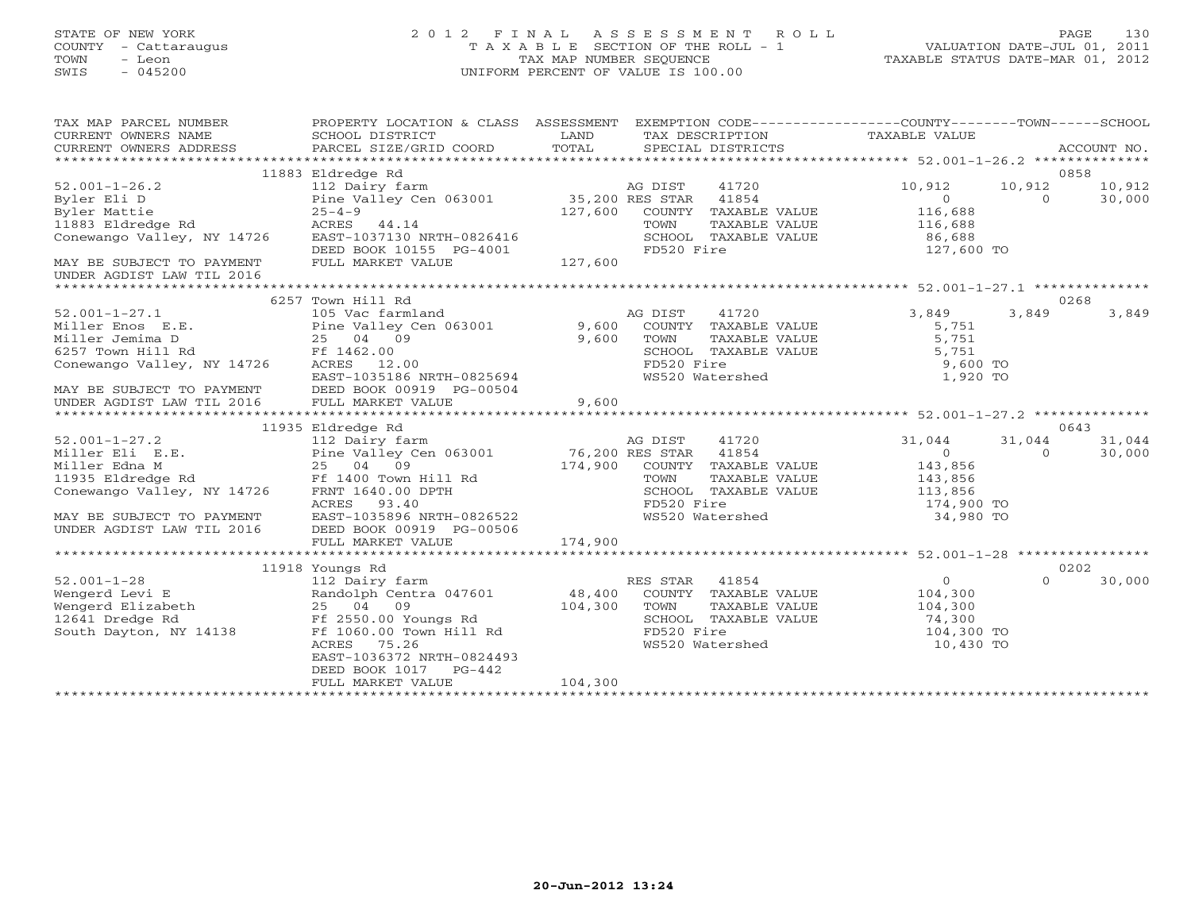STATE OF NEW YORK
COUNTY - Cattaraugus
TOWN - Leon
SWIS - 045200

2012 FINAL ASSESSMENT ROLL
TAXABLE SECTION OF THE ROLL - 1
TAX MAP NUMBER SEQUENCE
UNIFORM PERCENT OF VALUE IS 100.00

VALUATION DATE-JUL 01, 2011
TAXABLE STATUS DATE-MAR 01, 2012

| TAX MAP PARCEL NUMBER / CURRENT OWNERS NAME / CURRENT OWNERS ADDRESS | PROPERTY LOCATION & CLASS / SCHOOL DISTRICT / PARCEL SIZE/GRID COORD | ASSESSMENT LAND / TOTAL | EXEMPTION CODE / TAX DESCRIPTION / SPECIAL DISTRICTS | COUNTY | TOWN | SCHOOL | ACCOUNT NO. |
|---|---|---|---|---|---|---|---|
| **52.001-1-26.2** | 11883 Eldredge Rd | | | | | | 0858 |
| 52.001-1-26.2 | 112 Dairy farm | | AG DIST 41720 | 10,912 | 10,912 | 10,912 | |
| Byler Eli D | Pine Valley Cen 063001 | 35,200 | RES STAR 41854 | 0 | 0 | 30,000 | |
| Byler Mattie | 25-4-9 | 127,600 | COUNTY TAXABLE VALUE | 116,688 | | | |
| 11883 Eldredge Rd | ACRES 44.14 | | TOWN TAXABLE VALUE | | 116,688 | | |
| Conewango Valley, NY 14726 | EAST-1037130 NRTH-0826416 | | SCHOOL TAXABLE VALUE | | | 86,688 | |
| | DEED BOOK 10155 PG-4001 | | FD520 Fire | 127,600 TO | | | |
| MAY BE SUBJECT TO PAYMENT UNDER AGDIST LAW TIL 2016 | FULL MARKET VALUE | 127,600 | | | | | |
| **52.001-1-27.1** | 6257 Town Hill Rd | | | | | | 0268 |
| 52.001-1-27.1 | 105 Vac farmland | | AG DIST 41720 | 3,849 | 3,849 | 3,849 | |
| Miller Enos E.E. | Pine Valley Cen 063001 | 9,600 | COUNTY TAXABLE VALUE | 5,751 | | | |
| Miller Jemima D | 25 04 09 | 9,600 | TOWN TAXABLE VALUE | | 5,751 | | |
| 6257 Town Hill Rd | Ff 1462.00 | | SCHOOL TAXABLE VALUE | | | 5,751 | |
| Conewango Valley, NY 14726 | ACRES 12.00 | | FD520 Fire | 9,600 TO | | | |
| | EAST-1035186 NRTH-0825694 | | WS520 Watershed | 1,920 TO | | | |
| MAY BE SUBJECT TO PAYMENT | DEED BOOK 00919 PG-00504 | | | | | | |
| UNDER AGDIST LAW TIL 2016 | FULL MARKET VALUE | 9,600 | | | | | |
| **52.001-1-27.2** | 11935 Eldredge Rd | | | | | | 0643 |
| 52.001-1-27.2 | 112 Dairy farm | | AG DIST 41720 | 31,044 | 31,044 | 31,044 | |
| Miller Eli E.E. | Pine Valley Cen 063001 | 76,200 | RES STAR 41854 | 0 | 0 | 30,000 | |
| Miller Edna M | 25 04 09 | 174,900 | COUNTY TAXABLE VALUE | 143,856 | | | |
| 11935 Eldredge Rd | Ff 1400 Town Hill Rd | | TOWN TAXABLE VALUE | | 143,856 | | |
| Conewango Valley, NY 14726 | FRNT 1640.00 DPTH | | SCHOOL TAXABLE VALUE | | | 113,856 | |
| | ACRES 93.40 | | FD520 Fire | 174,900 TO | | | |
| MAY BE SUBJECT TO PAYMENT | EAST-1035896 NRTH-0826522 | | WS520 Watershed | 34,980 TO | | | |
| UNDER AGDIST LAW TIL 2016 | DEED BOOK 00919 PG-00506 | | | | | | |
| | FULL MARKET VALUE | 174,900 | | | | | |
| **52.001-1-28** | 11918 Youngs Rd | | | | | | 0202 |
| 52.001-1-28 | 112 Dairy farm | | RES STAR 41854 | 0 | 0 | 30,000 | |
| Wengerd Levi E | Randolph Centra 047601 | 48,400 | COUNTY TAXABLE VALUE | 104,300 | | | |
| Wengerd Elizabeth | 25 04 09 | 104,300 | TOWN TAXABLE VALUE | | 104,300 | | |
| 12641 Dredge Rd | Ff 2550.00 Youngs Rd | | SCHOOL TAXABLE VALUE | | | 74,300 | |
| South Dayton, NY 14138 | Ff 1060.00 Town Hill Rd | | FD520 Fire | 104,300 TO | | | |
| | ACRES 75.26 | | WS520 Watershed | 10,430 TO | | | |
| | EAST-1036372 NRTH-0824493 | | | | | | |
| | DEED BOOK 1017 PG-442 | | | | | | |
| | FULL MARKET VALUE | 104,300 | | | | | |

20-Jun-2012 13:24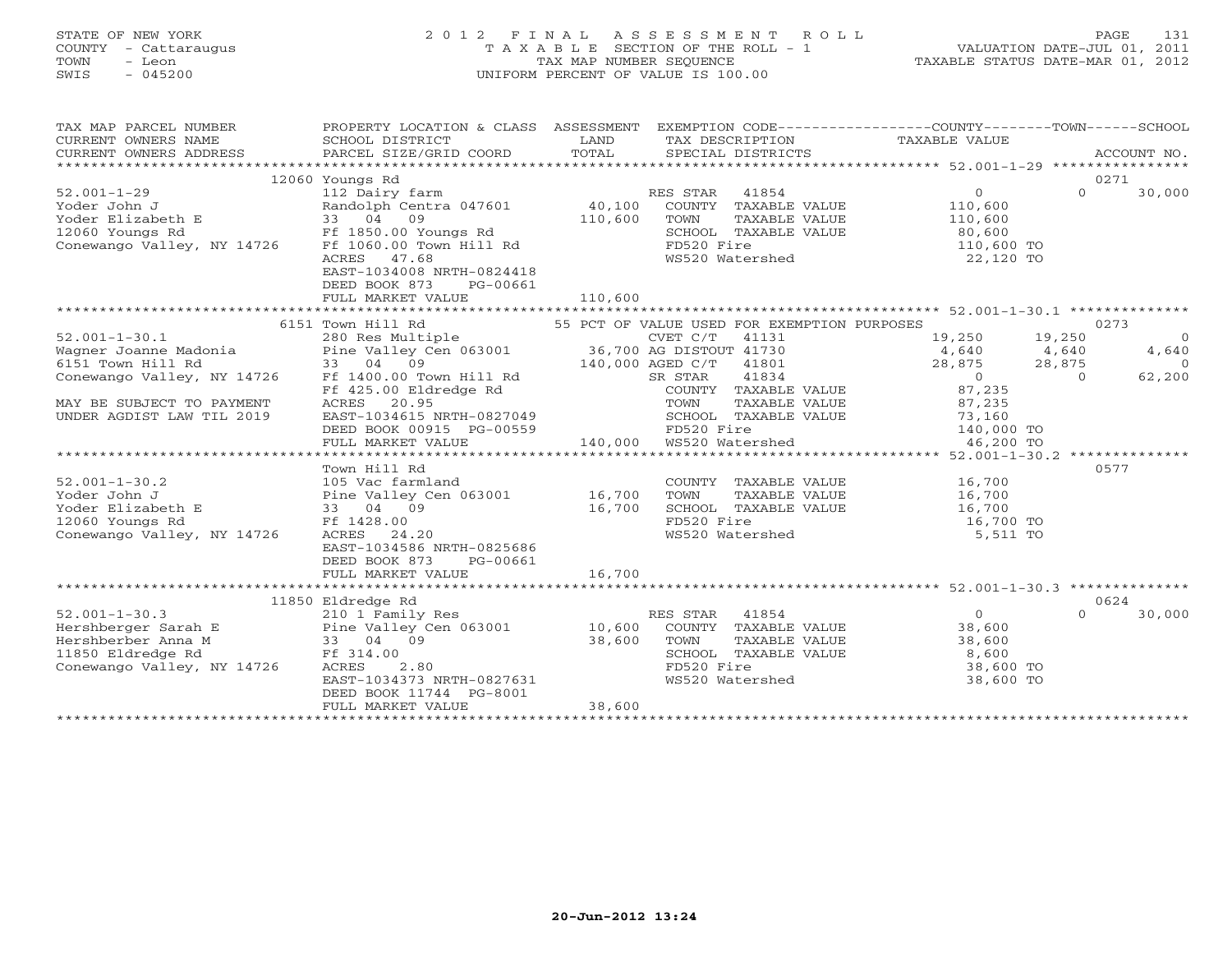STATE OF NEW YORK
COUNTY - Cattaraugus
TOWN - Leon
SWIS - 045200

2 0 1 2 F I N A L A S S E S S M E N T R O L L
T A X A B L E SECTION OF THE ROLL - 1
TAX MAP NUMBER SEQUENCE
UNIFORM PERCENT OF VALUE IS 100.00

VALUATION DATE-JUL 01, 2011
TAXABLE STATUS DATE-MAR 01, 2012

| TAX MAP PARCEL NUMBER / CURRENT OWNERS NAME / CURRENT OWNERS ADDRESS | PROPERTY LOCATION & CLASS / SCHOOL DISTRICT / PARCEL SIZE/GRID COORD | ASSESSMENT LAND / TOTAL | EXEMPTION CODE / TAX DESCRIPTION / SPECIAL DISTRICTS | COUNTY TAXABLE VALUE | TOWN | SCHOOL / ACCOUNT NO. |
|---|---|---|---|---|---|---|
| 52.001-1-29 | 12060 Youngs Rd | | | | | 0271 |
| | 112 Dairy farm | | RES STAR 41854 | 0 | 0 | 30,000 |
| Yoder John J | Randolph Centra 047601 | 40,100 | COUNTY TAXABLE VALUE | 110,600 | | |
| Yoder Elizabeth E | 33 04 09 | 110,600 | TOWN TAXABLE VALUE | | 110,600 | |
| 12060 Youngs Rd | Ff 1850.00 Youngs Rd | | SCHOOL TAXABLE VALUE | | | 80,600 |
| Conewango Valley, NY 14726 | Ff 1060.00 Town Hill Rd | | FD520 Fire | 110,600 TO | | |
| | ACRES 47.68 | | WS520 Watershed | 22,120 TO | | |
| | EAST-1034008 NRTH-0824418 | | | | | |
| | DEED BOOK 873 PG-00661 | | | | | |
| | FULL MARKET VALUE | 110,600 | | | | |
| 52.001-1-30.1 | 6151 Town Hill Rd | | 55 PCT OF VALUE USED FOR EXEMPTION PURPOSES | | | 0273 |
| | 280 Res Multiple | | CVET C/T 41131 | 19,250 | 19,250 | 0 |
| Wagner Joanne Madonia | Pine Valley Cen 063001 | 36,700 | AG DISTOUT 41730 | 4,640 | 4,640 | 4,640 |
| 6151 Town Hill Rd | 33 04 09 | 140,000 | AGED C/T 41801 | 28,875 | 28,875 | 0 |
| Conewango Valley, NY 14726 | Ff 1400.00 Town Hill Rd | | SR STAR 41834 | 0 | 0 | 62,200 |
| | Ff 425.00 Eldredge Rd | | COUNTY TAXABLE VALUE | 87,235 | | |
| MAY BE SUBJECT TO PAYMENT | ACRES 20.95 | | TOWN TAXABLE VALUE | | 87,235 | |
| UNDER AGDIST LAW TIL 2019 | EAST-1034615 NRTH-0827049 | | SCHOOL TAXABLE VALUE | | | 73,160 |
| | DEED BOOK 00915 PG-00559 | | FD520 Fire | 140,000 TO | | |
| | FULL MARKET VALUE | 140,000 | WS520 Watershed | 46,200 TO | | |
| 52.001-1-30.2 | Town Hill Rd | | | | | 0577 |
| | 105 Vac farmland | | COUNTY TAXABLE VALUE | 16,700 | | |
| Yoder John J | Pine Valley Cen 063001 | 16,700 | TOWN TAXABLE VALUE | | 16,700 | |
| Yoder Elizabeth E | 33 04 09 | 16,700 | SCHOOL TAXABLE VALUE | | | 16,700 |
| 12060 Youngs Rd | Ff 1428.00 | | FD520 Fire | 16,700 TO | | |
| Conewango Valley, NY 14726 | ACRES 24.20 | | WS520 Watershed | 5,511 TO | | |
| | EAST-1034586 NRTH-0825686 | | | | | |
| | DEED BOOK 873 PG-00661 | | | | | |
| | FULL MARKET VALUE | 16,700 | | | | |
| 52.001-1-30.3 | 11850 Eldredge Rd | | | | | 0624 |
| | 210 1 Family Res | | RES STAR 41854 | 0 | 0 | 30,000 |
| Hershberger Sarah E | Pine Valley Cen 063001 | 10,600 | COUNTY TAXABLE VALUE | 38,600 | | |
| Hershberber Anna M | 33 04 09 | 38,600 | TOWN TAXABLE VALUE | | 38,600 | |
| 11850 Eldredge Rd | Ff 314.00 | | SCHOOL TAXABLE VALUE | | | 8,600 |
| Conewango Valley, NY 14726 | ACRES 2.80 | | FD520 Fire | 38,600 TO | | |
| | EAST-1034373 NRTH-0827631 | | WS520 Watershed | 38,600 TO | | |
| | DEED BOOK 11744 PG-8001 | | | | | |
| | FULL MARKET VALUE | 38,600 | | | | |

20-Jun-2012 13:24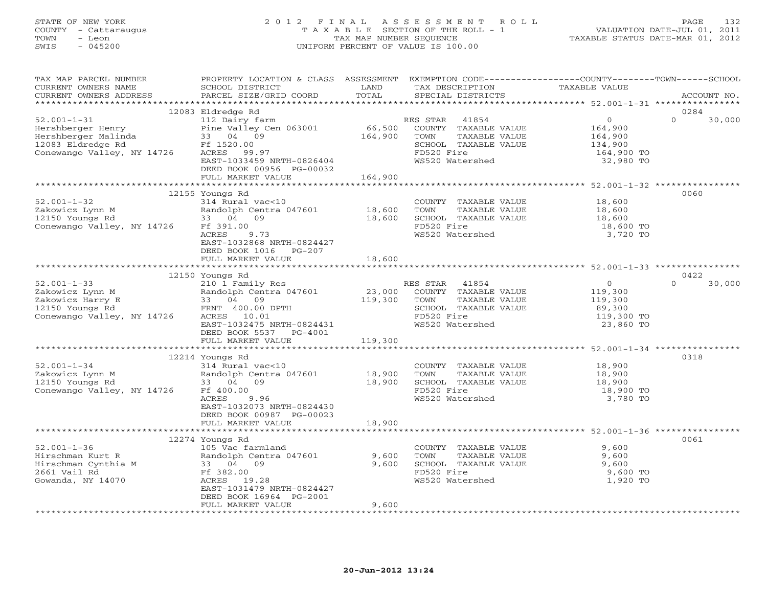STATE OF NEW YORK
COUNTY - Cattaraugus
TOWN - Leon
SWIS - 045200

# 2012 FINAL ASSESSMENT ROLL

TAXABLE SECTION OF THE ROLL - 1
TAX MAP NUMBER SEQUENCE
UNIFORM PERCENT OF VALUE IS 100.00

VALUATION DATE-JUL 01, 2011
TAXABLE STATUS DATE-MAR 01, 2012

| TAX MAP PARCEL NUMBER / CURRENT OWNERS NAME / CURRENT OWNERS ADDRESS | PROPERTY LOCATION & CLASS / SCHOOL DISTRICT / PARCEL SIZE/GRID COORD | ASSESSMENT LAND / TOTAL | EXEMPTION CODE / TAX DESCRIPTION / SPECIAL DISTRICTS | COUNTY / TOWN TAXABLE VALUE | SCHOOL / ACCOUNT NO. |
|---|---|---|---|---|---|
| | 12083 Eldredge Rd | | | | 0284 |
| 52.001-1-31 | 112 Dairy farm | | RES STAR 41854 | 0 | 0 30,000 |
| Hershberger Henry | Pine Valley Cen 063001 | 66,500 | COUNTY TAXABLE VALUE | 164,900 | |
| Hershberger Malinda | 33 04 09 | 164,900 | TOWN TAXABLE VALUE | 164,900 | |
| 12083 Eldredge Rd | Ff 1520.00 | | SCHOOL TAXABLE VALUE | 134,900 | |
| Conewango Valley, NY 14726 | ACRES 99.97 | | FD520 Fire | 164,900 TO | |
| | EAST-1033459 NRTH-0826404 | | WS520 Watershed | 32,980 TO | |
| | DEED BOOK 00956 PG-00032 | | | | |
| | FULL MARKET VALUE | 164,900 | | | |
| | 12155 Youngs Rd | | | | 0060 |
| 52.001-1-32 | 314 Rural vac<10 | | COUNTY TAXABLE VALUE | 18,600 | |
| Zakowicz Lynn M | Randolph Centra 047601 | 18,600 | TOWN TAXABLE VALUE | 18,600 | |
| 12150 Youngs Rd | 33 04 09 | 18,600 | SCHOOL TAXABLE VALUE | 18,600 | |
| Conewango Valley, NY 14726 | Ff 391.00 | | FD520 Fire | 18,600 TO | |
| | ACRES 9.73 | | WS520 Watershed | 3,720 TO | |
| | EAST-1032868 NRTH-0824427 | | | | |
| | DEED BOOK 1016 PG-207 | | | | |
| | FULL MARKET VALUE | 18,600 | | | |
| | 12150 Youngs Rd | | | | 0422 |
| 52.001-1-33 | 210 1 Family Res | | RES STAR 41854 | 0 | 0 30,000 |
| Zakowicz Lynn M | Randolph Centra 047601 | 23,000 | COUNTY TAXABLE VALUE | 119,300 | |
| Zakowicz Harry E | 33 04 09 | 119,300 | TOWN TAXABLE VALUE | 119,300 | |
| 12150 Youngs Rd | FRNT 400.00 DPTH | | SCHOOL TAXABLE VALUE | 89,300 | |
| Conewango Valley, NY 14726 | ACRES 10.01 | | FD520 Fire | 119,300 TO | |
| | EAST-1032475 NRTH-0824431 | | WS520 Watershed | 23,860 TO | |
| | DEED BOOK 5537 PG-4001 | | | | |
| | FULL MARKET VALUE | 119,300 | | | |
| | 12214 Youngs Rd | | | | 0318 |
| 52.001-1-34 | 314 Rural vac<10 | | COUNTY TAXABLE VALUE | 18,900 | |
| Zakowicz Lynn M | Randolph Centra 047601 | 18,900 | TOWN TAXABLE VALUE | 18,900 | |
| 12150 Youngs Rd | 33 04 09 | 18,900 | SCHOOL TAXABLE VALUE | 18,900 | |
| Conewango Valley, NY 14726 | Ff 400.00 | | FD520 Fire | 18,900 TO | |
| | ACRES 9.96 | | WS520 Watershed | 3,780 TO | |
| | EAST-1032073 NRTH-0824430 | | | | |
| | DEED BOOK 00987 PG-00023 | | | | |
| | FULL MARKET VALUE | 18,900 | | | |
| | 12274 Youngs Rd | | | | 0061 |
| 52.001-1-36 | 105 Vac farmland | | COUNTY TAXABLE VALUE | 9,600 | |
| Hirschman Kurt R | Randolph Centra 047601 | 9,600 | TOWN TAXABLE VALUE | 9,600 | |
| Hirschman Cynthia M | 33 04 09 | 9,600 | SCHOOL TAXABLE VALUE | 9,600 | |
| 2661 Vail Rd | Ff 382.00 | | FD520 Fire | 9,600 TO | |
| Gowanda, NY 14070 | ACRES 19.28 | | WS520 Watershed | 1,920 TO | |
| | EAST-1031479 NRTH-0824427 | | | | |
| | DEED BOOK 16964 PG-2001 | | | | |
| | FULL MARKET VALUE | 9,600 | | | |

20-Jun-2012 13:24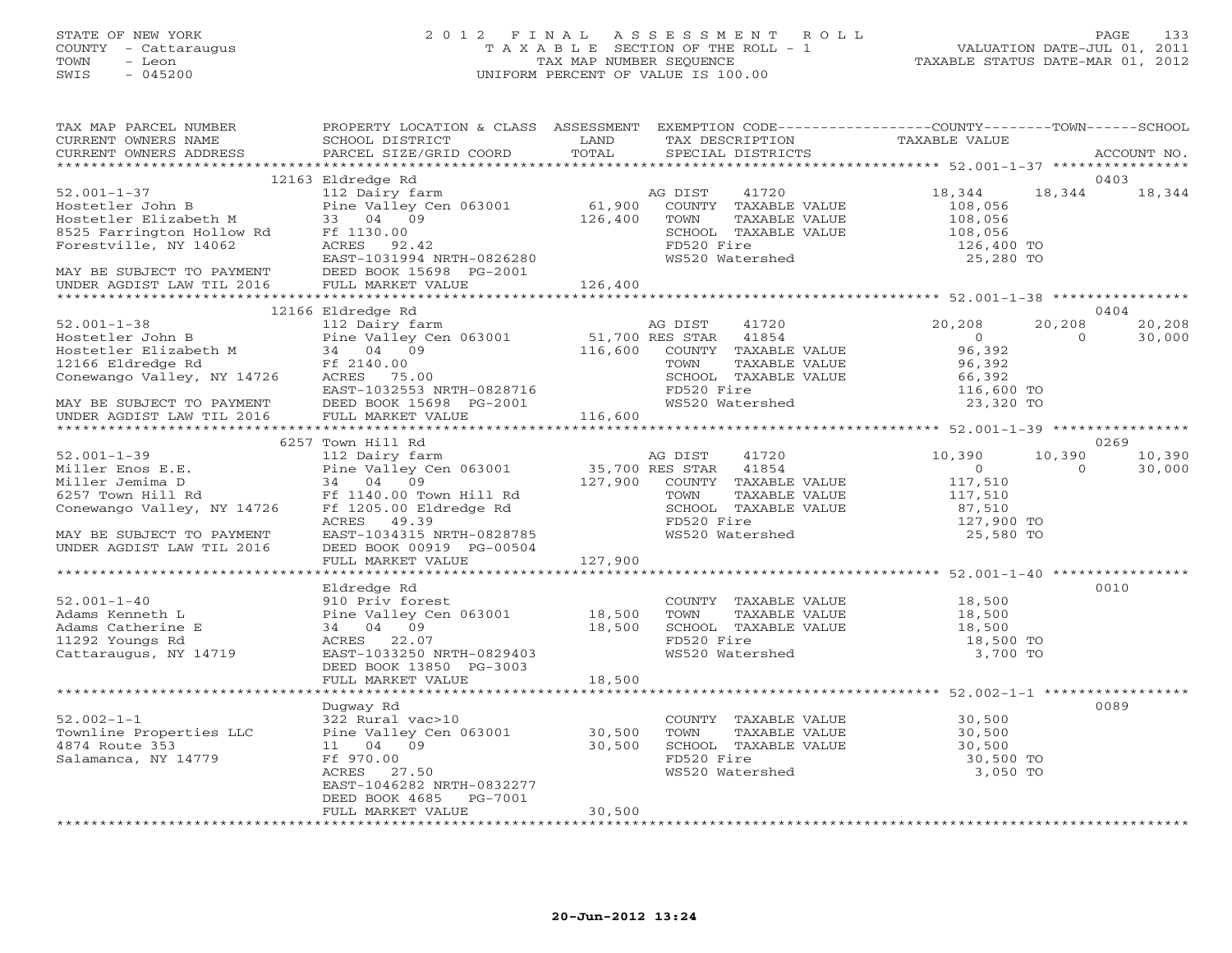STATE OF NEW YORK
COUNTY - Cattaraugus
TOWN - Leon
SWIS - 045200

# 2012 FINAL ASSESSMENT ROLL

TAXABLE SECTION OF THE ROLL - 1
TAX MAP NUMBER SEQUENCE
UNIFORM PERCENT OF VALUE IS 100.00

VALUATION DATE-JUL 01, 2011
TAXABLE STATUS DATE-MAR 01, 2012

| TAX MAP PARCEL NUMBER / CURRENT OWNERS NAME / CURRENT OWNERS ADDRESS | PROPERTY LOCATION & CLASS / SCHOOL DISTRICT / PARCEL SIZE/GRID COORD | ASSESSMENT LAND | TOTAL | EXEMPTION CODE / TAX DESCRIPTION / SPECIAL DISTRICTS | COUNTY TAXABLE VALUE | TOWN | SCHOOL | ACCOUNT NO. |
|---|---|---|---|---|---|---|---|---|
| | 12163 Eldredge Rd | | | | | | | 0403 |
| 52.001-1-37 | 112 Dairy farm | | | AG DIST 41720 | 18,344 | 18,344 | 18,344 | |
| Hostetler John B | Pine Valley Cen 063001 | 61,900 | | COUNTY TAXABLE VALUE | 108,056 | | | |
| Hostetler Elizabeth M | 33 04 09 | | 126,400 | TOWN TAXABLE VALUE | 108,056 | | | |
| 8525 Farrington Hollow Rd | Ff 1130.00 | | | SCHOOL TAXABLE VALUE | 108,056 | | | |
| Forestville, NY 14062 | ACRES 92.42 | | | FD520 Fire | 126,400 TO | | | |
| | EAST-1031994 NRTH-0826280 | | | WS520 Watershed | 25,280 TO | | | |
| MAY BE SUBJECT TO PAYMENT | DEED BOOK 15698 PG-2001 | | | | | | | |
| UNDER AGDIST LAW TIL 2016 | FULL MARKET VALUE | | 126,400 | | | | | |
| | 12166 Eldredge Rd | | | | | | | 0404 |
| 52.001-1-38 | 112 Dairy farm | | | AG DIST 41720 | 20,208 | 20,208 | 20,208 | |
| Hostetler John B | Pine Valley Cen 063001 | 51,700 | | RES STAR 41854 | 0 | 0 | 30,000 | |
| Hostetler Elizabeth M | 34 04 09 | | 116,600 | COUNTY TAXABLE VALUE | 96,392 | | | |
| 12166 Eldredge Rd | Ff 2140.00 | | | TOWN TAXABLE VALUE | 96,392 | | | |
| Conewango Valley, NY 14726 | ACRES 75.00 | | | SCHOOL TAXABLE VALUE | 66,392 | | | |
| | EAST-1032553 NRTH-0828716 | | | FD520 Fire | 116,600 TO | | | |
| MAY BE SUBJECT TO PAYMENT | DEED BOOK 15698 PG-2001 | | | WS520 Watershed | 23,320 TO | | | |
| UNDER AGDIST LAW TIL 2016 | FULL MARKET VALUE | | 116,600 | | | | | |
| | 6257 Town Hill Rd | | | | | | | 0269 |
| 52.001-1-39 | 112 Dairy farm | | | AG DIST 41720 | 10,390 | 10,390 | 10,390 | |
| Miller Enos E.E. | Pine Valley Cen 063001 | 35,700 | | RES STAR 41854 | 0 | 0 | 30,000 | |
| Miller Jemima D | 34 04 09 | | 127,900 | COUNTY TAXABLE VALUE | 117,510 | | | |
| 6257 Town Hill Rd | Ff 1140.00 Town Hill Rd | | | TOWN TAXABLE VALUE | 117,510 | | | |
| Conewango Valley, NY 14726 | Ff 1205.00 Eldredge Rd | | | SCHOOL TAXABLE VALUE | 87,510 | | | |
| | ACRES 49.39 | | | FD520 Fire | 127,900 TO | | | |
| MAY BE SUBJECT TO PAYMENT | EAST-1034315 NRTH-0828785 | | | WS520 Watershed | 25,580 TO | | | |
| UNDER AGDIST LAW TIL 2016 | DEED BOOK 00919 PG-00504 | | | | | | | |
| | FULL MARKET VALUE | | 127,900 | | | | | |
| | Eldredge Rd | | | | | | | 0010 |
| 52.001-1-40 | 910 Priv forest | | | COUNTY TAXABLE VALUE | 18,500 | | | |
| Adams Kenneth L | Pine Valley Cen 063001 | 18,500 | | TOWN TAXABLE VALUE | 18,500 | | | |
| Adams Catherine E | 34 04 09 | | 18,500 | SCHOOL TAXABLE VALUE | 18,500 | | | |
| 11292 Youngs Rd | ACRES 22.07 | | | FD520 Fire | 18,500 TO | | | |
| Cattaraugus, NY 14719 | EAST-1033250 NRTH-0829403 | | | WS520 Watershed | 3,700 TO | | | |
| | DEED BOOK 13850 PG-3003 | | | | | | | |
| | FULL MARKET VALUE | | 18,500 | | | | | |
| | Dugway Rd | | | | | | | 0089 |
| 52.002-1-1 | 322 Rural vac>10 | | | COUNTY TAXABLE VALUE | 30,500 | | | |
| Townline Properties LLC | Pine Valley Cen 063001 | 30,500 | | TOWN TAXABLE VALUE | 30,500 | | | |
| 4874 Route 353 | 11 04 09 | | 30,500 | SCHOOL TAXABLE VALUE | 30,500 | | | |
| Salamanca, NY 14779 | Ff 970.00 | | | FD520 Fire | 30,500 TO | | | |
| | ACRES 27.50 | | | WS520 Watershed | 3,050 TO | | | |
| | EAST-1046282 NRTH-0832277 | | | | | | | |
| | DEED BOOK 4685 PG-7001 | | | | | | | |
| | FULL MARKET VALUE | | 30,500 | | | | | |

20-Jun-2012 13:24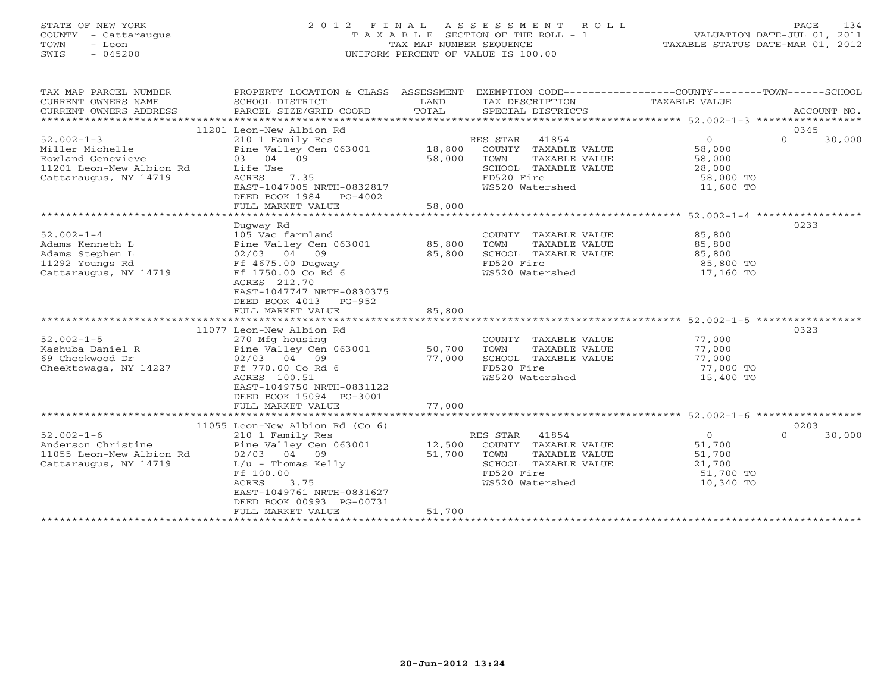STATE OF NEW YORK
COUNTY - Cattaraugus
TOWN - Leon
SWIS - 045200

# 2012 FINAL ASSESSMENT ROLL

TAXABLE SECTION OF THE ROLL - 1
TAX MAP NUMBER SEQUENCE
UNIFORM PERCENT OF VALUE IS 100.00

VALUATION DATE-JUL 01, 2011
TAXABLE STATUS DATE-MAR 01, 2012

| TAX MAP PARCEL NUMBER / CURRENT OWNERS NAME / CURRENT OWNERS ADDRESS | PROPERTY LOCATION & CLASS / SCHOOL DISTRICT / PARCEL SIZE/GRID COORD | ASSESSMENT LAND / TOTAL | EXEMPTION CODE / TAX DESCRIPTION / SPECIAL DISTRICTS | COUNTY TAXABLE VALUE | TOWN | SCHOOL / ACCOUNT NO. |
|---|---|---|---|---|---|---|
| | 11201 Leon-New Albion Rd | | | | | 0345 |
| 52.002-1-3 | 210 1 Family Res | | RES STAR 41854 | 0 | 0 | 30,000 |
| Miller Michelle | Pine Valley Cen 063001 | 18,800 | COUNTY TAXABLE VALUE | 58,000 | | |
| Rowland Genevieve | 03 04 09 | 58,000 | TOWN TAXABLE VALUE | 58,000 | | |
| 11201 Leon-New Albion Rd | Life Use | | SCHOOL TAXABLE VALUE | 28,000 | | |
| Cattaraugus, NY 14719 | ACRES 7.35 | | FD520 Fire | 58,000 TO | | |
| | EAST-1047005 NRTH-0832817 | | WS520 Watershed | 11,600 TO | | |
| | DEED BOOK 1984 PG-4002 | | | | | |
| | FULL MARKET VALUE | 58,000 | | | | |
| | Dugway Rd | | | | | 0233 |
| 52.002-1-4 | 105 Vac farmland | | COUNTY TAXABLE VALUE | 85,800 | | |
| Adams Kenneth L | Pine Valley Cen 063001 | 85,800 | TOWN TAXABLE VALUE | 85,800 | | |
| Adams Stephen L | 02/03 04 09 | 85,800 | SCHOOL TAXABLE VALUE | 85,800 | | |
| 11292 Youngs Rd | Ff 4675.00 Dugway | | FD520 Fire | 85,800 TO | | |
| Cattaraugus, NY 14719 | Ff 1750.00 Co Rd 6 | | WS520 Watershed | 17,160 TO | | |
| | ACRES 212.70 | | | | | |
| | EAST-1047747 NRTH-0830375 | | | | | |
| | DEED BOOK 4013 PG-952 | | | | | |
| | FULL MARKET VALUE | 85,800 | | | | |
| | 11077 Leon-New Albion Rd | | | | | 0323 |
| 52.002-1-5 | 270 Mfg housing | | COUNTY TAXABLE VALUE | 77,000 | | |
| Kashuba Daniel R | Pine Valley Cen 063001 | 50,700 | TOWN TAXABLE VALUE | 77,000 | | |
| 69 Cheekwood Dr | 02/03 04 09 | 77,000 | SCHOOL TAXABLE VALUE | 77,000 | | |
| Cheektowaga, NY 14227 | Ff 770.00 Co Rd 6 | | FD520 Fire | 77,000 TO | | |
| | ACRES 100.51 | | WS520 Watershed | 15,400 TO | | |
| | EAST-1049750 NRTH-0831122 | | | | | |
| | DEED BOOK 15094 PG-3001 | | | | | |
| | FULL MARKET VALUE | 77,000 | | | | |
| | 11055 Leon-New Albion Rd (Co 6) | | | | | 0203 |
| 52.002-1-6 | 210 1 Family Res | | RES STAR 41854 | 0 | 0 | 30,000 |
| Anderson Christine | Pine Valley Cen 063001 | 12,500 | COUNTY TAXABLE VALUE | 51,700 | | |
| 11055 Leon-New Albion Rd | 02/03 04 09 | 51,700 | TOWN TAXABLE VALUE | 51,700 | | |
| Cattaraugus, NY 14719 | L/u - Thomas Kelly | | SCHOOL TAXABLE VALUE | 21,700 | | |
| | Ff 100.00 | | FD520 Fire | 51,700 TO | | |
| | ACRES 3.75 | | WS520 Watershed | 10,340 TO | | |
| | EAST-1049761 NRTH-0831627 | | | | | |
| | DEED BOOK 00993 PG-00731 | | | | | |
| | FULL MARKET VALUE | 51,700 | | | | |

20-Jun-2012 13:24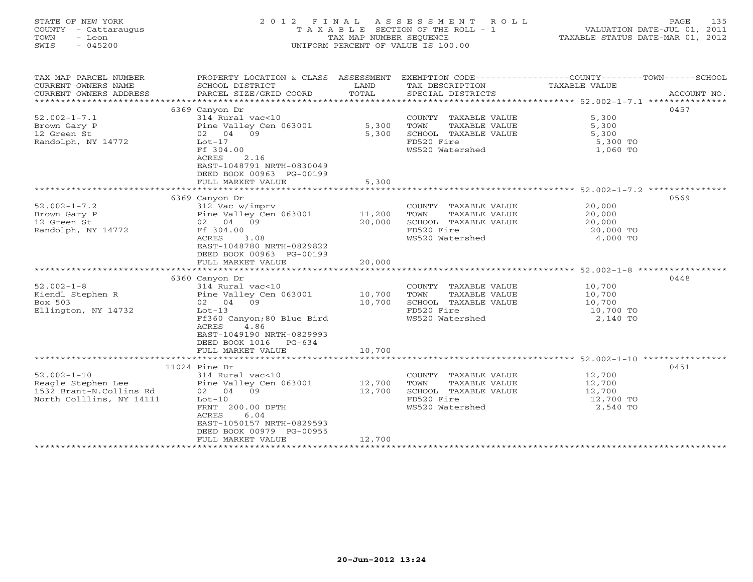STATE OF NEW YORK
COUNTY - Cattaraugus
TOWN - Leon
SWIS - 045200

2012 FINAL ASSESSMENT ROLL
TAXABLE SECTION OF THE ROLL - 1
TAX MAP NUMBER SEQUENCE
UNIFORM PERCENT OF VALUE IS 100.00

VALUATION DATE-JUL 01, 2011
TAXABLE STATUS DATE-MAR 01, 2012

| TAX MAP PARCEL NUMBER / CURRENT OWNERS NAME / CURRENT OWNERS ADDRESS | PROPERTY LOCATION & CLASS / SCHOOL DISTRICT / PARCEL SIZE/GRID COORD | ASSESSMENT LAND / TOTAL | EXEMPTION CODE / TAX DESCRIPTION / SPECIAL DISTRICTS | TAXABLE VALUE (COUNTY/TOWN/SCHOOL) | ACCOUNT NO. |
|---|---|---|---|---|---|
| 52.002-1-7.1 | 6369 Canyon Dr | | | | 0457 |
| Brown Gary P | 314 Rural vac<10 | | COUNTY TAXABLE VALUE | 5,300 | |
| 12 Green St | Pine Valley Cen 063001 | 5,300 | TOWN TAXABLE VALUE | 5,300 | |
| Randolph, NY 14772 | 02 04 09 | 5,300 | SCHOOL TAXABLE VALUE | 5,300 | |
| | Lot-17 | | FD520 Fire | 5,300 TO | |
| | Ff 304.00 | | WS520 Watershed | 1,060 TO | |
| | ACRES 2.16 | | | | |
| | EAST-1048791 NRTH-0830049 | | | | |
| | DEED BOOK 00963 PG-00199 | | | | |
| | FULL MARKET VALUE | 5,300 | | | |
| 52.002-1-7.2 | 6369 Canyon Dr | | | | 0569 |
| Brown Gary P | 312 Vac w/imprv | | COUNTY TAXABLE VALUE | 20,000 | |
| 12 Green St | Pine Valley Cen 063001 | 11,200 | TOWN TAXABLE VALUE | 20,000 | |
| Randolph, NY 14772 | 02 04 09 | 20,000 | SCHOOL TAXABLE VALUE | 20,000 | |
| | Ff 304.00 | | FD520 Fire | 20,000 TO | |
| | ACRES 3.08 | | WS520 Watershed | 4,000 TO | |
| | EAST-1048780 NRTH-0829822 | | | | |
| | DEED BOOK 00963 PG-00199 | | | | |
| | FULL MARKET VALUE | 20,000 | | | |
| 52.002-1-8 | 6360 Canyon Dr | | | | 0448 |
| Kiendl Stephen R | 314 Rural vac<10 | | COUNTY TAXABLE VALUE | 10,700 | |
| Box 503 | Pine Valley Cen 063001 | 10,700 | TOWN TAXABLE VALUE | 10,700 | |
| Ellington, NY 14732 | 02 04 09 | 10,700 | SCHOOL TAXABLE VALUE | 10,700 | |
| | Lot-13 | | FD520 Fire | 10,700 TO | |
| | Ff360 Canyon;80 Blue Bird | | WS520 Watershed | 2,140 TO | |
| | ACRES 4.86 | | | | |
| | EAST-1049190 NRTH-0829993 | | | | |
| | DEED BOOK 1016 PG-634 | | | | |
| | FULL MARKET VALUE | 10,700 | | | |
| 52.002-1-10 | 11024 Pine Dr | | | | 0451 |
| Reagle Stephen Lee | 314 Rural vac<10 | | COUNTY TAXABLE VALUE | 12,700 | |
| 1532 Brant-N.Collins Rd | Pine Valley Cen 063001 | 12,700 | TOWN TAXABLE VALUE | 12,700 | |
| North Colllins, NY 14111 | 02 04 09 | 12,700 | SCHOOL TAXABLE VALUE | 12,700 | |
| | Lot-10 | | FD520 Fire | 12,700 TO | |
| | FRNT 200.00 DPTH | | WS520 Watershed | 2,540 TO | |
| | ACRES 6.04 | | | | |
| | EAST-1050157 NRTH-0829593 | | | | |
| | DEED BOOK 00979 PG-00955 | | | | |
| | FULL MARKET VALUE | 12,700 | | | |

20-Jun-2012 13:24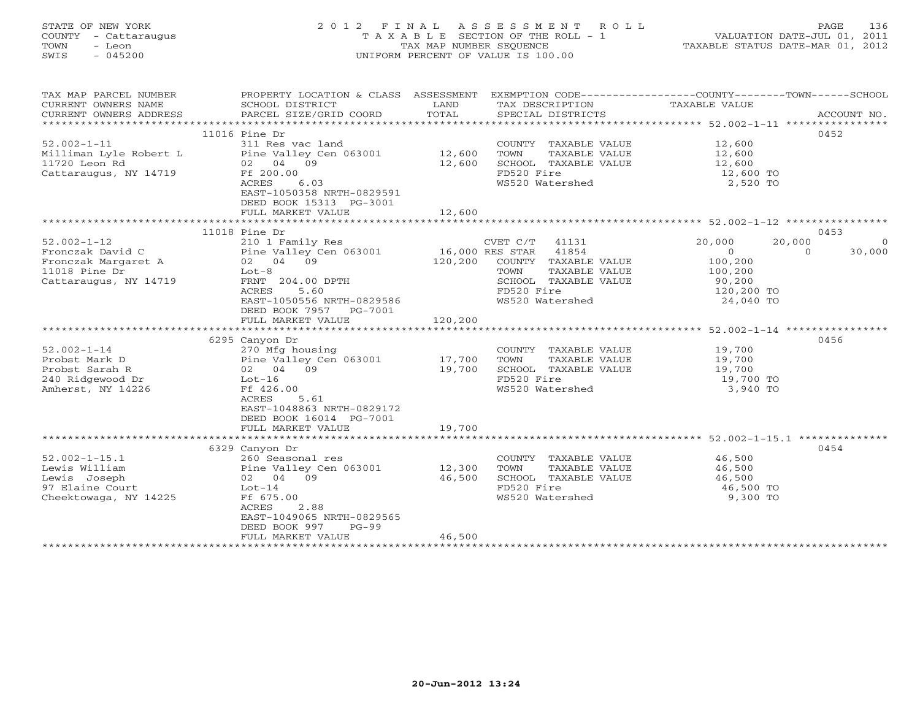STATE OF NEW YORK
COUNTY - Cattaraugus
TOWN - Leon
SWIS - 045200

# 2012 FINAL ASSESSMENT ROLL

TAXABLE SECTION OF THE ROLL - 1
TAX MAP NUMBER SEQUENCE
UNIFORM PERCENT OF VALUE IS 100.00

VALUATION DATE-JUL 01, 2011
TAXABLE STATUS DATE-MAR 01, 2012

| TAX MAP PARCEL NUMBER / CURRENT OWNERS NAME / CURRENT OWNERS ADDRESS | PROPERTY LOCATION & CLASS / SCHOOL DISTRICT / PARCEL SIZE/GRID COORD | ASSESSMENT LAND / TOTAL | EXEMPTION CODE / TAX DESCRIPTION / SPECIAL DISTRICTS | COUNTY | TOWN | SCHOOL | ACCOUNT NO. |
|---|---|---|---|---|---|---|---|
| 52.002-1-11 | 11016 Pine Dr | | | | | | 0452 |
| Milliman Lyle Robert L | 311 Res vac land | | COUNTY TAXABLE VALUE | 12,600 | | | |
| 11720 Leon Rd | Pine Valley Cen 063001 | 12,600 | TOWN TAXABLE VALUE | | 12,600 | | |
| Cattaraugus, NY 14719 | 02 04 09 | 12,600 | SCHOOL TAXABLE VALUE | | | 12,600 | |
| | Ff 200.00 | | FD520 Fire | 12,600 TO | | | |
| | ACRES 6.03 | | WS520 Watershed | 2,520 TO | | | |
| | EAST-1050358 NRTH-0829591 | | | | | | |
| | DEED BOOK 15313 PG-3001 | | | | | | |
| | FULL MARKET VALUE | 12,600 | | | | | |
| 52.002-1-12 | 11018 Pine Dr | | | | | | 0453 |
| Fronczak David C | 210 1 Family Res | | CVET C/T 41131 | 20,000 | 20,000 | 0 | |
| Fronczak Margaret A | Pine Valley Cen 063001 | 16,000 | RES STAR 41854 | 0 | 0 | 30,000 | |
| 11018 Pine Dr | 02 04 09 | 120,200 | COUNTY TAXABLE VALUE | 100,200 | | | |
| Cattaraugus, NY 14719 | Lot-8 | | TOWN TAXABLE VALUE | | 100,200 | | |
| | FRNT 204.00 DPTH | | SCHOOL TAXABLE VALUE | | | 90,200 | |
| | ACRES 5.60 | | FD520 Fire | 120,200 TO | | | |
| | EAST-1050556 NRTH-0829586 | | WS520 Watershed | 24,040 TO | | | |
| | DEED BOOK 7957 PG-7001 | | | | | | |
| | FULL MARKET VALUE | 120,200 | | | | | |
| 52.002-1-14 | 6295 Canyon Dr | | | | | | 0456 |
| Probst Mark D | 270 Mfg housing | | COUNTY TAXABLE VALUE | 19,700 | | | |
| Probst Sarah R | Pine Valley Cen 063001 | 17,700 | TOWN TAXABLE VALUE | | 19,700 | | |
| 240 Ridgewood Dr | 02 04 09 | 19,700 | SCHOOL TAXABLE VALUE | | | 19,700 | |
| Amherst, NY 14226 | Lot-16 | | FD520 Fire | 19,700 TO | | | |
| | Ff 426.00 | | WS520 Watershed | 3,940 TO | | | |
| | ACRES 5.61 | | | | | | |
| | EAST-1048863 NRTH-0829172 | | | | | | |
| | DEED BOOK 16014 PG-7001 | | | | | | |
| | FULL MARKET VALUE | 19,700 | | | | | |
| 52.002-1-15.1 | 6329 Canyon Dr | | | | | | 0454 |
| Lewis William | 260 Seasonal res | | COUNTY TAXABLE VALUE | 46,500 | | | |
| Lewis Joseph | Pine Valley Cen 063001 | 12,300 | TOWN TAXABLE VALUE | | 46,500 | | |
| 97 Elaine Court | 02 04 09 | 46,500 | SCHOOL TAXABLE VALUE | | | 46,500 | |
| Cheektowaga, NY 14225 | Lot-14 | | FD520 Fire | 46,500 TO | | | |
| | Ff 675.00 | | WS520 Watershed | 9,300 TO | | | |
| | ACRES 2.88 | | | | | | |
| | EAST-1049065 NRTH-0829565 | | | | | | |
| | DEED BOOK 997 PG-99 | | | | | | |
| | FULL MARKET VALUE | 46,500 | | | | | |

20-Jun-2012 13:24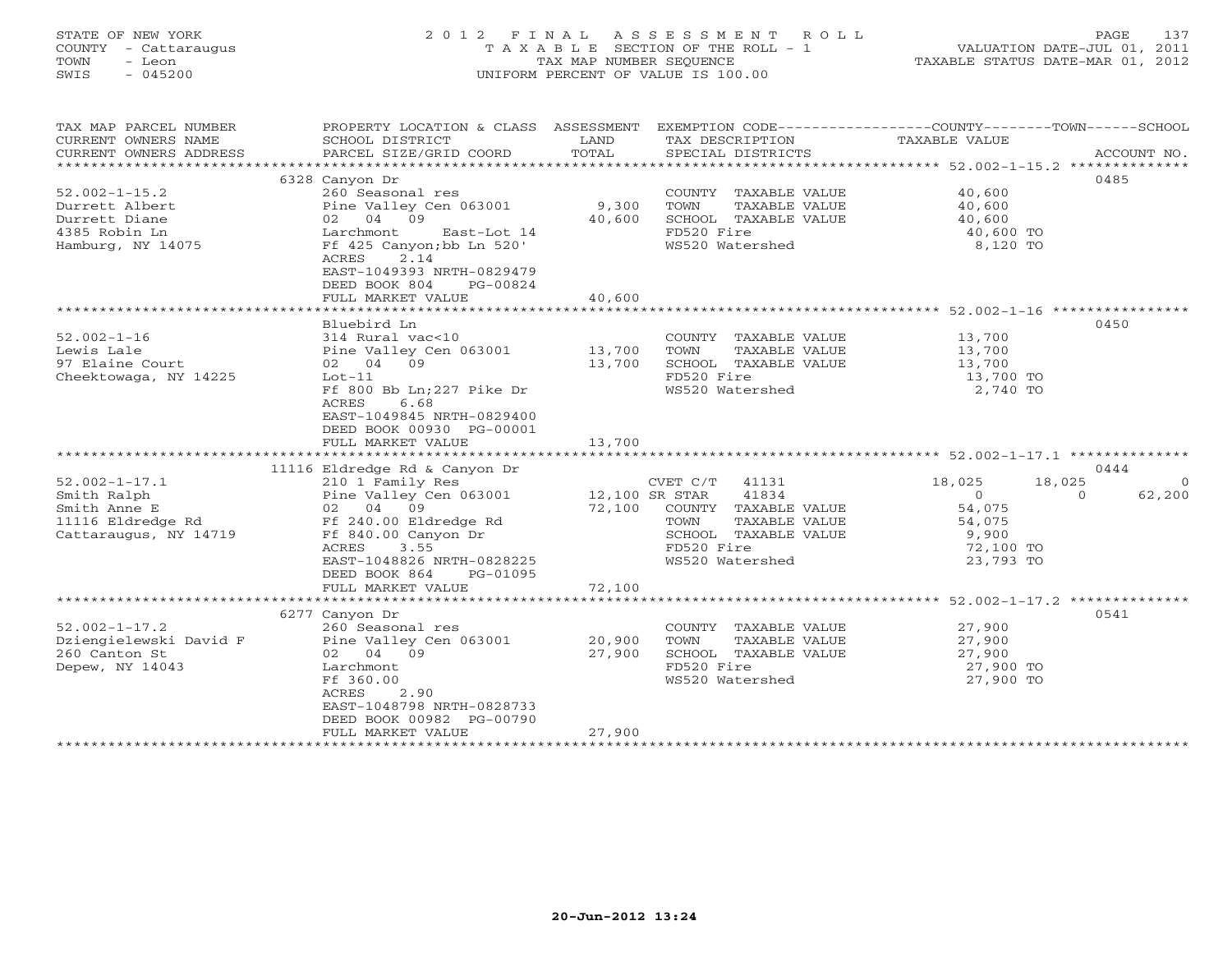STATE OF NEW YORK
COUNTY - Cattaraugus
TOWN - Leon
SWIS - 045200

2012 FINAL ASSESSMENT ROLL
TAXABLE SECTION OF THE ROLL - 1
TAX MAP NUMBER SEQUENCE
UNIFORM PERCENT OF VALUE IS 100.00

VALUATION DATE-JUL 01, 2011
TAXABLE STATUS DATE-MAR 01, 2012

| TAX MAP PARCEL NUMBER / CURRENT OWNERS NAME / CURRENT OWNERS ADDRESS | PROPERTY LOCATION & CLASS / SCHOOL DISTRICT / PARCEL SIZE/GRID COORD | ASSESSMENT LAND / TOTAL | EXEMPTION CODE / TAX DESCRIPTION / SPECIAL DISTRICTS | COUNTY TAXABLE VALUE | TOWN | SCHOOL | ACCOUNT NO. |
|---|---|---|---|---|---|---|---|
| 52.002-1-15.2 | 6328 Canyon Dr | | | | | | 0485 |
| Durrett Albert | 260 Seasonal res | | COUNTY TAXABLE VALUE | 40,600 | | | |
| Durrett Diane | Pine Valley Cen 063001 | 9,300 | TOWN TAXABLE VALUE | 40,600 | | | |
| 4385 Robin Ln | 02 04 09 | 40,600 | SCHOOL TAXABLE VALUE | 40,600 | | | |
| Hamburg, NY 14075 | Larchmont East-Lot 14 | | FD520 Fire | 40,600 TO | | | |
| | Ff 425 Canyon;bb Ln 520' | | WS520 Watershed | 8,120 TO | | | |
| | ACRES 2.14 | | | | | | |
| | EAST-1049393 NRTH-0829479 | | | | | | |
| | DEED BOOK 804 PG-00824 | | | | | | |
| | FULL MARKET VALUE | 40,600 | | | | | |
| 52.002-1-16 | Bluebird Ln | | | | | | 0450 |
| Lewis Lale | 314 Rural vac<10 | | COUNTY TAXABLE VALUE | 13,700 | | | |
| 97 Elaine Court | Pine Valley Cen 063001 | 13,700 | TOWN TAXABLE VALUE | 13,700 | | | |
| Cheektowaga, NY 14225 | 02 04 09 | 13,700 | SCHOOL TAXABLE VALUE | 13,700 | | | |
| | Lot-11 | | FD520 Fire | 13,700 TO | | | |
| | Ff 800 Bb Ln;227 Pike Dr | | WS520 Watershed | 2,740 TO | | | |
| | ACRES 6.68 | | | | | | |
| | EAST-1049845 NRTH-0829400 | | | | | | |
| | DEED BOOK 00930 PG-00001 | | | | | | |
| | FULL MARKET VALUE | 13,700 | | | | | |
| 52.002-1-17.1 | 11116 Eldredge Rd & Canyon Dr | | | | | | 0444 |
| Smith Ralph | 210 1 Family Res | | CVET C/T 41131 | 18,025 | 18,025 | 0 | |
| Smith Anne E | Pine Valley Cen 063001 | 12,100 | SR STAR 41834 | 0 | 0 | 62,200 | |
| 11116 Eldredge Rd | 02 04 09 | 72,100 | COUNTY TAXABLE VALUE | 54,075 | | | |
| Cattaraugus, NY 14719 | Ff 240.00 Eldredge Rd | | TOWN TAXABLE VALUE | 54,075 | | | |
| | Ff 840.00 Canyon Dr | | SCHOOL TAXABLE VALUE | 9,900 | | | |
| | ACRES 3.55 | | FD520 Fire | 72,100 TO | | | |
| | EAST-1048826 NRTH-0828225 | | WS520 Watershed | 23,793 TO | | | |
| | DEED BOOK 864 PG-01095 | | | | | | |
| | FULL MARKET VALUE | 72,100 | | | | | |
| 52.002-1-17.2 | 6277 Canyon Dr | | | | | | 0541 |
| Dziengielewski David F | 260 Seasonal res | | COUNTY TAXABLE VALUE | 27,900 | | | |
| 260 Canton St | Pine Valley Cen 063001 | 20,900 | TOWN TAXABLE VALUE | 27,900 | | | |
| Depew, NY 14043 | 02 04 09 | 27,900 | SCHOOL TAXABLE VALUE | 27,900 | | | |
| | Larchmont | | FD520 Fire | 27,900 TO | | | |
| | Ff 360.00 | | WS520 Watershed | 27,900 TO | | | |
| | ACRES 2.90 | | | | | | |
| | EAST-1048798 NRTH-0828733 | | | | | | |
| | DEED BOOK 00982 PG-00790 | | | | | | |
| | FULL MARKET VALUE | 27,900 | | | | | |

20-Jun-2012 13:24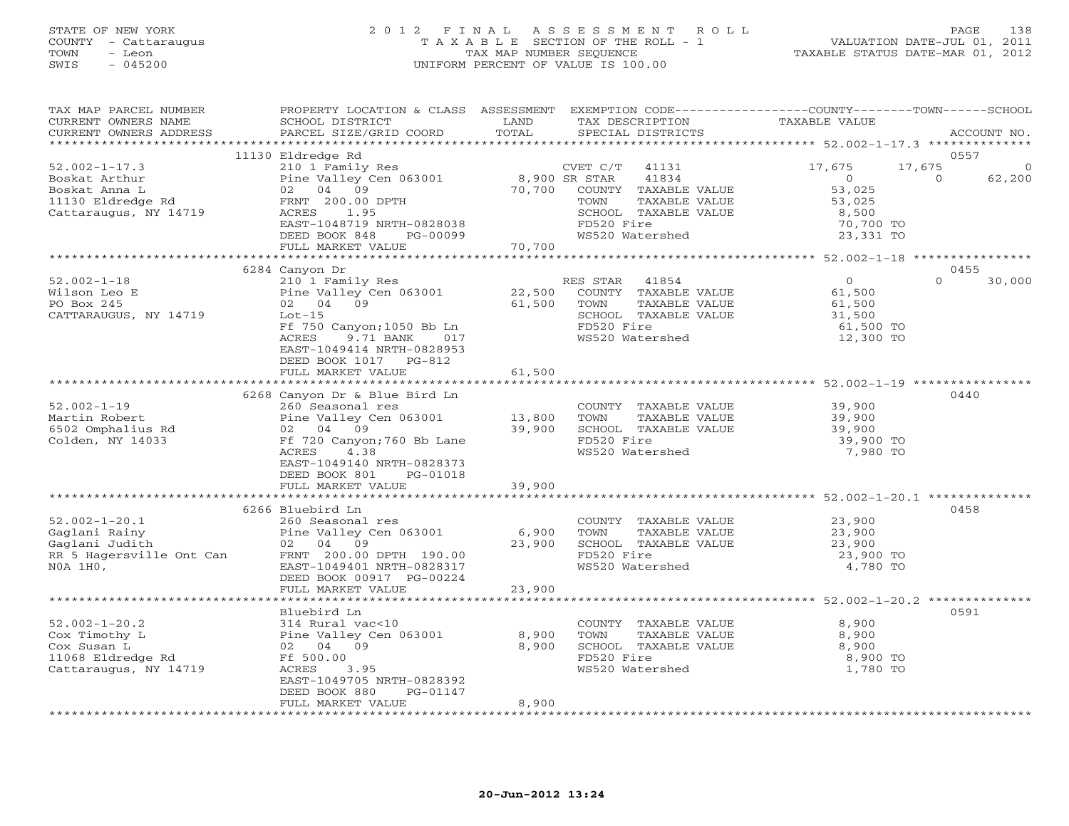STATE OF NEW YORK
COUNTY - Cattaraugus
TOWN - Leon
SWIS - 045200

# 2012 FINAL ASSESSMENT ROLL
TAXABLE SECTION OF THE ROLL - 1
TAX MAP NUMBER SEQUENCE
UNIFORM PERCENT OF VALUE IS 100.00

VALUATION DATE-JUL 01, 2011
TAXABLE STATUS DATE-MAR 01, 2012

| TAX MAP PARCEL NUMBER / CURRENT OWNERS NAME / CURRENT OWNERS ADDRESS | PROPERTY LOCATION & CLASS / SCHOOL DISTRICT / PARCEL SIZE/GRID COORD | ASSESSMENT LAND / TOTAL | EXEMPTION CODE / TAX DESCRIPTION / SPECIAL DISTRICTS | COUNTY TAXABLE VALUE | TOWN | SCHOOL / ACCOUNT NO. |
|---|---|---|---|---|---|---|
| **52.002-1-17.3** | 11130 Eldredge Rd | | | | | 0557 |
| 52.002-1-17.3 | 210 1 Family Res | | CVET C/T 41131 | 17,675 | 17,675 | 0 |
| Boskat Arthur | Pine Valley Cen 063001 | 8,900 | SR STAR 41834 | 0 | 0 | 62,200 |
| Boskat Anna L | 02 04 09 | 70,700 | COUNTY TAXABLE VALUE | 53,025 | | |
| 11130 Eldredge Rd | FRNT 200.00 DPTH | | TOWN TAXABLE VALUE | 53,025 | | |
| Cattaraugus, NY 14719 | ACRES 1.95 | | SCHOOL TAXABLE VALUE | 8,500 | | |
| | EAST-1048719 NRTH-0828038 | | FD520 Fire | 70,700 TO | | |
| | DEED BOOK 848 PG-00099 | | WS520 Watershed | 23,331 TO | | |
| | FULL MARKET VALUE | 70,700 | | | | |
| **52.002-1-18** | 6284 Canyon Dr | | | | | 0455 |
| 52.002-1-18 | 210 1 Family Res | | RES STAR 41854 | 0 | 0 | 30,000 |
| Wilson Leo E | Pine Valley Cen 063001 | 22,500 | COUNTY TAXABLE VALUE | 61,500 | | |
| PO Box 245 | 02 04 09 | 61,500 | TOWN TAXABLE VALUE | 61,500 | | |
| CATTARAUGUS, NY 14719 | Lot-15 | | SCHOOL TAXABLE VALUE | 31,500 | | |
| | Ff 750 Canyon;1050 Bb Ln | | FD520 Fire | 61,500 TO | | |
| | ACRES 9.71 BANK 017 | | WS520 Watershed | 12,300 TO | | |
| | EAST-1049414 NRTH-0828953 | | | | | |
| | DEED BOOK 1017 PG-812 | | | | | |
| | FULL MARKET VALUE | 61,500 | | | | |
| **52.002-1-19** | 6268 Canyon Dr & Blue Bird Ln | | | | | 0440 |
| 52.002-1-19 | 260 Seasonal res | | COUNTY TAXABLE VALUE | 39,900 | | |
| Martin Robert | Pine Valley Cen 063001 | 13,800 | TOWN TAXABLE VALUE | 39,900 | | |
| 6502 Omphalius Rd | 02 04 09 | 39,900 | SCHOOL TAXABLE VALUE | 39,900 | | |
| Colden, NY 14033 | Ff 720 Canyon;760 Bb Lane | | FD520 Fire | 39,900 TO | | |
| | ACRES 4.38 | | WS520 Watershed | 7,980 TO | | |
| | EAST-1049140 NRTH-0828373 | | | | | |
| | DEED BOOK 801 PG-01018 | | | | | |
| | FULL MARKET VALUE | 39,900 | | | | |
| **52.002-1-20.1** | 6266 Bluebird Ln | | | | | 0458 |
| 52.002-1-20.1 | 260 Seasonal res | | COUNTY TAXABLE VALUE | 23,900 | | |
| Gaglani Rainy | Pine Valley Cen 063001 | 6,900 | TOWN TAXABLE VALUE | 23,900 | | |
| Gaglani Judith | 02 04 09 | 23,900 | SCHOOL TAXABLE VALUE | 23,900 | | |
| RR 5 Hagersville Ont Can | FRNT 200.00 DPTH 190.00 | | FD520 Fire | 23,900 TO | | |
| N0A 1H0, | EAST-1049401 NRTH-0828317 | | WS520 Watershed | 4,780 TO | | |
| | DEED BOOK 00917 PG-00224 | | | | | |
| | FULL MARKET VALUE | 23,900 | | | | |
| **52.002-1-20.2** | Bluebird Ln | | | | | 0591 |
| 52.002-1-20.2 | 314 Rural vac<10 | | COUNTY TAXABLE VALUE | 8,900 | | |
| Cox Timothy L | Pine Valley Cen 063001 | 8,900 | TOWN TAXABLE VALUE | 8,900 | | |
| Cox Susan L | 02 04 09 | 8,900 | SCHOOL TAXABLE VALUE | 8,900 | | |
| 11068 Eldredge Rd | Ff 500.00 | | FD520 Fire | 8,900 TO | | |
| Cattaraugus, NY 14719 | ACRES 3.95 | | WS520 Watershed | 1,780 TO | | |
| | EAST-1049705 NRTH-0828392 | | | | | |
| | DEED BOOK 880 PG-01147 | | | | | |
| | FULL MARKET VALUE | 8,900 | | | | |

20-Jun-2012 13:24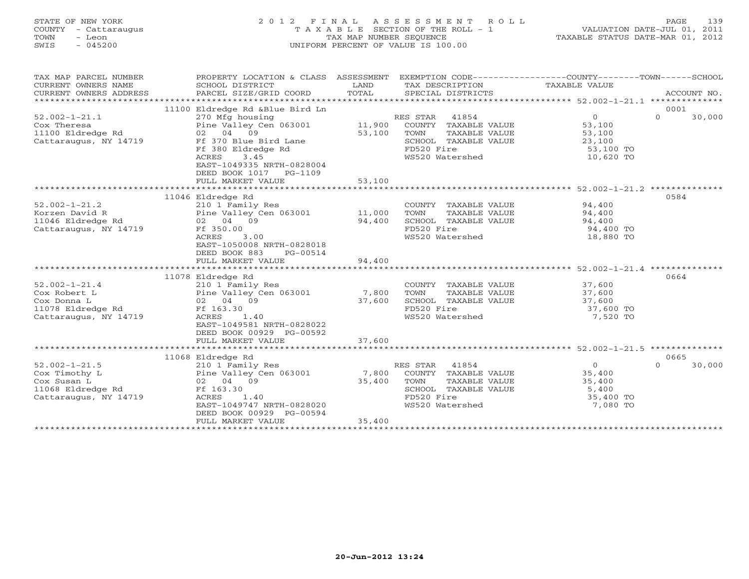STATE OF NEW YORK
COUNTY - Cattaraugus
TOWN - Leon
SWIS - 045200

# 2012 FINAL ASSESSMENT ROLL

TAXABLE SECTION OF THE ROLL - 1
TAX MAP NUMBER SEQUENCE
UNIFORM PERCENT OF VALUE IS 100.00

VALUATION DATE-JUL 01, 2011
TAXABLE STATUS DATE-MAR 01, 2012

| TAX MAP PARCEL NUMBER / CURRENT OWNERS NAME / CURRENT OWNERS ADDRESS | PROPERTY LOCATION & CLASS / SCHOOL DISTRICT / PARCEL SIZE/GRID COORD | ASSESSMENT LAND / TOTAL | EXEMPTION CODE / TAX DESCRIPTION / SPECIAL DISTRICTS | COUNTY | TOWN | SCHOOL TAXABLE VALUE | ACCOUNT NO. |
|---|---|---|---|---|---|---|---|
| **52.002-1-21.1** | 11100 Eldredge Rd &Blue Bird Ln | | | | | | 0001 |
| Cox Theresa | 270 Mfg housing | | RES STAR 41854 | 0 | 0 | 30,000 | |
| 11100 Eldredge Rd | Pine Valley Cen 063001 | 11,900 | COUNTY TAXABLE VALUE | 53,100 | | | |
| Cattaraugus, NY 14719 | 02 04 09 | 53,100 | TOWN TAXABLE VALUE | | 53,100 | | |
| | Ff 370 Blue Bird Lane | | SCHOOL TAXABLE VALUE | | | 23,100 | |
| | Ff 380 Eldredge Rd | | FD520 Fire | 53,100 TO | | | |
| | ACRES 3.45 | | WS520 Watershed | 10,620 TO | | | |
| | EAST-1049335 NRTH-0828004 | | | | | | |
| | DEED BOOK 1017 PG-1109 | | | | | | |
| | FULL MARKET VALUE | 53,100 | | | | | |
| **52.002-1-21.2** | 11046 Eldredge Rd | | | | | | 0584 |
| Korzen David R | 210 1 Family Res | | COUNTY TAXABLE VALUE | 94,400 | | | |
| 11046 Eldredge Rd | Pine Valley Cen 063001 | 11,000 | TOWN TAXABLE VALUE | | 94,400 | | |
| Cattaraugus, NY 14719 | 02 04 09 | 94,400 | SCHOOL TAXABLE VALUE | | | 94,400 | |
| | Ff 350.00 | | FD520 Fire | 94,400 TO | | | |
| | ACRES 3.00 | | WS520 Watershed | 18,880 TO | | | |
| | EAST-1050008 NRTH-0828018 | | | | | | |
| | DEED BOOK 883 PG-00514 | | | | | | |
| | FULL MARKET VALUE | 94,400 | | | | | |
| **52.002-1-21.4** | 11078 Eldredge Rd | | | | | | 0664 |
| Cox Robert L | 210 1 Family Res | | COUNTY TAXABLE VALUE | 37,600 | | | |
| Cox Donna L | Pine Valley Cen 063001 | 7,800 | TOWN TAXABLE VALUE | | 37,600 | | |
| 11078 Eldredge Rd | 02 04 09 | 37,600 | SCHOOL TAXABLE VALUE | | | 37,600 | |
| Cattaraugus, NY 14719 | Ff 163.30 | | FD520 Fire | 37,600 TO | | | |
| | ACRES 1.40 | | WS520 Watershed | 7,520 TO | | | |
| | EAST-1049581 NRTH-0828022 | | | | | | |
| | DEED BOOK 00929 PG-00592 | | | | | | |
| | FULL MARKET VALUE | 37,600 | | | | | |
| **52.002-1-21.5** | 11068 Eldredge Rd | | | | | | 0665 |
| Cox Timothy L | 210 1 Family Res | | RES STAR 41854 | 0 | 0 | 30,000 | |
| Cox Susan L | Pine Valley Cen 063001 | 7,800 | COUNTY TAXABLE VALUE | 35,400 | | | |
| 11068 Eldredge Rd | 02 04 09 | 35,400 | TOWN TAXABLE VALUE | | 35,400 | | |
| Cattaraugus, NY 14719 | Ff 163.30 | | SCHOOL TAXABLE VALUE | | | 5,400 | |
| | ACRES 1.40 | | FD520 Fire | 35,400 TO | | | |
| | EAST-1049747 NRTH-0828020 | | WS520 Watershed | 7,080 TO | | | |
| | DEED BOOK 00929 PG-00594 | | | | | | |
| | FULL MARKET VALUE | 35,400 | | | | | |

20-Jun-2012 13:24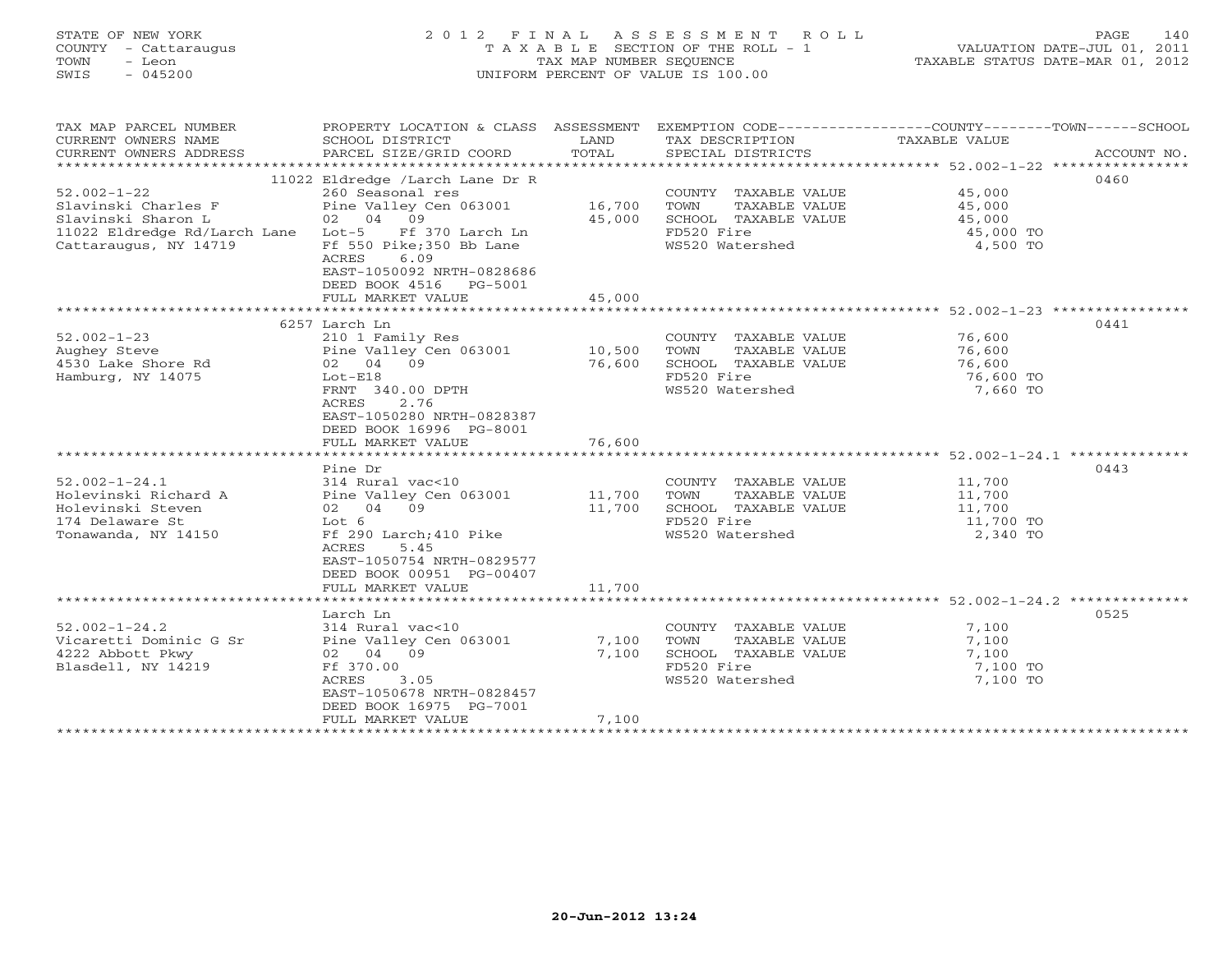STATE OF NEW YORK
COUNTY - Cattaraugus
TOWN - Leon
SWIS - 045200

# 2012 FINAL ASSESSMENT ROLL
TAXABLE SECTION OF THE ROLL - 1
TAX MAP NUMBER SEQUENCE
UNIFORM PERCENT OF VALUE IS 100.00

VALUATION DATE-JUL 01, 2011
TAXABLE STATUS DATE-MAR 01, 2012

| TAX MAP PARCEL NUMBER / CURRENT OWNERS NAME / CURRENT OWNERS ADDRESS | PROPERTY LOCATION & CLASS / SCHOOL DISTRICT / PARCEL SIZE/GRID COORD | ASSESSMENT LAND / TOTAL | EXEMPTION CODE / TAX DESCRIPTION / SPECIAL DISTRICTS | COUNTY--------TOWN------SCHOOL TAXABLE VALUE | ACCOUNT NO. |
|---|---|---|---|---|---|
| **52.002-1-22** | 11022 Eldredge /Larch Lane Dr R | | | | 0460 |
| 52.002-1-22 | 260 Seasonal res | | COUNTY TAXABLE VALUE | 45,000 | |
| Slavinski Charles F | Pine Valley Cen 063001 | 16,700 | TOWN TAXABLE VALUE | 45,000 | |
| Slavinski Sharon L | 02 04 09 | 45,000 | SCHOOL TAXABLE VALUE | 45,000 | |
| 11022 Eldredge Rd/Larch Lane | Lot-5 Ff 370 Larch Ln | | FD520 Fire | 45,000 TO | |
| Cattaraugus, NY 14719 | Ff 550 Pike;350 Bb Lane | | WS520 Watershed | 4,500 TO | |
| | ACRES 6.09 | | | | |
| | EAST-1050092 NRTH-0828686 | | | | |
| | DEED BOOK 4516 PG-5001 | | | | |
| | FULL MARKET VALUE | 45,000 | | | |
| **52.002-1-23** | 6257 Larch Ln | | | | 0441 |
| 52.002-1-23 | 210 1 Family Res | | COUNTY TAXABLE VALUE | 76,600 | |
| Aughey Steve | Pine Valley Cen 063001 | 10,500 | TOWN TAXABLE VALUE | 76,600 | |
| 4530 Lake Shore Rd | 02 04 09 | 76,600 | SCHOOL TAXABLE VALUE | 76,600 | |
| Hamburg, NY 14075 | Lot-E18 | | FD520 Fire | 76,600 TO | |
| | FRNT 340.00 DPTH | | WS520 Watershed | 7,660 TO | |
| | ACRES 2.76 | | | | |
| | EAST-1050280 NRTH-0828387 | | | | |
| | DEED BOOK 16996 PG-8001 | | | | |
| | FULL MARKET VALUE | 76,600 | | | |
| **52.002-1-24.1** | Pine Dr | | | | 0443 |
| 52.002-1-24.1 | 314 Rural vac<10 | | COUNTY TAXABLE VALUE | 11,700 | |
| Holevinski Richard A | Pine Valley Cen 063001 | 11,700 | TOWN TAXABLE VALUE | 11,700 | |
| Holevinski Steven | 02 04 09 | 11,700 | SCHOOL TAXABLE VALUE | 11,700 | |
| 174 Delaware St | Lot 6 | | FD520 Fire | 11,700 TO | |
| Tonawanda, NY 14150 | Ff 290 Larch;410 Pike | | WS520 Watershed | 2,340 TO | |
| | ACRES 5.45 | | | | |
| | EAST-1050754 NRTH-0829577 | | | | |
| | DEED BOOK 00951 PG-00407 | | | | |
| | FULL MARKET VALUE | 11,700 | | | |
| **52.002-1-24.2** | Larch Ln | | | | 0525 |
| 52.002-1-24.2 | 314 Rural vac<10 | | COUNTY TAXABLE VALUE | 7,100 | |
| Vicaretti Dominic G Sr | Pine Valley Cen 063001 | 7,100 | TOWN TAXABLE VALUE | 7,100 | |
| 4222 Abbott Pkwy | 02 04 09 | 7,100 | SCHOOL TAXABLE VALUE | 7,100 | |
| Blasdell, NY 14219 | Ff 370.00 | | FD520 Fire | 7,100 TO | |
| | ACRES 3.05 | | WS520 Watershed | 7,100 TO | |
| | EAST-1050678 NRTH-0828457 | | | | |
| | DEED BOOK 16975 PG-7001 | | | | |
| | FULL MARKET VALUE | 7,100 | | | |

20-Jun-2012 13:24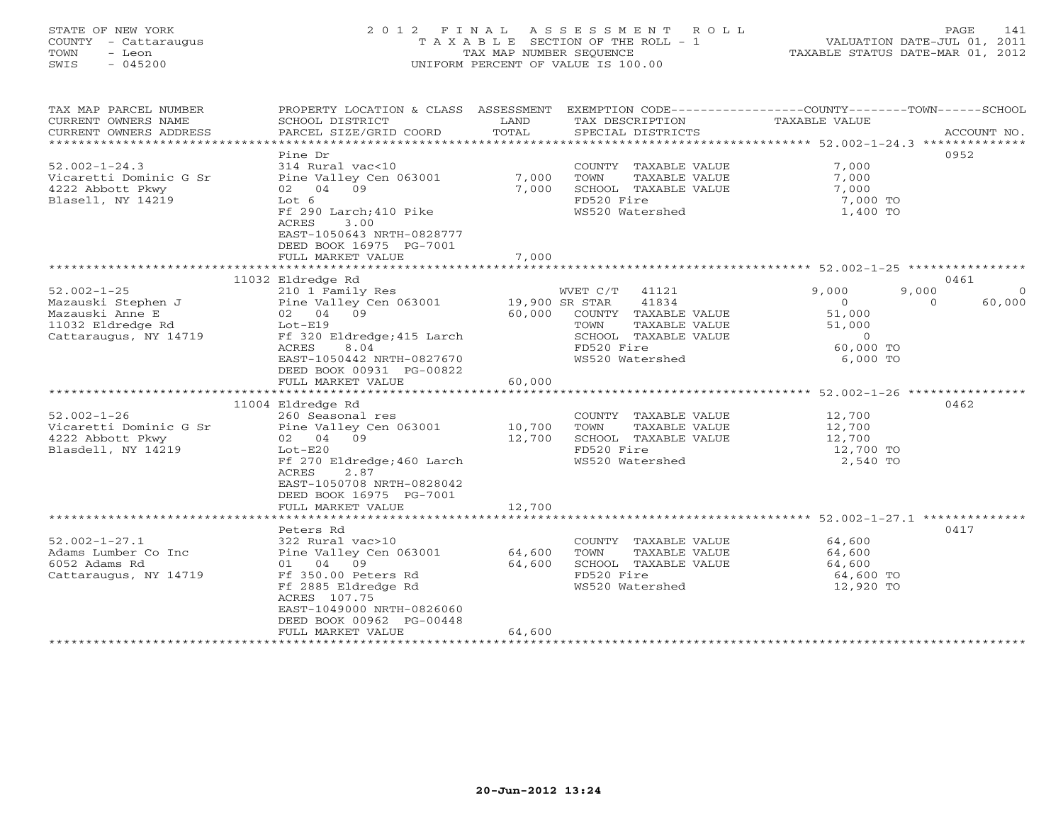STATE OF NEW YORK — 2012 FINAL ASSESSMENT ROLL
COUNTY - Cattaraugus — TAXABLE SECTION OF THE ROLL - 1 — VALUATION DATE-JUL 01, 2011
TOWN - Leon — TAX MAP NUMBER SEQUENCE — TAXABLE STATUS DATE-MAR 01, 2012
SWIS - 045200 — UNIFORM PERCENT OF VALUE IS 100.00

| TAX MAP PARCEL NUMBER / CURRENT OWNERS NAME / CURRENT OWNERS ADDRESS | PROPERTY LOCATION & CLASS / SCHOOL DISTRICT / PARCEL SIZE/GRID COORD | ASSESSMENT LAND / TOTAL | EXEMPTION CODE / TAX DESCRIPTION / SPECIAL DISTRICTS | COUNTY TAXABLE VALUE | TOWN | SCHOOL | ACCOUNT NO. |
|---|---|---|---|---|---|---|---|
| **52.002-1-24.3** | Pine Dr | | | | | | 0952 |
| 52.002-1-24.3 | 314 Rural vac<10 | | COUNTY TAXABLE VALUE | 7,000 | | | |
| Vicaretti Dominic G Sr | Pine Valley Cen 063001 | 7,000 | TOWN TAXABLE VALUE | 7,000 | | | |
| 4222 Abbott Pkwy | 02 04 09 | 7,000 | SCHOOL TAXABLE VALUE | 7,000 | | | |
| Blasell, NY 14219 | Lot 6 | | FD520 Fire | 7,000 TO | | | |
| | Ff 290 Larch;410 Pike | | WS520 Watershed | 1,400 TO | | | |
| | ACRES 3.00 | | | | | | |
| | EAST-1050643 NRTH-0828777 | | | | | | |
| | DEED BOOK 16975 PG-7001 | | | | | | |
| | FULL MARKET VALUE | 7,000 | | | | | |
| **52.002-1-25** | 11032 Eldredge Rd | | | | | | 0461 |
| 52.002-1-25 | 210 1 Family Res | | WVET C/T 41121 | 9,000 | 9,000 | 0 | |
| Mazauski Stephen J | Pine Valley Cen 063001 | 19,900 | SR STAR 41834 | 0 | 0 | 60,000 | |
| Mazauski Anne E | 02 04 09 | 60,000 | COUNTY TAXABLE VALUE | 51,000 | | | |
| 11032 Eldredge Rd | Lot-E19 | | TOWN TAXABLE VALUE | 51,000 | | | |
| Cattaraugus, NY 14719 | Ff 320 Eldredge;415 Larch | | SCHOOL TAXABLE VALUE | 0 | | | |
| | ACRES 8.04 | | FD520 Fire | 60,000 TO | | | |
| | EAST-1050442 NRTH-0827670 | | WS520 Watershed | 6,000 TO | | | |
| | DEED BOOK 00931 PG-00822 | | | | | | |
| | FULL MARKET VALUE | 60,000 | | | | | |
| **52.002-1-26** | 11004 Eldredge Rd | | | | | | 0462 |
| 52.002-1-26 | 260 Seasonal res | | COUNTY TAXABLE VALUE | 12,700 | | | |
| Vicaretti Dominic G Sr | Pine Valley Cen 063001 | 10,700 | TOWN TAXABLE VALUE | 12,700 | | | |
| 4222 Abbott Pkwy | 02 04 09 | 12,700 | SCHOOL TAXABLE VALUE | 12,700 | | | |
| Blasdell, NY 14219 | Lot-E20 | | FD520 Fire | 12,700 TO | | | |
| | Ff 270 Eldredge;460 Larch | | WS520 Watershed | 2,540 TO | | | |
| | ACRES 2.87 | | | | | | |
| | EAST-1050708 NRTH-0828042 | | | | | | |
| | DEED BOOK 16975 PG-7001 | | | | | | |
| | FULL MARKET VALUE | 12,700 | | | | | |
| **52.002-1-27.1** | Peters Rd | | | | | | 0417 |
| 52.002-1-27.1 | 322 Rural vac>10 | | COUNTY TAXABLE VALUE | 64,600 | | | |
| Adams Lumber Co Inc | Pine Valley Cen 063001 | 64,600 | TOWN TAXABLE VALUE | 64,600 | | | |
| 6052 Adams Rd | 01 04 09 | 64,600 | SCHOOL TAXABLE VALUE | 64,600 | | | |
| Cattaraugus, NY 14719 | Ff 350.00 Peters Rd | | FD520 Fire | 64,600 TO | | | |
| | Ff 2885 Eldredge Rd | | WS520 Watershed | 12,920 TO | | | |
| | ACRES 107.75 | | | | | | |
| | EAST-1049000 NRTH-0826060 | | | | | | |
| | DEED BOOK 00962 PG-00448 | | | | | | |
| | FULL MARKET VALUE | 64,600 | | | | | |

20-Jun-2012 13:24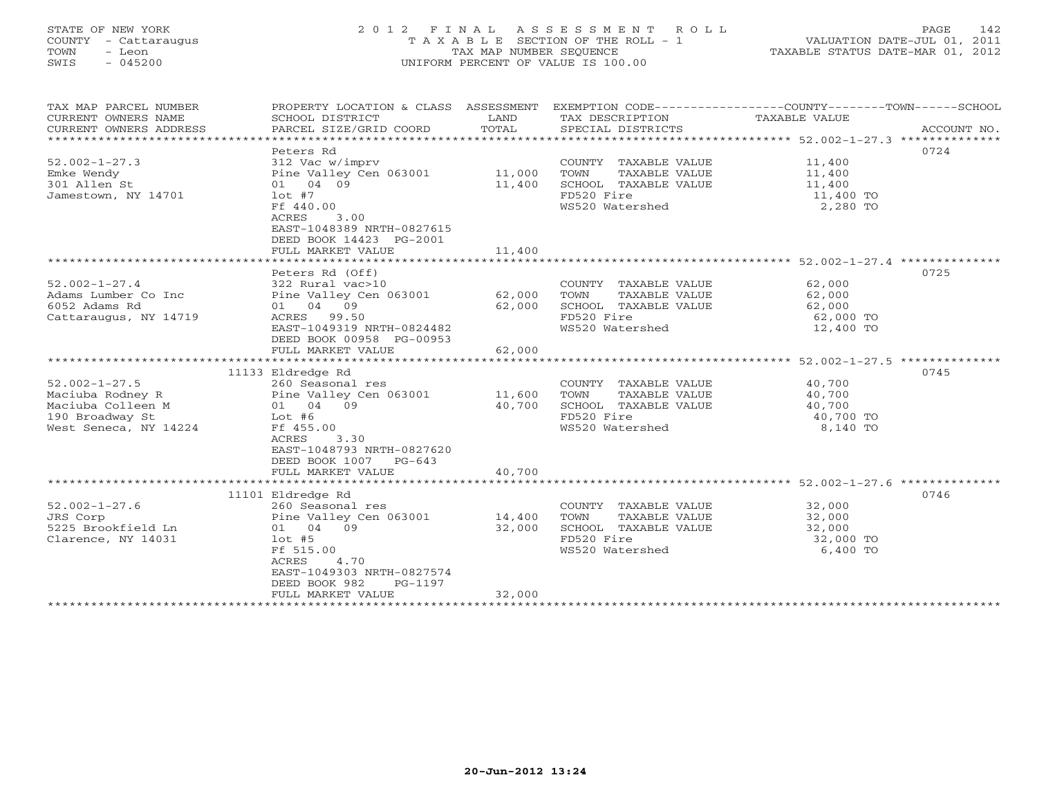STATE OF NEW YORK
COUNTY - Cattaraugus
TOWN - Leon
SWIS - 045200

# 2012 FINAL ASSESSMENT ROLL

TAXABLE SECTION OF THE ROLL - 1
TAX MAP NUMBER SEQUENCE
UNIFORM PERCENT OF VALUE IS 100.00

VALUATION DATE-JUL 01, 2011
TAXABLE STATUS DATE-MAR 01, 2012

| TAX MAP PARCEL NUMBER / CURRENT OWNERS NAME / CURRENT OWNERS ADDRESS | PROPERTY LOCATION & CLASS / SCHOOL DISTRICT / PARCEL SIZE/GRID COORD | ASSESSMENT LAND / TOTAL | EXEMPTION CODE / TAX DESCRIPTION / SPECIAL DISTRICTS | COUNTY--------TOWN------SCHOOL TAXABLE VALUE | ACCOUNT NO. |
|---|---|---|---|---|---|
| **52.002-1-27.3** | Peters Rd | | | | 0724 |
| 52.002-1-27.3 | 312 Vac w/imprv | | COUNTY TAXABLE VALUE | 11,400 | |
| Emke Wendy | Pine Valley Cen 063001 | 11,000 | TOWN TAXABLE VALUE | 11,400 | |
| 301 Allen St | 01 04 09 | 11,400 | SCHOOL TAXABLE VALUE | 11,400 | |
| Jamestown, NY 14701 | lot #7 | | FD520 Fire | 11,400 TO | |
| | Ff 440.00 | | WS520 Watershed | 2,280 TO | |
| | ACRES 3.00 | | | | |
| | EAST-1048389 NRTH-0827615 | | | | |
| | DEED BOOK 14423 PG-2001 | | | | |
| | FULL MARKET VALUE | 11,400 | | | |
| **52.002-1-27.4** | Peters Rd (Off) | | | | 0725 |
| 52.002-1-27.4 | 322 Rural vac>10 | | COUNTY TAXABLE VALUE | 62,000 | |
| Adams Lumber Co Inc | Pine Valley Cen 063001 | 62,000 | TOWN TAXABLE VALUE | 62,000 | |
| 6052 Adams Rd | 01 04 09 | 62,000 | SCHOOL TAXABLE VALUE | 62,000 | |
| Cattaraugus, NY 14719 | ACRES 99.50 | | FD520 Fire | 62,000 TO | |
| | EAST-1049319 NRTH-0824482 | | WS520 Watershed | 12,400 TO | |
| | DEED BOOK 00958 PG-00953 | | | | |
| | FULL MARKET VALUE | 62,000 | | | |
| **52.002-1-27.5** | 11133 Eldredge Rd | | | | 0745 |
| 52.002-1-27.5 | 260 Seasonal res | | COUNTY TAXABLE VALUE | 40,700 | |
| Maciuba Rodney R | Pine Valley Cen 063001 | 11,600 | TOWN TAXABLE VALUE | 40,700 | |
| Maciuba Colleen M | 01 04 09 | 40,700 | SCHOOL TAXABLE VALUE | 40,700 | |
| 190 Broadway St | Lot #6 | | FD520 Fire | 40,700 TO | |
| West Seneca, NY 14224 | Ff 455.00 | | WS520 Watershed | 8,140 TO | |
| | ACRES 3.30 | | | | |
| | EAST-1048793 NRTH-0827620 | | | | |
| | DEED BOOK 1007 PG-643 | | | | |
| | FULL MARKET VALUE | 40,700 | | | |
| **52.002-1-27.6** | 11101 Eldredge Rd | | | | 0746 |
| 52.002-1-27.6 | 260 Seasonal res | | COUNTY TAXABLE VALUE | 32,000 | |
| JRS Corp | Pine Valley Cen 063001 | 14,400 | TOWN TAXABLE VALUE | 32,000 | |
| 5225 Brookfield Ln | 01 04 09 | 32,000 | SCHOOL TAXABLE VALUE | 32,000 | |
| Clarence, NY 14031 | lot #5 | | FD520 Fire | 32,000 TO | |
| | Ff 515.00 | | WS520 Watershed | 6,400 TO | |
| | ACRES 4.70 | | | | |
| | EAST-1049303 NRTH-0827574 | | | | |
| | DEED BOOK 982 PG-1197 | | | | |
| | FULL MARKET VALUE | 32,000 | | | |

20-Jun-2012 13:24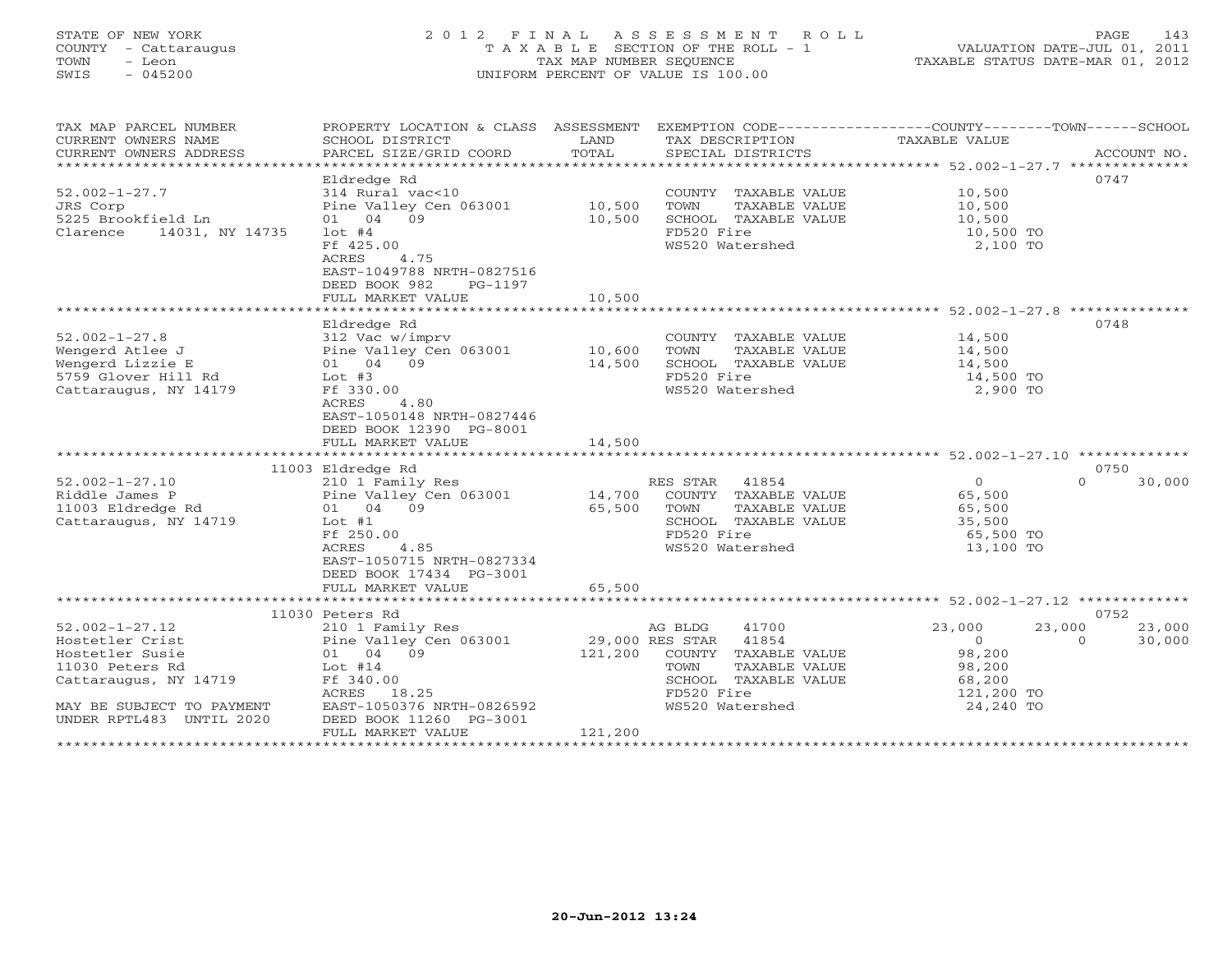STATE OF NEW YORK
COUNTY - Cattaraugus
TOWN - Leon
SWIS - 045200

2 0 1 2 F I N A L A S S E S S M E N T R O L L
T A X A B L E SECTION OF THE ROLL - 1
TAX MAP NUMBER SEQUENCE
UNIFORM PERCENT OF VALUE IS 100.00

VALUATION DATE-JUL 01, 2011
TAXABLE STATUS DATE-MAR 01, 2012

| TAX MAP PARCEL NUMBER / CURRENT OWNERS NAME / CURRENT OWNERS ADDRESS | PROPERTY LOCATION & CLASS / SCHOOL DISTRICT / PARCEL SIZE/GRID COORD | ASSESSMENT LAND / TOTAL | EXEMPTION CODE / TAX DESCRIPTION / SPECIAL DISTRICTS | COUNTY TAXABLE VALUE | TOWN | SCHOOL | ACCOUNT NO. |
|---|---|---|---|---|---|---|---|
| **52.002-1-27.7** | Eldredge Rd | | | | | | 0747 |
| 52.002-1-27.7 | 314 Rural vac<10 | | COUNTY TAXABLE VALUE | 10,500 | | | |
| JRS Corp | Pine Valley Cen 063001 | 10,500 | TOWN TAXABLE VALUE | 10,500 | | | |
| 5225 Brookfield Ln | 01 04 09 | 10,500 | SCHOOL TAXABLE VALUE | 10,500 | | | |
| Clarence 14031, NY 14735 | lot #4 | | FD520 Fire | 10,500 TO | | | |
| | Ff 425.00 | | WS520 Watershed | 2,100 TO | | | |
| | ACRES 4.75 | | | | | | |
| | EAST-1049788 NRTH-0827516 | | | | | | |
| | DEED BOOK 982 PG-1197 | | | | | | |
| | FULL MARKET VALUE | 10,500 | | | | | |
| **52.002-1-27.8** | Eldredge Rd | | | | | | 0748 |
| 52.002-1-27.8 | 312 Vac w/imprv | | COUNTY TAXABLE VALUE | 14,500 | | | |
| Wengerd Atlee J | Pine Valley Cen 063001 | 10,600 | TOWN TAXABLE VALUE | 14,500 | | | |
| Wengerd Lizzie E | 01 04 09 | 14,500 | SCHOOL TAXABLE VALUE | 14,500 | | | |
| 5759 Glover Hill Rd | Lot #3 | | FD520 Fire | 14,500 TO | | | |
| Cattaraugus, NY 14179 | Ff 330.00 | | WS520 Watershed | 2,900 TO | | | |
| | ACRES 4.80 | | | | | | |
| | EAST-1050148 NRTH-0827446 | | | | | | |
| | DEED BOOK 12390 PG-8001 | | | | | | |
| | FULL MARKET VALUE | 14,500 | | | | | |
| **52.002-1-27.10** | 11003 Eldredge Rd | | | | | | 0750 |
| 52.002-1-27.10 | 210 1 Family Res | | RES STAR 41854 | 0 | 0 | 30,000 | |
| Riddle James P | Pine Valley Cen 063001 | 14,700 | COUNTY TAXABLE VALUE | 65,500 | | | |
| 11003 Eldredge Rd | 01 04 09 | 65,500 | TOWN TAXABLE VALUE | 65,500 | | | |
| Cattaraugus, NY 14719 | Lot #1 | | SCHOOL TAXABLE VALUE | 35,500 | | | |
| | Ff 250.00 | | FD520 Fire | 65,500 TO | | | |
| | ACRES 4.85 | | WS520 Watershed | 13,100 TO | | | |
| | EAST-1050715 NRTH-0827334 | | | | | | |
| | DEED BOOK 17434 PG-3001 | | | | | | |
| | FULL MARKET VALUE | 65,500 | | | | | |
| **52.002-1-27.12** | 11030 Peters Rd | | | | | | 0752 |
| 52.002-1-27.12 | 210 1 Family Res | | AG BLDG 41700 | 23,000 | 23,000 | 23,000 | |
| Hostetler Crist | Pine Valley Cen 063001 | 29,000 | RES STAR 41854 | 0 | 0 | 30,000 | |
| Hostetler Susie | 01 04 09 | 121,200 | COUNTY TAXABLE VALUE | 98,200 | | | |
| 11030 Peters Rd | Lot #14 | | TOWN TAXABLE VALUE | 98,200 | | | |
| Cattaraugus, NY 14719 | Ff 340.00 | | SCHOOL TAXABLE VALUE | 68,200 | | | |
| | ACRES 18.25 | | FD520 Fire | 121,200 TO | | | |
| MAY BE SUBJECT TO PAYMENT | EAST-1050376 NRTH-0826592 | | WS520 Watershed | 24,240 TO | | | |
| UNDER RPTL483 UNTIL 2020 | DEED BOOK 11260 PG-3001 | | | | | | |
| | FULL MARKET VALUE | 121,200 | | | | | |

20-Jun-2012 13:24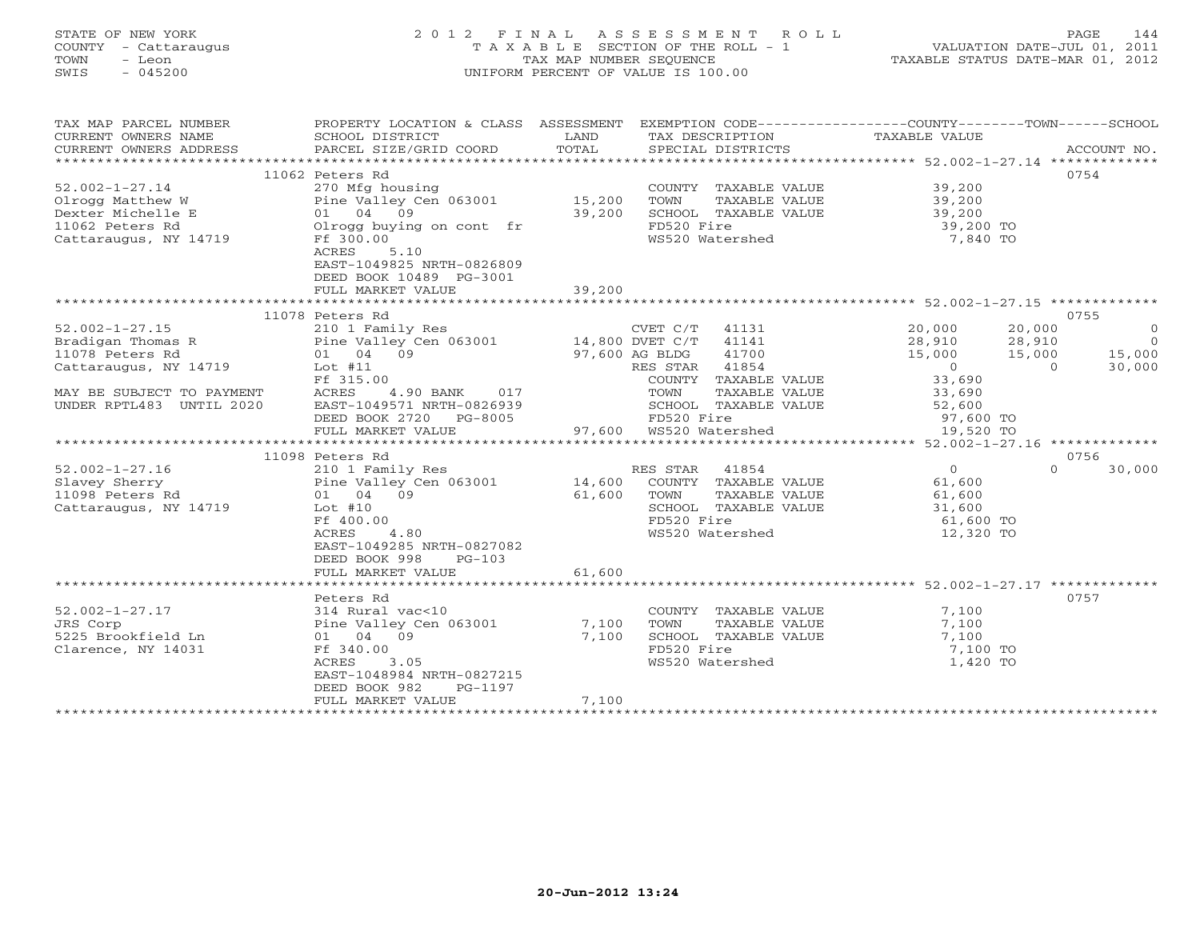STATE OF NEW YORK
COUNTY - Cattaraugus
TOWN - Leon
SWIS - 045200

# 2012 FINAL ASSESSMENT ROLL
TAXABLE SECTION OF THE ROLL - 1
TAX MAP NUMBER SEQUENCE
UNIFORM PERCENT OF VALUE IS 100.00

VALUATION DATE-JUL 01, 2011
TAXABLE STATUS DATE-MAR 01, 2012

| TAX MAP PARCEL NUMBER / CURRENT OWNERS NAME / CURRENT OWNERS ADDRESS | PROPERTY LOCATION & CLASS / SCHOOL DISTRICT / PARCEL SIZE/GRID COORD | ASSESSMENT LAND / TOTAL | EXEMPTION CODE / TAX DESCRIPTION / SPECIAL DISTRICTS | COUNTY TAXABLE VALUE | TOWN | SCHOOL | ACCOUNT NO. |
|---|---|---|---|---|---|---|---|
| **52.002-1-27.14** | 11062 Peters Rd | | | | | | 0754 |
| Olrogg Matthew W | 270 Mfg housing | | COUNTY TAXABLE VALUE | 39,200 | | | |
| Dexter Michelle E | Pine Valley Cen 063001 | 15,200 | TOWN TAXABLE VALUE | 39,200 | | | |
| 11062 Peters Rd | 01 04 09 | 39,200 | SCHOOL TAXABLE VALUE | 39,200 | | | |
| Cattaraugus, NY 14719 | Olrogg buying on cont fr | | FD520 Fire | 39,200 TO | | | |
| | Ff 300.00 | | WS520 Watershed | 7,840 TO | | | |
| | ACRES 5.10 | | | | | | |
| | EAST-1049825 NRTH-0826809 | | | | | | |
| | DEED BOOK 10489 PG-3001 | | | | | | |
| | FULL MARKET VALUE | 39,200 | | | | | |
| **52.002-1-27.15** | 11078 Peters Rd | | | | | | 0755 |
| Bradigan Thomas R | 210 1 Family Res | | CVET C/T 41131 | 20,000 | 20,000 | 0 | |
| 11078 Peters Rd | Pine Valley Cen 063001 | 14,800 | DVET C/T 41141 | 28,910 | 28,910 | 0 | |
| Cattaraugus, NY 14719 | 01 04 09 | 97,600 | AG BLDG 41700 | 15,000 | 15,000 | 15,000 | |
| | Lot #11 | | RES STAR 41854 | 0 | 0 | 30,000 | |
| | Ff 315.00 | | COUNTY TAXABLE VALUE | 33,690 | | | |
| MAY BE SUBJECT TO PAYMENT | ACRES 4.90 BANK 017 | | TOWN TAXABLE VALUE | 33,690 | | | |
| UNDER RPTL483 UNTIL 2020 | EAST-1049571 NRTH-0826939 | | SCHOOL TAXABLE VALUE | 52,600 | | | |
| | DEED BOOK 2720 PG-8005 | | FD520 Fire | 97,600 TO | | | |
| | FULL MARKET VALUE | 97,600 | WS520 Watershed | 19,520 TO | | | |
| **52.002-1-27.16** | 11098 Peters Rd | | | | | | 0756 |
| Slavey Sherry | 210 1 Family Res | | RES STAR 41854 | 0 | 0 | 30,000 | |
| 11098 Peters Rd | Pine Valley Cen 063001 | 14,600 | COUNTY TAXABLE VALUE | 61,600 | | | |
| Cattaraugus, NY 14719 | 01 04 09 | 61,600 | TOWN TAXABLE VALUE | 61,600 | | | |
| | Lot #10 | | SCHOOL TAXABLE VALUE | 31,600 | | | |
| | Ff 400.00 | | FD520 Fire | 61,600 TO | | | |
| | ACRES 4.80 | | WS520 Watershed | 12,320 TO | | | |
| | EAST-1049285 NRTH-0827082 | | | | | | |
| | DEED BOOK 998 PG-103 | | | | | | |
| | FULL MARKET VALUE | 61,600 | | | | | |
| **52.002-1-27.17** | Peters Rd | | | | | | 0757 |
| JRS Corp | 314 Rural vac<10 | | COUNTY TAXABLE VALUE | 7,100 | | | |
| 5225 Brookfield Ln | Pine Valley Cen 063001 | 7,100 | TOWN TAXABLE VALUE | 7,100 | | | |
| Clarence, NY 14031 | 01 04 09 | 7,100 | SCHOOL TAXABLE VALUE | 7,100 | | | |
| | Ff 340.00 | | FD520 Fire | 7,100 TO | | | |
| | ACRES 3.05 | | WS520 Watershed | 1,420 TO | | | |
| | EAST-1048984 NRTH-0827215 | | | | | | |
| | DEED BOOK 982 PG-1197 | | | | | | |
| | FULL MARKET VALUE | 7,100 | | | | | |

20-Jun-2012 13:24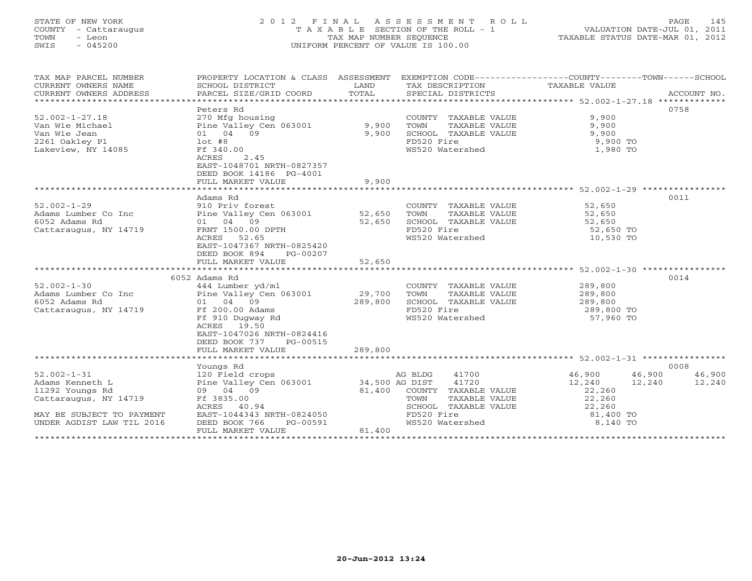STATE OF NEW YORK — COUNTY - Cattaraugus — TOWN - Leon — SWIS - 045200

# 2012 FINAL ASSESSMENT ROLL

TAXABLE SECTION OF THE ROLL - 1
TAX MAP NUMBER SEQUENCE
UNIFORM PERCENT OF VALUE IS 100.00

VALUATION DATE-JUL 01, 2011
TAXABLE STATUS DATE-MAR 01, 2012

| TAX MAP PARCEL NUMBER / CURRENT OWNERS NAME / CURRENT OWNERS ADDRESS | PROPERTY LOCATION & CLASS / SCHOOL DISTRICT / PARCEL SIZE/GRID COORD | ASSESSMENT LAND | TOTAL | EXEMPTION CODE / TAX DESCRIPTION / SPECIAL DISTRICTS | COUNTY TAXABLE VALUE | TOWN | SCHOOL | ACCOUNT NO. |
|---|---|---|---|---|---|---|---|---|
| **52.002-1-27.18** | Peters Rd | | | | | | | 0758 |
| 52.002-1-27.18 | 270 Mfg housing | | | COUNTY TAXABLE VALUE | 9,900 | | | |
| Van Wie Michael | Pine Valley Cen 063001 | 9,900 | | TOWN TAXABLE VALUE | 9,900 | | | |
| Van Wie Jean | 01 04 09 | | 9,900 | SCHOOL TAXABLE VALUE | 9,900 | | | |
| 2261 Oakley Pl | lot #8 | | | FD520 Fire | 9,900 TO | | | |
| Lakeview, NY 14085 | Ff 340.00 | | | WS520 Watershed | 1,980 TO | | | |
| | ACRES 2.45 | | | | | | | |
| | EAST-1048701 NRTH-0827357 | | | | | | | |
| | DEED BOOK 14186 PG-4001 | | | | | | | |
| | FULL MARKET VALUE | | 9,900 | | | | | |
| **52.002-1-29** | Adams Rd | | | | | | | 0011 |
| 52.002-1-29 | 910 Priv forest | | | COUNTY TAXABLE VALUE | 52,650 | | | |
| Adams Lumber Co Inc | Pine Valley Cen 063001 | 52,650 | | TOWN TAXABLE VALUE | 52,650 | | | |
| 6052 Adams Rd | 01 04 09 | | 52,650 | SCHOOL TAXABLE VALUE | 52,650 | | | |
| Cattaraugus, NY 14719 | FRNT 1500.00 DPTH | | | FD520 Fire | 52,650 TO | | | |
| | ACRES 52.65 | | | WS520 Watershed | 10,530 TO | | | |
| | EAST-1047367 NRTH-0825420 | | | | | | | |
| | DEED BOOK 894 PG-00207 | | | | | | | |
| | FULL MARKET VALUE | | 52,650 | | | | | |
| **52.002-1-30** | 6052 Adams Rd | | | | | | | 0014 |
| 52.002-1-30 | 444 Lumber yd/ml | | | COUNTY TAXABLE VALUE | 289,800 | | | |
| Adams Lumber Co Inc | Pine Valley Cen 063001 | 29,700 | | TOWN TAXABLE VALUE | 289,800 | | | |
| 6052 Adams Rd | 01 04 09 | | 289,800 | SCHOOL TAXABLE VALUE | 289,800 | | | |
| Cattaraugus, NY 14719 | Ff 200.00 Adams | | | FD520 Fire | 289,800 TO | | | |
| | Ff 910 Dugway Rd | | | WS520 Watershed | 57,960 TO | | | |
| | ACRES 19.50 | | | | | | | |
| | EAST-1047026 NRTH-0824416 | | | | | | | |
| | DEED BOOK 737 PG-00515 | | | | | | | |
| | FULL MARKET VALUE | | 289,800 | | | | | |
| **52.002-1-31** | Youngs Rd | | | | | | | 0008 |
| 52.002-1-31 | 120 Field crops | | | AG BLDG 41700 | 46,900 | 46,900 | 46,900 | |
| Adams Kenneth L | Pine Valley Cen 063001 | 34,500 | | AG DIST 41720 | 12,240 | 12,240 | 12,240 | |
| 11292 Youngs Rd | 09 04 09 | | 81,400 | COUNTY TAXABLE VALUE | 22,260 | | | |
| Cattaraugus, NY 14719 | Ff 3835.00 | | | TOWN TAXABLE VALUE | 22,260 | | | |
| | ACRES 40.94 | | | SCHOOL TAXABLE VALUE | 22,260 | | | |
| MAY BE SUBJECT TO PAYMENT | EAST-1044343 NRTH-0824050 | | | FD520 Fire | 81,400 TO | | | |
| UNDER AGDIST LAW TIL 2016 | DEED BOOK 766 PG-00591 | | | WS520 Watershed | 8,140 TO | | | |
| | FULL MARKET VALUE | | 81,400 | | | | | |

20-Jun-2012 13:24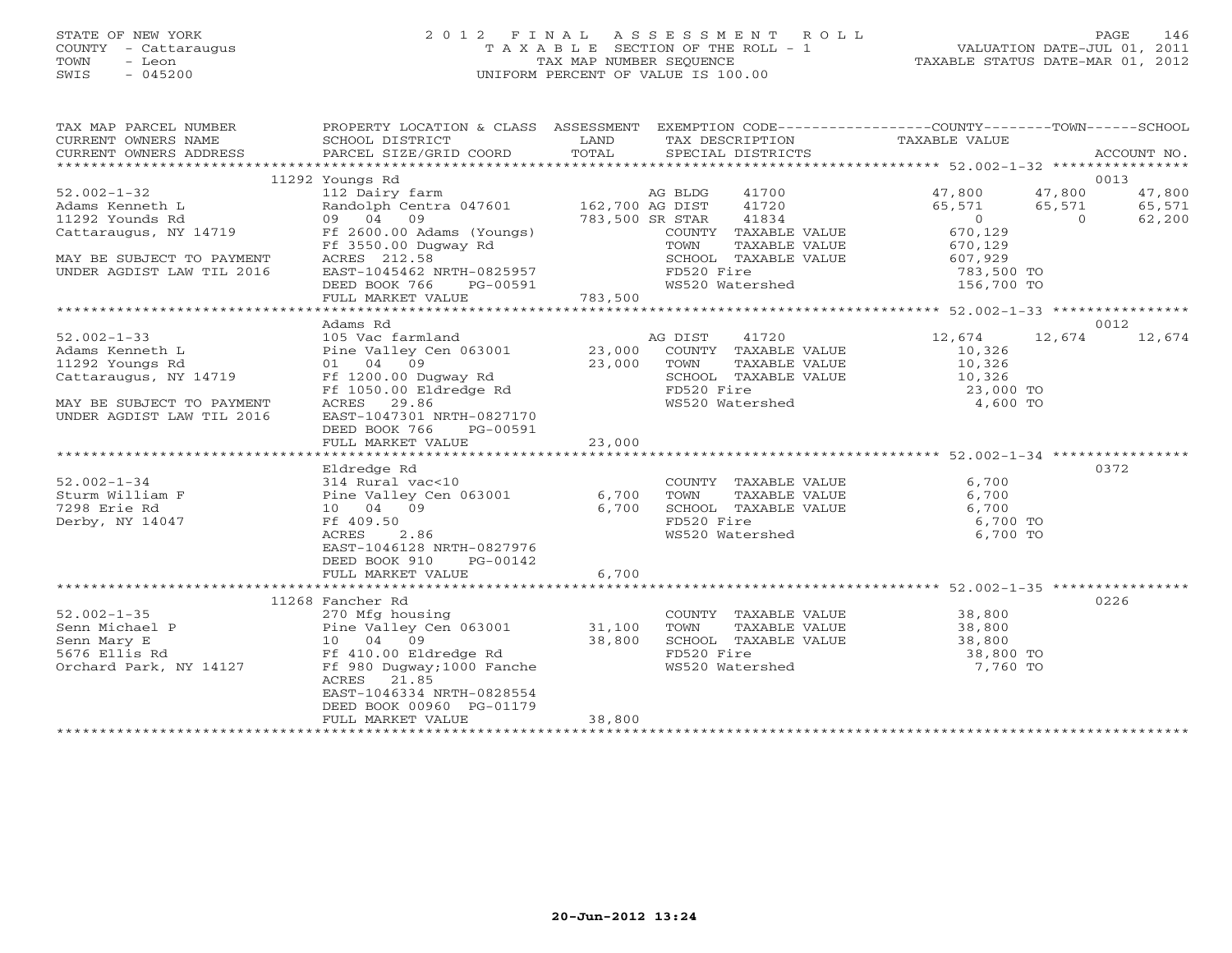STATE OF NEW YORK
COUNTY - Cattaraugus
TOWN - Leon
SWIS - 045200

2012 FINAL ASSESSMENT ROLL
TAXABLE SECTION OF THE ROLL - 1
TAX MAP NUMBER SEQUENCE
UNIFORM PERCENT OF VALUE IS 100.00

VALUATION DATE-JUL 01, 2011
TAXABLE STATUS DATE-MAR 01, 2012

| TAX MAP PARCEL NUMBER / CURRENT OWNERS NAME / CURRENT OWNERS ADDRESS | PROPERTY LOCATION & CLASS / SCHOOL DISTRICT / PARCEL SIZE/GRID COORD | ASSESSMENT LAND / TOTAL | EXEMPTION CODE / TAX DESCRIPTION / SPECIAL DISTRICTS | COUNTY | TOWN | SCHOOL / ACCOUNT NO. |
|---|---|---|---|---|---|---|
| 52.002-1-32 | 11292 Youngs Rd | | | | | 0013 |
| | 112 Dairy farm | | AG BLDG 41700 | 47,800 | 47,800 | 47,800 |
| Adams Kenneth L | Randolph Centra 047601 | 162,700 | AG DIST 41720 | 65,571 | 65,571 | 65,571 |
| 11292 Younds Rd | 09 04 09 | 783,500 | SR STAR 41834 | 0 | 0 | 62,200 |
| Cattaraugus, NY 14719 | Ff 2600.00 Adams (Youngs) | | COUNTY TAXABLE VALUE | 670,129 | | |
| | Ff 3550.00 Dugway Rd | | TOWN TAXABLE VALUE | | 670,129 | |
| MAY BE SUBJECT TO PAYMENT | ACRES 212.58 | | SCHOOL TAXABLE VALUE | | | 607,929 |
| UNDER AGDIST LAW TIL 2016 | EAST-1045462 NRTH-0825957 | | FD520 Fire | 783,500 TO | | |
| | DEED BOOK 766 PG-00591 | | WS520 Watershed | 156,700 TO | | |
| | FULL MARKET VALUE | 783,500 | | | | |
| 52.002-1-33 | Adams Rd | | | | | 0012 |
| | 105 Vac farmland | | AG DIST 41720 | 12,674 | 12,674 | 12,674 |
| Adams Kenneth L | Pine Valley Cen 063001 | 23,000 | COUNTY TAXABLE VALUE | 10,326 | | |
| 11292 Youngs Rd | 01 04 09 | 23,000 | TOWN TAXABLE VALUE | | 10,326 | |
| Cattaraugus, NY 14719 | Ff 1200.00 Dugway Rd | | SCHOOL TAXABLE VALUE | | | 10,326 |
| | Ff 1050.00 Eldredge Rd | | FD520 Fire | 23,000 TO | | |
| MAY BE SUBJECT TO PAYMENT | ACRES 29.86 | | WS520 Watershed | 4,600 TO | | |
| UNDER AGDIST LAW TIL 2016 | EAST-1047301 NRTH-0827170 | | | | | |
| | DEED BOOK 766 PG-00591 | | | | | |
| | FULL MARKET VALUE | 23,000 | | | | |
| 52.002-1-34 | Eldredge Rd | | | | | 0372 |
| | 314 Rural vac<10 | | COUNTY TAXABLE VALUE | 6,700 | | |
| Sturm William F | Pine Valley Cen 063001 | 6,700 | TOWN TAXABLE VALUE | | 6,700 | |
| 7298 Erie Rd | 10 04 09 | 6,700 | SCHOOL TAXABLE VALUE | | | 6,700 |
| Derby, NY 14047 | Ff 409.50 | | FD520 Fire | 6,700 TO | | |
| | ACRES 2.86 | | WS520 Watershed | 6,700 TO | | |
| | EAST-1046128 NRTH-0827976 | | | | | |
| | DEED BOOK 910 PG-00142 | | | | | |
| | FULL MARKET VALUE | 6,700 | | | | |
| 52.002-1-35 | 11268 Fancher Rd | | | | | 0226 |
| | 270 Mfg housing | | COUNTY TAXABLE VALUE | 38,800 | | |
| Senn Michael P | Pine Valley Cen 063001 | 31,100 | TOWN TAXABLE VALUE | | 38,800 | |
| Senn Mary E | 10 04 09 | 38,800 | SCHOOL TAXABLE VALUE | | | 38,800 |
| 5676 Ellis Rd | Ff 410.00 Eldredge Rd | | FD520 Fire | 38,800 TO | | |
| Orchard Park, NY 14127 | Ff 980 Dugway;1000 Fanche | | WS520 Watershed | 7,760 TO | | |
| | ACRES 21.85 | | | | | |
| | EAST-1046334 NRTH-0828554 | | | | | |
| | DEED BOOK 00960 PG-01179 | | | | | |
| | FULL MARKET VALUE | 38,800 | | | | |

20-Jun-2012 13:24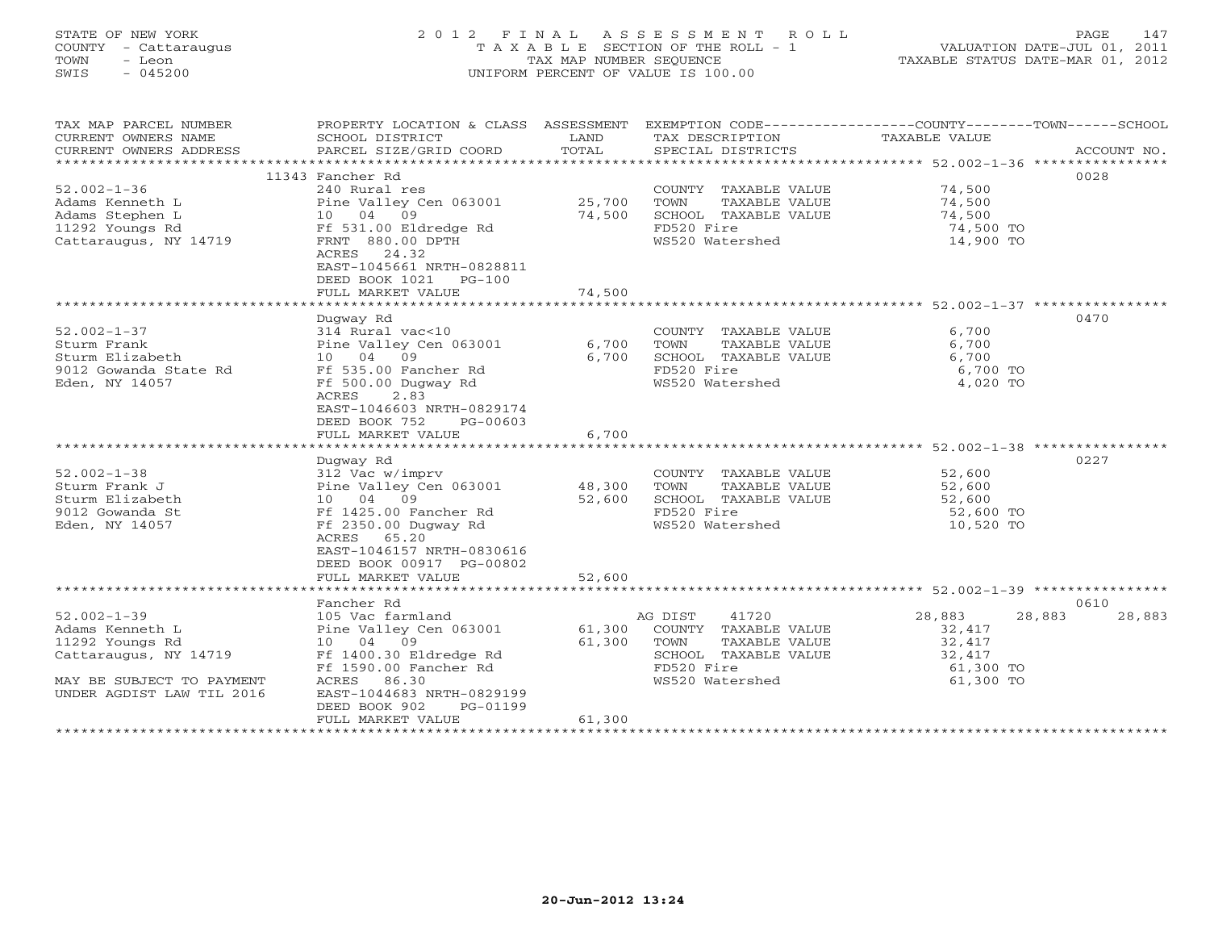STATE OF NEW YORK
COUNTY - Cattaraugus
TOWN - Leon
SWIS - 045200

# 2012 FINAL ASSESSMENT ROLL

TAXABLE SECTION OF THE ROLL - 1
TAX MAP NUMBER SEQUENCE
UNIFORM PERCENT OF VALUE IS 100.00

VALUATION DATE-JUL 01, 2011
TAXABLE STATUS DATE-MAR 01, 2012

| TAX MAP PARCEL NUMBER / CURRENT OWNERS NAME / CURRENT OWNERS ADDRESS | PROPERTY LOCATION & CLASS / SCHOOL DISTRICT / PARCEL SIZE/GRID COORD | ASSESSMENT LAND / TOTAL | EXEMPTION CODE / TAX DESCRIPTION / SPECIAL DISTRICTS | COUNTY TAXABLE VALUE | TOWN | SCHOOL / ACCOUNT NO. |
|---|---|---|---|---|---|---|
| **52.002-1-36** | 11343 Fancher Rd | | | | | 0028 |
| 52.002-1-36 | 240 Rural res | | COUNTY TAXABLE VALUE | 74,500 | | |
| Adams Kenneth L | Pine Valley Cen 063001 | 25,700 | TOWN TAXABLE VALUE | 74,500 | | |
| Adams Stephen L | 10 04 09 | 74,500 | SCHOOL TAXABLE VALUE | 74,500 | | |
| 11292 Youngs Rd | Ff 531.00 Eldredge Rd | | FD520 Fire | 74,500 TO | | |
| Cattaraugus, NY 14719 | FRNT 880.00 DPTH | | WS520 Watershed | 14,900 TO | | |
| | ACRES 24.32 | | | | | |
| | EAST-1045661 NRTH-0828811 | | | | | |
| | DEED BOOK 1021 PG-100 | | | | | |
| | FULL MARKET VALUE | 74,500 | | | | |
| **52.002-1-37** | Dugway Rd | | | | | 0470 |
| 52.002-1-37 | 314 Rural vac<10 | | COUNTY TAXABLE VALUE | 6,700 | | |
| Sturm Frank | Pine Valley Cen 063001 | 6,700 | TOWN TAXABLE VALUE | 6,700 | | |
| Sturm Elizabeth | 10 04 09 | 6,700 | SCHOOL TAXABLE VALUE | 6,700 | | |
| 9012 Gowanda State Rd | Ff 535.00 Fancher Rd | | FD520 Fire | 6,700 TO | | |
| Eden, NY 14057 | Ff 500.00 Dugway Rd | | WS520 Watershed | 4,020 TO | | |
| | ACRES 2.83 | | | | | |
| | EAST-1046603 NRTH-0829174 | | | | | |
| | DEED BOOK 752 PG-00603 | | | | | |
| | FULL MARKET VALUE | 6,700 | | | | |
| **52.002-1-38** | Dugway Rd | | | | | 0227 |
| 52.002-1-38 | 312 Vac w/imprv | | COUNTY TAXABLE VALUE | 52,600 | | |
| Sturm Frank J | Pine Valley Cen 063001 | 48,300 | TOWN TAXABLE VALUE | 52,600 | | |
| Sturm Elizabeth | 10 04 09 | 52,600 | SCHOOL TAXABLE VALUE | 52,600 | | |
| 9012 Gowanda St | Ff 1425.00 Fancher Rd | | FD520 Fire | 52,600 TO | | |
| Eden, NY 14057 | Ff 2350.00 Dugway Rd | | WS520 Watershed | 10,520 TO | | |
| | ACRES 65.20 | | | | | |
| | EAST-1046157 NRTH-0830616 | | | | | |
| | DEED BOOK 00917 PG-00802 | | | | | |
| | FULL MARKET VALUE | 52,600 | | | | |
| **52.002-1-39** | Fancher Rd | | | | | 0610 |
| 52.002-1-39 | 105 Vac farmland | | AG DIST 41720 | 28,883 | 28,883 | 28,883 |
| Adams Kenneth L | Pine Valley Cen 063001 | 61,300 | COUNTY TAXABLE VALUE | 32,417 | | |
| 11292 Youngs Rd | 10 04 09 | 61,300 | TOWN TAXABLE VALUE | 32,417 | | |
| Cattaraugus, NY 14719 | Ff 1400.30 Eldredge Rd | | SCHOOL TAXABLE VALUE | 32,417 | | |
| | Ff 1590.00 Fancher Rd | | FD520 Fire | 61,300 TO | | |
| MAY BE SUBJECT TO PAYMENT | ACRES 86.30 | | WS520 Watershed | 61,300 TO | | |
| UNDER AGDIST LAW TIL 2016 | EAST-1044683 NRTH-0829199 | | | | | |
| | DEED BOOK 902 PG-01199 | | | | | |
| | FULL MARKET VALUE | 61,300 | | | | |

20-Jun-2012 13:24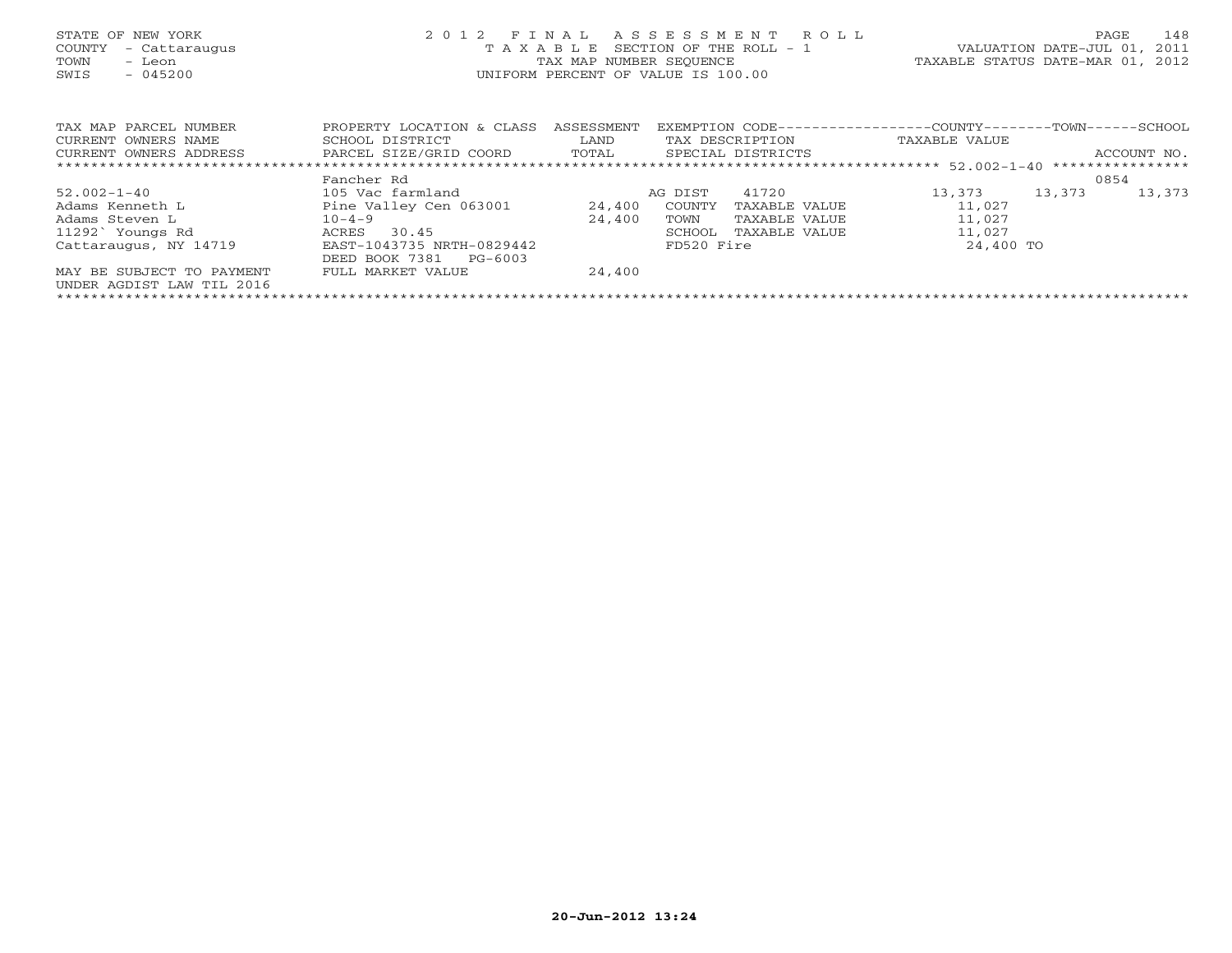STATE OF NEW YORK
COUNTY - Cattaraugus
TOWN - Leon
SWIS - 045200

2012 FINAL ASSESSMENT ROLL
TAXABLE SECTION OF THE ROLL - 1
TAX MAP NUMBER SEQUENCE
UNIFORM PERCENT OF VALUE IS 100.00

VALUATION DATE-JUL 01, 2011
TAXABLE STATUS DATE-MAR 01, 2012

| TAX MAP PARCEL NUMBER<br>CURRENT OWNERS NAME<br>CURRENT OWNERS ADDRESS | PROPERTY LOCATION & CLASS<br>SCHOOL DISTRICT<br>PARCEL SIZE/GRID COORD | ASSESSMENT<br>LAND<br>TOTAL | EXEMPTION CODE<br>TAX DESCRIPTION<br>SPECIAL DISTRICTS | COUNTY<br>TAXABLE VALUE | TOWN | SCHOOL<br>ACCOUNT NO. |
|---|---|---|---|---|---|---|
| 52.002-1-40 | Fancher Rd | | | | | 0854 |
| 52.002-1-40 | 105 Vac farmland | | AG DIST 41720 | 13,373 | 13,373 | 13,373 |
| Adams Kenneth L | Pine Valley Cen 063001 | 24,400 | COUNTY TAXABLE VALUE | 11,027 | | |
| Adams Steven L | 10-4-9 | 24,400 | TOWN TAXABLE VALUE | 11,027 | | |
| 11292` Youngs Rd | ACRES 30.45 | | SCHOOL TAXABLE VALUE | 11,027 | | |
| Cattaraugus, NY 14719 | EAST-1043735 NRTH-0829442 | | FD520 Fire | 24,400 TO | | |
| | DEED BOOK 7381 PG-6003 | | | | | |
| MAY BE SUBJECT TO PAYMENT | FULL MARKET VALUE | 24,400 | | | | |
| UNDER AGDIST LAW TIL 2016 | | | | | | |

20-Jun-2012 13:24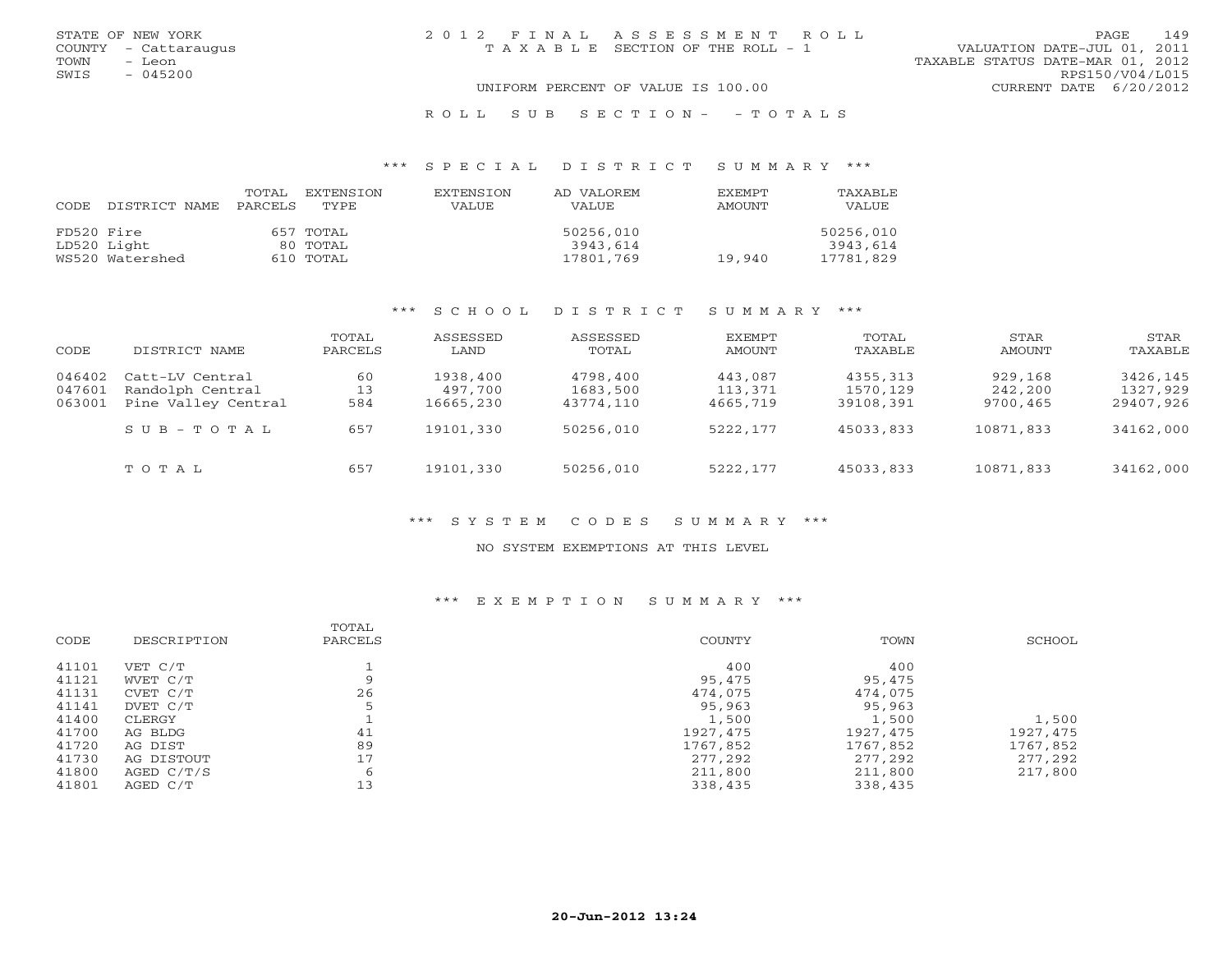STATE OF NEW YORK
COUNTY - Cattaraugus
TOWN - Leon
SWIS - 045200

2012 FINAL ASSESSMENT ROLL
TAXABLE SECTION OF THE ROLL - 1

VALUATION DATE-JUL 01, 2011
TAXABLE STATUS DATE-MAR 01, 2012
RPS150/V04/L015
CURRENT DATE 6/20/2012

UNIFORM PERCENT OF VALUE IS 100.00

ROLL SUB SECTION- - TOTALS

### *** SPECIAL DISTRICT SUMMARY ***

| CODE | DISTRICT NAME | TOTAL PARCELS | EXTENSION TYPE | EXTENSION VALUE | AD VALOREM VALUE | EXEMPT AMOUNT | TAXABLE VALUE |
|---|---|---|---|---|---|---|---|
| FD520 | Fire | 657 | TOTAL | | 50256,010 | | 50256,010 |
| LD520 | Light | 80 | TOTAL | | 3943,614 | | 3943,614 |
| WS520 | Watershed | 610 | TOTAL | | 17801,769 | 19,940 | 17781,829 |

### *** SCHOOL DISTRICT SUMMARY ***

| CODE | DISTRICT NAME | TOTAL PARCELS | ASSESSED LAND | ASSESSED TOTAL | EXEMPT AMOUNT | TOTAL TAXABLE | STAR AMOUNT | STAR TAXABLE |
|---|---|---|---|---|---|---|---|---|
| 046402 | Catt-LV Central | 60 | 1938,400 | 4798,400 | 443,087 | 4355,313 | 929,168 | 3426,145 |
| 047601 | Randolph Central | 13 | 497,700 | 1683,500 | 113,371 | 1570,129 | 242,200 | 1327,929 |
| 063001 | Pine Valley Central | 584 | 16665,230 | 43774,110 | 4665,719 | 39108,391 | 9700,465 | 29407,926 |
| | SUB-TOTAL | 657 | 19101,330 | 50256,010 | 5222,177 | 45033,833 | 10871,833 | 34162,000 |
| | TOTAL | 657 | 19101,330 | 50256,010 | 5222,177 | 45033,833 | 10871,833 | 34162,000 |

### *** SYSTEM CODES SUMMARY ***

NO SYSTEM EXEMPTIONS AT THIS LEVEL

### *** EXEMPTION SUMMARY ***

| CODE | DESCRIPTION | TOTAL PARCELS | COUNTY | TOWN | SCHOOL |
|---|---|---|---|---|---|
| 41101 | VET C/T | 1 | 400 | 400 | |
| 41121 | WVET C/T | 9 | 95,475 | 95,475 | |
| 41131 | CVET C/T | 26 | 474,075 | 474,075 | |
| 41141 | DVET C/T | 5 | 95,963 | 95,963 | |
| 41400 | CLERGY | 1 | 1,500 | 1,500 | 1,500 |
| 41700 | AG BLDG | 41 | 1927,475 | 1927,475 | 1927,475 |
| 41720 | AG DIST | 89 | 1767,852 | 1767,852 | 1767,852 |
| 41730 | AG DISTOUT | 17 | 277,292 | 277,292 | 277,292 |
| 41800 | AGED C/T/S | 6 | 211,800 | 211,800 | 217,800 |
| 41801 | AGED C/T | 13 | 338,435 | 338,435 | |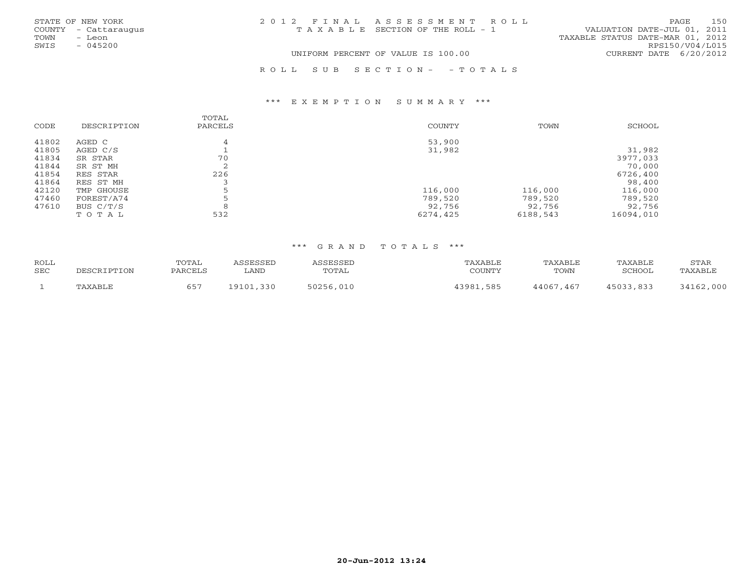STATE OF NEW YORK
COUNTY - Cattaraugus
TOWN - Leon
SWIS - 045200

2012 FINAL ASSESSMENT ROLL
TAXABLE SECTION OF THE ROLL - 1
UNIFORM PERCENT OF VALUE IS 100.00

VALUATION DATE-JUL 01, 2011
TAXABLE STATUS DATE-MAR 01, 2012
RPS150/V04/L015
CURRENT DATE 6/20/2012

ROLL SUB SECTION- - TOTALS

### *** EXEMPTION SUMMARY ***

| CODE | DESCRIPTION | TOTAL PARCELS | COUNTY | TOWN | SCHOOL |
|---|---|---|---|---|---|
| 41802 | AGED C | 4 | 53,900 | | |
| 41805 | AGED C/S | 1 | 31,982 | | 31,982 |
| 41834 | SR STAR | 70 | | | 3977,033 |
| 41844 | SR ST MH | 2 | | | 70,000 |
| 41854 | RES STAR | 226 | | | 6726,400 |
| 41864 | RES ST MH | 3 | | | 98,400 |
| 42120 | TMP GHOUSE | 5 | 116,000 | 116,000 | 116,000 |
| 47460 | FOREST/A74 | 5 | 789,520 | 789,520 | 789,520 |
| 47610 | BUS C/T/S | 8 | 92,756 | 92,756 | 92,756 |
| | TOTAL | 532 | 6274,425 | 6188,543 | 16094,010 |

### *** GRAND TOTALS ***

| ROLL SEC | DESCRIPTION | TOTAL PARCELS | ASSESSED LAND | ASSESSED TOTAL | TAXABLE COUNTY | TAXABLE TOWN | TAXABLE SCHOOL | STAR TAXABLE |
|---|---|---|---|---|---|---|---|---|
| 1 | TAXABLE | 657 | 19101,330 | 50256,010 | 43981,585 | 44067,467 | 45033,833 | 34162,000 |

**20-Jun-2012 13:24**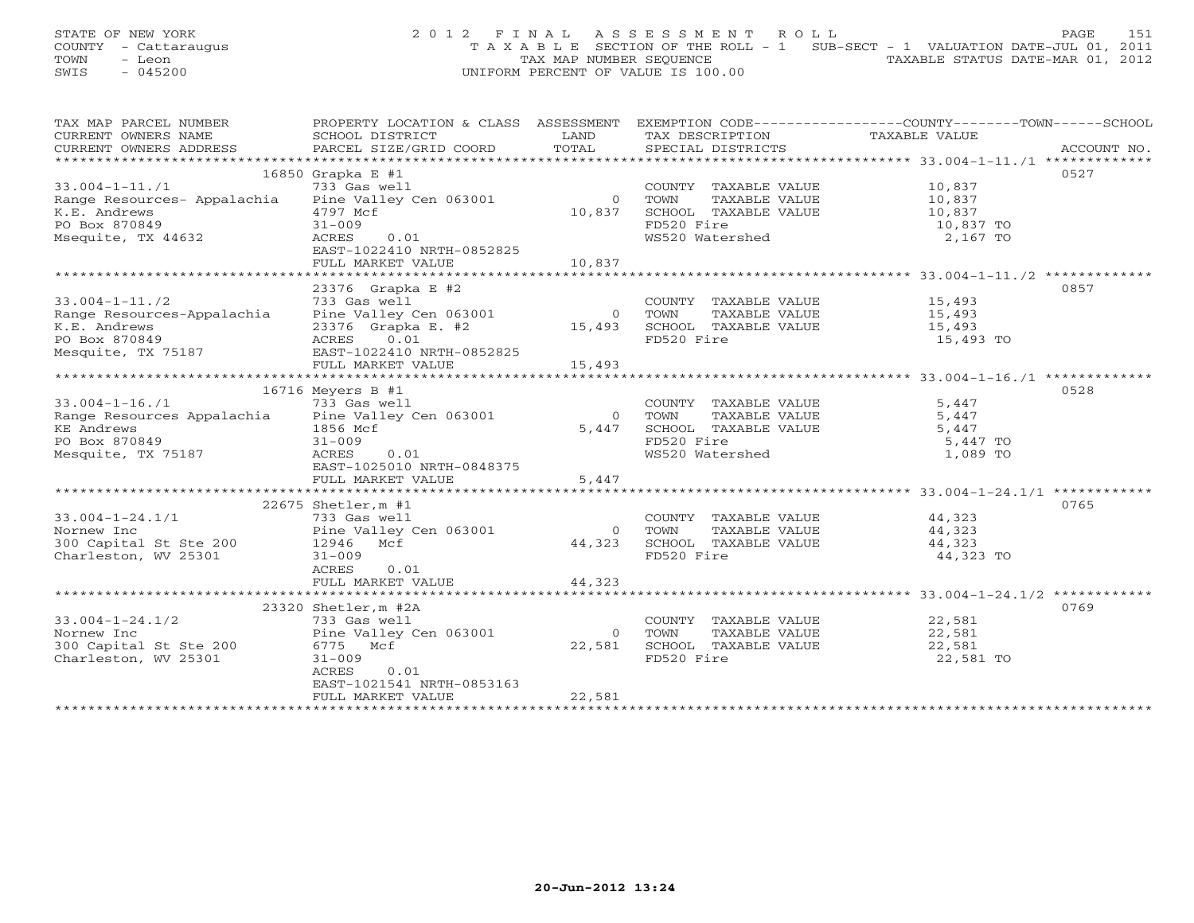STATE OF NEW YORK
COUNTY - Cattaraugus
TOWN - Leon
SWIS - 045200

2012 FINAL ASSESSMENT ROLL
TAXABLE SECTION OF THE ROLL - 1 SUB-SECT - 1 VALUATION DATE-JUL 01, 2011
TAX MAP NUMBER SEQUENCE TAXABLE STATUS DATE-MAR 01, 2012
UNIFORM PERCENT OF VALUE IS 100.00

| TAX MAP PARCEL NUMBER / CURRENT OWNERS NAME / CURRENT OWNERS ADDRESS | PROPERTY LOCATION & CLASS / SCHOOL DISTRICT / PARCEL SIZE/GRID COORD | ASSESSMENT LAND / TOTAL | EXEMPTION CODE / TAX DESCRIPTION / SPECIAL DISTRICTS | TAXABLE VALUE (COUNTY / TOWN / SCHOOL) | ACCOUNT NO. |
|---|---|---|---|---|---|
| 33.004-1-11./1 | 16850 Grapka E #1 | | | | 0527 |
| | 733 Gas well | | COUNTY TAXABLE VALUE | 10,837 | |
| Range Resources- Appalachia | Pine Valley Cen 063001 | 0 | TOWN TAXABLE VALUE | 10,837 | |
| K.E. Andrews | 4797 Mcf | 10,837 | SCHOOL TAXABLE VALUE | 10,837 | |
| PO Box 870849 | 31-009 | | FD520 Fire | 10,837 TO | |
| Msequite, TX 44632 | ACRES 0.01 | | WS520 Watershed | 2,167 TO | |
| | EAST-1022410 NRTH-0852825 | | | | |
| | FULL MARKET VALUE | 10,837 | | | |
| 33.004-1-11./2 | 23376 Grapka E #2 | | | | 0857 |
| | 733 Gas well | | COUNTY TAXABLE VALUE | 15,493 | |
| Range Resources-Appalachia | Pine Valley Cen 063001 | 0 | TOWN TAXABLE VALUE | 15,493 | |
| K.E. Andrews | 23376 Grapka E. #2 | 15,493 | SCHOOL TAXABLE VALUE | 15,493 | |
| PO Box 870849 | ACRES 0.01 | | FD520 Fire | 15,493 TO | |
| Mesquite, TX 75187 | EAST-1022410 NRTH-0852825 | | | | |
| | FULL MARKET VALUE | 15,493 | | | |
| 33.004-1-16./1 | 16716 Meyers B #1 | | | | 0528 |
| | 733 Gas well | | COUNTY TAXABLE VALUE | 5,447 | |
| Range Resources Appalachia | Pine Valley Cen 063001 | 0 | TOWN TAXABLE VALUE | 5,447 | |
| KE Andrews | 1856 Mcf | 5,447 | SCHOOL TAXABLE VALUE | 5,447 | |
| PO Box 870849 | 31-009 | | FD520 Fire | 5,447 TO | |
| Mesquite, TX 75187 | ACRES 0.01 | | WS520 Watershed | 1,089 TO | |
| | EAST-1025010 NRTH-0848375 | | | | |
| | FULL MARKET VALUE | 5,447 | | | |
| 33.004-1-24.1/1 | 22675 Shetler,m #1 | | | | 0765 |
| | 733 Gas well | | COUNTY TAXABLE VALUE | 44,323 | |
| Nornew Inc | Pine Valley Cen 063001 | 0 | TOWN TAXABLE VALUE | 44,323 | |
| 300 Capital St Ste 200 | 12946 Mcf | 44,323 | SCHOOL TAXABLE VALUE | 44,323 | |
| Charleston, WV 25301 | 31-009 | | FD520 Fire | 44,323 TO | |
| | ACRES 0.01 | | | | |
| | FULL MARKET VALUE | 44,323 | | | |
| 33.004-1-24.1/2 | 23320 Shetler,m #2A | | | | 0769 |
| | 733 Gas well | | COUNTY TAXABLE VALUE | 22,581 | |
| Nornew Inc | Pine Valley Cen 063001 | 0 | TOWN TAXABLE VALUE | 22,581 | |
| 300 Capital St Ste 200 | 6775 Mcf | 22,581 | SCHOOL TAXABLE VALUE | 22,581 | |
| Charleston, WV 25301 | 31-009 | | FD520 Fire | 22,581 TO | |
| | ACRES 0.01 | | | | |
| | EAST-1021541 NRTH-0853163 | | | | |
| | FULL MARKET VALUE | 22,581 | | | |

20-Jun-2012 13:24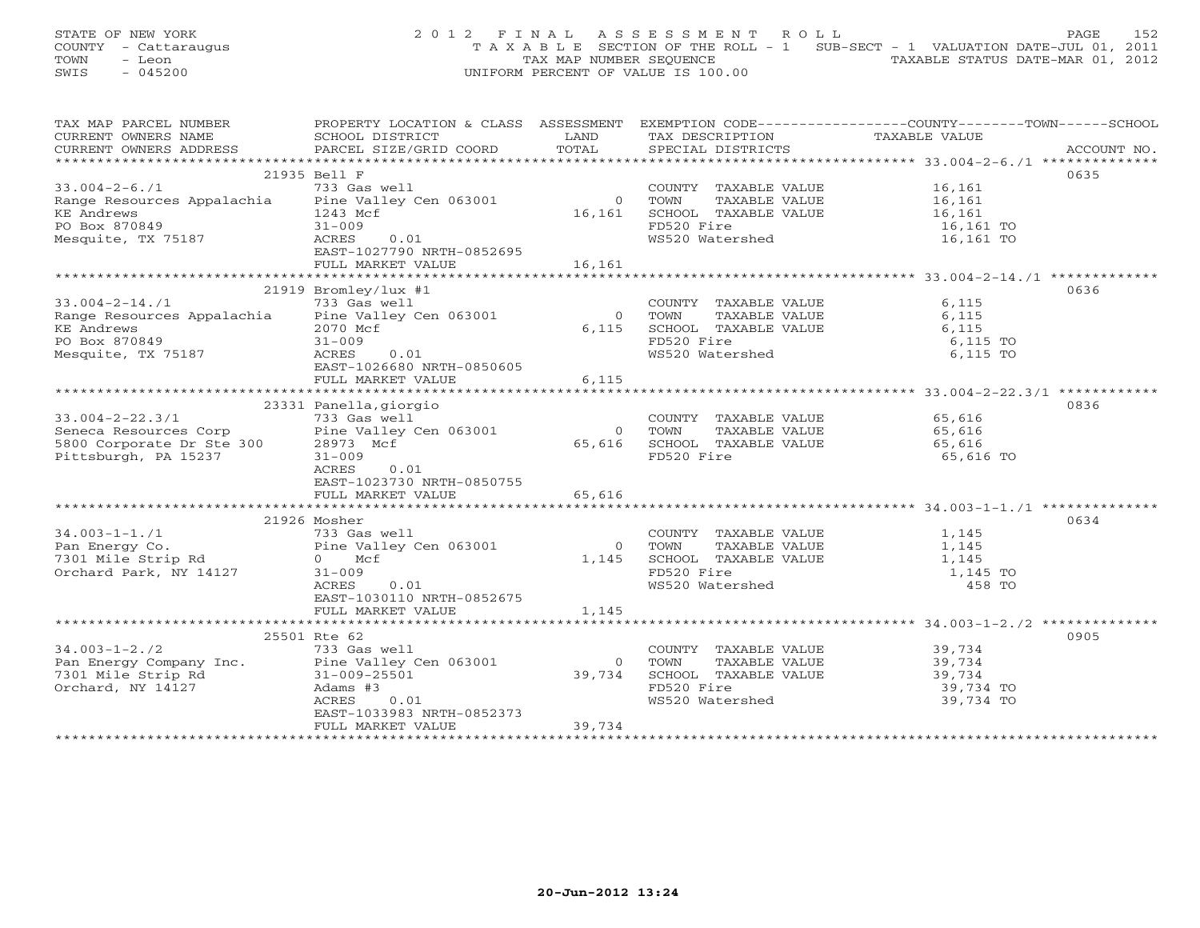STATE OF NEW YORK
COUNTY - Cattaraugus
TOWN - Leon
SWIS - 045200

2012 FINAL ASSESSMENT ROLL
TAXABLE SECTION OF THE ROLL - 1 SUB-SECT - 1 VALUATION DATE-JUL 01, 2011
TAX MAP NUMBER SEQUENCE TAXABLE STATUS DATE-MAR 01, 2012
UNIFORM PERCENT OF VALUE IS 100.00

| TAX MAP PARCEL NUMBER / CURRENT OWNERS NAME / CURRENT OWNERS ADDRESS | PROPERTY LOCATION & CLASS / SCHOOL DISTRICT / PARCEL SIZE/GRID COORD | ASSESSMENT LAND / TOTAL | EXEMPTION CODE / TAX DESCRIPTION / SPECIAL DISTRICTS | COUNTY--------TOWN------SCHOOL TAXABLE VALUE | ACCOUNT NO. |
|---|---|---|---|---|---|
| 33.004-2-6./1 | 21935 Bell F | | | | 0635 |
| 33.004-2-6./1 | 733 Gas well | | COUNTY TAXABLE VALUE | 16,161 | |
| Range Resources Appalachia | Pine Valley Cen 063001 | 0 | TOWN TAXABLE VALUE | 16,161 | |
| KE Andrews | 1243 Mcf | 16,161 | SCHOOL TAXABLE VALUE | 16,161 | |
| PO Box 870849 | 31-009 | | FD520 Fire | 16,161 TO | |
| Mesquite, TX 75187 | ACRES 0.01 | | WS520 Watershed | 16,161 TO | |
| | EAST-1027790 NRTH-0852695 | | | | |
| | FULL MARKET VALUE | 16,161 | | | |
| 33.004-2-14./1 | 21919 Bromley/lux #1 | | | | 0636 |
| 33.004-2-14./1 | 733 Gas well | | COUNTY TAXABLE VALUE | 6,115 | |
| Range Resources Appalachia | Pine Valley Cen 063001 | 0 | TOWN TAXABLE VALUE | 6,115 | |
| KE Andrews | 2070 Mcf | 6,115 | SCHOOL TAXABLE VALUE | 6,115 | |
| PO Box 870849 | 31-009 | | FD520 Fire | 6,115 TO | |
| Mesquite, TX 75187 | ACRES 0.01 | | WS520 Watershed | 6,115 TO | |
| | EAST-1026680 NRTH-0850605 | | | | |
| | FULL MARKET VALUE | 6,115 | | | |
| 33.004-2-22.3/1 | 23331 Panella,giorgio | | | | 0836 |
| 33.004-2-22.3/1 | 733 Gas well | | COUNTY TAXABLE VALUE | 65,616 | |
| Seneca Resources Corp | Pine Valley Cen 063001 | 0 | TOWN TAXABLE VALUE | 65,616 | |
| 5800 Corporate Dr Ste 300 | 28973 Mcf | 65,616 | SCHOOL TAXABLE VALUE | 65,616 | |
| Pittsburgh, PA 15237 | 31-009 | | FD520 Fire | 65,616 TO | |
| | ACRES 0.01 | | | | |
| | EAST-1023730 NRTH-0850755 | | | | |
| | FULL MARKET VALUE | 65,616 | | | |
| 34.003-1-1./1 | 21926 Mosher | | | | 0634 |
| 34.003-1-1./1 | 733 Gas well | | COUNTY TAXABLE VALUE | 1,145 | |
| Pan Energy Co. | Pine Valley Cen 063001 | 0 | TOWN TAXABLE VALUE | 1,145 | |
| 7301 Mile Strip Rd | 0 Mcf | 1,145 | SCHOOL TAXABLE VALUE | 1,145 | |
| Orchard Park, NY 14127 | 31-009 | | FD520 Fire | 1,145 TO | |
| | ACRES 0.01 | | WS520 Watershed | 458 TO | |
| | EAST-1030110 NRTH-0852675 | | | | |
| | FULL MARKET VALUE | 1,145 | | | |
| 34.003-1-2./2 | 25501 Rte 62 | | | | 0905 |
| 34.003-1-2./2 | 733 Gas well | | COUNTY TAXABLE VALUE | 39,734 | |
| Pan Energy Company Inc. | Pine Valley Cen 063001 | 0 | TOWN TAXABLE VALUE | 39,734 | |
| 7301 Mile Strip Rd | 31-009-25501 | 39,734 | SCHOOL TAXABLE VALUE | 39,734 | |
| Orchard, NY 14127 | Adams #3 | | FD520 Fire | 39,734 TO | |
| | ACRES 0.01 | | WS520 Watershed | 39,734 TO | |
| | EAST-1033983 NRTH-0852373 | | | | |
| | FULL MARKET VALUE | 39,734 | | | |

20-Jun-2012 13:24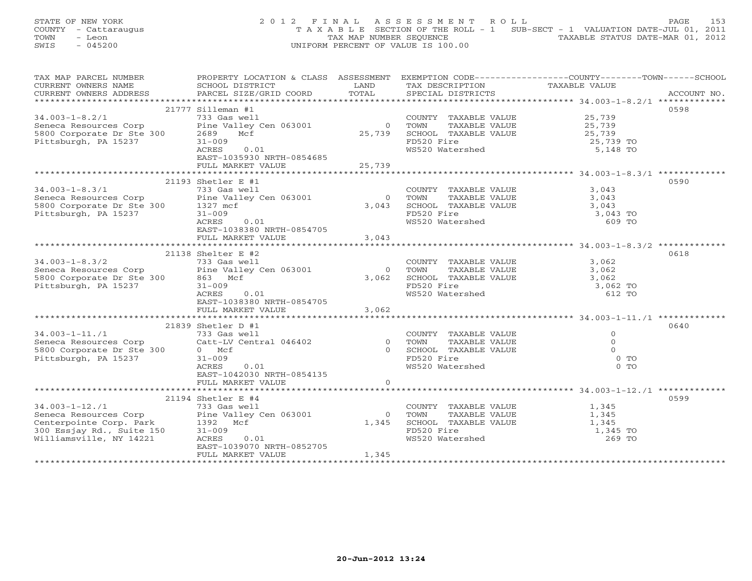STATE OF NEW YORK
COUNTY - Cattaraugus
TOWN - Leon
SWIS - 045200

2 0 1 2 F I N A L A S S E S S M E N T R O L L
T A X A B L E SECTION OF THE ROLL - 1 SUB-SECT - 1 VALUATION DATE-JUL 01, 2011
TAX MAP NUMBER SEQUENCE TAXABLE STATUS DATE-MAR 01, 2012
UNIFORM PERCENT OF VALUE IS 100.00

| TAX MAP PARCEL NUMBER / CURRENT OWNERS NAME / CURRENT OWNERS ADDRESS | PROPERTY LOCATION & CLASS / SCHOOL DISTRICT / PARCEL SIZE/GRID COORD | ASSESSMENT LAND | TOTAL | EXEMPTION CODE / TAX DESCRIPTION / SPECIAL DISTRICTS | COUNTY--------TOWN------SCHOOL TAXABLE VALUE | ACCOUNT NO. |
|---|---|---|---|---|---|---|
| 34.003-1-8.2/1 | 21777 Silleman #1 | | | | | 0598 |
| | 733 Gas well | | | COUNTY TAXABLE VALUE | 25,739 | |
| Seneca Resources Corp | Pine Valley Cen 063001 | 0 | | TOWN TAXABLE VALUE | 25,739 | |
| 5800 Corporate Dr Ste 300 | 2689 Mcf | | 25,739 | SCHOOL TAXABLE VALUE | 25,739 | |
| Pittsburgh, PA 15237 | 31-009 | | | FD520 Fire | 25,739 TO | |
| | ACRES 0.01 | | | WS520 Watershed | 5,148 TO | |
| | EAST-1035930 NRTH-0854685 | | | | | |
| | FULL MARKET VALUE | | 25,739 | | | |
| 34.003-1-8.3/1 | 21193 Shetler E #1 | | | | | 0590 |
| | 733 Gas well | | | COUNTY TAXABLE VALUE | 3,043 | |
| Seneca Resources Corp | Pine Valley Cen 063001 | 0 | | TOWN TAXABLE VALUE | 3,043 | |
| 5800 Corporate Dr Ste 300 | 1327 mcf | | 3,043 | SCHOOL TAXABLE VALUE | 3,043 | |
| Pittsburgh, PA 15237 | 31-009 | | | FD520 Fire | 3,043 TO | |
| | ACRES 0.01 | | | WS520 Watershed | 609 TO | |
| | EAST-1038380 NRTH-0854705 | | | | | |
| | FULL MARKET VALUE | | 3,043 | | | |
| 34.003-1-8.3/2 | 21138 Shelter E #2 | | | | | 0618 |
| | 733 Gas well | | | COUNTY TAXABLE VALUE | 3,062 | |
| Seneca Resources Corp | Pine Valley Cen 063001 | 0 | | TOWN TAXABLE VALUE | 3,062 | |
| 5800 Corporate Dr Ste 300 | 863 Mcf | | 3,062 | SCHOOL TAXABLE VALUE | 3,062 | |
| Pittsburgh, PA 15237 | 31-009 | | | FD520 Fire | 3,062 TO | |
| | ACRES 0.01 | | | WS520 Watershed | 612 TO | |
| | EAST-1038380 NRTH-0854705 | | | | | |
| | FULL MARKET VALUE | | 3,062 | | | |
| 34.003-1-11./1 | 21839 Shetler D #1 | | | | | 0640 |
| | 733 Gas well | | | COUNTY TAXABLE VALUE | 0 | |
| Seneca Resources Corp | Catt-LV Central 046402 | 0 | | TOWN TAXABLE VALUE | 0 | |
| 5800 Corporate Dr Ste 300 | 0 Mcf | | 0 | SCHOOL TAXABLE VALUE | 0 | |
| Pittsburgh, PA 15237 | 31-009 | | | FD520 Fire | 0 TO | |
| | ACRES 0.01 | | | WS520 Watershed | 0 TO | |
| | EAST-1042030 NRTH-0854135 | | | | | |
| | FULL MARKET VALUE | | 0 | | | |
| 34.003-1-12./1 | 21194 Shetler E #4 | | | | | 0599 |
| | 733 Gas well | | | COUNTY TAXABLE VALUE | 1,345 | |
| Seneca Resources Corp | Pine Valley Cen 063001 | 0 | | TOWN TAXABLE VALUE | 1,345 | |
| Centerpointe Corp. Park | 1392 Mcf | | 1,345 | SCHOOL TAXABLE VALUE | 1,345 | |
| 300 Essjay Rd., Suite 150 | 31-009 | | | FD520 Fire | 1,345 TO | |
| Williamsville, NY 14221 | ACRES 0.01 | | | WS520 Watershed | 269 TO | |
| | EAST-1039070 NRTH-0852705 | | | | | |
| | FULL MARKET VALUE | | 1,345 | | | |

20-Jun-2012 13:24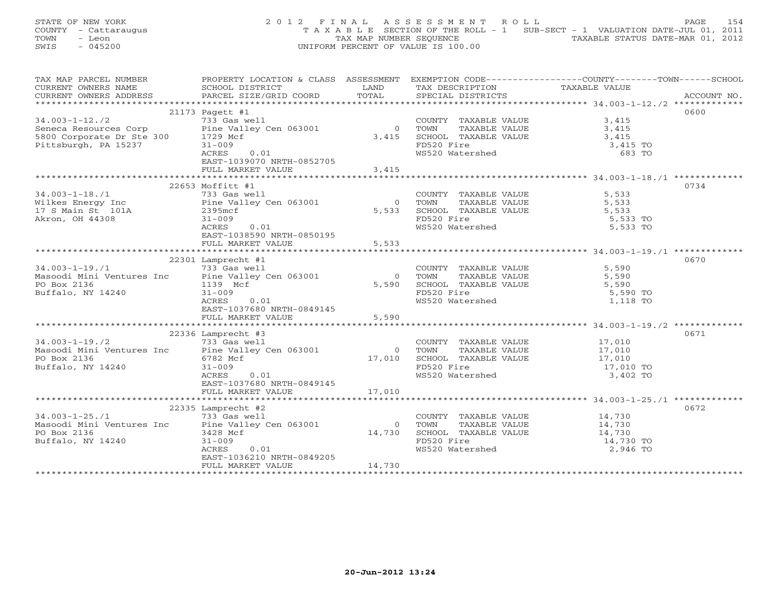STATE OF NEW YORK
COUNTY - Cattaraugus
TOWN - Leon
SWIS - 045200

# 2012 FINAL ASSESSMENT ROLL

TAXABLE SECTION OF THE ROLL - 1 SUB-SECT - 1 VALUATION DATE-JUL 01, 2011
TAX MAP NUMBER SEQUENCE TAXABLE STATUS DATE-MAR 01, 2012
UNIFORM PERCENT OF VALUE IS 100.00

| TAX MAP PARCEL NUMBER / CURRENT OWNERS NAME / CURRENT OWNERS ADDRESS | PROPERTY LOCATION & CLASS / SCHOOL DISTRICT / PARCEL SIZE/GRID COORD | ASSESSMENT LAND / TOTAL | EXEMPTION CODE / TAX DESCRIPTION / SPECIAL DISTRICTS | TAXABLE VALUE (COUNTY / TOWN / SCHOOL) | ACCOUNT NO. |
|---|---|---|---|---|---|
| 34.003-1-12./2 | 21173 Pagett #1 | | | | 0600 |
| | 733 Gas well | | COUNTY TAXABLE VALUE | 3,415 | |
| Seneca Resources Corp | Pine Valley Cen 063001 | 0 | TOWN TAXABLE VALUE | 3,415 | |
| 5800 Corporate Dr Ste 300 | 1729 Mcf | 3,415 | SCHOOL TAXABLE VALUE | 3,415 | |
| Pittsburgh, PA 15237 | 31-009 | | FD520 Fire | 3,415 TO | |
| | ACRES 0.01 | | WS520 Watershed | 683 TO | |
| | EAST-1039070 NRTH-0852705 | | | | |
| | FULL MARKET VALUE | 3,415 | | | |
| 34.003-1-18./1 | 22653 Moffitt #1 | | | | 0734 |
| | 733 Gas well | | COUNTY TAXABLE VALUE | 5,533 | |
| Wilkes Energy Inc | Pine Valley Cen 063001 | 0 | TOWN TAXABLE VALUE | 5,533 | |
| 17 S Main St 101A | 2395mcf | 5,533 | SCHOOL TAXABLE VALUE | 5,533 | |
| Akron, OH 44308 | 31-009 | | FD520 Fire | 5,533 TO | |
| | ACRES 0.01 | | WS520 Watershed | 5,533 TO | |
| | EAST-1038590 NRTH-0850195 | | | | |
| | FULL MARKET VALUE | 5,533 | | | |
| 34.003-1-19./1 | 22301 Lamprecht #1 | | | | 0670 |
| | 733 Gas well | | COUNTY TAXABLE VALUE | 5,590 | |
| Masoodi Mini Ventures Inc | Pine Valley Cen 063001 | 0 | TOWN TAXABLE VALUE | 5,590 | |
| PO Box 2136 | 1139 Mcf | 5,590 | SCHOOL TAXABLE VALUE | 5,590 | |
| Buffalo, NY 14240 | 31-009 | | FD520 Fire | 5,590 TO | |
| | ACRES 0.01 | | WS520 Watershed | 1,118 TO | |
| | EAST-1037680 NRTH-0849145 | | | | |
| | FULL MARKET VALUE | 5,590 | | | |
| 34.003-1-19./2 | 22336 Lamprecht #3 | | | | 0671 |
| | 733 Gas well | | COUNTY TAXABLE VALUE | 17,010 | |
| Masoodi Mini Ventures Inc | Pine Valley Cen 063001 | 0 | TOWN TAXABLE VALUE | 17,010 | |
| PO Box 2136 | 6782 Mcf | 17,010 | SCHOOL TAXABLE VALUE | 17,010 | |
| Buffalo, NY 14240 | 31-009 | | FD520 Fire | 17,010 TO | |
| | ACRES 0.01 | | WS520 Watershed | 3,402 TO | |
| | EAST-1037680 NRTH-0849145 | | | | |
| | FULL MARKET VALUE | 17,010 | | | |
| 34.003-1-25./1 | 22335 Lamprecht #2 | | | | 0672 |
| | 733 Gas well | | COUNTY TAXABLE VALUE | 14,730 | |
| Masoodi Mini Ventures Inc | Pine Valley Cen 063001 | 0 | TOWN TAXABLE VALUE | 14,730 | |
| PO Box 2136 | 3428 Mcf | 14,730 | SCHOOL TAXABLE VALUE | 14,730 | |
| Buffalo, NY 14240 | 31-009 | | FD520 Fire | 14,730 TO | |
| | ACRES 0.01 | | WS520 Watershed | 2,946 TO | |
| | EAST-1036210 NRTH-0849205 | | | | |
| | FULL MARKET VALUE | 14,730 | | | |

20-Jun-2012 13:24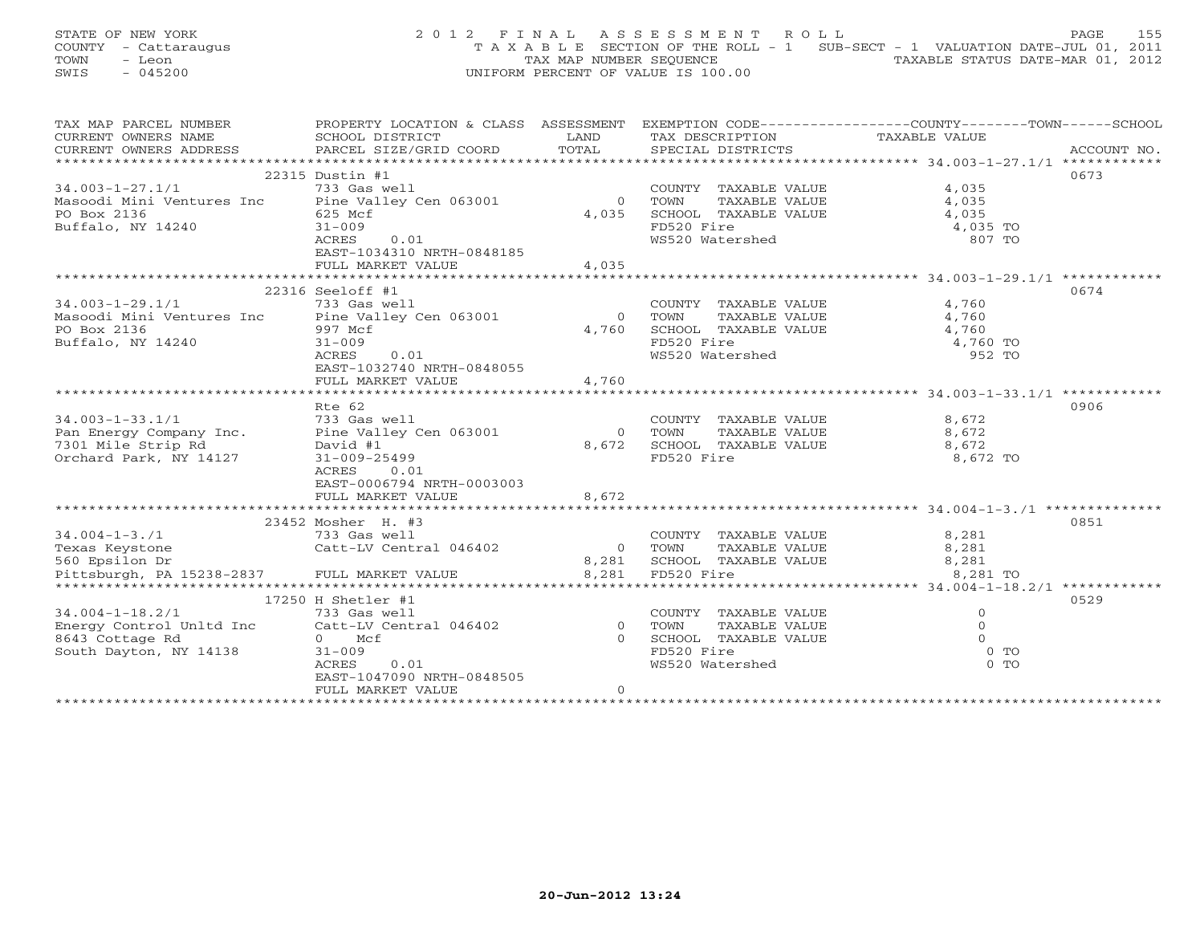STATE OF NEW YORK — 2012 FINAL ASSESSMENT ROLL
COUNTY - Cattaraugus — TAXABLE SECTION OF THE ROLL - 1 — SUB-SECT - 1 VALUATION DATE-JUL 01, 2011
TOWN - Leon — TAX MAP NUMBER SEQUENCE — TAXABLE STATUS DATE-MAR 01, 2012
SWIS - 045200 — UNIFORM PERCENT OF VALUE IS 100.00

| TAX MAP PARCEL NUMBER / CURRENT OWNERS NAME / CURRENT OWNERS ADDRESS | PROPERTY LOCATION & CLASS / SCHOOL DISTRICT / PARCEL SIZE/GRID COORD | ASSESSMENT LAND | TOTAL | EXEMPTION CODE / TAX DESCRIPTION / SPECIAL DISTRICTS | TAXABLE VALUE | ACCOUNT NO. |
|---|---|---|---|---|---|---|
| 34.003-1-27.1/1 | 22315 Dustin #1 | | | | | 0673 |
| Masoodi Mini Ventures Inc | 733 Gas well | | | COUNTY TAXABLE VALUE | 4,035 | |
| PO Box 2136 | Pine Valley Cen 063001 | 0 | | TOWN TAXABLE VALUE | 4,035 | |
| Buffalo, NY 14240 | 625 Mcf | | 4,035 | SCHOOL TAXABLE VALUE | 4,035 | |
| | 31-009 | | | FD520 Fire | 4,035 TO | |
| | ACRES 0.01 | | | WS520 Watershed | 807 TO | |
| | EAST-1034310 NRTH-0848185 | | | | | |
| | FULL MARKET VALUE | | 4,035 | | | |
| 34.003-1-29.1/1 | 22316 Seeloff #1 | | | | | 0674 |
| Masoodi Mini Ventures Inc | 733 Gas well | | | COUNTY TAXABLE VALUE | 4,760 | |
| PO Box 2136 | Pine Valley Cen 063001 | 0 | | TOWN TAXABLE VALUE | 4,760 | |
| Buffalo, NY 14240 | 997 Mcf | | 4,760 | SCHOOL TAXABLE VALUE | 4,760 | |
| | 31-009 | | | FD520 Fire | 4,760 TO | |
| | ACRES 0.01 | | | WS520 Watershed | 952 TO | |
| | EAST-1032740 NRTH-0848055 | | | | | |
| | FULL MARKET VALUE | | 4,760 | | | |
| 34.003-1-33.1/1 | Rte 62 | | | | | 0906 |
| Pan Energy Company Inc. | 733 Gas well | | | COUNTY TAXABLE VALUE | 8,672 | |
| 7301 Mile Strip Rd | Pine Valley Cen 063001 | 0 | | TOWN TAXABLE VALUE | 8,672 | |
| Orchard Park, NY 14127 | David #1 | | 8,672 | SCHOOL TAXABLE VALUE | 8,672 | |
| | 31-009-25499 | | | FD520 Fire | 8,672 TO | |
| | ACRES 0.01 | | | | | |
| | EAST-0006794 NRTH-0003003 | | | | | |
| | FULL MARKET VALUE | | 8,672 | | | |
| 34.004-1-3./1 | 23452 Mosher H. #3 | | | | | 0851 |
| Texas Keystone | 733 Gas well | | | COUNTY TAXABLE VALUE | 8,281 | |
| 560 Epsilon Dr | Catt-LV Central 046402 | 0 | | TOWN TAXABLE VALUE | 8,281 | |
| Pittsburgh, PA 15238-2837 | | | 8,281 | SCHOOL TAXABLE VALUE | 8,281 | |
| | FULL MARKET VALUE | | 8,281 | FD520 Fire | 8,281 TO | |
| 34.004-1-18.2/1 | 17250 H Shetler #1 | | | | | 0529 |
| Energy Control Unltd Inc | 733 Gas well | | | COUNTY TAXABLE VALUE | 0 | |
| 8643 Cottage Rd | Catt-LV Central 046402 | 0 | | TOWN TAXABLE VALUE | 0 | |
| South Dayton, NY 14138 | 0 Mcf | | 0 | SCHOOL TAXABLE VALUE | 0 | |
| | 31-009 | | | FD520 Fire | 0 TO | |
| | ACRES 0.01 | | | WS520 Watershed | 0 TO | |
| | EAST-1047090 NRTH-0848505 | | | | | |
| | FULL MARKET VALUE | | 0 | | | |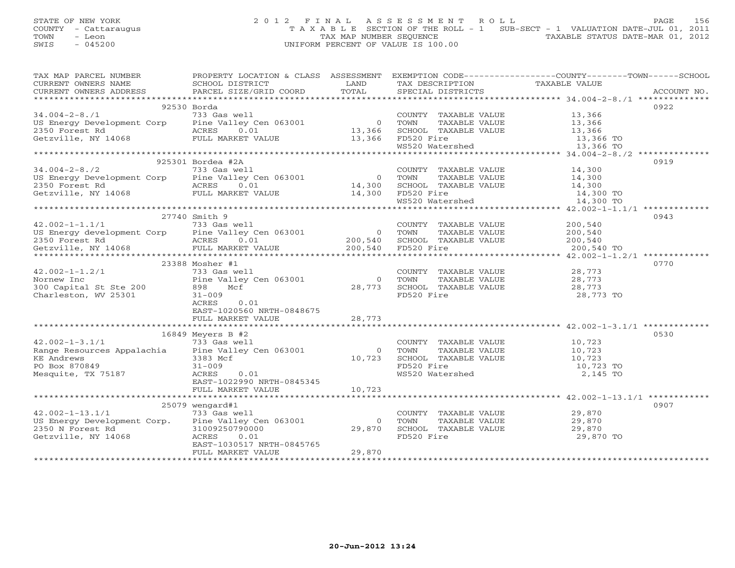STATE OF NEW YORK
COUNTY - Cattaraugus
TOWN - Leon
SWIS - 045200

# 2012 FINAL ASSESSMENT ROLL

TAXABLE SECTION OF THE ROLL - 1 SUB-SECT - 1 VALUATION DATE-JUL 01, 2011
TAX MAP NUMBER SEQUENCE TAXABLE STATUS DATE-MAR 01, 2012
UNIFORM PERCENT OF VALUE IS 100.00

| TAX MAP PARCEL NUMBER / CURRENT OWNERS NAME / CURRENT OWNERS ADDRESS | PROPERTY LOCATION & CLASS / SCHOOL DISTRICT / PARCEL SIZE/GRID COORD | ASSESSMENT LAND / TOTAL | EXEMPTION CODE / TAX DESCRIPTION / SPECIAL DISTRICTS | COUNTY--------TOWN------SCHOOL TAXABLE VALUE | ACCOUNT NO. |
|---|---|---|---|---|---|
| **34.004-2-8./1** | 92530 Borda | | | | 0922 |
| 34.004-2-8./1 | 733 Gas well | | COUNTY TAXABLE VALUE | 13,366 | |
| US Energy Development Corp | Pine Valley Cen 063001 | 0 | TOWN TAXABLE VALUE | 13,366 | |
| 2350 Forest Rd | ACRES 0.01 | 13,366 | SCHOOL TAXABLE VALUE | 13,366 | |
| Getzville, NY 14068 | FULL MARKET VALUE | 13,366 | FD520 Fire | 13,366 TO | |
| | | | WS520 Watershed | 13,366 TO | |
| **34.004-2-8./2** | 925301 Bordea #2A | | | | 0919 |
| 34.004-2-8./2 | 733 Gas well | | COUNTY TAXABLE VALUE | 14,300 | |
| US Energy Development Corp | Pine Valley Cen 063001 | 0 | TOWN TAXABLE VALUE | 14,300 | |
| 2350 Forest Rd | ACRES 0.01 | 14,300 | SCHOOL TAXABLE VALUE | 14,300 | |
| Getzville, NY 14068 | FULL MARKET VALUE | 14,300 | FD520 Fire | 14,300 TO | |
| | | | WS520 Watershed | 14,300 TO | |
| **42.002-1-1.1/1** | 27740 Smith 9 | | | | 0943 |
| 42.002-1-1.1/1 | 733 Gas well | | COUNTY TAXABLE VALUE | 200,540 | |
| US Energy development Corp | Pine Valley Cen 063001 | 0 | TOWN TAXABLE VALUE | 200,540 | |
| 2350 Forest Rd | ACRES 0.01 | 200,540 | SCHOOL TAXABLE VALUE | 200,540 | |
| Getzville, NY 14068 | FULL MARKET VALUE | 200,540 | FD520 Fire | 200,540 TO | |
| **42.002-1-1.2/1** | 23388 Mosher #1 | | | | 0770 |
| 42.002-1-1.2/1 | 733 Gas well | | COUNTY TAXABLE VALUE | 28,773 | |
| Nornew Inc | Pine Valley Cen 063001 | 0 | TOWN TAXABLE VALUE | 28,773 | |
| 300 Capital St Ste 200 | 898 Mcf | 28,773 | SCHOOL TAXABLE VALUE | 28,773 | |
| Charleston, WV 25301 | 31-009 | | FD520 Fire | 28,773 TO | |
| | ACRES 0.01 | | | | |
| | EAST-1020560 NRTH-0848675 | | | | |
| | FULL MARKET VALUE | 28,773 | | | |
| **42.002-1-3.1/1** | 16849 Meyers B #2 | | | | 0530 |
| 42.002-1-3.1/1 | 733 Gas well | | COUNTY TAXABLE VALUE | 10,723 | |
| Range Resources Appalachia | Pine Valley Cen 063001 | 0 | TOWN TAXABLE VALUE | 10,723 | |
| KE Andrews | 3383 Mcf | 10,723 | SCHOOL TAXABLE VALUE | 10,723 | |
| PO Box 870849 | 31-009 | | FD520 Fire | 10,723 TO | |
| Mesquite, TX 75187 | ACRES 0.01 | | WS520 Watershed | 2,145 TO | |
| | EAST-1022990 NRTH-0845345 | | | | |
| | FULL MARKET VALUE | 10,723 | | | |
| **42.002-1-13.1/1** | 25079 wengard#1 | | | | 0907 |
| 42.002-1-13.1/1 | 733 Gas well | | COUNTY TAXABLE VALUE | 29,870 | |
| US Energy Development Corp. | Pine Valley Cen 063001 | 0 | TOWN TAXABLE VALUE | 29,870 | |
| 2350 N Forest Rd | 31009250790000 | 29,870 | SCHOOL TAXABLE VALUE | 29,870 | |
| Getzville, NY 14068 | ACRES 0.01 | | FD520 Fire | 29,870 TO | |
| | EAST-1030517 NRTH-0845765 | | | | |
| | FULL MARKET VALUE | 29,870 | | | |

20-Jun-2012 13:24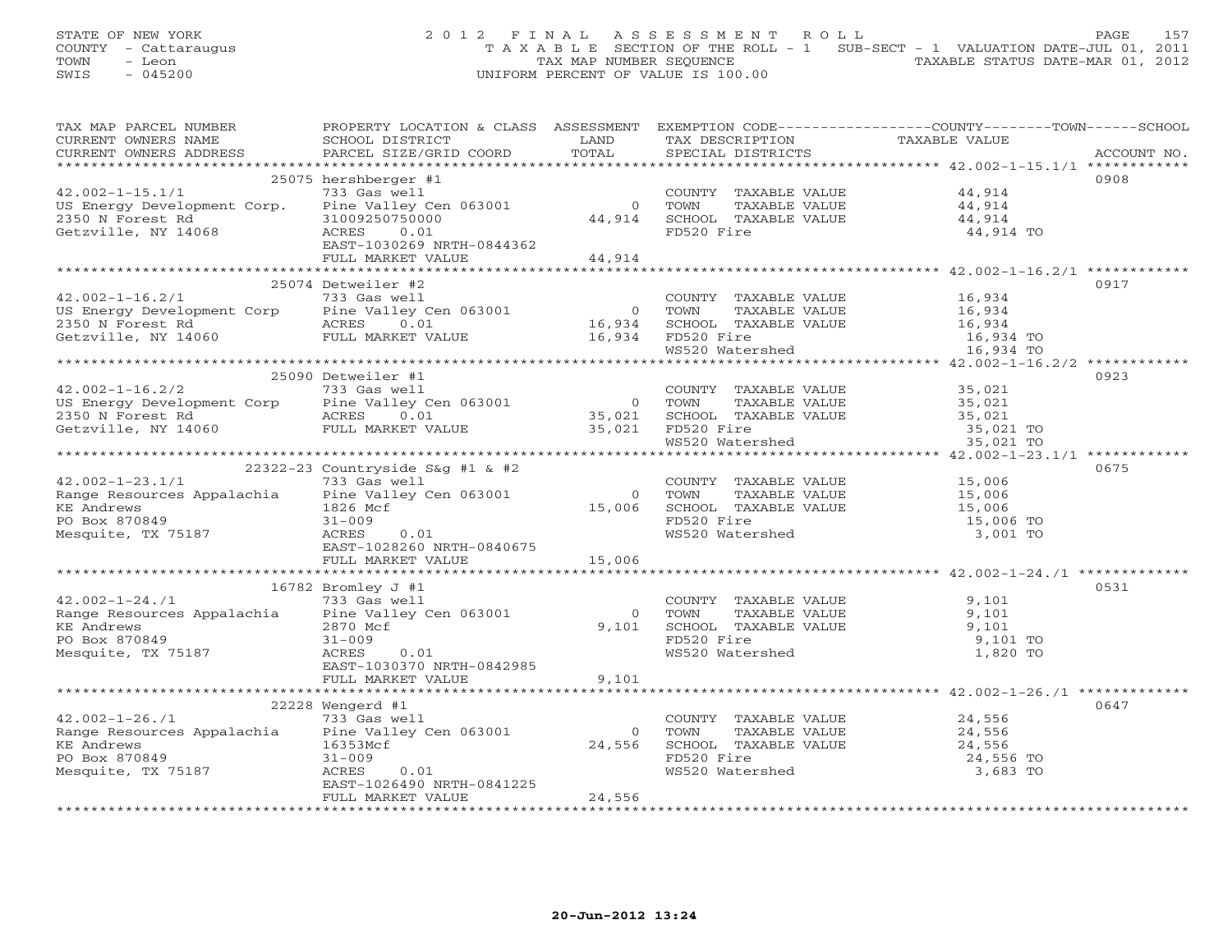STATE OF NEW YORK
COUNTY - Cattaraugus
TOWN - Leon
SWIS - 045200

2012 FINAL ASSESSMENT ROLL
TAXABLE SECTION OF THE ROLL - 1 SUB-SECT - 1 VALUATION DATE-JUL 01, 2011
TAX MAP NUMBER SEQUENCE TAXABLE STATUS DATE-MAR 01, 2012
UNIFORM PERCENT OF VALUE IS 100.00

| TAX MAP PARCEL NUMBER / CURRENT OWNERS NAME / CURRENT OWNERS ADDRESS | PROPERTY LOCATION & CLASS / SCHOOL DISTRICT / PARCEL SIZE/GRID COORD | ASSESSMENT LAND / TOTAL | EXEMPTION CODE / TAX DESCRIPTION / SPECIAL DISTRICTS | TAXABLE VALUE (COUNTY--TOWN--SCHOOL) | ACCOUNT NO. |
|---|---|---|---|---|---|
| 42.002-1-15.1/1 | 25075 hershberger #1 | | | | 0908 |
| | 733 Gas well | | COUNTY TAXABLE VALUE | 44,914 | |
| US Energy Development Corp. | Pine Valley Cen 063001 | 0 | TOWN TAXABLE VALUE | 44,914 | |
| 2350 N Forest Rd | 31009250750000 | 44,914 | SCHOOL TAXABLE VALUE | 44,914 | |
| Getzville, NY 14068 | ACRES 0.01 | | FD520 Fire | 44,914 TO | |
| | EAST-1030269 NRTH-0844362 | | | | |
| | FULL MARKET VALUE | 44,914 | | | |
| 42.002-1-16.2/1 | 25074 Detweiler #2 | | | | 0917 |
| | 733 Gas well | | COUNTY TAXABLE VALUE | 16,934 | |
| US Energy Development Corp | Pine Valley Cen 063001 | 0 | TOWN TAXABLE VALUE | 16,934 | |
| 2350 N Forest Rd | ACRES 0.01 | 16,934 | SCHOOL TAXABLE VALUE | 16,934 | |
| Getzville, NY 14060 | FULL MARKET VALUE | 16,934 | FD520 Fire | 16,934 TO | |
| | | | WS520 Watershed | 16,934 TO | |
| 42.002-1-16.2/2 | 25090 Detweiler #1 | | | | 0923 |
| | 733 Gas well | | COUNTY TAXABLE VALUE | 35,021 | |
| US Energy Development Corp | Pine Valley Cen 063001 | 0 | TOWN TAXABLE VALUE | 35,021 | |
| 2350 N Forest Rd | ACRES 0.01 | 35,021 | SCHOOL TAXABLE VALUE | 35,021 | |
| Getzville, NY 14060 | FULL MARKET VALUE | 35,021 | FD520 Fire | 35,021 TO | |
| | | | WS520 Watershed | 35,021 TO | |
| 42.002-1-23.1/1 | 22322-23 Countryside S&g #1 & #2 | | | | 0675 |
| | 733 Gas well | | COUNTY TAXABLE VALUE | 15,006 | |
| Range Resources Appalachia | Pine Valley Cen 063001 | 0 | TOWN TAXABLE VALUE | 15,006 | |
| KE Andrews | 1826 Mcf | 15,006 | SCHOOL TAXABLE VALUE | 15,006 | |
| PO Box 870849 | 31-009 | | FD520 Fire | 15,006 TO | |
| Mesquite, TX 75187 | ACRES 0.01 | | WS520 Watershed | 3,001 TO | |
| | EAST-1028260 NRTH-0840675 | | | | |
| | FULL MARKET VALUE | 15,006 | | | |
| 42.002-1-24./1 | 16782 Bromley J #1 | | | | 0531 |
| | 733 Gas well | | COUNTY TAXABLE VALUE | 9,101 | |
| Range Resources Appalachia | Pine Valley Cen 063001 | 0 | TOWN TAXABLE VALUE | 9,101 | |
| KE Andrews | 2870 Mcf | 9,101 | SCHOOL TAXABLE VALUE | 9,101 | |
| PO Box 870849 | 31-009 | | FD520 Fire | 9,101 TO | |
| Mesquite, TX 75187 | ACRES 0.01 | | WS520 Watershed | 1,820 TO | |
| | EAST-1030370 NRTH-0842985 | | | | |
| | FULL MARKET VALUE | 9,101 | | | |
| 42.002-1-26./1 | 22228 Wengerd #1 | | | | 0647 |
| | 733 Gas well | | COUNTY TAXABLE VALUE | 24,556 | |
| Range Resources Appalachia | Pine Valley Cen 063001 | 0 | TOWN TAXABLE VALUE | 24,556 | |
| KE Andrews | 16353Mcf | 24,556 | SCHOOL TAXABLE VALUE | 24,556 | |
| PO Box 870849 | 31-009 | | FD520 Fire | 24,556 TO | |
| Mesquite, TX 75187 | ACRES 0.01 | | WS520 Watershed | 3,683 TO | |
| | EAST-1026490 NRTH-0841225 | | | | |
| | FULL MARKET VALUE | 24,556 | | | |

20-Jun-2012 13:24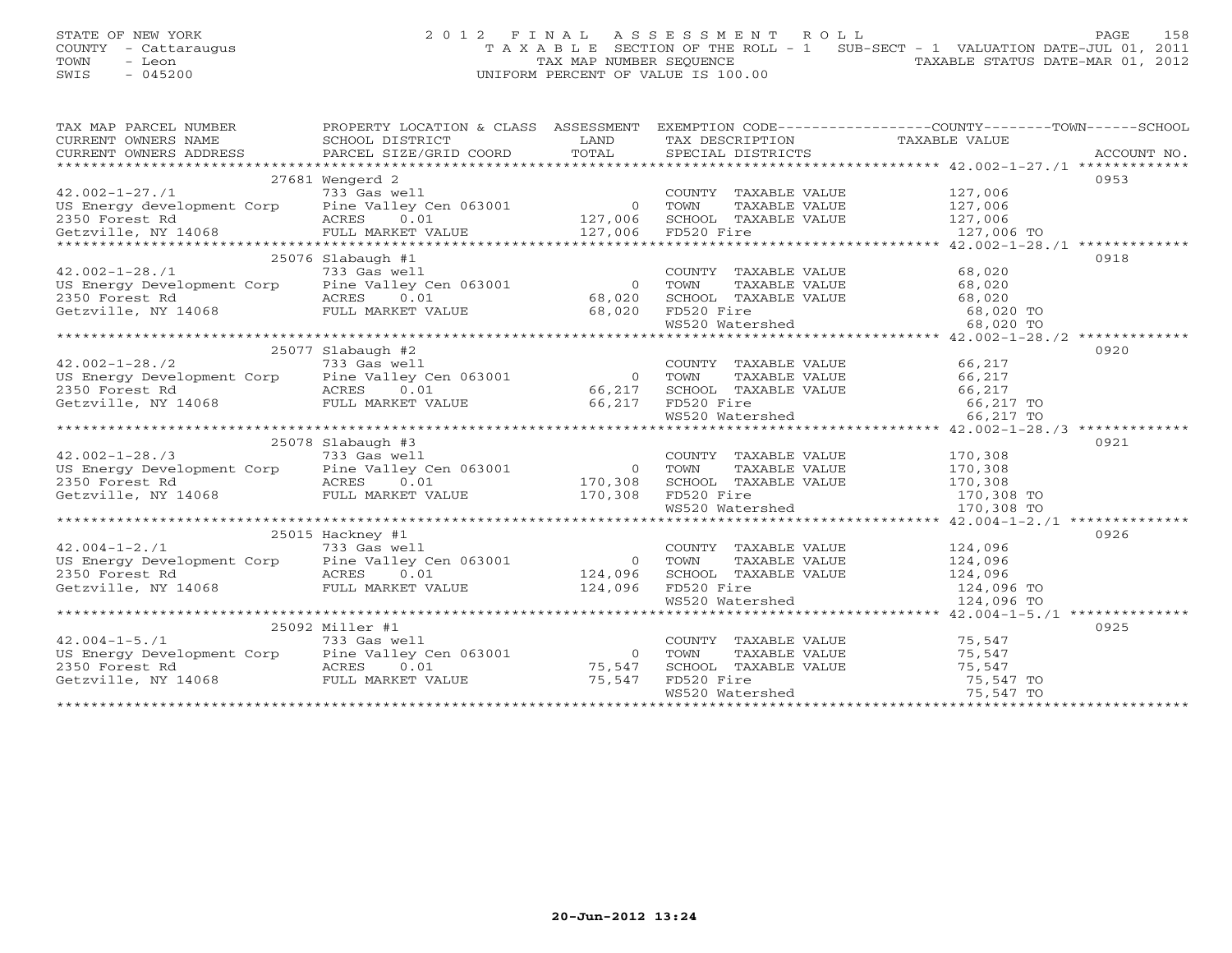STATE OF NEW YORK
COUNTY - Cattaraugus
TOWN - Leon
SWIS - 045200

# 2012 FINAL ASSESSMENT ROLL

TAXABLE SECTION OF THE ROLL - 1 SUB-SECT - 1 VALUATION DATE-JUL 01, 2011
TAX MAP NUMBER SEQUENCE TAXABLE STATUS DATE-MAR 01, 2012
UNIFORM PERCENT OF VALUE IS 100.00

| TAX MAP PARCEL NUMBER / CURRENT OWNERS NAME / CURRENT OWNERS ADDRESS | PROPERTY LOCATION & CLASS / SCHOOL DISTRICT / PARCEL SIZE/GRID COORD | ASSESSMENT LAND / TOTAL | EXEMPTION CODE / TAX DESCRIPTION / SPECIAL DISTRICTS | TAXABLE VALUE | ACCOUNT NO. |
|---|---|---|---|---|---|
| 42.002-1-27./1 | 27681 Wengerd 2 | | | | 0953 |
| | 733 Gas well | | COUNTY TAXABLE VALUE | 127,006 | |
| US Energy development Corp | Pine Valley Cen 063001 | 0 | TOWN TAXABLE VALUE | 127,006 | |
| 2350 Forest Rd | ACRES 0.01 | 127,006 | SCHOOL TAXABLE VALUE | 127,006 | |
| Getzville, NY 14068 | FULL MARKET VALUE | 127,006 | FD520 Fire | 127,006 TO | |
| 42.002-1-28./1 | 25076 Slabaugh #1 | | | | 0918 |
| | 733 Gas well | | COUNTY TAXABLE VALUE | 68,020 | |
| US Energy Development Corp | Pine Valley Cen 063001 | 0 | TOWN TAXABLE VALUE | 68,020 | |
| 2350 Forest Rd | ACRES 0.01 | 68,020 | SCHOOL TAXABLE VALUE | 68,020 | |
| Getzville, NY 14068 | FULL MARKET VALUE | 68,020 | FD520 Fire | 68,020 TO | |
| | | | WS520 Watershed | 68,020 TO | |
| 42.002-1-28./2 | 25077 Slabaugh #2 | | | | 0920 |
| | 733 Gas well | | COUNTY TAXABLE VALUE | 66,217 | |
| US Energy Development Corp | Pine Valley Cen 063001 | 0 | TOWN TAXABLE VALUE | 66,217 | |
| 2350 Forest Rd | ACRES 0.01 | 66,217 | SCHOOL TAXABLE VALUE | 66,217 | |
| Getzville, NY 14068 | FULL MARKET VALUE | 66,217 | FD520 Fire | 66,217 TO | |
| | | | WS520 Watershed | 66,217 TO | |
| 42.002-1-28./3 | 25078 Slabaugh #3 | | | | 0921 |
| | 733 Gas well | | COUNTY TAXABLE VALUE | 170,308 | |
| US Energy Development Corp | Pine Valley Cen 063001 | 0 | TOWN TAXABLE VALUE | 170,308 | |
| 2350 Forest Rd | ACRES 0.01 | 170,308 | SCHOOL TAXABLE VALUE | 170,308 | |
| Getzville, NY 14068 | FULL MARKET VALUE | 170,308 | FD520 Fire | 170,308 TO | |
| | | | WS520 Watershed | 170,308 TO | |
| 42.004-1-2./1 | 25015 Hackney #1 | | | | 0926 |
| | 733 Gas well | | COUNTY TAXABLE VALUE | 124,096 | |
| US Energy Development Corp | Pine Valley Cen 063001 | 0 | TOWN TAXABLE VALUE | 124,096 | |
| 2350 Forest Rd | ACRES 0.01 | 124,096 | SCHOOL TAXABLE VALUE | 124,096 | |
| Getzville, NY 14068 | FULL MARKET VALUE | 124,096 | FD520 Fire | 124,096 TO | |
| | | | WS520 Watershed | 124,096 TO | |
| 42.004-1-5./1 | 25092 Miller #1 | | | | 0925 |
| | 733 Gas well | | COUNTY TAXABLE VALUE | 75,547 | |
| US Energy Development Corp | Pine Valley Cen 063001 | 0 | TOWN TAXABLE VALUE | 75,547 | |
| 2350 Forest Rd | ACRES 0.01 | 75,547 | SCHOOL TAXABLE VALUE | 75,547 | |
| Getzville, NY 14068 | FULL MARKET VALUE | 75,547 | FD520 Fire | 75,547 TO | |
| | | | WS520 Watershed | 75,547 TO | |

20-Jun-2012 13:24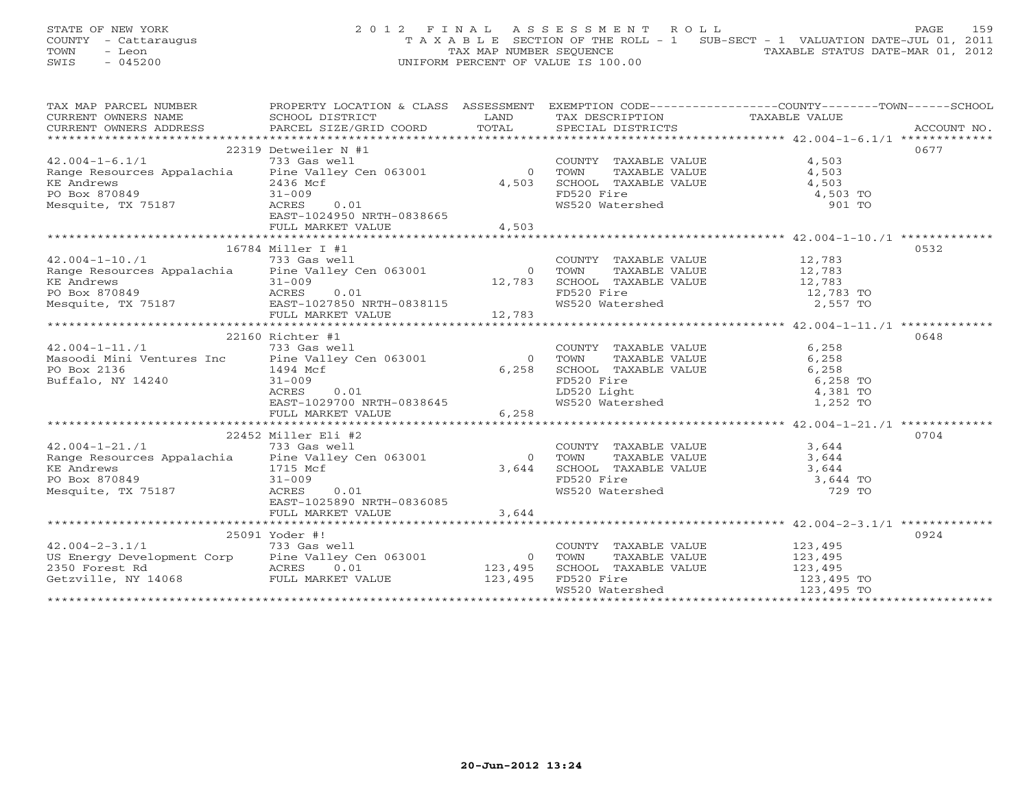STATE OF NEW YORK
COUNTY - Cattaraugus
TOWN - Leon
SWIS - 045200

2012 FINAL ASSESSMENT ROLL
TAXABLE SECTION OF THE ROLL - 1 SUB-SECT - 1 VALUATION DATE-JUL 01, 2011
TAX MAP NUMBER SEQUENCE TAXABLE STATUS DATE-MAR 01, 2012
UNIFORM PERCENT OF VALUE IS 100.00

| TAX MAP PARCEL NUMBER / CURRENT OWNERS NAME / CURRENT OWNERS ADDRESS | PROPERTY LOCATION & CLASS / SCHOOL DISTRICT / PARCEL SIZE/GRID COORD | ASSESSMENT LAND | TOTAL | EXEMPTION CODE / TAX DESCRIPTION / SPECIAL DISTRICTS | COUNTY--------TOWN------SCHOOL TAXABLE VALUE | ACCOUNT NO. |
|---|---|---|---|---|---|---|
| 42.004-1-6.1/1 | 22319 Detweiler N #1 | | | | | 0677 |
| Range Resources Appalachia | 733 Gas well | | | COUNTY TAXABLE VALUE | 4,503 | |
| KE Andrews | Pine Valley Cen 063001 | 0 | | TOWN TAXABLE VALUE | 4,503 | |
| PO Box 870849 | 2436 Mcf | | 4,503 | SCHOOL TAXABLE VALUE | 4,503 | |
| Mesquite, TX 75187 | 31-009 | | | FD520 Fire | 4,503 TO | |
| | ACRES 0.01 | | | WS520 Watershed | 901 TO | |
| | EAST-1024950 NRTH-0838665 | | | | | |
| | FULL MARKET VALUE | | 4,503 | | | |
| 42.004-1-10./1 | 16784 Miller I #1 | | | | | 0532 |
| Range Resources Appalachia | 733 Gas well | | | COUNTY TAXABLE VALUE | 12,783 | |
| KE Andrews | Pine Valley Cen 063001 | 0 | | TOWN TAXABLE VALUE | 12,783 | |
| PO Box 870849 | 31-009 | | 12,783 | SCHOOL TAXABLE VALUE | 12,783 | |
| Mesquite, TX 75187 | ACRES 0.01 | | | FD520 Fire | 12,783 TO | |
| | EAST-1027850 NRTH-0838115 | | | WS520 Watershed | 2,557 TO | |
| | FULL MARKET VALUE | | 12,783 | | | |
| 42.004-1-11./1 | 22160 Richter #1 | | | | | 0648 |
| Masoodi Mini Ventures Inc | 733 Gas well | | | COUNTY TAXABLE VALUE | 6,258 | |
| PO Box 2136 | Pine Valley Cen 063001 | 0 | | TOWN TAXABLE VALUE | 6,258 | |
| Buffalo, NY 14240 | 1494 Mcf | | 6,258 | SCHOOL TAXABLE VALUE | 6,258 | |
| | 31-009 | | | FD520 Fire | 6,258 TO | |
| | ACRES 0.01 | | | LD520 Light | 4,381 TO | |
| | EAST-1029700 NRTH-0838645 | | | WS520 Watershed | 1,252 TO | |
| | FULL MARKET VALUE | | 6,258 | | | |
| 42.004-1-21./1 | 22452 Miller Eli #2 | | | | | 0704 |
| Range Resources Appalachia | 733 Gas well | | | COUNTY TAXABLE VALUE | 3,644 | |
| KE Andrews | Pine Valley Cen 063001 | 0 | | TOWN TAXABLE VALUE | 3,644 | |
| PO Box 870849 | 1715 Mcf | | 3,644 | SCHOOL TAXABLE VALUE | 3,644 | |
| Mesquite, TX 75187 | 31-009 | | | FD520 Fire | 3,644 TO | |
| | ACRES 0.01 | | | WS520 Watershed | 729 TO | |
| | EAST-1025890 NRTH-0836085 | | | | | |
| | FULL MARKET VALUE | | 3,644 | | | |
| 42.004-2-3.1/1 | 25091 Yoder #! | | | | | 0924 |
| US Energy Development Corp | 733 Gas well | | | COUNTY TAXABLE VALUE | 123,495 | |
| 2350 Forest Rd | Pine Valley Cen 063001 | 0 | | TOWN TAXABLE VALUE | 123,495 | |
| Getzville, NY 14068 | ACRES 0.01 | | 123,495 | SCHOOL TAXABLE VALUE | 123,495 | |
| | FULL MARKET VALUE | | 123,495 | FD520 Fire | 123,495 TO | |
| | | | | WS520 Watershed | 123,495 TO | |

20-Jun-2012 13:24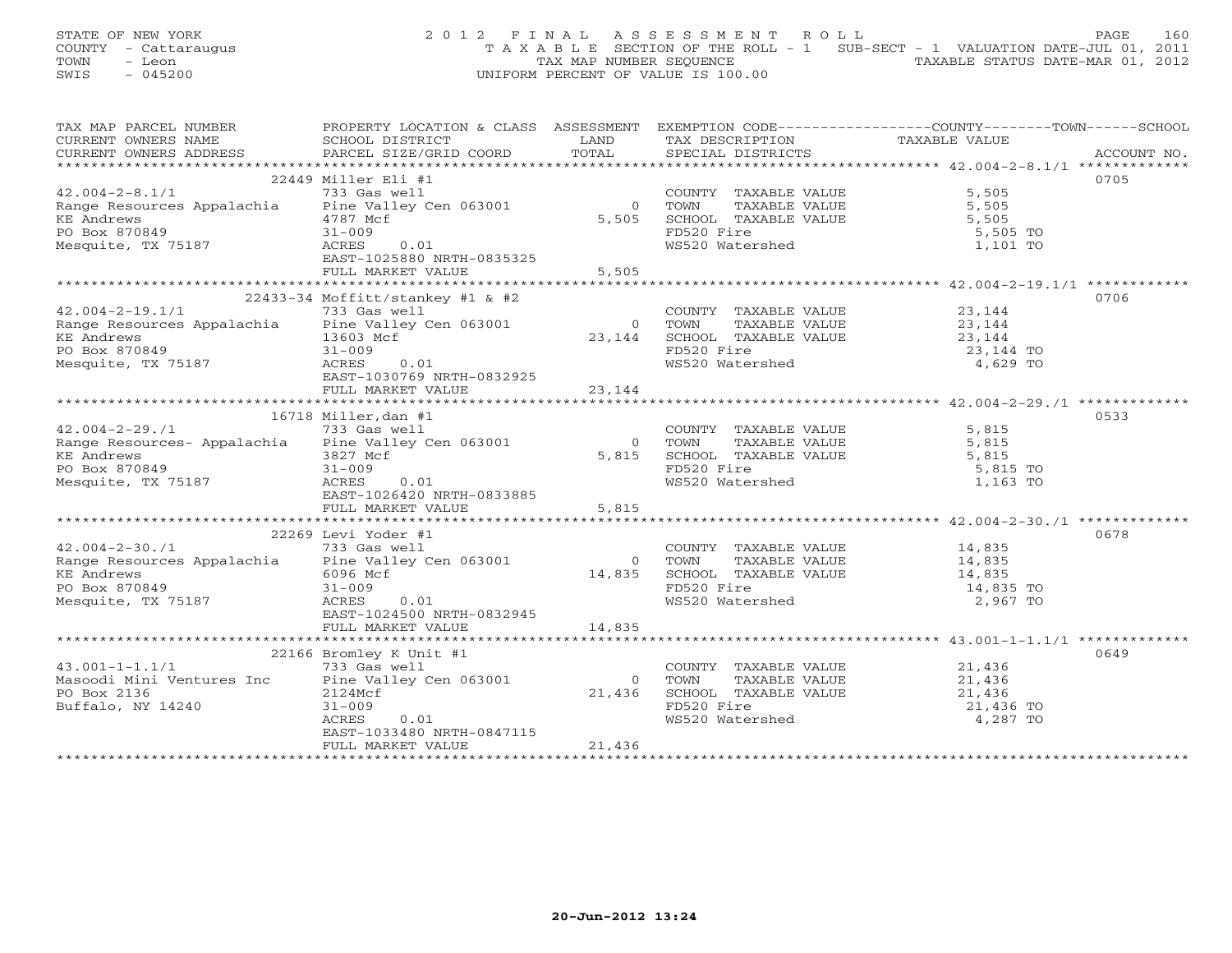STATE OF NEW YORK
COUNTY - Cattaraugus
TOWN - Leon
SWIS - 045200

2012 FINAL ASSESSMENT ROLL
TAXABLE SECTION OF THE ROLL - 1 SUB-SECT - 1 VALUATION DATE-JUL 01, 2011
TAX MAP NUMBER SEQUENCE TAXABLE STATUS DATE-MAR 01, 2012
UNIFORM PERCENT OF VALUE IS 100.00

| TAX MAP PARCEL NUMBER / CURRENT OWNERS NAME / CURRENT OWNERS ADDRESS | PROPERTY LOCATION & CLASS / SCHOOL DISTRICT / PARCEL SIZE/GRID COORD | ASSESSMENT LAND | TOTAL | EXEMPTION CODE / TAX DESCRIPTION / SPECIAL DISTRICTS | COUNTY--------TOWN------SCHOOL TAXABLE VALUE | ACCOUNT NO. |
|---|---|---|---|---|---|---|
| 42.004-2-8.1/1 | 22449 Miller Eli #1 | | | | | 0705 |
| | 733 Gas well | | | COUNTY TAXABLE VALUE | 5,505 | |
| Range Resources Appalachia | Pine Valley Cen 063001 | 0 | | TOWN TAXABLE VALUE | 5,505 | |
| KE Andrews | 4787 Mcf | | 5,505 | SCHOOL TAXABLE VALUE | 5,505 | |
| PO Box 870849 | 31-009 | | | FD520 Fire | 5,505 TO | |
| Mesquite, TX 75187 | ACRES 0.01 | | | WS520 Watershed | 1,101 TO | |
| | EAST-1025880 NRTH-0835325 | | | | | |
| | FULL MARKET VALUE | | 5,505 | | | |
| 42.004-2-19.1/1 | 22433-34 Moffitt/stankey #1 & #2 | | | | | 0706 |
| | 733 Gas well | | | COUNTY TAXABLE VALUE | 23,144 | |
| Range Resources Appalachia | Pine Valley Cen 063001 | 0 | | TOWN TAXABLE VALUE | 23,144 | |
| KE Andrews | 13603 Mcf | | 23,144 | SCHOOL TAXABLE VALUE | 23,144 | |
| PO Box 870849 | 31-009 | | | FD520 Fire | 23,144 TO | |
| Mesquite, TX 75187 | ACRES 0.01 | | | WS520 Watershed | 4,629 TO | |
| | EAST-1030769 NRTH-0832925 | | | | | |
| | FULL MARKET VALUE | | 23,144 | | | |
| 42.004-2-29./1 | 16718 Miller,dan #1 | | | | | 0533 |
| | 733 Gas well | | | COUNTY TAXABLE VALUE | 5,815 | |
| Range Resources- Appalachia | Pine Valley Cen 063001 | 0 | | TOWN TAXABLE VALUE | 5,815 | |
| KE Andrews | 3827 Mcf | | 5,815 | SCHOOL TAXABLE VALUE | 5,815 | |
| PO Box 870849 | 31-009 | | | FD520 Fire | 5,815 TO | |
| Mesquite, TX 75187 | ACRES 0.01 | | | WS520 Watershed | 1,163 TO | |
| | EAST-1026420 NRTH-0833885 | | | | | |
| | FULL MARKET VALUE | | 5,815 | | | |
| 42.004-2-30./1 | 22269 Levi Yoder #1 | | | | | 0678 |
| | 733 Gas well | | | COUNTY TAXABLE VALUE | 14,835 | |
| Range Resources Appalachia | Pine Valley Cen 063001 | 0 | | TOWN TAXABLE VALUE | 14,835 | |
| KE Andrews | 6096 Mcf | | 14,835 | SCHOOL TAXABLE VALUE | 14,835 | |
| PO Box 870849 | 31-009 | | | FD520 Fire | 14,835 TO | |
| Mesquite, TX 75187 | ACRES 0.01 | | | WS520 Watershed | 2,967 TO | |
| | EAST-1024500 NRTH-0832945 | | | | | |
| | FULL MARKET VALUE | | 14,835 | | | |
| 43.001-1-1.1/1 | 22166 Bromley K Unit #1 | | | | | 0649 |
| | 733 Gas well | | | COUNTY TAXABLE VALUE | 21,436 | |
| Masoodi Mini Ventures Inc | Pine Valley Cen 063001 | 0 | | TOWN TAXABLE VALUE | 21,436 | |
| PO Box 2136 | 2124Mcf | | 21,436 | SCHOOL TAXABLE VALUE | 21,436 | |
| Buffalo, NY 14240 | 31-009 | | | FD520 Fire | 21,436 TO | |
| | ACRES 0.01 | | | WS520 Watershed | 4,287 TO | |
| | EAST-1033480 NRTH-0847115 | | | | | |
| | FULL MARKET VALUE | | 21,436 | | | |

20-Jun-2012 13:24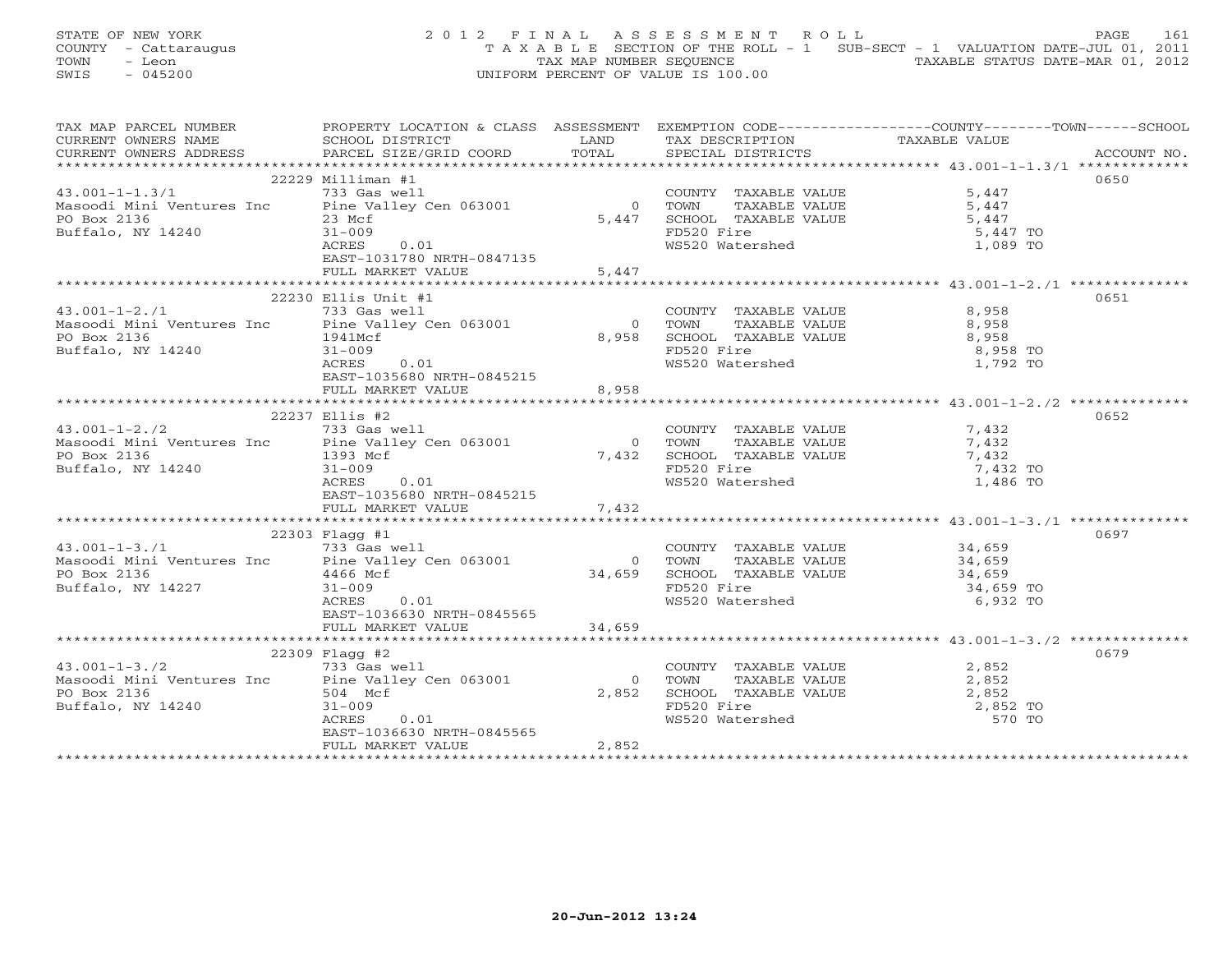STATE OF NEW YORK
COUNTY - Cattaraugus
TOWN - Leon
SWIS - 045200

2012 FINAL ASSESSMENT ROLL
TAXABLE SECTION OF THE ROLL - 1 SUB-SECT - 1 VALUATION DATE-JUL 01, 2011
TAX MAP NUMBER SEQUENCE TAXABLE STATUS DATE-MAR 01, 2012
UNIFORM PERCENT OF VALUE IS 100.00

| TAX MAP PARCEL NUMBER / CURRENT OWNERS NAME / CURRENT OWNERS ADDRESS | PROPERTY LOCATION & CLASS / SCHOOL DISTRICT / PARCEL SIZE/GRID COORD | ASSESSMENT LAND / TOTAL | EXEMPTION CODE / TAX DESCRIPTION / SPECIAL DISTRICTS | COUNTY--------TOWN------SCHOOL TAXABLE VALUE | ACCOUNT NO. |
|---|---|---|---|---|---|
| 43.001-1-1.3/1 | 22229 Milliman #1 | | | | 0650 |
| | 733 Gas well | | COUNTY TAXABLE VALUE | 5,447 | |
| Masoodi Mini Ventures Inc | Pine Valley Cen 063001 | 0 | TOWN TAXABLE VALUE | 5,447 | |
| PO Box 2136 | 23 Mcf | 5,447 | SCHOOL TAXABLE VALUE | 5,447 | |
| Buffalo, NY 14240 | 31-009 | | FD520 Fire | 5,447 TO | |
| | ACRES 0.01 | | WS520 Watershed | 1,089 TO | |
| | EAST-1031780 NRTH-0847135 | | | | |
| | FULL MARKET VALUE | 5,447 | | | |
| 43.001-1-2./1 | 22230 Ellis Unit #1 | | | | 0651 |
| | 733 Gas well | | COUNTY TAXABLE VALUE | 8,958 | |
| Masoodi Mini Ventures Inc | Pine Valley Cen 063001 | 0 | TOWN TAXABLE VALUE | 8,958 | |
| PO Box 2136 | 1941Mcf | 8,958 | SCHOOL TAXABLE VALUE | 8,958 | |
| Buffalo, NY 14240 | 31-009 | | FD520 Fire | 8,958 TO | |
| | ACRES 0.01 | | WS520 Watershed | 1,792 TO | |
| | EAST-1035680 NRTH-0845215 | | | | |
| | FULL MARKET VALUE | 8,958 | | | |
| 43.001-1-2./2 | 22237 Ellis #2 | | | | 0652 |
| | 733 Gas well | | COUNTY TAXABLE VALUE | 7,432 | |
| Masoodi Mini Ventures Inc | Pine Valley Cen 063001 | 0 | TOWN TAXABLE VALUE | 7,432 | |
| PO Box 2136 | 1393 Mcf | 7,432 | SCHOOL TAXABLE VALUE | 7,432 | |
| Buffalo, NY 14240 | 31-009 | | FD520 Fire | 7,432 TO | |
| | ACRES 0.01 | | WS520 Watershed | 1,486 TO | |
| | EAST-1035680 NRTH-0845215 | | | | |
| | FULL MARKET VALUE | 7,432 | | | |
| 43.001-1-3./1 | 22303 Flagg #1 | | | | 0697 |
| | 733 Gas well | | COUNTY TAXABLE VALUE | 34,659 | |
| Masoodi Mini Ventures Inc | Pine Valley Cen 063001 | 0 | TOWN TAXABLE VALUE | 34,659 | |
| PO Box 2136 | 4466 Mcf | 34,659 | SCHOOL TAXABLE VALUE | 34,659 | |
| Buffalo, NY 14227 | 31-009 | | FD520 Fire | 34,659 TO | |
| | ACRES 0.01 | | WS520 Watershed | 6,932 TO | |
| | EAST-1036630 NRTH-0845565 | | | | |
| | FULL MARKET VALUE | 34,659 | | | |
| 43.001-1-3./2 | 22309 Flagg #2 | | | | 0679 |
| | 733 Gas well | | COUNTY TAXABLE VALUE | 2,852 | |
| Masoodi Mini Ventures Inc | Pine Valley Cen 063001 | 0 | TOWN TAXABLE VALUE | 2,852 | |
| PO Box 2136 | 504 Mcf | 2,852 | SCHOOL TAXABLE VALUE | 2,852 | |
| Buffalo, NY 14240 | 31-009 | | FD520 Fire | 2,852 TO | |
| | ACRES 0.01 | | WS520 Watershed | 570 TO | |
| | EAST-1036630 NRTH-0845565 | | | | |
| | FULL MARKET VALUE | 2,852 | | | |

20-Jun-2012 13:24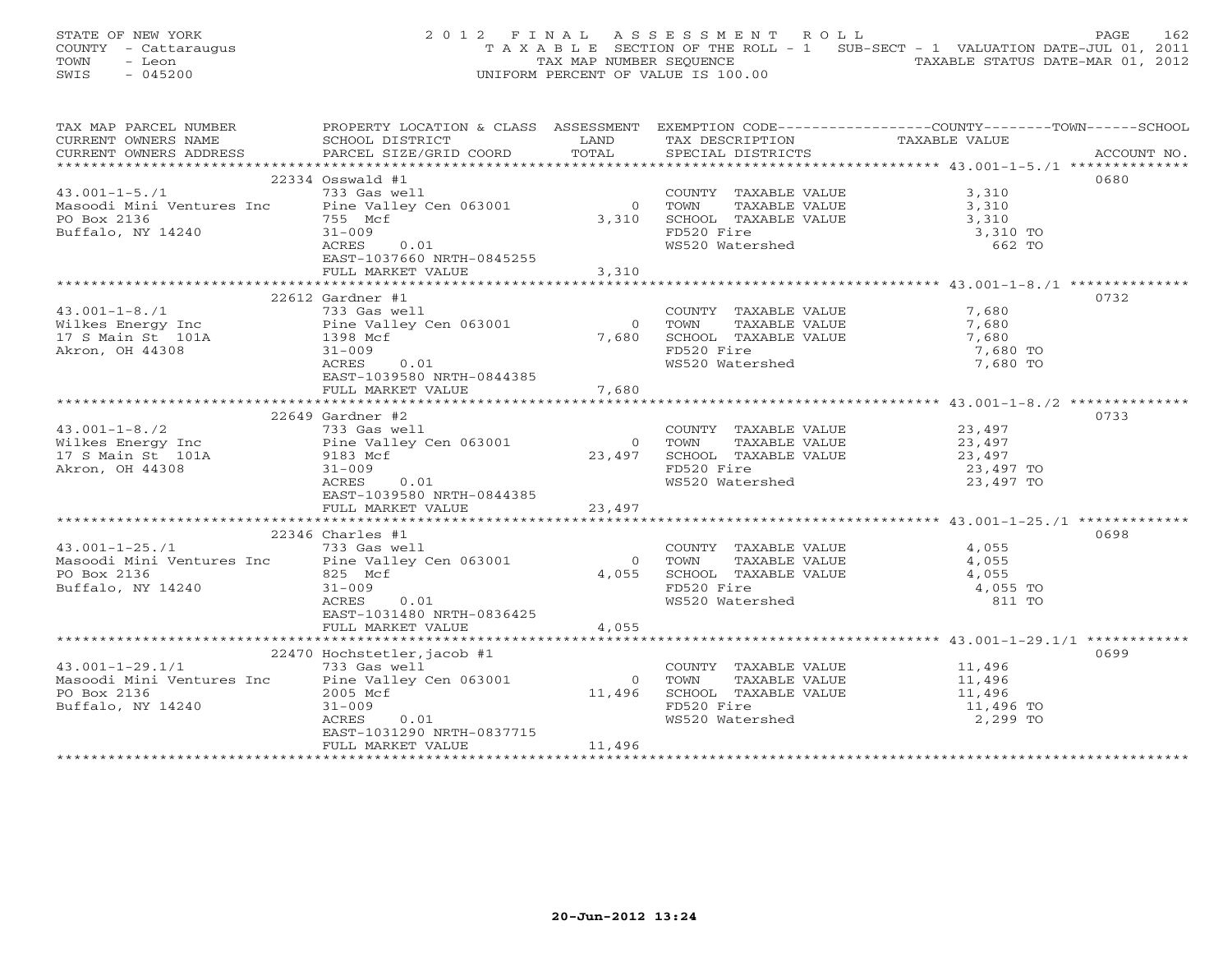STATE OF NEW YORK
COUNTY - Cattaraugus
TOWN - Leon
SWIS - 045200

# 2012 FINAL ASSESSMENT ROLL

TAXABLE SECTION OF THE ROLL - 1 SUB-SECT - 1 VALUATION DATE-JUL 01, 2011
TAX MAP NUMBER SEQUENCE TAXABLE STATUS DATE-MAR 01, 2012
UNIFORM PERCENT OF VALUE IS 100.00

| TAX MAP PARCEL NUMBER / CURRENT OWNERS NAME / CURRENT OWNERS ADDRESS | PROPERTY LOCATION & CLASS / SCHOOL DISTRICT / PARCEL SIZE/GRID COORD | ASSESSMENT LAND / TOTAL | EXEMPTION CODE / TAX DESCRIPTION / SPECIAL DISTRICTS | TAXABLE VALUE (COUNTY / TOWN / SCHOOL) | ACCOUNT NO. |
|---|---|---|---|---|---|
| 43.001-1-5./1 | 22334 Osswald #1 | | | | 0680 |
| | 733 Gas well | | COUNTY TAXABLE VALUE | 3,310 | |
| Masoodi Mini Ventures Inc | Pine Valley Cen 063001 | 0 | TOWN TAXABLE VALUE | 3,310 | |
| PO Box 2136 | 755 Mcf | 3,310 | SCHOOL TAXABLE VALUE | 3,310 | |
| Buffalo, NY 14240 | 31-009 | | FD520 Fire | 3,310 TO | |
| | ACRES 0.01 | | WS520 Watershed | 662 TO | |
| | EAST-1037660 NRTH-0845255 | | | | |
| | FULL MARKET VALUE | 3,310 | | | |
| 43.001-1-8./1 | 22612 Gardner #1 | | | | 0732 |
| | 733 Gas well | | COUNTY TAXABLE VALUE | 7,680 | |
| Wilkes Energy Inc | Pine Valley Cen 063001 | 0 | TOWN TAXABLE VALUE | 7,680 | |
| 17 S Main St 101A | 1398 Mcf | 7,680 | SCHOOL TAXABLE VALUE | 7,680 | |
| Akron, OH 44308 | 31-009 | | FD520 Fire | 7,680 TO | |
| | ACRES 0.01 | | WS520 Watershed | 7,680 TO | |
| | EAST-1039580 NRTH-0844385 | | | | |
| | FULL MARKET VALUE | 7,680 | | | |
| 43.001-1-8./2 | 22649 Gardner #2 | | | | 0733 |
| | 733 Gas well | | COUNTY TAXABLE VALUE | 23,497 | |
| Wilkes Energy Inc | Pine Valley Cen 063001 | 0 | TOWN TAXABLE VALUE | 23,497 | |
| 17 S Main St 101A | 9183 Mcf | 23,497 | SCHOOL TAXABLE VALUE | 23,497 | |
| Akron, OH 44308 | 31-009 | | FD520 Fire | 23,497 TO | |
| | ACRES 0.01 | | WS520 Watershed | 23,497 TO | |
| | EAST-1039580 NRTH-0844385 | | | | |
| | FULL MARKET VALUE | 23,497 | | | |
| 43.001-1-25./1 | 22346 Charles #1 | | | | 0698 |
| | 733 Gas well | | COUNTY TAXABLE VALUE | 4,055 | |
| Masoodi Mini Ventures Inc | Pine Valley Cen 063001 | 0 | TOWN TAXABLE VALUE | 4,055 | |
| PO Box 2136 | 825 Mcf | 4,055 | SCHOOL TAXABLE VALUE | 4,055 | |
| Buffalo, NY 14240 | 31-009 | | FD520 Fire | 4,055 TO | |
| | ACRES 0.01 | | WS520 Watershed | 811 TO | |
| | EAST-1031480 NRTH-0836425 | | | | |
| | FULL MARKET VALUE | 4,055 | | | |
| 43.001-1-29.1/1 | 22470 Hochstetler,jacob #1 | | | | 0699 |
| | 733 Gas well | | COUNTY TAXABLE VALUE | 11,496 | |
| Masoodi Mini Ventures Inc | Pine Valley Cen 063001 | 0 | TOWN TAXABLE VALUE | 11,496 | |
| PO Box 2136 | 2005 Mcf | 11,496 | SCHOOL TAXABLE VALUE | 11,496 | |
| Buffalo, NY 14240 | 31-009 | | FD520 Fire | 11,496 TO | |
| | ACRES 0.01 | | WS520 Watershed | 2,299 TO | |
| | EAST-1031290 NRTH-0837715 | | | | |
| | FULL MARKET VALUE | 11,496 | | | |

20-Jun-2012 13:24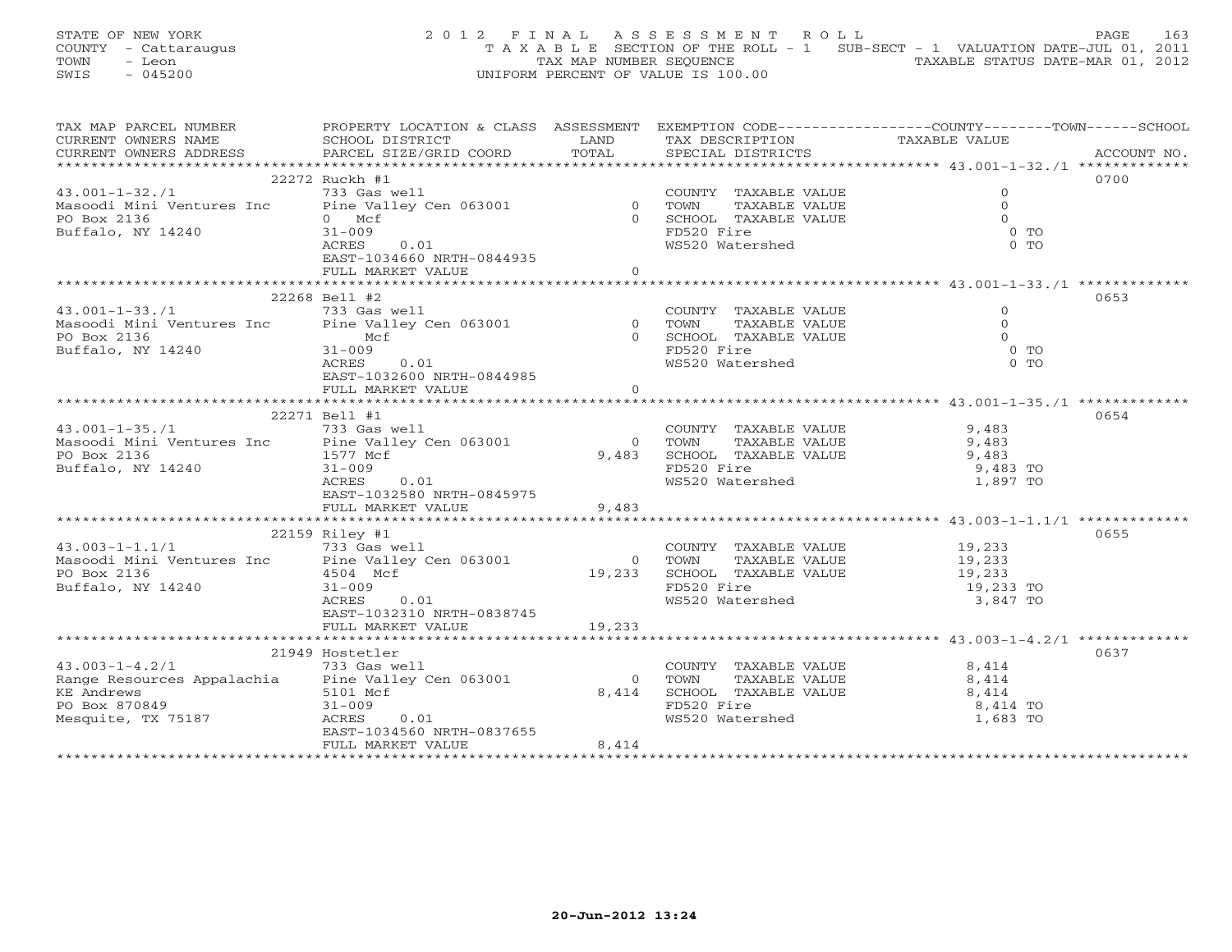STATE OF NEW YORK
COUNTY - Cattaraugus
TOWN - Leon
SWIS - 045200

2012 FINAL ASSESSMENT ROLL
TAXABLE SECTION OF THE ROLL - 1 SUB-SECT - 1 VALUATION DATE-JUL 01, 2011
TAX MAP NUMBER SEQUENCE TAXABLE STATUS DATE-MAR 01, 2012
UNIFORM PERCENT OF VALUE IS 100.00

| TAX MAP PARCEL NUMBER / CURRENT OWNERS NAME / CURRENT OWNERS ADDRESS | PROPERTY LOCATION & CLASS / SCHOOL DISTRICT / PARCEL SIZE/GRID COORD | ASSESSMENT LAND | TOTAL | EXEMPTION CODE / TAX DESCRIPTION / SPECIAL DISTRICTS | TAXABLE VALUE | ACCOUNT NO. |
|---|---|---|---|---|---|---|
| 43.001-1-32./1 | 22272 Ruckh #1 | | | | | 0700 |
| Masoodi Mini Ventures Inc | 733 Gas well | | | COUNTY TAXABLE VALUE | 0 | |
| PO Box 2136 | Pine Valley Cen 063001 | 0 | | TOWN TAXABLE VALUE | 0 | |
| Buffalo, NY 14240 | 0 Mcf | | 0 | SCHOOL TAXABLE VALUE | 0 | |
| | 31-009 | | | FD520 Fire | 0 TO | |
| | ACRES 0.01 | | | WS520 Watershed | 0 TO | |
| | EAST-1034660 NRTH-0844935 | | | | | |
| | FULL MARKET VALUE | | 0 | | | |
| 43.001-1-33./1 | 22268 Bell #2 | | | | | 0653 |
| Masoodi Mini Ventures Inc | 733 Gas well | | | COUNTY TAXABLE VALUE | 0 | |
| PO Box 2136 | Pine Valley Cen 063001 | 0 | | TOWN TAXABLE VALUE | 0 | |
| Buffalo, NY 14240 | Mcf | | 0 | SCHOOL TAXABLE VALUE | 0 | |
| | 31-009 | | | FD520 Fire | 0 TO | |
| | ACRES 0.01 | | | WS520 Watershed | 0 TO | |
| | EAST-1032600 NRTH-0844985 | | | | | |
| | FULL MARKET VALUE | | 0 | | | |
| 43.001-1-35./1 | 22271 Bell #1 | | | | | 0654 |
| Masoodi Mini Ventures Inc | 733 Gas well | | | COUNTY TAXABLE VALUE | 9,483 | |
| PO Box 2136 | Pine Valley Cen 063001 | 0 | | TOWN TAXABLE VALUE | 9,483 | |
| Buffalo, NY 14240 | 1577 Mcf | | 9,483 | SCHOOL TAXABLE VALUE | 9,483 | |
| | 31-009 | | | FD520 Fire | 9,483 TO | |
| | ACRES 0.01 | | | WS520 Watershed | 1,897 TO | |
| | EAST-1032580 NRTH-0845975 | | | | | |
| | FULL MARKET VALUE | | 9,483 | | | |
| 43.003-1-1.1/1 | 22159 Riley #1 | | | | | 0655 |
| Masoodi Mini Ventures Inc | 733 Gas well | | | COUNTY TAXABLE VALUE | 19,233 | |
| PO Box 2136 | Pine Valley Cen 063001 | 0 | | TOWN TAXABLE VALUE | 19,233 | |
| Buffalo, NY 14240 | 4504 Mcf | | 19,233 | SCHOOL TAXABLE VALUE | 19,233 | |
| | 31-009 | | | FD520 Fire | 19,233 TO | |
| | ACRES 0.01 | | | WS520 Watershed | 3,847 TO | |
| | EAST-1032310 NRTH-0838745 | | | | | |
| | FULL MARKET VALUE | | 19,233 | | | |
| 43.003-1-4.2/1 | 21949 Hostetler | | | | | 0637 |
| Range Resources Appalachia | 733 Gas well | | | COUNTY TAXABLE VALUE | 8,414 | |
| KE Andrews | Pine Valley Cen 063001 | 0 | | TOWN TAXABLE VALUE | 8,414 | |
| PO Box 870849 | 5101 Mcf | | 8,414 | SCHOOL TAXABLE VALUE | 8,414 | |
| Mesquite, TX 75187 | 31-009 | | | FD520 Fire | 8,414 TO | |
| | ACRES 0.01 | | | WS520 Watershed | 1,683 TO | |
| | EAST-1034560 NRTH-0837655 | | | | | |
| | FULL MARKET VALUE | | 8,414 | | | |

20-Jun-2012 13:24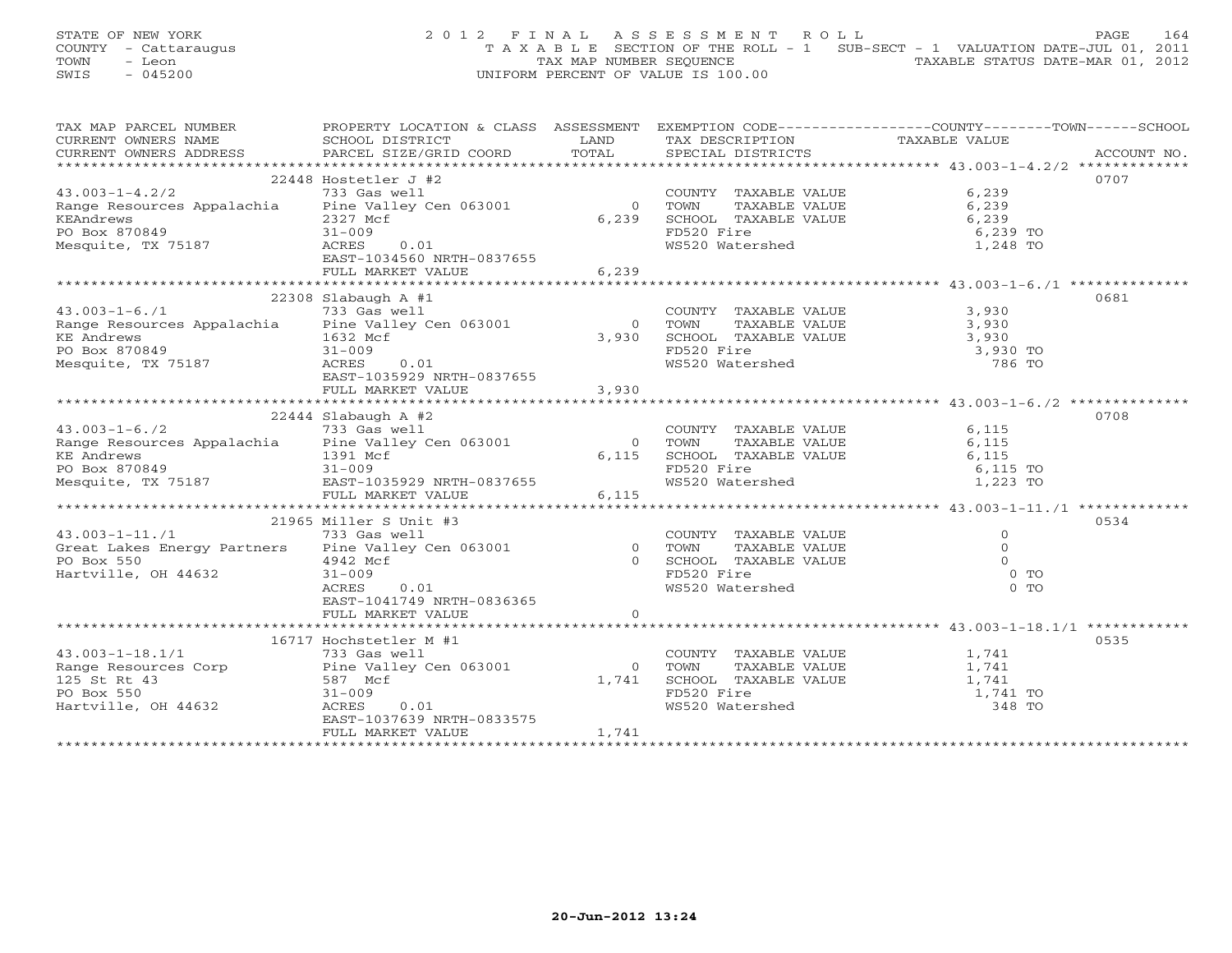STATE OF NEW YORK
COUNTY - Cattaraugus
TOWN - Leon
SWIS - 045200

2012 FINAL ASSESSMENT ROLL
TAXABLE SECTION OF THE ROLL - 1 SUB-SECT - 1 VALUATION DATE-JUL 01, 2011
TAX MAP NUMBER SEQUENCE TAXABLE STATUS DATE-MAR 01, 2012
UNIFORM PERCENT OF VALUE IS 100.00

| TAX MAP PARCEL NUMBER / CURRENT OWNERS NAME / CURRENT OWNERS ADDRESS | PROPERTY LOCATION & CLASS / SCHOOL DISTRICT / PARCEL SIZE/GRID COORD | ASSESSMENT LAND | TOTAL | EXEMPTION CODE / TAX DESCRIPTION / SPECIAL DISTRICTS | COUNTY / TOWN / SCHOOL TAXABLE VALUE | ACCOUNT NO. |
|---|---|---|---|---|---|---|
| 43.003-1-4.2/2 | 22448 Hostetler J #2 | | | | | 0707 |
| | 733 Gas well | | | COUNTY TAXABLE VALUE | 6,239 | |
| Range Resources Appalachia | Pine Valley Cen 063001 | 0 | | TOWN TAXABLE VALUE | 6,239 | |
| KEAndrews | 2327 Mcf | | 6,239 | SCHOOL TAXABLE VALUE | 6,239 | |
| PO Box 870849 | 31-009 | | | FD520 Fire | 6,239 TO | |
| Mesquite, TX 75187 | ACRES 0.01 | | | WS520 Watershed | 1,248 TO | |
| | EAST-1034560 NRTH-0837655 | | | | | |
| | FULL MARKET VALUE | | 6,239 | | | |
| 43.003-1-6./1 | 22308 Slabaugh A #1 | | | | | 0681 |
| | 733 Gas well | | | COUNTY TAXABLE VALUE | 3,930 | |
| Range Resources Appalachia | Pine Valley Cen 063001 | 0 | | TOWN TAXABLE VALUE | 3,930 | |
| KE Andrews | 1632 Mcf | | 3,930 | SCHOOL TAXABLE VALUE | 3,930 | |
| PO Box 870849 | 31-009 | | | FD520 Fire | 3,930 TO | |
| Mesquite, TX 75187 | ACRES 0.01 | | | WS520 Watershed | 786 TO | |
| | EAST-1035929 NRTH-0837655 | | | | | |
| | FULL MARKET VALUE | | 3,930 | | | |
| 43.003-1-6./2 | 22444 Slabaugh A #2 | | | | | 0708 |
| | 733 Gas well | | | COUNTY TAXABLE VALUE | 6,115 | |
| Range Resources Appalachia | Pine Valley Cen 063001 | 0 | | TOWN TAXABLE VALUE | 6,115 | |
| KE Andrews | 1391 Mcf | | 6,115 | SCHOOL TAXABLE VALUE | 6,115 | |
| PO Box 870849 | 31-009 | | | FD520 Fire | 6,115 TO | |
| Mesquite, TX 75187 | EAST-1035929 NRTH-0837655 | | | WS520 Watershed | 1,223 TO | |
| | FULL MARKET VALUE | | 6,115 | | | |
| 43.003-1-11./1 | 21965 Miller S Unit #3 | | | | | 0534 |
| | 733 Gas well | | | COUNTY TAXABLE VALUE | 0 | |
| Great Lakes Energy Partners | Pine Valley Cen 063001 | 0 | | TOWN TAXABLE VALUE | 0 | |
| PO Box 550 | 4942 Mcf | | 0 | SCHOOL TAXABLE VALUE | 0 | |
| Hartville, OH 44632 | 31-009 | | | FD520 Fire | 0 TO | |
| | ACRES 0.01 | | | WS520 Watershed | 0 TO | |
| | EAST-1041749 NRTH-0836365 | | | | | |
| | FULL MARKET VALUE | | 0 | | | |
| 43.003-1-18.1/1 | 16717 Hochstetler M #1 | | | | | 0535 |
| | 733 Gas well | | | COUNTY TAXABLE VALUE | 1,741 | |
| Range Resources Corp | Pine Valley Cen 063001 | 0 | | TOWN TAXABLE VALUE | 1,741 | |
| 125 St Rt 43 | 587 Mcf | | 1,741 | SCHOOL TAXABLE VALUE | 1,741 | |
| PO Box 550 | 31-009 | | | FD520 Fire | 1,741 TO | |
| Hartville, OH 44632 | ACRES 0.01 | | | WS520 Watershed | 348 TO | |
| | EAST-1037639 NRTH-0833575 | | | | | |
| | FULL MARKET VALUE | | 1,741 | | | |

20-Jun-2012 13:24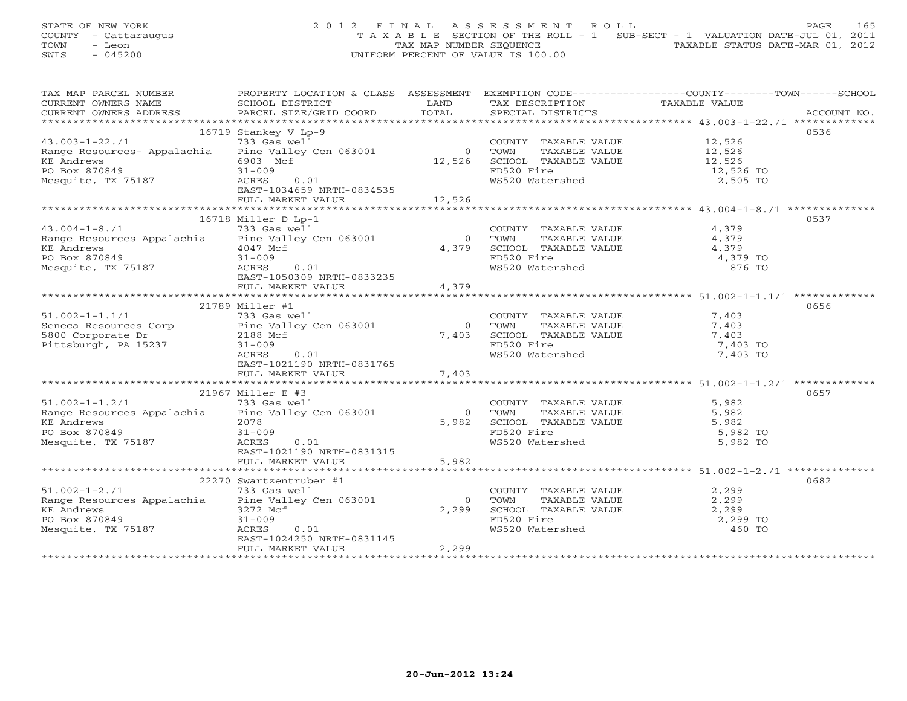STATE OF NEW YORK
COUNTY - Cattaraugus
TOWN - Leon
SWIS - 045200

# 2012 FINAL ASSESSMENT ROLL

TAXABLE SECTION OF THE ROLL - 1 SUB-SECT - 1 VALUATION DATE-JUL 01, 2011
TAX MAP NUMBER SEQUENCE TAXABLE STATUS DATE-MAR 01, 2012
UNIFORM PERCENT OF VALUE IS 100.00

| TAX MAP PARCEL NUMBER / CURRENT OWNERS NAME / CURRENT OWNERS ADDRESS | PROPERTY LOCATION & CLASS / SCHOOL DISTRICT / PARCEL SIZE/GRID COORD | ASSESSMENT LAND | TOTAL | EXEMPTION CODE / TAX DESCRIPTION / SPECIAL DISTRICTS | TAXABLE VALUE | ACCOUNT NO. |
|---|---|---|---|---|---|---|
| 43.003-1-22./1 | 16719 Stankey V Lp-9 | | | | | 0536 |
| | 733 Gas well | | | COUNTY TAXABLE VALUE | 12,526 | |
| Range Resources- Appalachia | Pine Valley Cen 063001 | 0 | | TOWN TAXABLE VALUE | 12,526 | |
| KE Andrews | 6903 Mcf | | 12,526 | SCHOOL TAXABLE VALUE | 12,526 | |
| PO Box 870849 | 31-009 | | | FD520 Fire | 12,526 TO | |
| Mesquite, TX 75187 | ACRES 0.01 | | | WS520 Watershed | 2,505 TO | |
| | EAST-1034659 NRTH-0834535 | | | | | |
| | FULL MARKET VALUE | | 12,526 | | | |
| 43.004-1-8./1 | 16718 Miller D Lp-1 | | | | | 0537 |
| | 733 Gas well | | | COUNTY TAXABLE VALUE | 4,379 | |
| Range Resources Appalachia | Pine Valley Cen 063001 | 0 | | TOWN TAXABLE VALUE | 4,379 | |
| KE Andrews | 4047 Mcf | | 4,379 | SCHOOL TAXABLE VALUE | 4,379 | |
| PO Box 870849 | 31-009 | | | FD520 Fire | 4,379 TO | |
| Mesquite, TX 75187 | ACRES 0.01 | | | WS520 Watershed | 876 TO | |
| | EAST-1050309 NRTH-0833235 | | | | | |
| | FULL MARKET VALUE | | 4,379 | | | |
| 51.002-1-1.1/1 | 21789 Miller #1 | | | | | 0656 |
| | 733 Gas well | | | COUNTY TAXABLE VALUE | 7,403 | |
| Seneca Resources Corp | Pine Valley Cen 063001 | 0 | | TOWN TAXABLE VALUE | 7,403 | |
| 5800 Corporate Dr | 2188 Mcf | | 7,403 | SCHOOL TAXABLE VALUE | 7,403 | |
| Pittsburgh, PA 15237 | 31-009 | | | FD520 Fire | 7,403 TO | |
| | ACRES 0.01 | | | WS520 Watershed | 7,403 TO | |
| | EAST-1021190 NRTH-0831765 | | | | | |
| | FULL MARKET VALUE | | 7,403 | | | |
| 51.002-1-1.2/1 | 21967 Miller E #3 | | | | | 0657 |
| | 733 Gas well | | | COUNTY TAXABLE VALUE | 5,982 | |
| Range Resources Appalachia | Pine Valley Cen 063001 | 0 | | TOWN TAXABLE VALUE | 5,982 | |
| KE Andrews | 2078 | | 5,982 | SCHOOL TAXABLE VALUE | 5,982 | |
| PO Box 870849 | 31-009 | | | FD520 Fire | 5,982 TO | |
| Mesquite, TX 75187 | ACRES 0.01 | | | WS520 Watershed | 5,982 TO | |
| | EAST-1021190 NRTH-0831315 | | | | | |
| | FULL MARKET VALUE | | 5,982 | | | |
| 51.002-1-2./1 | 22270 Swartzentruber #1 | | | | | 0682 |
| | 733 Gas well | | | COUNTY TAXABLE VALUE | 2,299 | |
| Range Resources Appalachia | Pine Valley Cen 063001 | 0 | | TOWN TAXABLE VALUE | 2,299 | |
| KE Andrews | 3272 Mcf | | 2,299 | SCHOOL TAXABLE VALUE | 2,299 | |
| PO Box 870849 | 31-009 | | | FD520 Fire | 2,299 TO | |
| Mesquite, TX 75187 | ACRES 0.01 | | | WS520 Watershed | 460 TO | |
| | EAST-1024250 NRTH-0831145 | | | | | |
| | FULL MARKET VALUE | | 2,299 | | | |

20-Jun-2012 13:24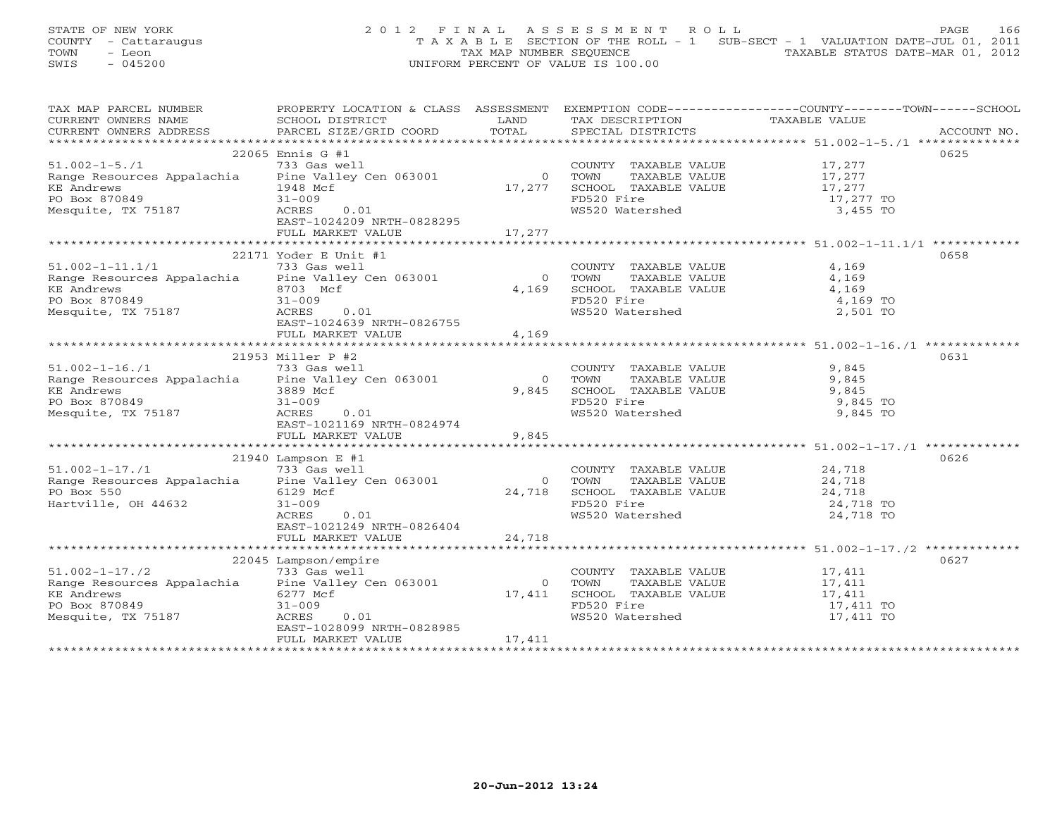STATE OF NEW YORK
COUNTY - Cattaraugus
TOWN - Leon
SWIS - 045200

2 0 1 2 F I N A L A S S E S S M E N T R O L L
T A X A B L E SECTION OF THE ROLL - 1 SUB-SECT - 1 VALUATION DATE-JUL 01, 2011
TAX MAP NUMBER SEQUENCE TAXABLE STATUS DATE-MAR 01, 2012
UNIFORM PERCENT OF VALUE IS 100.00

| TAX MAP PARCEL NUMBER / CURRENT OWNERS NAME / CURRENT OWNERS ADDRESS | PROPERTY LOCATION & CLASS / SCHOOL DISTRICT / PARCEL SIZE/GRID COORD | ASSESSMENT LAND / TOTAL | EXEMPTION CODE / TAX DESCRIPTION / SPECIAL DISTRICTS | COUNTY / TOWN / SCHOOL TAXABLE VALUE | ACCOUNT NO. |
|---|---|---|---|---|---|
| **51.002-1-5./1** | 22065 Ennis G #1 | | | | 0625 |
| 51.002-1-5./1 | 733 Gas well | | COUNTY TAXABLE VALUE | 17,277 | |
| Range Resources Appalachia | Pine Valley Cen 063001 | 0 | TOWN TAXABLE VALUE | 17,277 | |
| KE Andrews | 1948 Mcf | 17,277 | SCHOOL TAXABLE VALUE | 17,277 | |
| PO Box 870849 | 31-009 | | FD520 Fire | 17,277 TO | |
| Mesquite, TX 75187 | ACRES 0.01 | | WS520 Watershed | 3,455 TO | |
| | EAST-1024209 NRTH-0828295 | | | | |
| | FULL MARKET VALUE | 17,277 | | | |
| **51.002-1-11.1/1** | 22171 Yoder E Unit #1 | | | | 0658 |
| 51.002-1-11.1/1 | 733 Gas well | | COUNTY TAXABLE VALUE | 4,169 | |
| Range Resources Appalachia | Pine Valley Cen 063001 | 0 | TOWN TAXABLE VALUE | 4,169 | |
| KE Andrews | 8703 Mcf | 4,169 | SCHOOL TAXABLE VALUE | 4,169 | |
| PO Box 870849 | 31-009 | | FD520 Fire | 4,169 TO | |
| Mesquite, TX 75187 | ACRES 0.01 | | WS520 Watershed | 2,501 TO | |
| | EAST-1024639 NRTH-0826755 | | | | |
| | FULL MARKET VALUE | 4,169 | | | |
| **51.002-1-16./1** | 21953 Miller P #2 | | | | 0631 |
| 51.002-1-16./1 | 733 Gas well | | COUNTY TAXABLE VALUE | 9,845 | |
| Range Resources Appalachia | Pine Valley Cen 063001 | 0 | TOWN TAXABLE VALUE | 9,845 | |
| KE Andrews | 3889 Mcf | 9,845 | SCHOOL TAXABLE VALUE | 9,845 | |
| PO Box 870849 | 31-009 | | FD520 Fire | 9,845 TO | |
| Mesquite, TX 75187 | ACRES 0.01 | | WS520 Watershed | 9,845 TO | |
| | EAST-1021169 NRTH-0824974 | | | | |
| | FULL MARKET VALUE | 9,845 | | | |
| **51.002-1-17./1** | 21940 Lampson E #1 | | | | 0626 |
| 51.002-1-17./1 | 733 Gas well | | COUNTY TAXABLE VALUE | 24,718 | |
| Range Resources Appalachia | Pine Valley Cen 063001 | 0 | TOWN TAXABLE VALUE | 24,718 | |
| PO Box 550 | 6129 Mcf | 24,718 | SCHOOL TAXABLE VALUE | 24,718 | |
| Hartville, OH 44632 | 31-009 | | FD520 Fire | 24,718 TO | |
| | ACRES 0.01 | | WS520 Watershed | 24,718 TO | |
| | EAST-1021249 NRTH-0826404 | | | | |
| | FULL MARKET VALUE | 24,718 | | | |
| **51.002-1-17./2** | 22045 Lampson/empire | | | | 0627 |
| 51.002-1-17./2 | 733 Gas well | | COUNTY TAXABLE VALUE | 17,411 | |
| Range Resources Appalachia | Pine Valley Cen 063001 | 0 | TOWN TAXABLE VALUE | 17,411 | |
| KE Andrews | 6277 Mcf | 17,411 | SCHOOL TAXABLE VALUE | 17,411 | |
| PO Box 870849 | 31-009 | | FD520 Fire | 17,411 TO | |
| Mesquite, TX 75187 | ACRES 0.01 | | WS520 Watershed | 17,411 TO | |
| | EAST-1028099 NRTH-0828985 | | | | |
| | FULL MARKET VALUE | 17,411 | | | |

20-Jun-2012 13:24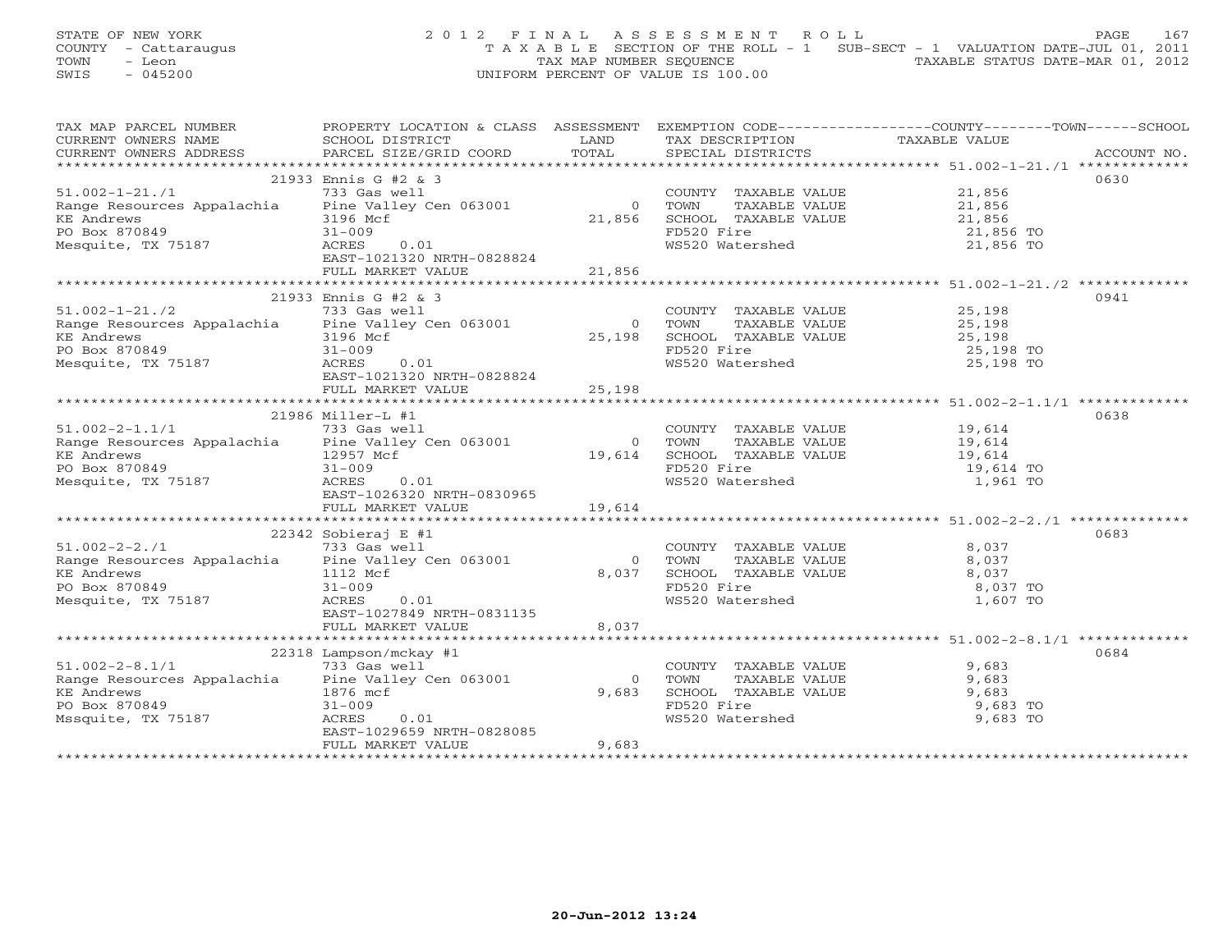STATE OF NEW YORK
COUNTY - Cattaraugus
TOWN - Leon
SWIS - 045200

# 2012 FINAL ASSESSMENT ROLL

TAXABLE SECTION OF THE ROLL - 1 SUB-SECT - 1 VALUATION DATE-JUL 01, 2011
TAX MAP NUMBER SEQUENCE TAXABLE STATUS DATE-MAR 01, 2012
UNIFORM PERCENT OF VALUE IS 100.00

| TAX MAP PARCEL NUMBER / CURRENT OWNERS NAME / CURRENT OWNERS ADDRESS | PROPERTY LOCATION & CLASS / SCHOOL DISTRICT / PARCEL SIZE/GRID COORD | ASSESSMENT LAND / TOTAL | EXEMPTION CODE / TAX DESCRIPTION / SPECIAL DISTRICTS | COUNTY / TOWN / SCHOOL TAXABLE VALUE | ACCOUNT NO. |
|---|---|---|---|---|---|
| 51.002-1-21./1 | 21933 Ennis G #2 & 3 | | | | 0630 |
| Range Resources Appalachia | 733 Gas well | | COUNTY TAXABLE VALUE | 21,856 | |
| KE Andrews | Pine Valley Cen 063001 | 0 | TOWN TAXABLE VALUE | 21,856 | |
| PO Box 870849 | 3196 Mcf | 21,856 | SCHOOL TAXABLE VALUE | 21,856 | |
| Mesquite, TX 75187 | 31-009 | | FD520 Fire | 21,856 TO | |
| | ACRES 0.01 | | WS520 Watershed | 21,856 TO | |
| | EAST-1021320 NRTH-0828824 | | | | |
| | FULL MARKET VALUE | 21,856 | | | |
| 51.002-1-21./2 | 21933 Ennis G #2 & 3 | | | | 0941 |
| Range Resources Appalachia | 733 Gas well | | COUNTY TAXABLE VALUE | 25,198 | |
| KE Andrews | Pine Valley Cen 063001 | 0 | TOWN TAXABLE VALUE | 25,198 | |
| PO Box 870849 | 3196 Mcf | 25,198 | SCHOOL TAXABLE VALUE | 25,198 | |
| Mesquite, TX 75187 | 31-009 | | FD520 Fire | 25,198 TO | |
| | ACRES 0.01 | | WS520 Watershed | 25,198 TO | |
| | EAST-1021320 NRTH-0828824 | | | | |
| | FULL MARKET VALUE | 25,198 | | | |
| 51.002-2-1.1/1 | 21986 Miller-L #1 | | | | 0638 |
| Range Resources Appalachia | 733 Gas well | | COUNTY TAXABLE VALUE | 19,614 | |
| KE Andrews | Pine Valley Cen 063001 | 0 | TOWN TAXABLE VALUE | 19,614 | |
| PO Box 870849 | 12957 Mcf | 19,614 | SCHOOL TAXABLE VALUE | 19,614 | |
| Mesquite, TX 75187 | 31-009 | | FD520 Fire | 19,614 TO | |
| | ACRES 0.01 | | WS520 Watershed | 1,961 TO | |
| | EAST-1026320 NRTH-0830965 | | | | |
| | FULL MARKET VALUE | 19,614 | | | |
| 51.002-2-2./1 | 22342 Sobieraj E #1 | | | | 0683 |
| Range Resources Appalachia | 733 Gas well | | COUNTY TAXABLE VALUE | 8,037 | |
| KE Andrews | Pine Valley Cen 063001 | 0 | TOWN TAXABLE VALUE | 8,037 | |
| PO Box 870849 | 1112 Mcf | 8,037 | SCHOOL TAXABLE VALUE | 8,037 | |
| Mesquite, TX 75187 | 31-009 | | FD520 Fire | 8,037 TO | |
| | ACRES 0.01 | | WS520 Watershed | 1,607 TO | |
| | EAST-1027849 NRTH-0831135 | | | | |
| | FULL MARKET VALUE | 8,037 | | | |
| 51.002-2-8.1/1 | 22318 Lampson/mckay #1 | | | | 0684 |
| Range Resources Appalachia | 733 Gas well | | COUNTY TAXABLE VALUE | 9,683 | |
| KE Andrews | Pine Valley Cen 063001 | 0 | TOWN TAXABLE VALUE | 9,683 | |
| PO Box 870849 | 1876 mcf | 9,683 | SCHOOL TAXABLE VALUE | 9,683 | |
| Mssquite, TX 75187 | 31-009 | | FD520 Fire | 9,683 TO | |
| | ACRES 0.01 | | WS520 Watershed | 9,683 TO | |
| | EAST-1029659 NRTH-0828085 | | | | |
| | FULL MARKET VALUE | 9,683 | | | |

20-Jun-2012 13:24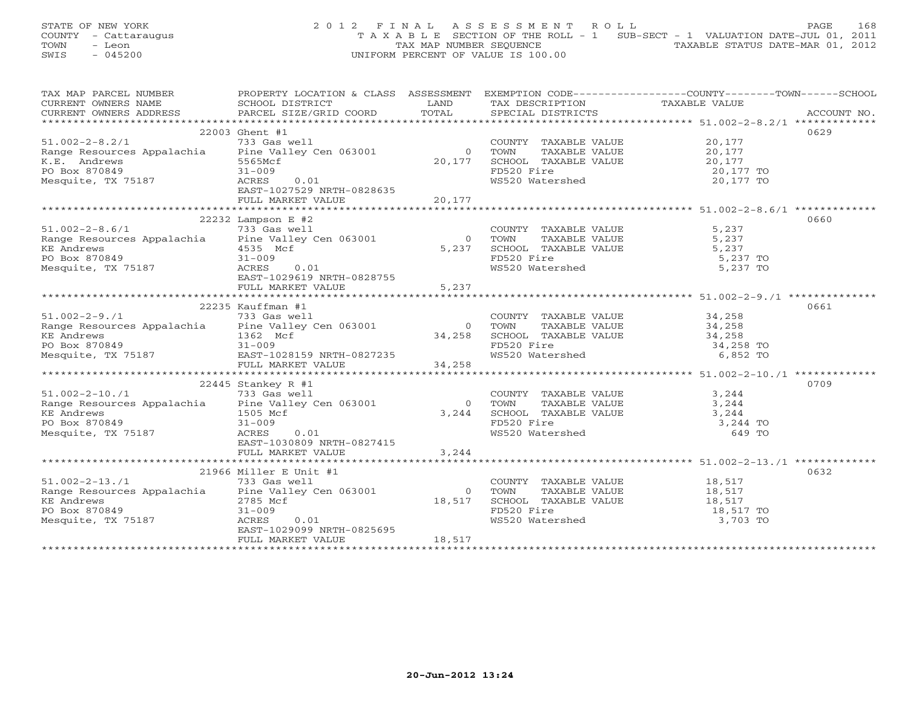STATE OF NEW YORK — 2012 FINAL ASSESSMENT ROLL
COUNTY - Cattaraugus — TAXABLE SECTION OF THE ROLL - 1 SUB-SECT - 1 VALUATION DATE-JUL 01, 2011
TOWN - Leon — TAX MAP NUMBER SEQUENCE — TAXABLE STATUS DATE-MAR 01, 2012
SWIS - 045200 — UNIFORM PERCENT OF VALUE IS 100.00

| TAX MAP PARCEL NUMBER / CURRENT OWNERS NAME / CURRENT OWNERS ADDRESS | PROPERTY LOCATION & CLASS / SCHOOL DISTRICT / PARCEL SIZE/GRID COORD | ASSESSMENT LAND / TOTAL | EXEMPTION CODE / TAX DESCRIPTION / SPECIAL DISTRICTS | COUNTY/TOWN/SCHOOL TAXABLE VALUE | ACCOUNT NO. |
|---|---|---|---|---|---|
| **51.002-2-8.2/1** | 22003 Ghent #1 | | | | 0629 |
| | 733 Gas well | | COUNTY TAXABLE VALUE | 20,177 | |
| Range Resources Appalachia | Pine Valley Cen 063001 | 0 | TOWN TAXABLE VALUE | 20,177 | |
| K.E. Andrews | 5565Mcf | 20,177 | SCHOOL TAXABLE VALUE | 20,177 | |
| PO Box 870849 | 31-009 | | FD520 Fire | 20,177 TO | |
| Mesquite, TX 75187 | ACRES 0.01 | | WS520 Watershed | 20,177 TO | |
| | EAST-1027529 NRTH-0828635 | | | | |
| | FULL MARKET VALUE | 20,177 | | | |
| **51.002-2-8.6/1** | 22232 Lampson E #2 | | | | 0660 |
| | 733 Gas well | | COUNTY TAXABLE VALUE | 5,237 | |
| Range Resources Appalachia | Pine Valley Cen 063001 | 0 | TOWN TAXABLE VALUE | 5,237 | |
| KE Andrews | 4535 Mcf | 5,237 | SCHOOL TAXABLE VALUE | 5,237 | |
| PO Box 870849 | 31-009 | | FD520 Fire | 5,237 TO | |
| Mesquite, TX 75187 | ACRES 0.01 | | WS520 Watershed | 5,237 TO | |
| | EAST-1029619 NRTH-0828755 | | | | |
| | FULL MARKET VALUE | 5,237 | | | |
| **51.002-2-9./1** | 22235 Kauffman #1 | | | | 0661 |
| | 733 Gas well | | COUNTY TAXABLE VALUE | 34,258 | |
| Range Resources Appalachia | Pine Valley Cen 063001 | 0 | TOWN TAXABLE VALUE | 34,258 | |
| KE Andrews | 1362 Mcf | 34,258 | SCHOOL TAXABLE VALUE | 34,258 | |
| PO Box 870849 | 31-009 | | FD520 Fire | 34,258 TO | |
| Mesquite, TX 75187 | EAST-1028159 NRTH-0827235 | | WS520 Watershed | 6,852 TO | |
| | FULL MARKET VALUE | 34,258 | | | |
| **51.002-2-10./1** | 22445 Stankey R #1 | | | | 0709 |
| | 733 Gas well | | COUNTY TAXABLE VALUE | 3,244 | |
| Range Resources Appalachia | Pine Valley Cen 063001 | 0 | TOWN TAXABLE VALUE | 3,244 | |
| KE Andrews | 1505 Mcf | 3,244 | SCHOOL TAXABLE VALUE | 3,244 | |
| PO Box 870849 | 31-009 | | FD520 Fire | 3,244 TO | |
| Mesquite, TX 75187 | ACRES 0.01 | | WS520 Watershed | 649 TO | |
| | EAST-1030809 NRTH-0827415 | | | | |
| | FULL MARKET VALUE | 3,244 | | | |
| **51.002-2-13./1** | 21966 Miller E Unit #1 | | | | 0632 |
| | 733 Gas well | | COUNTY TAXABLE VALUE | 18,517 | |
| Range Resources Appalachia | Pine Valley Cen 063001 | 0 | TOWN TAXABLE VALUE | 18,517 | |
| KE Andrews | 2785 Mcf | 18,517 | SCHOOL TAXABLE VALUE | 18,517 | |
| PO Box 870849 | 31-009 | | FD520 Fire | 18,517 TO | |
| Mesquite, TX 75187 | ACRES 0.01 | | WS520 Watershed | 3,703 TO | |
| | EAST-1029099 NRTH-0825695 | | | | |
| | FULL MARKET VALUE | 18,517 | | | |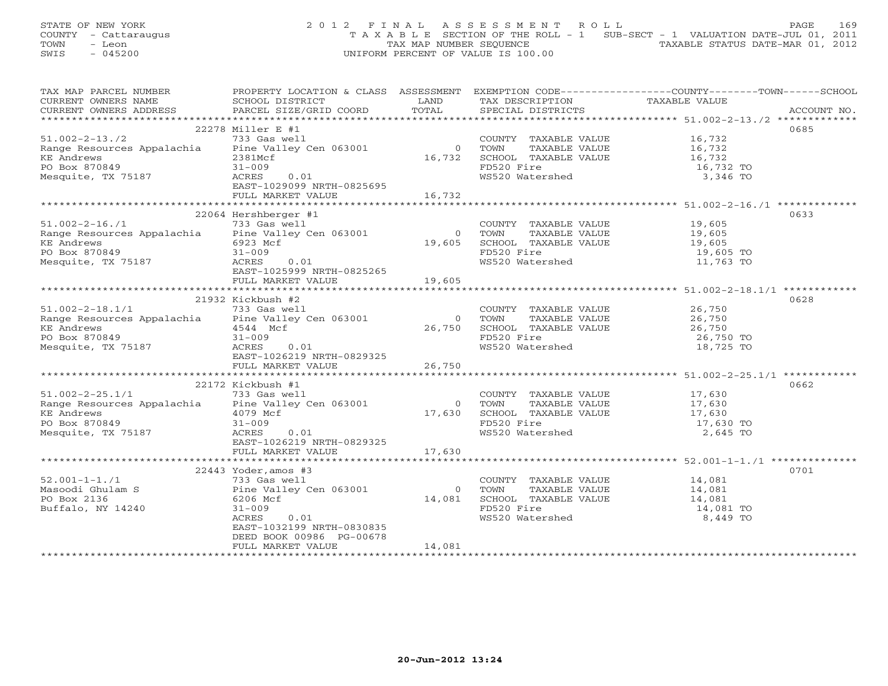STATE OF NEW YORK
COUNTY - Cattaraugus
TOWN - Leon
SWIS - 045200

# 2012 FINAL ASSESSMENT ROLL

TAXABLE SECTION OF THE ROLL - 1 SUB-SECT - 1 VALUATION DATE-JUL 01, 2011
TAX MAP NUMBER SEQUENCE TAXABLE STATUS DATE-MAR 01, 2012
UNIFORM PERCENT OF VALUE IS 100.00

| TAX MAP PARCEL NUMBER / CURRENT OWNERS NAME / CURRENT OWNERS ADDRESS | PROPERTY LOCATION & CLASS / SCHOOL DISTRICT / PARCEL SIZE/GRID COORD | ASSESSMENT LAND / TOTAL | EXEMPTION CODE / TAX DESCRIPTION / SPECIAL DISTRICTS | TAXABLE VALUE | ACCOUNT NO. |
|---|---|---|---|---|---|
| 51.002-2-13./2 | 22278 Miller E #1 | | | | 0685 |
| 51.002-2-13./2 | 733 Gas well | | COUNTY TAXABLE VALUE | 16,732 | |
| Range Resources Appalachia | Pine Valley Cen 063001 | 0 | TOWN TAXABLE VALUE | 16,732 | |
| KE Andrews | 2381Mcf | 16,732 | SCHOOL TAXABLE VALUE | 16,732 | |
| PO Box 870849 | 31-009 | | FD520 Fire | 16,732 TO | |
| Mesquite, TX 75187 | ACRES 0.01 | | WS520 Watershed | 3,346 TO | |
| | EAST-1029099 NRTH-0825695 | | | | |
| | FULL MARKET VALUE | 16,732 | | | |
| 51.002-2-16./1 | 22064 Hershberger #1 | | | | 0633 |
| 51.002-2-16./1 | 733 Gas well | | COUNTY TAXABLE VALUE | 19,605 | |
| Range Resources Appalachia | Pine Valley Cen 063001 | 0 | TOWN TAXABLE VALUE | 19,605 | |
| KE Andrews | 6923 Mcf | 19,605 | SCHOOL TAXABLE VALUE | 19,605 | |
| PO Box 870849 | 31-009 | | FD520 Fire | 19,605 TO | |
| Mesquite, TX 75187 | ACRES 0.01 | | WS520 Watershed | 11,763 TO | |
| | EAST-1025999 NRTH-0825265 | | | | |
| | FULL MARKET VALUE | 19,605 | | | |
| 51.002-2-18.1/1 | 21932 Kickbush #2 | | | | 0628 |
| 51.002-2-18.1/1 | 733 Gas well | | COUNTY TAXABLE VALUE | 26,750 | |
| Range Resources Appalachia | Pine Valley Cen 063001 | 0 | TOWN TAXABLE VALUE | 26,750 | |
| KE Andrews | 4544 Mcf | 26,750 | SCHOOL TAXABLE VALUE | 26,750 | |
| PO Box 870849 | 31-009 | | FD520 Fire | 26,750 TO | |
| Mesquite, TX 75187 | ACRES 0.01 | | WS520 Watershed | 18,725 TO | |
| | EAST-1026219 NRTH-0829325 | | | | |
| | FULL MARKET VALUE | 26,750 | | | |
| 51.002-2-25.1/1 | 22172 Kickbush #1 | | | | 0662 |
| 51.002-2-25.1/1 | 733 Gas well | | COUNTY TAXABLE VALUE | 17,630 | |
| Range Resources Appalachia | Pine Valley Cen 063001 | 0 | TOWN TAXABLE VALUE | 17,630 | |
| KE Andrews | 4079 Mcf | 17,630 | SCHOOL TAXABLE VALUE | 17,630 | |
| PO Box 870849 | 31-009 | | FD520 Fire | 17,630 TO | |
| Mesquite, TX 75187 | ACRES 0.01 | | WS520 Watershed | 2,645 TO | |
| | EAST-1026219 NRTH-0829325 | | | | |
| | FULL MARKET VALUE | 17,630 | | | |
| 52.001-1-1./1 | 22443 Yoder,amos #3 | | | | 0701 |
| 52.001-1-1./1 | 733 Gas well | | COUNTY TAXABLE VALUE | 14,081 | |
| Masoodi Ghulam S | Pine Valley Cen 063001 | 0 | TOWN TAXABLE VALUE | 14,081 | |
| PO Box 2136 | 6206 Mcf | 14,081 | SCHOOL TAXABLE VALUE | 14,081 | |
| Buffalo, NY 14240 | 31-009 | | FD520 Fire | 14,081 TO | |
| | ACRES 0.01 | | WS520 Watershed | 8,449 TO | |
| | EAST-1032199 NRTH-0830835 | | | | |
| | DEED BOOK 00986 PG-00678 | | | | |
| | FULL MARKET VALUE | 14,081 | | | |

20-Jun-2012 13:24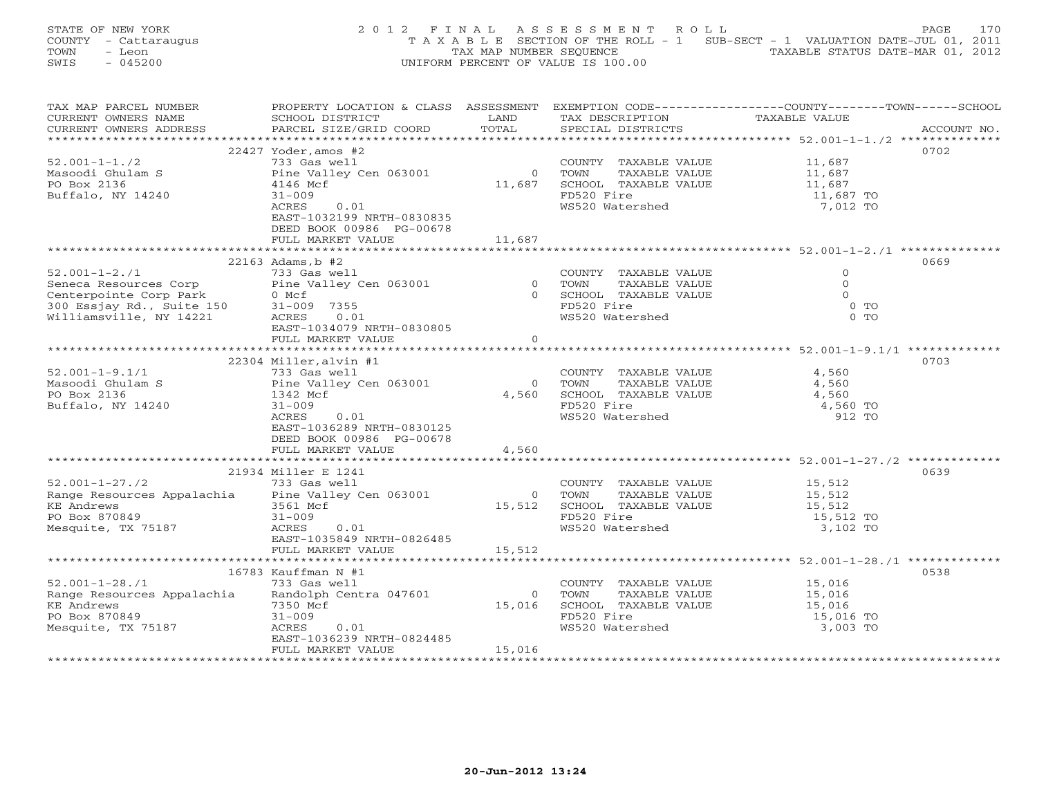STATE OF NEW YORK
COUNTY - Cattaraugus
TOWN - Leon
SWIS - 045200

**2012 FINAL ASSESSMENT ROLL**
TAXABLE SECTION OF THE ROLL - 1 SUB-SECT - 1 VALUATION DATE-JUL 01, 2011
TAX MAP NUMBER SEQUENCE TAXABLE STATUS DATE-MAR 01, 2012
UNIFORM PERCENT OF VALUE IS 100.00

| TAX MAP PARCEL NUMBER / CURRENT OWNERS NAME / CURRENT OWNERS ADDRESS | PROPERTY LOCATION & CLASS / SCHOOL DISTRICT / PARCEL SIZE/GRID COORD | ASSESSMENT LAND | TOTAL | EXEMPTION CODE / TAX DESCRIPTION / SPECIAL DISTRICTS | TAXABLE VALUE | ACCOUNT NO. |
|---|---|---|---|---|---|---|
| 52.001-1-1./2 | 22427 Yoder,amos #2 | | | | | 0702 |
| Masoodi Ghulam S | 733 Gas well | | | COUNTY TAXABLE VALUE | 11,687 | |
| PO Box 2136 | Pine Valley Cen 063001 | 0 | | TOWN TAXABLE VALUE | 11,687 | |
| Buffalo, NY 14240 | 4146 Mcf | | 11,687 | SCHOOL TAXABLE VALUE | 11,687 | |
| | 31-009 | | | FD520 Fire | 11,687 TO | |
| | ACRES 0.01 | | | WS520 Watershed | 7,012 TO | |
| | EAST-1032199 NRTH-0830835 | | | | | |
| | DEED BOOK 00986 PG-00678 | | | | | |
| | FULL MARKET VALUE | | 11,687 | | | |
| 52.001-1-2./1 | 22163 Adams,b #2 | | | | | 0669 |
| Seneca Resources Corp | 733 Gas well | | | COUNTY TAXABLE VALUE | 0 | |
| Centerpointe Corp Park | Pine Valley Cen 063001 | 0 | | TOWN TAXABLE VALUE | 0 | |
| 300 Essjay Rd., Suite 150 | 0 Mcf | | 0 | SCHOOL TAXABLE VALUE | 0 | |
| Williamsville, NY 14221 | 31-009 7355 | | | FD520 Fire | 0 TO | |
| | ACRES 0.01 | | | WS520 Watershed | 0 TO | |
| | EAST-1034079 NRTH-0830805 | | | | | |
| | FULL MARKET VALUE | | 0 | | | |
| 52.001-1-9.1/1 | 22304 Miller,alvin #1 | | | | | 0703 |
| Masoodi Ghulam S | 733 Gas well | | | COUNTY TAXABLE VALUE | 4,560 | |
| PO Box 2136 | Pine Valley Cen 063001 | 0 | | TOWN TAXABLE VALUE | 4,560 | |
| Buffalo, NY 14240 | 1342 Mcf | | 4,560 | SCHOOL TAXABLE VALUE | 4,560 | |
| | 31-009 | | | FD520 Fire | 4,560 TO | |
| | ACRES 0.01 | | | WS520 Watershed | 912 TO | |
| | EAST-1036289 NRTH-0830125 | | | | | |
| | DEED BOOK 00986 PG-00678 | | | | | |
| | FULL MARKET VALUE | | 4,560 | | | |
| 52.001-1-27./2 | 21934 Miller E 1241 | | | | | 0639 |
| Range Resources Appalachia | 733 Gas well | | | COUNTY TAXABLE VALUE | 15,512 | |
| KE Andrews | Pine Valley Cen 063001 | 0 | | TOWN TAXABLE VALUE | 15,512 | |
| PO Box 870849 | 3561 Mcf | | 15,512 | SCHOOL TAXABLE VALUE | 15,512 | |
| Mesquite, TX 75187 | 31-009 | | | FD520 Fire | 15,512 TO | |
| | ACRES 0.01 | | | WS520 Watershed | 3,102 TO | |
| | EAST-1035849 NRTH-0826485 | | | | | |
| | FULL MARKET VALUE | | 15,512 | | | |
| 52.001-1-28./1 | 16783 Kauffman N #1 | | | | | 0538 |
| Range Resources Appalachia | 733 Gas well | | | COUNTY TAXABLE VALUE | 15,016 | |
| KE Andrews | Randolph Centra 047601 | 0 | | TOWN TAXABLE VALUE | 15,016 | |
| PO Box 870849 | 7350 Mcf | | 15,016 | SCHOOL TAXABLE VALUE | 15,016 | |
| Mesquite, TX 75187 | 31-009 | | | FD520 Fire | 15,016 TO | |
| | ACRES 0.01 | | | WS520 Watershed | 3,003 TO | |
| | EAST-1036239 NRTH-0824485 | | | | | |
| | FULL MARKET VALUE | | 15,016 | | | |

20-Jun-2012 13:24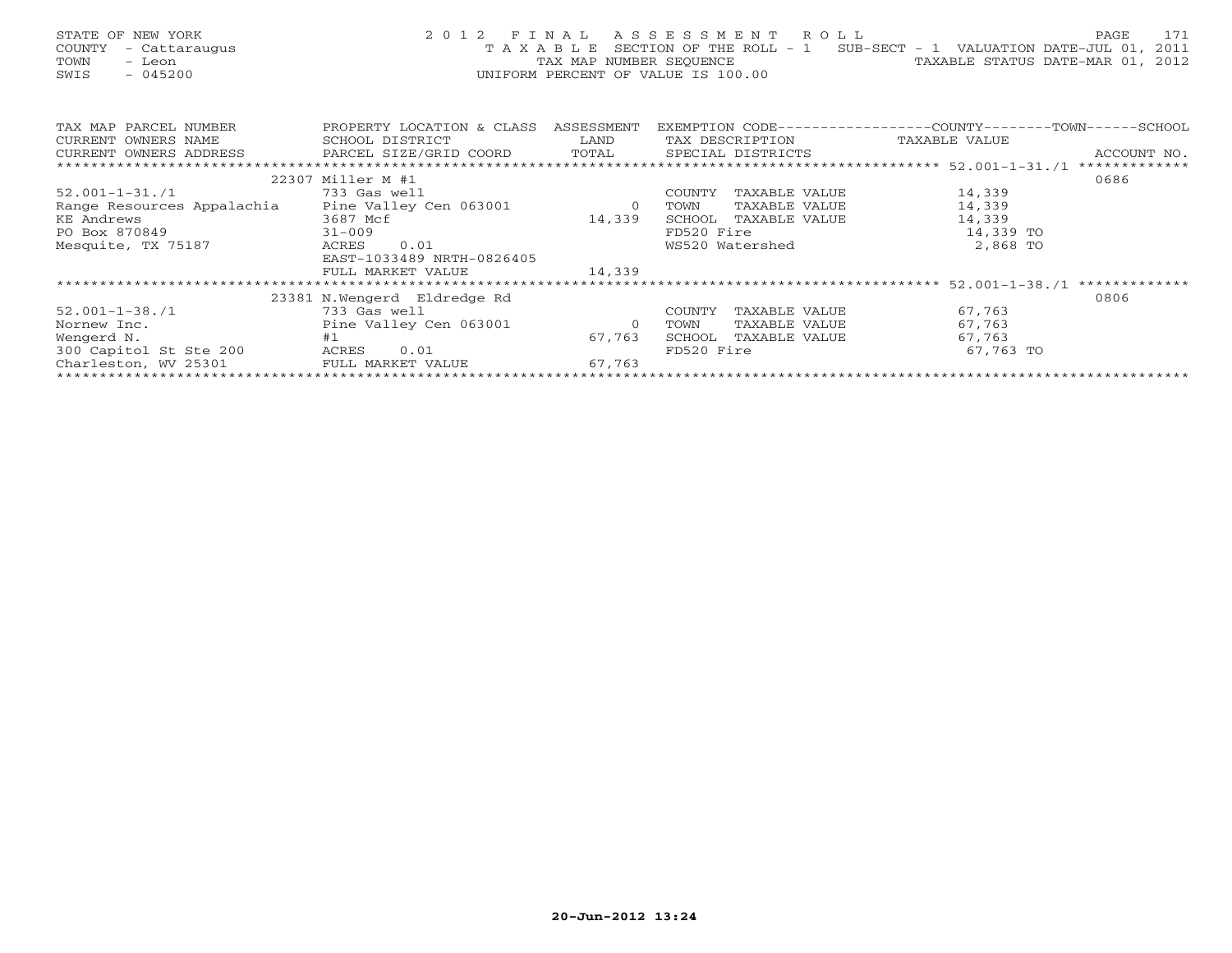STATE OF NEW YORK
COUNTY - Cattaraugus
TOWN - Leon
SWIS - 045200

2 0 1 2 F I N A L A S S E S S M E N T R O L L
T A X A B L E SECTION OF THE ROLL - 1 SUB-SECT - 1 VALUATION DATE-JUL 01, 2011
TAX MAP NUMBER SEQUENCE TAXABLE STATUS DATE-MAR 01, 2012
UNIFORM PERCENT OF VALUE IS 100.00

| TAX MAP PARCEL NUMBER / CURRENT OWNERS NAME / CURRENT OWNERS ADDRESS | PROPERTY LOCATION & CLASS / SCHOOL DISTRICT / PARCEL SIZE/GRID COORD | ASSESSMENT LAND / TOTAL | EXEMPTION CODE / TAX DESCRIPTION / SPECIAL DISTRICTS | COUNTY--------TOWN------SCHOOL TAXABLE VALUE | ACCOUNT NO. |
|---|---|---|---|---|---|
| 52.001-1-31./1 | 22307 Miller M #1 | | | | 0686 |
| 52.001-1-31./1 | 733 Gas well | | COUNTY TAXABLE VALUE | 14,339 | |
| Range Resources Appalachia | Pine Valley Cen 063001 | 0 | TOWN TAXABLE VALUE | 14,339 | |
| KE Andrews | 3687 Mcf | 14,339 | SCHOOL TAXABLE VALUE | 14,339 | |
| PO Box 870849 | 31-009 | | FD520 Fire | 14,339 TO | |
| Mesquite, TX 75187 | ACRES 0.01 | | WS520 Watershed | 2,868 TO | |
| | EAST-1033489 NRTH-0826405 | | | | |
| | FULL MARKET VALUE | 14,339 | | | |
| 52.001-1-38./1 | 23381 N.Wengerd Eldredge Rd | | | | 0806 |
| 52.001-1-38./1 | 733 Gas well | | COUNTY TAXABLE VALUE | 67,763 | |
| Nornew Inc. | Pine Valley Cen 063001 | 0 | TOWN TAXABLE VALUE | 67,763 | |
| Wengerd N. | #1 | 67,763 | SCHOOL TAXABLE VALUE | 67,763 | |
| 300 Capitol St Ste 200 | ACRES 0.01 | | FD520 Fire | 67,763 TO | |
| Charleston, WV 25301 | FULL MARKET VALUE | 67,763 | | | |

20-Jun-2012 13:24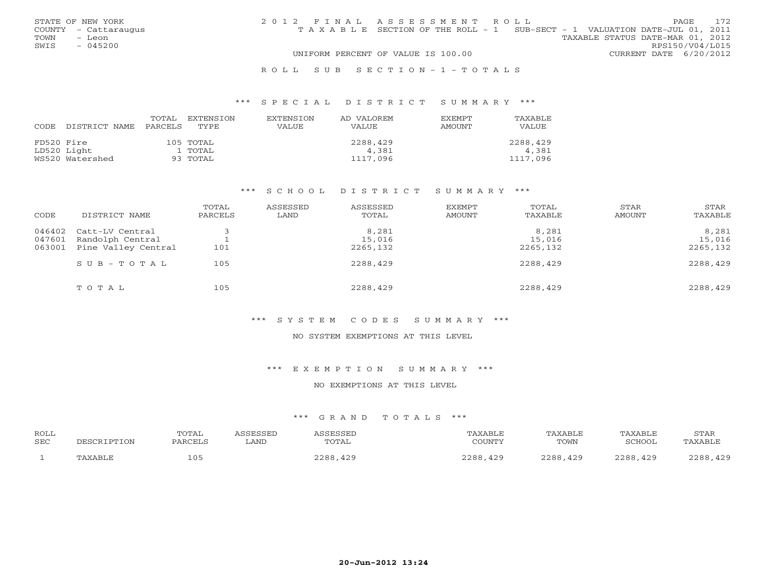STATE OF NEW YORK
COUNTY - Cattaraugus
TOWN - Leon
SWIS - 045200

# 2012 FINAL ASSESSMENT ROLL

TAXABLE SECTION OF THE ROLL - 1 SUB-SECT - 1 VALUATION DATE-JUL 01, 2011
TAXABLE STATUS DATE-MAR 01, 2012
RPS150/V04/L015
UNIFORM PERCENT OF VALUE IS 100.00 CURRENT DATE 6/20/2012

## ROLL SUB SECTION-1-TOTALS

### *** SPECIAL DISTRICT SUMMARY ***

| CODE | DISTRICT NAME | TOTAL PARCELS | EXTENSION TYPE | EXTENSION VALUE | AD VALOREM VALUE | EXEMPT AMOUNT | TAXABLE VALUE |
|---|---|---|---|---|---|---|---|
| FD520 | Fire | 105 | TOTAL | | 2288,429 | | 2288,429 |
| LD520 | Light | 1 | TOTAL | | 4,381 | | 4,381 |
| WS520 | Watershed | 93 | TOTAL | | 1117,096 | | 1117,096 |

### *** SCHOOL DISTRICT SUMMARY ***

| CODE | DISTRICT NAME | TOTAL PARCELS | ASSESSED LAND | ASSESSED TOTAL | EXEMPT AMOUNT | TOTAL TAXABLE | STAR AMOUNT | STAR TAXABLE |
|---|---|---|---|---|---|---|---|---|
| 046402 | Catt-LV Central | 3 | | 8,281 | | 8,281 | | 8,281 |
| 047601 | Randolph Central | 1 | | 15,016 | | 15,016 | | 15,016 |
| 063001 | Pine Valley Central | 101 | | 2265,132 | | 2265,132 | | 2265,132 |
| | SUB-TOTAL | 105 | | 2288,429 | | 2288,429 | | 2288,429 |
| | TOTAL | 105 | | 2288,429 | | 2288,429 | | 2288,429 |

### *** SYSTEM CODES SUMMARY ***

NO SYSTEM EXEMPTIONS AT THIS LEVEL

### *** EXEMPTION SUMMARY ***

NO EXEMPTIONS AT THIS LEVEL

### *** GRAND TOTALS ***

| ROLL SEC | DESCRIPTION | TOTAL PARCELS | ASSESSED LAND | ASSESSED TOTAL | TAXABLE COUNTY | TAXABLE TOWN | TAXABLE SCHOOL | STAR TAXABLE |
|---|---|---|---|---|---|---|---|---|
| 1 | TAXABLE | 105 | | 2288,429 | 2288,429 | 2288,429 | 2288,429 | 2288,429 |

20-Jun-2012 13:24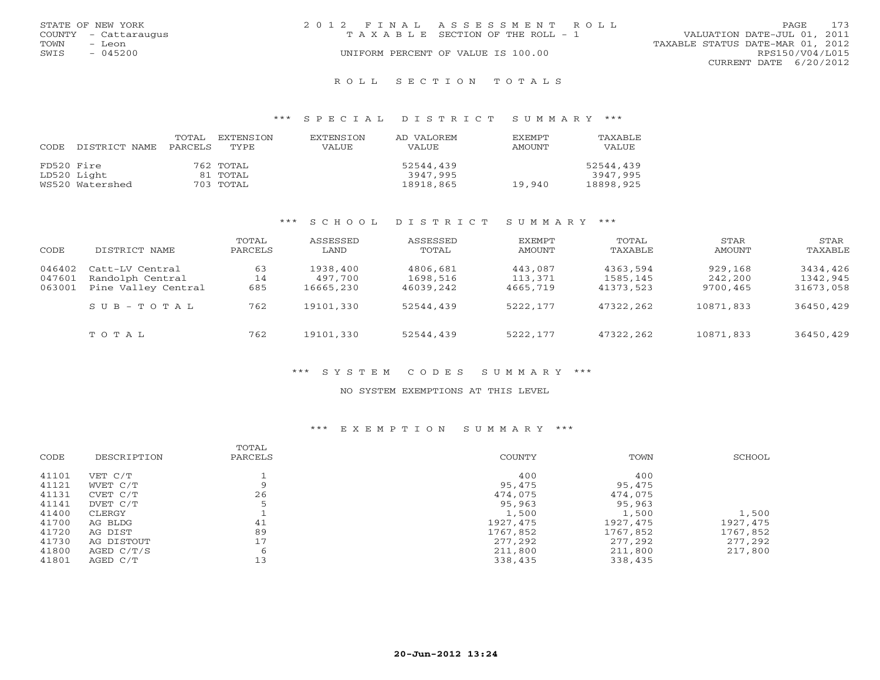STATE OF NEW YORK | 2012 FINAL ASSESSMENT ROLL | VALUATION DATE-JUL 01, 2011
COUNTY - Cattaraugus | TAXABLE SECTION OF THE ROLL - 1 | TAXABLE STATUS DATE-MAR 01, 2012
TOWN - Leon | UNIFORM PERCENT OF VALUE IS 100.00 | RPS150/V04/L015
SWIS - 045200 | | CURRENT DATE 6/20/2012

## ROLL SECTION TOTALS

### *** SPECIAL DISTRICT SUMMARY ***

| CODE | DISTRICT NAME | TOTAL PARCELS | EXTENSION TYPE | EXTENSION VALUE | AD VALOREM VALUE | EXEMPT AMOUNT | TAXABLE VALUE |
|---|---|---|---|---|---|---|---|
| FD520 | Fire | 762 | TOTAL | | 52544,439 | | 52544,439 |
| LD520 | Light | 81 | TOTAL | | 3947,995 | | 3947,995 |
| WS520 | Watershed | 703 | TOTAL | | 18918,865 | 19,940 | 18898,925 |

### *** SCHOOL DISTRICT SUMMARY ***

| CODE | DISTRICT NAME | TOTAL PARCELS | ASSESSED LAND | ASSESSED TOTAL | EXEMPT AMOUNT | TOTAL TAXABLE | STAR AMOUNT | STAR TAXABLE |
|---|---|---|---|---|---|---|---|---|
| 046402 | Catt-LV Central | 63 | 1938,400 | 4806,681 | 443,087 | 4363,594 | 929,168 | 3434,426 |
| 047601 | Randolph Central | 14 | 497,700 | 1698,516 | 113,371 | 1585,145 | 242,200 | 1342,945 |
| 063001 | Pine Valley Central | 685 | 16665,230 | 46039,242 | 4665,719 | 41373,523 | 9700,465 | 31673,058 |
| | SUB-TOTAL | 762 | 19101,330 | 52544,439 | 5222,177 | 47322,262 | 10871,833 | 36450,429 |
| | TOTAL | 762 | 19101,330 | 52544,439 | 5222,177 | 47322,262 | 10871,833 | 36450,429 |

### *** SYSTEM CODES SUMMARY ***

NO SYSTEM EXEMPTIONS AT THIS LEVEL

### *** EXEMPTION SUMMARY ***

| CODE | DESCRIPTION | TOTAL PARCELS | COUNTY | TOWN | SCHOOL |
|---|---|---|---|---|---|
| 41101 | VET C/T | 1 | 400 | 400 | |
| 41121 | WVET C/T | 9 | 95,475 | 95,475 | |
| 41131 | CVET C/T | 26 | 474,075 | 474,075 | |
| 41141 | DVET C/T | 5 | 95,963 | 95,963 | |
| 41400 | CLERGY | 1 | 1,500 | 1,500 | 1,500 |
| 41700 | AG BLDG | 41 | 1927,475 | 1927,475 | 1927,475 |
| 41720 | AG DIST | 89 | 1767,852 | 1767,852 | 1767,852 |
| 41730 | AG DISTOUT | 17 | 277,292 | 277,292 | 277,292 |
| 41800 | AGED C/T/S | 6 | 211,800 | 211,800 | 217,800 |
| 41801 | AGED C/T | 13 | 338,435 | 338,435 | |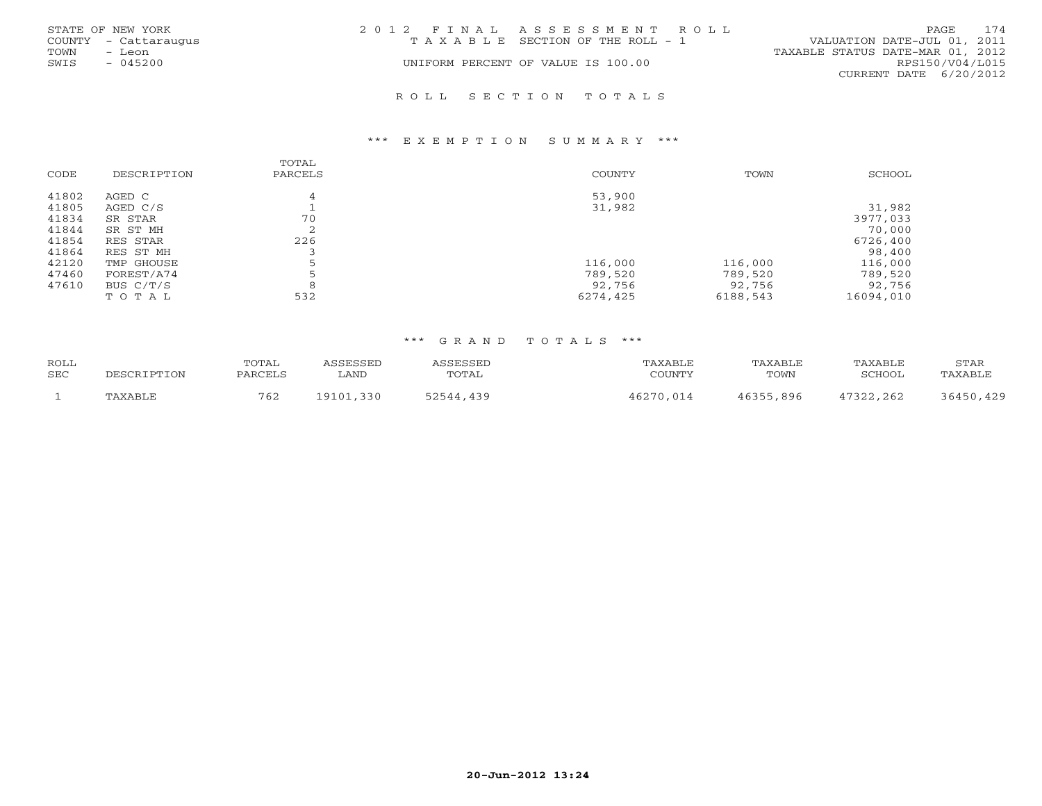STATE OF NEW YORK
COUNTY - Cattaraugus
TOWN - Leon
SWIS - 045200

2012 FINAL ASSESSMENT ROLL
TAXABLE SECTION OF THE ROLL - 1
UNIFORM PERCENT OF VALUE IS 100.00

VALUATION DATE-JUL 01, 2011
TAXABLE STATUS DATE-MAR 01, 2012
RPS150/V04/L015
CURRENT DATE 6/20/2012

## ROLL SECTION TOTALS

### *** EXEMPTION SUMMARY ***

| CODE | DESCRIPTION | TOTAL PARCELS | COUNTY | TOWN | SCHOOL |
|---|---|---|---|---|---|
| 41802 | AGED C | 4 | 53,900 | | |
| 41805 | AGED C/S | 1 | 31,982 | | 31,982 |
| 41834 | SR STAR | 70 | | | 3977,033 |
| 41844 | SR ST MH | 2 | | | 70,000 |
| 41854 | RES STAR | 226 | | | 6726,400 |
| 41864 | RES ST MH | 3 | | | 98,400 |
| 42120 | TMP GHOUSE | 5 | 116,000 | 116,000 | 116,000 |
| 47460 | FOREST/A74 | 5 | 789,520 | 789,520 | 789,520 |
| 47610 | BUS C/T/S | 8 | 92,756 | 92,756 | 92,756 |
| | TOTAL | 532 | 6274,425 | 6188,543 | 16094,010 |

### *** GRAND TOTALS ***

| ROLL SEC | DESCRIPTION | TOTAL PARCELS | ASSESSED LAND | ASSESSED TOTAL | TAXABLE COUNTY | TAXABLE TOWN | TAXABLE SCHOOL | STAR TAXABLE |
|---|---|---|---|---|---|---|---|---|
| 1 | TAXABLE | 762 | 19101,330 | 52544,439 | 46270,014 | 46355,896 | 47322,262 | 36450,429 |

20-Jun-2012 13:24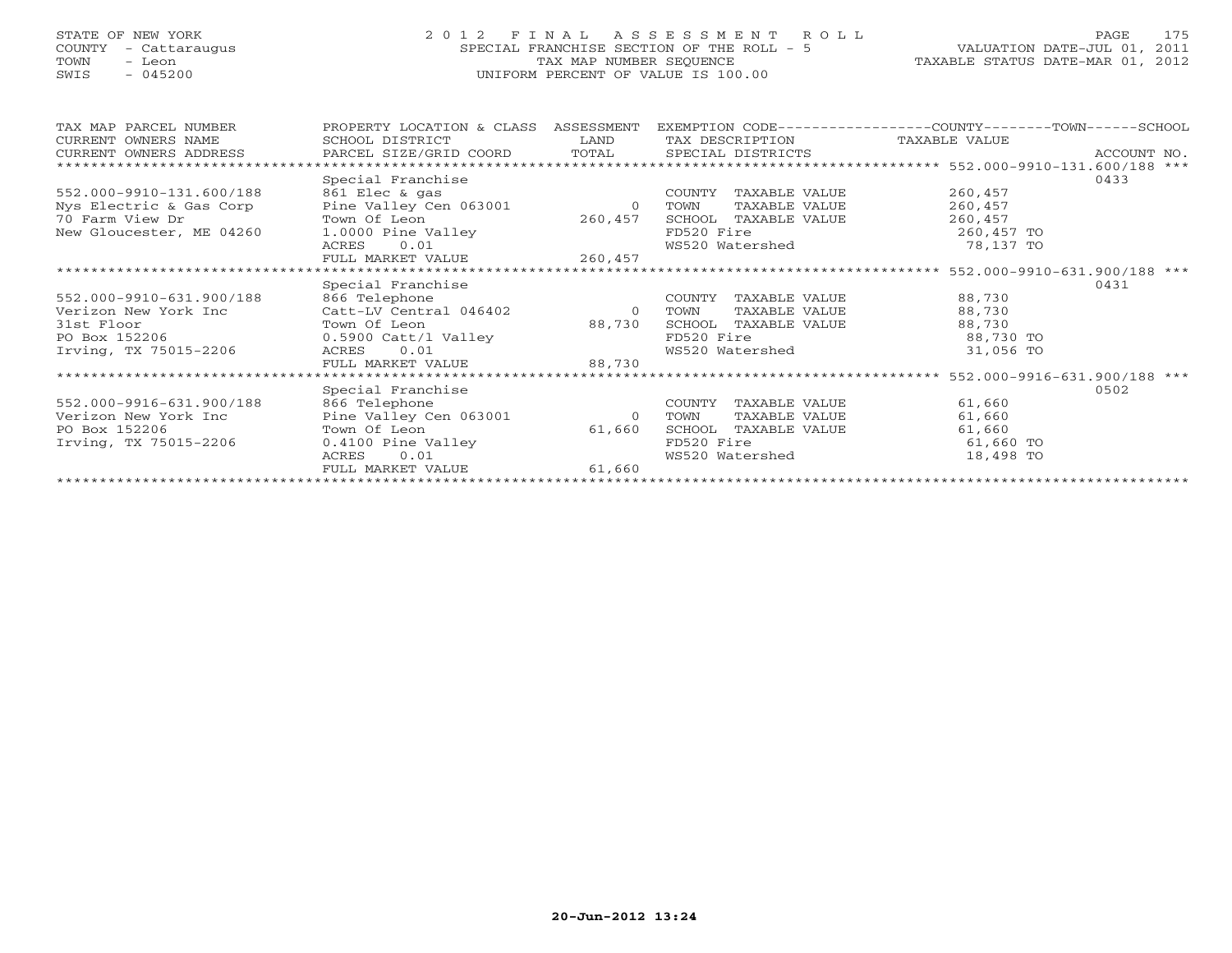STATE OF NEW YORK
COUNTY - Cattaraugus
TOWN - Leon
SWIS - 045200

2012 FINAL ASSESSMENT ROLL
SPECIAL FRANCHISE SECTION OF THE ROLL - 5
TAX MAP NUMBER SEQUENCE
UNIFORM PERCENT OF VALUE IS 100.00

VALUATION DATE-JUL 01, 2011
TAXABLE STATUS DATE-MAR 01, 2012

| TAX MAP PARCEL NUMBER / CURRENT OWNERS NAME / CURRENT OWNERS ADDRESS | PROPERTY LOCATION & CLASS / SCHOOL DISTRICT / PARCEL SIZE/GRID COORD | ASSESSMENT LAND / TOTAL | EXEMPTION CODE / TAX DESCRIPTION / SPECIAL DISTRICTS | COUNTY--------TOWN------SCHOOL TAXABLE VALUE | ACCOUNT NO. |
|---|---|---|---|---|---|
| ******* 552.000-9910-131.600/188 *** | | | | | |
| | Special Franchise | | | | 0433 |
| 552.000-9910-131.600/188 | 861 Elec & gas | | COUNTY TAXABLE VALUE | 260,457 | |
| Nys Electric & Gas Corp | Pine Valley Cen 063001 | 0 | TOWN TAXABLE VALUE | 260,457 | |
| 70 Farm View Dr | Town Of Leon | 260,457 | SCHOOL TAXABLE VALUE | 260,457 | |
| New Gloucester, ME 04260 | 1.0000 Pine Valley | | FD520 Fire | 260,457 TO | |
| | ACRES 0.01 | | WS520 Watershed | 78,137 TO | |
| | FULL MARKET VALUE | 260,457 | | | |
| ******* 552.000-9910-631.900/188 *** | | | | | |
| | Special Franchise | | | | 0431 |
| 552.000-9910-631.900/188 | 866 Telephone | | COUNTY TAXABLE VALUE | 88,730 | |
| Verizon New York Inc | Catt-LV Central 046402 | 0 | TOWN TAXABLE VALUE | 88,730 | |
| 31st Floor | Town Of Leon | 88,730 | SCHOOL TAXABLE VALUE | 88,730 | |
| PO Box 152206 | 0.5900 Catt/l Valley | | FD520 Fire | 88,730 TO | |
| Irving, TX 75015-2206 | ACRES 0.01 | | WS520 Watershed | 31,056 TO | |
| | FULL MARKET VALUE | 88,730 | | | |
| ******* 552.000-9916-631.900/188 *** | | | | | |
| | Special Franchise | | | | 0502 |
| 552.000-9916-631.900/188 | 866 Telephone | | COUNTY TAXABLE VALUE | 61,660 | |
| Verizon New York Inc | Pine Valley Cen 063001 | 0 | TOWN TAXABLE VALUE | 61,660 | |
| PO Box 152206 | Town Of Leon | 61,660 | SCHOOL TAXABLE VALUE | 61,660 | |
| Irving, TX 75015-2206 | 0.4100 Pine Valley | | FD520 Fire | 61,660 TO | |
| | ACRES 0.01 | | WS520 Watershed | 18,498 TO | |
| | FULL MARKET VALUE | 61,660 | | | |

20-Jun-2012 13:24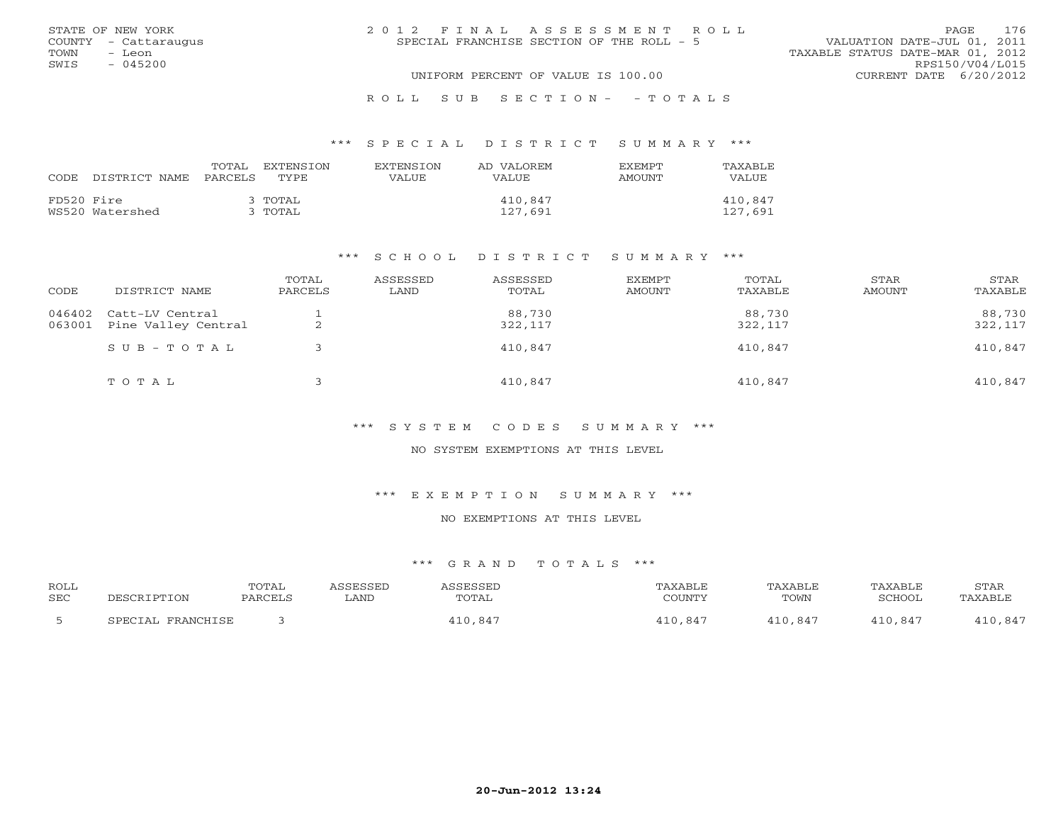STATE OF NEW YORK
COUNTY - Cattaraugus
TOWN - Leon
SWIS - 045200

2 0 1 2 F I N A L A S S E S S M E N T R O L L
SPECIAL FRANCHISE SECTION OF THE ROLL - 5
UNIFORM PERCENT OF VALUE IS 100.00

VALUATION DATE-JUL 01, 2011
TAXABLE STATUS DATE-MAR 01, 2012
RPS150/V04/L015
CURRENT DATE 6/20/2012

R O L L S U B S E C T I O N - - T O T A L S

*** S P E C I A L D I S T R I C T S U M M A R Y ***

| CODE | DISTRICT NAME | TOTAL PARCELS | EXTENSION TYPE | EXTENSION VALUE | AD VALOREM VALUE | EXEMPT AMOUNT | TAXABLE VALUE |
|---|---|---|---|---|---|---|---|
| FD520 | Fire | 3 | TOTAL | | 410,847 | | 410,847 |
| WS520 | Watershed | 3 | TOTAL | | 127,691 | | 127,691 |

*** S C H O O L D I S T R I C T S U M M A R Y ***

| CODE | DISTRICT NAME | TOTAL PARCELS | ASSESSED LAND | ASSESSED TOTAL | EXEMPT AMOUNT | TOTAL TAXABLE | STAR AMOUNT | STAR TAXABLE |
|---|---|---|---|---|---|---|---|---|
| 046402 | Catt-LV Central | 1 | | 88,730 | | 88,730 | | 88,730 |
| 063001 | Pine Valley Central | 2 | | 322,117 | | 322,117 | | 322,117 |
| | S U B - T O T A L | 3 | | 410,847 | | 410,847 | | 410,847 |
| | T O T A L | 3 | | 410,847 | | 410,847 | | 410,847 |

*** S Y S T E M C O D E S S U M M A R Y ***

NO SYSTEM EXEMPTIONS AT THIS LEVEL

*** E X E M P T I O N S U M M A R Y ***

NO EXEMPTIONS AT THIS LEVEL

*** G R A N D T O T A L S ***

| ROLL SEC | DESCRIPTION | TOTAL PARCELS | ASSESSED LAND | ASSESSED TOTAL | TAXABLE COUNTY | TAXABLE TOWN | TAXABLE SCHOOL | STAR TAXABLE |
|---|---|---|---|---|---|---|---|---|
| 5 | SPECIAL FRANCHISE | 3 | | 410,847 | 410,847 | 410,847 | 410,847 | 410,847 |

20-Jun-2012 13:24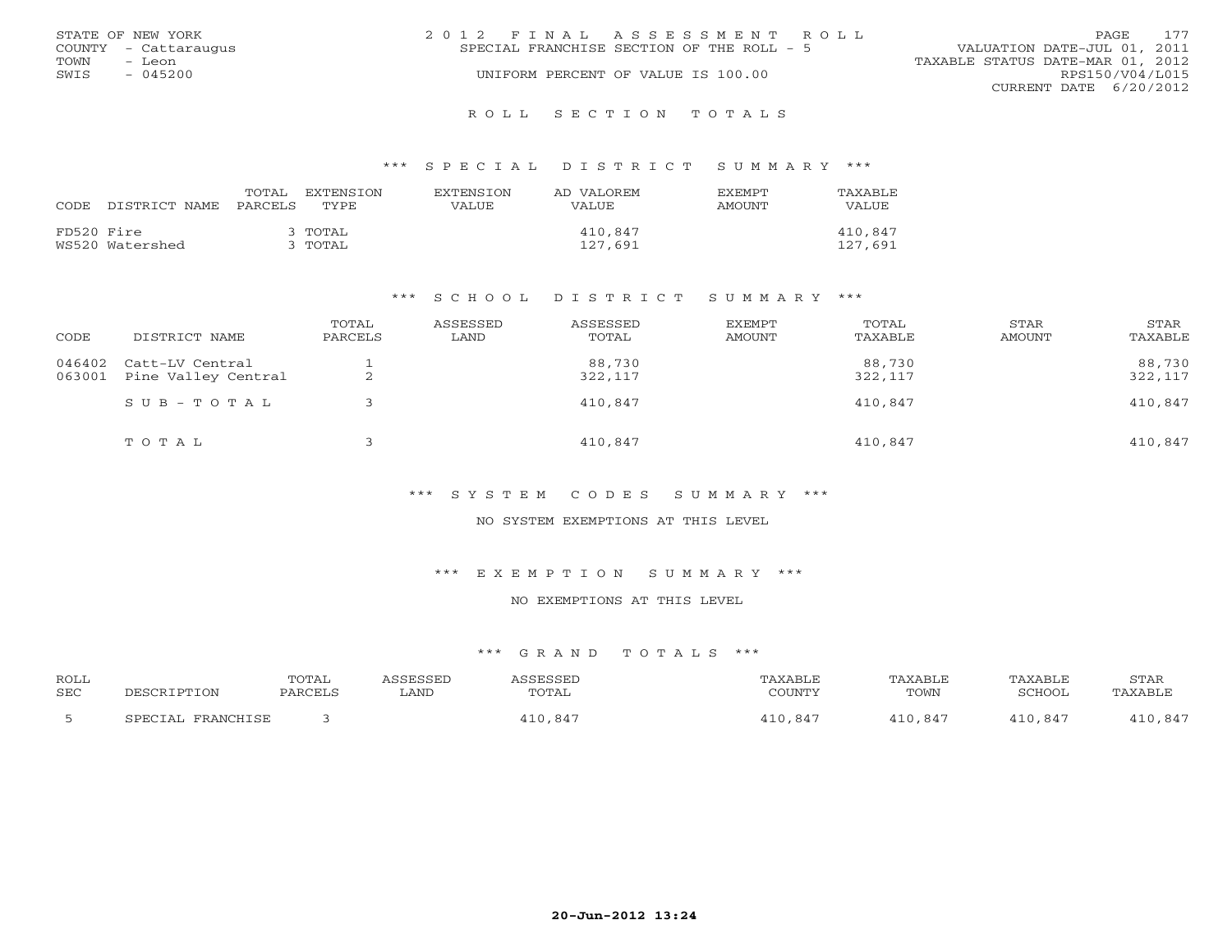STATE OF NEW YORK
COUNTY - Cattaraugus
TOWN - Leon
SWIS - 045200

2012 FINAL ASSESSMENT ROLL
SPECIAL FRANCHISE SECTION OF THE ROLL - 5
UNIFORM PERCENT OF VALUE IS 100.00

VALUATION DATE-JUL 01, 2011
TAXABLE STATUS DATE-MAR 01, 2012
RPS150/V04/L015
CURRENT DATE 6/20/2012

## ROLL SECTION TOTALS

### *** SPECIAL DISTRICT SUMMARY ***

| CODE | DISTRICT NAME | TOTAL PARCELS | EXTENSION TYPE | EXTENSION VALUE | AD VALOREM VALUE | EXEMPT AMOUNT | TAXABLE VALUE |
|---|---|---|---|---|---|---|---|
| FD520 | Fire | 3 | TOTAL | | 410,847 | | 410,847 |
| WS520 | Watershed | 3 | TOTAL | | 127,691 | | 127,691 |

### *** SCHOOL DISTRICT SUMMARY ***

| CODE | DISTRICT NAME | TOTAL PARCELS | ASSESSED LAND | ASSESSED TOTAL | EXEMPT AMOUNT | TOTAL TAXABLE | STAR AMOUNT | STAR TAXABLE |
|---|---|---|---|---|---|---|---|---|
| 046402 | Catt-LV Central | 1 | | 88,730 | | 88,730 | | 88,730 |
| 063001 | Pine Valley Central | 2 | | 322,117 | | 322,117 | | 322,117 |
| | SUB-TOTAL | 3 | | 410,847 | | 410,847 | | 410,847 |
| | TOTAL | 3 | | 410,847 | | 410,847 | | 410,847 |

### *** SYSTEM CODES SUMMARY ***

NO SYSTEM EXEMPTIONS AT THIS LEVEL

### *** EXEMPTION SUMMARY ***

NO EXEMPTIONS AT THIS LEVEL

### *** GRAND TOTALS ***

| ROLL SEC | DESCRIPTION | TOTAL PARCELS | ASSESSED LAND | ASSESSED TOTAL | TAXABLE COUNTY | TAXABLE TOWN | TAXABLE SCHOOL | STAR TAXABLE |
|---|---|---|---|---|---|---|---|---|
| 5 | SPECIAL FRANCHISE | 3 | | 410,847 | 410,847 | 410,847 | 410,847 | 410,847 |

20-Jun-2012 13:24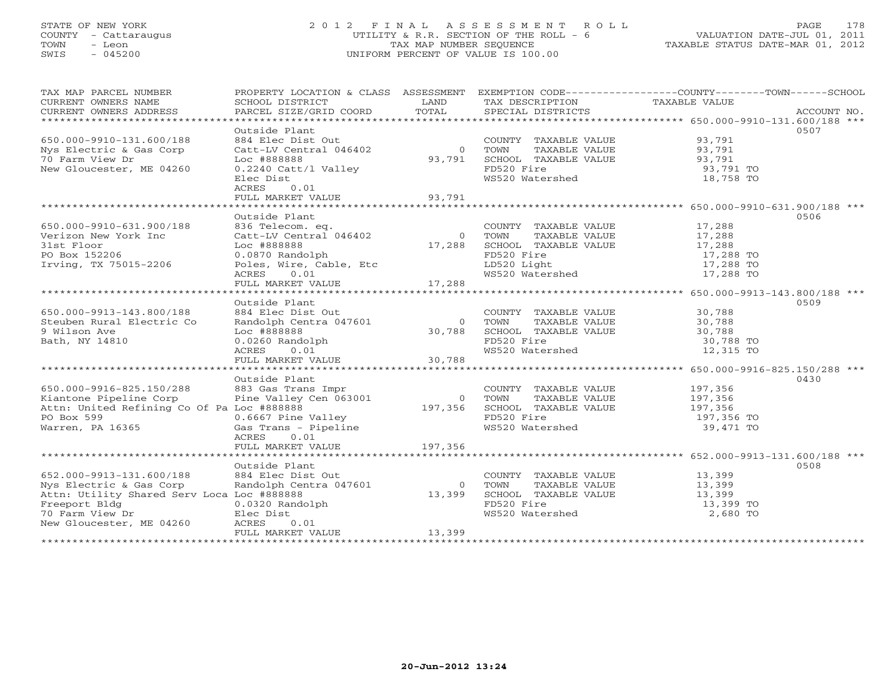STATE OF NEW YORK | COUNTY - Cattaraugus | TOWN - Leon | SWIS - 045200

# 2012 FINAL ASSESSMENT ROLL
UTILITY & R.R. SECTION OF THE ROLL - 6
TAX MAP NUMBER SEQUENCE
UNIFORM PERCENT OF VALUE IS 100.00

VALUATION DATE-JUL 01, 2011
TAXABLE STATUS DATE-MAR 01, 2012

| TAX MAP PARCEL NUMBER / CURRENT OWNERS NAME / CURRENT OWNERS ADDRESS | PROPERTY LOCATION & CLASS / SCHOOL DISTRICT / PARCEL SIZE/GRID COORD | ASSESSMENT LAND / TOTAL | EXEMPTION CODE / TAX DESCRIPTION / SPECIAL DISTRICTS | COUNTY / TOWN / SCHOOL TAXABLE VALUE | ACCOUNT NO. |
|---|---|---|---|---|---|
| **650.000-9910-131.600/188** | Outside Plant | | | | 0507 |
| 650.000-9910-131.600/188 | 884 Elec Dist Out | | COUNTY TAXABLE VALUE | 93,791 | |
| Nys Electric & Gas Corp | Catt-LV Central 046402 | 0 | TOWN TAXABLE VALUE | 93,791 | |
| 70 Farm View Dr | Loc #888888 | 93,791 | SCHOOL TAXABLE VALUE | 93,791 | |
| New Gloucester, ME 04260 | 0.2240 Catt/l Valley | | FD520 Fire | 93,791 TO | |
| | Elec Dist | | WS520 Watershed | 18,758 TO | |
| | ACRES 0.01 | | | | |
| | FULL MARKET VALUE | 93,791 | | | |
| **650.000-9910-631.900/188** | Outside Plant | | | | 0506 |
| 650.000-9910-631.900/188 | 836 Telecom. eq. | | COUNTY TAXABLE VALUE | 17,288 | |
| Verizon New York Inc | Catt-LV Central 046402 | 0 | TOWN TAXABLE VALUE | 17,288 | |
| 31st Floor | Loc #888888 | 17,288 | SCHOOL TAXABLE VALUE | 17,288 | |
| PO Box 152206 | 0.0870 Randolph | | FD520 Fire | 17,288 TO | |
| Irving, TX 75015-2206 | Poles, Wire, Cable, Etc | | LD520 Light | 17,288 TO | |
| | ACRES 0.01 | | WS520 Watershed | 17,288 TO | |
| | FULL MARKET VALUE | 17,288 | | | |
| **650.000-9913-143.800/188** | Outside Plant | | | | 0509 |
| 650.000-9913-143.800/188 | 884 Elec Dist Out | | COUNTY TAXABLE VALUE | 30,788 | |
| Steuben Rural Electric Co | Randolph Centra 047601 | 0 | TOWN TAXABLE VALUE | 30,788 | |
| 9 Wilson Ave | Loc #888888 | 30,788 | SCHOOL TAXABLE VALUE | 30,788 | |
| Bath, NY 14810 | 0.0260 Randolph | | FD520 Fire | 30,788 TO | |
| | ACRES 0.01 | | WS520 Watershed | 12,315 TO | |
| | FULL MARKET VALUE | 30,788 | | | |
| **650.000-9916-825.150/288** | Outside Plant | | | | 0430 |
| 650.000-9916-825.150/288 | 883 Gas Trans Impr | | COUNTY TAXABLE VALUE | 197,356 | |
| Kiantone Pipeline Corp | Pine Valley Cen 063001 | 0 | TOWN TAXABLE VALUE | 197,356 | |
| Attn: United Refining Co Of Pa | Loc #888888 | 197,356 | SCHOOL TAXABLE VALUE | 197,356 | |
| PO Box 599 | 0.6667 Pine Valley | | FD520 Fire | 197,356 TO | |
| Warren, PA 16365 | Gas Trans - Pipeline | | WS520 Watershed | 39,471 TO | |
| | ACRES 0.01 | | | | |
| | FULL MARKET VALUE | 197,356 | | | |
| **652.000-9913-131.600/188** | Outside Plant | | | | 0508 |
| 652.000-9913-131.600/188 | 884 Elec Dist Out | | COUNTY TAXABLE VALUE | 13,399 | |
| Nys Electric & Gas Corp | Randolph Centra 047601 | 0 | TOWN TAXABLE VALUE | 13,399 | |
| Attn: Utility Shared Serv Loca | Loc #888888 | 13,399 | SCHOOL TAXABLE VALUE | 13,399 | |
| Freeport Bldg | 0.0320 Randolph | | FD520 Fire | 13,399 TO | |
| 70 Farm View Dr | Elec Dist | | WS520 Watershed | 2,680 TO | |
| New Gloucester, ME 04260 | ACRES 0.01 | | | | |
| | FULL MARKET VALUE | 13,399 | | | |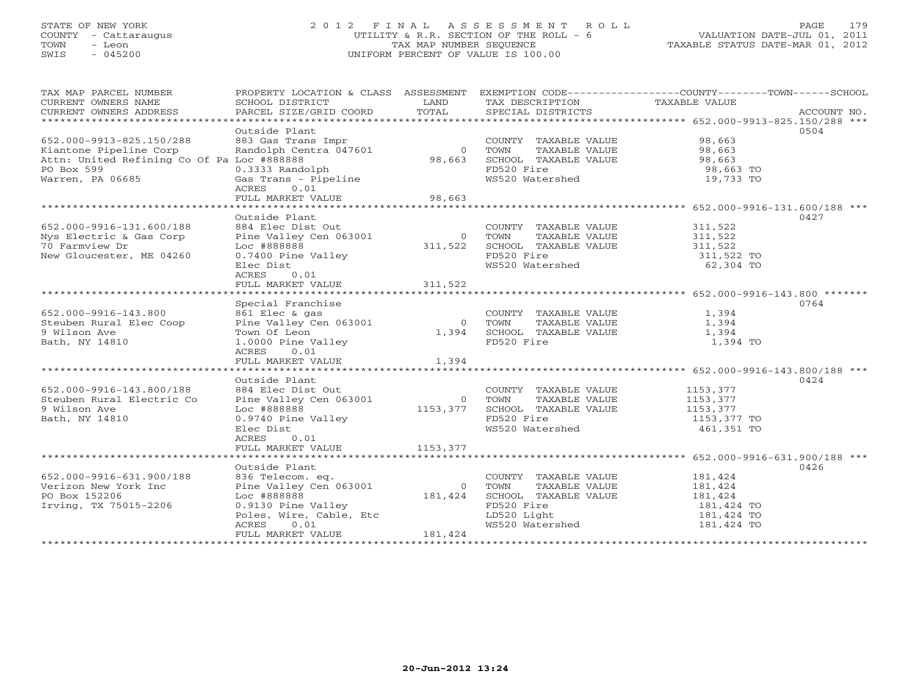STATE OF NEW YORK
COUNTY - Cattaraugus
TOWN - Leon
SWIS - 045200

# 2012 FINAL ASSESSMENT ROLL

UTILITY & R.R. SECTION OF THE ROLL - 6
TAX MAP NUMBER SEQUENCE
UNIFORM PERCENT OF VALUE IS 100.00

VALUATION DATE-JUL 01, 2011
TAXABLE STATUS DATE-MAR 01, 2012

| TAX MAP PARCEL NUMBER / CURRENT OWNERS NAME / CURRENT OWNERS ADDRESS | PROPERTY LOCATION & CLASS / SCHOOL DISTRICT / PARCEL SIZE/GRID COORD | ASSESSMENT LAND / TOTAL | EXEMPTION CODE / TAX DESCRIPTION / SPECIAL DISTRICTS | COUNTY / TOWN / SCHOOL TAXABLE VALUE | ACCOUNT NO. |
|---|---|---|---|---|---|
| **652.000-9913-825.150/288** | Outside Plant | | | | 0504 |
| 652.000-9913-825.150/288 | 883 Gas Trans Impr | | COUNTY TAXABLE VALUE | 98,663 | |
| Kiantone Pipeline Corp | Randolph Centra 047601 | 0 | TOWN TAXABLE VALUE | 98,663 | |
| Attn: United Refining Co Of Pa | Loc #888888 | 98,663 | SCHOOL TAXABLE VALUE | 98,663 | |
| PO Box 599 | 0.3333 Randolph | | FD520 Fire | 98,663 TO | |
| Warren, PA 06685 | Gas Trans - Pipeline | | WS520 Watershed | 19,733 TO | |
| | ACRES 0.01 | | | | |
| | FULL MARKET VALUE | 98,663 | | | |
| **652.000-9916-131.600/188** | Outside Plant | | | | 0427 |
| 652.000-9916-131.600/188 | 884 Elec Dist Out | | COUNTY TAXABLE VALUE | 311,522 | |
| Nys Electric & Gas Corp | Pine Valley Cen 063001 | 0 | TOWN TAXABLE VALUE | 311,522 | |
| 70 Farmview Dr | Loc #888888 | 311,522 | SCHOOL TAXABLE VALUE | 311,522 | |
| New Gloucester, ME 04260 | 0.7400 Pine Valley | | FD520 Fire | 311,522 TO | |
| | Elec Dist | | WS520 Watershed | 62,304 TO | |
| | ACRES 0.01 | | | | |
| | FULL MARKET VALUE | 311,522 | | | |
| **652.000-9916-143.800** | Special Franchise | | | | 0764 |
| 652.000-9916-143.800 | 861 Elec & gas | | COUNTY TAXABLE VALUE | 1,394 | |
| Steuben Rural Elec Coop | Pine Valley Cen 063001 | 0 | TOWN TAXABLE VALUE | 1,394 | |
| 9 Wilson Ave | Town Of Leon | 1,394 | SCHOOL TAXABLE VALUE | 1,394 | |
| Bath, NY 14810 | 1.0000 Pine Valley | | FD520 Fire | 1,394 TO | |
| | ACRES 0.01 | | | | |
| | FULL MARKET VALUE | 1,394 | | | |
| **652.000-9916-143.800/188** | Outside Plant | | | | 0424 |
| 652.000-9916-143.800/188 | 884 Elec Dist Out | | COUNTY TAXABLE VALUE | 1153,377 | |
| Steuben Rural Electric Co | Pine Valley Cen 063001 | 0 | TOWN TAXABLE VALUE | 1153,377 | |
| 9 Wilson Ave | Loc #888888 | 1153,377 | SCHOOL TAXABLE VALUE | 1153,377 | |
| Bath, NY 14810 | 0.9740 Pine Valley | | FD520 Fire | 1153,377 TO | |
| | Elec Dist | | WS520 Watershed | 461,351 TO | |
| | ACRES 0.01 | | | | |
| | FULL MARKET VALUE | 1153,377 | | | |
| **652.000-9916-631.900/188** | Outside Plant | | | | 0426 |
| 652.000-9916-631.900/188 | 836 Telecom. eq. | | COUNTY TAXABLE VALUE | 181,424 | |
| Verizon New York Inc | Pine Valley Cen 063001 | 0 | TOWN TAXABLE VALUE | 181,424 | |
| PO Box 152206 | Loc #888888 | 181,424 | SCHOOL TAXABLE VALUE | 181,424 | |
| Irving, TX 75015-2206 | 0.9130 Pine Valley | | FD520 Fire | 181,424 TO | |
| | Poles, Wire, Cable, Etc | | LD520 Light | 181,424 TO | |
| | ACRES 0.01 | | WS520 Watershed | 181,424 TO | |
| | FULL MARKET VALUE | 181,424 | | | |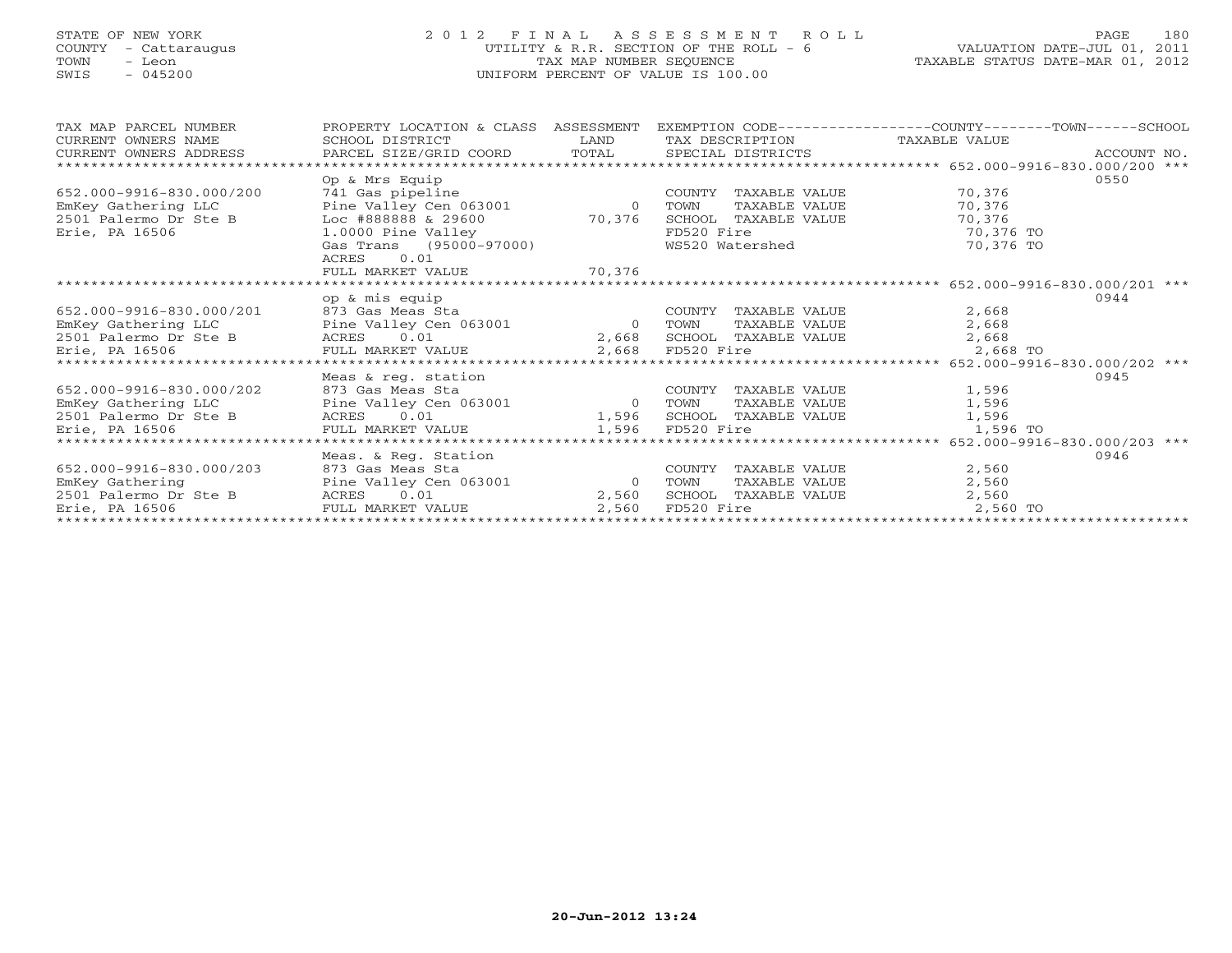STATE OF NEW YORK
COUNTY - Cattaraugus
TOWN - Leon
SWIS - 045200

2 0 1 2 F I N A L A S S E S S M E N T R O L L
UTILITY & R.R. SECTION OF THE ROLL - 6
TAX MAP NUMBER SEQUENCE
UNIFORM PERCENT OF VALUE IS 100.00

VALUATION DATE-JUL 01, 2011
TAXABLE STATUS DATE-MAR 01, 2012

| TAX MAP PARCEL NUMBER<br>CURRENT OWNERS NAME<br>CURRENT OWNERS ADDRESS | PROPERTY LOCATION & CLASS<br>SCHOOL DISTRICT<br>PARCEL SIZE/GRID COORD | ASSESSMENT<br>LAND<br>TOTAL | EXEMPTION CODE<br>TAX DESCRIPTION<br>SPECIAL DISTRICTS | COUNTY--------TOWN------SCHOOL<br>TAXABLE VALUE | ACCOUNT NO. |
|---|---|---|---|---|---|
| *** 652.000-9916-830.000/200 *** | Op & Mrs Equip | | | | 0550 |
| 652.000-9916-830.000/200 | 741 Gas pipeline | | COUNTY TAXABLE VALUE | 70,376 | |
| EmKey Gathering LLC | Pine Valley Cen 063001 | 0 | TOWN TAXABLE VALUE | 70,376 | |
| 2501 Palermo Dr Ste B | Loc #888888 & 29600 | 70,376 | SCHOOL TAXABLE VALUE | 70,376 | |
| Erie, PA 16506 | 1.0000 Pine Valley | | FD520 Fire | 70,376 TO | |
| | Gas Trans (95000-97000) | | WS520 Watershed | 70,376 TO | |
| | ACRES 0.01 | | | | |
| | FULL MARKET VALUE | 70,376 | | | |
| *** 652.000-9916-830.000/201 *** | op & mis equip | | | | 0944 |
| 652.000-9916-830.000/201 | 873 Gas Meas Sta | | COUNTY TAXABLE VALUE | 2,668 | |
| EmKey Gathering LLC | Pine Valley Cen 063001 | 0 | TOWN TAXABLE VALUE | 2,668 | |
| 2501 Palermo Dr Ste B | ACRES 0.01 | 2,668 | SCHOOL TAXABLE VALUE | 2,668 | |
| Erie, PA 16506 | FULL MARKET VALUE | 2,668 | FD520 Fire | 2,668 TO | |
| *** 652.000-9916-830.000/202 *** | Meas & reg. station | | | | 0945 |
| 652.000-9916-830.000/202 | 873 Gas Meas Sta | | COUNTY TAXABLE VALUE | 1,596 | |
| EmKey Gathering LLC | Pine Valley Cen 063001 | 0 | TOWN TAXABLE VALUE | 1,596 | |
| 2501 Palermo Dr Ste B | ACRES 0.01 | 1,596 | SCHOOL TAXABLE VALUE | 1,596 | |
| Erie, PA 16506 | FULL MARKET VALUE | 1,596 | FD520 Fire | 1,596 TO | |
| *** 652.000-9916-830.000/203 *** | Meas. & Reg. Station | | | | 0946 |
| 652.000-9916-830.000/203 | 873 Gas Meas Sta | | COUNTY TAXABLE VALUE | 2,560 | |
| EmKey Gathering | Pine Valley Cen 063001 | 0 | TOWN TAXABLE VALUE | 2,560 | |
| 2501 Palermo Dr Ste B | ACRES 0.01 | 2,560 | SCHOOL TAXABLE VALUE | 2,560 | |
| Erie, PA 16506 | FULL MARKET VALUE | 2,560 | FD520 Fire | 2,560 TO | |

20-Jun-2012 13:24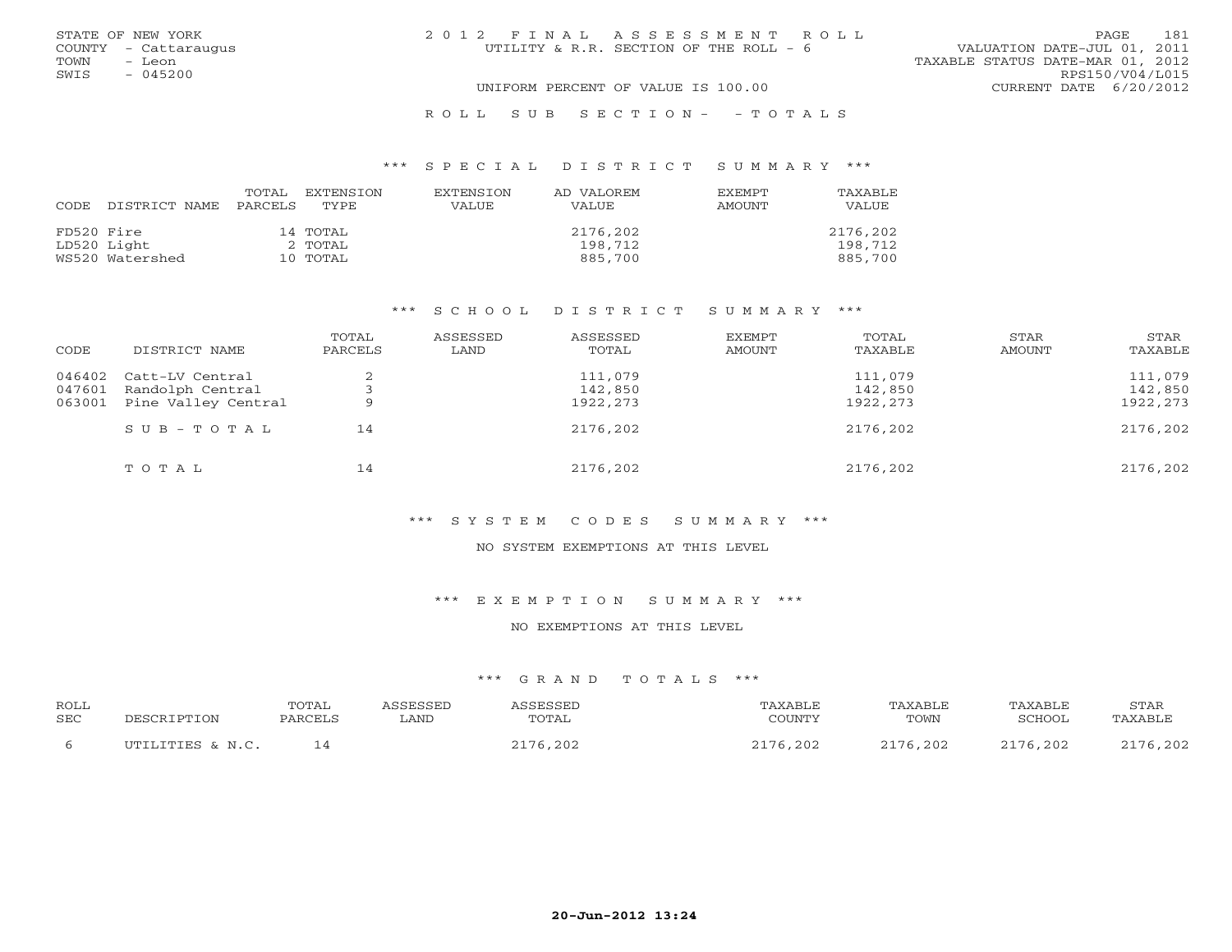STATE OF NEW YORK
COUNTY - Cattaraugus
TOWN - Leon
SWIS - 045200

2012 FINAL ASSESSMENT ROLL
UTILITY & R.R. SECTION OF THE ROLL - 6
UNIFORM PERCENT OF VALUE IS 100.00

VALUATION DATE-JUL 01, 2011
TAXABLE STATUS DATE-MAR 01, 2012
RPS150/V04/L015
CURRENT DATE 6/20/2012

ROLL SUB SECTION- - TOTALS

*** SPECIAL DISTRICT SUMMARY ***

| CODE | DISTRICT NAME | TOTAL PARCELS | EXTENSION TYPE | EXTENSION VALUE | AD VALOREM VALUE | EXEMPT AMOUNT | TAXABLE VALUE |
|---|---|---|---|---|---|---|---|
| FD520 | Fire | 14 | TOTAL | | 2176,202 | | 2176,202 |
| LD520 | Light | 2 | TOTAL | | 198,712 | | 198,712 |
| WS520 | Watershed | 10 | TOTAL | | 885,700 | | 885,700 |

*** SCHOOL DISTRICT SUMMARY ***

| CODE | DISTRICT NAME | TOTAL PARCELS | ASSESSED LAND | ASSESSED TOTAL | EXEMPT AMOUNT | TOTAL TAXABLE | STAR AMOUNT | STAR TAXABLE |
|---|---|---|---|---|---|---|---|---|
| 046402 | Catt-LV Central | 2 | | 111,079 | | 111,079 | | 111,079 |
| 047601 | Randolph Central | 3 | | 142,850 | | 142,850 | | 142,850 |
| 063001 | Pine Valley Central | 9 | | 1922,273 | | 1922,273 | | 1922,273 |
| | SUB-TOTAL | 14 | | 2176,202 | | 2176,202 | | 2176,202 |
| | TOTAL | 14 | | 2176,202 | | 2176,202 | | 2176,202 |

*** SYSTEM CODES SUMMARY ***

NO SYSTEM EXEMPTIONS AT THIS LEVEL

*** EXEMPTION SUMMARY ***

NO EXEMPTIONS AT THIS LEVEL

*** GRAND TOTALS ***

| ROLL SEC | DESCRIPTION | TOTAL PARCELS | ASSESSED LAND | ASSESSED TOTAL | TAXABLE COUNTY | TAXABLE TOWN | TAXABLE SCHOOL | STAR TAXABLE |
|---|---|---|---|---|---|---|---|---|
| 6 | UTILITIES & N.C. | 14 | | 2176,202 | 2176,202 | 2176,202 | 2176,202 | 2176,202 |

20-Jun-2012 13:24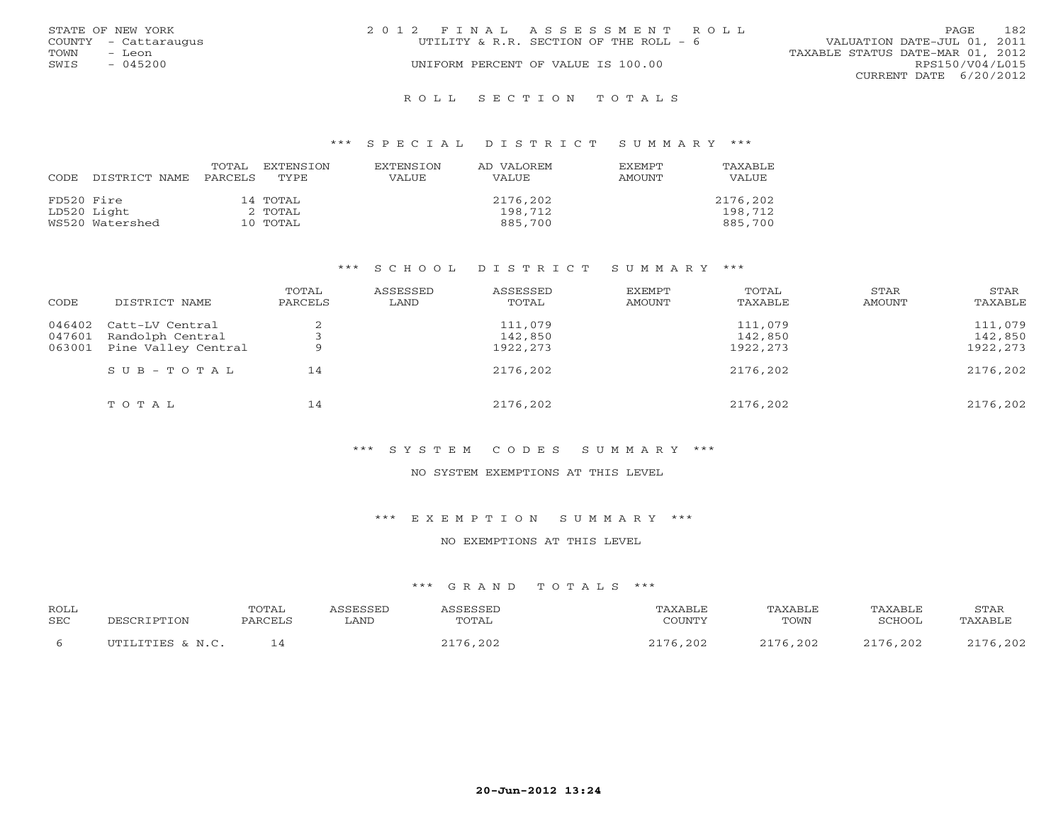STATE OF NEW YORK
COUNTY - Cattaraugus
TOWN - Leon
SWIS - 045200

2012 FINAL ASSESSMENT ROLL
UTILITY & R.R. SECTION OF THE ROLL - 6
UNIFORM PERCENT OF VALUE IS 100.00

VALUATION DATE-JUL 01, 2011
TAXABLE STATUS DATE-MAR 01, 2012
RPS150/V04/L015
CURRENT DATE 6/20/2012

## ROLL SECTION TOTALS

### *** SPECIAL DISTRICT SUMMARY ***

| CODE | DISTRICT NAME | TOTAL PARCELS | EXTENSION TYPE | EXTENSION VALUE | AD VALOREM VALUE | EXEMPT AMOUNT | TAXABLE VALUE |
|---|---|---|---|---|---|---|---|
| FD520 | Fire | 14 | TOTAL | | 2176,202 | | 2176,202 |
| LD520 | Light | 2 | TOTAL | | 198,712 | | 198,712 |
| WS520 | Watershed | 10 | TOTAL | | 885,700 | | 885,700 |

### *** SCHOOL DISTRICT SUMMARY ***

| CODE | DISTRICT NAME | TOTAL PARCELS | ASSESSED LAND | ASSESSED TOTAL | EXEMPT AMOUNT | TOTAL TAXABLE | STAR AMOUNT | STAR TAXABLE |
|---|---|---|---|---|---|---|---|---|
| 046402 | Catt-LV Central | 2 | | 111,079 | | 111,079 | | 111,079 |
| 047601 | Randolph Central | 3 | | 142,850 | | 142,850 | | 142,850 |
| 063001 | Pine Valley Central | 9 | | 1922,273 | | 1922,273 | | 1922,273 |
| | SUB-TOTAL | 14 | | 2176,202 | | 2176,202 | | 2176,202 |
| | TOTAL | 14 | | 2176,202 | | 2176,202 | | 2176,202 |

### *** SYSTEM CODES SUMMARY ***

NO SYSTEM EXEMPTIONS AT THIS LEVEL

### *** EXEMPTION SUMMARY ***

NO EXEMPTIONS AT THIS LEVEL

### *** GRAND TOTALS ***

| ROLL SEC | DESCRIPTION | TOTAL PARCELS | ASSESSED LAND | ASSESSED TOTAL | TAXABLE COUNTY | TAXABLE TOWN | TAXABLE SCHOOL | STAR TAXABLE |
|---|---|---|---|---|---|---|---|---|
| 6 | UTILITIES & N.C. | 14 | | 2176,202 | 2176,202 | 2176,202 | 2176,202 | 2176,202 |

20-Jun-2012 13:24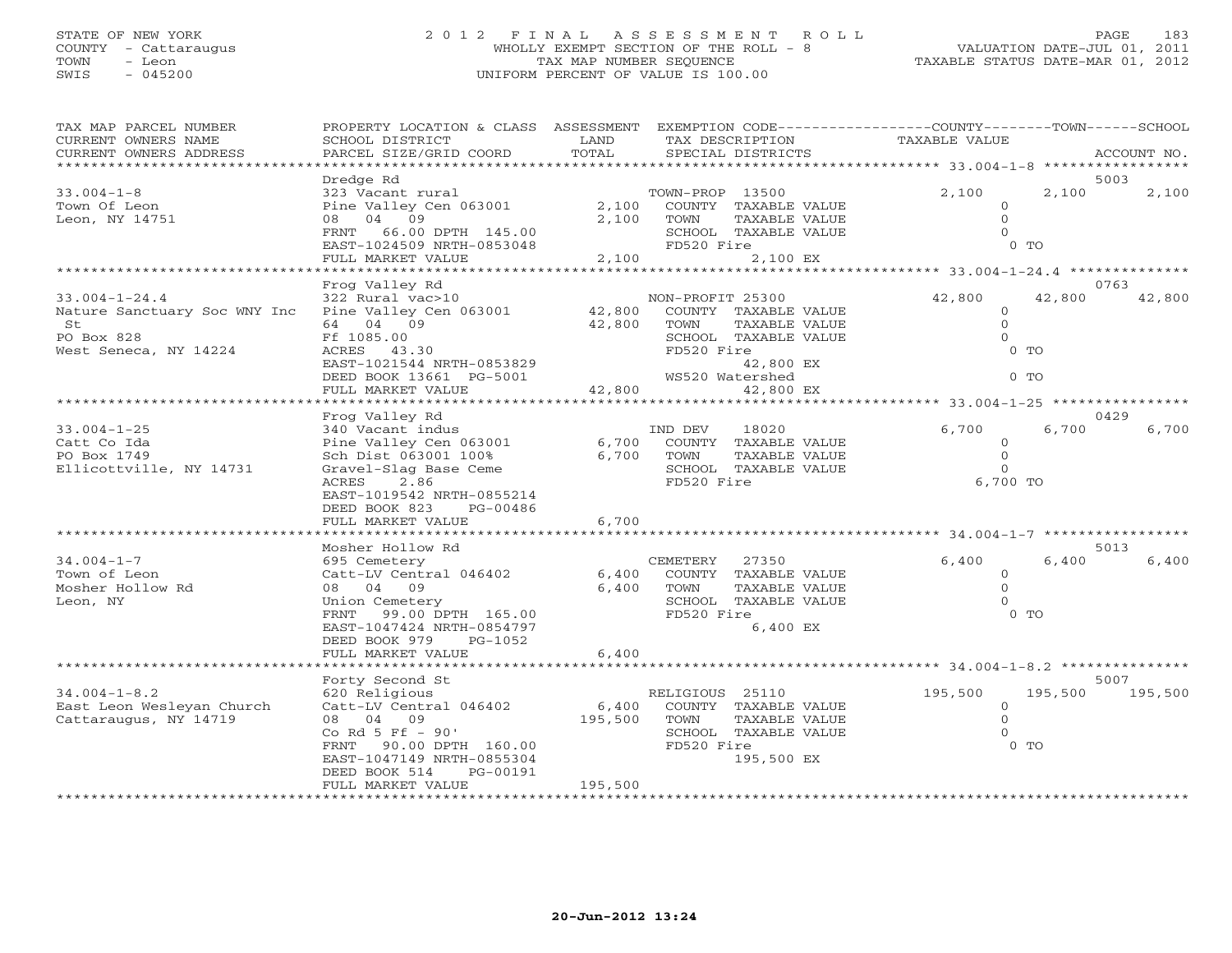STATE OF NEW YORK
COUNTY - Cattaraugus
TOWN - Leon
SWIS - 045200

# 2012 FINAL ASSESSMENT ROLL
WHOLLY EXEMPT SECTION OF THE ROLL - 8
TAX MAP NUMBER SEQUENCE
UNIFORM PERCENT OF VALUE IS 100.00

VALUATION DATE-JUL 01, 2011
TAXABLE STATUS DATE-MAR 01, 2012

```
TAX MAP PARCEL NUMBER         PROPERTY LOCATION & CLASS  ASSESSMENT  EXEMPTION CODE------------------COUNTY--------TOWN------SCHOOL
CURRENT OWNERS NAME           SCHOOL DISTRICT               LAND      TAX DESCRIPTION             TAXABLE VALUE
CURRENT OWNERS ADDRESS        PARCEL SIZE/GRID COORD        TOTAL     SPECIAL DISTRICTS                                    ACCOUNT NO.
******************************************************************************************************* 33.004-1-8 *****************
                              Dredge Rd                                                                                5003
33.004-1-8                    323 Vacant rural                        TOWN-PROP  13500              2,100        2,100        2,100
Town Of Leon                  Pine Valley Cen 063001       2,100      COUNTY  TAXABLE VALUE             0
Leon, NY 14751                08   04   09                 2,100      TOWN    TAXABLE VALUE             0
                              FRNT   66.00 DPTH 145.00                SCHOOL  TAXABLE VALUE             0
                              EAST-1024509 NRTH-0853048               FD520 Fire                         0 TO
                              FULL MARKET VALUE            2,100             2,100 EX
******************************************************************************************************* 33.004-1-24.4 **************
                              Frog Valley Rd                                                                           0763
33.004-1-24.4                 322 Rural vac>10                        NON-PROFIT 25300             42,800       42,800       42,800
Nature Sanctuary Soc WNY Inc  Pine Valley Cen 063001      42,800      COUNTY  TAXABLE VALUE             0
 St                           64   04   09                42,800      TOWN    TAXABLE VALUE             0
PO Box 828                    Ff 1085.00                              SCHOOL  TAXABLE VALUE             0
West Seneca, NY 14224         ACRES   43.30                           FD520 Fire                         0 TO
                              EAST-1021544 NRTH-0853829                      42,800 EX
                              DEED BOOK 13661  PG-5001                WS520 Watershed                    0 TO
                              FULL MARKET VALUE           42,800             42,800 EX
******************************************************************************************************* 33.004-1-25 ****************
                              Frog Valley Rd                                                                           0429
33.004-1-25                   340 Vacant indus                        IND DEV    18020              6,700        6,700        6,700
Catt Co Ida                   Pine Valley Cen 063001       6,700      COUNTY  TAXABLE VALUE             0
PO Box 1749                   Sch Dist 063001 100%         6,700      TOWN    TAXABLE VALUE             0
Ellicottville, NY 14731       Gravel-Slag Base Ceme                   SCHOOL  TAXABLE VALUE             0
                              ACRES    2.86                           FD520 Fire                     6,700 TO
                              EAST-1019542 NRTH-0855214
                              DEED BOOK 823    PG-00486
                              FULL MARKET VALUE            6,700
******************************************************************************************************* 34.004-1-7 *****************
                              Mosher Hollow Rd                                                                         5013
34.004-1-7                    695 Cemetery                            CEMETERY   27350              6,400        6,400        6,400
Town of Leon                  Catt-LV Central 046402       6,400      COUNTY  TAXABLE VALUE             0
Mosher Hollow Rd              08   04   09                 6,400      TOWN    TAXABLE VALUE             0
Leon, NY                      Union Cemetery                          SCHOOL  TAXABLE VALUE             0
                              FRNT   99.00 DPTH 165.00                FD520 Fire                         0 TO
                              EAST-1047424 NRTH-0854797                       6,400 EX
                              DEED BOOK 979    PG-1052
                              FULL MARKET VALUE            6,400
******************************************************************************************************* 34.004-1-8.2 ***************
                              Forty Second St                                                                          5007
34.004-1-8.2                  620 Religious                           RELIGIOUS  25110            195,500      195,500      195,500
East Leon Wesleyan Church     Catt-LV Central 046402       6,400      COUNTY  TAXABLE VALUE             0
Cattaraugus, NY 14719         08   04   09               195,500      TOWN    TAXABLE VALUE             0
                              Co Rd 5 Ff - 90'                        SCHOOL  TAXABLE VALUE             0
                              FRNT   90.00 DPTH 160.00                FD520 Fire                         0 TO
                              EAST-1047149 NRTH-0855304                     195,500 EX
                              DEED BOOK 514    PG-00191
                              FULL MARKET VALUE          195,500
************************************************************************************************************************************
```

20-Jun-2012 13:24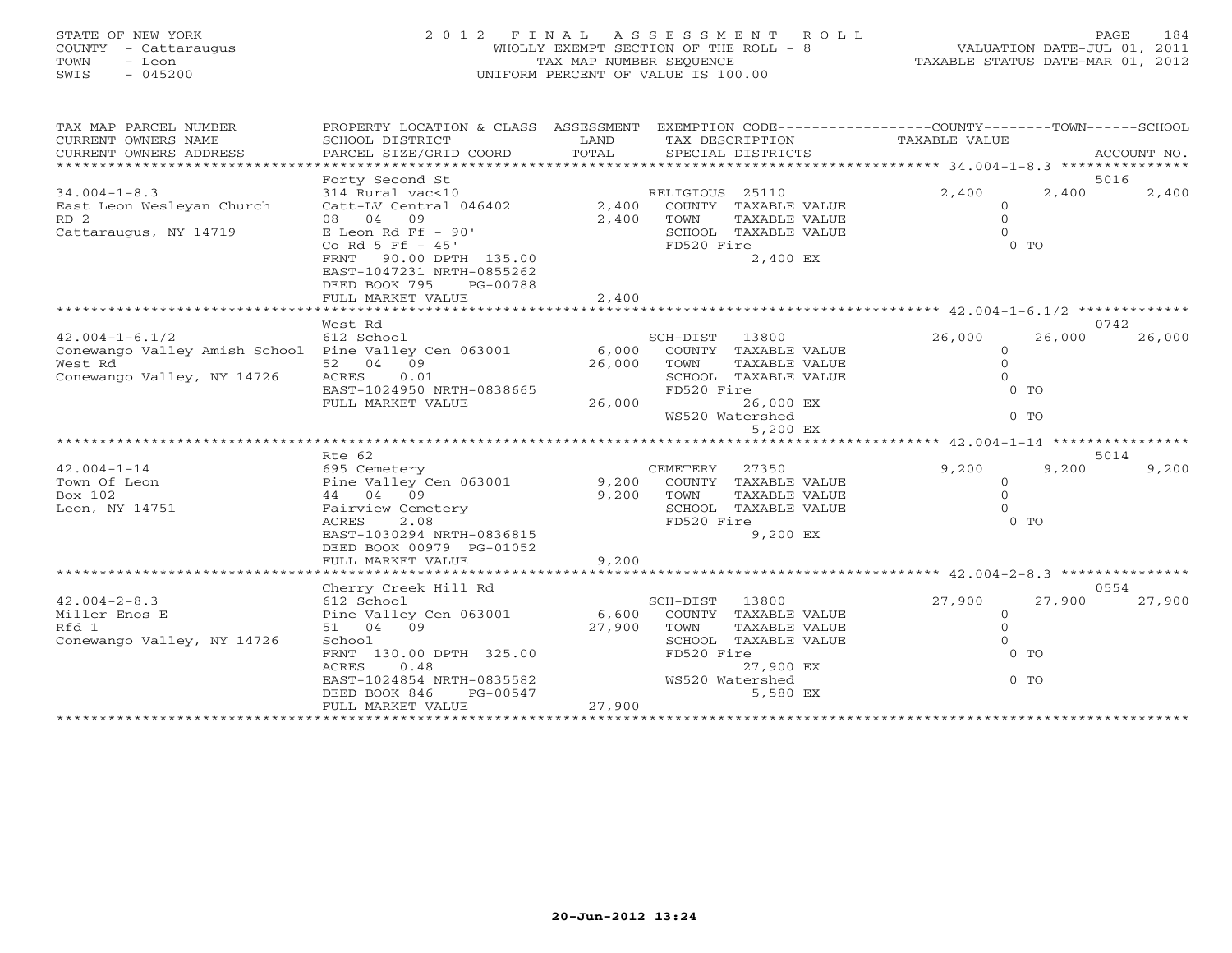STATE OF NEW YORK
COUNTY - Cattaraugus
TOWN - Leon
SWIS - 045200

# 2012 FINAL ASSESSMENT ROLL

WHOLLY EXEMPT SECTION OF THE ROLL - 8
TAX MAP NUMBER SEQUENCE
UNIFORM PERCENT OF VALUE IS 100.00

VALUATION DATE-JUL 01, 2011
TAXABLE STATUS DATE-MAR 01, 2012

| TAX MAP PARCEL NUMBER / CURRENT OWNERS NAME / CURRENT OWNERS ADDRESS | PROPERTY LOCATION & CLASS / SCHOOL DISTRICT / PARCEL SIZE/GRID COORD | ASSESSMENT LAND / TOTAL | EXEMPTION CODE / TAX DESCRIPTION / SPECIAL DISTRICTS | COUNTY TAXABLE VALUE | TOWN | SCHOOL / ACCOUNT NO. |
|---|---|---|---|---|---|---|
| **34.004-1-8.3** | Forty Second St | | | | | 5016 |
| 34.004-1-8.3 | 314 Rural vac<10 | | RELIGIOUS 25110 | 2,400 | 2,400 | 2,400 |
| East Leon Wesleyan Church | Catt-LV Central 046402 | 2,400 | COUNTY TAXABLE VALUE | 0 | | |
| RD 2 | 08 04 09 | 2,400 | TOWN TAXABLE VALUE | 0 | | |
| Cattaraugus, NY 14719 | E Leon Rd Ff - 90' | | SCHOOL TAXABLE VALUE | 0 | | |
| | Co Rd 5 Ff - 45' | | FD520 Fire | 0 TO | | |
| | FRNT 90.00 DPTH 135.00 | | 2,400 EX | | | |
| | EAST-1047231 NRTH-0855262 | | | | | |
| | DEED BOOK 795 PG-00788 | | | | | |
| | FULL MARKET VALUE | 2,400 | | | | |
| **42.004-1-6.1/2** | West Rd | | | | | 0742 |
| 42.004-1-6.1/2 | 612 School | | SCH-DIST 13800 | 26,000 | 26,000 | 26,000 |
| Conewango Valley Amish School | Pine Valley Cen 063001 | 6,000 | COUNTY TAXABLE VALUE | 0 | | |
| West Rd | 52 04 09 | 26,000 | TOWN TAXABLE VALUE | 0 | | |
| Conewango Valley, NY 14726 | ACRES 0.01 | | SCHOOL TAXABLE VALUE | 0 | | |
| | EAST-1024950 NRTH-0838665 | | FD520 Fire | 0 TO | | |
| | FULL MARKET VALUE | 26,000 | 26,000 EX | | | |
| | | | WS520 Watershed | 0 TO | | |
| | | | 5,200 EX | | | |
| **42.004-1-14** | Rte 62 | | | | | 5014 |
| 42.004-1-14 | 695 Cemetery | | CEMETERY 27350 | 9,200 | 9,200 | 9,200 |
| Town Of Leon | Pine Valley Cen 063001 | 9,200 | COUNTY TAXABLE VALUE | 0 | | |
| Box 102 | 44 04 09 | 9,200 | TOWN TAXABLE VALUE | 0 | | |
| Leon, NY 14751 | Fairview Cemetery | | SCHOOL TAXABLE VALUE | 0 | | |
| | ACRES 2.08 | | FD520 Fire | 0 TO | | |
| | EAST-1030294 NRTH-0836815 | | 9,200 EX | | | |
| | DEED BOOK 00979 PG-01052 | | | | | |
| | FULL MARKET VALUE | 9,200 | | | | |
| **42.004-2-8.3** | Cherry Creek Hill Rd | | | | | 0554 |
| 42.004-2-8.3 | 612 School | | SCH-DIST 13800 | 27,900 | 27,900 | 27,900 |
| Miller Enos E | Pine Valley Cen 063001 | 6,600 | COUNTY TAXABLE VALUE | 0 | | |
| Rfd 1 | 51 04 09 | 27,900 | TOWN TAXABLE VALUE | 0 | | |
| Conewango Valley, NY 14726 | School | | SCHOOL TAXABLE VALUE | 0 | | |
| | FRNT 130.00 DPTH 325.00 | | FD520 Fire | 0 TO | | |
| | ACRES 0.48 | | 27,900 EX | | | |
| | EAST-1024854 NRTH-0835582 | | WS520 Watershed | 0 TO | | |
| | DEED BOOK 846 PG-00547 | | 5,580 EX | | | |
| | FULL MARKET VALUE | 27,900 | | | | |

20-Jun-2012 13:24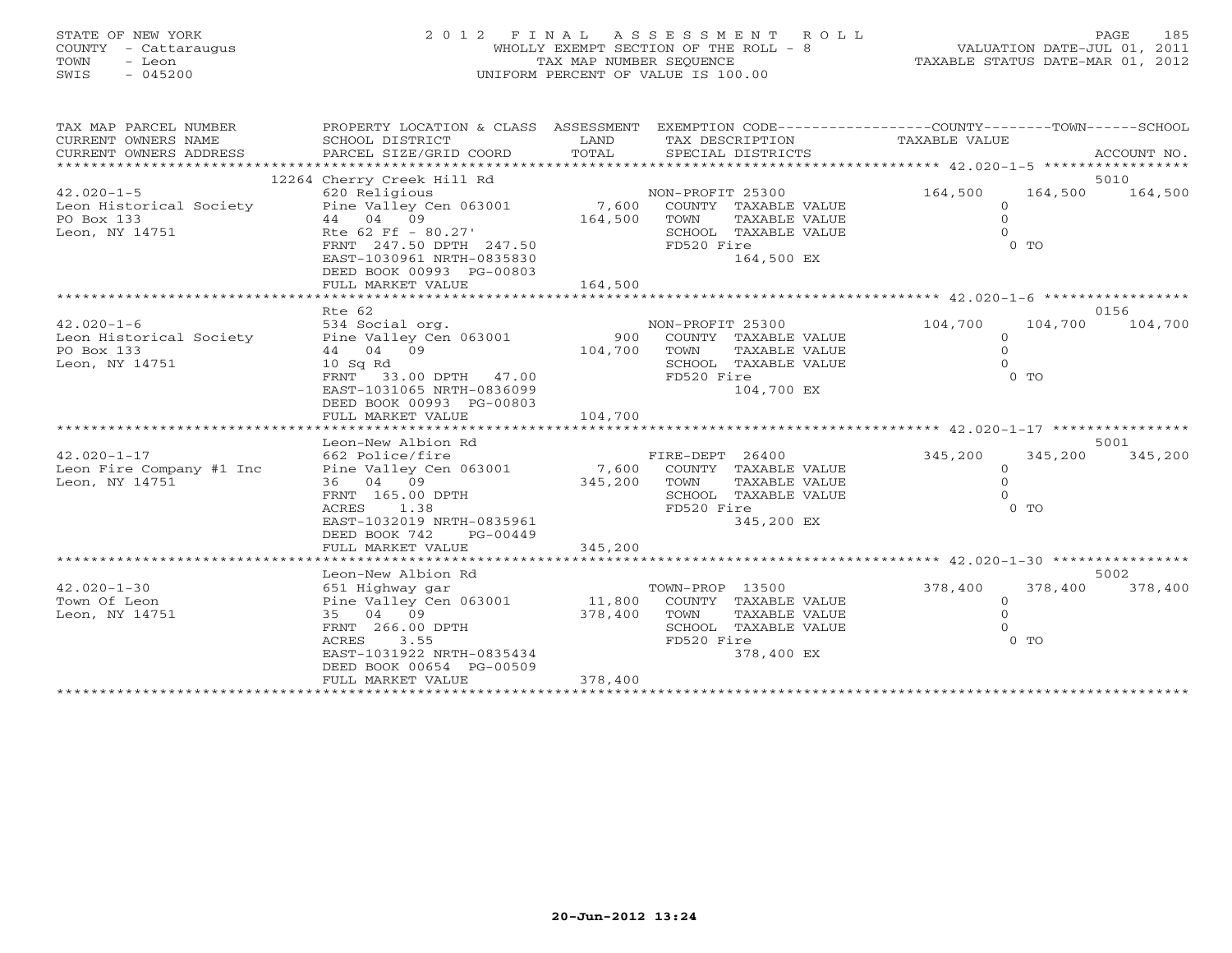STATE OF NEW YORK
COUNTY - Cattaraugus
TOWN - Leon
SWIS - 045200

# 2012 FINAL ASSESSMENT ROLL

WHOLLY EXEMPT SECTION OF THE ROLL - 8
TAX MAP NUMBER SEQUENCE
UNIFORM PERCENT OF VALUE IS 100.00

VALUATION DATE-JUL 01, 2011
TAXABLE STATUS DATE-MAR 01, 2012

| TAX MAP PARCEL NUMBER / CURRENT OWNERS NAME / CURRENT OWNERS ADDRESS | PROPERTY LOCATION & CLASS / SCHOOL DISTRICT / PARCEL SIZE/GRID COORD | ASSESSMENT LAND / TOTAL | EXEMPTION CODE / TAX DESCRIPTION / SPECIAL DISTRICTS | COUNTY TAXABLE VALUE | TOWN | SCHOOL / ACCOUNT NO. |
|---|---|---|---|---|---|---|
| 42.020-1-5 | 12264 Cherry Creek Hill Rd | | | | | 5010 |
| 42.020-1-5 | 620 Religious | | NON-PROFIT 25300 | 164,500 | 164,500 | 164,500 |
| Leon Historical Society | Pine Valley Cen 063001 | 7,600 | COUNTY TAXABLE VALUE | 0 | | |
| PO Box 133 | 44 04 09 | 164,500 | TOWN TAXABLE VALUE | 0 | | |
| Leon, NY 14751 | Rte 62 Ff - 80.27' | | SCHOOL TAXABLE VALUE | 0 | | |
| | FRNT 247.50 DPTH 247.50 | | FD520 Fire | | 0 TO | |
| | EAST-1030961 NRTH-0835830 | | 164,500 EX | | | |
| | DEED BOOK 00993 PG-00803 | | | | | |
| | FULL MARKET VALUE | 164,500 | | | | |
| 42.020-1-6 | Rte 62 | | | | | 0156 |
| 42.020-1-6 | 534 Social org. | | NON-PROFIT 25300 | 104,700 | 104,700 | 104,700 |
| Leon Historical Society | Pine Valley Cen 063001 | 900 | COUNTY TAXABLE VALUE | 0 | | |
| PO Box 133 | 44 04 09 | 104,700 | TOWN TAXABLE VALUE | 0 | | |
| Leon, NY 14751 | 10 Sq Rd | | SCHOOL TAXABLE VALUE | 0 | | |
| | FRNT 33.00 DPTH 47.00 | | FD520 Fire | | 0 TO | |
| | EAST-1031065 NRTH-0836099 | | 104,700 EX | | | |
| | DEED BOOK 00993 PG-00803 | | | | | |
| | FULL MARKET VALUE | 104,700 | | | | |
| 42.020-1-17 | Leon-New Albion Rd | | | | | 5001 |
| 42.020-1-17 | 662 Police/fire | | FIRE-DEPT 26400 | 345,200 | 345,200 | 345,200 |
| Leon Fire Company #1 Inc | Pine Valley Cen 063001 | 7,600 | COUNTY TAXABLE VALUE | 0 | | |
| Leon, NY 14751 | 36 04 09 | 345,200 | TOWN TAXABLE VALUE | 0 | | |
| | FRNT 165.00 DPTH | | SCHOOL TAXABLE VALUE | 0 | | |
| | ACRES 1.38 | | FD520 Fire | | 0 TO | |
| | EAST-1032019 NRTH-0835961 | | 345,200 EX | | | |
| | DEED BOOK 742 PG-00449 | | | | | |
| | FULL MARKET VALUE | 345,200 | | | | |
| 42.020-1-30 | Leon-New Albion Rd | | | | | 5002 |
| 42.020-1-30 | 651 Highway gar | | TOWN-PROP 13500 | 378,400 | 378,400 | 378,400 |
| Town Of Leon | Pine Valley Cen 063001 | 11,800 | COUNTY TAXABLE VALUE | 0 | | |
| Leon, NY 14751 | 35 04 09 | 378,400 | TOWN TAXABLE VALUE | 0 | | |
| | FRNT 266.00 DPTH | | SCHOOL TAXABLE VALUE | 0 | | |
| | ACRES 3.55 | | FD520 Fire | | 0 TO | |
| | EAST-1031922 NRTH-0835434 | | 378,400 EX | | | |
| | DEED BOOK 00654 PG-00509 | | | | | |
| | FULL MARKET VALUE | 378,400 | | | | |

20-Jun-2012 13:24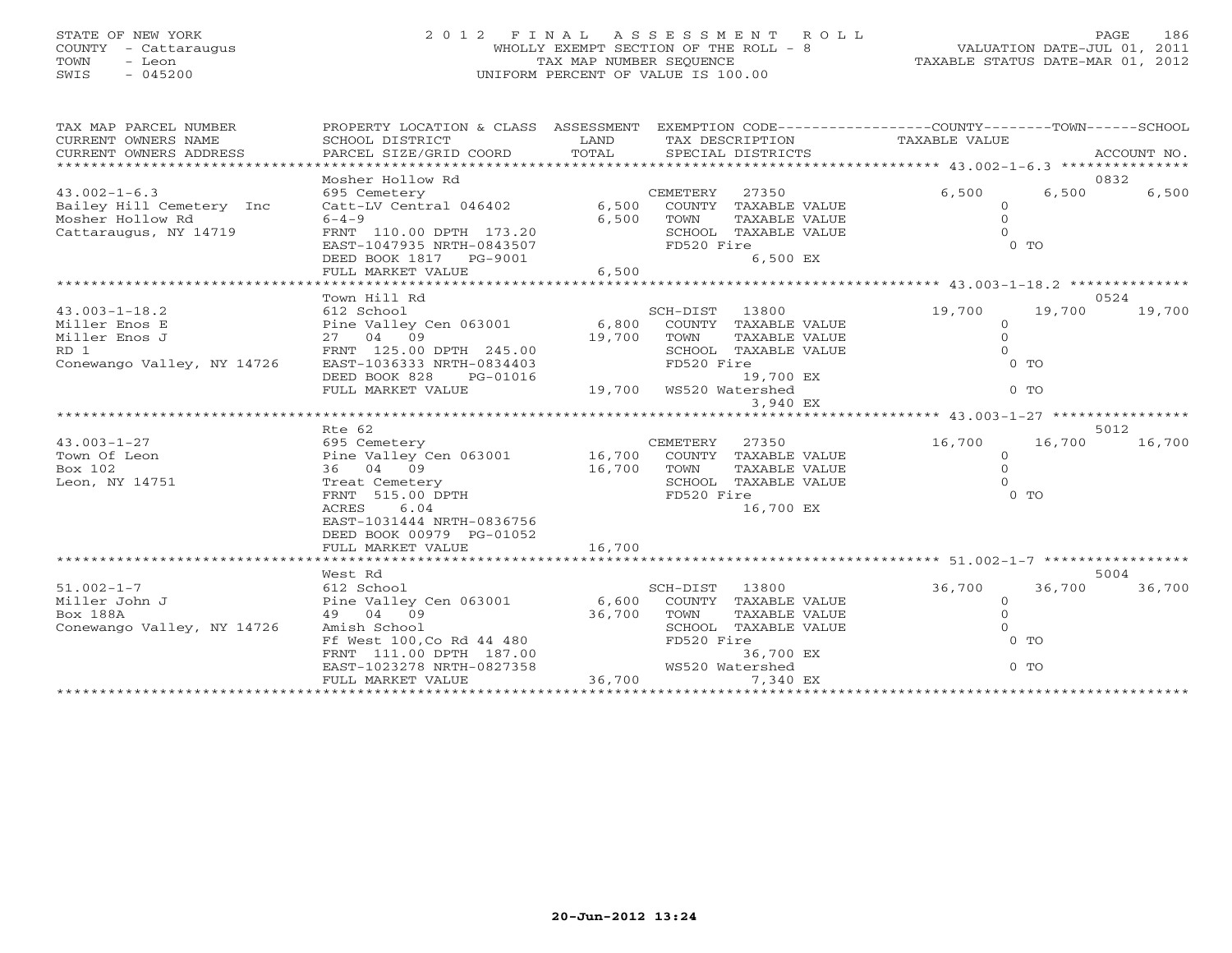STATE OF NEW YORK
COUNTY - Cattaraugus
TOWN - Leon
SWIS - 045200

# 2012 FINAL ASSESSMENT ROLL

WHOLLY EXEMPT SECTION OF THE ROLL - 8
TAX MAP NUMBER SEQUENCE
UNIFORM PERCENT OF VALUE IS 100.00

VALUATION DATE-JUL 01, 2011
TAXABLE STATUS DATE-MAR 01, 2012

| TAX MAP PARCEL NUMBER / CURRENT OWNERS NAME / CURRENT OWNERS ADDRESS | PROPERTY LOCATION & CLASS / SCHOOL DISTRICT / PARCEL SIZE/GRID COORD | ASSESSMENT LAND / TOTAL | EXEMPTION CODE / TAX DESCRIPTION / SPECIAL DISTRICTS | COUNTY TAXABLE VALUE | TOWN | SCHOOL / ACCOUNT NO. |
|---|---|---|---|---|---|---|
| 43.002-1-6.3 | Mosher Hollow Rd | | | | | 0832 |
| Bailey Hill Cemetery Inc | 695 Cemetery | | CEMETERY 27350 | 6,500 | 6,500 | 6,500 |
| Mosher Hollow Rd | Catt-LV Central 046402 | 6,500 | COUNTY TAXABLE VALUE | 0 | | |
| Cattaraugus, NY 14719 | 6-4-9 | 6,500 | TOWN TAXABLE VALUE | 0 | | |
| | FRNT 110.00 DPTH 173.20 | | SCHOOL TAXABLE VALUE | 0 | | |
| | EAST-1047935 NRTH-0843507 | | FD520 Fire 6,500 EX | 0 TO | | |
| | DEED BOOK 1817 PG-9001 | | | | | |
| | FULL MARKET VALUE | 6,500 | | | | |
| 43.003-1-18.2 | Town Hill Rd | | | | | 0524 |
| Miller Enos E | 612 School | | SCH-DIST 13800 | 19,700 | 19,700 | 19,700 |
| Miller Enos J | Pine Valley Cen 063001 | 6,800 | COUNTY TAXABLE VALUE | 0 | | |
| RD 1 | 27 04 09 | 19,700 | TOWN TAXABLE VALUE | 0 | | |
| Conewango Valley, NY 14726 | FRNT 125.00 DPTH 245.00 | | SCHOOL TAXABLE VALUE | 0 | | |
| | EAST-1036333 NRTH-0834403 | | FD520 Fire 19,700 EX | 0 TO | | |
| | DEED BOOK 828 PG-01016 | | | | | |
| | FULL MARKET VALUE | 19,700 | WS520 Watershed 3,940 EX | 0 TO | | |
| 43.003-1-27 | Rte 62 | | | | | 5012 |
| Town Of Leon | 695 Cemetery | | CEMETERY 27350 | 16,700 | 16,700 | 16,700 |
| Box 102 | Pine Valley Cen 063001 | 16,700 | COUNTY TAXABLE VALUE | 0 | | |
| Leon, NY 14751 | 36 04 09 | 16,700 | TOWN TAXABLE VALUE | 0 | | |
| | Treat Cemetery | | SCHOOL TAXABLE VALUE | 0 | | |
| | FRNT 515.00 DPTH | | FD520 Fire 16,700 EX | 0 TO | | |
| | ACRES 6.04 | | | | | |
| | EAST-1031444 NRTH-0836756 | | | | | |
| | DEED BOOK 00979 PG-01052 | | | | | |
| | FULL MARKET VALUE | 16,700 | | | | |
| 51.002-1-7 | West Rd | | | | | 5004 |
| Miller John J | 612 School | | SCH-DIST 13800 | 36,700 | 36,700 | 36,700 |
| Box 188A | Pine Valley Cen 063001 | 6,600 | COUNTY TAXABLE VALUE | 0 | | |
| Conewango Valley, NY 14726 | 49 04 09 | 36,700 | TOWN TAXABLE VALUE | 0 | | |
| | Amish School | | SCHOOL TAXABLE VALUE | 0 | | |
| | Ff West 100,Co Rd 44 480 | | FD520 Fire 36,700 EX | 0 TO | | |
| | FRNT 111.00 DPTH 187.00 | | | | | |
| | EAST-1023278 NRTH-0827358 | | WS520 Watershed 7,340 EX | 0 TO | | |
| | FULL MARKET VALUE | 36,700 | | | | |

20-Jun-2012 13:24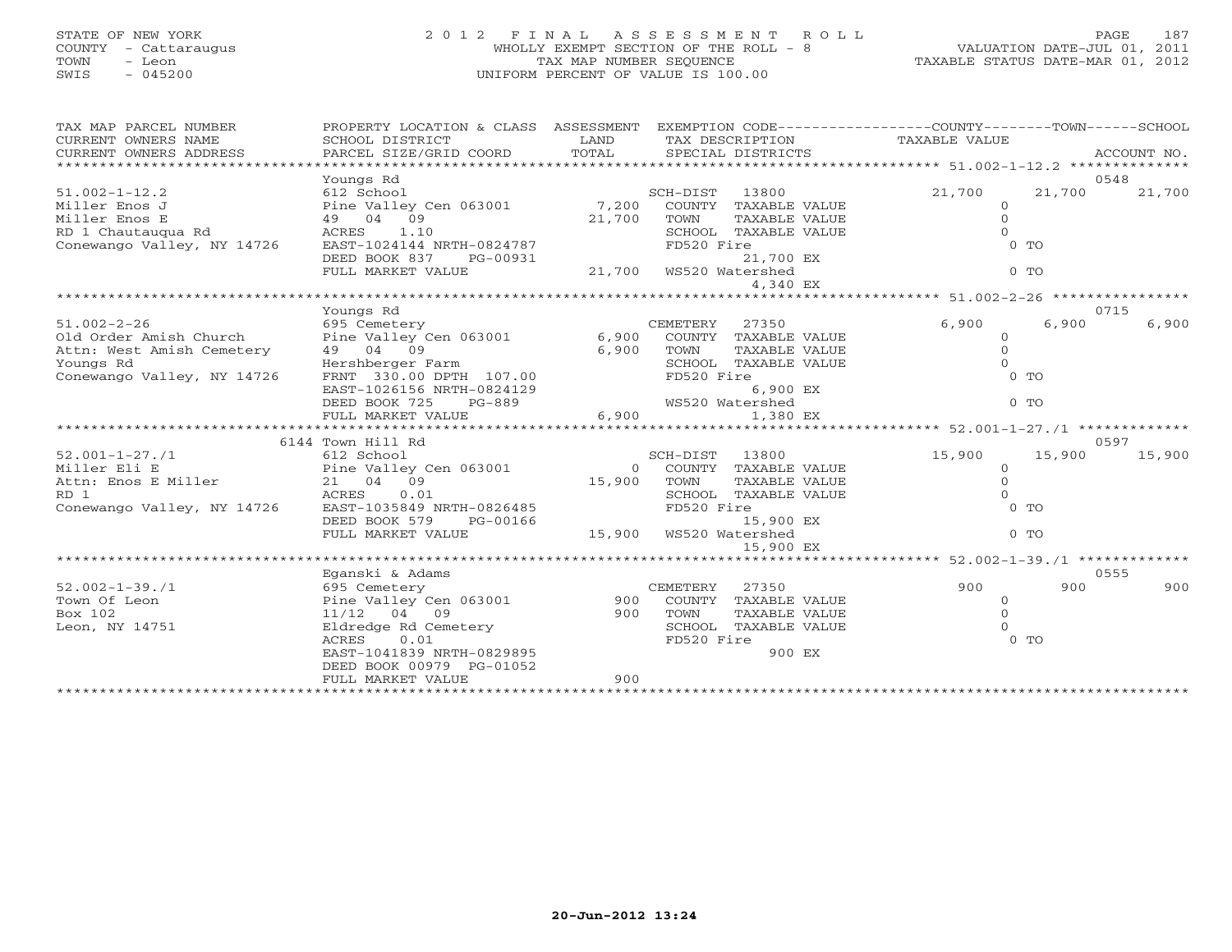STATE OF NEW YORK
COUNTY - Cattaraugus
TOWN - Leon
SWIS - 045200

# 2012 FINAL ASSESSMENT ROLL

WHOLLY EXEMPT SECTION OF THE ROLL - 8
TAX MAP NUMBER SEQUENCE
UNIFORM PERCENT OF VALUE IS 100.00

VALUATION DATE-JUL 01, 2011
TAXABLE STATUS DATE-MAR 01, 2012

| TAX MAP PARCEL NUMBER / CURRENT OWNERS NAME / CURRENT OWNERS ADDRESS | PROPERTY LOCATION & CLASS / SCHOOL DISTRICT / PARCEL SIZE/GRID COORD | ASSESSMENT LAND / TOTAL | EXEMPTION CODE / TAX DESCRIPTION / SPECIAL DISTRICTS | COUNTY TAXABLE VALUE | TOWN | SCHOOL / ACCOUNT NO. |
|---|---|---|---|---|---|---|
| **51.002-1-12.2** | Youngs Rd | | | | | 0548 |
| 51.002-1-12.2 | 612 School | | SCH-DIST 13800 | 21,700 | 21,700 | 21,700 |
| Miller Enos J | Pine Valley Cen 063001 | 7,200 | COUNTY TAXABLE VALUE | 0 | | |
| Miller Enos E | 49 04 09 | 21,700 | TOWN TAXABLE VALUE | 0 | | |
| RD 1 Chautauqua Rd | ACRES 1.10 | | SCHOOL TAXABLE VALUE | 0 | | |
| Conewango Valley, NY 14726 | EAST-1024144 NRTH-0824787 | | FD520 Fire | 0 TO | | |
| | DEED BOOK 837 PG-00931 | | 21,700 EX | | | |
| | FULL MARKET VALUE | 21,700 | WS520 Watershed | 0 TO | | |
| | | | 4,340 EX | | | |
| **51.002-2-26** | Youngs Rd | | | | | 0715 |
| 51.002-2-26 | 695 Cemetery | | CEMETERY 27350 | 6,900 | 6,900 | 6,900 |
| Old Order Amish Church | Pine Valley Cen 063001 | 6,900 | COUNTY TAXABLE VALUE | 0 | | |
| Attn: West Amish Cemetery | 49 04 09 | 6,900 | TOWN TAXABLE VALUE | 0 | | |
| Youngs Rd | Hershberger Farm | | SCHOOL TAXABLE VALUE | 0 | | |
| Conewango Valley, NY 14726 | FRNT 330.00 DPTH 107.00 | | FD520 Fire | 0 TO | | |
| | EAST-1026156 NRTH-0824129 | | 6,900 EX | | | |
| | DEED BOOK 725 PG-889 | | WS520 Watershed | 0 TO | | |
| | FULL MARKET VALUE | 6,900 | 1,380 EX | | | |
| **52.001-1-27./1** | 6144 Town Hill Rd | | | | | 0597 |
| 52.001-1-27./1 | 612 School | | SCH-DIST 13800 | 15,900 | 15,900 | 15,900 |
| Miller Eli E | Pine Valley Cen 063001 | 0 | COUNTY TAXABLE VALUE | 0 | | |
| Attn: Enos E Miller | 21 04 09 | 15,900 | TOWN TAXABLE VALUE | 0 | | |
| RD 1 | ACRES 0.01 | | SCHOOL TAXABLE VALUE | 0 | | |
| Conewango Valley, NY 14726 | EAST-1035849 NRTH-0826485 | | FD520 Fire | 0 TO | | |
| | DEED BOOK 579 PG-00166 | | 15,900 EX | | | |
| | FULL MARKET VALUE | 15,900 | WS520 Watershed | 0 TO | | |
| | | | 15,900 EX | | | |
| **52.002-1-39./1** | Eganski & Adams | | | | | 0555 |
| 52.002-1-39./1 | 695 Cemetery | | CEMETERY 27350 | 900 | 900 | 900 |
| Town Of Leon | Pine Valley Cen 063001 | 900 | COUNTY TAXABLE VALUE | 0 | | |
| Box 102 | 11/12 04 09 | 900 | TOWN TAXABLE VALUE | 0 | | |
| Leon, NY 14751 | Eldredge Rd Cemetery | | SCHOOL TAXABLE VALUE | 0 | | |
| | ACRES 0.01 | | FD520 Fire | 0 TO | | |
| | EAST-1041839 NRTH-0829895 | | 900 EX | | | |
| | DEED BOOK 00979 PG-01052 | | | | | |
| | FULL MARKET VALUE | 900 | | | | |

20-Jun-2012 13:24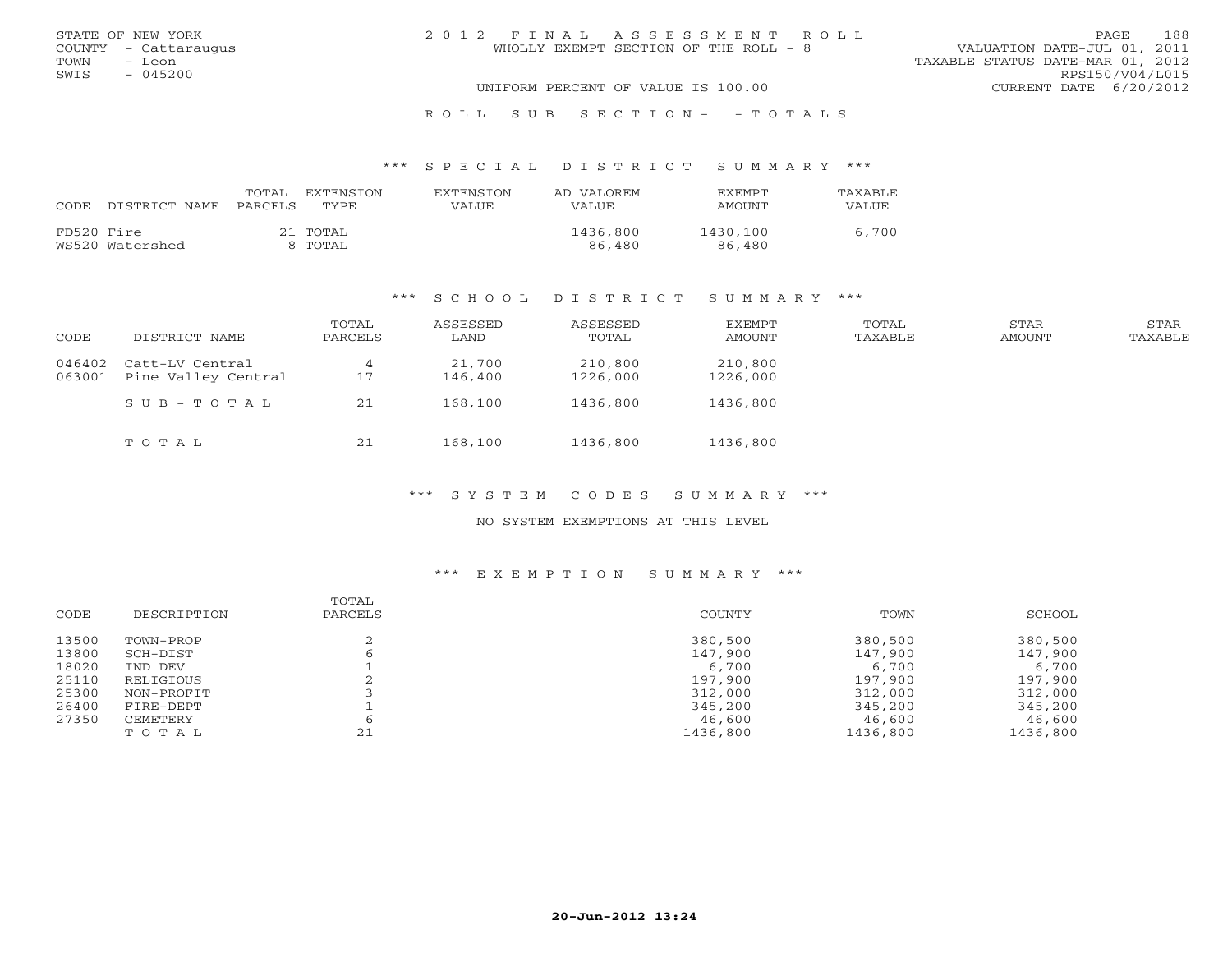STATE OF NEW YORK
COUNTY - Cattaraugus
TOWN - Leon
SWIS - 045200

2012 FINAL ASSESSMENT ROLL
WHOLLY EXEMPT SECTION OF THE ROLL - 8
UNIFORM PERCENT OF VALUE IS 100.00

VALUATION DATE-JUL 01, 2011
TAXABLE STATUS DATE-MAR 01, 2012
RPS150/V04/L015
CURRENT DATE 6/20/2012

ROLL SUB SECTION- - TOTALS

*** SPECIAL DISTRICT SUMMARY ***

| CODE | DISTRICT NAME | TOTAL PARCELS | EXTENSION TYPE | EXTENSION VALUE | AD VALOREM VALUE | EXEMPT AMOUNT | TAXABLE VALUE |
|---|---|---|---|---|---|---|---|
| FD520 | Fire | 21 | TOTAL | | 1436,800 | 1430,100 | 6,700 |
| WS520 | Watershed | 8 | TOTAL | | 86,480 | 86,480 | |

*** SCHOOL DISTRICT SUMMARY ***

| CODE | DISTRICT NAME | TOTAL PARCELS | ASSESSED LAND | ASSESSED TOTAL | EXEMPT AMOUNT | TOTAL TAXABLE | STAR AMOUNT | STAR TAXABLE |
|---|---|---|---|---|---|---|---|---|
| 046402 | Catt-LV Central | 4 | 21,700 | 210,800 | 210,800 | | | |
| 063001 | Pine Valley Central | 17 | 146,400 | 1226,000 | 1226,000 | | | |
| | SUB-TOTAL | 21 | 168,100 | 1436,800 | 1436,800 | | | |
| | TOTAL | 21 | 168,100 | 1436,800 | 1436,800 | | | |

*** SYSTEM CODES SUMMARY ***

NO SYSTEM EXEMPTIONS AT THIS LEVEL

*** EXEMPTION SUMMARY ***

| CODE | DESCRIPTION | TOTAL PARCELS | COUNTY | TOWN | SCHOOL |
|---|---|---|---|---|---|
| 13500 | TOWN-PROP | 2 | 380,500 | 380,500 | 380,500 |
| 13800 | SCH-DIST | 6 | 147,900 | 147,900 | 147,900 |
| 18020 | IND DEV | 1 | 6,700 | 6,700 | 6,700 |
| 25110 | RELIGIOUS | 2 | 197,900 | 197,900 | 197,900 |
| 25300 | NON-PROFIT | 3 | 312,000 | 312,000 | 312,000 |
| 26400 | FIRE-DEPT | 1 | 345,200 | 345,200 | 345,200 |
| 27350 | CEMETERY | 6 | 46,600 | 46,600 | 46,600 |
| | TOTAL | 21 | 1436,800 | 1436,800 | 1436,800 |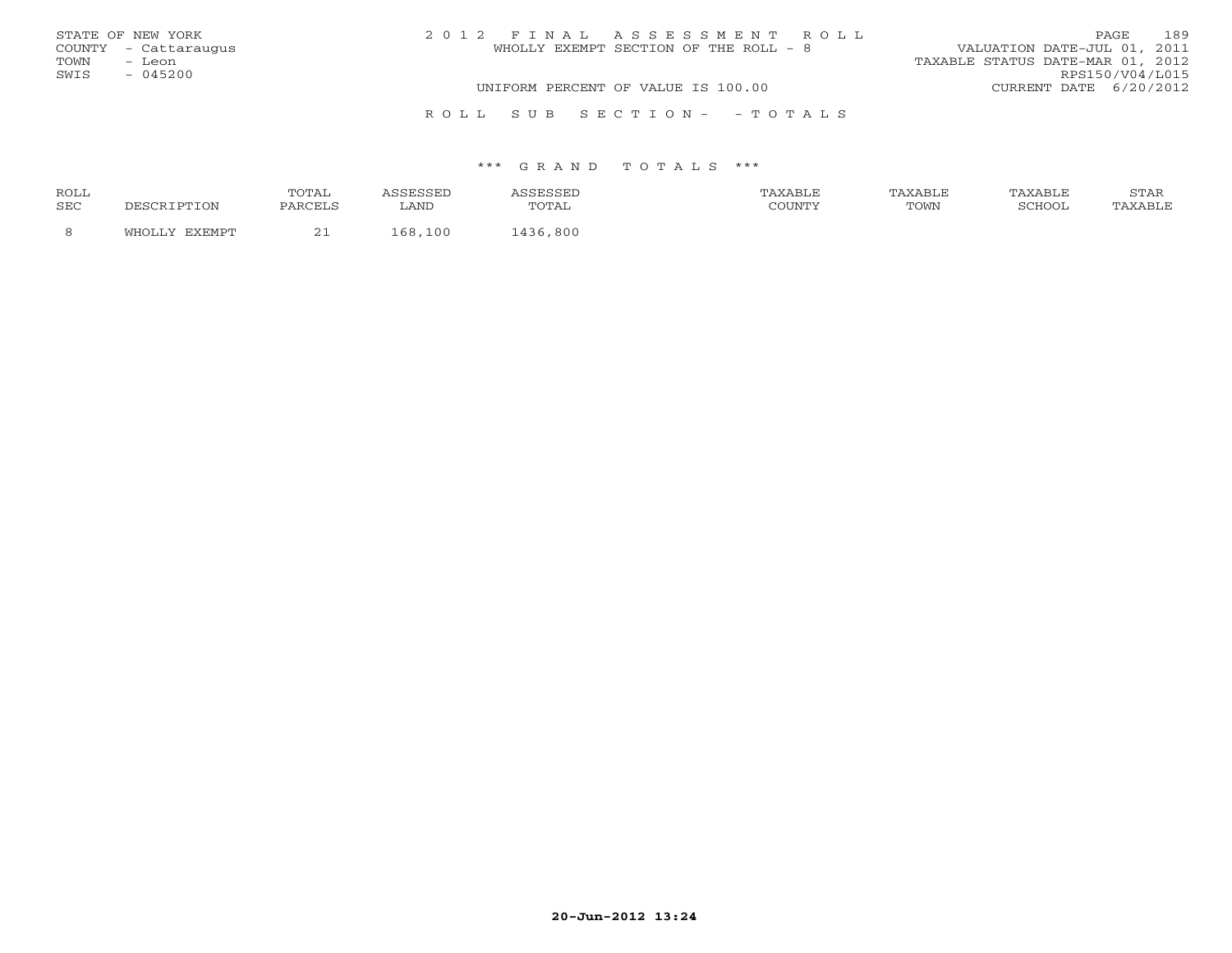STATE OF NEW YORK
COUNTY - Cattaraugus
TOWN - Leon
SWIS - 045200

2 0 1 2 F I N A L A S S E S S M E N T R O L L
WHOLLY EXEMPT SECTION OF THE ROLL - 8
UNIFORM PERCENT OF VALUE IS 100.00

VALUATION DATE-JUL 01, 2011
TAXABLE STATUS DATE-MAR 01, 2012
RPS150/V04/L015
CURRENT DATE 6/20/2012

R O L L S U B S E C T I O N - - T O T A L S

*** G R A N D T O T A L S ***

| ROLL SEC | DESCRIPTION | TOTAL PARCELS | ASSESSED LAND | ASSESSED TOTAL | TAXABLE COUNTY | TAXABLE TOWN | TAXABLE SCHOOL | STAR TAXABLE |
|---|---|---|---|---|---|---|---|---|
| 8 | WHOLLY EXEMPT | 21 | 168,100 | 1436,800 | | | | |

20-Jun-2012 13:24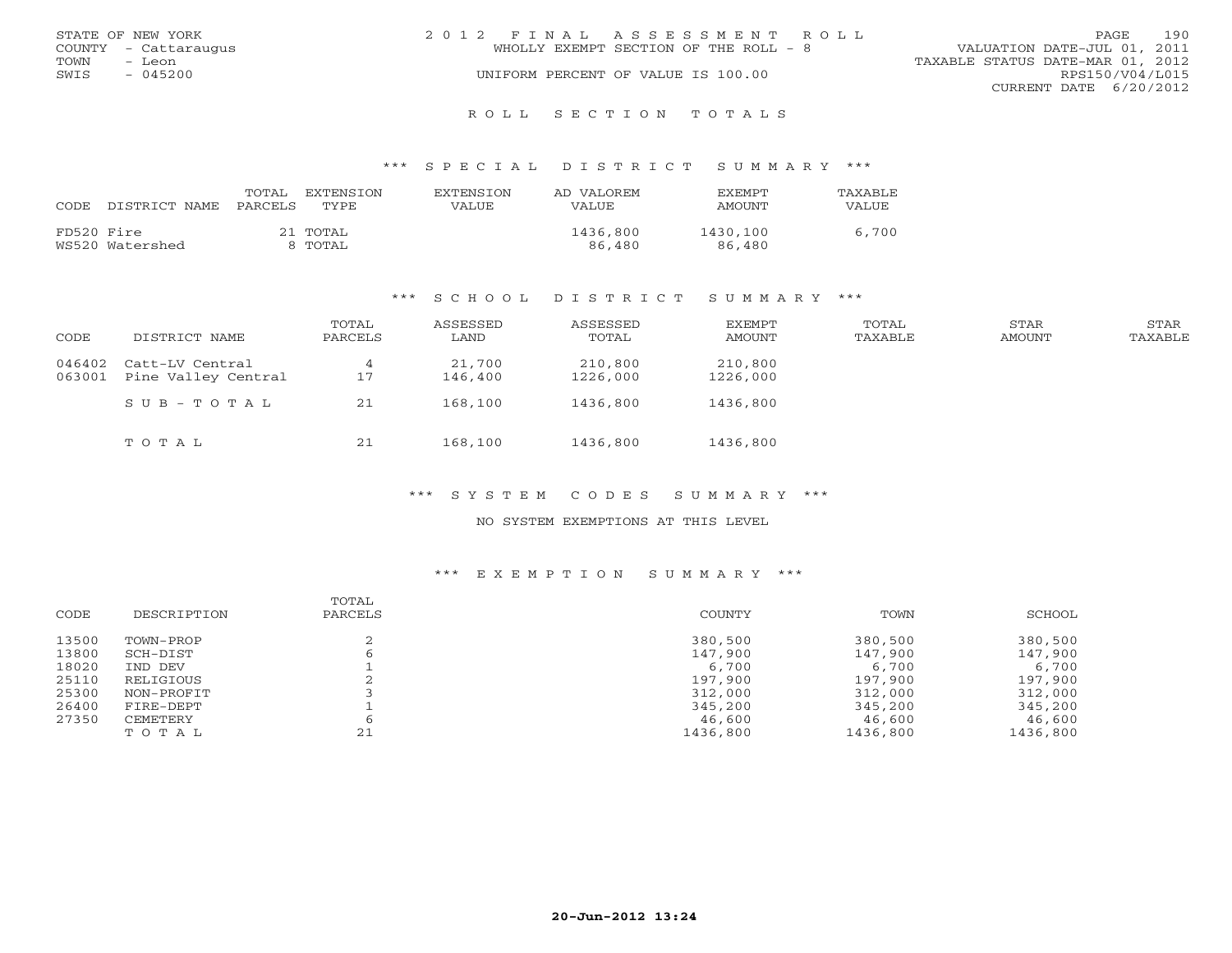STATE OF NEW YORK
COUNTY - Cattaraugus
TOWN - Leon
SWIS - 045200

2 0 1 2 F I N A L A S S E S S M E N T R O L L
WHOLLY EXEMPT SECTION OF THE ROLL - 8
UNIFORM PERCENT OF VALUE IS 100.00

VALUATION DATE-JUL 01, 2011
TAXABLE STATUS DATE-MAR 01, 2012
RPS150/V04/L015
CURRENT DATE 6/20/2012

## R O L L S E C T I O N T O T A L S

### *** S P E C I A L D I S T R I C T S U M M A R Y ***

| CODE | DISTRICT NAME | TOTAL PARCELS | EXTENSION TYPE | EXTENSION VALUE | AD VALOREM VALUE | EXEMPT AMOUNT | TAXABLE VALUE |
|---|---|---|---|---|---|---|---|
| FD520 | Fire | 21 | TOTAL | | 1436,800 | 1430,100 | 6,700 |
| WS520 | Watershed | 8 | TOTAL | | 86,480 | 86,480 | |

### *** S C H O O L D I S T R I C T S U M M A R Y ***

| CODE | DISTRICT NAME | TOTAL PARCELS | ASSESSED LAND | ASSESSED TOTAL | EXEMPT AMOUNT | TOTAL TAXABLE | STAR AMOUNT | STAR TAXABLE |
|---|---|---|---|---|---|---|---|---|
| 046402 | Catt-LV Central | 4 | 21,700 | 210,800 | 210,800 | | | |
| 063001 | Pine Valley Central | 17 | 146,400 | 1226,000 | 1226,000 | | | |
| | S U B - T O T A L | 21 | 168,100 | 1436,800 | 1436,800 | | | |
| | T O T A L | 21 | 168,100 | 1436,800 | 1436,800 | | | |

### *** S Y S T E M C O D E S S U M M A R Y ***

NO SYSTEM EXEMPTIONS AT THIS LEVEL

### *** E X E M P T I O N S U M M A R Y ***

| CODE | DESCRIPTION | TOTAL PARCELS | COUNTY | TOWN | SCHOOL |
|---|---|---|---|---|---|
| 13500 | TOWN-PROP | 2 | 380,500 | 380,500 | 380,500 |
| 13800 | SCH-DIST | 6 | 147,900 | 147,900 | 147,900 |
| 18020 | IND DEV | 1 | 6,700 | 6,700 | 6,700 |
| 25110 | RELIGIOUS | 2 | 197,900 | 197,900 | 197,900 |
| 25300 | NON-PROFIT | 3 | 312,000 | 312,000 | 312,000 |
| 26400 | FIRE-DEPT | 1 | 345,200 | 345,200 | 345,200 |
| 27350 | CEMETERY | 6 | 46,600 | 46,600 | 46,600 |
| | T O T A L | 21 | 1436,800 | 1436,800 | 1436,800 |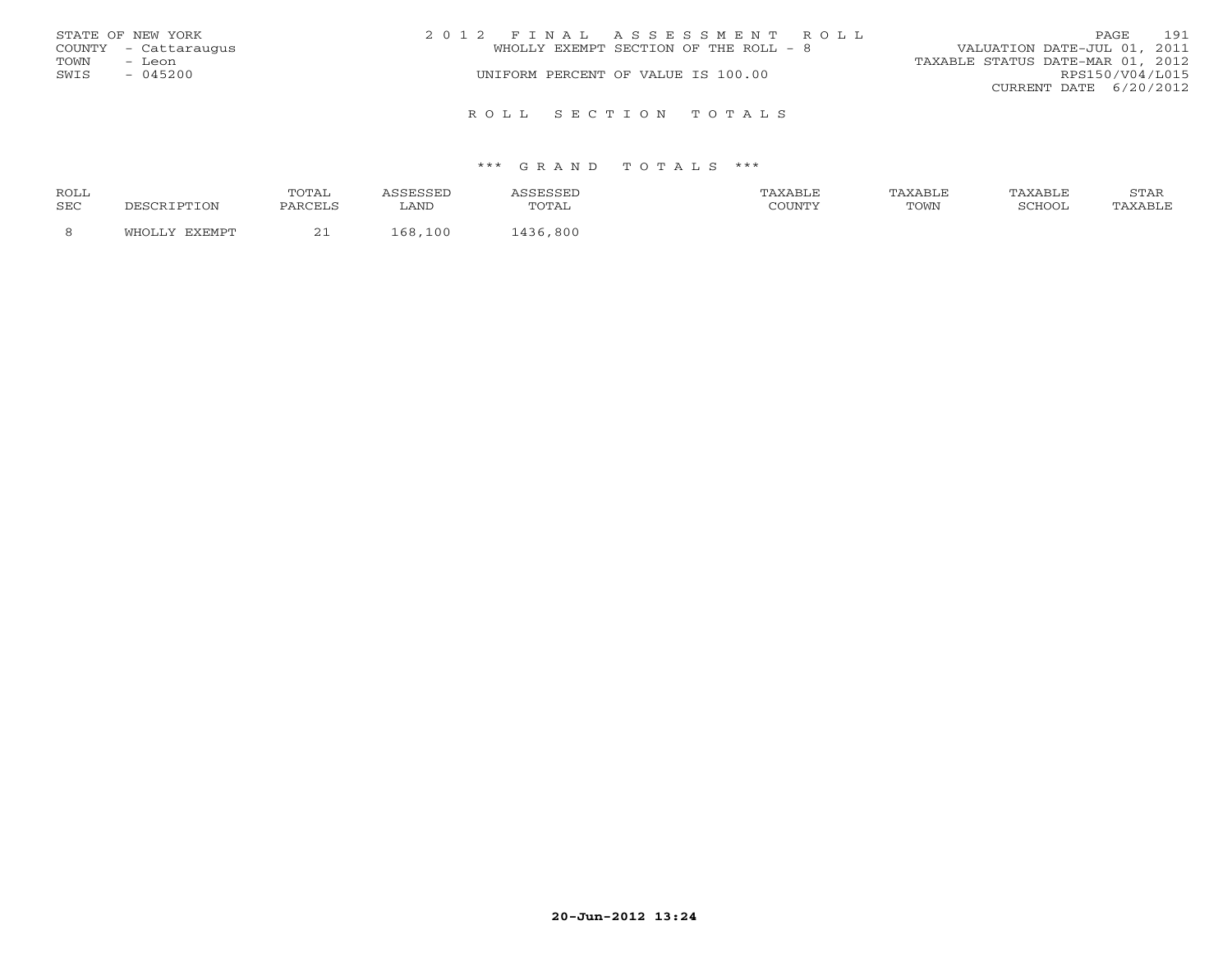STATE OF NEW YORK
COUNTY - Cattaraugus
TOWN - Leon
SWIS - 045200

2 0 1 2 F I N A L A S S E S S M E N T R O L L
WHOLLY EXEMPT SECTION OF THE ROLL - 8
UNIFORM PERCENT OF VALUE IS 100.00

VALUATION DATE-JUL 01, 2011
TAXABLE STATUS DATE-MAR 01, 2012
RPS150/V04/L015
CURRENT DATE 6/20/2012

R O L L S E C T I O N T O T A L S

\*\*\* G R A N D T O T A L S \*\*\*

| ROLL SEC | DESCRIPTION | TOTAL PARCELS | ASSESSED LAND | ASSESSED TOTAL | TAXABLE COUNTY | TAXABLE TOWN | TAXABLE SCHOOL | STAR TAXABLE |
|---|---|---|---|---|---|---|---|---|
| 8 | WHOLLY EXEMPT | 21 | 168,100 | 1436,800 | | | | |

20-Jun-2012 13:24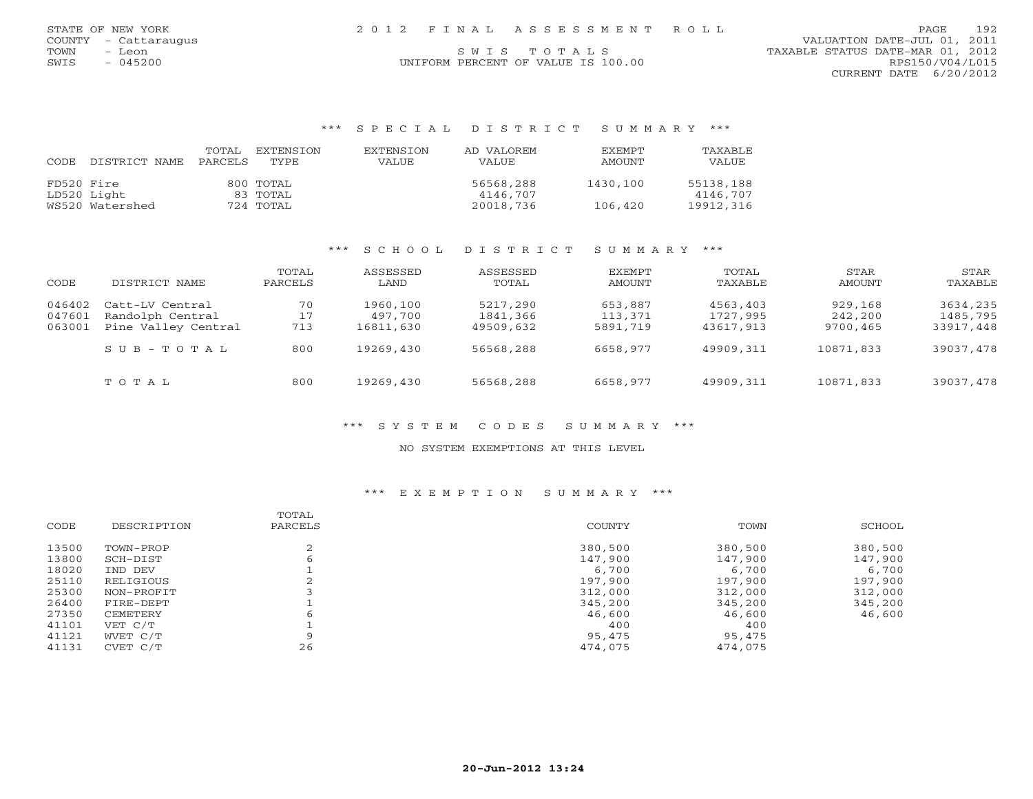STATE OF NEW YORK | 2012 FINAL ASSESSMENT ROLL | VALUATION DATE-JUL 01, 2011
COUNTY - Cattaraugus
TOWN - Leon | SWIS TOTALS | TAXABLE STATUS DATE-MAR 01, 2012
SWIS - 045200 | UNIFORM PERCENT OF VALUE IS 100.00 | RPS150/V04/L015
CURRENT DATE 6/20/2012

### *** SPECIAL DISTRICT SUMMARY ***

| CODE | DISTRICT NAME | TOTAL PARCELS | EXTENSION TYPE | EXTENSION VALUE | AD VALOREM VALUE | EXEMPT AMOUNT | TAXABLE VALUE |
|---|---|---|---|---|---|---|---|
| FD520 | Fire | 800 | TOTAL | | 56568,288 | 1430,100 | 55138,188 |
| LD520 | Light | 83 | TOTAL | | 4146,707 | | 4146,707 |
| WS520 | Watershed | 724 | TOTAL | | 20018,736 | 106,420 | 19912,316 |

### *** SCHOOL DISTRICT SUMMARY ***

| CODE | DISTRICT NAME | TOTAL PARCELS | ASSESSED LAND | ASSESSED TOTAL | EXEMPT AMOUNT | TOTAL TAXABLE | STAR AMOUNT | STAR TAXABLE |
|---|---|---|---|---|---|---|---|---|
| 046402 | Catt-LV Central | 70 | 1960,100 | 5217,290 | 653,887 | 4563,403 | 929,168 | 3634,235 |
| 047601 | Randolph Central | 17 | 497,700 | 1841,366 | 113,371 | 1727,995 | 242,200 | 1485,795 |
| 063001 | Pine Valley Central | 713 | 16811,630 | 49509,632 | 5891,719 | 43617,913 | 9700,465 | 33917,448 |
| | SUB-TOTAL | 800 | 19269,430 | 56568,288 | 6658,977 | 49909,311 | 10871,833 | 39037,478 |
| | TOTAL | 800 | 19269,430 | 56568,288 | 6658,977 | 49909,311 | 10871,833 | 39037,478 |

### *** SYSTEM CODES SUMMARY ***

NO SYSTEM EXEMPTIONS AT THIS LEVEL

### *** EXEMPTION SUMMARY ***

| CODE | DESCRIPTION | TOTAL PARCELS | COUNTY | TOWN | SCHOOL |
|---|---|---|---|---|---|
| 13500 | TOWN-PROP | 2 | 380,500 | 380,500 | 380,500 |
| 13800 | SCH-DIST | 6 | 147,900 | 147,900 | 147,900 |
| 18020 | IND DEV | 1 | 6,700 | 6,700 | 6,700 |
| 25110 | RELIGIOUS | 2 | 197,900 | 197,900 | 197,900 |
| 25300 | NON-PROFIT | 3 | 312,000 | 312,000 | 312,000 |
| 26400 | FIRE-DEPT | 1 | 345,200 | 345,200 | 345,200 |
| 27350 | CEMETERY | 6 | 46,600 | 46,600 | 46,600 |
| 41101 | VET C/T | 1 | 400 | 400 | |
| 41121 | WVET C/T | 9 | 95,475 | 95,475 | |
| 41131 | CVET C/T | 26 | 474,075 | 474,075 | |

20-Jun-2012 13:24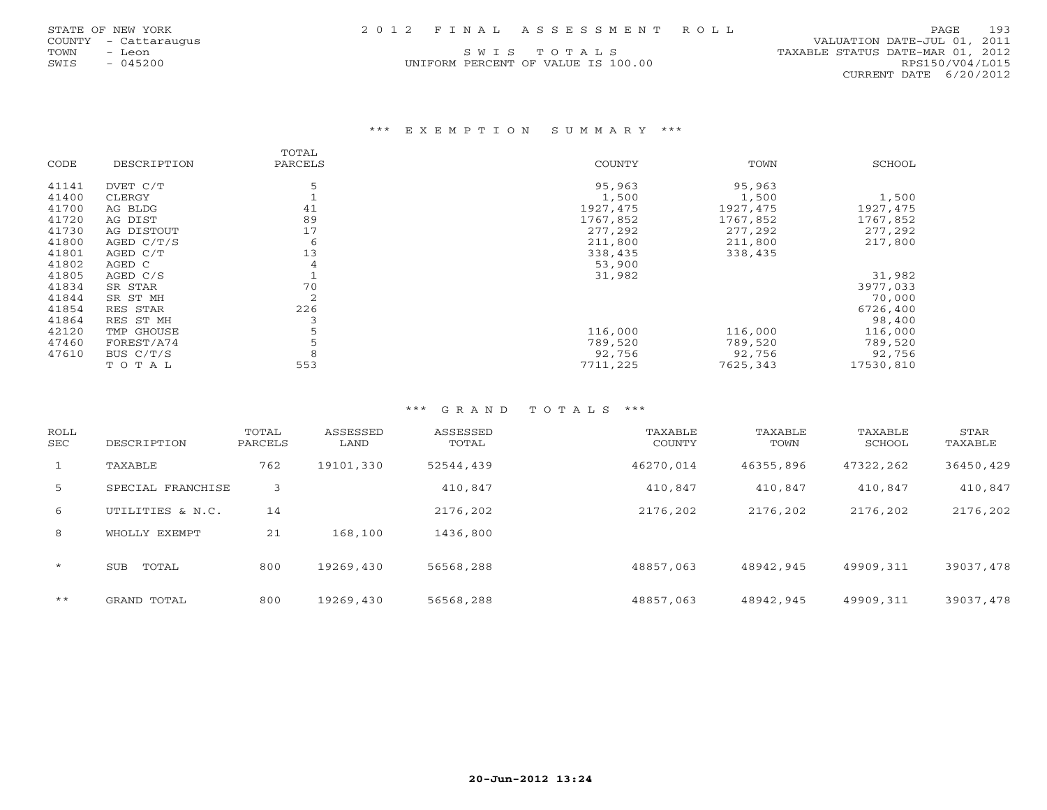STATE OF NEW YORK
COUNTY - Cattaraugus
TOWN - Leon
SWIS - 045200

# 2012 FINAL ASSESSMENT ROLL

SWIS TOTALS
UNIFORM PERCENT OF VALUE IS 100.00

VALUATION DATE-JUL 01, 2011
TAXABLE STATUS DATE-MAR 01, 2012
RPS150/V04/L015
CURRENT DATE 6/20/2012

## *** EXEMPTION SUMMARY ***

| CODE | DESCRIPTION | TOTAL PARCELS | COUNTY | TOWN | SCHOOL |
|---|---|---|---|---|---|
| 41141 | DVET C/T | 5 | 95,963 | 95,963 | |
| 41400 | CLERGY | 1 | 1,500 | 1,500 | 1,500 |
| 41700 | AG BLDG | 41 | 1927,475 | 1927,475 | 1927,475 |
| 41720 | AG DIST | 89 | 1767,852 | 1767,852 | 1767,852 |
| 41730 | AG DISTOUT | 17 | 277,292 | 277,292 | 277,292 |
| 41800 | AGED C/T/S | 6 | 211,800 | 211,800 | 217,800 |
| 41801 | AGED C/T | 13 | 338,435 | 338,435 | |
| 41802 | AGED C | 4 | 53,900 | | |
| 41805 | AGED C/S | 1 | 31,982 | | 31,982 |
| 41834 | SR STAR | 70 | | | 3977,033 |
| 41844 | SR ST MH | 2 | | | 70,000 |
| 41854 | RES STAR | 226 | | | 6726,400 |
| 41864 | RES ST MH | 3 | | | 98,400 |
| 42120 | TMP GHOUSE | 5 | 116,000 | 116,000 | 116,000 |
| 47460 | FOREST/A74 | 5 | 789,520 | 789,520 | 789,520 |
| 47610 | BUS C/T/S | 8 | 92,756 | 92,756 | 92,756 |
| | TOTAL | 553 | 7711,225 | 7625,343 | 17530,810 |

## *** GRAND TOTALS ***

| ROLL SEC | DESCRIPTION | TOTAL PARCELS | ASSESSED LAND | ASSESSED TOTAL | TAXABLE COUNTY | TAXABLE TOWN | TAXABLE SCHOOL | STAR TAXABLE |
|---|---|---|---|---|---|---|---|---|
| 1 | TAXABLE | 762 | 19101,330 | 52544,439 | 46270,014 | 46355,896 | 47322,262 | 36450,429 |
| 5 | SPECIAL FRANCHISE | 3 | | 410,847 | 410,847 | 410,847 | 410,847 | 410,847 |
| 6 | UTILITIES & N.C. | 14 | | 2176,202 | 2176,202 | 2176,202 | 2176,202 | 2176,202 |
| 8 | WHOLLY EXEMPT | 21 | 168,100 | 1436,800 | | | | |
| * | SUB TOTAL | 800 | 19269,430 | 56568,288 | 48857,063 | 48942,945 | 49909,311 | 39037,478 |
| ** | GRAND TOTAL | 800 | 19269,430 | 56568,288 | 48857,063 | 48942,945 | 49909,311 | 39037,478 |

20-Jun-2012 13:24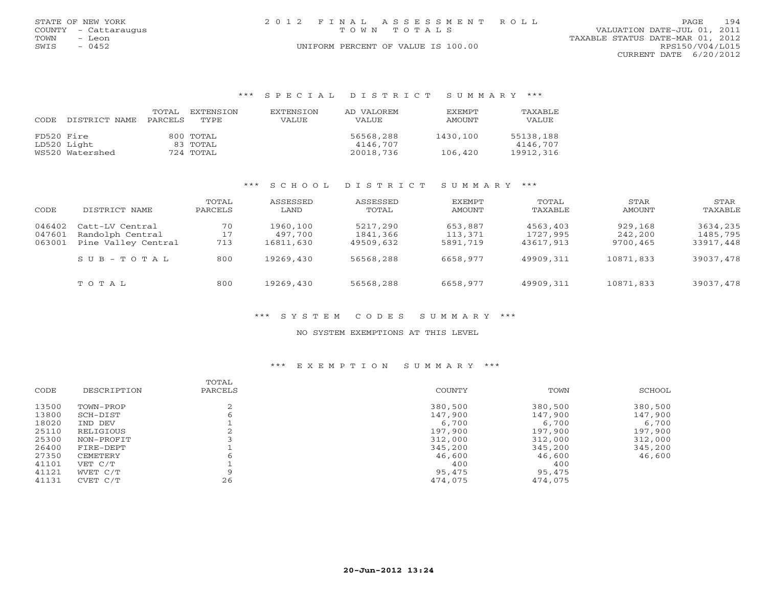STATE OF NEW YORK
COUNTY - Cattaraugus
TOWN - Leon
SWIS - 0452

# 2012 FINAL ASSESSMENT ROLL

TOWN TOTALS

UNIFORM PERCENT OF VALUE IS 100.00

VALUATION DATE-JUL 01, 2011
TAXABLE STATUS DATE-MAR 01, 2012
RPS150/V04/L015
CURRENT DATE 6/20/2012

## *** SPECIAL DISTRICT SUMMARY ***

| CODE | DISTRICT NAME | TOTAL PARCELS | EXTENSION TYPE | EXTENSION VALUE | AD VALOREM VALUE | EXEMPT AMOUNT | TAXABLE VALUE |
|---|---|---|---|---|---|---|---|
| FD520 | Fire | 800 | TOTAL | | 56568,288 | 1430,100 | 55138,188 |
| LD520 | Light | 83 | TOTAL | | 4146,707 | | 4146,707 |
| WS520 | Watershed | 724 | TOTAL | | 20018,736 | 106,420 | 19912,316 |

## *** SCHOOL DISTRICT SUMMARY ***

| CODE | DISTRICT NAME | TOTAL PARCELS | ASSESSED LAND | ASSESSED TOTAL | EXEMPT AMOUNT | TOTAL TAXABLE | STAR AMOUNT | STAR TAXABLE |
|---|---|---|---|---|---|---|---|---|
| 046402 | Catt-LV Central | 70 | 1960,100 | 5217,290 | 653,887 | 4563,403 | 929,168 | 3634,235 |
| 047601 | Randolph Central | 17 | 497,700 | 1841,366 | 113,371 | 1727,995 | 242,200 | 1485,795 |
| 063001 | Pine Valley Central | 713 | 16811,630 | 49509,632 | 5891,719 | 43617,913 | 9700,465 | 33917,448 |
| | SUB-TOTAL | 800 | 19269,430 | 56568,288 | 6658,977 | 49909,311 | 10871,833 | 39037,478 |
| | TOTAL | 800 | 19269,430 | 56568,288 | 6658,977 | 49909,311 | 10871,833 | 39037,478 |

## *** SYSTEM CODES SUMMARY ***

NO SYSTEM EXEMPTIONS AT THIS LEVEL

## *** EXEMPTION SUMMARY ***

| CODE | DESCRIPTION | TOTAL PARCELS | COUNTY | TOWN | SCHOOL |
|---|---|---|---|---|---|
| 13500 | TOWN-PROP | 2 | 380,500 | 380,500 | 380,500 |
| 13800 | SCH-DIST | 6 | 147,900 | 147,900 | 147,900 |
| 18020 | IND DEV | 1 | 6,700 | 6,700 | 6,700 |
| 25110 | RELIGIOUS | 2 | 197,900 | 197,900 | 197,900 |
| 25300 | NON-PROFIT | 3 | 312,000 | 312,000 | 312,000 |
| 26400 | FIRE-DEPT | 1 | 345,200 | 345,200 | 345,200 |
| 27350 | CEMETERY | 6 | 46,600 | 46,600 | 46,600 |
| 41101 | VET C/T | 1 | 400 | 400 | |
| 41121 | WVET C/T | 9 | 95,475 | 95,475 | |
| 41131 | CVET C/T | 26 | 474,075 | 474,075 | |

20-Jun-2012 13:24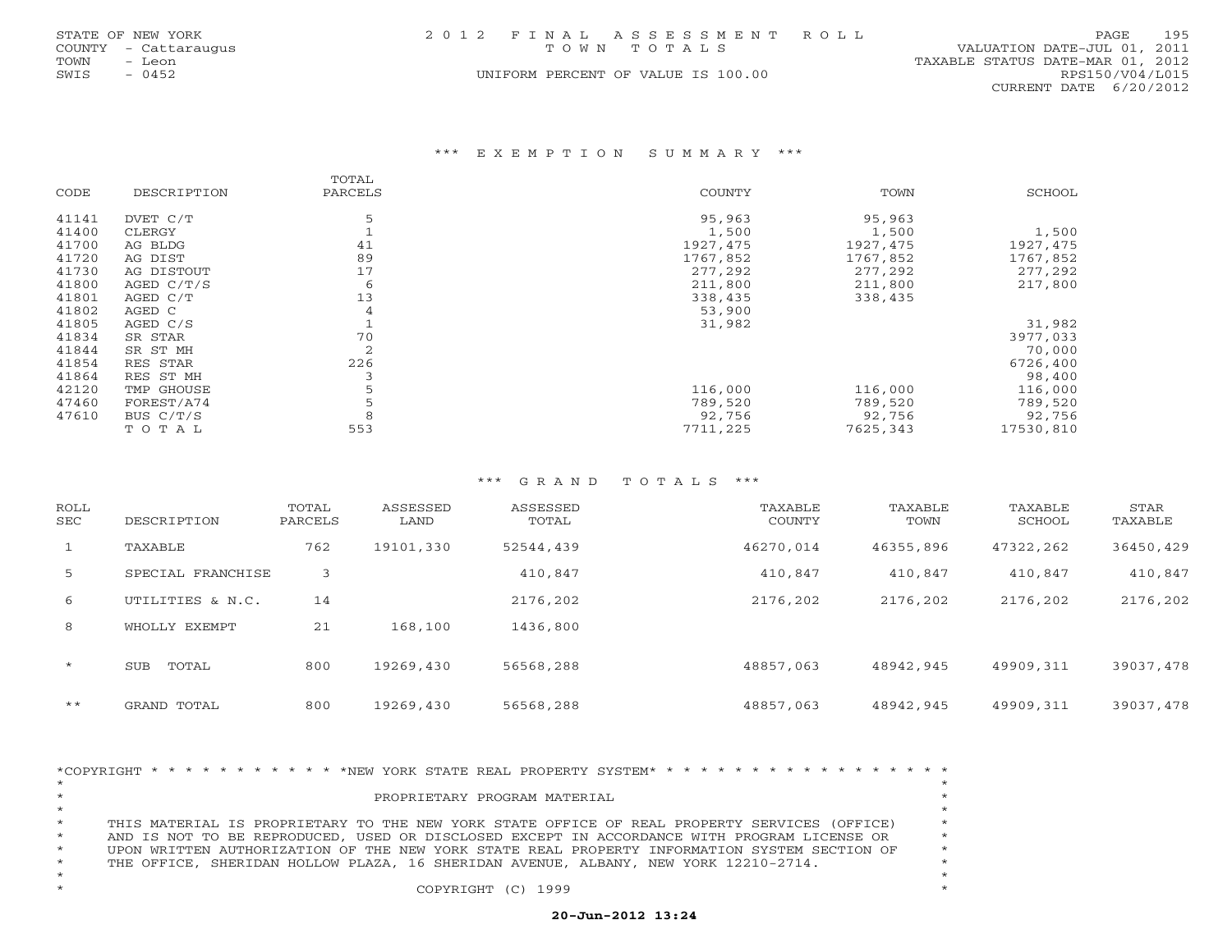STATE OF NEW YORK
COUNTY - Cattaraugus
TOWN - Leon
SWIS - 0452

2012 FINAL ASSESSMENT ROLL
TOWN TOTALS
UNIFORM PERCENT OF VALUE IS 100.00

VALUATION DATE-JUL 01, 2011
TAXABLE STATUS DATE-MAR 01, 2012
RPS150/V04/L015
CURRENT DATE 6/20/2012

## *** EXEMPTION SUMMARY ***

| CODE | DESCRIPTION | TOTAL PARCELS | COUNTY | TOWN | SCHOOL |
|---|---|---|---|---|---|
| 41141 | DVET C/T | 5 | 95,963 | 95,963 | |
| 41400 | CLERGY | 1 | 1,500 | 1,500 | 1,500 |
| 41700 | AG BLDG | 41 | 1927,475 | 1927,475 | 1927,475 |
| 41720 | AG DIST | 89 | 1767,852 | 1767,852 | 1767,852 |
| 41730 | AG DISTOUT | 17 | 277,292 | 277,292 | 277,292 |
| 41800 | AGED C/T/S | 6 | 211,800 | 211,800 | 217,800 |
| 41801 | AGED C/T | 13 | 338,435 | 338,435 | |
| 41802 | AGED C | 4 | 53,900 | | |
| 41805 | AGED C/S | 1 | 31,982 | | 31,982 |
| 41834 | SR STAR | 70 | | | 3977,033 |
| 41844 | SR ST MH | 2 | | | 70,000 |
| 41854 | RES STAR | 226 | | | 6726,400 |
| 41864 | RES ST MH | 3 | | | 98,400 |
| 42120 | TMP GHOUSE | 5 | 116,000 | 116,000 | 116,000 |
| 47460 | FOREST/A74 | 5 | 789,520 | 789,520 | 789,520 |
| 47610 | BUS C/T/S | 8 | 92,756 | 92,756 | 92,756 |
| | TOTAL | 553 | 7711,225 | 7625,343 | 17530,810 |

## *** GRAND TOTALS ***

| ROLL SEC | DESCRIPTION | TOTAL PARCELS | ASSESSED LAND | ASSESSED TOTAL | TAXABLE COUNTY | TAXABLE TOWN | TAXABLE SCHOOL | STAR TAXABLE |
|---|---|---|---|---|---|---|---|---|
| 1 | TAXABLE | 762 | 19101,330 | 52544,439 | 46270,014 | 46355,896 | 47322,262 | 36450,429 |
| 5 | SPECIAL FRANCHISE | 3 | | 410,847 | 410,847 | 410,847 | 410,847 | 410,847 |
| 6 | UTILITIES & N.C. | 14 | | 2176,202 | 2176,202 | 2176,202 | 2176,202 | 2176,202 |
| 8 | WHOLLY EXEMPT | 21 | 168,100 | 1436,800 | | | | |
| * | SUB TOTAL | 800 | 19269,430 | 56568,288 | 48857,063 | 48942,945 | 49909,311 | 39037,478 |
| ** | GRAND TOTAL | 800 | 19269,430 | 56568,288 | 48857,063 | 48942,945 | 49909,311 | 39037,478 |

*COPYRIGHT * * * * * * * * * * * *NEW YORK STATE REAL PROPERTY SYSTEM* * * * * * * * * * * * * * * * * * *

PROPRIETARY PROGRAM MATERIAL

THIS MATERIAL IS PROPRIETARY TO THE NEW YORK STATE OFFICE OF REAL PROPERTY SERVICES (OFFICE) AND IS NOT TO BE REPRODUCED, USED OR DISCLOSED EXCEPT IN ACCORDANCE WITH PROGRAM LICENSE OR UPON WRITTEN AUTHORIZATION OF THE NEW YORK STATE REAL PROPERTY INFORMATION SYSTEM SECTION OF THE OFFICE, SHERIDAN HOLLOW PLAZA, 16 SHERIDAN AVENUE, ALBANY, NEW YORK 12210-2714.

COPYRIGHT (C) 1999

**20-Jun-2012 13:24**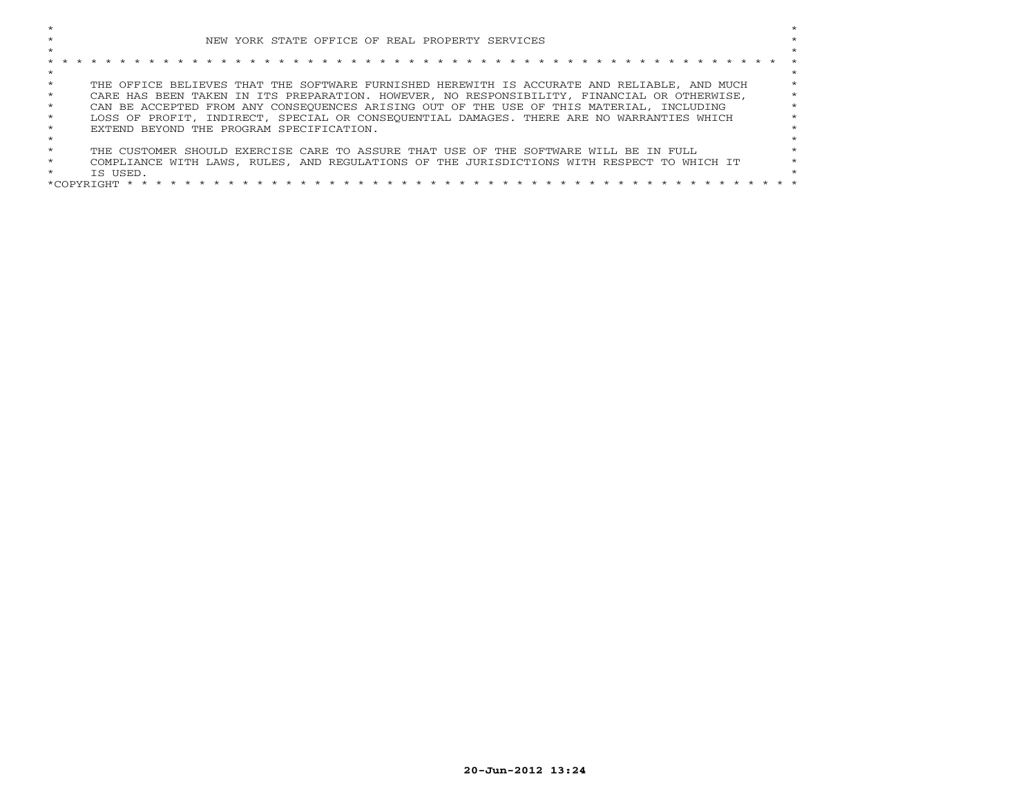NEW YORK STATE OFFICE OF REAL PROPERTY SERVICES

THE OFFICE BELIEVES THAT THE SOFTWARE FURNISHED HEREWITH IS ACCURATE AND RELIABLE, AND MUCH CARE HAS BEEN TAKEN IN ITS PREPARATION. HOWEVER, NO RESPONSIBILITY, FINANCIAL OR OTHERWISE, CAN BE ACCEPTED FROM ANY CONSEQUENCES ARISING OUT OF THE USE OF THIS MATERIAL, INCLUDING LOSS OF PROFIT, INDIRECT, SPECIAL OR CONSEQUENTIAL DAMAGES. THERE ARE NO WARRANTIES WHICH EXTEND BEYOND THE PROGRAM SPECIFICATION.

THE CUSTOMER SHOULD EXERCISE CARE TO ASSURE THAT USE OF THE SOFTWARE WILL BE IN FULL COMPLIANCE WITH LAWS, RULES, AND REGULATIONS OF THE JURISDICTIONS WITH RESPECT TO WHICH IT IS USED.

COPYRIGHT

**20-Jun-2012 13:24**